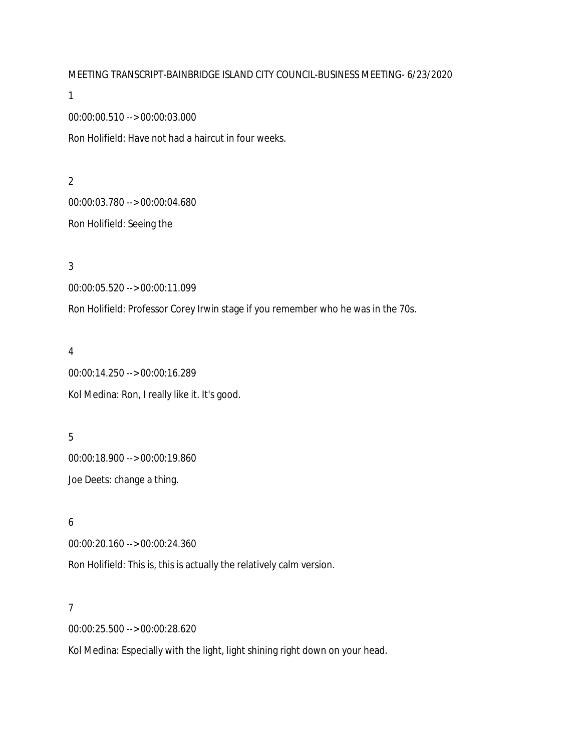MEETING TRANSCRIPT-BAINBRIDGE ISLAND CITY COUNCIL-BUSINESS MEETING- 6/23/2020

1

00:00:00.510 --> 00:00:03.000

Ron Holifield: Have not had a haircut in four weeks.

2

00:00:03.780 --> 00:00:04.680

Ron Holifield: Seeing the

3

00:00:05.520 --> 00:00:11.099

Ron Holifield: Professor Corey Irwin stage if you remember who he was in the 70s.

4

00:00:14.250 --> 00:00:16.289

Kol Medina: Ron, I really like it. It's good.

5

00:00:18.900 --> 00:00:19.860

Joe Deets: change a thing.

6

00:00:20.160 --> 00:00:24.360

Ron Holifield: This is, this is actually the relatively calm version.

7

00:00:25.500 --> 00:00:28.620

Kol Medina: Especially with the light, light shining right down on your head.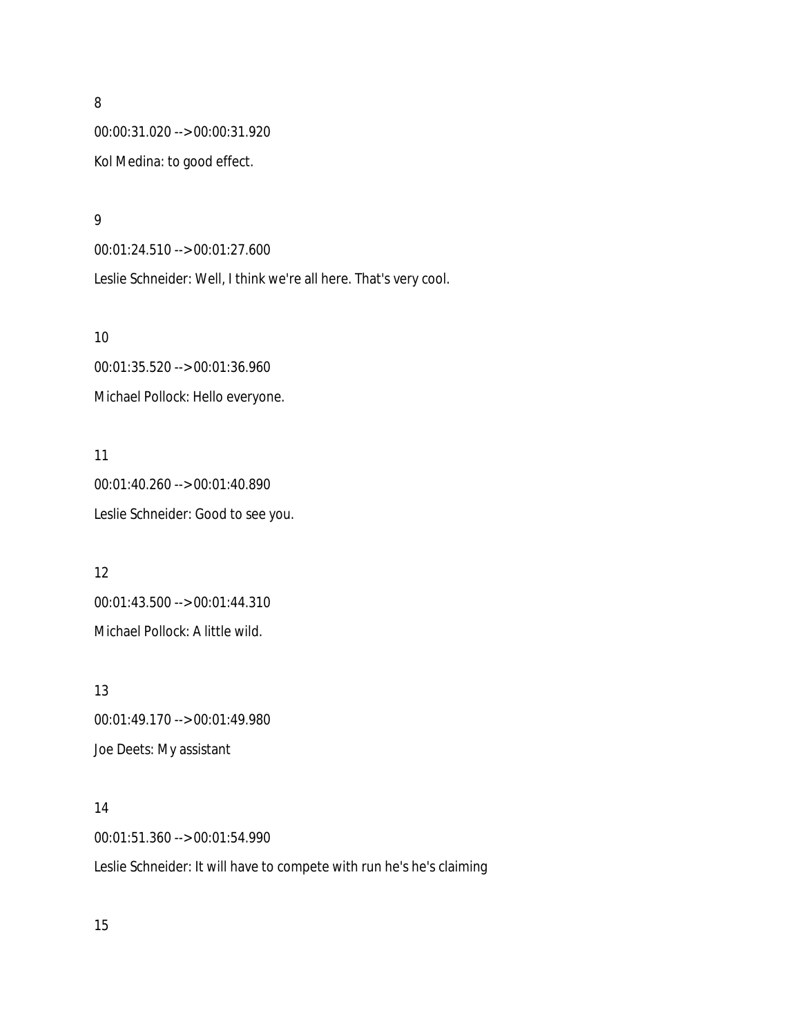8

00:00:31.020 --> 00:00:31.920

Kol Medina: to good effect.

9

00:01:24.510 --> 00:01:27.600

Leslie Schneider: Well, I think we're all here. That's very cool.

10

00:01:35.520 --> 00:01:36.960

Michael Pollock: Hello everyone.

11

00:01:40.260 --> 00:01:40.890

Leslie Schneider: Good to see you.

12

00:01:43.500 --> 00:01:44.310

Michael Pollock: A little wild.

13

00:01:49.170 --> 00:01:49.980

Joe Deets: My assistant

14

00:01:51.360 --> 00:01:54.990

Leslie Schneider: It will have to compete with run he's he's claiming

15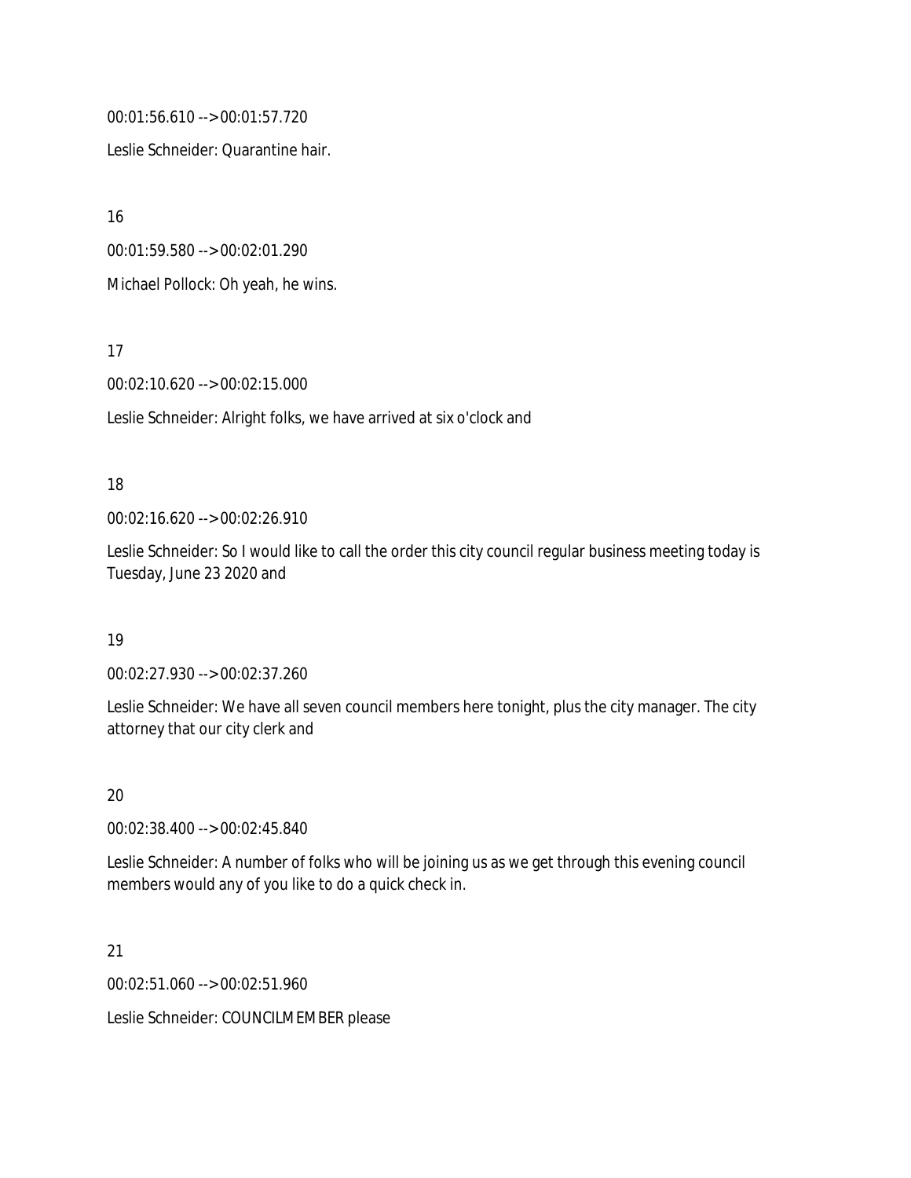00:01:56.610 --> 00:01:57.720

Leslie Schneider: Quarantine hair.

16

00:01:59.580 --> 00:02:01.290

Michael Pollock: Oh yeah, he wins.

17

00:02:10.620 --> 00:02:15.000

Leslie Schneider: Alright folks, we have arrived at six o'clock and

18

00:02:16.620 --> 00:02:26.910

Leslie Schneider: So I would like to call the order this city council regular business meeting today is Tuesday, June 23 2020 and

19

00:02:27.930 --> 00:02:37.260

Leslie Schneider: We have all seven council members here tonight, plus the city manager. The city attorney that our city clerk and

20

00:02:38.400 --> 00:02:45.840

Leslie Schneider: A number of folks who will be joining us as we get through this evening council members would any of you like to do a quick check in.

21

00:02:51.060 --> 00:02:51.960

Leslie Schneider: COUNCILMEMBER please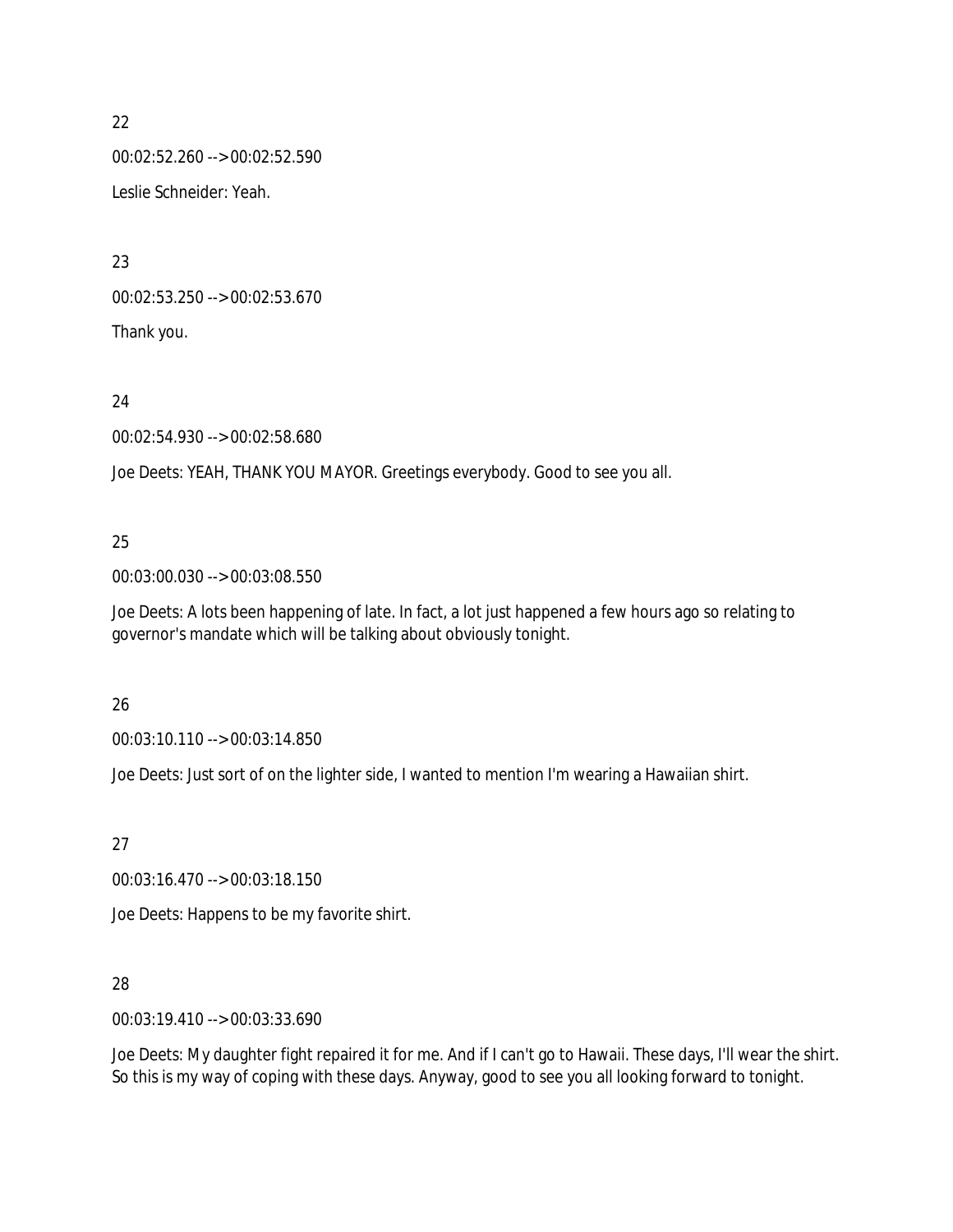22

00:02:52.260 --> 00:02:52.590

Leslie Schneider: Yeah.

23

00:02:53.250 --> 00:02:53.670

Thank you.

24

00:02:54.930 --> 00:02:58.680

Joe Deets: YEAH, THANK YOU MAYOR. Greetings everybody. Good to see you all.

25

00:03:00.030 --> 00:03:08.550

Joe Deets: A lots been happening of late. In fact, a lot just happened a few hours ago so relating to governor's mandate which will be talking about obviously tonight.

26

00:03:10.110 --> 00:03:14.850

Joe Deets: Just sort of on the lighter side, I wanted to mention I'm wearing a Hawaiian shirt.

27

00:03:16.470 --> 00:03:18.150

Joe Deets: Happens to be my favorite shirt.

28

00:03:19.410 --> 00:03:33.690

Joe Deets: My daughter fight repaired it for me. And if I can't go to Hawaii. These days, I'll wear the shirt. So this is my way of coping with these days. Anyway, good to see you all looking forward to tonight.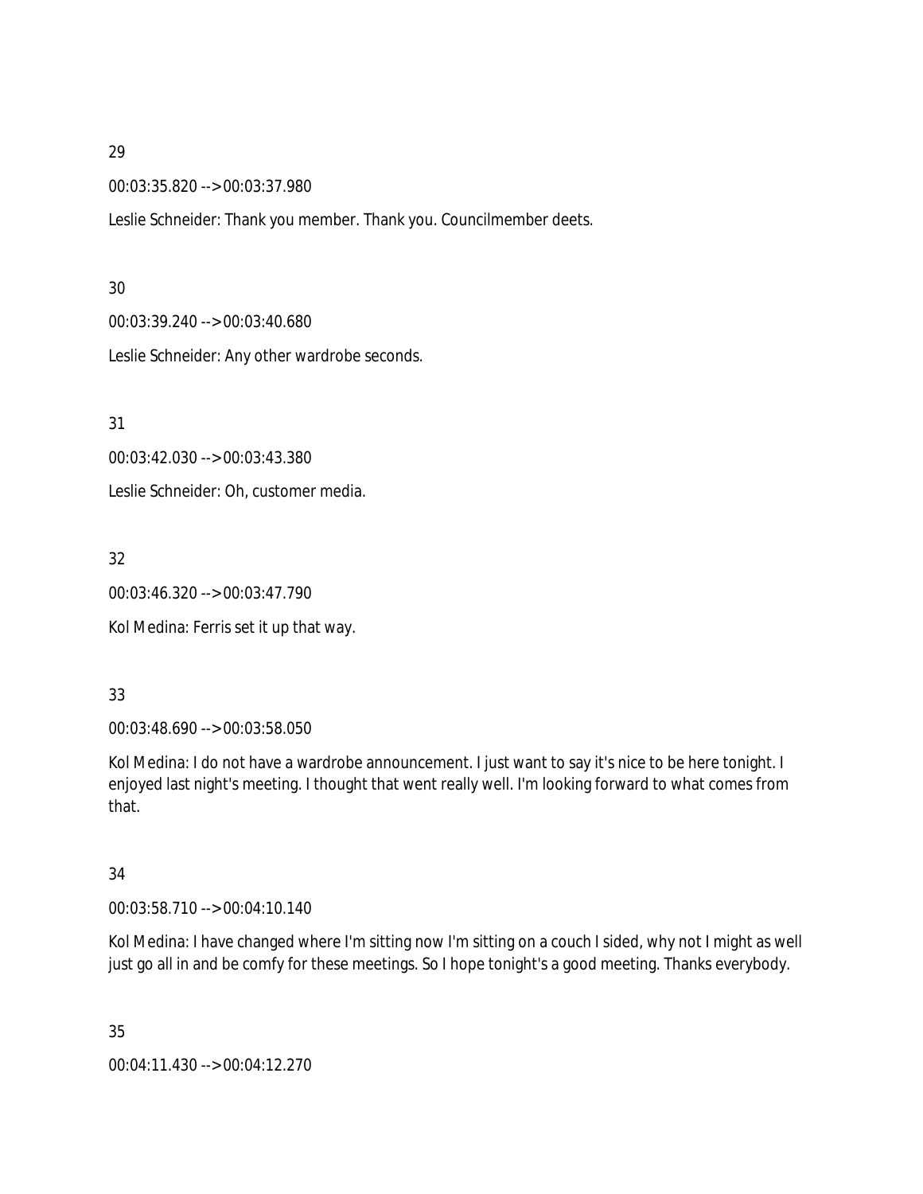29

00:03:35.820 --> 00:03:37.980

Leslie Schneider: Thank you member. Thank you. Councilmember deets.

30

00:03:39.240 --> 00:03:40.680

Leslie Schneider: Any other wardrobe seconds.

31

00:03:42.030 --> 00:03:43.380

Leslie Schneider: Oh, customer media.

32

00:03:46.320 --> 00:03:47.790

Kol Medina: Ferris set it up that way.

33

00:03:48.690 --> 00:03:58.050

Kol Medina: I do not have a wardrobe announcement. I just want to say it's nice to be here tonight. I enjoyed last night's meeting. I thought that went really well. I'm looking forward to what comes from that.

34

00:03:58.710 --> 00:04:10.140

Kol Medina: I have changed where I'm sitting now I'm sitting on a couch I sided, why not I might as well just go all in and be comfy for these meetings. So I hope tonight's a good meeting. Thanks everybody.

35

00:04:11.430 --> 00:04:12.270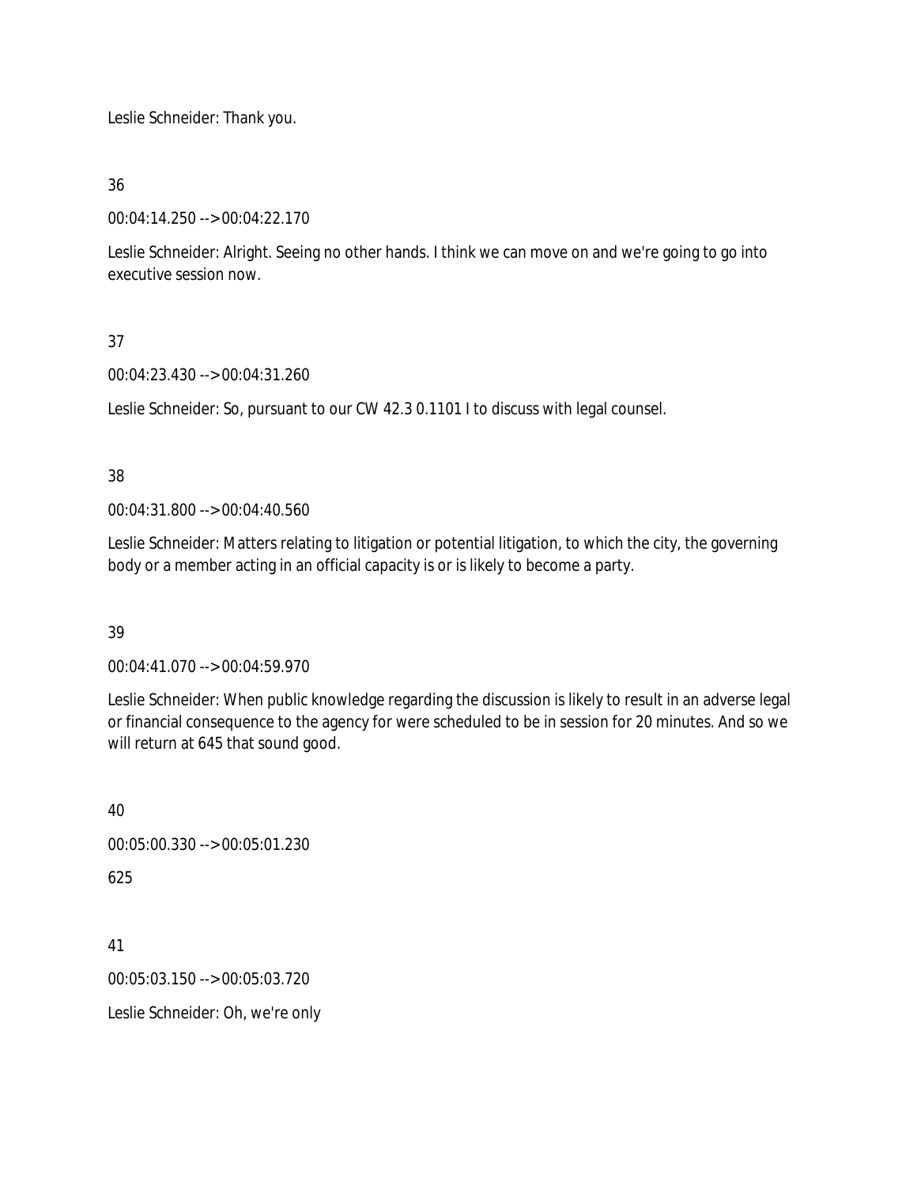Leslie Schneider: Thank you.

36

00:04:14.250 --> 00:04:22.170

Leslie Schneider: Alright. Seeing no other hands. I think we can move on and we're going to go into executive session now.

37

00:04:23.430 --> 00:04:31.260

Leslie Schneider: So, pursuant to our CW 42.3 0.1101 I to discuss with legal counsel.

38

00:04:31.800 --> 00:04:40.560

Leslie Schneider: Matters relating to litigation or potential litigation, to which the city, the governing body or a member acting in an official capacity is or is likely to become a party.

39

00:04:41.070 --> 00:04:59.970

Leslie Schneider: When public knowledge regarding the discussion is likely to result in an adverse legal or financial consequence to the agency for were scheduled to be in session for 20 minutes. And so we will return at 645 that sound good.

40

00:05:00.330 --> 00:05:01.230

625

41

00:05:03.150 --> 00:05:03.720

Leslie Schneider: Oh, we're only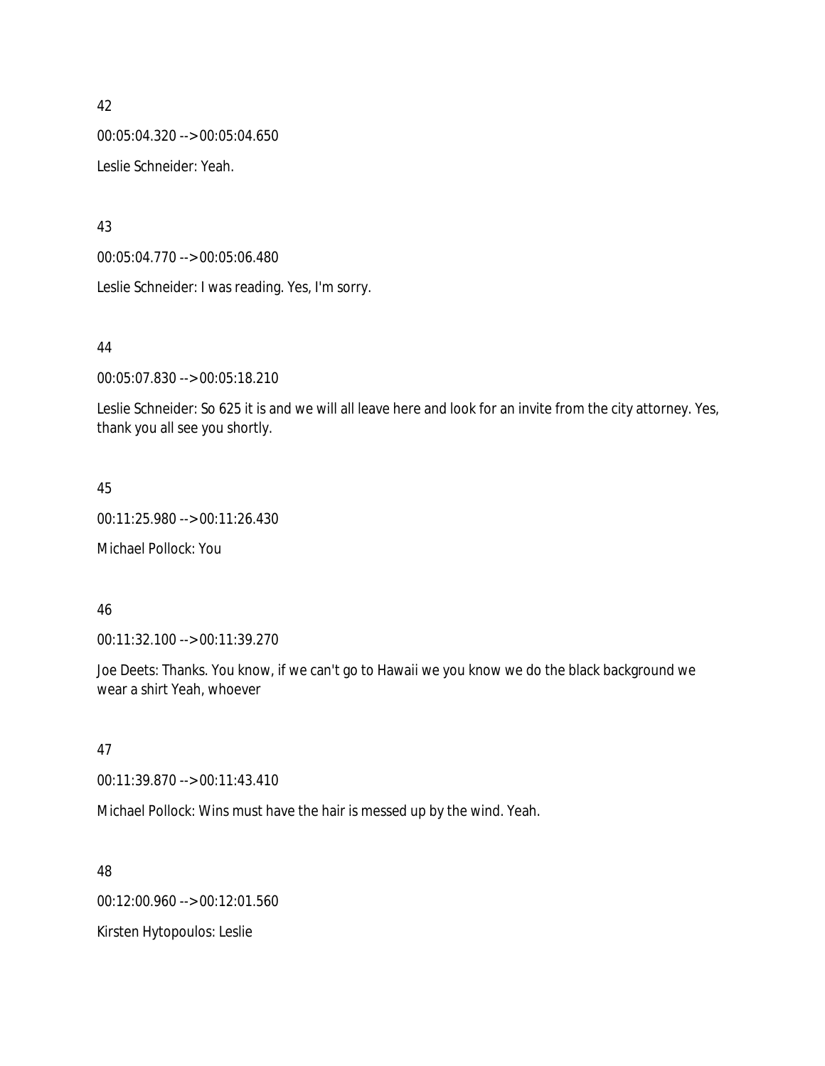42

00:05:04.320 --> 00:05:04.650

Leslie Schneider: Yeah.

43

00:05:04.770 --> 00:05:06.480

Leslie Schneider: I was reading. Yes, I'm sorry.

44

00:05:07.830 --> 00:05:18.210

Leslie Schneider: So 625 it is and we will all leave here and look for an invite from the city attorney. Yes, thank you all see you shortly.

45

00:11:25.980 --> 00:11:26.430

Michael Pollock: You

46

00:11:32.100 --> 00:11:39.270

Joe Deets: Thanks. You know, if we can't go to Hawaii we you know we do the black background we wear a shirt Yeah, whoever

47

00:11:39.870 --> 00:11:43.410

Michael Pollock: Wins must have the hair is messed up by the wind. Yeah.

48

00:12:00.960 --> 00:12:01.560

Kirsten Hytopoulos: Leslie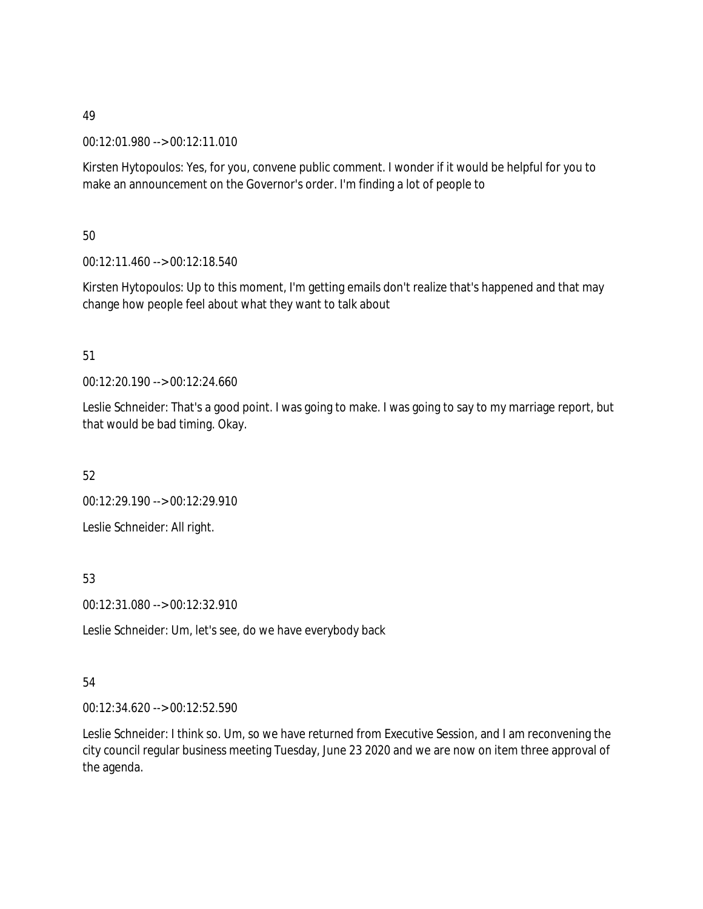49

00:12:01.980 --> 00:12:11.010

Kirsten Hytopoulos: Yes, for you, convene public comment. I wonder if it would be helpful for you to make an announcement on the Governor's order. I'm finding a lot of people to

50

00:12:11.460 --> 00:12:18.540

Kirsten Hytopoulos: Up to this moment, I'm getting emails don't realize that's happened and that may change how people feel about what they want to talk about

51

00:12:20.190 --> 00:12:24.660

Leslie Schneider: That's a good point. I was going to make. I was going to say to my marriage report, but that would be bad timing. Okay.

52

00:12:29.190 --> 00:12:29.910

Leslie Schneider: All right.

53

00:12:31.080 --> 00:12:32.910

Leslie Schneider: Um, let's see, do we have everybody back

54

00:12:34.620 --> 00:12:52.590

Leslie Schneider: I think so. Um, so we have returned from Executive Session, and I am reconvening the city council regular business meeting Tuesday, June 23 2020 and we are now on item three approval of the agenda.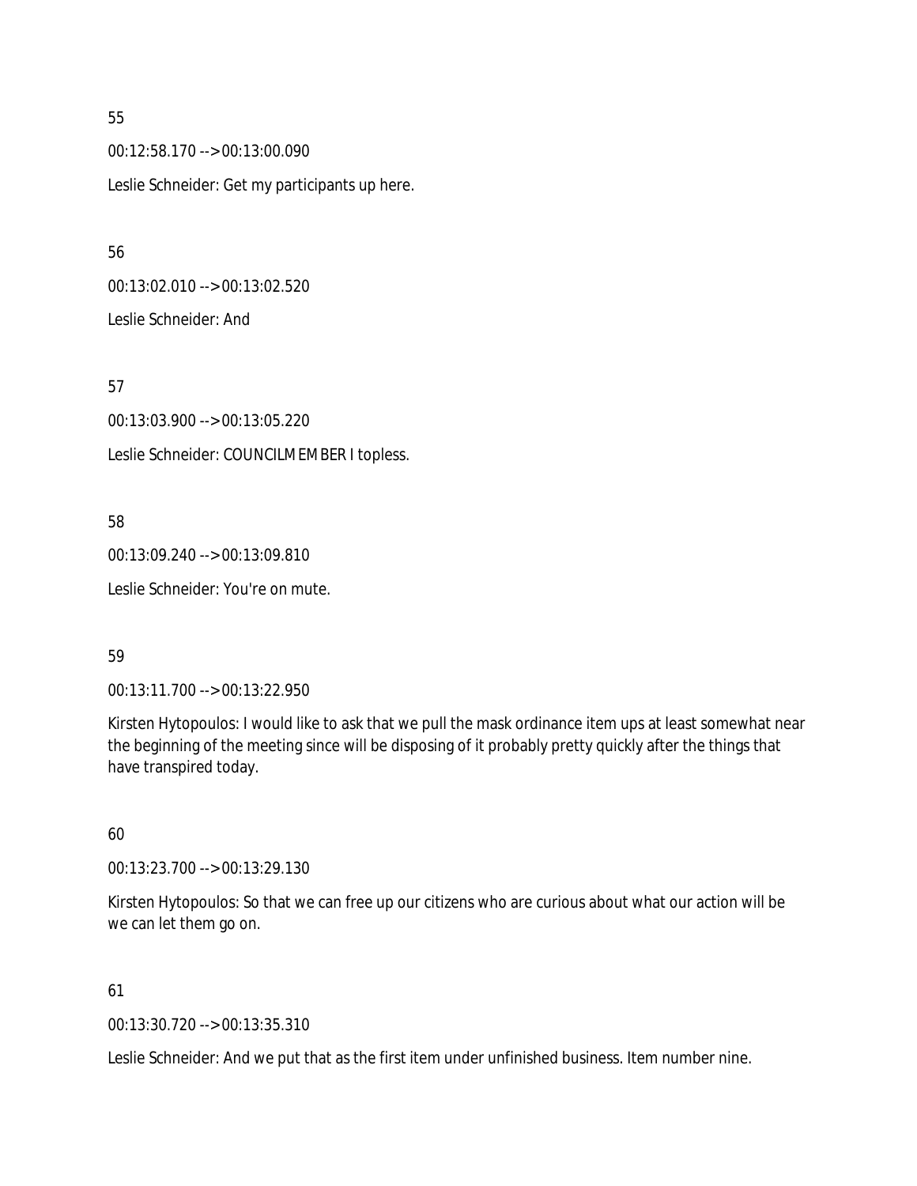55

00:12:58.170 --> 00:13:00.090

Leslie Schneider: Get my participants up here.

56

00:13:02.010 --> 00:13:02.520

Leslie Schneider: And

57

00:13:03.900 --> 00:13:05.220

Leslie Schneider: COUNCILMEMBER I topless.

58

00:13:09.240 --> 00:13:09.810

Leslie Schneider: You're on mute.

59

00:13:11.700 --> 00:13:22.950

Kirsten Hytopoulos: I would like to ask that we pull the mask ordinance item ups at least somewhat near the beginning of the meeting since will be disposing of it probably pretty quickly after the things that have transpired today.

60

00:13:23.700 --> 00:13:29.130

Kirsten Hytopoulos: So that we can free up our citizens who are curious about what our action will be we can let them go on.

61

00:13:30.720 --> 00:13:35.310

Leslie Schneider: And we put that as the first item under unfinished business. Item number nine.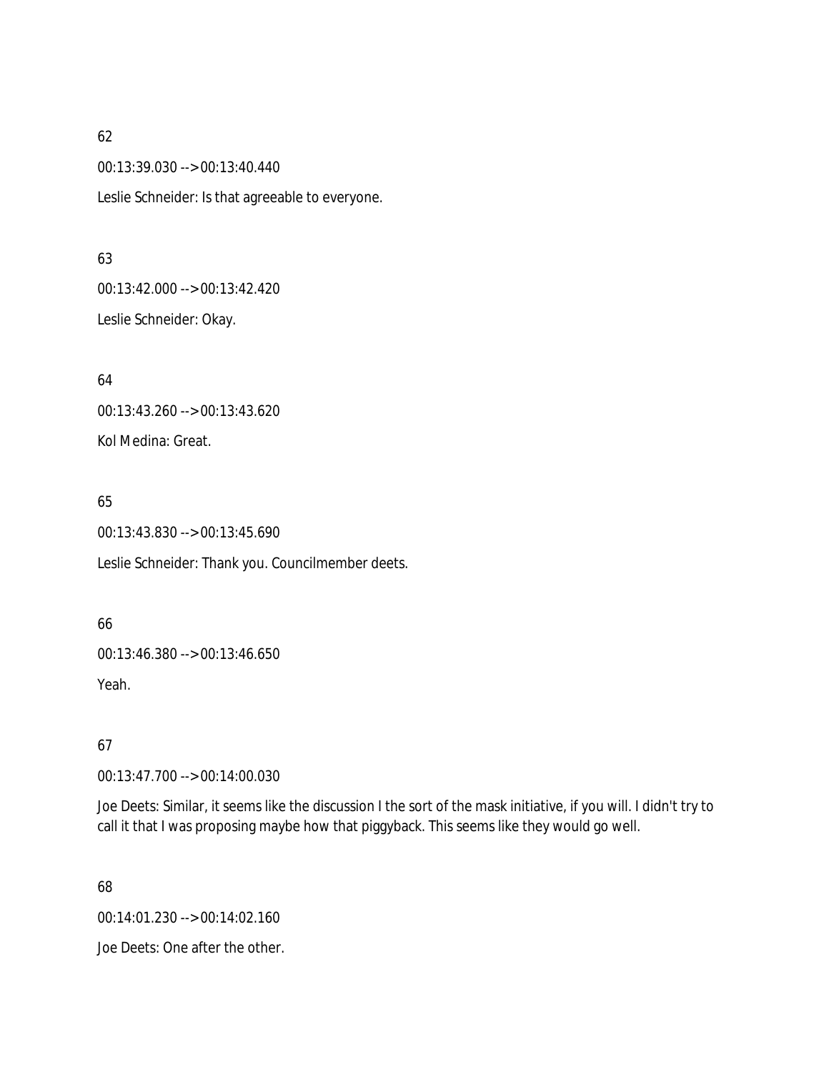62

00:13:39.030 --> 00:13:40.440

Leslie Schneider: Is that agreeable to everyone.

63

00:13:42.000 --> 00:13:42.420

Leslie Schneider: Okay.

64

00:13:43.260 --> 00:13:43.620

Kol Medina: Great.

65

00:13:43.830 --> 00:13:45.690

Leslie Schneider: Thank you. Councilmember deets.

66

00:13:46.380 --> 00:13:46.650

Yeah.

67

00:13:47.700 --> 00:14:00.030

Joe Deets: Similar, it seems like the discussion I the sort of the mask initiative, if you will. I didn't try to call it that I was proposing maybe how that piggyback. This seems like they would go well.

68

00:14:01.230 --> 00:14:02.160

Joe Deets: One after the other.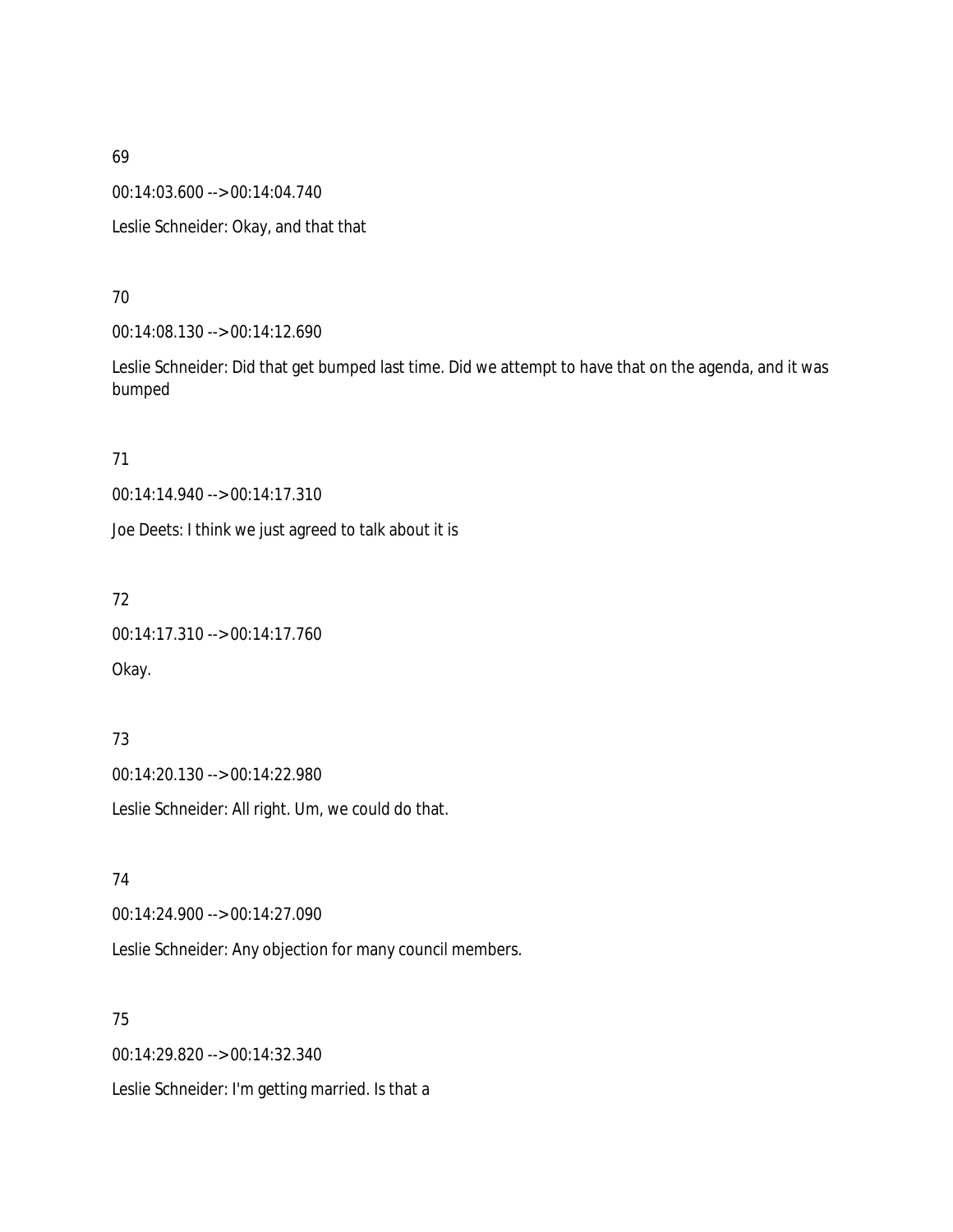69

00:14:03.600 --> 00:14:04.740

Leslie Schneider: Okay, and that that

70

00:14:08.130 --> 00:14:12.690

Leslie Schneider: Did that get bumped last time. Did we attempt to have that on the agenda, and it was bumped

71

00:14:14.940 --> 00:14:17.310

Joe Deets: I think we just agreed to talk about it is

72

00:14:17.310 --> 00:14:17.760

Okay.

73

00:14:20.130 --> 00:14:22.980

Leslie Schneider: All right. Um, we could do that.

74

00:14:24.900 --> 00:14:27.090

Leslie Schneider: Any objection for many council members.

75

00:14:29.820 --> 00:14:32.340

Leslie Schneider: I'm getting married. Is that a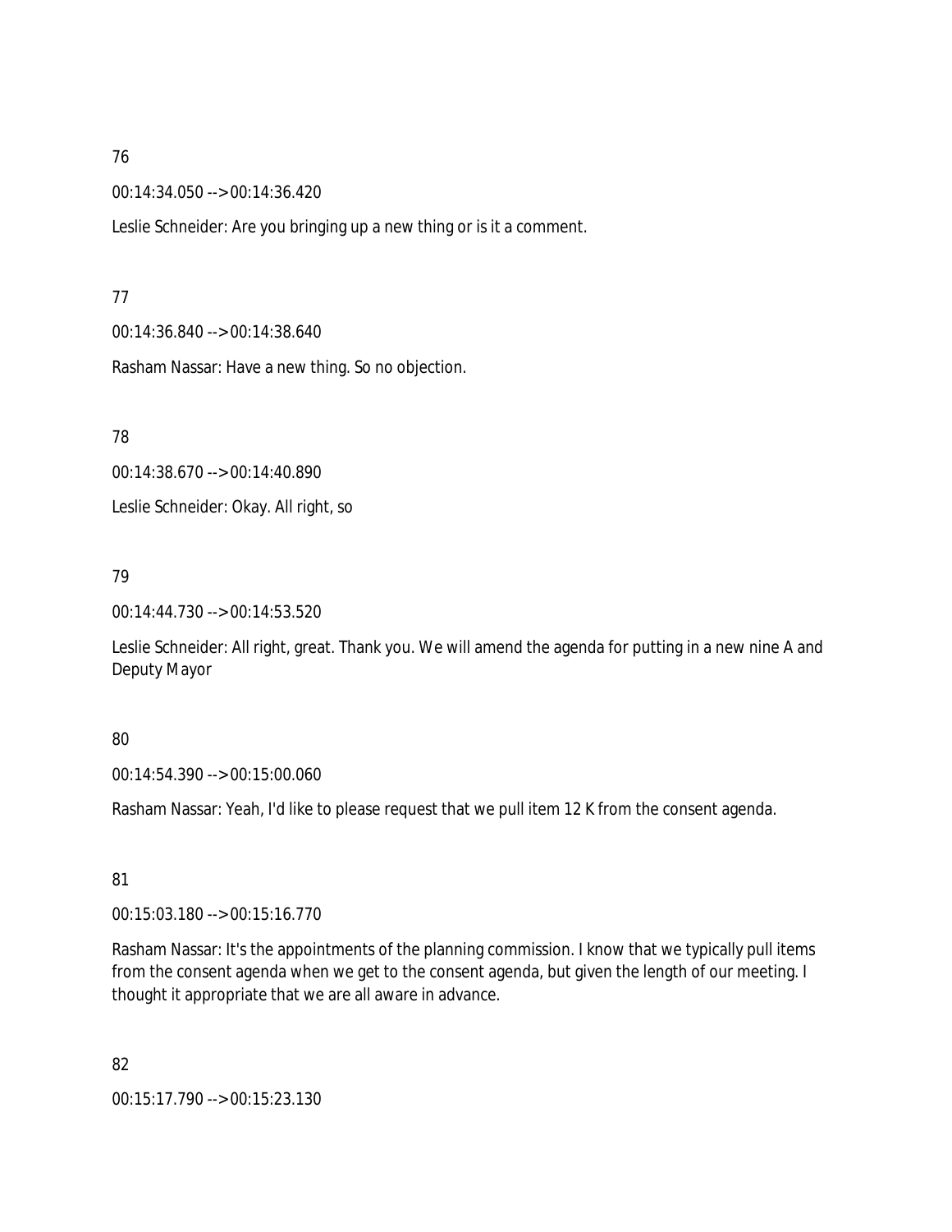76

00:14:34.050 --> 00:14:36.420

Leslie Schneider: Are you bringing up a new thing or is it a comment.

77

00:14:36.840 --> 00:14:38.640

Rasham Nassar: Have a new thing. So no objection.

78

00:14:38.670 --> 00:14:40.890

Leslie Schneider: Okay. All right, so

79

00:14:44.730 --> 00:14:53.520

Leslie Schneider: All right, great. Thank you. We will amend the agenda for putting in a new nine A and Deputy Mayor

80

00:14:54.390 --> 00:15:00.060

Rasham Nassar: Yeah, I'd like to please request that we pull item 12 K from the consent agenda.

81

00:15:03.180 --> 00:15:16.770

Rasham Nassar: It's the appointments of the planning commission. I know that we typically pull items from the consent agenda when we get to the consent agenda, but given the length of our meeting. I thought it appropriate that we are all aware in advance.

82

00:15:17.790 --> 00:15:23.130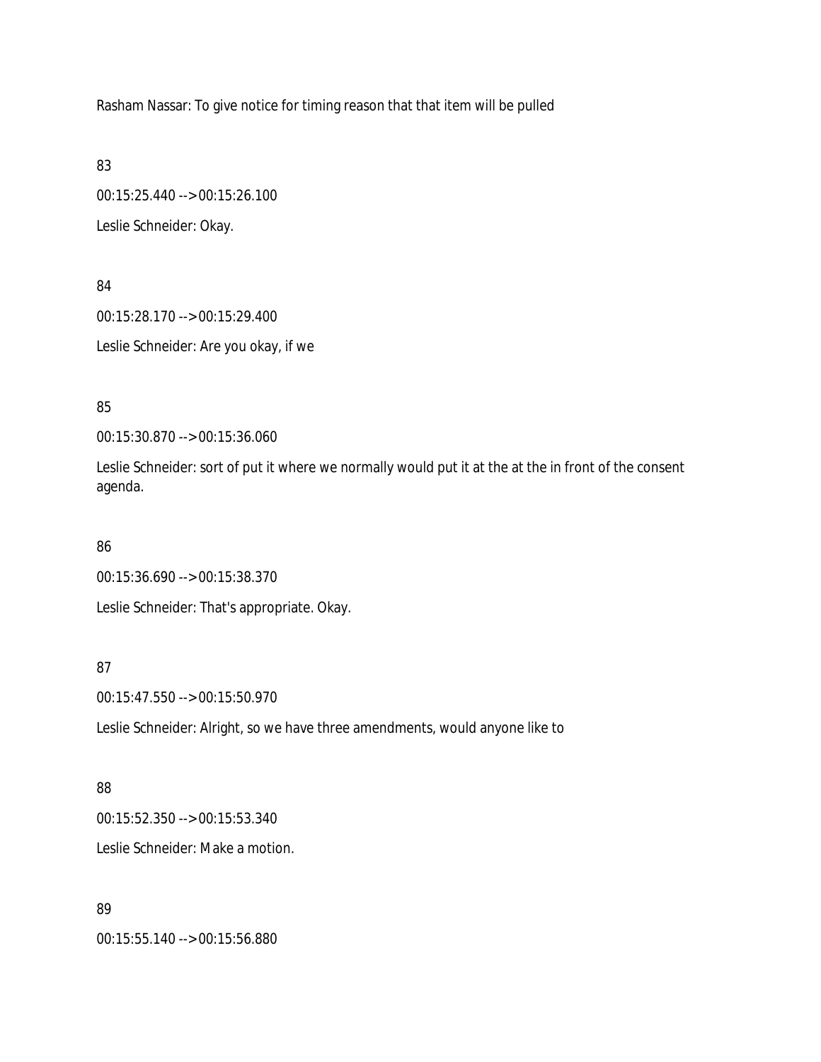Rasham Nassar: To give notice for timing reason that that item will be pulled

83

00:15:25.440 --> 00:15:26.100

Leslie Schneider: Okay.

84

00:15:28.170 --> 00:15:29.400

Leslie Schneider: Are you okay, if we

85

00:15:30.870 --> 00:15:36.060

Leslie Schneider: sort of put it where we normally would put it at the at the in front of the consent agenda.

86

00:15:36.690 --> 00:15:38.370

Leslie Schneider: That's appropriate. Okay.

87

00:15:47.550 --> 00:15:50.970

Leslie Schneider: Alright, so we have three amendments, would anyone like to

88

00:15:52.350 --> 00:15:53.340

Leslie Schneider: Make a motion.

89

00:15:55.140 --> 00:15:56.880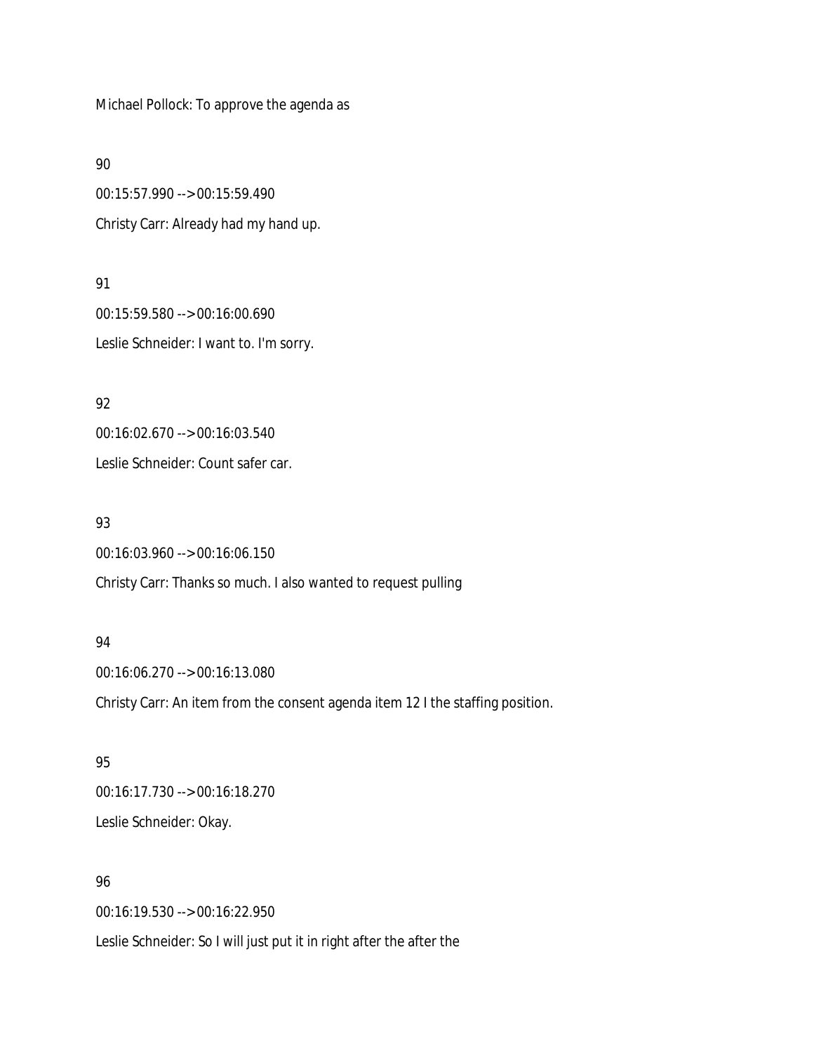Michael Pollock: To approve the agenda as

90

00:15:57.990 --> 00:15:59.490

Christy Carr: Already had my hand up.

91

00:15:59.580 --> 00:16:00.690

Leslie Schneider: I want to. I'm sorry.

92

00:16:02.670 --> 00:16:03.540

Leslie Schneider: Count safer car.

93

00:16:03.960 --> 00:16:06.150

Christy Carr: Thanks so much. I also wanted to request pulling

94

00:16:06.270 --> 00:16:13.080

Christy Carr: An item from the consent agenda item 12 I the staffing position.

95

00:16:17.730 --> 00:16:18.270

Leslie Schneider: Okay.

96

00:16:19.530 --> 00:16:22.950

Leslie Schneider: So I will just put it in right after the after the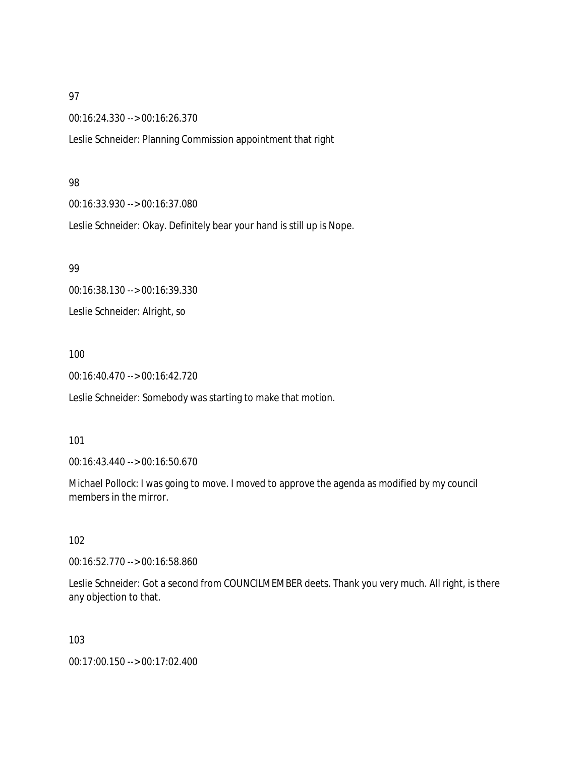97

00:16:24.330 --> 00:16:26.370

Leslie Schneider: Planning Commission appointment that right

98

00:16:33.930 --> 00:16:37.080

Leslie Schneider: Okay. Definitely bear your hand is still up is Nope.

99

00:16:38.130 --> 00:16:39.330

Leslie Schneider: Alright, so

100

00:16:40.470 --> 00:16:42.720

Leslie Schneider: Somebody was starting to make that motion.

101

00:16:43.440 --> 00:16:50.670

Michael Pollock: I was going to move. I moved to approve the agenda as modified by my council members in the mirror.

102

00:16:52.770 --> 00:16:58.860

Leslie Schneider: Got a second from COUNCILMEMBER deets. Thank you very much. All right, is there any objection to that.

103

00:17:00.150 --> 00:17:02.400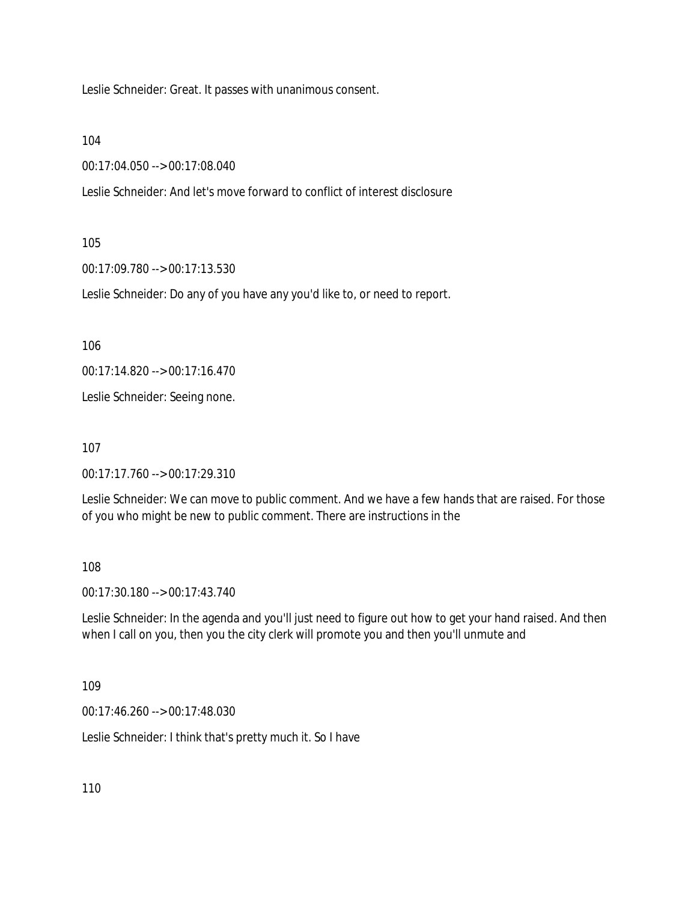Leslie Schneider: Great. It passes with unanimous consent.

104

00:17:04.050 --> 00:17:08.040

Leslie Schneider: And let's move forward to conflict of interest disclosure

105

00:17:09.780 --> 00:17:13.530

Leslie Schneider: Do any of you have any you'd like to, or need to report.

106

00:17:14.820 --> 00:17:16.470

Leslie Schneider: Seeing none.

107

00:17:17.760 --> 00:17:29.310

Leslie Schneider: We can move to public comment. And we have a few hands that are raised. For those of you who might be new to public comment. There are instructions in the

108

00:17:30.180 --> 00:17:43.740

Leslie Schneider: In the agenda and you'll just need to figure out how to get your hand raised. And then when I call on you, then you the city clerk will promote you and then you'll unmute and

109

00:17:46.260 --> 00:17:48.030

Leslie Schneider: I think that's pretty much it. So I have

110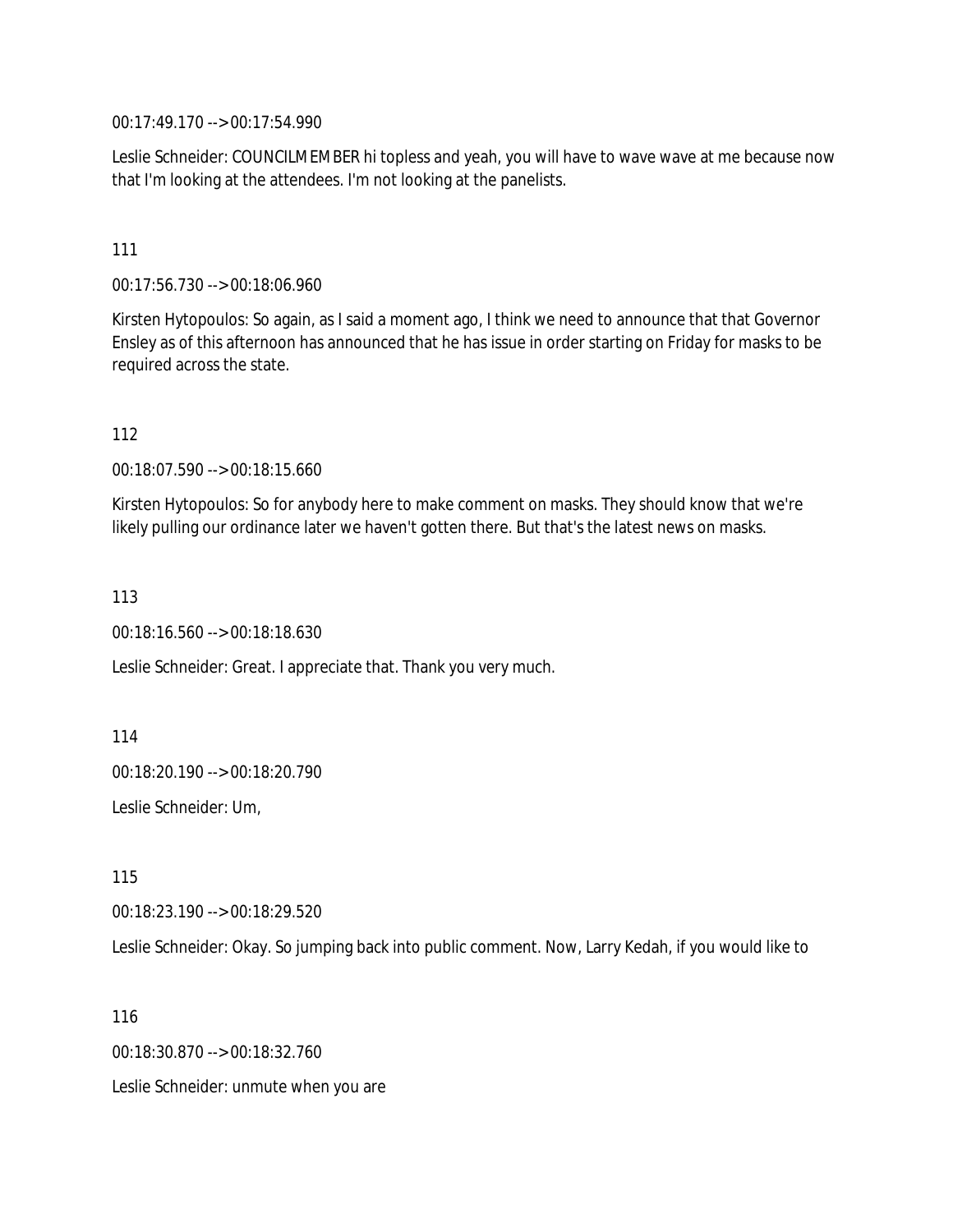00:17:49.170 --> 00:17:54.990

Leslie Schneider: COUNCILMEMBER hi topless and yeah, you will have to wave wave at me because now that I'm looking at the attendees. I'm not looking at the panelists.

111

00:17:56.730 --> 00:18:06.960

Kirsten Hytopoulos: So again, as I said a moment ago, I think we need to announce that that Governor Ensley as of this afternoon has announced that he has issue in order starting on Friday for masks to be required across the state.

112

00:18:07.590 --> 00:18:15.660

Kirsten Hytopoulos: So for anybody here to make comment on masks. They should know that we're likely pulling our ordinance later we haven't gotten there. But that's the latest news on masks.

113

00:18:16.560 --> 00:18:18.630

Leslie Schneider: Great. I appreciate that. Thank you very much.

114

00:18:20.190 --> 00:18:20.790

Leslie Schneider: Um,

115

00:18:23.190 --> 00:18:29.520

Leslie Schneider: Okay. So jumping back into public comment. Now, Larry Kedah, if you would like to

116

00:18:30.870 --> 00:18:32.760

Leslie Schneider: unmute when you are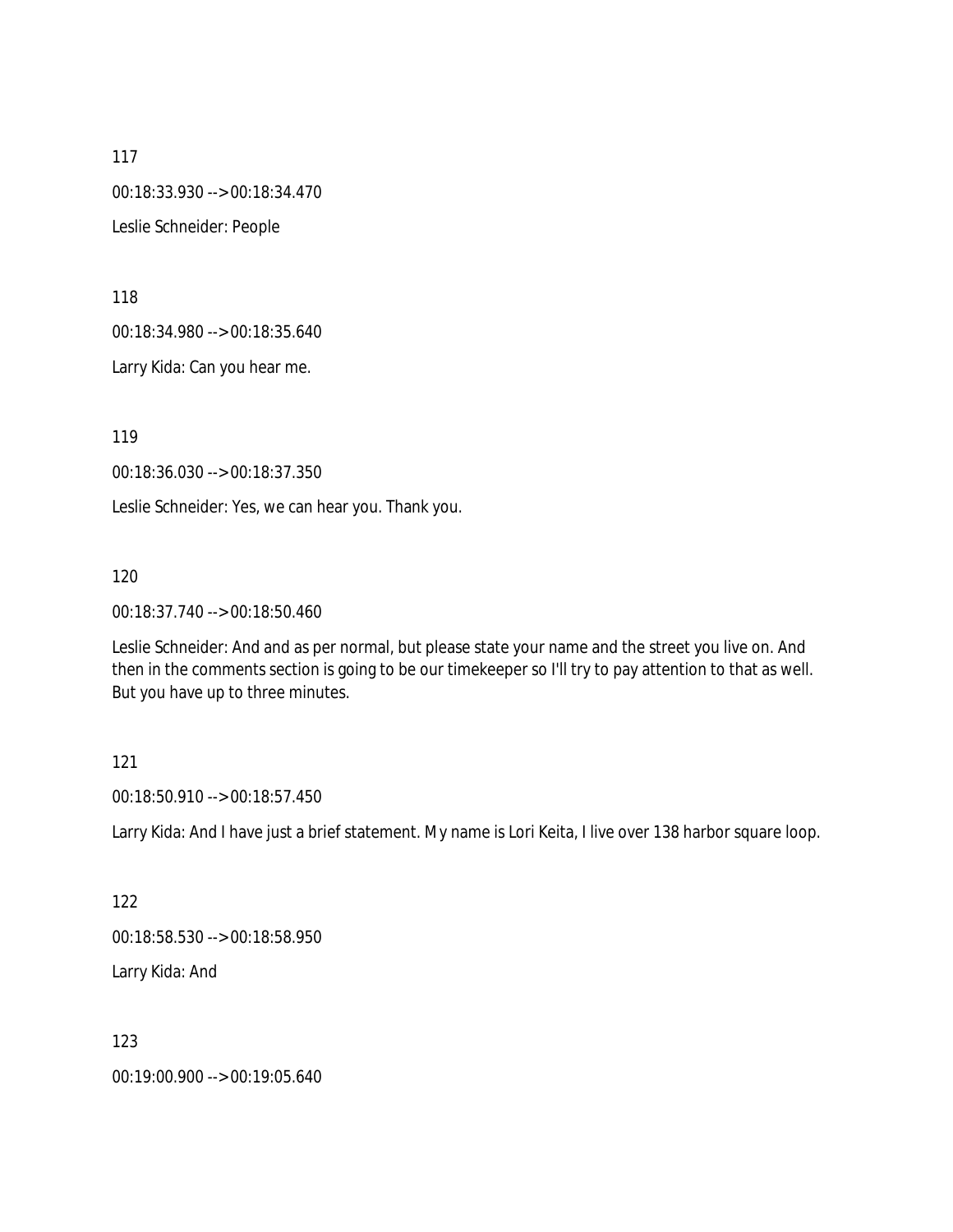117

00:18:33.930 --> 00:18:34.470

Leslie Schneider: People

118

00:18:34.980 --> 00:18:35.640

Larry Kida: Can you hear me.

119

00:18:36.030 --> 00:18:37.350

Leslie Schneider: Yes, we can hear you. Thank you.

120

00:18:37.740 --> 00:18:50.460

Leslie Schneider: And and as per normal, but please state your name and the street you live on. And then in the comments section is going to be our timekeeper so I'll try to pay attention to that as well. But you have up to three minutes.

121

00:18:50.910 --> 00:18:57.450

Larry Kida: And I have just a brief statement. My name is Lori Keita, I live over 138 harbor square loop.

122

00:18:58.530 --> 00:18:58.950

Larry Kida: And

123

00:19:00.900 --> 00:19:05.640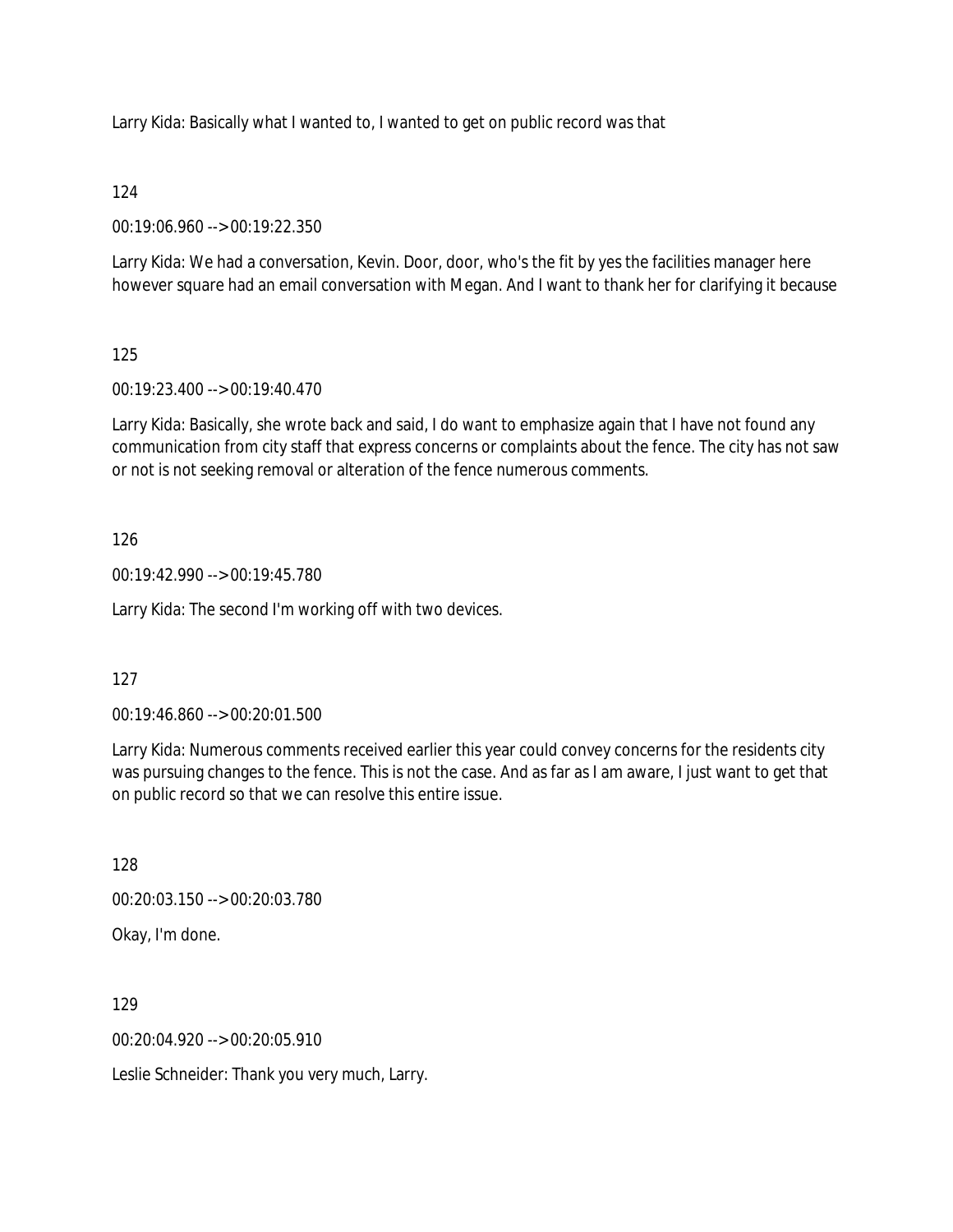Larry Kida: Basically what I wanted to, I wanted to get on public record was that

124

00:19:06.960 --> 00:19:22.350

Larry Kida: We had a conversation, Kevin. Door, door, who's the fit by yes the facilities manager here however square had an email conversation with Megan. And I want to thank her for clarifying it because

125

00:19:23.400 --> 00:19:40.470

Larry Kida: Basically, she wrote back and said, I do want to emphasize again that I have not found any communication from city staff that express concerns or complaints about the fence. The city has not saw or not is not seeking removal or alteration of the fence numerous comments.

126

00:19:42.990 --> 00:19:45.780

Larry Kida: The second I'm working off with two devices.

127

00:19:46.860 --> 00:20:01.500

Larry Kida: Numerous comments received earlier this year could convey concerns for the residents city was pursuing changes to the fence. This is not the case. And as far as I am aware, I just want to get that on public record so that we can resolve this entire issue.

128

00:20:03.150 --> 00:20:03.780

Okay, I'm done.

129

00:20:04.920 --> 00:20:05.910

Leslie Schneider: Thank you very much, Larry.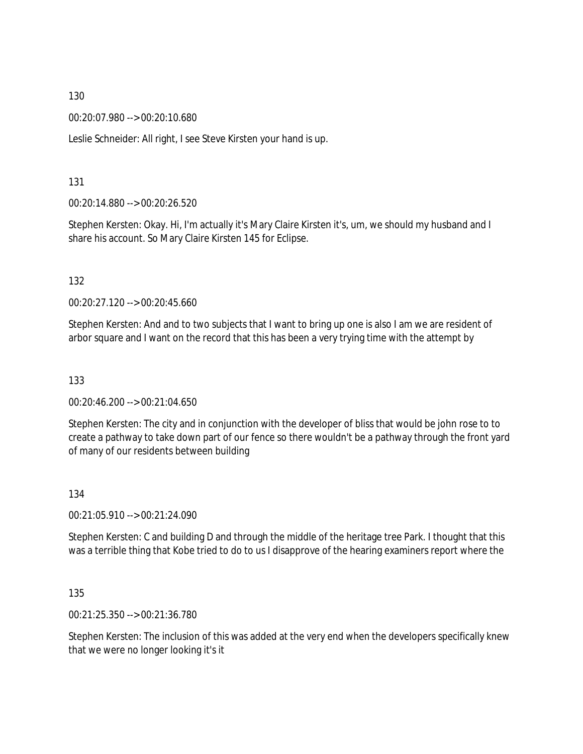130

00:20:07.980 --> 00:20:10.680

Leslie Schneider: All right, I see Steve Kirsten your hand is up.

131

00:20:14.880 --> 00:20:26.520

Stephen Kersten: Okay. Hi, I'm actually it's Mary Claire Kirsten it's, um, we should my husband and I share his account. So Mary Claire Kirsten 145 for Eclipse.

132

00:20:27.120 --> 00:20:45.660

Stephen Kersten: And and to two subjects that I want to bring up one is also I am we are resident of arbor square and I want on the record that this has been a very trying time with the attempt by

133

00:20:46.200 --> 00:21:04.650

Stephen Kersten: The city and in conjunction with the developer of bliss that would be john rose to to create a pathway to take down part of our fence so there wouldn't be a pathway through the front yard of many of our residents between building

134

00:21:05.910 --> 00:21:24.090

Stephen Kersten: C and building D and through the middle of the heritage tree Park. I thought that this was a terrible thing that Kobe tried to do to us I disapprove of the hearing examiners report where the

135

00:21:25.350 --> 00:21:36.780

Stephen Kersten: The inclusion of this was added at the very end when the developers specifically knew that we were no longer looking it's it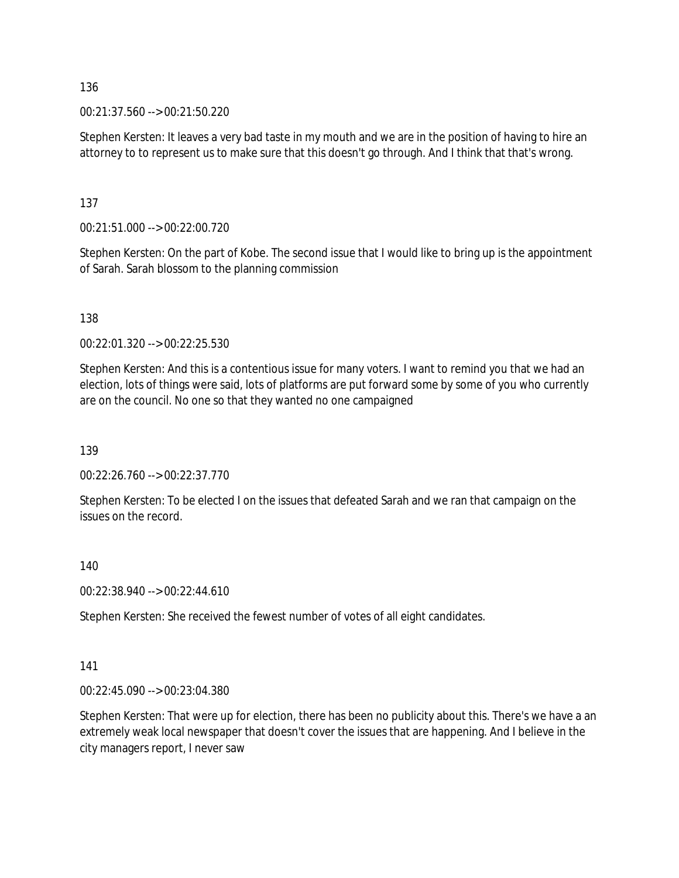136

00:21:37.560 --> 00:21:50.220

Stephen Kersten: It leaves a very bad taste in my mouth and we are in the position of having to hire an attorney to to represent us to make sure that this doesn't go through. And I think that that's wrong.

137

00:21:51.000 --> 00:22:00.720

Stephen Kersten: On the part of Kobe. The second issue that I would like to bring up is the appointment of Sarah. Sarah blossom to the planning commission

138

00:22:01.320 --> 00:22:25.530

Stephen Kersten: And this is a contentious issue for many voters. I want to remind you that we had an election, lots of things were said, lots of platforms are put forward some by some of you who currently are on the council. No one so that they wanted no one campaigned

139

00:22:26.760 --> 00:22:37.770

Stephen Kersten: To be elected I on the issues that defeated Sarah and we ran that campaign on the issues on the record.

140

00:22:38.940 --> 00:22:44.610

Stephen Kersten: She received the fewest number of votes of all eight candidates.

141

00:22:45.090 --> 00:23:04.380

Stephen Kersten: That were up for election, there has been no publicity about this. There's we have a an extremely weak local newspaper that doesn't cover the issues that are happening. And I believe in the city managers report, I never saw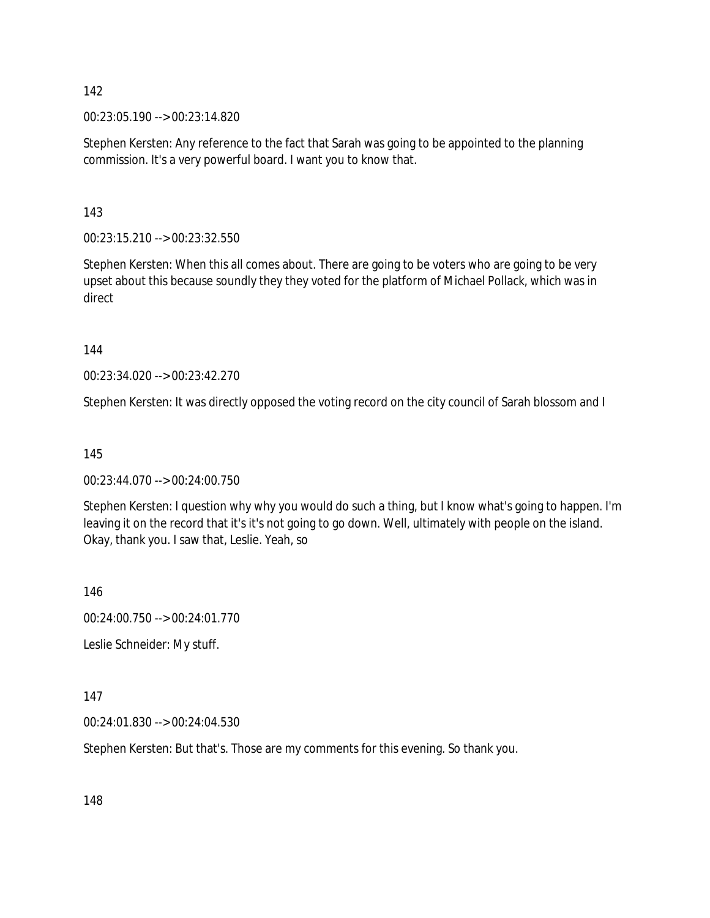142

00:23:05.190 --> 00:23:14.820

Stephen Kersten: Any reference to the fact that Sarah was going to be appointed to the planning commission. It's a very powerful board. I want you to know that.

143

00:23:15.210 --> 00:23:32.550

Stephen Kersten: When this all comes about. There are going to be voters who are going to be very upset about this because soundly they they voted for the platform of Michael Pollack, which was in direct

144

00:23:34.020 --> 00:23:42.270

Stephen Kersten: It was directly opposed the voting record on the city council of Sarah blossom and I

145

00:23:44.070 --> 00:24:00.750

Stephen Kersten: I question why why you would do such a thing, but I know what's going to happen. I'm leaving it on the record that it's it's not going to go down. Well, ultimately with people on the island. Okay, thank you. I saw that, Leslie. Yeah, so

146

00:24:00.750 --> 00:24:01.770

Leslie Schneider: My stuff.

147

00:24:01.830 --> 00:24:04.530

Stephen Kersten: But that's. Those are my comments for this evening. So thank you.

148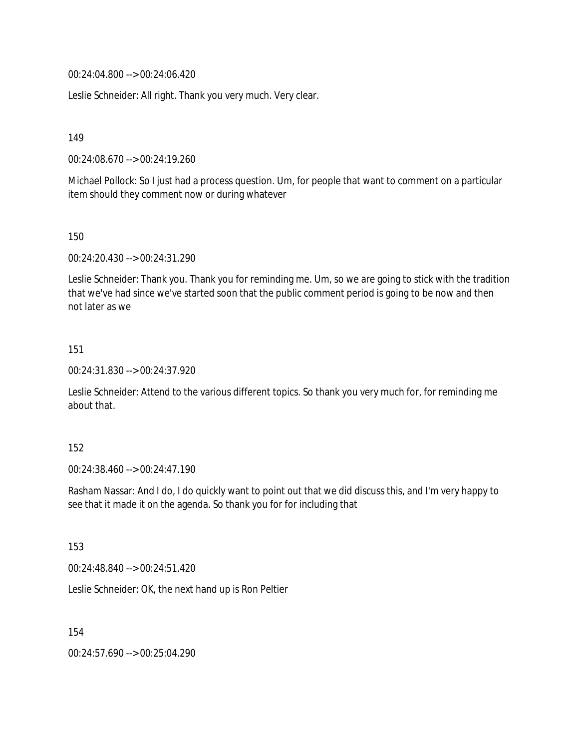00:24:04.800 --> 00:24:06.420

Leslie Schneider: All right. Thank you very much. Very clear.

149

00:24:08.670 --> 00:24:19.260

Michael Pollock: So I just had a process question. Um, for people that want to comment on a particular item should they comment now or during whatever

150

00:24:20.430 --> 00:24:31.290

Leslie Schneider: Thank you. Thank you for reminding me. Um, so we are going to stick with the tradition that we've had since we've started soon that the public comment period is going to be now and then not later as we

151

00:24:31.830 --> 00:24:37.920

Leslie Schneider: Attend to the various different topics. So thank you very much for, for reminding me about that.

152

00:24:38.460 --> 00:24:47.190

Rasham Nassar: And I do, I do quickly want to point out that we did discuss this, and I'm very happy to see that it made it on the agenda. So thank you for for including that

153

00:24:48.840 --> 00:24:51.420

Leslie Schneider: OK, the next hand up is Ron Peltier

154

00:24:57.690 --> 00:25:04.290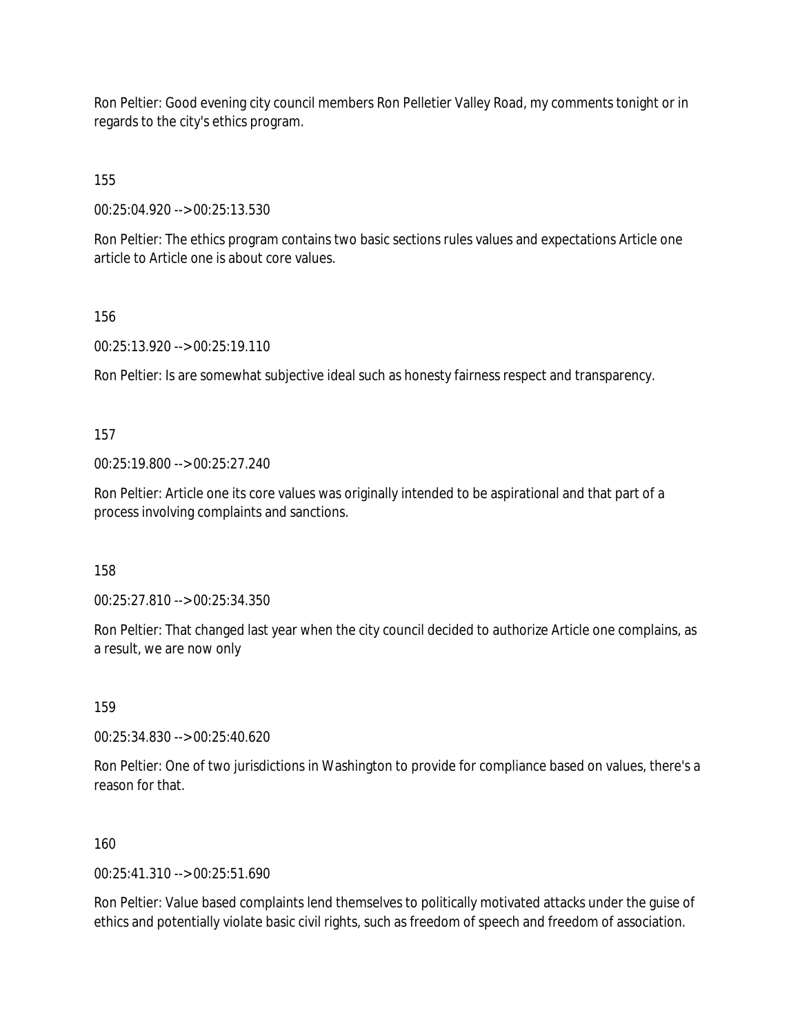Ron Peltier: Good evening city council members Ron Pelletier Valley Road, my comments tonight or in regards to the city's ethics program.

155

00:25:04.920 --> 00:25:13.530

Ron Peltier: The ethics program contains two basic sections rules values and expectations Article one article to Article one is about core values.

156

00:25:13.920 --> 00:25:19.110

Ron Peltier: Is are somewhat subjective ideal such as honesty fairness respect and transparency.

157

00:25:19.800 --> 00:25:27.240

Ron Peltier: Article one its core values was originally intended to be aspirational and that part of a process involving complaints and sanctions.

158

00:25:27.810 --> 00:25:34.350

Ron Peltier: That changed last year when the city council decided to authorize Article one complains, as a result, we are now only

159

00:25:34.830 --> 00:25:40.620

Ron Peltier: One of two jurisdictions in Washington to provide for compliance based on values, there's a reason for that.

160

00:25:41.310 --> 00:25:51.690

Ron Peltier: Value based complaints lend themselves to politically motivated attacks under the guise of ethics and potentially violate basic civil rights, such as freedom of speech and freedom of association.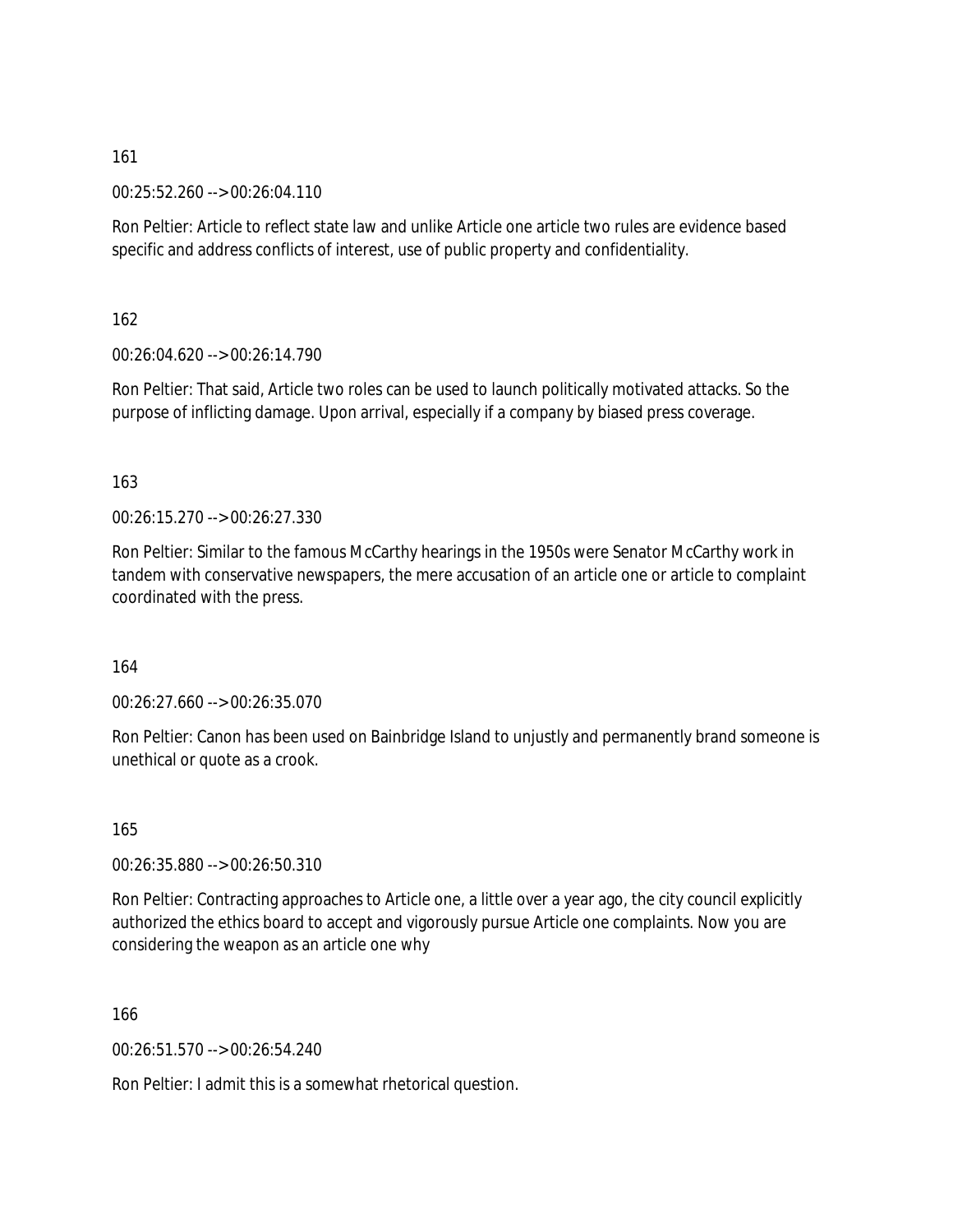161

00:25:52.260 --> 00:26:04.110

Ron Peltier: Article to reflect state law and unlike Article one article two rules are evidence based specific and address conflicts of interest, use of public property and confidentiality.

162

00:26:04.620 --> 00:26:14.790

Ron Peltier: That said, Article two roles can be used to launch politically motivated attacks. So the purpose of inflicting damage. Upon arrival, especially if a company by biased press coverage.

163

00:26:15.270 --> 00:26:27.330

Ron Peltier: Similar to the famous McCarthy hearings in the 1950s were Senator McCarthy work in tandem with conservative newspapers, the mere accusation of an article one or article to complaint coordinated with the press.

164

00:26:27.660 --> 00:26:35.070

Ron Peltier: Canon has been used on Bainbridge Island to unjustly and permanently brand someone is unethical or quote as a crook.

165

00:26:35.880 --> 00:26:50.310

Ron Peltier: Contracting approaches to Article one, a little over a year ago, the city council explicitly authorized the ethics board to accept and vigorously pursue Article one complaints. Now you are considering the weapon as an article one why

166

00:26:51.570 --> 00:26:54.240

Ron Peltier: I admit this is a somewhat rhetorical question.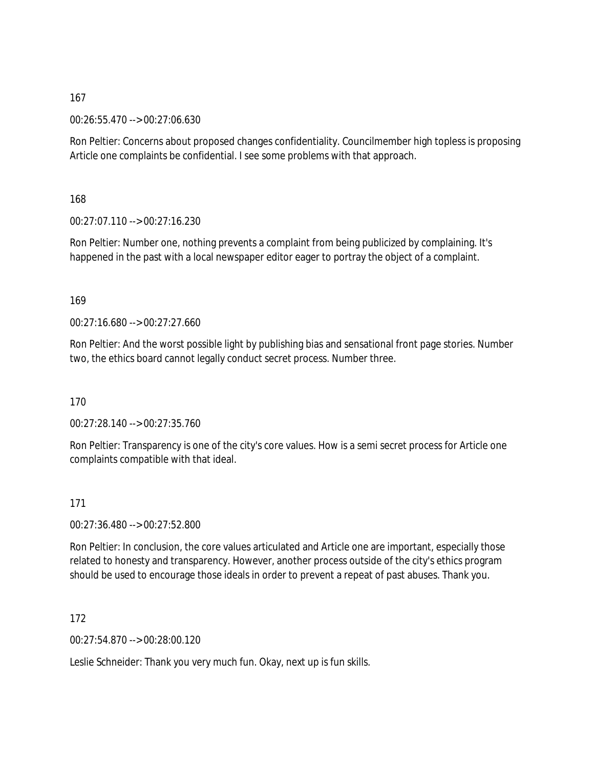167

00:26:55.470 --> 00:27:06.630

Ron Peltier: Concerns about proposed changes confidentiality. Councilmember high topless is proposing Article one complaints be confidential. I see some problems with that approach.

168

00:27:07.110 --> 00:27:16.230

Ron Peltier: Number one, nothing prevents a complaint from being publicized by complaining. It's happened in the past with a local newspaper editor eager to portray the object of a complaint.

169

00:27:16.680 --> 00:27:27.660

Ron Peltier: And the worst possible light by publishing bias and sensational front page stories. Number two, the ethics board cannot legally conduct secret process. Number three.

170

00:27:28.140 --> 00:27:35.760

Ron Peltier: Transparency is one of the city's core values. How is a semi secret process for Article one complaints compatible with that ideal.

171

00:27:36.480 --> 00:27:52.800

Ron Peltier: In conclusion, the core values articulated and Article one are important, especially those related to honesty and transparency. However, another process outside of the city's ethics program should be used to encourage those ideals in order to prevent a repeat of past abuses. Thank you.

172

00:27:54.870 --> 00:28:00.120

Leslie Schneider: Thank you very much fun. Okay, next up is fun skills.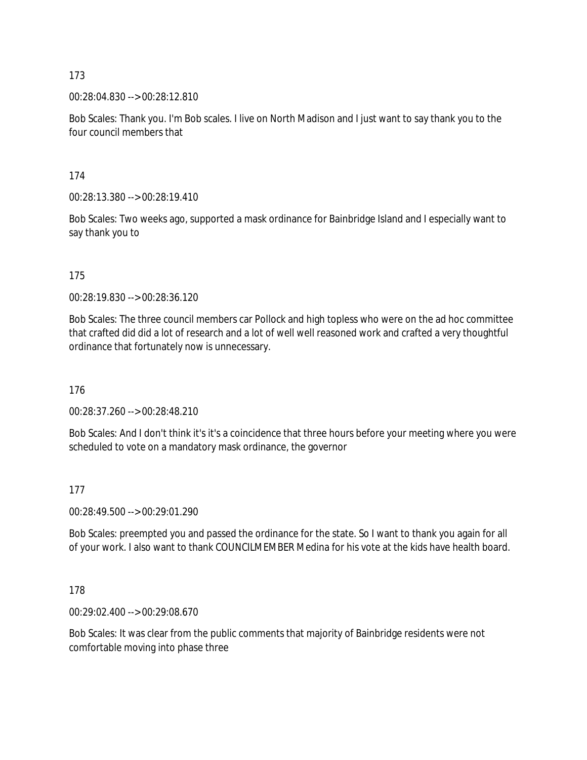173

00:28:04.830 --> 00:28:12.810

Bob Scales: Thank you. I'm Bob scales. I live on North Madison and I just want to say thank you to the four council members that

174

00:28:13.380 --> 00:28:19.410

Bob Scales: Two weeks ago, supported a mask ordinance for Bainbridge Island and I especially want to say thank you to

175

00:28:19.830 --> 00:28:36.120

Bob Scales: The three council members car Pollock and high topless who were on the ad hoc committee that crafted did did a lot of research and a lot of well well reasoned work and crafted a very thoughtful ordinance that fortunately now is unnecessary.

176

00:28:37.260 --> 00:28:48.210

Bob Scales: And I don't think it's it's a coincidence that three hours before your meeting where you were scheduled to vote on a mandatory mask ordinance, the governor

177

00:28:49.500 --> 00:29:01.290

Bob Scales: preempted you and passed the ordinance for the state. So I want to thank you again for all of your work. I also want to thank COUNCILMEMBER Medina for his vote at the kids have health board.

178

00:29:02.400 --> 00:29:08.670

Bob Scales: It was clear from the public comments that majority of Bainbridge residents were not comfortable moving into phase three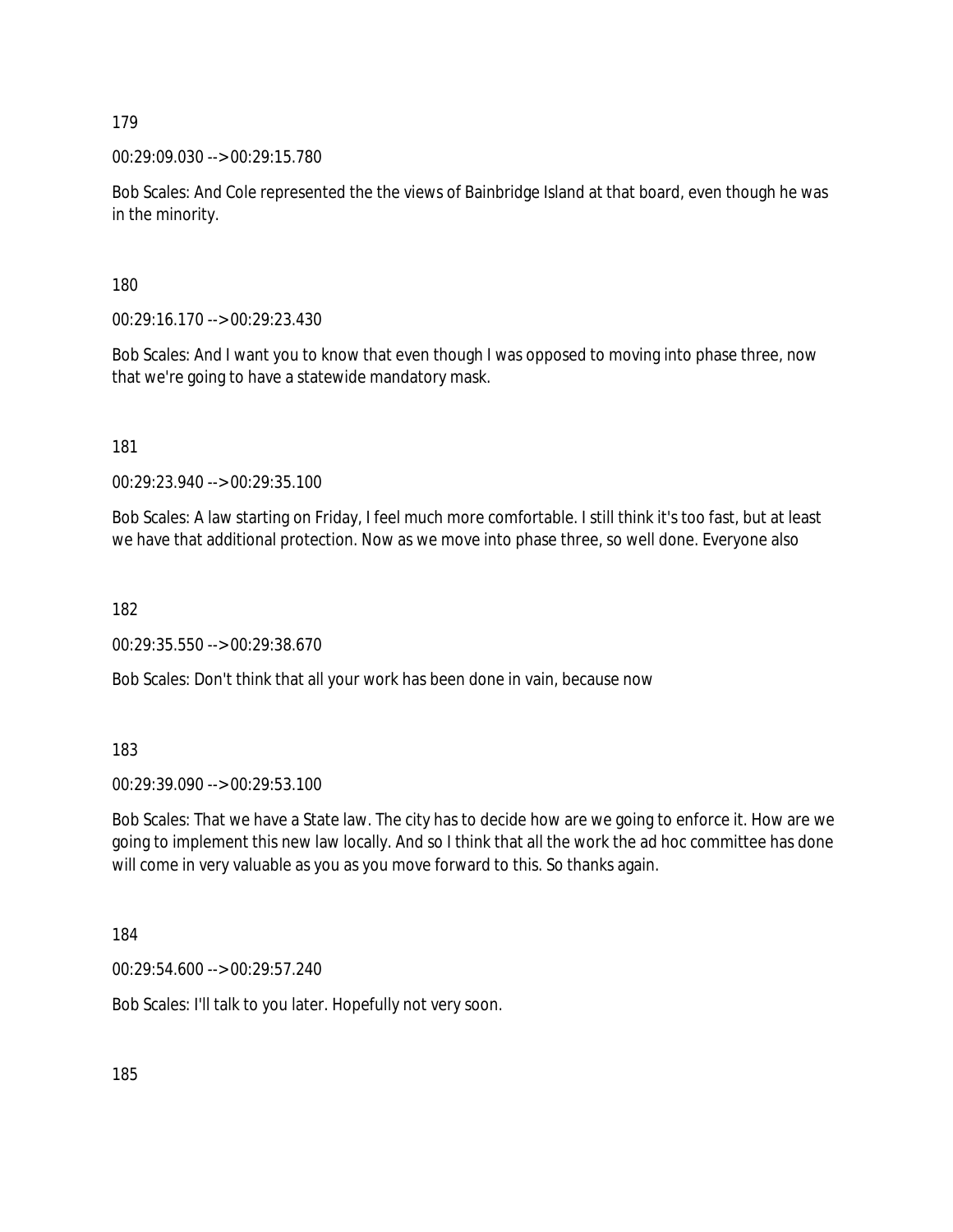179

00:29:09.030 --> 00:29:15.780

Bob Scales: And Cole represented the the views of Bainbridge Island at that board, even though he was in the minority.

180

00:29:16.170 --> 00:29:23.430

Bob Scales: And I want you to know that even though I was opposed to moving into phase three, now that we're going to have a statewide mandatory mask.

181

00:29:23.940 --> 00:29:35.100

Bob Scales: A law starting on Friday, I feel much more comfortable. I still think it's too fast, but at least we have that additional protection. Now as we move into phase three, so well done. Everyone also

182

00:29:35.550 --> 00:29:38.670

Bob Scales: Don't think that all your work has been done in vain, because now

183

00:29:39.090 --> 00:29:53.100

Bob Scales: That we have a State law. The city has to decide how are we going to enforce it. How are we going to implement this new law locally. And so I think that all the work the ad hoc committee has done will come in very valuable as you as you move forward to this. So thanks again.

184

00:29:54.600 --> 00:29:57.240

Bob Scales: I'll talk to you later. Hopefully not very soon.

185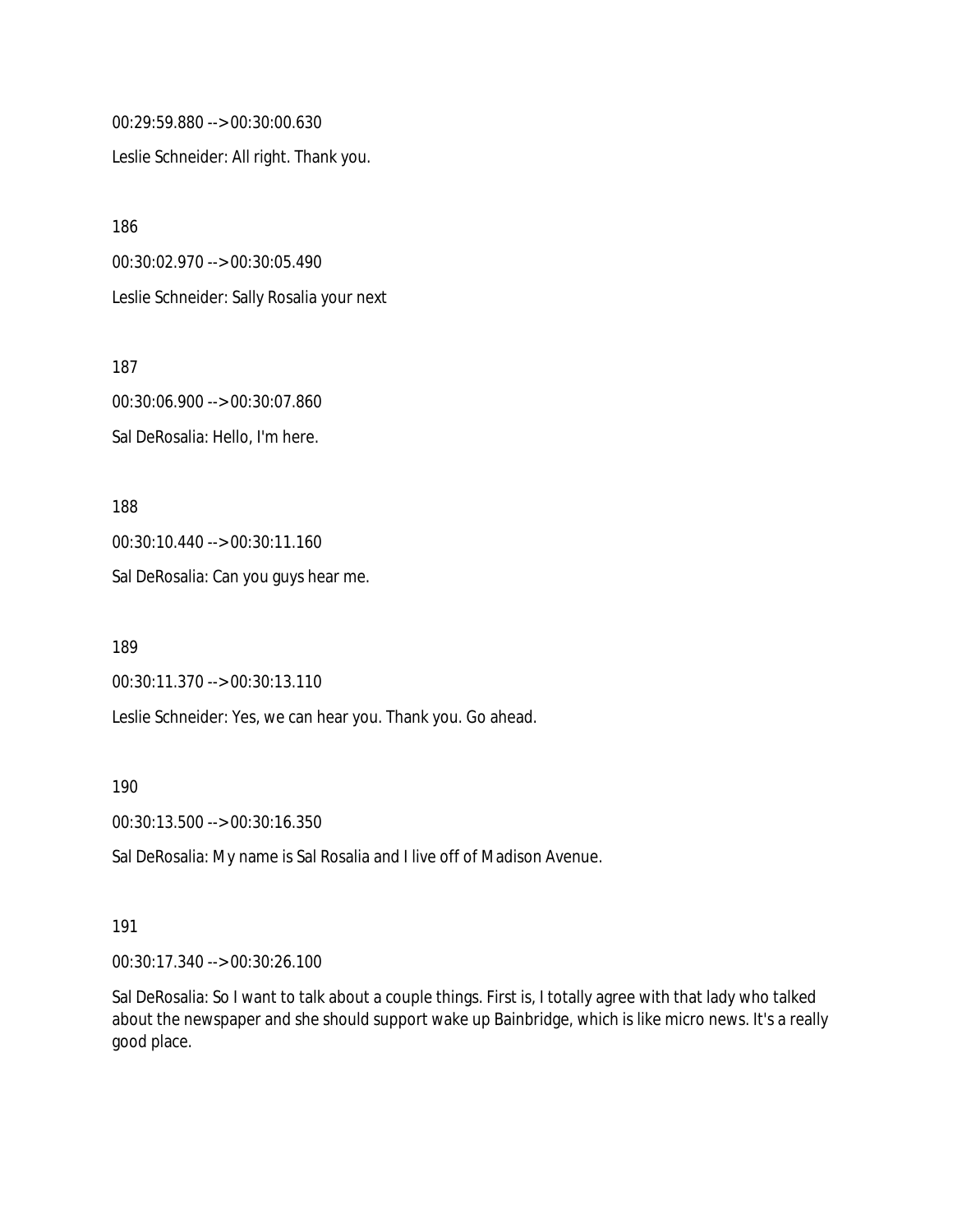00:29:59.880 --> 00:30:00.630

Leslie Schneider: All right. Thank you.

186

00:30:02.970 --> 00:30:05.490

Leslie Schneider: Sally Rosalia your next

187

00:30:06.900 --> 00:30:07.860

Sal DeRosalia: Hello, I'm here.

188

00:30:10.440 --> 00:30:11.160

Sal DeRosalia: Can you guys hear me.

189

00:30:11.370 --> 00:30:13.110

Leslie Schneider: Yes, we can hear you. Thank you. Go ahead.

190

00:30:13.500 --> 00:30:16.350

Sal DeRosalia: My name is Sal Rosalia and I live off of Madison Avenue.

191

00:30:17.340 --> 00:30:26.100

Sal DeRosalia: So I want to talk about a couple things. First is, I totally agree with that lady who talked about the newspaper and she should support wake up Bainbridge, which is like micro news. It's a really good place.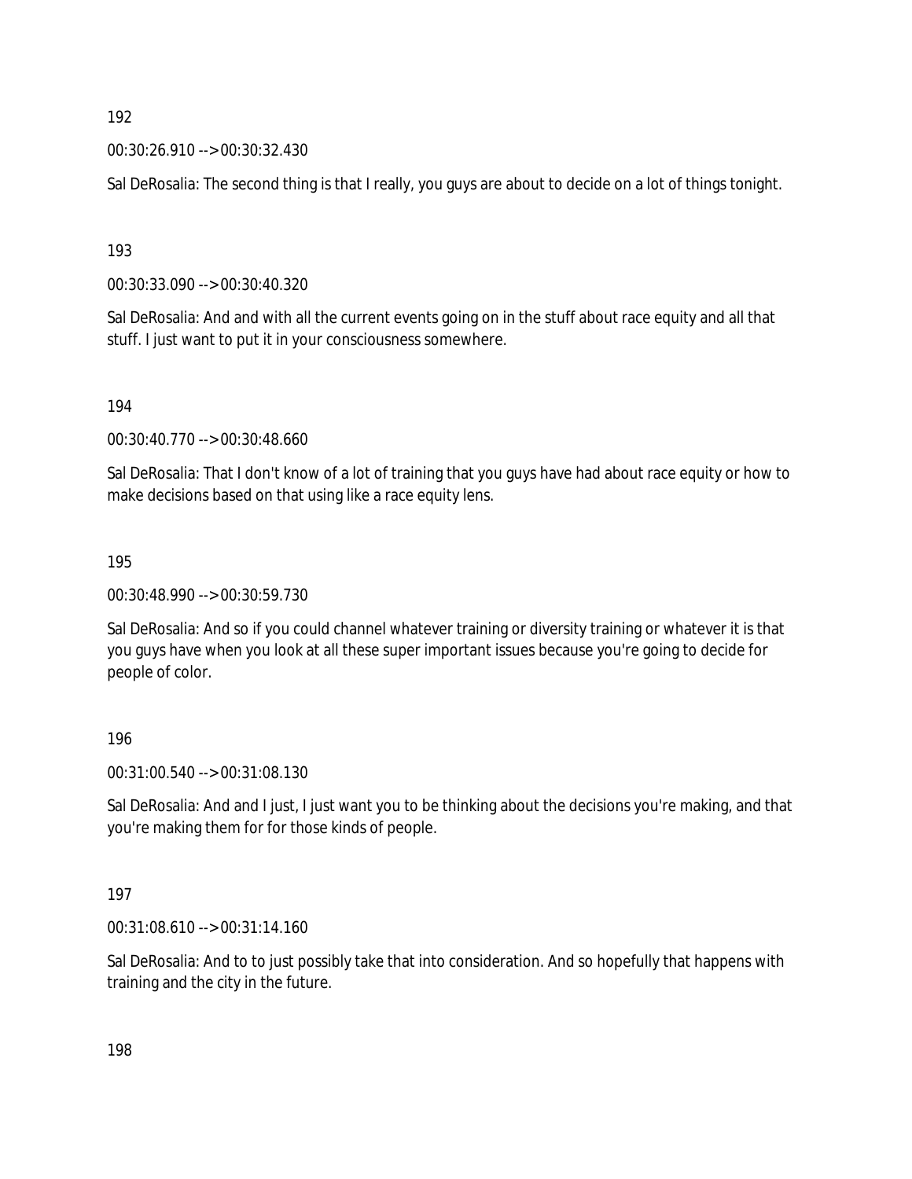192

00:30:26.910 --> 00:30:32.430

Sal DeRosalia: The second thing is that I really, you guys are about to decide on a lot of things tonight.

193

00:30:33.090 --> 00:30:40.320

Sal DeRosalia: And and with all the current events going on in the stuff about race equity and all that stuff. I just want to put it in your consciousness somewhere.

194

00:30:40.770 --> 00:30:48.660

Sal DeRosalia: That I don't know of a lot of training that you guys have had about race equity or how to make decisions based on that using like a race equity lens.

195

00:30:48.990 --> 00:30:59.730

Sal DeRosalia: And so if you could channel whatever training or diversity training or whatever it is that you guys have when you look at all these super important issues because you're going to decide for people of color.

196

00:31:00.540 --> 00:31:08.130

Sal DeRosalia: And and I just, I just want you to be thinking about the decisions you're making, and that you're making them for for those kinds of people.

197

00:31:08.610 --> 00:31:14.160

Sal DeRosalia: And to to just possibly take that into consideration. And so hopefully that happens with training and the city in the future.

198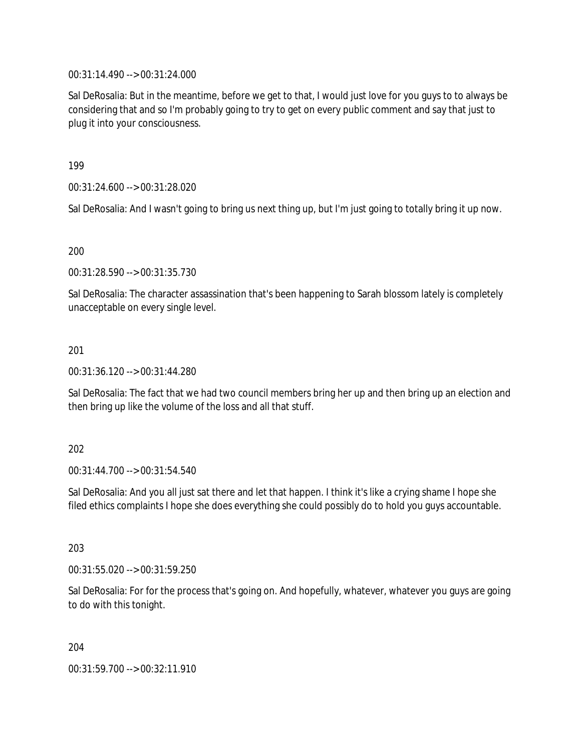00:31:14.490 --> 00:31:24.000

Sal DeRosalia: But in the meantime, before we get to that, I would just love for you guys to to always be considering that and so I'm probably going to try to get on every public comment and say that just to plug it into your consciousness.

199

00:31:24.600 --> 00:31:28.020

Sal DeRosalia: And I wasn't going to bring us next thing up, but I'm just going to totally bring it up now.

200

00:31:28.590 --> 00:31:35.730

Sal DeRosalia: The character assassination that's been happening to Sarah blossom lately is completely unacceptable on every single level.

201

00:31:36.120 --> 00:31:44.280

Sal DeRosalia: The fact that we had two council members bring her up and then bring up an election and then bring up like the volume of the loss and all that stuff.

202

00:31:44.700 --> 00:31:54.540

Sal DeRosalia: And you all just sat there and let that happen. I think it's like a crying shame I hope she filed ethics complaints I hope she does everything she could possibly do to hold you guys accountable.

203

00:31:55.020 --> 00:31:59.250

Sal DeRosalia: For for the process that's going on. And hopefully, whatever, whatever you guys are going to do with this tonight.

204

00:31:59.700 --> 00:32:11.910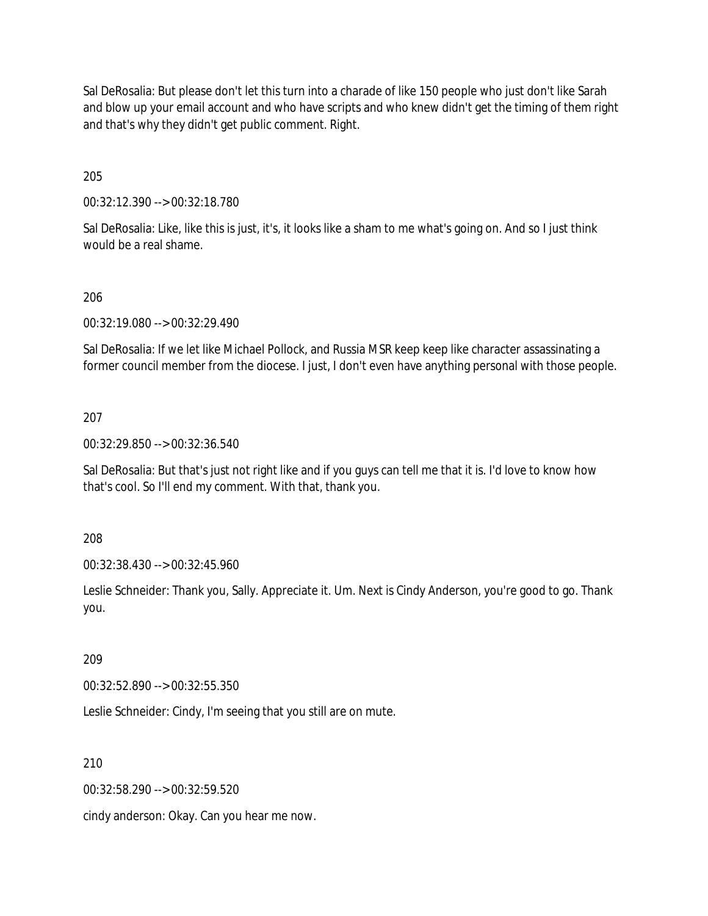Sal DeRosalia: But please don't let this turn into a charade of like 150 people who just don't like Sarah and blow up your email account and who have scripts and who knew didn't get the timing of them right and that's why they didn't get public comment. Right.

205

00:32:12.390 --> 00:32:18.780

Sal DeRosalia: Like, like this is just, it's, it looks like a sham to me what's going on. And so I just think would be a real shame.

206

00:32:19.080 --> 00:32:29.490

Sal DeRosalia: If we let like Michael Pollock, and Russia MSR keep keep like character assassinating a former council member from the diocese. I just, I don't even have anything personal with those people.

207

00:32:29.850 --> 00:32:36.540

Sal DeRosalia: But that's just not right like and if you guys can tell me that it is. I'd love to know how that's cool. So I'll end my comment. With that, thank you.

208

00:32:38.430 --> 00:32:45.960

Leslie Schneider: Thank you, Sally. Appreciate it. Um. Next is Cindy Anderson, you're good to go. Thank you.

209

00:32:52.890 --> 00:32:55.350

Leslie Schneider: Cindy, I'm seeing that you still are on mute.

210

00:32:58.290 --> 00:32:59.520

cindy anderson: Okay. Can you hear me now.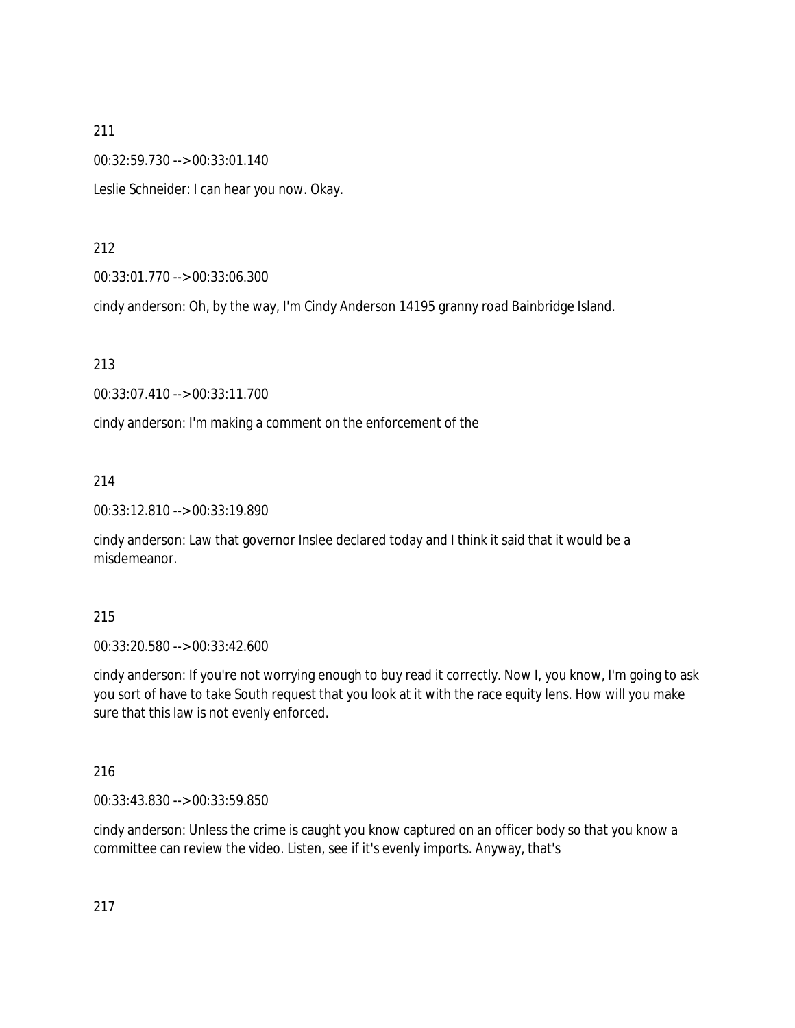211

00:32:59.730 --> 00:33:01.140

Leslie Schneider: I can hear you now. Okay.

212

00:33:01.770 --> 00:33:06.300

cindy anderson: Oh, by the way, I'm Cindy Anderson 14195 granny road Bainbridge Island.

213

00:33:07.410 --> 00:33:11.700

cindy anderson: I'm making a comment on the enforcement of the

214

00:33:12.810 --> 00:33:19.890

cindy anderson: Law that governor Inslee declared today and I think it said that it would be a misdemeanor.

215

00:33:20.580 --> 00:33:42.600

cindy anderson: If you're not worrying enough to buy read it correctly. Now I, you know, I'm going to ask you sort of have to take South request that you look at it with the race equity lens. How will you make sure that this law is not evenly enforced.

216

00:33:43.830 --> 00:33:59.850

cindy anderson: Unless the crime is caught you know captured on an officer body so that you know a committee can review the video. Listen, see if it's evenly imports. Anyway, that's

217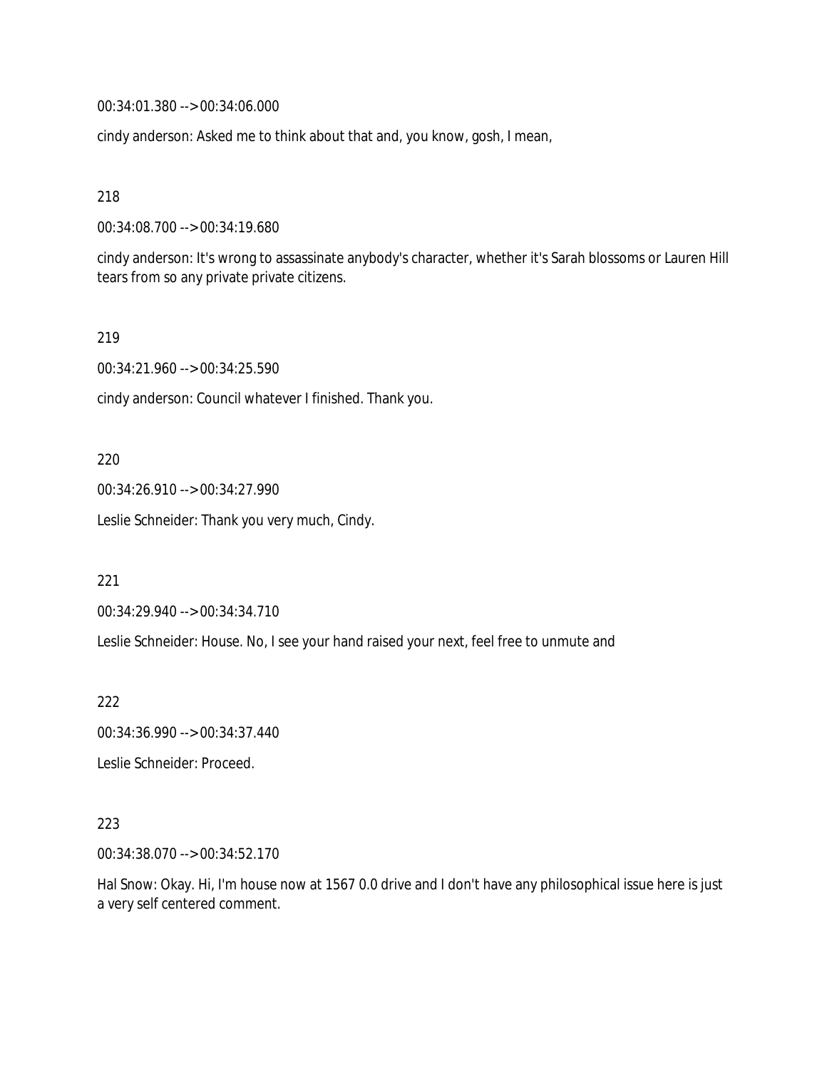00:34:01.380 --> 00:34:06.000

cindy anderson: Asked me to think about that and, you know, gosh, I mean,

218

00:34:08.700 --> 00:34:19.680

cindy anderson: It's wrong to assassinate anybody's character, whether it's Sarah blossoms or Lauren Hill tears from so any private private citizens.

219

00:34:21.960 --> 00:34:25.590

cindy anderson: Council whatever I finished. Thank you.

220

00:34:26.910 --> 00:34:27.990

Leslie Schneider: Thank you very much, Cindy.

221

00:34:29.940 --> 00:34:34.710

Leslie Schneider: House. No, I see your hand raised your next, feel free to unmute and

222

00:34:36.990 --> 00:34:37.440

Leslie Schneider: Proceed.

223

00:34:38.070 --> 00:34:52.170

Hal Snow: Okay. Hi, I'm house now at 1567 0.0 drive and I don't have any philosophical issue here is just a very self centered comment.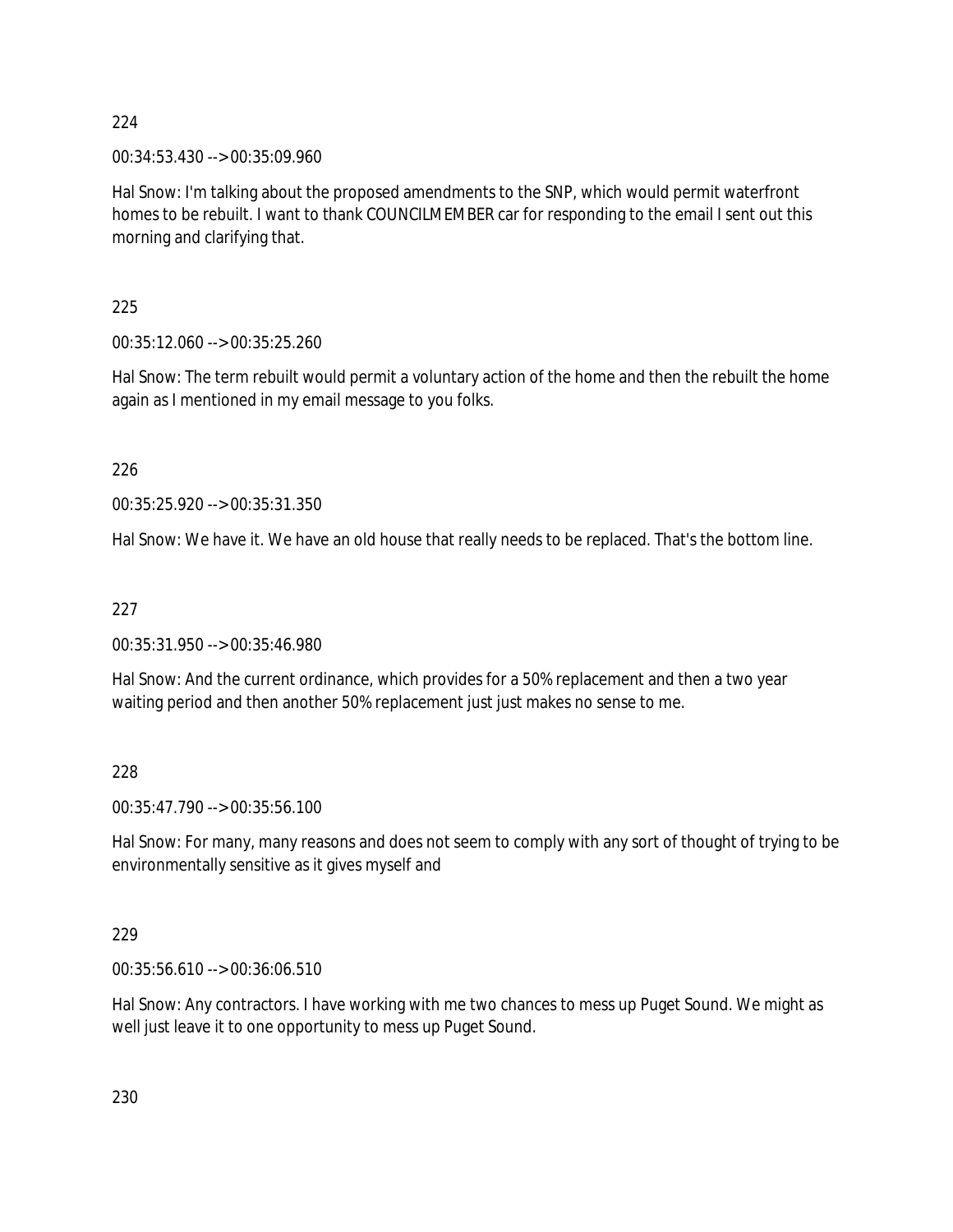224

00:34:53.430 --> 00:35:09.960

Hal Snow: I'm talking about the proposed amendments to the SNP, which would permit waterfront homes to be rebuilt. I want to thank COUNCILMEMBER car for responding to the email I sent out this morning and clarifying that.

225

00:35:12.060 --> 00:35:25.260

Hal Snow: The term rebuilt would permit a voluntary action of the home and then the rebuilt the home again as I mentioned in my email message to you folks.

226

00:35:25.920 --> 00:35:31.350

Hal Snow: We have it. We have an old house that really needs to be replaced. That's the bottom line.

227

00:35:31.950 --> 00:35:46.980

Hal Snow: And the current ordinance, which provides for a 50% replacement and then a two year waiting period and then another 50% replacement just just makes no sense to me.

228

00:35:47.790 --> 00:35:56.100

Hal Snow: For many, many reasons and does not seem to comply with any sort of thought of trying to be environmentally sensitive as it gives myself and

229

00:35:56.610 --> 00:36:06.510

Hal Snow: Any contractors. I have working with me two chances to mess up Puget Sound. We might as well just leave it to one opportunity to mess up Puget Sound.

230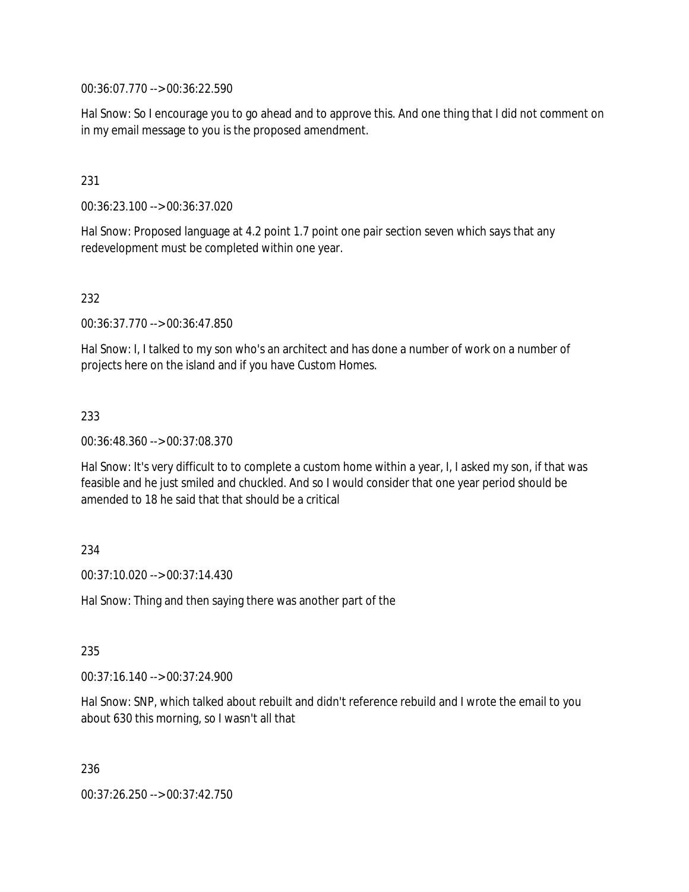00:36:07.770 --> 00:36:22.590

Hal Snow: So I encourage you to go ahead and to approve this. And one thing that I did not comment on in my email message to you is the proposed amendment.

231

00:36:23.100 --> 00:36:37.020

Hal Snow: Proposed language at 4.2 point 1.7 point one pair section seven which says that any redevelopment must be completed within one year.

232

00:36:37.770 --> 00:36:47.850

Hal Snow: I, I talked to my son who's an architect and has done a number of work on a number of projects here on the island and if you have Custom Homes.

233

00:36:48.360 --> 00:37:08.370

Hal Snow: It's very difficult to to complete a custom home within a year, I, I asked my son, if that was feasible and he just smiled and chuckled. And so I would consider that one year period should be amended to 18 he said that that should be a critical

234

00:37:10.020 --> 00:37:14.430

Hal Snow: Thing and then saying there was another part of the

235

00:37:16.140 --> 00:37:24.900

Hal Snow: SNP, which talked about rebuilt and didn't reference rebuild and I wrote the email to you about 630 this morning, so I wasn't all that

236

00:37:26.250 --> 00:37:42.750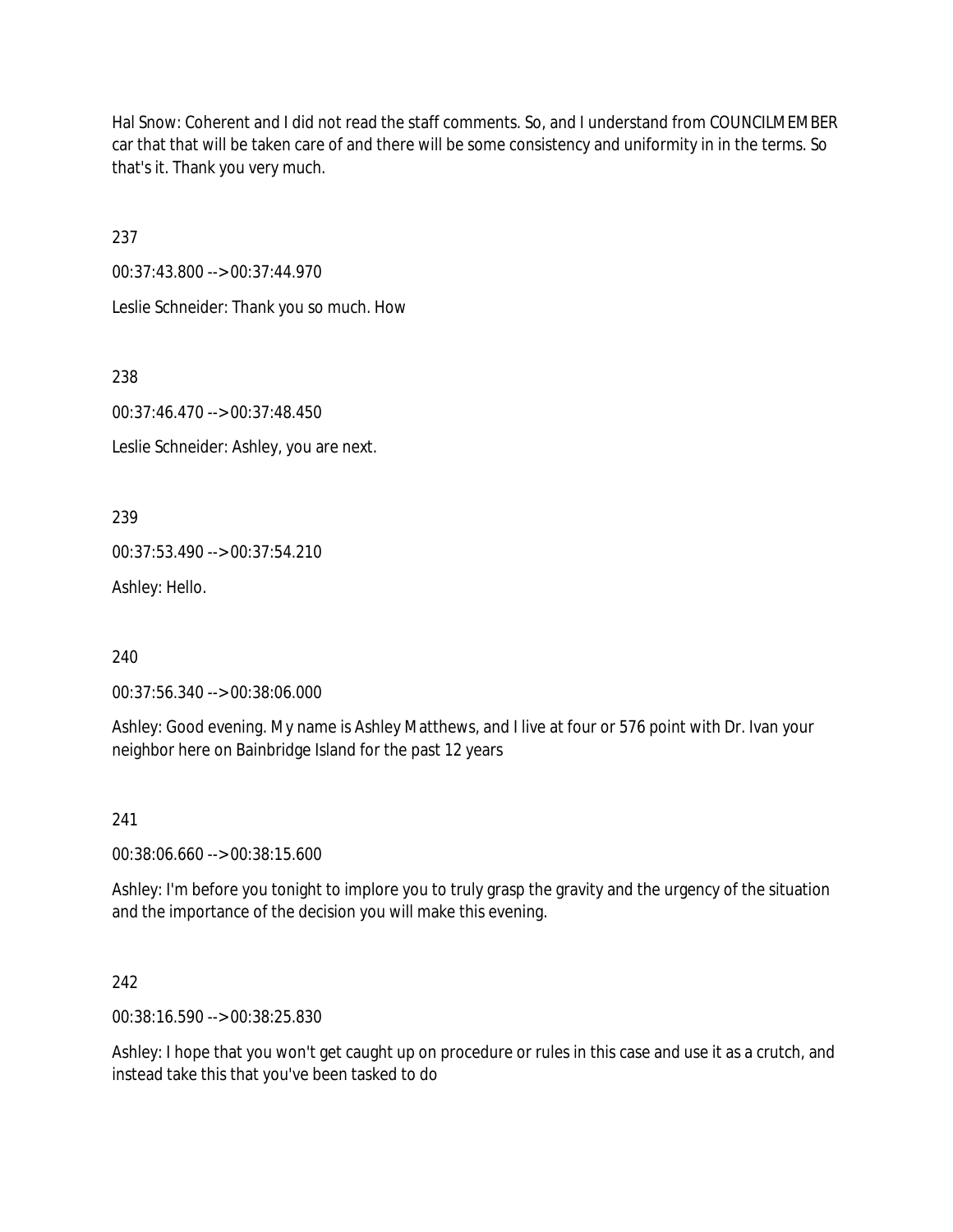Hal Snow: Coherent and I did not read the staff comments. So, and I understand from COUNCILMEMBER car that that will be taken care of and there will be some consistency and uniformity in in the terms. So that's it. Thank you very much.

237

00:37:43.800 --> 00:37:44.970

Leslie Schneider: Thank you so much. How

238

00:37:46.470 --> 00:37:48.450

Leslie Schneider: Ashley, you are next.

239

00:37:53.490 --> 00:37:54.210

Ashley: Hello.

240

00:37:56.340 --> 00:38:06.000

Ashley: Good evening. My name is Ashley Matthews, and I live at four or 576 point with Dr. Ivan your neighbor here on Bainbridge Island for the past 12 years

241

00:38:06.660 --> 00:38:15.600

Ashley: I'm before you tonight to implore you to truly grasp the gravity and the urgency of the situation and the importance of the decision you will make this evening.

242

00:38:16.590 --> 00:38:25.830

Ashley: I hope that you won't get caught up on procedure or rules in this case and use it as a crutch, and instead take this that you've been tasked to do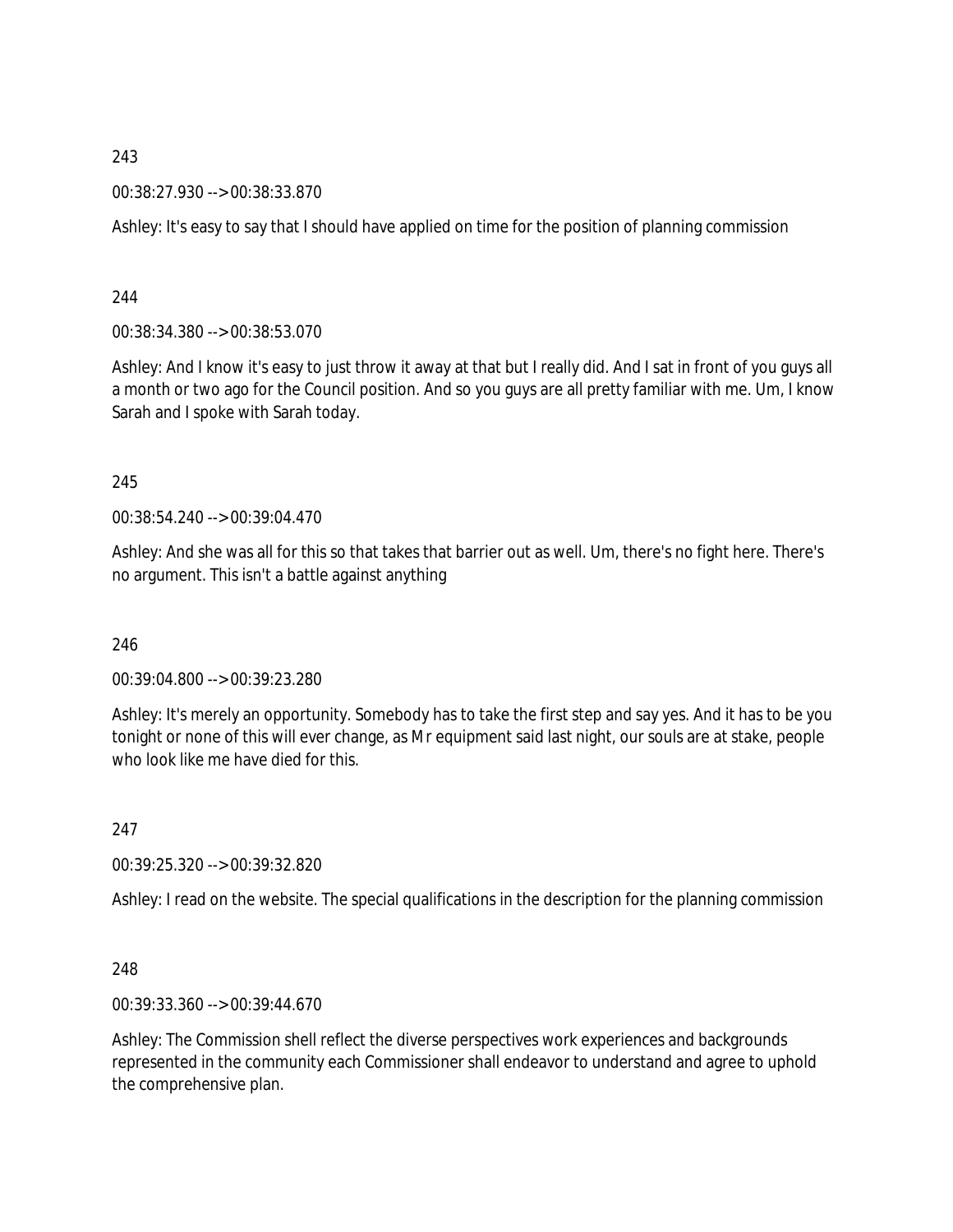243

00:38:27.930 --> 00:38:33.870

Ashley: It's easy to say that I should have applied on time for the position of planning commission

244

00:38:34.380 --> 00:38:53.070

Ashley: And I know it's easy to just throw it away at that but I really did. And I sat in front of you guys all a month or two ago for the Council position. And so you guys are all pretty familiar with me. Um, I know Sarah and I spoke with Sarah today.

245

00:38:54.240 --> 00:39:04.470

Ashley: And she was all for this so that takes that barrier out as well. Um, there's no fight here. There's no argument. This isn't a battle against anything

246

00:39:04.800 --> 00:39:23.280

Ashley: It's merely an opportunity. Somebody has to take the first step and say yes. And it has to be you tonight or none of this will ever change, as Mr equipment said last night, our souls are at stake, people who look like me have died for this.

247

00:39:25.320 --> 00:39:32.820

Ashley: I read on the website. The special qualifications in the description for the planning commission

248

00:39:33.360 --> 00:39:44.670

Ashley: The Commission shell reflect the diverse perspectives work experiences and backgrounds represented in the community each Commissioner shall endeavor to understand and agree to uphold the comprehensive plan.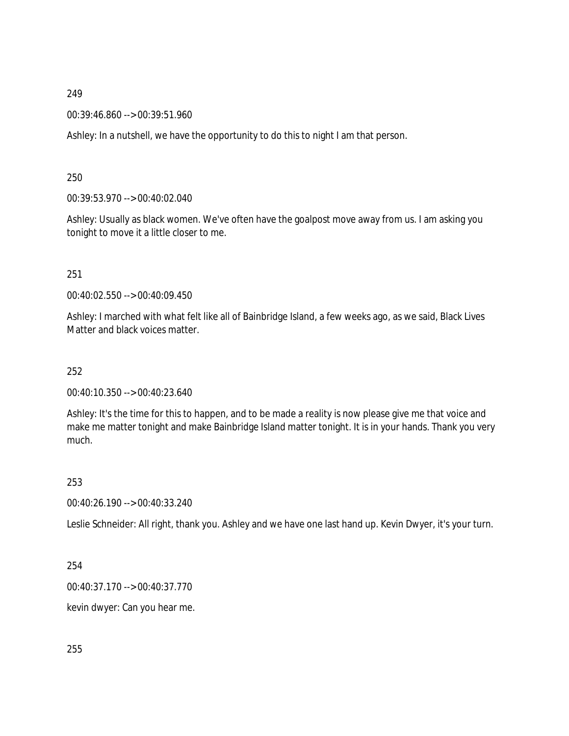249

00:39:46.860 --> 00:39:51.960

Ashley: In a nutshell, we have the opportunity to do this to night I am that person.

250

00:39:53.970 --> 00:40:02.040

Ashley: Usually as black women. We've often have the goalpost move away from us. I am asking you tonight to move it a little closer to me.

251

00:40:02.550 --> 00:40:09.450

Ashley: I marched with what felt like all of Bainbridge Island, a few weeks ago, as we said, Black Lives Matter and black voices matter.

252

00:40:10.350 --> 00:40:23.640

Ashley: It's the time for this to happen, and to be made a reality is now please give me that voice and make me matter tonight and make Bainbridge Island matter tonight. It is in your hands. Thank you very much.

253

00:40:26.190 --> 00:40:33.240

Leslie Schneider: All right, thank you. Ashley and we have one last hand up. Kevin Dwyer, it's your turn.

254

00:40:37.170 --> 00:40:37.770

kevin dwyer: Can you hear me.

255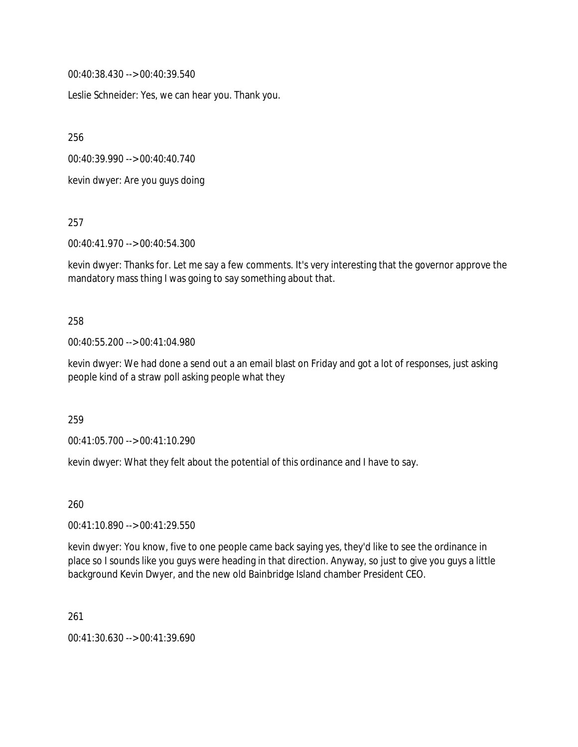00:40:38.430 --> 00:40:39.540

Leslie Schneider: Yes, we can hear you. Thank you.

256

00:40:39.990 --> 00:40:40.740

kevin dwyer: Are you guys doing

257

00:40:41.970 --> 00:40:54.300

kevin dwyer: Thanks for. Let me say a few comments. It's very interesting that the governor approve the mandatory mass thing I was going to say something about that.

258

00:40:55.200 --> 00:41:04.980

kevin dwyer: We had done a send out a an email blast on Friday and got a lot of responses, just asking people kind of a straw poll asking people what they

259

00:41:05.700 --> 00:41:10.290

kevin dwyer: What they felt about the potential of this ordinance and I have to say.

260

00:41:10.890 --> 00:41:29.550

kevin dwyer: You know, five to one people came back saying yes, they'd like to see the ordinance in place so I sounds like you guys were heading in that direction. Anyway, so just to give you guys a little background Kevin Dwyer, and the new old Bainbridge Island chamber President CEO.

261

00:41:30.630 --> 00:41:39.690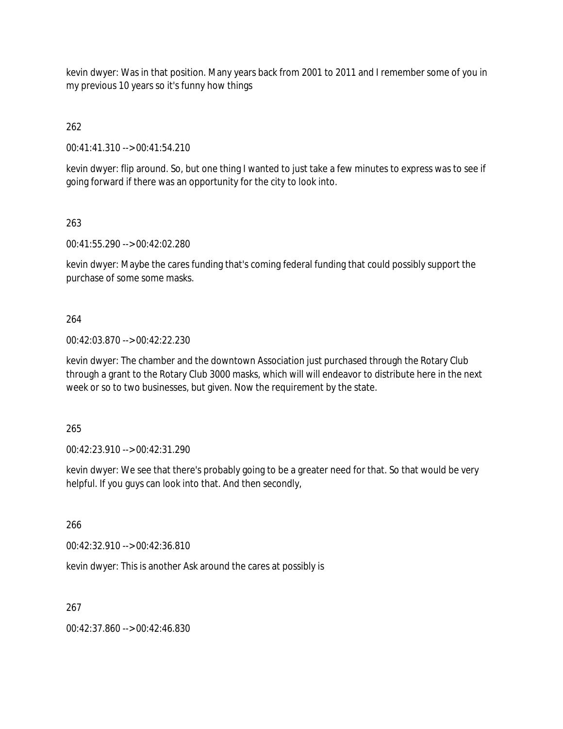kevin dwyer: Was in that position. Many years back from 2001 to 2011 and I remember some of you in my previous 10 years so it's funny how things

262

00:41:41.310 --> 00:41:54.210

kevin dwyer: flip around. So, but one thing I wanted to just take a few minutes to express was to see if going forward if there was an opportunity for the city to look into.

263

00:41:55.290 --> 00:42:02.280

kevin dwyer: Maybe the cares funding that's coming federal funding that could possibly support the purchase of some some masks.

264

00:42:03.870 --> 00:42:22.230

kevin dwyer: The chamber and the downtown Association just purchased through the Rotary Club through a grant to the Rotary Club 3000 masks, which will will endeavor to distribute here in the next week or so to two businesses, but given. Now the requirement by the state.

265

00:42:23.910 --> 00:42:31.290

kevin dwyer: We see that there's probably going to be a greater need for that. So that would be very helpful. If you guys can look into that. And then secondly,

266

00:42:32.910 --> 00:42:36.810

kevin dwyer: This is another Ask around the cares at possibly is

267

00:42:37.860 --> 00:42:46.830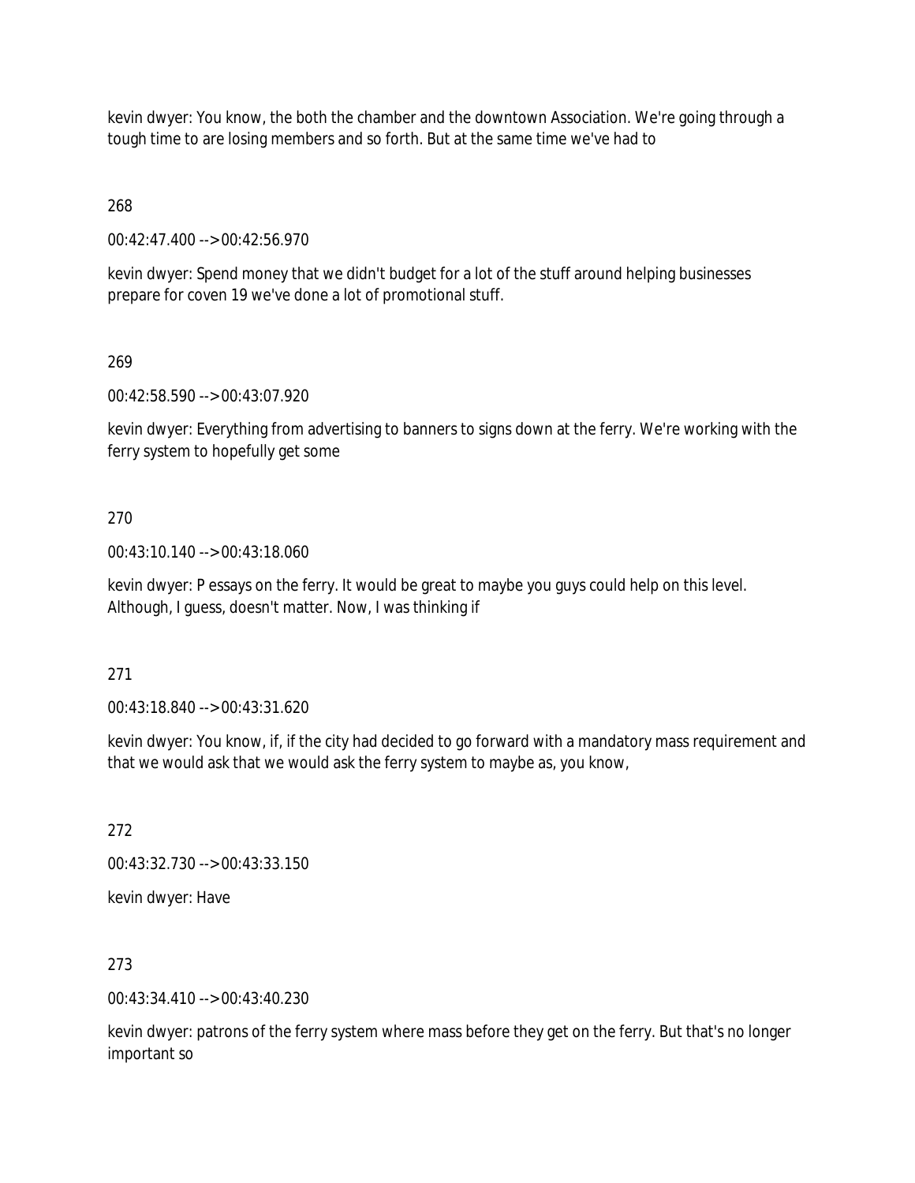kevin dwyer: You know, the both the chamber and the downtown Association. We're going through a tough time to are losing members and so forth. But at the same time we've had to

268

00:42:47.400 --> 00:42:56.970

kevin dwyer: Spend money that we didn't budget for a lot of the stuff around helping businesses prepare for coven 19 we've done a lot of promotional stuff.

269

00:42:58.590 --> 00:43:07.920

kevin dwyer: Everything from advertising to banners to signs down at the ferry. We're working with the ferry system to hopefully get some

270

00:43:10.140 --> 00:43:18.060

kevin dwyer: P essays on the ferry. It would be great to maybe you guys could help on this level. Although, I guess, doesn't matter. Now, I was thinking if

271

00:43:18.840 --> 00:43:31.620

kevin dwyer: You know, if, if the city had decided to go forward with a mandatory mass requirement and that we would ask that we would ask the ferry system to maybe as, you know,

272

00:43:32.730 --> 00:43:33.150

kevin dwyer: Have

273

00:43:34.410 --> 00:43:40.230

kevin dwyer: patrons of the ferry system where mass before they get on the ferry. But that's no longer important so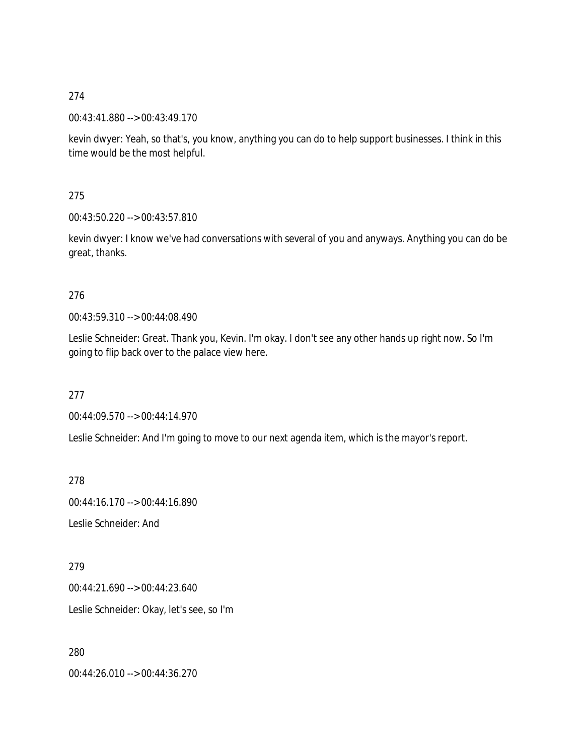274

00:43:41.880 --> 00:43:49.170

kevin dwyer: Yeah, so that's, you know, anything you can do to help support businesses. I think in this time would be the most helpful.

275

00:43:50.220 --> 00:43:57.810

kevin dwyer: I know we've had conversations with several of you and anyways. Anything you can do be great, thanks.

276

00:43:59.310 --> 00:44:08.490

Leslie Schneider: Great. Thank you, Kevin. I'm okay. I don't see any other hands up right now. So I'm going to flip back over to the palace view here.

277

00:44:09.570 --> 00:44:14.970

Leslie Schneider: And I'm going to move to our next agenda item, which is the mayor's report.

278

00:44:16.170 --> 00:44:16.890

Leslie Schneider: And

279

00:44:21.690 --> 00:44:23.640

Leslie Schneider: Okay, let's see, so I'm

280

00:44:26.010 --> 00:44:36.270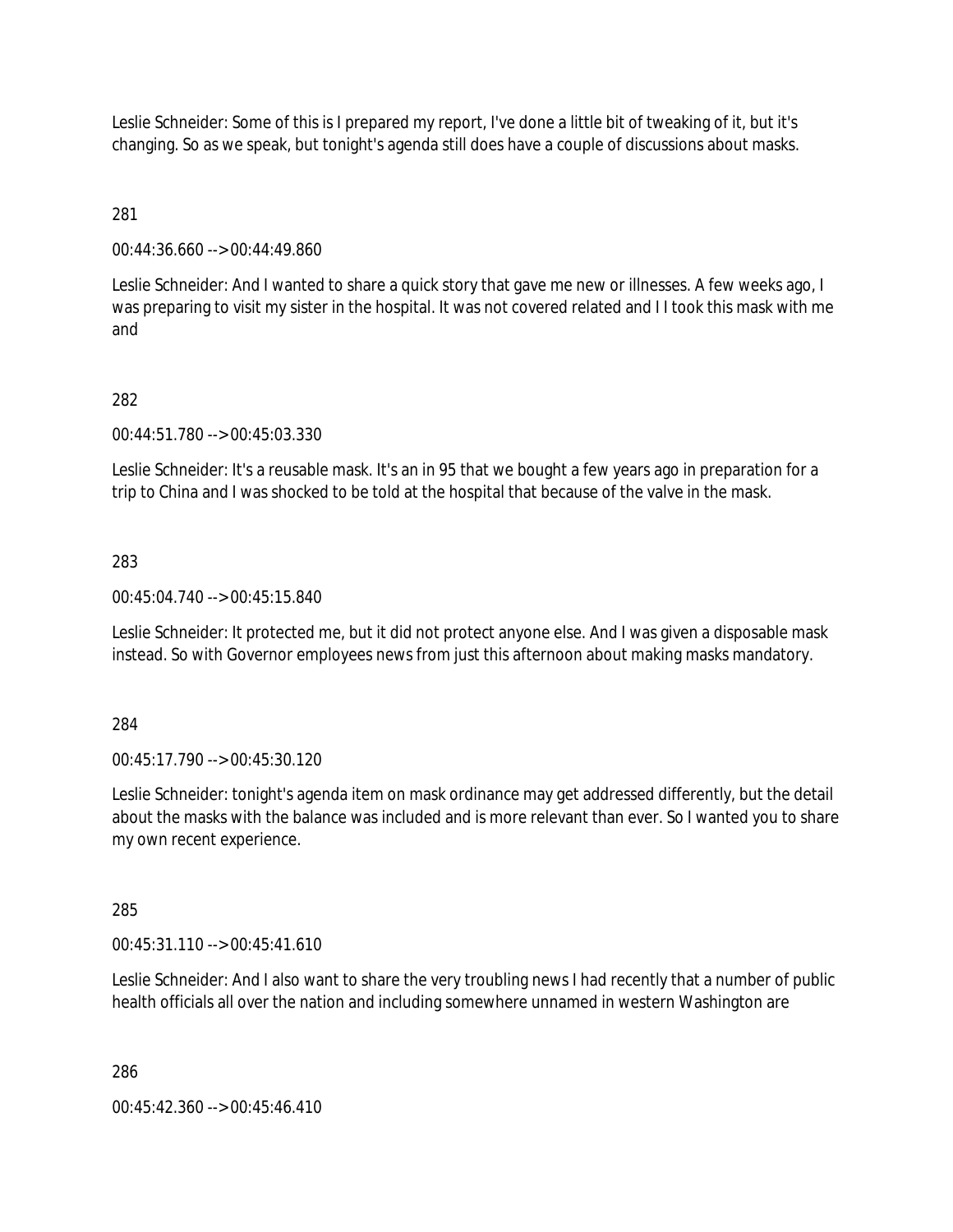Leslie Schneider: Some of this is I prepared my report, I've done a little bit of tweaking of it, but it's changing. So as we speak, but tonight's agenda still does have a couple of discussions about masks.

281

00:44:36.660 --> 00:44:49.860

Leslie Schneider: And I wanted to share a quick story that gave me new or illnesses. A few weeks ago, I was preparing to visit my sister in the hospital. It was not covered related and I I took this mask with me and

282

00:44:51.780 --> 00:45:03.330

Leslie Schneider: It's a reusable mask. It's an in 95 that we bought a few years ago in preparation for a trip to China and I was shocked to be told at the hospital that because of the valve in the mask.

283

00:45:04.740 --> 00:45:15.840

Leslie Schneider: It protected me, but it did not protect anyone else. And I was given a disposable mask instead. So with Governor employees news from just this afternoon about making masks mandatory.

284

00:45:17.790 --> 00:45:30.120

Leslie Schneider: tonight's agenda item on mask ordinance may get addressed differently, but the detail about the masks with the balance was included and is more relevant than ever. So I wanted you to share my own recent experience.

285

00:45:31.110 --> 00:45:41.610

Leslie Schneider: And I also want to share the very troubling news I had recently that a number of public health officials all over the nation and including somewhere unnamed in western Washington are

286

00:45:42.360 --> 00:45:46.410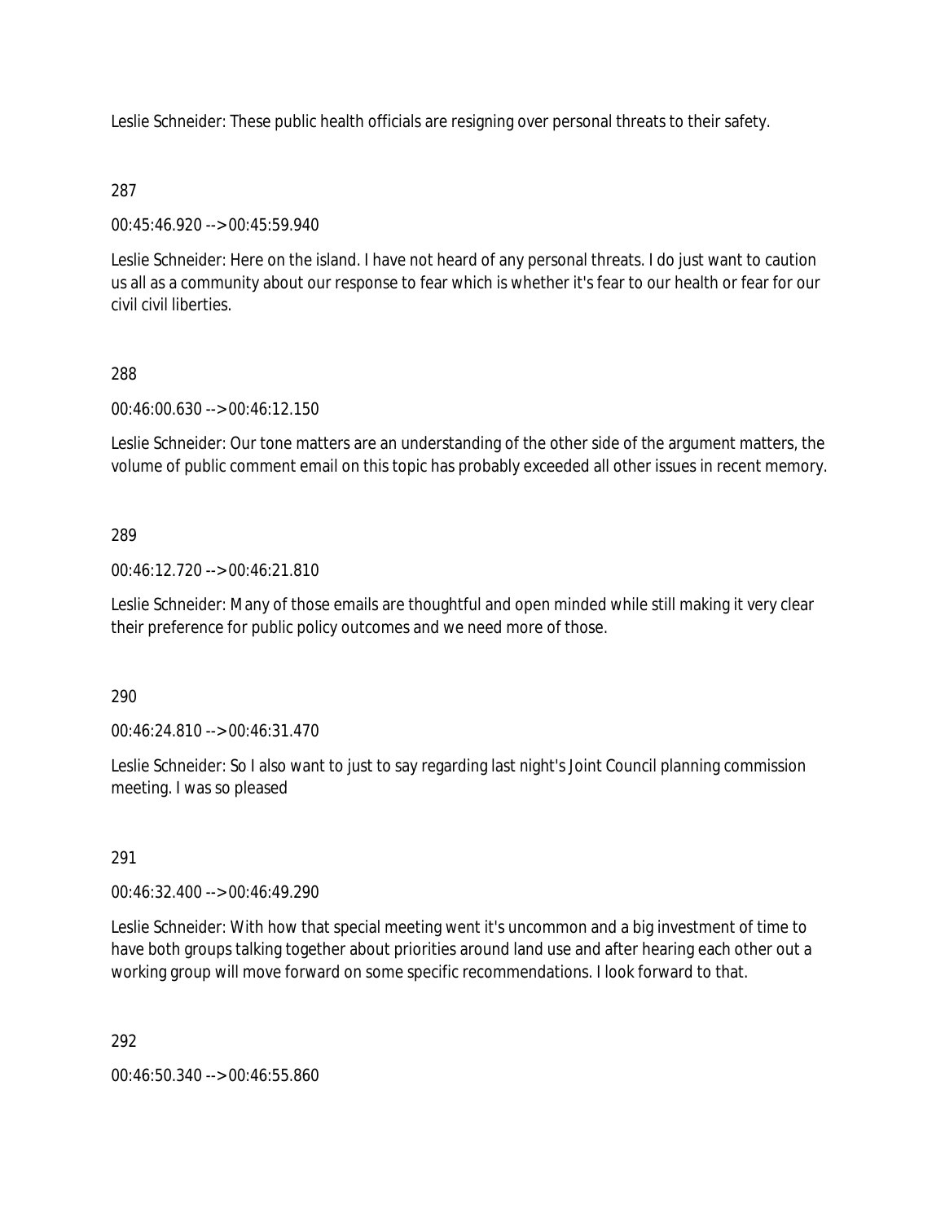Leslie Schneider: These public health officials are resigning over personal threats to their safety.

287

00:45:46.920 --> 00:45:59.940

Leslie Schneider: Here on the island. I have not heard of any personal threats. I do just want to caution us all as a community about our response to fear which is whether it's fear to our health or fear for our civil civil liberties.

288

00:46:00.630 --> 00:46:12.150

Leslie Schneider: Our tone matters are an understanding of the other side of the argument matters, the volume of public comment email on this topic has probably exceeded all other issues in recent memory.

289

00:46:12.720 --> 00:46:21.810

Leslie Schneider: Many of those emails are thoughtful and open minded while still making it very clear their preference for public policy outcomes and we need more of those.

290

00:46:24.810 --> 00:46:31.470

Leslie Schneider: So I also want to just to say regarding last night's Joint Council planning commission meeting. I was so pleased

291

00:46:32.400 --> 00:46:49.290

Leslie Schneider: With how that special meeting went it's uncommon and a big investment of time to have both groups talking together about priorities around land use and after hearing each other out a working group will move forward on some specific recommendations. I look forward to that.

292

00:46:50.340 --> 00:46:55.860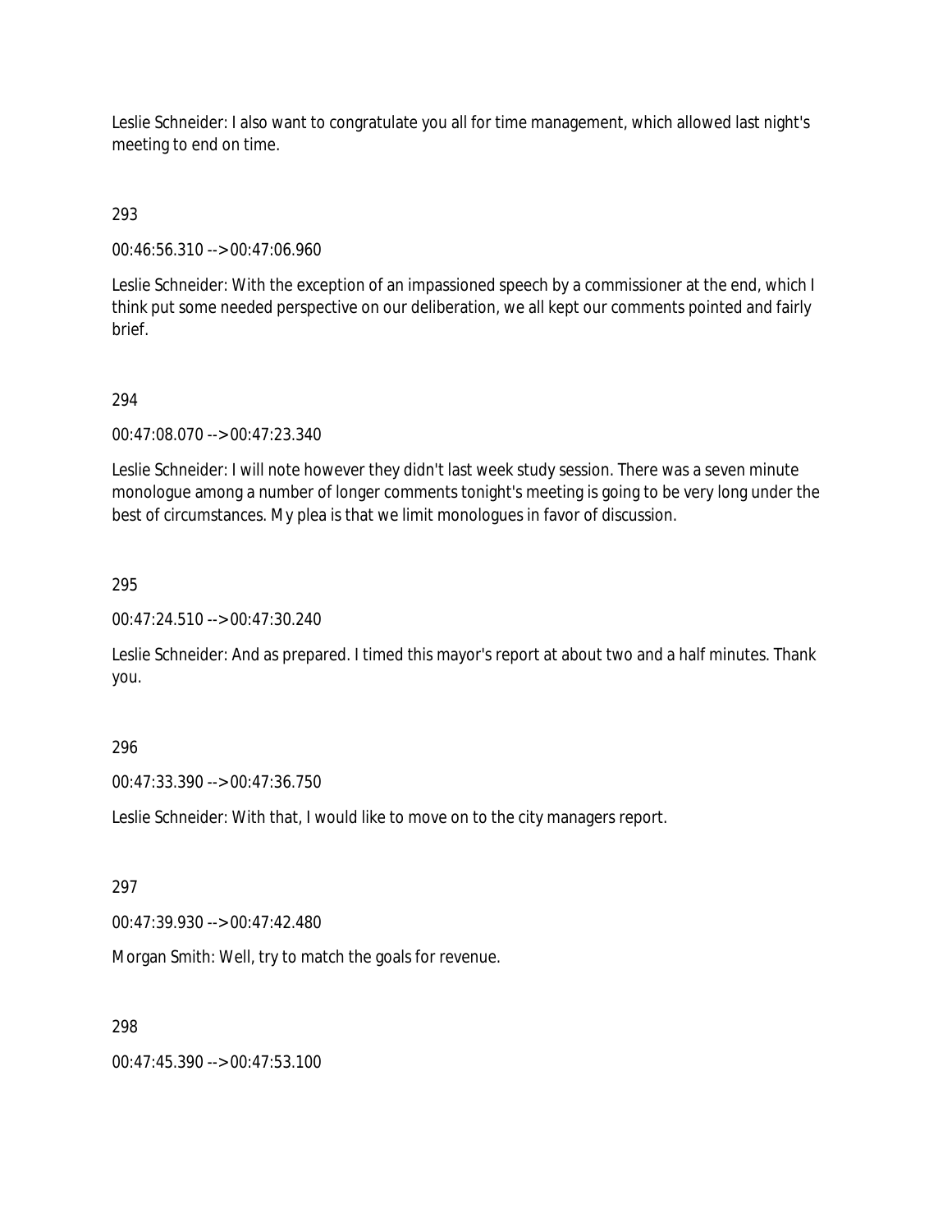Leslie Schneider: I also want to congratulate you all for time management, which allowed last night's meeting to end on time.

293

00:46:56.310 --> 00:47:06.960

Leslie Schneider: With the exception of an impassioned speech by a commissioner at the end, which I think put some needed perspective on our deliberation, we all kept our comments pointed and fairly brief.

294

00:47:08.070 --> 00:47:23.340

Leslie Schneider: I will note however they didn't last week study session. There was a seven minute monologue among a number of longer comments tonight's meeting is going to be very long under the best of circumstances. My plea is that we limit monologues in favor of discussion.

295

00:47:24.510 --> 00:47:30.240

Leslie Schneider: And as prepared. I timed this mayor's report at about two and a half minutes. Thank you.

296

00:47:33.390 --> 00:47:36.750

Leslie Schneider: With that, I would like to move on to the city managers report.

297

00:47:39.930 --> 00:47:42.480

Morgan Smith: Well, try to match the goals for revenue.

298

00:47:45.390 --> 00:47:53.100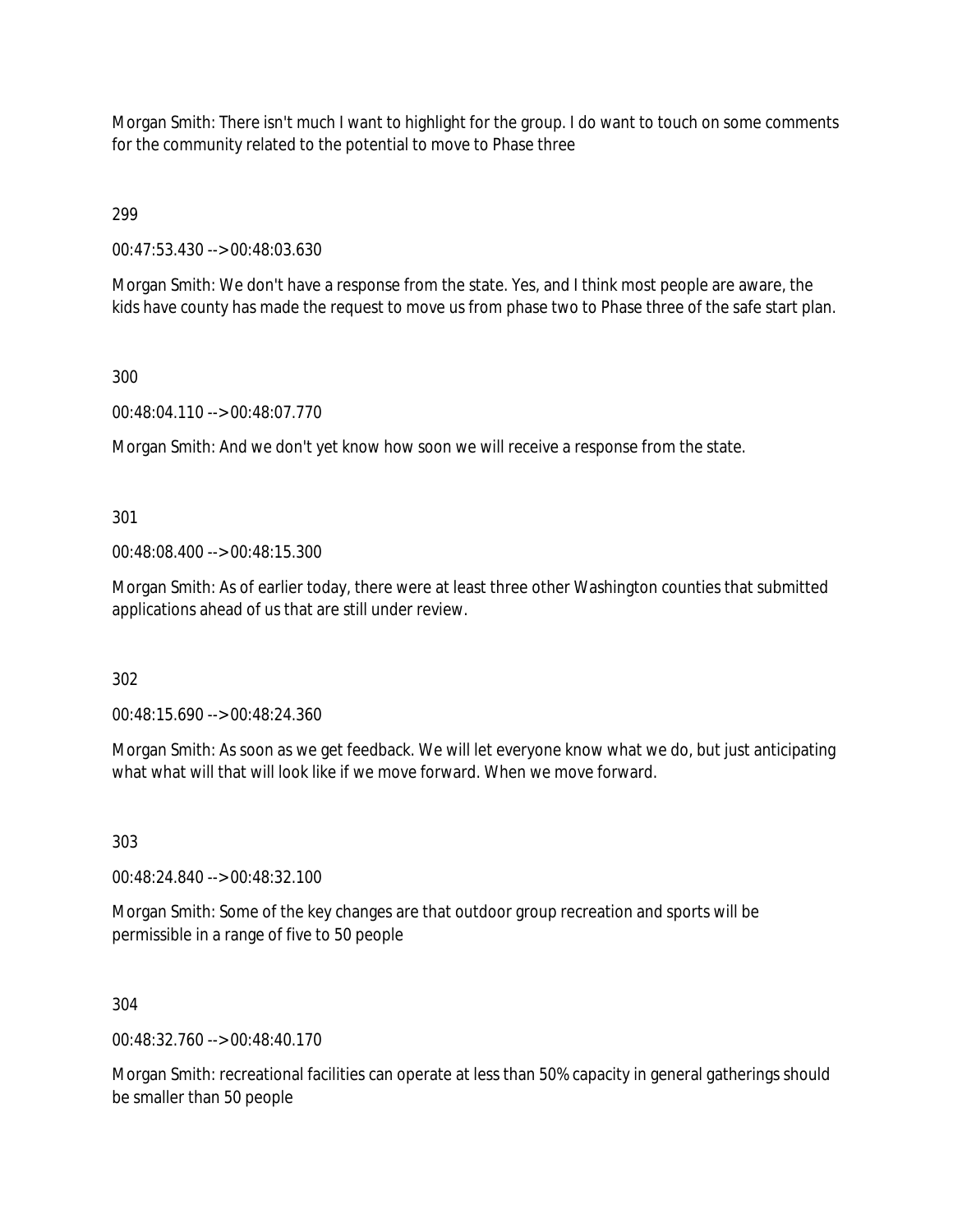Morgan Smith: There isn't much I want to highlight for the group. I do want to touch on some comments for the community related to the potential to move to Phase three

299

00:47:53.430 --> 00:48:03.630

Morgan Smith: We don't have a response from the state. Yes, and I think most people are aware, the kids have county has made the request to move us from phase two to Phase three of the safe start plan.

300

00:48:04.110 --> 00:48:07.770

Morgan Smith: And we don't yet know how soon we will receive a response from the state.

301

00:48:08.400 --> 00:48:15.300

Morgan Smith: As of earlier today, there were at least three other Washington counties that submitted applications ahead of us that are still under review.

302

00:48:15.690 --> 00:48:24.360

Morgan Smith: As soon as we get feedback. We will let everyone know what we do, but just anticipating what what will that will look like if we move forward. When we move forward.

303

00:48:24.840 --> 00:48:32.100

Morgan Smith: Some of the key changes are that outdoor group recreation and sports will be permissible in a range of five to 50 people

304

00:48:32.760 --> 00:48:40.170

Morgan Smith: recreational facilities can operate at less than 50% capacity in general gatherings should be smaller than 50 people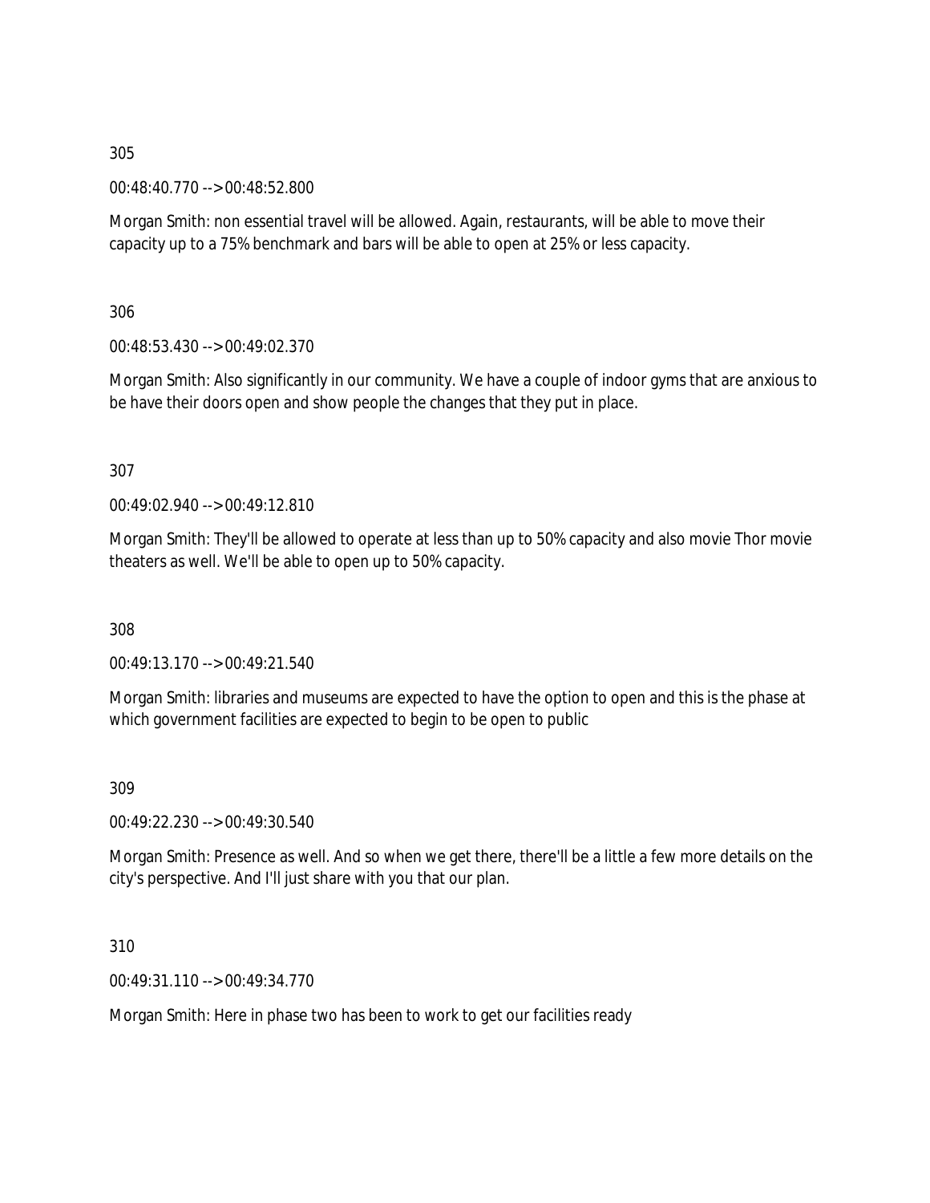305

00:48:40.770 --> 00:48:52.800

Morgan Smith: non essential travel will be allowed. Again, restaurants, will be able to move their capacity up to a 75% benchmark and bars will be able to open at 25% or less capacity.

306

00:48:53.430 --> 00:49:02.370

Morgan Smith: Also significantly in our community. We have a couple of indoor gyms that are anxious to be have their doors open and show people the changes that they put in place.

307

00:49:02.940 --> 00:49:12.810

Morgan Smith: They'll be allowed to operate at less than up to 50% capacity and also movie Thor movie theaters as well. We'll be able to open up to 50% capacity.

308

00:49:13.170 --> 00:49:21.540

Morgan Smith: libraries and museums are expected to have the option to open and this is the phase at which government facilities are expected to begin to be open to public

309

00:49:22.230 --> 00:49:30.540

Morgan Smith: Presence as well. And so when we get there, there'll be a little a few more details on the city's perspective. And I'll just share with you that our plan.

310

00:49:31.110 --> 00:49:34.770

Morgan Smith: Here in phase two has been to work to get our facilities ready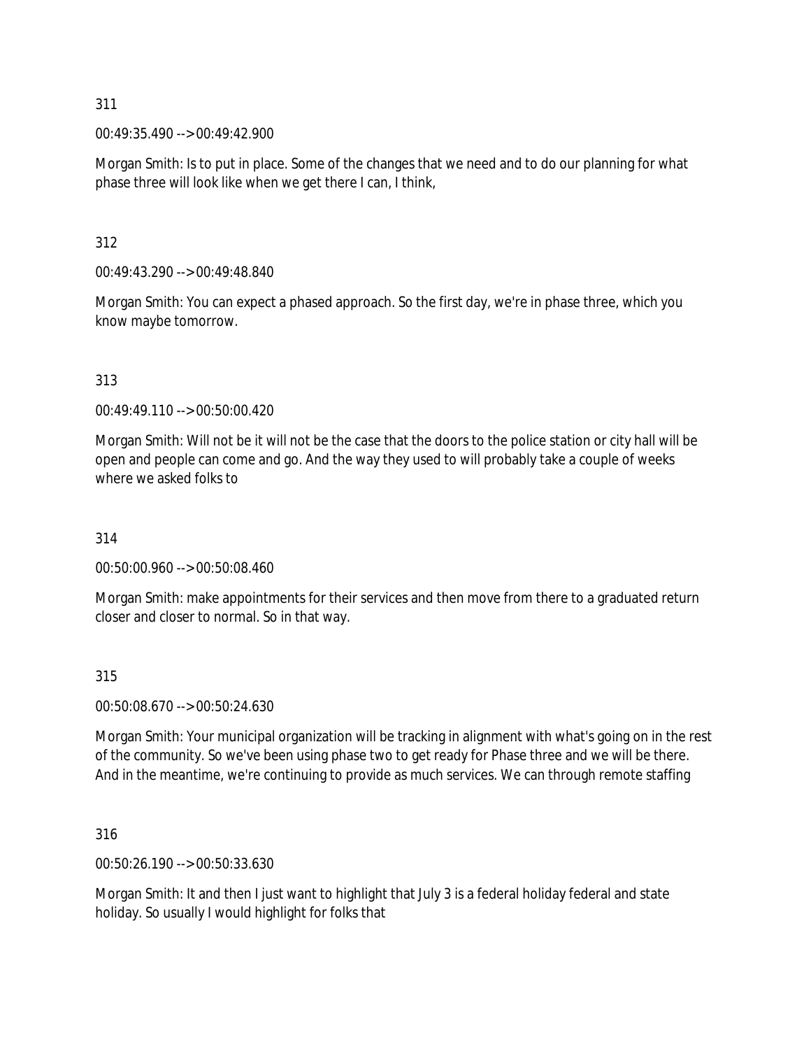311

00:49:35.490 --> 00:49:42.900

Morgan Smith: Is to put in place. Some of the changes that we need and to do our planning for what phase three will look like when we get there I can, I think,

312

00:49:43.290 --> 00:49:48.840

Morgan Smith: You can expect a phased approach. So the first day, we're in phase three, which you know maybe tomorrow.

313

00:49:49.110 --> 00:50:00.420

Morgan Smith: Will not be it will not be the case that the doors to the police station or city hall will be open and people can come and go. And the way they used to will probably take a couple of weeks where we asked folks to

314

00:50:00.960 --> 00:50:08.460

Morgan Smith: make appointments for their services and then move from there to a graduated return closer and closer to normal. So in that way.

315

00:50:08.670 --> 00:50:24.630

Morgan Smith: Your municipal organization will be tracking in alignment with what's going on in the rest of the community. So we've been using phase two to get ready for Phase three and we will be there. And in the meantime, we're continuing to provide as much services. We can through remote staffing

316

00:50:26.190 --> 00:50:33.630

Morgan Smith: It and then I just want to highlight that July 3 is a federal holiday federal and state holiday. So usually I would highlight for folks that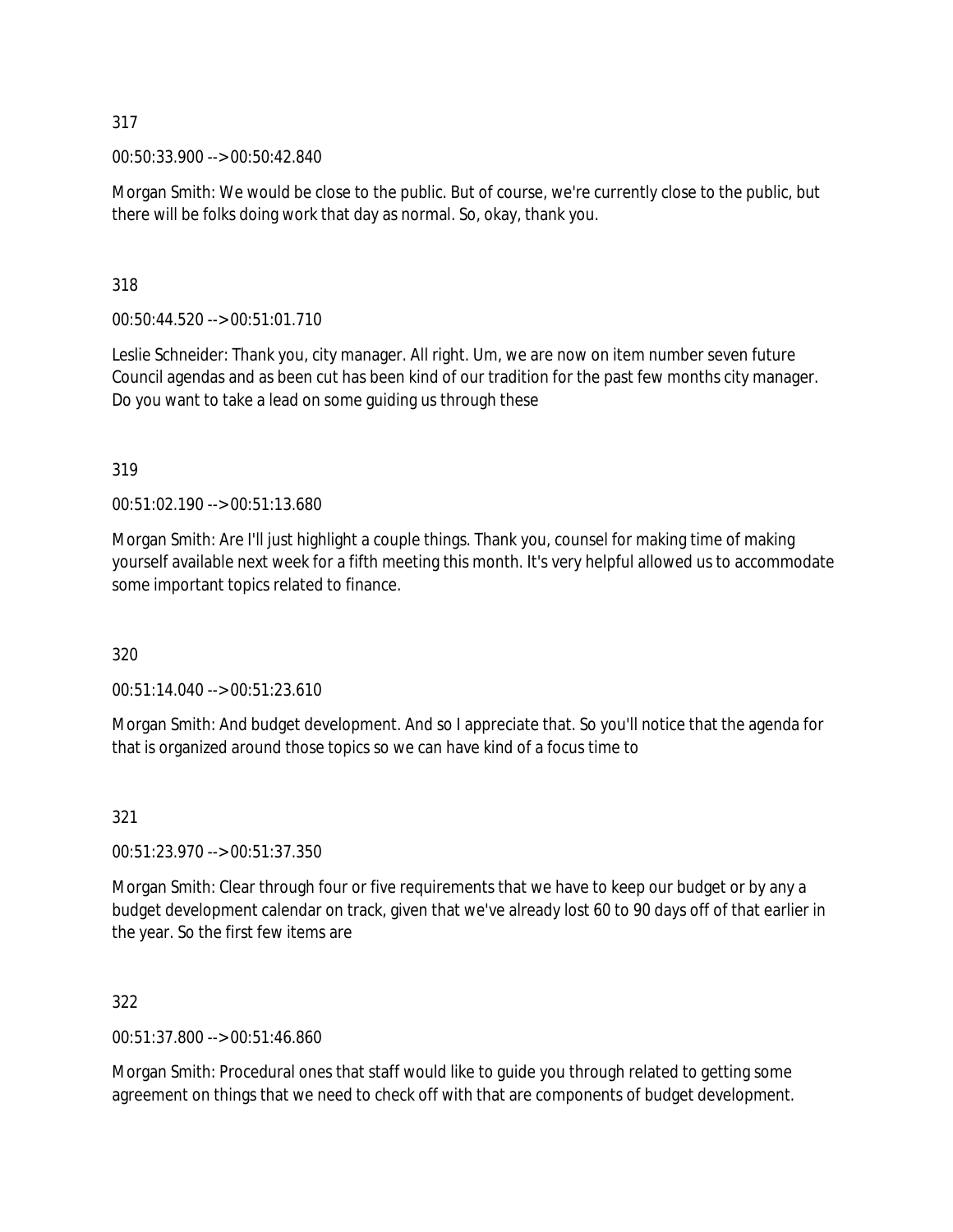317

00:50:33.900 --> 00:50:42.840

Morgan Smith: We would be close to the public. But of course, we're currently close to the public, but there will be folks doing work that day as normal. So, okay, thank you.

318

00:50:44.520 --> 00:51:01.710

Leslie Schneider: Thank you, city manager. All right. Um, we are now on item number seven future Council agendas and as been cut has been kind of our tradition for the past few months city manager. Do you want to take a lead on some guiding us through these

319

00:51:02.190 --> 00:51:13.680

Morgan Smith: Are I'll just highlight a couple things. Thank you, counsel for making time of making yourself available next week for a fifth meeting this month. It's very helpful allowed us to accommodate some important topics related to finance.

320

00:51:14.040 --> 00:51:23.610

Morgan Smith: And budget development. And so I appreciate that. So you'll notice that the agenda for that is organized around those topics so we can have kind of a focus time to

321

00:51:23.970 --> 00:51:37.350

Morgan Smith: Clear through four or five requirements that we have to keep our budget or by any a budget development calendar on track, given that we've already lost 60 to 90 days off of that earlier in the year. So the first few items are

322

00:51:37.800 --> 00:51:46.860

Morgan Smith: Procedural ones that staff would like to guide you through related to getting some agreement on things that we need to check off with that are components of budget development.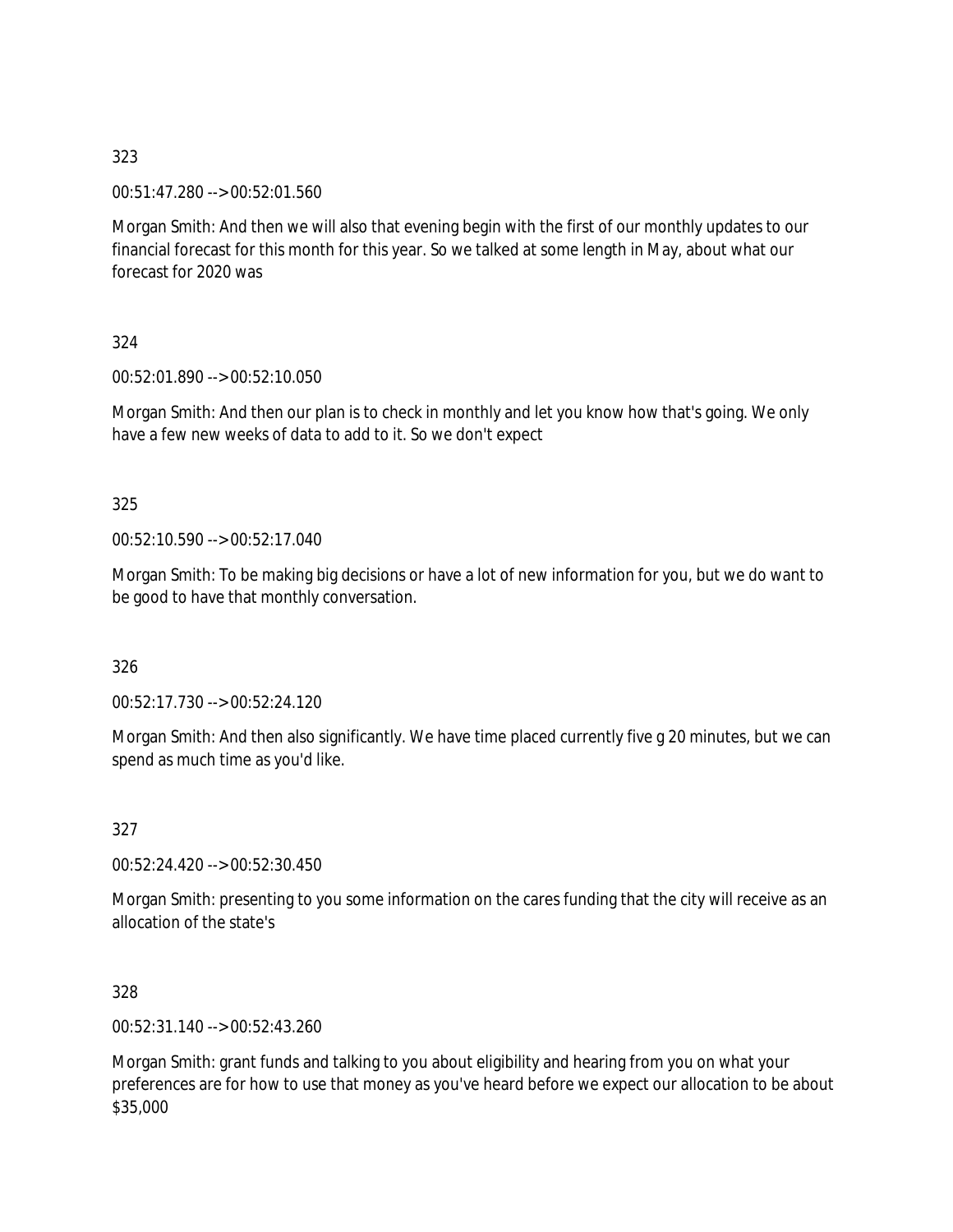323

00:51:47.280 --> 00:52:01.560

Morgan Smith: And then we will also that evening begin with the first of our monthly updates to our financial forecast for this month for this year. So we talked at some length in May, about what our forecast for 2020 was

324

00:52:01.890 --> 00:52:10.050

Morgan Smith: And then our plan is to check in monthly and let you know how that's going. We only have a few new weeks of data to add to it. So we don't expect

325

00:52:10.590 --> 00:52:17.040

Morgan Smith: To be making big decisions or have a lot of new information for you, but we do want to be good to have that monthly conversation.

326

00:52:17.730 --> 00:52:24.120

Morgan Smith: And then also significantly. We have time placed currently five g 20 minutes, but we can spend as much time as you'd like.

327

00:52:24.420 --> 00:52:30.450

Morgan Smith: presenting to you some information on the cares funding that the city will receive as an allocation of the state's

328

00:52:31.140 --> 00:52:43.260

Morgan Smith: grant funds and talking to you about eligibility and hearing from you on what your preferences are for how to use that money as you've heard before we expect our allocation to be about $35,000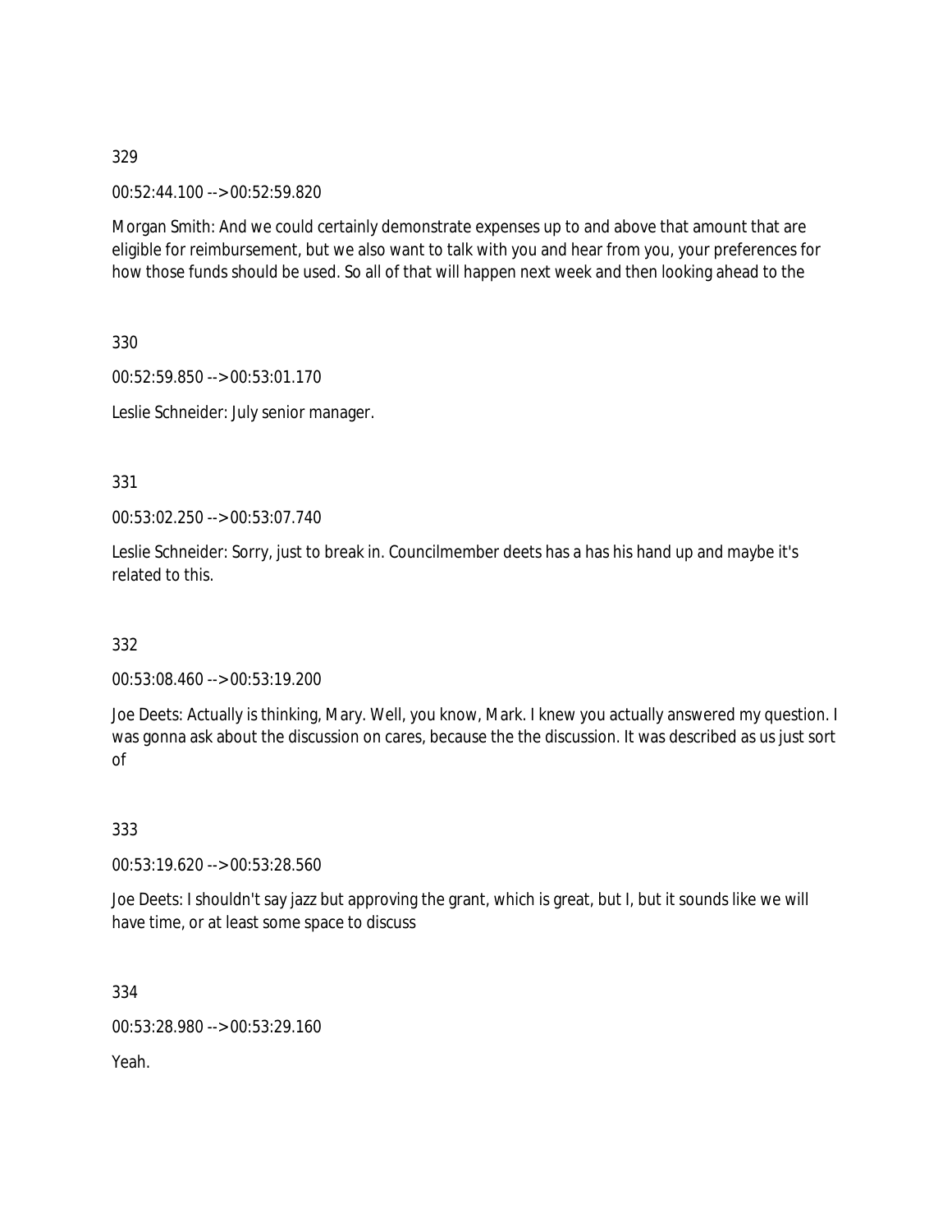329

00:52:44.100 --> 00:52:59.820

Morgan Smith: And we could certainly demonstrate expenses up to and above that amount that are eligible for reimbursement, but we also want to talk with you and hear from you, your preferences for how those funds should be used. So all of that will happen next week and then looking ahead to the

330

00:52:59.850 --> 00:53:01.170

Leslie Schneider: July senior manager.

331

00:53:02.250 --> 00:53:07.740

Leslie Schneider: Sorry, just to break in. Councilmember deets has a has his hand up and maybe it's related to this.

332

00:53:08.460 --> 00:53:19.200

Joe Deets: Actually is thinking, Mary. Well, you know, Mark. I knew you actually answered my question. I was gonna ask about the discussion on cares, because the the discussion. It was described as us just sort of

333

00:53:19.620 --> 00:53:28.560

Joe Deets: I shouldn't say jazz but approving the grant, which is great, but I, but it sounds like we will have time, or at least some space to discuss

334

00:53:28.980 --> 00:53:29.160

Yeah.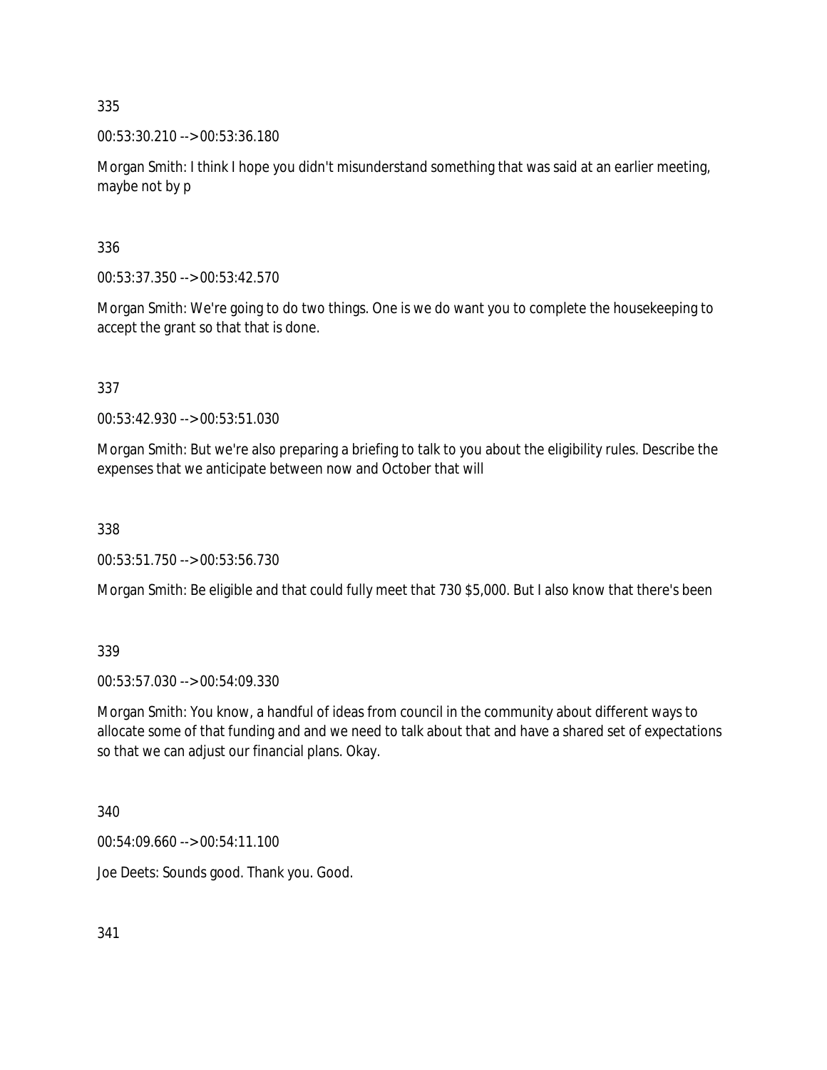335

00:53:30.210 --> 00:53:36.180

Morgan Smith: I think I hope you didn't misunderstand something that was said at an earlier meeting, maybe not by p

336

00:53:37.350 --> 00:53:42.570

Morgan Smith: We're going to do two things. One is we do want you to complete the housekeeping to accept the grant so that that is done.

337

00:53:42.930 --> 00:53:51.030

Morgan Smith: But we're also preparing a briefing to talk to you about the eligibility rules. Describe the expenses that we anticipate between now and October that will

338

00:53:51.750 --> 00:53:56.730

Morgan Smith: Be eligible and that could fully meet that 730 $5,000. But I also know that there's been

339

00:53:57.030 --> 00:54:09.330

Morgan Smith: You know, a handful of ideas from council in the community about different ways to allocate some of that funding and and we need to talk about that and have a shared set of expectations so that we can adjust our financial plans. Okay.

340

00:54:09.660 --> 00:54:11.100

Joe Deets: Sounds good. Thank you. Good.

341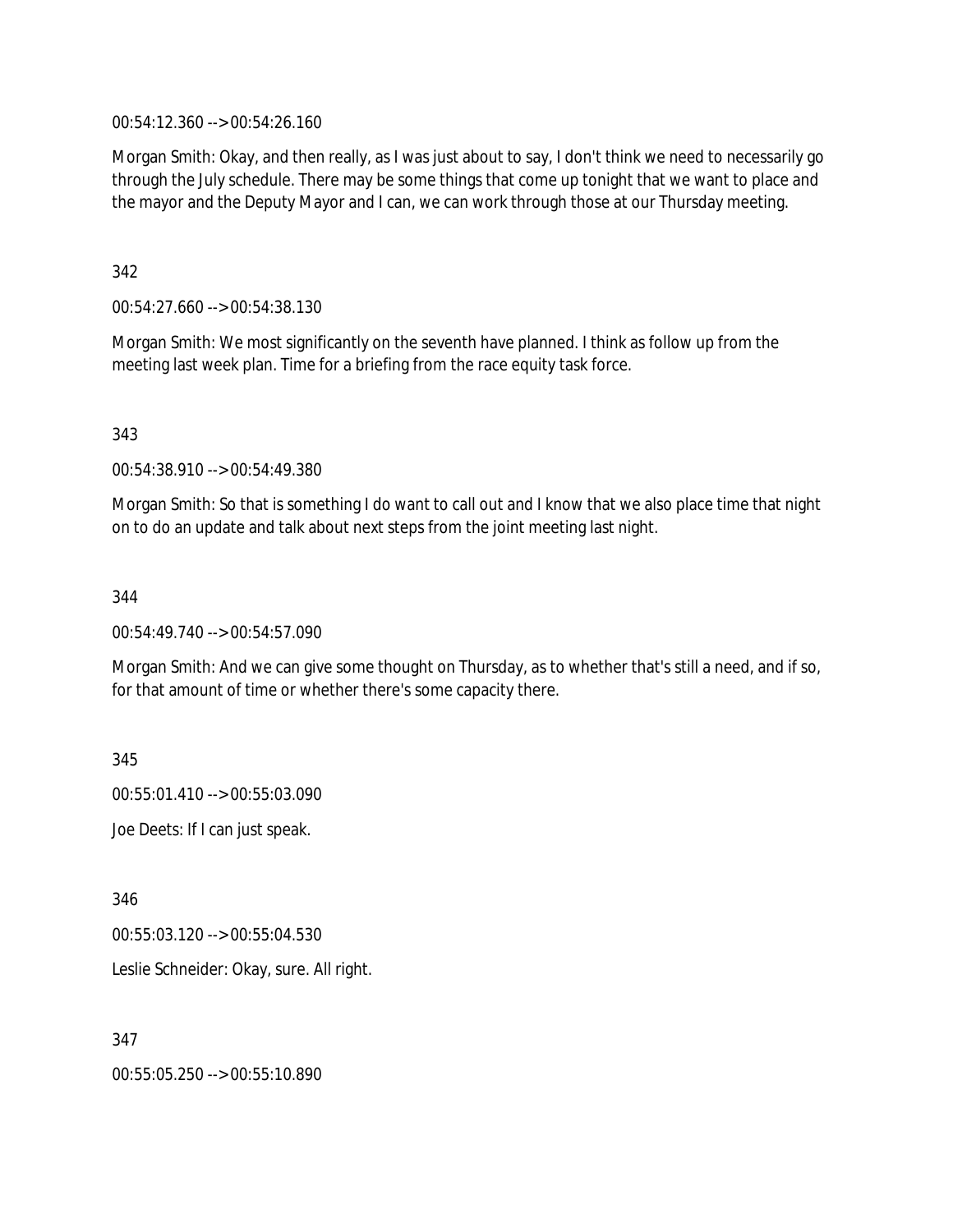00:54:12.360 --> 00:54:26.160

Morgan Smith: Okay, and then really, as I was just about to say, I don't think we need to necessarily go through the July schedule. There may be some things that come up tonight that we want to place and the mayor and the Deputy Mayor and I can, we can work through those at our Thursday meeting.

342

00:54:27.660 --> 00:54:38.130

Morgan Smith: We most significantly on the seventh have planned. I think as follow up from the meeting last week plan. Time for a briefing from the race equity task force.

343

00:54:38.910 --> 00:54:49.380

Morgan Smith: So that is something I do want to call out and I know that we also place time that night on to do an update and talk about next steps from the joint meeting last night.

344

00:54:49.740 --> 00:54:57.090

Morgan Smith: And we can give some thought on Thursday, as to whether that's still a need, and if so, for that amount of time or whether there's some capacity there.

345

00:55:01.410 --> 00:55:03.090

Joe Deets: If I can just speak.

346

00:55:03.120 --> 00:55:04.530

Leslie Schneider: Okay, sure. All right.

347

00:55:05.250 --> 00:55:10.890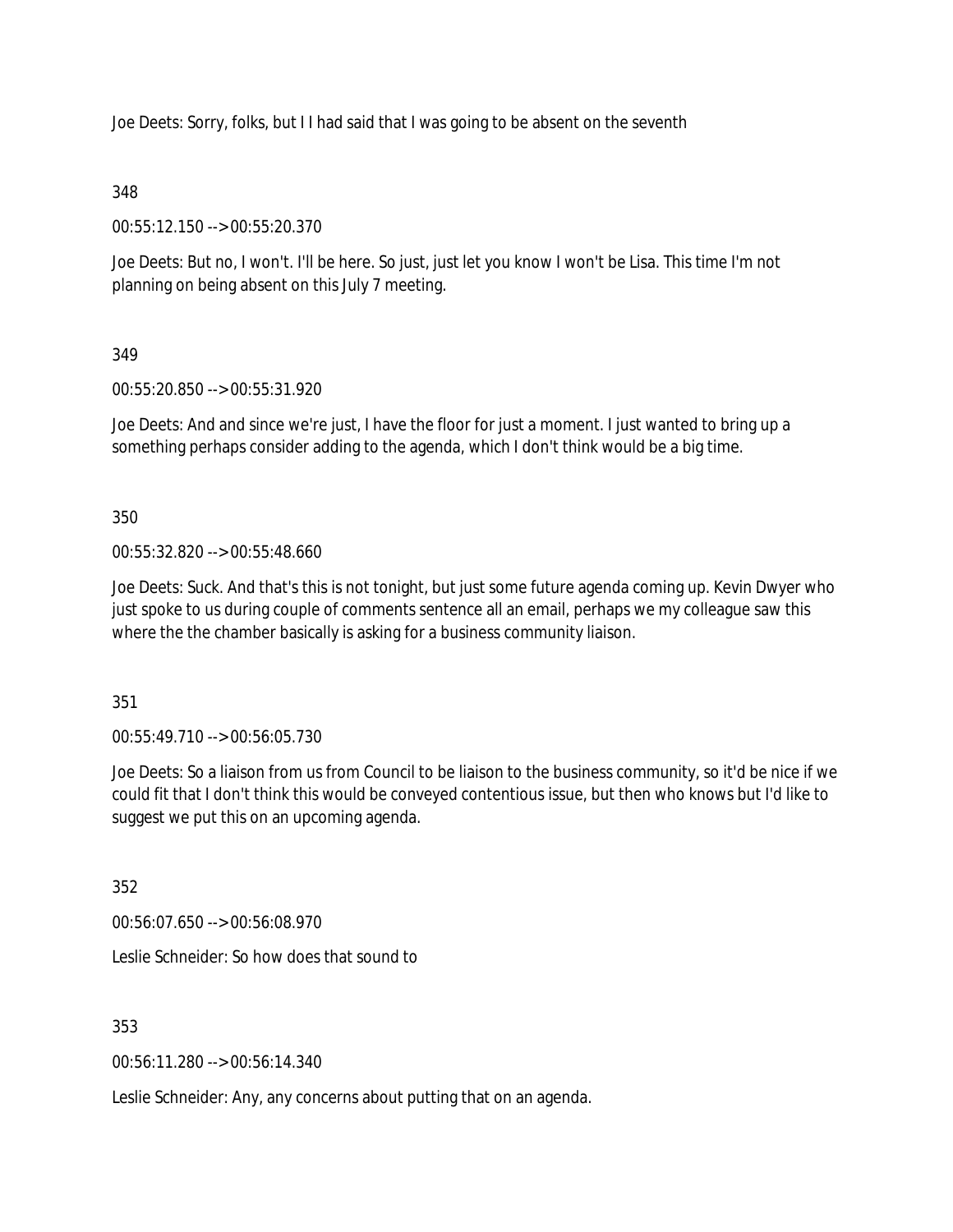Joe Deets: Sorry, folks, but I I had said that I was going to be absent on the seventh

348

00:55:12.150 --> 00:55:20.370

Joe Deets: But no, I won't. I'll be here. So just, just let you know I won't be Lisa. This time I'm not planning on being absent on this July 7 meeting.

349

00:55:20.850 --> 00:55:31.920

Joe Deets: And and since we're just, I have the floor for just a moment. I just wanted to bring up a something perhaps consider adding to the agenda, which I don't think would be a big time.

350

00:55:32.820 --> 00:55:48.660

Joe Deets: Suck. And that's this is not tonight, but just some future agenda coming up. Kevin Dwyer who just spoke to us during couple of comments sentence all an email, perhaps we my colleague saw this where the the chamber basically is asking for a business community liaison.

351

00:55:49.710 --> 00:56:05.730

Joe Deets: So a liaison from us from Council to be liaison to the business community, so it'd be nice if we could fit that I don't think this would be conveyed contentious issue, but then who knows but I'd like to suggest we put this on an upcoming agenda.

352

00:56:07.650 --> 00:56:08.970

Leslie Schneider: So how does that sound to

353

00:56:11.280 --> 00:56:14.340

Leslie Schneider: Any, any concerns about putting that on an agenda.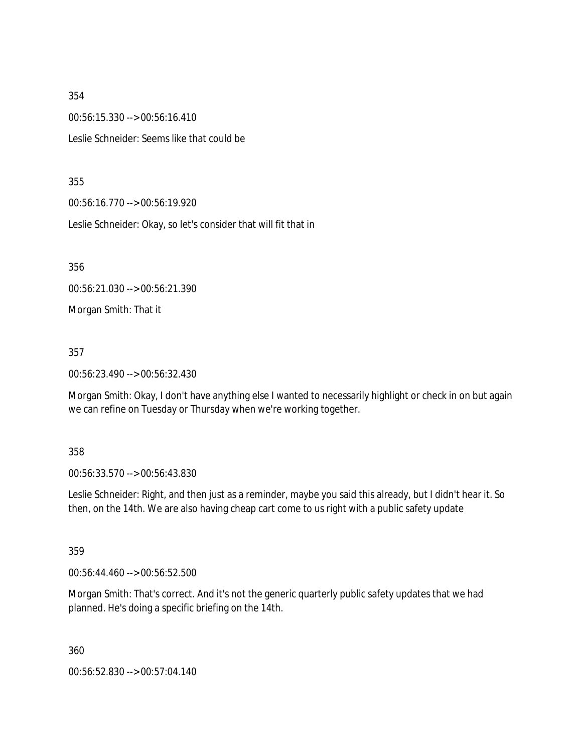354

00:56:15.330 --> 00:56:16.410

Leslie Schneider: Seems like that could be

355

00:56:16.770 --> 00:56:19.920

Leslie Schneider: Okay, so let's consider that will fit that in

356

00:56:21.030 --> 00:56:21.390

Morgan Smith: That it

357

00:56:23.490 --> 00:56:32.430

Morgan Smith: Okay, I don't have anything else I wanted to necessarily highlight or check in on but again we can refine on Tuesday or Thursday when we're working together.

358

00:56:33.570 --> 00:56:43.830

Leslie Schneider: Right, and then just as a reminder, maybe you said this already, but I didn't hear it. So then, on the 14th. We are also having cheap cart come to us right with a public safety update

359

00:56:44.460 --> 00:56:52.500

Morgan Smith: That's correct. And it's not the generic quarterly public safety updates that we had planned. He's doing a specific briefing on the 14th.

360

00:56:52.830 --> 00:57:04.140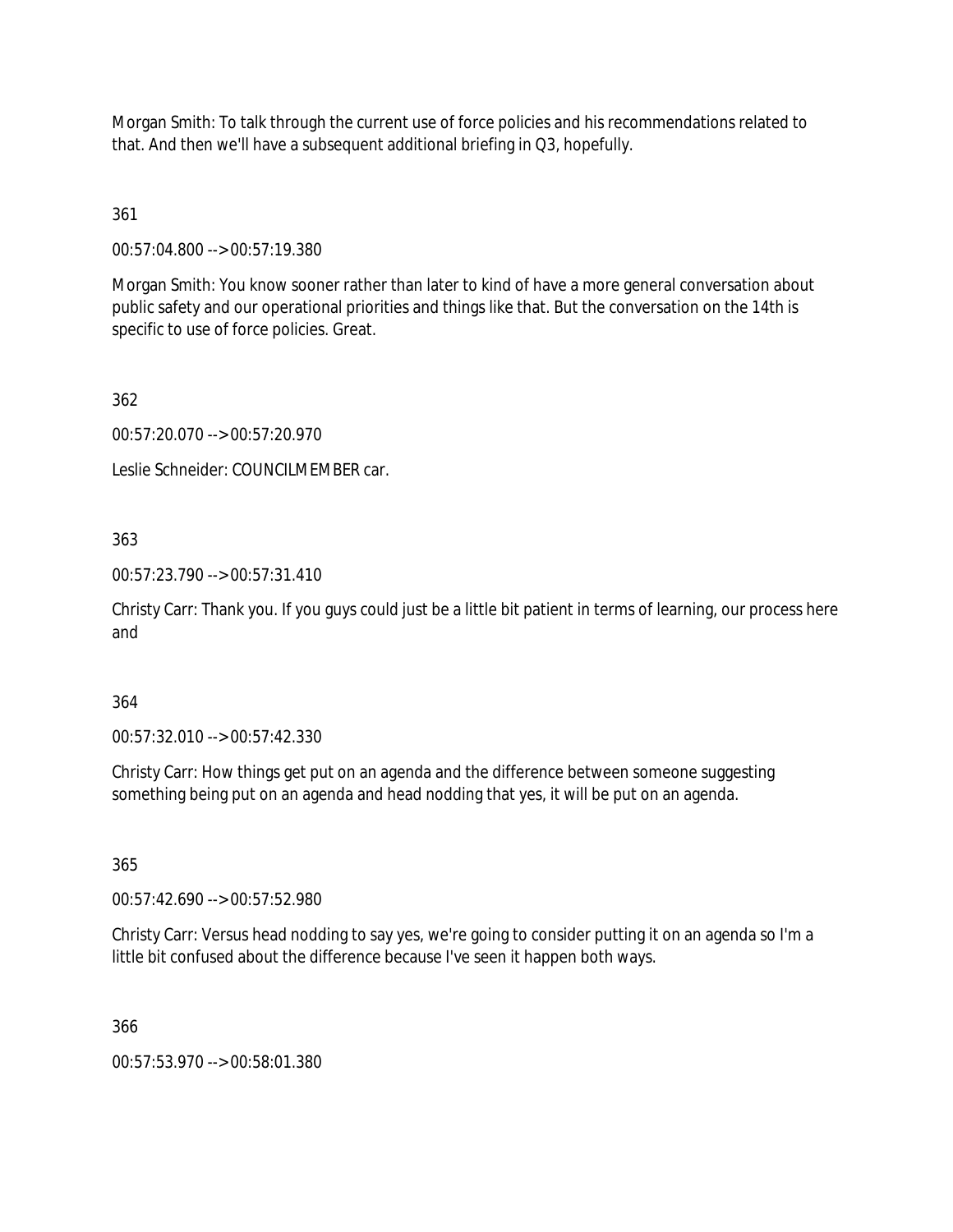Morgan Smith: To talk through the current use of force policies and his recommendations related to that. And then we'll have a subsequent additional briefing in Q3, hopefully.

361

00:57:04.800 --> 00:57:19.380

Morgan Smith: You know sooner rather than later to kind of have a more general conversation about public safety and our operational priorities and things like that. But the conversation on the 14th is specific to use of force policies. Great.

362

00:57:20.070 --> 00:57:20.970

Leslie Schneider: COUNCILMEMBER car.

363

00:57:23.790 --> 00:57:31.410

Christy Carr: Thank you. If you guys could just be a little bit patient in terms of learning, our process here and

364

00:57:32.010 --> 00:57:42.330

Christy Carr: How things get put on an agenda and the difference between someone suggesting something being put on an agenda and head nodding that yes, it will be put on an agenda.

365

00:57:42.690 --> 00:57:52.980

Christy Carr: Versus head nodding to say yes, we're going to consider putting it on an agenda so I'm a little bit confused about the difference because I've seen it happen both ways.

366

00:57:53.970 --> 00:58:01.380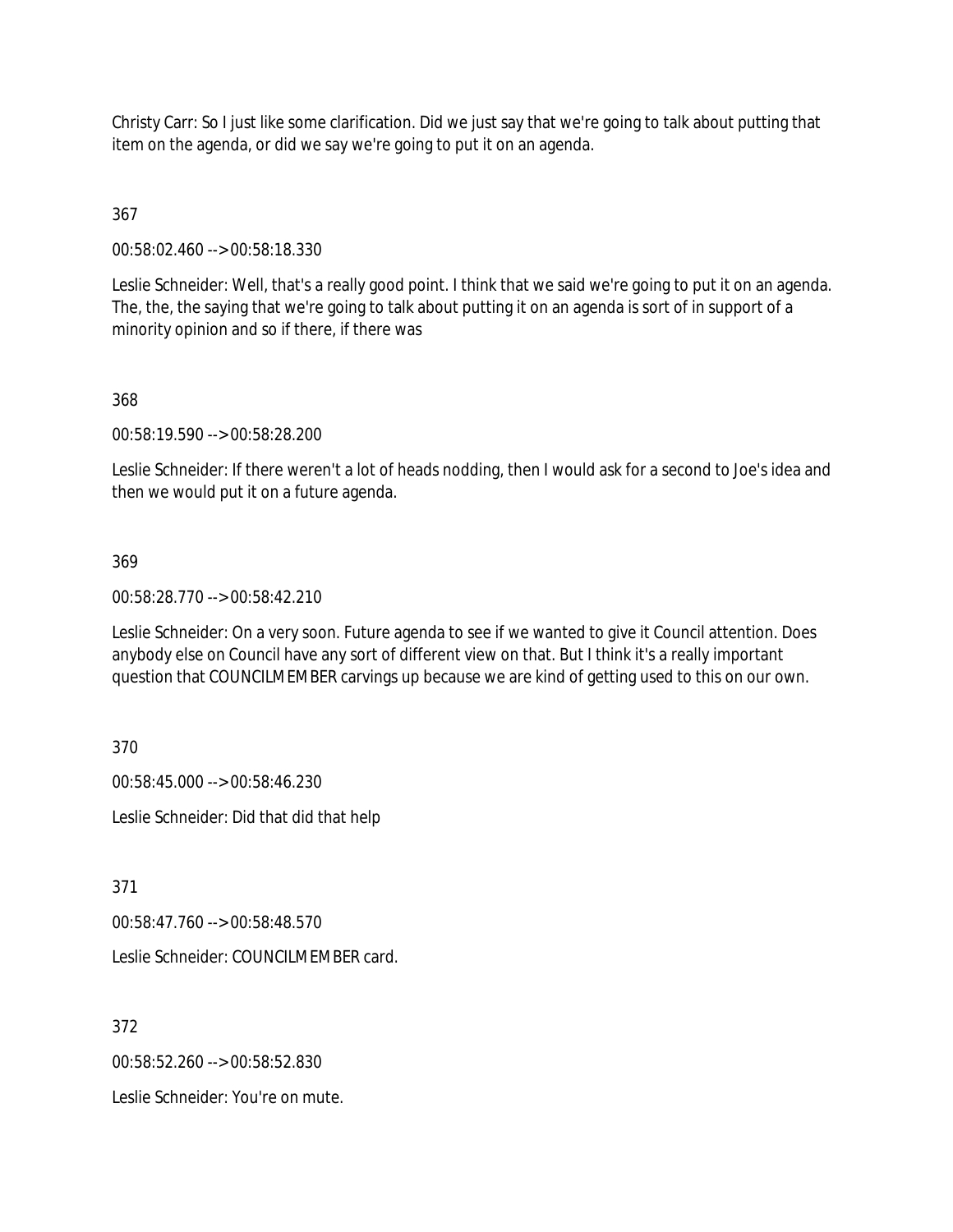Christy Carr: So I just like some clarification. Did we just say that we're going to talk about putting that item on the agenda, or did we say we're going to put it on an agenda.

367

00:58:02.460 --> 00:58:18.330

Leslie Schneider: Well, that's a really good point. I think that we said we're going to put it on an agenda. The, the, the saying that we're going to talk about putting it on an agenda is sort of in support of a minority opinion and so if there, if there was

368

00:58:19.590 --> 00:58:28.200

Leslie Schneider: If there weren't a lot of heads nodding, then I would ask for a second to Joe's idea and then we would put it on a future agenda.

369

00:58:28.770 --> 00:58:42.210

Leslie Schneider: On a very soon. Future agenda to see if we wanted to give it Council attention. Does anybody else on Council have any sort of different view on that. But I think it's a really important question that COUNCILMEMBER carvings up because we are kind of getting used to this on our own.

370

00:58:45.000 --> 00:58:46.230

Leslie Schneider: Did that did that help

371

00:58:47.760 --> 00:58:48.570

Leslie Schneider: COUNCILMEMBER card.

372

00:58:52.260 --> 00:58:52.830

Leslie Schneider: You're on mute.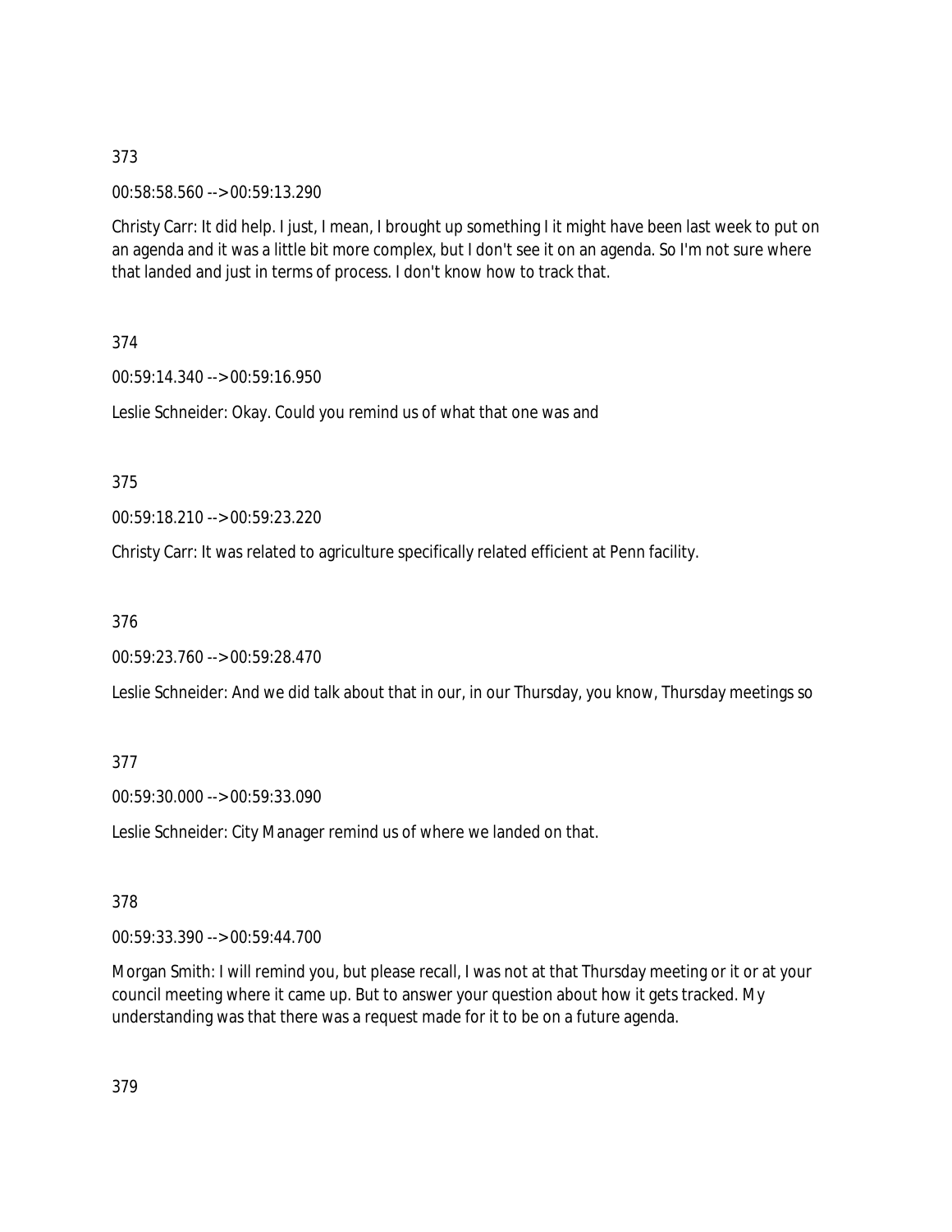373

00:58:58.560 --> 00:59:13.290

Christy Carr: It did help. I just, I mean, I brought up something I it might have been last week to put on an agenda and it was a little bit more complex, but I don't see it on an agenda. So I'm not sure where that landed and just in terms of process. I don't know how to track that.

374

00:59:14.340 --> 00:59:16.950

Leslie Schneider: Okay. Could you remind us of what that one was and

375

00:59:18.210 --> 00:59:23.220

Christy Carr: It was related to agriculture specifically related efficient at Penn facility.

376

00:59:23.760 --> 00:59:28.470

Leslie Schneider: And we did talk about that in our, in our Thursday, you know, Thursday meetings so

377

00:59:30.000 --> 00:59:33.090

Leslie Schneider: City Manager remind us of where we landed on that.

378

00:59:33.390 --> 00:59:44.700

Morgan Smith: I will remind you, but please recall, I was not at that Thursday meeting or it or at your council meeting where it came up. But to answer your question about how it gets tracked. My understanding was that there was a request made for it to be on a future agenda.

379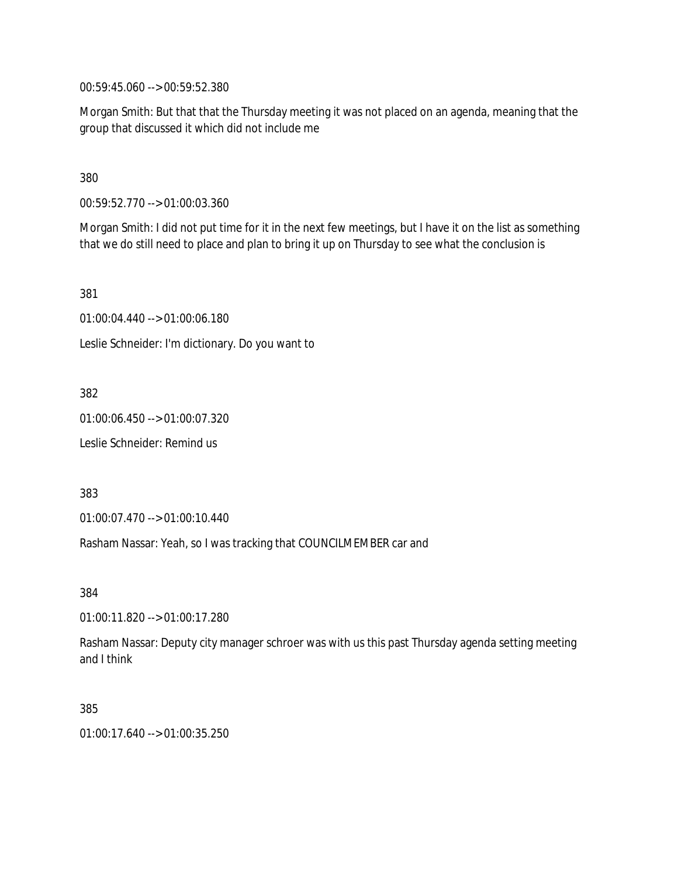00:59:45.060 --> 00:59:52.380

Morgan Smith: But that that the Thursday meeting it was not placed on an agenda, meaning that the group that discussed it which did not include me

380

00:59:52.770 --> 01:00:03.360

Morgan Smith: I did not put time for it in the next few meetings, but I have it on the list as something that we do still need to place and plan to bring it up on Thursday to see what the conclusion is

381

01:00:04.440 --> 01:00:06.180

Leslie Schneider: I'm dictionary. Do you want to

382

01:00:06.450 --> 01:00:07.320

Leslie Schneider: Remind us

383

01:00:07.470 --> 01:00:10.440

Rasham Nassar: Yeah, so I was tracking that COUNCILMEMBER car and

384

01:00:11.820 --> 01:00:17.280

Rasham Nassar: Deputy city manager schroer was with us this past Thursday agenda setting meeting and I think

385

01:00:17.640 --> 01:00:35.250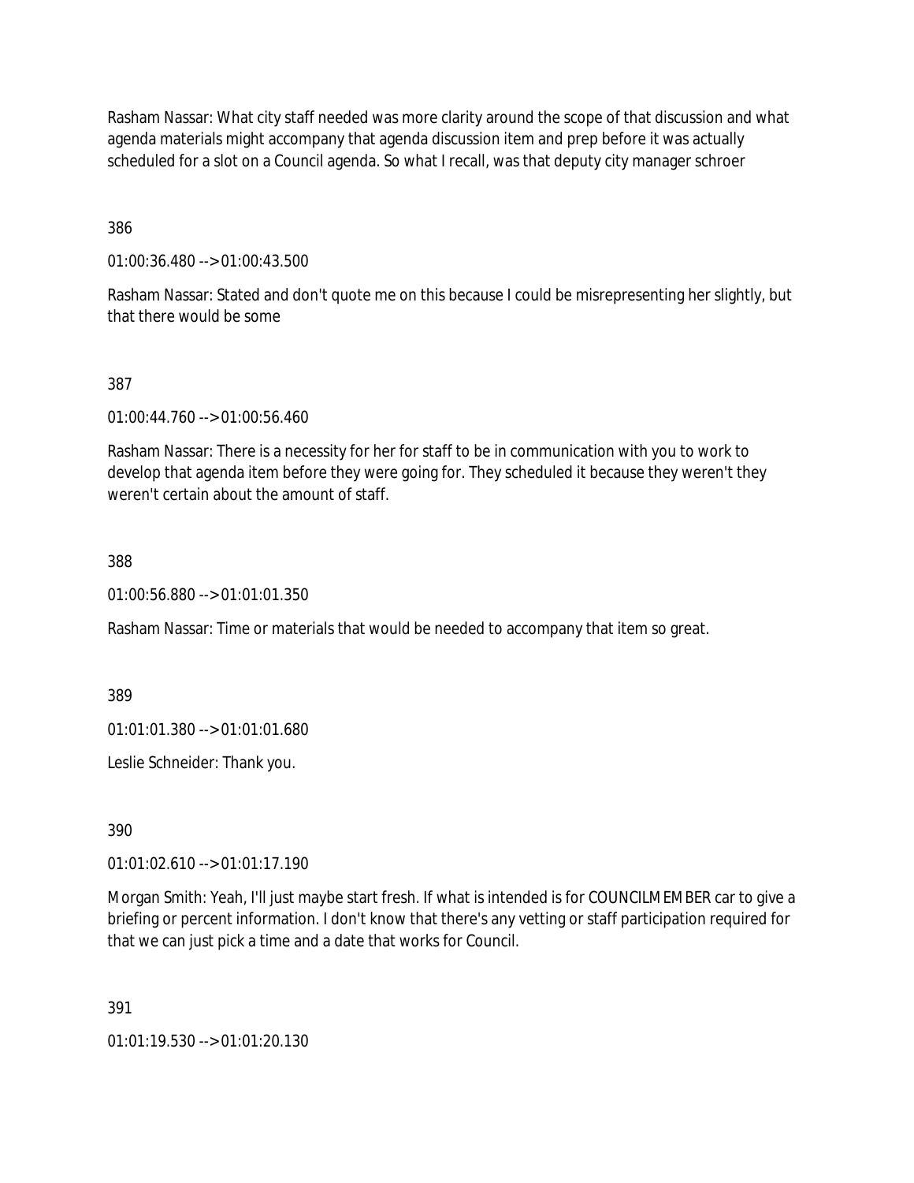Rasham Nassar: What city staff needed was more clarity around the scope of that discussion and what agenda materials might accompany that agenda discussion item and prep before it was actually scheduled for a slot on a Council agenda. So what I recall, was that deputy city manager schroer

386

01:00:36.480 --> 01:00:43.500

Rasham Nassar: Stated and don't quote me on this because I could be misrepresenting her slightly, but that there would be some

387

01:00:44.760 --> 01:00:56.460

Rasham Nassar: There is a necessity for her for staff to be in communication with you to work to develop that agenda item before they were going for. They scheduled it because they weren't they weren't certain about the amount of staff.

388

01:00:56.880 --> 01:01:01.350

Rasham Nassar: Time or materials that would be needed to accompany that item so great.

389

01:01:01.380 --> 01:01:01.680

Leslie Schneider: Thank you.

390

01:01:02.610 --> 01:01:17.190

Morgan Smith: Yeah, I'll just maybe start fresh. If what is intended is for COUNCILMEMBER car to give a briefing or percent information. I don't know that there's any vetting or staff participation required for that we can just pick a time and a date that works for Council.

391

01:01:19.530 --> 01:01:20.130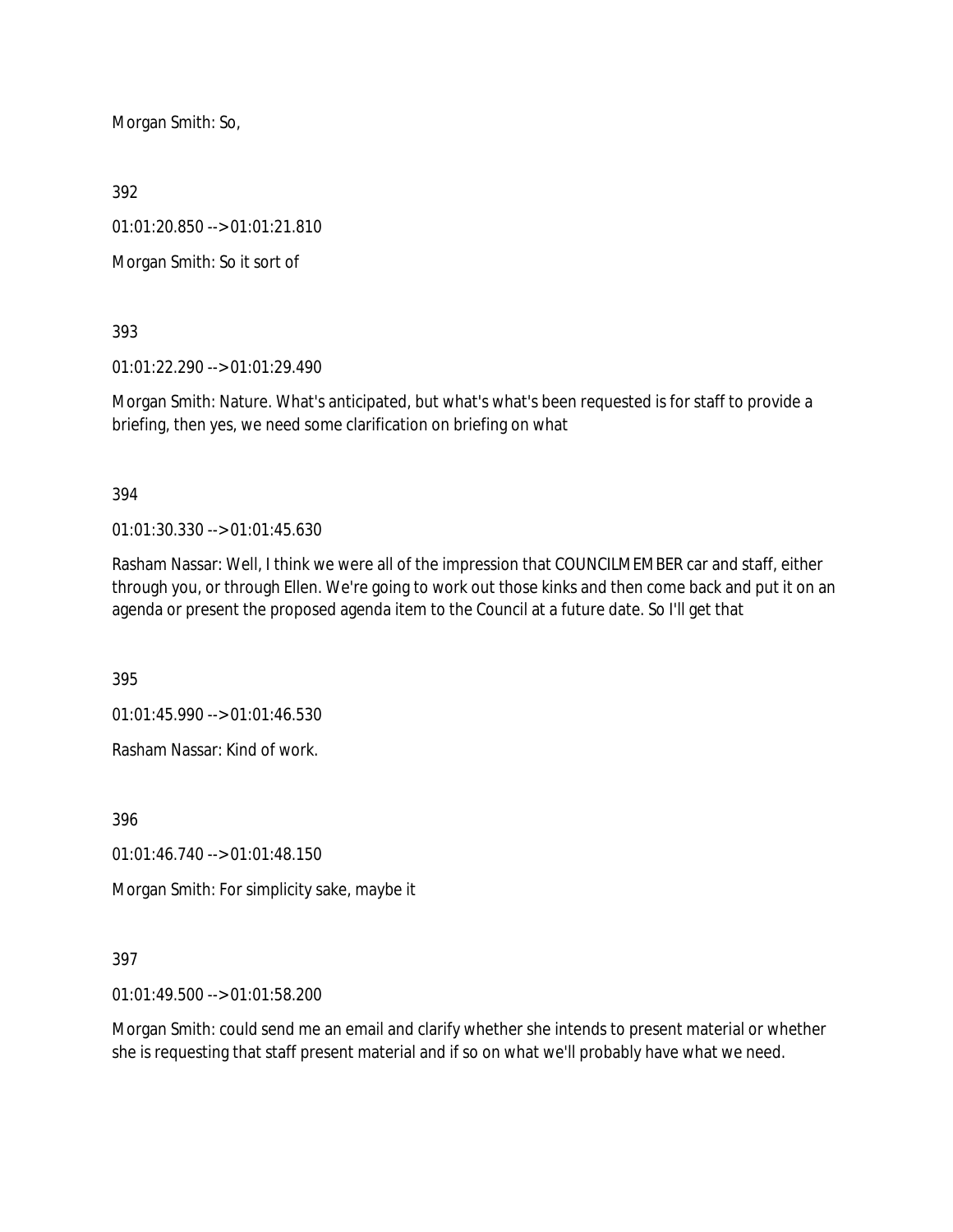Morgan Smith: So,

392

01:01:20.850 --> 01:01:21.810

Morgan Smith: So it sort of

393

01:01:22.290 --> 01:01:29.490

Morgan Smith: Nature. What's anticipated, but what's what's been requested is for staff to provide a briefing, then yes, we need some clarification on briefing on what

394

01:01:30.330 --> 01:01:45.630

Rasham Nassar: Well, I think we were all of the impression that COUNCILMEMBER car and staff, either through you, or through Ellen. We're going to work out those kinks and then come back and put it on an agenda or present the proposed agenda item to the Council at a future date. So I'll get that

395

01:01:45.990 --> 01:01:46.530

Rasham Nassar: Kind of work.

396

01:01:46.740 --> 01:01:48.150

Morgan Smith: For simplicity sake, maybe it

397

01:01:49.500 --> 01:01:58.200

Morgan Smith: could send me an email and clarify whether she intends to present material or whether she is requesting that staff present material and if so on what we'll probably have what we need.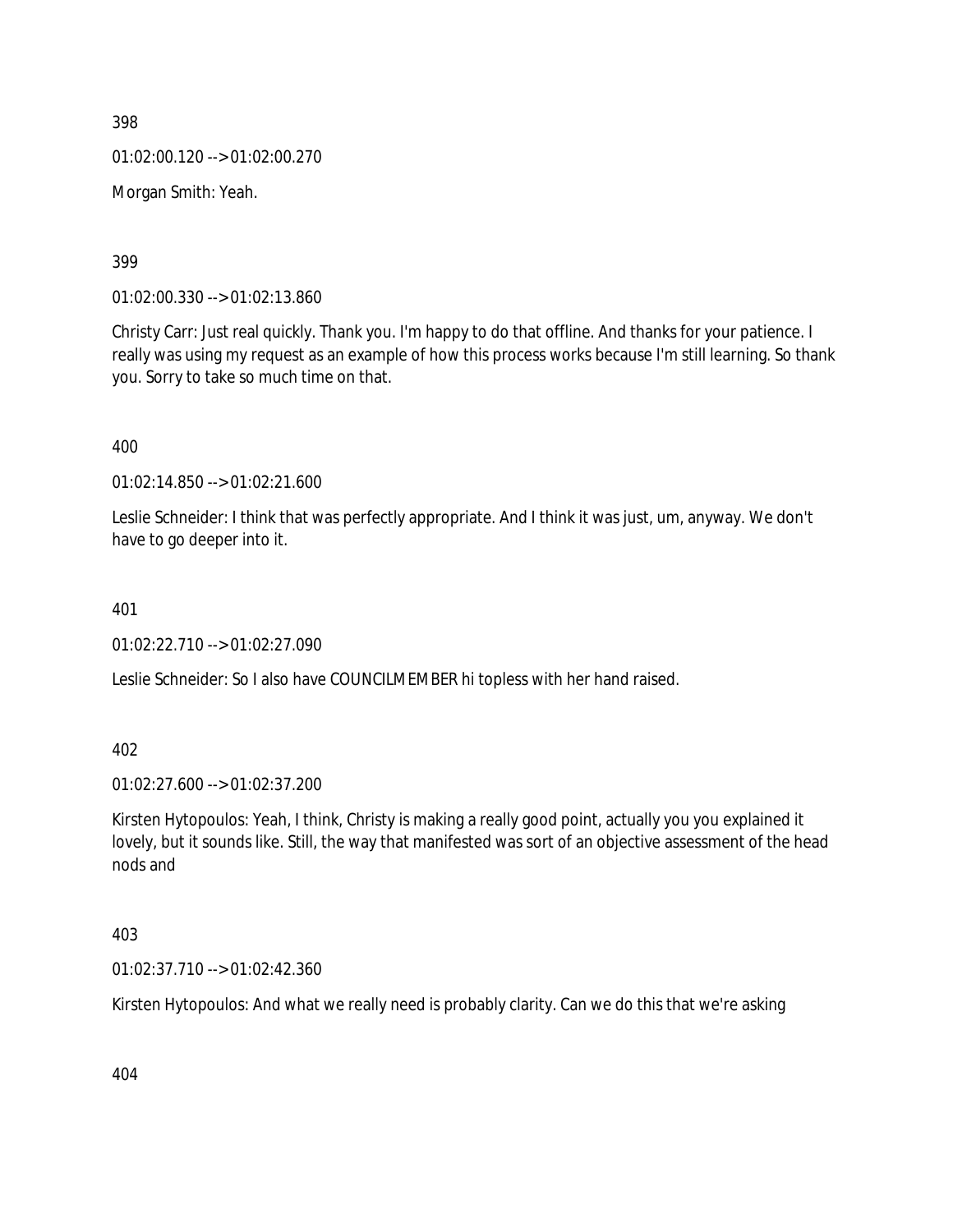398

01:02:00.120 --> 01:02:00.270

Morgan Smith: Yeah.

399

01:02:00.330 --> 01:02:13.860

Christy Carr: Just real quickly. Thank you. I'm happy to do that offline. And thanks for your patience. I really was using my request as an example of how this process works because I'm still learning. So thank you. Sorry to take so much time on that.

400

01:02:14.850 --> 01:02:21.600

Leslie Schneider: I think that was perfectly appropriate. And I think it was just, um, anyway. We don't have to go deeper into it.

401

01:02:22.710 --> 01:02:27.090

Leslie Schneider: So I also have COUNCILMEMBER hi topless with her hand raised.

402

01:02:27.600 --> 01:02:37.200

Kirsten Hytopoulos: Yeah, I think, Christy is making a really good point, actually you you explained it lovely, but it sounds like. Still, the way that manifested was sort of an objective assessment of the head nods and

403

01:02:37.710 --> 01:02:42.360

Kirsten Hytopoulos: And what we really need is probably clarity. Can we do this that we're asking

404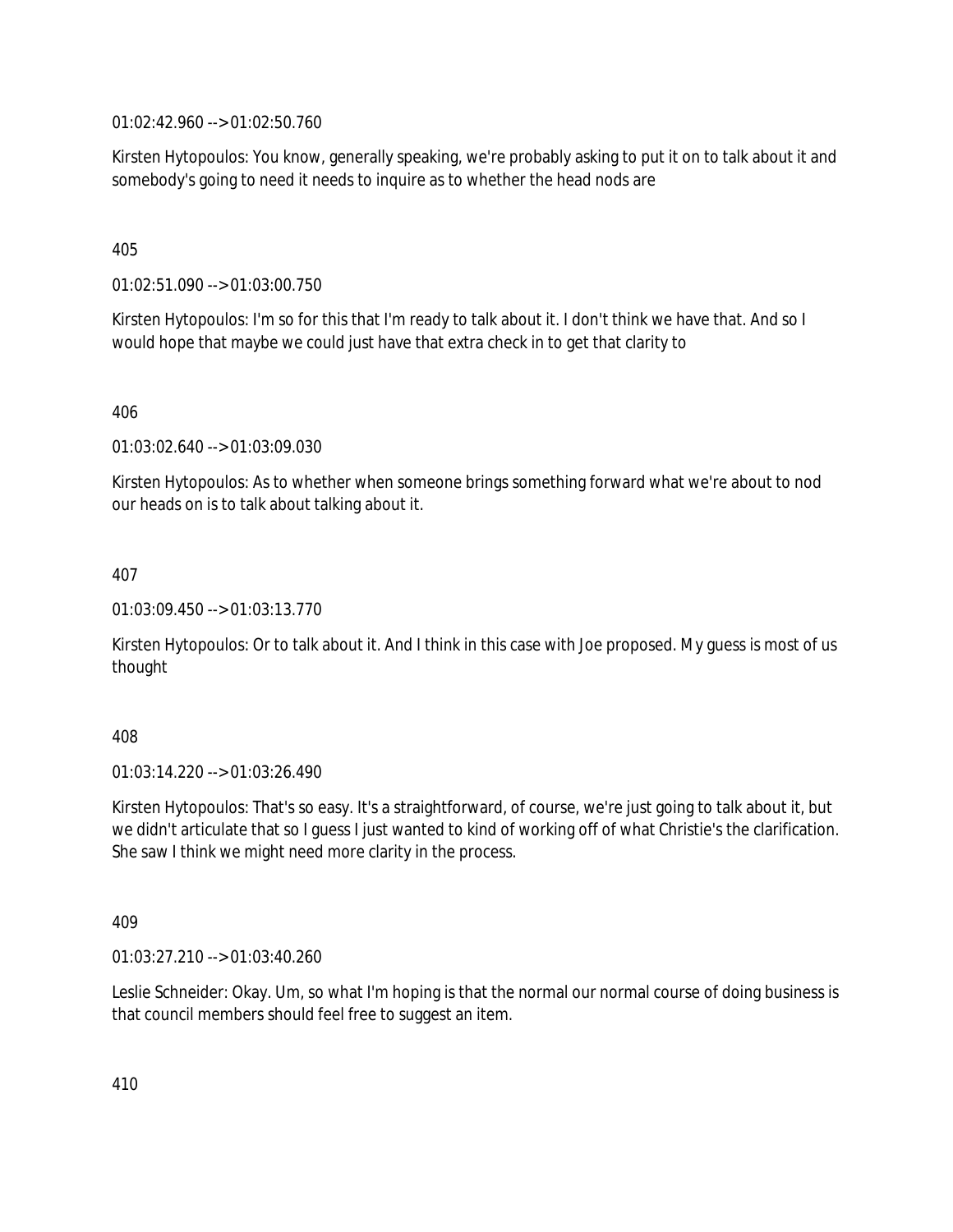01:02:42.960 --> 01:02:50.760

Kirsten Hytopoulos: You know, generally speaking, we're probably asking to put it on to talk about it and somebody's going to need it needs to inquire as to whether the head nods are

405

01:02:51.090 --> 01:03:00.750

Kirsten Hytopoulos: I'm so for this that I'm ready to talk about it. I don't think we have that. And so I would hope that maybe we could just have that extra check in to get that clarity to

406

01:03:02.640 --> 01:03:09.030

Kirsten Hytopoulos: As to whether when someone brings something forward what we're about to nod our heads on is to talk about talking about it.

407

01:03:09.450 --> 01:03:13.770

Kirsten Hytopoulos: Or to talk about it. And I think in this case with Joe proposed. My guess is most of us thought

408

01:03:14.220 --> 01:03:26.490

Kirsten Hytopoulos: That's so easy. It's a straightforward, of course, we're just going to talk about it, but we didn't articulate that so I guess I just wanted to kind of working off of what Christie's the clarification. She saw I think we might need more clarity in the process.

409

01:03:27.210 --> 01:03:40.260

Leslie Schneider: Okay. Um, so what I'm hoping is that the normal our normal course of doing business is that council members should feel free to suggest an item.

410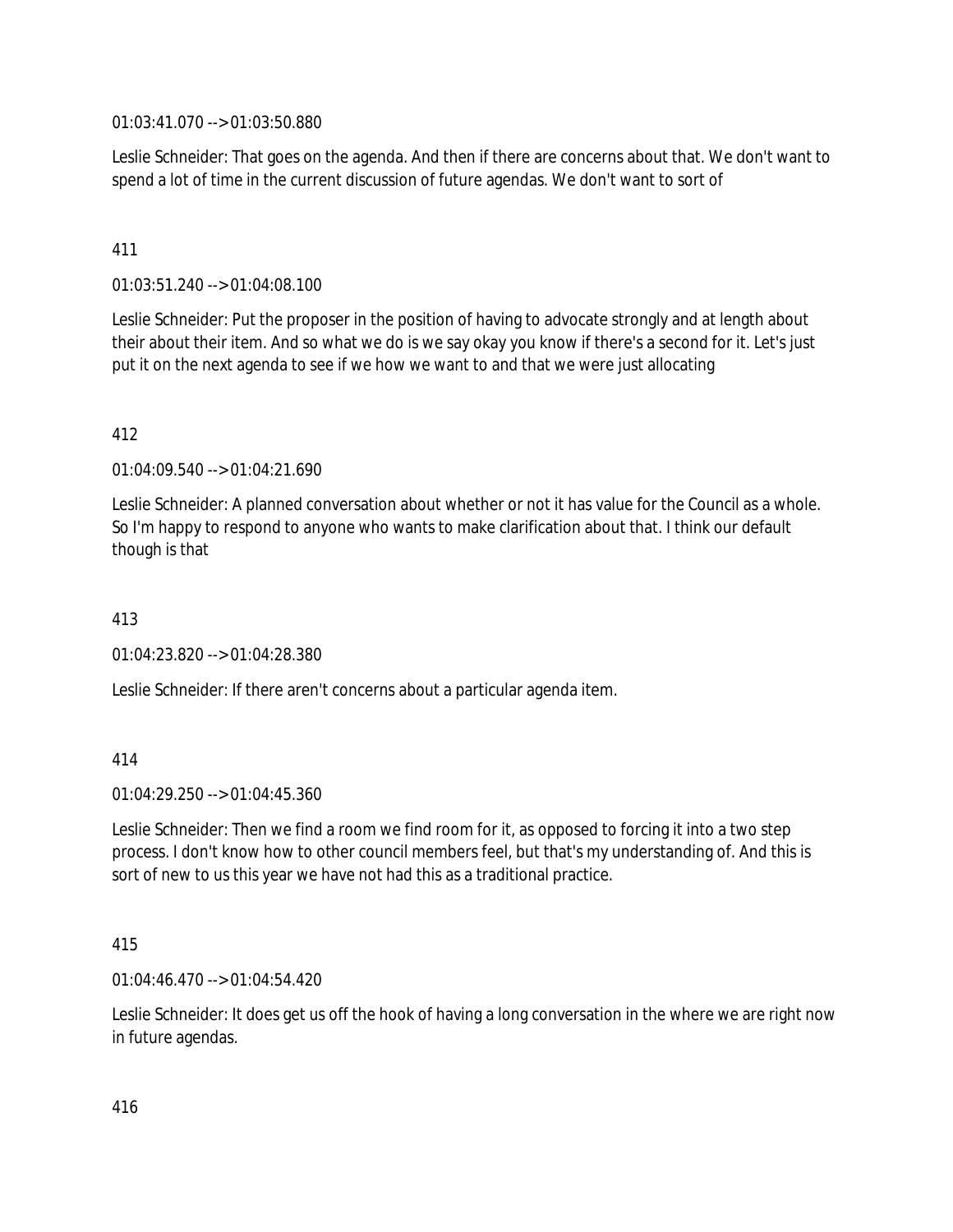01:03:41.070 --> 01:03:50.880

Leslie Schneider: That goes on the agenda. And then if there are concerns about that. We don't want to spend a lot of time in the current discussion of future agendas. We don't want to sort of

411

01:03:51.240 --> 01:04:08.100

Leslie Schneider: Put the proposer in the position of having to advocate strongly and at length about their about their item. And so what we do is we say okay you know if there's a second for it. Let's just put it on the next agenda to see if we how we want to and that we were just allocating

412

01:04:09.540 --> 01:04:21.690

Leslie Schneider: A planned conversation about whether or not it has value for the Council as a whole. So I'm happy to respond to anyone who wants to make clarification about that. I think our default though is that

413

01:04:23.820 --> 01:04:28.380

Leslie Schneider: If there aren't concerns about a particular agenda item.

414

01:04:29.250 --> 01:04:45.360

Leslie Schneider: Then we find a room we find room for it, as opposed to forcing it into a two step process. I don't know how to other council members feel, but that's my understanding of. And this is sort of new to us this year we have not had this as a traditional practice.

415

01:04:46.470 --> 01:04:54.420

Leslie Schneider: It does get us off the hook of having a long conversation in the where we are right now in future agendas.

416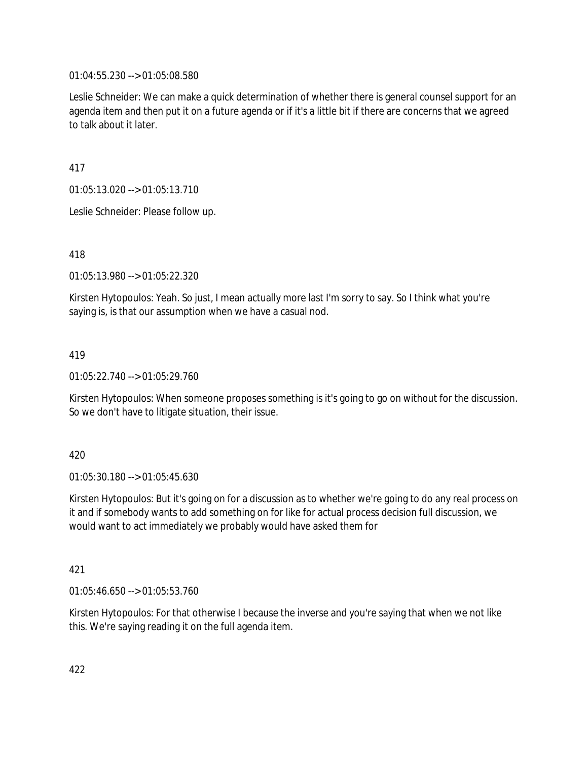01:04:55.230 --> 01:05:08.580

Leslie Schneider: We can make a quick determination of whether there is general counsel support for an agenda item and then put it on a future agenda or if it's a little bit if there are concerns that we agreed to talk about it later.

417

01:05:13.020 --> 01:05:13.710

Leslie Schneider: Please follow up.

418

01:05:13.980 --> 01:05:22.320

Kirsten Hytopoulos: Yeah. So just, I mean actually more last I'm sorry to say. So I think what you're saying is, is that our assumption when we have a casual nod.

419

01:05:22.740 --> 01:05:29.760

Kirsten Hytopoulos: When someone proposes something is it's going to go on without for the discussion. So we don't have to litigate situation, their issue.

420

01:05:30.180 --> 01:05:45.630

Kirsten Hytopoulos: But it's going on for a discussion as to whether we're going to do any real process on it and if somebody wants to add something on for like for actual process decision full discussion, we would want to act immediately we probably would have asked them for

421

01:05:46.650 --> 01:05:53.760

Kirsten Hytopoulos: For that otherwise I because the inverse and you're saying that when we not like this. We're saying reading it on the full agenda item.

422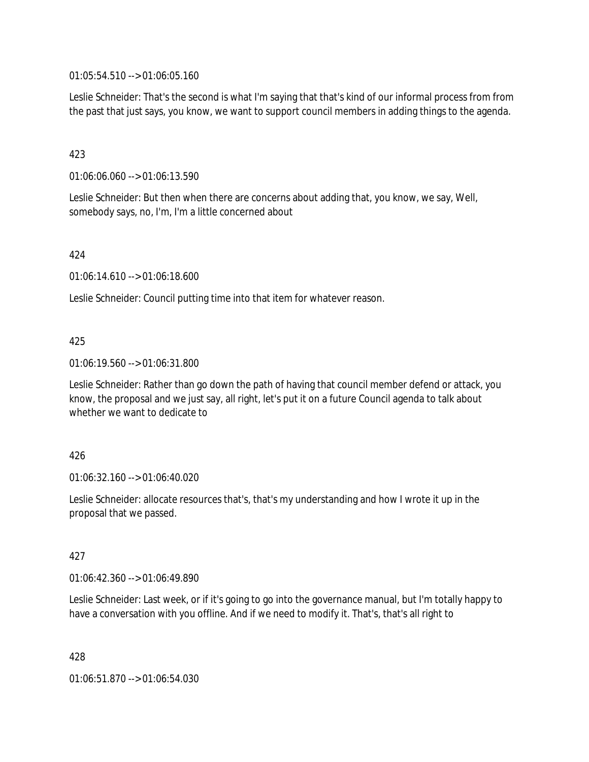01:05:54.510 --> 01:06:05.160

Leslie Schneider: That's the second is what I'm saying that that's kind of our informal process from from the past that just says, you know, we want to support council members in adding things to the agenda.

423

01:06:06.060 --> 01:06:13.590

Leslie Schneider: But then when there are concerns about adding that, you know, we say, Well, somebody says, no, I'm, I'm a little concerned about

424

01:06:14.610 --> 01:06:18.600

Leslie Schneider: Council putting time into that item for whatever reason.

425

01:06:19.560 --> 01:06:31.800

Leslie Schneider: Rather than go down the path of having that council member defend or attack, you know, the proposal and we just say, all right, let's put it on a future Council agenda to talk about whether we want to dedicate to

426

01:06:32.160 --> 01:06:40.020

Leslie Schneider: allocate resources that's, that's my understanding and how I wrote it up in the proposal that we passed.

427

01:06:42.360 --> 01:06:49.890

Leslie Schneider: Last week, or if it's going to go into the governance manual, but I'm totally happy to have a conversation with you offline. And if we need to modify it. That's, that's all right to

428

01:06:51.870 --> 01:06:54.030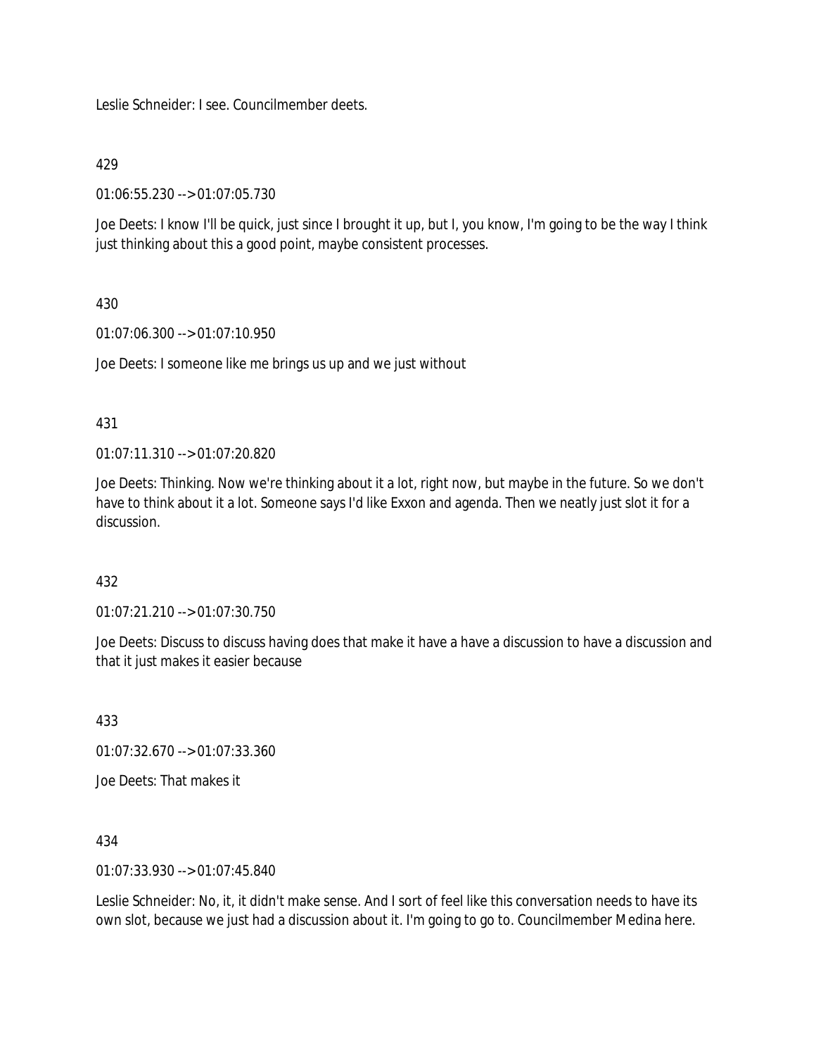Leslie Schneider: I see. Councilmember deets.

429

01:06:55.230 --> 01:07:05.730

Joe Deets: I know I'll be quick, just since I brought it up, but I, you know, I'm going to be the way I think just thinking about this a good point, maybe consistent processes.

430

01:07:06.300 --> 01:07:10.950

Joe Deets: I someone like me brings us up and we just without

431

01:07:11.310 --> 01:07:20.820

Joe Deets: Thinking. Now we're thinking about it a lot, right now, but maybe in the future. So we don't have to think about it a lot. Someone says I'd like Exxon and agenda. Then we neatly just slot it for a discussion.

432

01:07:21.210 --> 01:07:30.750

Joe Deets: Discuss to discuss having does that make it have a have a discussion to have a discussion and that it just makes it easier because

433

01:07:32.670 --> 01:07:33.360

Joe Deets: That makes it

434

01:07:33.930 --> 01:07:45.840

Leslie Schneider: No, it, it didn't make sense. And I sort of feel like this conversation needs to have its own slot, because we just had a discussion about it. I'm going to go to. Councilmember Medina here.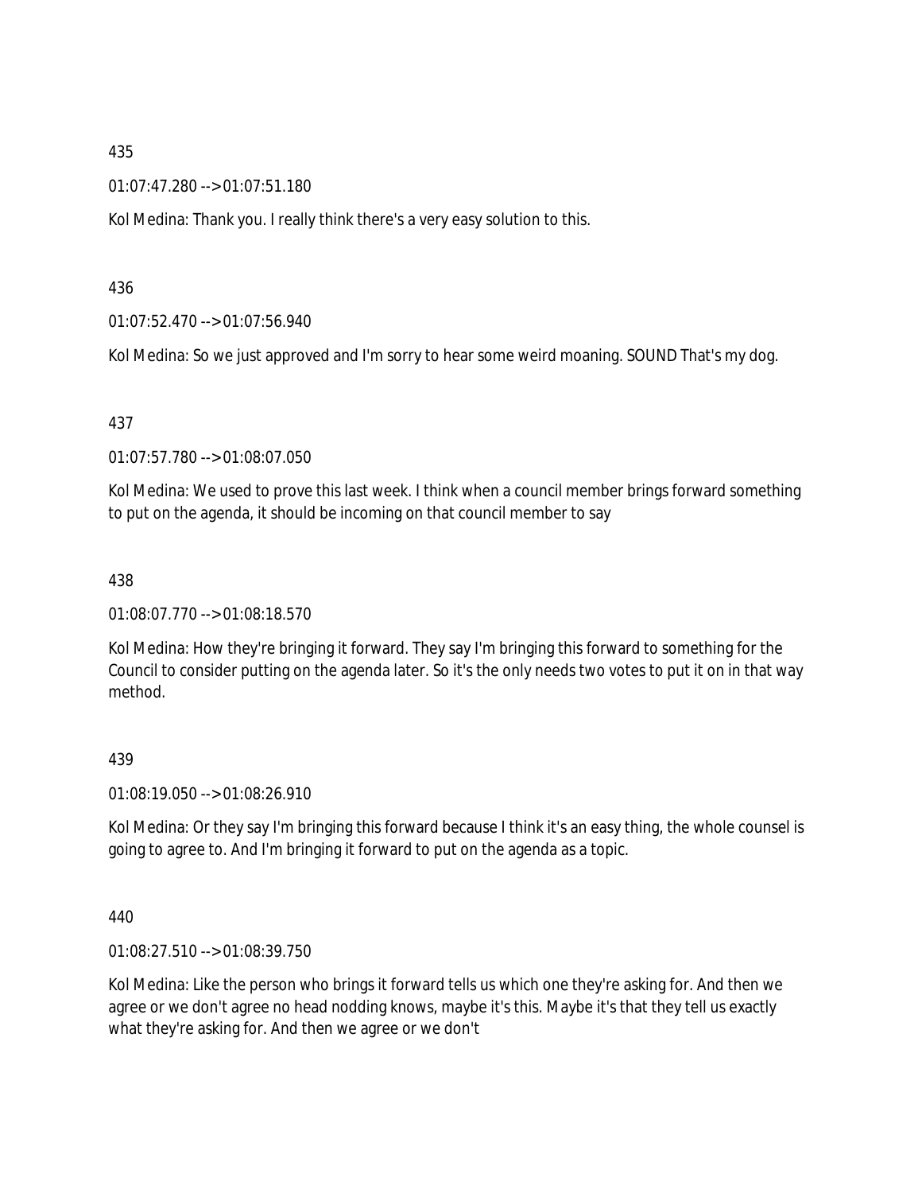435

01:07:47.280 --> 01:07:51.180

Kol Medina: Thank you. I really think there's a very easy solution to this.

436

01:07:52.470 --> 01:07:56.940

Kol Medina: So we just approved and I'm sorry to hear some weird moaning. SOUND That's my dog.

437

01:07:57.780 --> 01:08:07.050

Kol Medina: We used to prove this last week. I think when a council member brings forward something to put on the agenda, it should be incoming on that council member to say

438

01:08:07.770 --> 01:08:18.570

Kol Medina: How they're bringing it forward. They say I'm bringing this forward to something for the Council to consider putting on the agenda later. So it's the only needs two votes to put it on in that way method.

439

01:08:19.050 --> 01:08:26.910

Kol Medina: Or they say I'm bringing this forward because I think it's an easy thing, the whole counsel is going to agree to. And I'm bringing it forward to put on the agenda as a topic.

440

01:08:27.510 --> 01:08:39.750

Kol Medina: Like the person who brings it forward tells us which one they're asking for. And then we agree or we don't agree no head nodding knows, maybe it's this. Maybe it's that they tell us exactly what they're asking for. And then we agree or we don't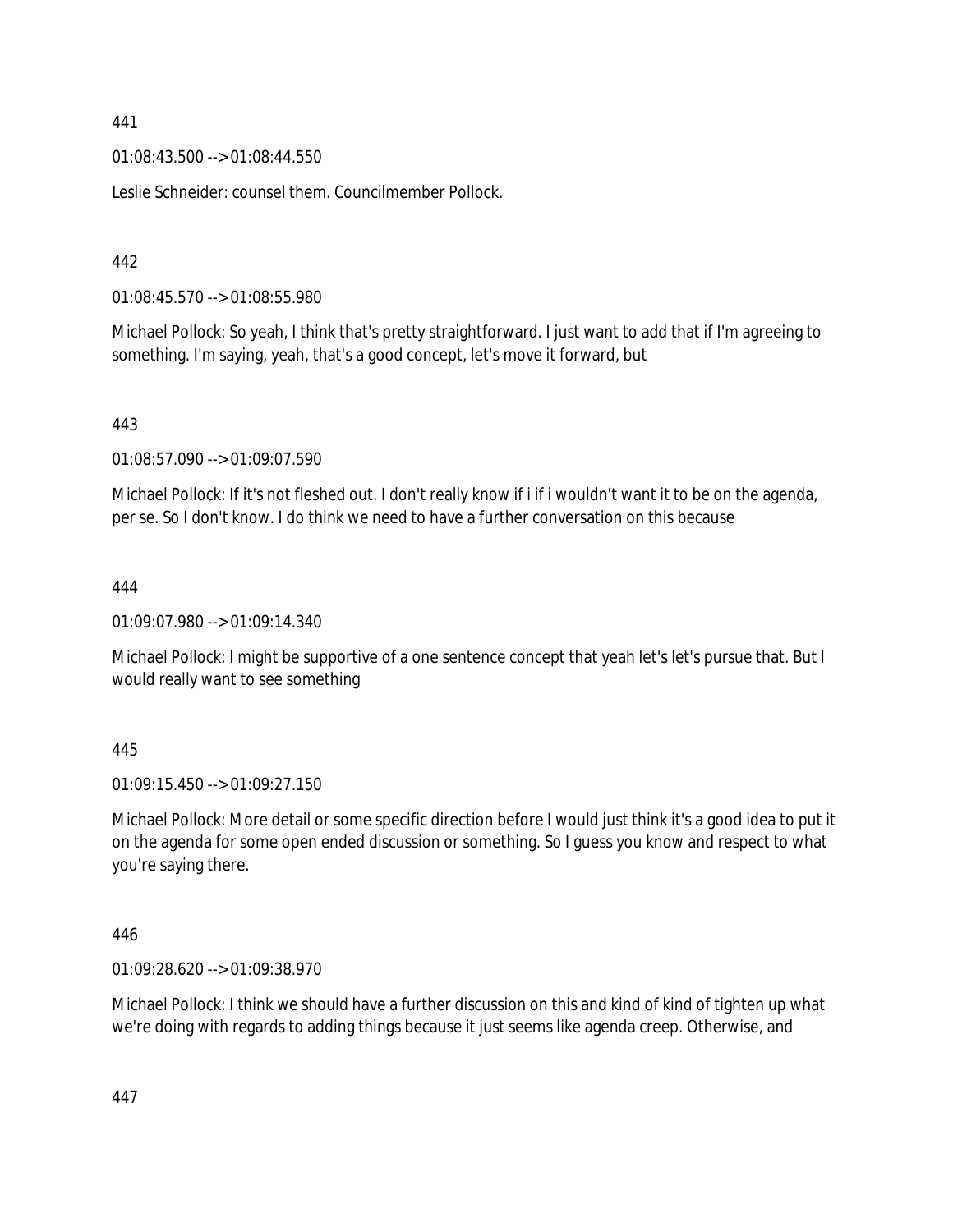441

01:08:43.500 --> 01:08:44.550

Leslie Schneider: counsel them. Councilmember Pollock.

442

01:08:45.570 --> 01:08:55.980

Michael Pollock: So yeah, I think that's pretty straightforward. I just want to add that if I'm agreeing to something. I'm saying, yeah, that's a good concept, let's move it forward, but

443

01:08:57.090 --> 01:09:07.590

Michael Pollock: If it's not fleshed out. I don't really know if i if i wouldn't want it to be on the agenda, per se. So I don't know. I do think we need to have a further conversation on this because

444

01:09:07.980 --> 01:09:14.340

Michael Pollock: I might be supportive of a one sentence concept that yeah let's let's pursue that. But I would really want to see something

445

01:09:15.450 --> 01:09:27.150

Michael Pollock: More detail or some specific direction before I would just think it's a good idea to put it on the agenda for some open ended discussion or something. So I guess you know and respect to what you're saying there.

446

01:09:28.620 --> 01:09:38.970

Michael Pollock: I think we should have a further discussion on this and kind of kind of tighten up what we're doing with regards to adding things because it just seems like agenda creep. Otherwise, and

447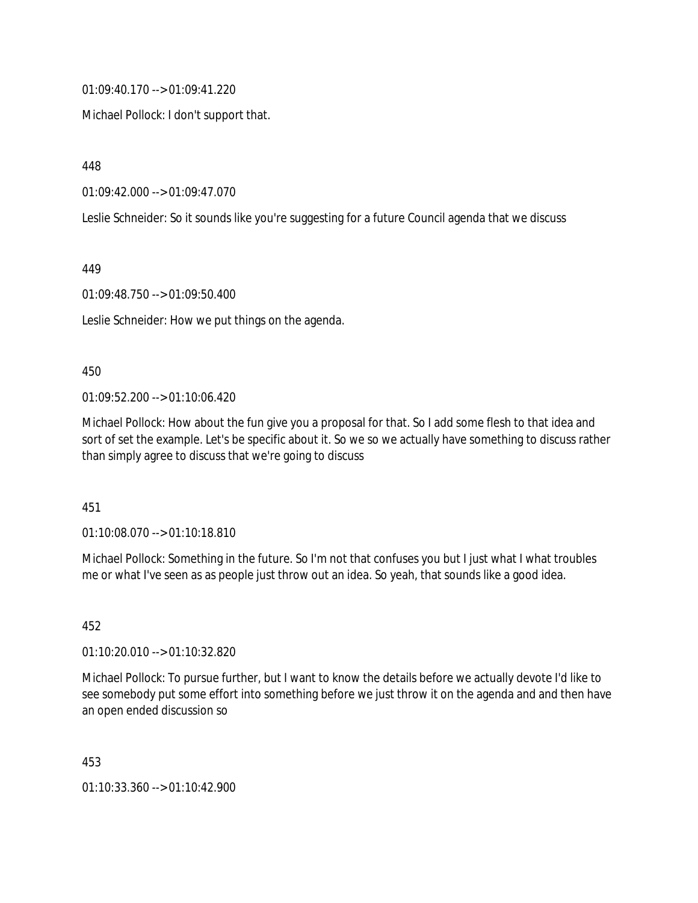01:09:40.170 --> 01:09:41.220

Michael Pollock: I don't support that.

448

01:09:42.000 --> 01:09:47.070

Leslie Schneider: So it sounds like you're suggesting for a future Council agenda that we discuss

449

01:09:48.750 --> 01:09:50.400

Leslie Schneider: How we put things on the agenda.

450

01:09:52.200 --> 01:10:06.420

Michael Pollock: How about the fun give you a proposal for that. So I add some flesh to that idea and sort of set the example. Let's be specific about it. So we so we actually have something to discuss rather than simply agree to discuss that we're going to discuss

451

01:10:08.070 --> 01:10:18.810

Michael Pollock: Something in the future. So I'm not that confuses you but I just what I what troubles me or what I've seen as as people just throw out an idea. So yeah, that sounds like a good idea.

452

01:10:20.010 --> 01:10:32.820

Michael Pollock: To pursue further, but I want to know the details before we actually devote I'd like to see somebody put some effort into something before we just throw it on the agenda and and then have an open ended discussion so

453

01:10:33.360 --> 01:10:42.900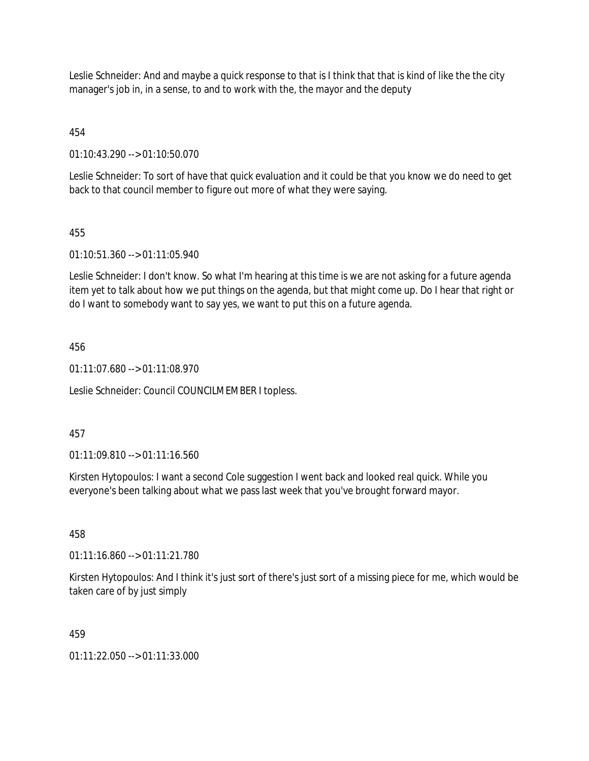Leslie Schneider: And and maybe a quick response to that is I think that that is kind of like the the city manager's job in, in a sense, to and to work with the, the mayor and the deputy

454

01:10:43.290 --> 01:10:50.070

Leslie Schneider: To sort of have that quick evaluation and it could be that you know we do need to get back to that council member to figure out more of what they were saying.

455

01:10:51.360 --> 01:11:05.940

Leslie Schneider: I don't know. So what I'm hearing at this time is we are not asking for a future agenda item yet to talk about how we put things on the agenda, but that might come up. Do I hear that right or do I want to somebody want to say yes, we want to put this on a future agenda.

456

01:11:07.680 --> 01:11:08.970

Leslie Schneider: Council COUNCILMEMBER I topless.

457

01:11:09.810 --> 01:11:16.560

Kirsten Hytopoulos: I want a second Cole suggestion I went back and looked real quick. While you everyone's been talking about what we pass last week that you've brought forward mayor.

458

01:11:16.860 --> 01:11:21.780

Kirsten Hytopoulos: And I think it's just sort of there's just sort of a missing piece for me, which would be taken care of by just simply

459

01:11:22.050 --> 01:11:33.000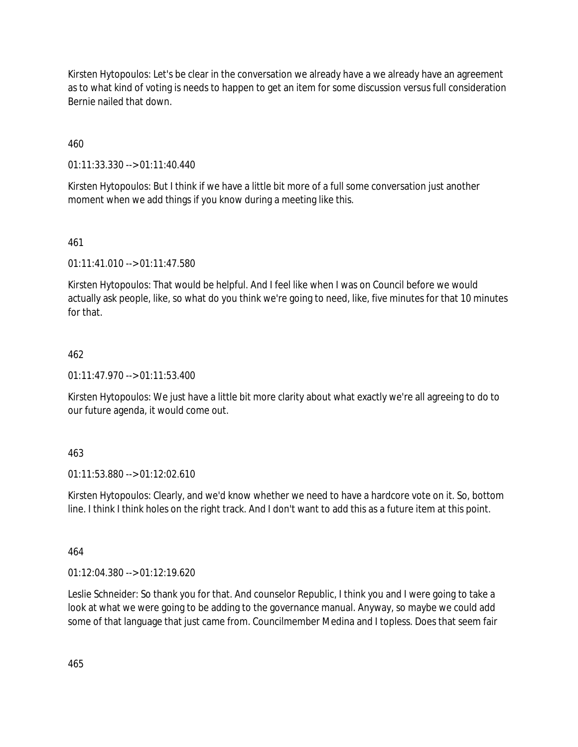Kirsten Hytopoulos: Let's be clear in the conversation we already have a we already have an agreement as to what kind of voting is needs to happen to get an item for some discussion versus full consideration Bernie nailed that down.

460

01:11:33.330 --> 01:11:40.440

Kirsten Hytopoulos: But I think if we have a little bit more of a full some conversation just another moment when we add things if you know during a meeting like this.

461

01:11:41.010 --> 01:11:47.580

Kirsten Hytopoulos: That would be helpful. And I feel like when I was on Council before we would actually ask people, like, so what do you think we're going to need, like, five minutes for that 10 minutes for that.

462

01:11:47.970 --> 01:11:53.400

Kirsten Hytopoulos: We just have a little bit more clarity about what exactly we're all agreeing to do to our future agenda, it would come out.

463

01:11:53.880 --> 01:12:02.610

Kirsten Hytopoulos: Clearly, and we'd know whether we need to have a hardcore vote on it. So, bottom line. I think I think holes on the right track. And I don't want to add this as a future item at this point.

464

01:12:04.380 --> 01:12:19.620

Leslie Schneider: So thank you for that. And counselor Republic, I think you and I were going to take a look at what we were going to be adding to the governance manual. Anyway, so maybe we could add some of that language that just came from. Councilmember Medina and I topless. Does that seem fair

465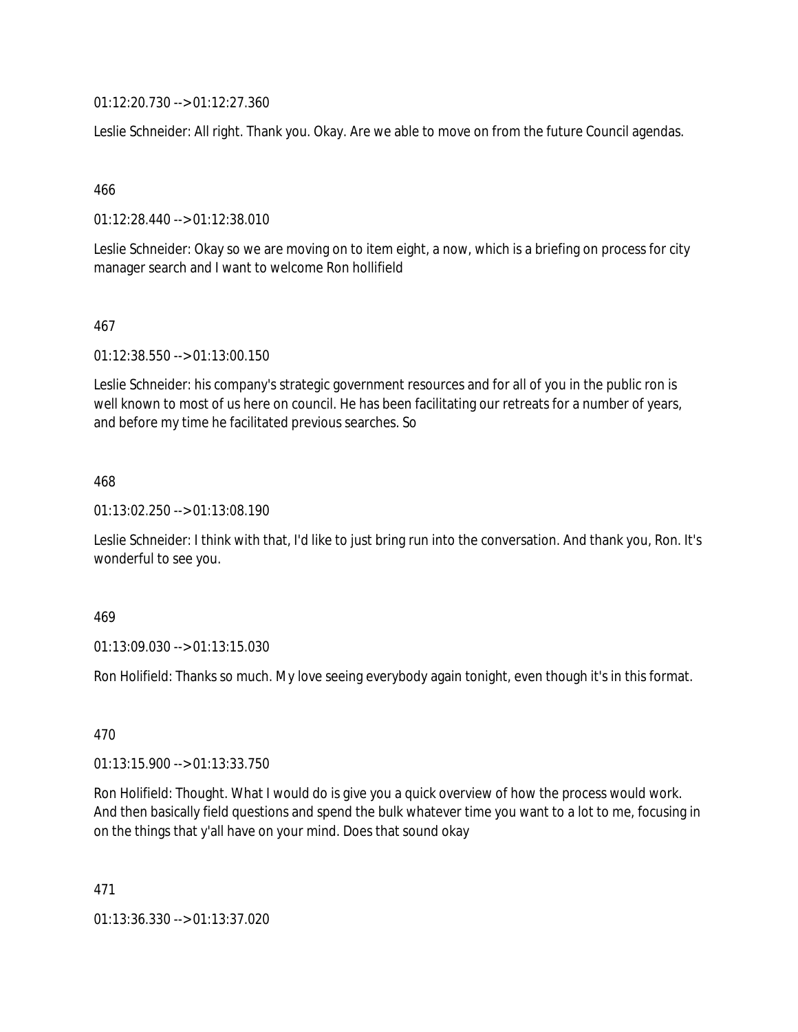01:12:20.730 --> 01:12:27.360

Leslie Schneider: All right. Thank you. Okay. Are we able to move on from the future Council agendas.

466

01:12:28.440 --> 01:12:38.010

Leslie Schneider: Okay so we are moving on to item eight, a now, which is a briefing on process for city manager search and I want to welcome Ron hollifield

467

01:12:38.550 --> 01:13:00.150

Leslie Schneider: his company's strategic government resources and for all of you in the public ron is well known to most of us here on council. He has been facilitating our retreats for a number of years, and before my time he facilitated previous searches. So

468

01:13:02.250 --> 01:13:08.190

Leslie Schneider: I think with that, I'd like to just bring run into the conversation. And thank you, Ron. It's wonderful to see you.

469

01:13:09.030 --> 01:13:15.030

Ron Holifield: Thanks so much. My love seeing everybody again tonight, even though it's in this format.

470

01:13:15.900 --> 01:13:33.750

Ron Holifield: Thought. What I would do is give you a quick overview of how the process would work. And then basically field questions and spend the bulk whatever time you want to a lot to me, focusing in on the things that y'all have on your mind. Does that sound okay

471

01:13:36.330 --> 01:13:37.020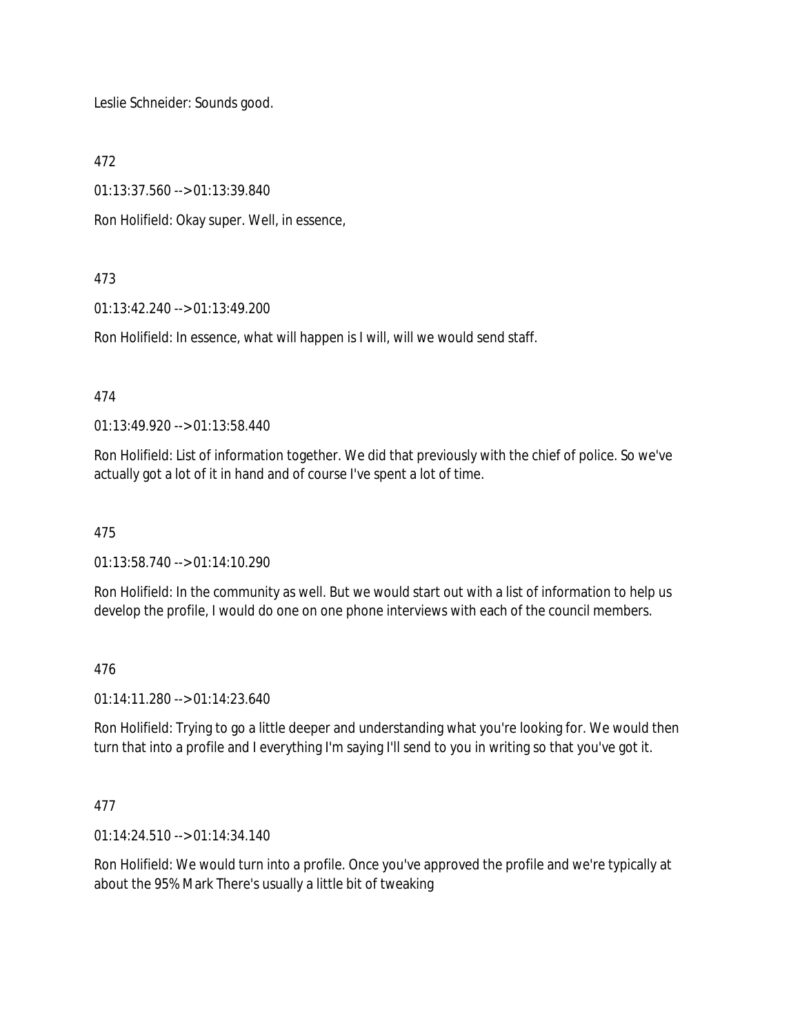Leslie Schneider: Sounds good.

472

01:13:37.560 --> 01:13:39.840

Ron Holifield: Okay super. Well, in essence,

473

01:13:42.240 --> 01:13:49.200

Ron Holifield: In essence, what will happen is I will, will we would send staff.

474

01:13:49.920 --> 01:13:58.440

Ron Holifield: List of information together. We did that previously with the chief of police. So we've actually got a lot of it in hand and of course I've spent a lot of time.

475

01:13:58.740 --> 01:14:10.290

Ron Holifield: In the community as well. But we would start out with a list of information to help us develop the profile, I would do one on one phone interviews with each of the council members.

476

01:14:11.280 --> 01:14:23.640

Ron Holifield: Trying to go a little deeper and understanding what you're looking for. We would then turn that into a profile and I everything I'm saying I'll send to you in writing so that you've got it.

477

01:14:24.510 --> 01:14:34.140

Ron Holifield: We would turn into a profile. Once you've approved the profile and we're typically at about the 95% Mark There's usually a little bit of tweaking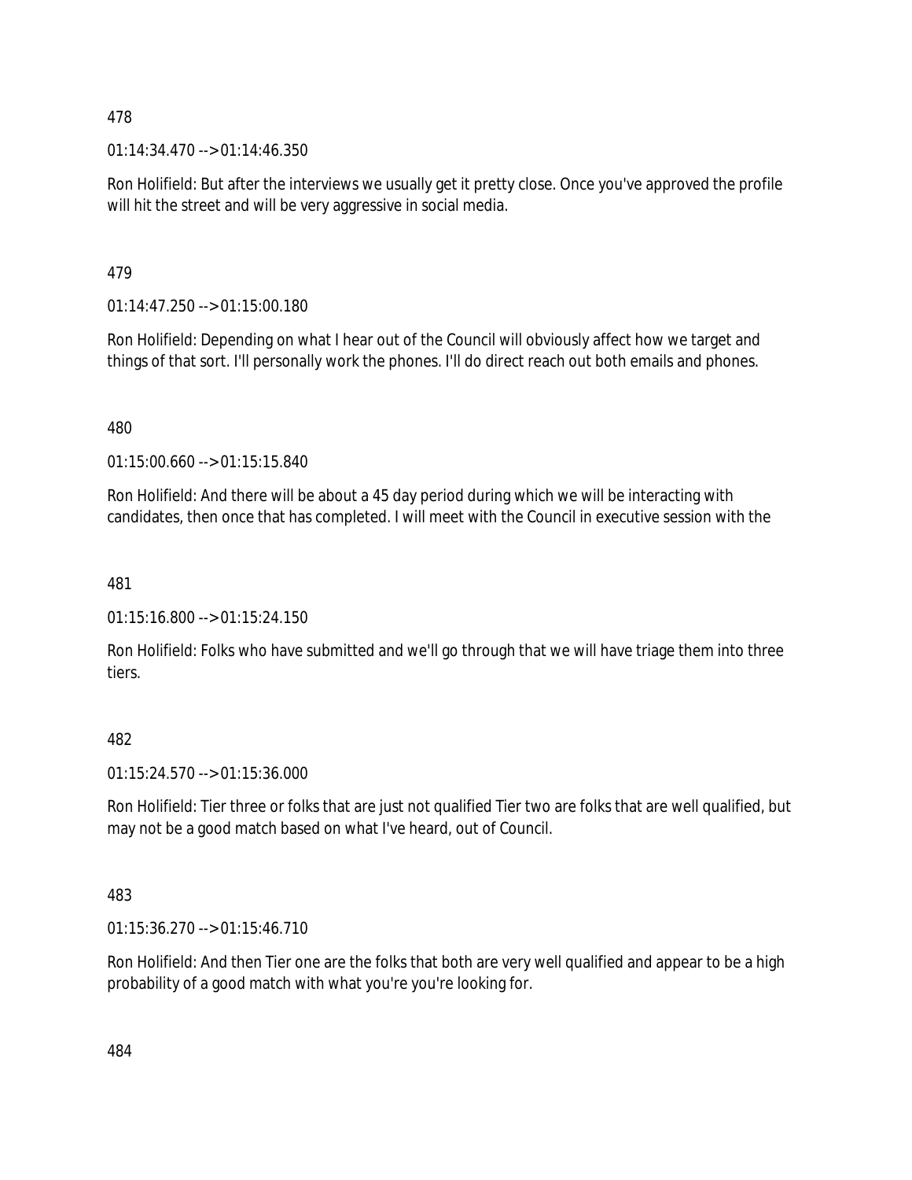478

01:14:34.470 --> 01:14:46.350

Ron Holifield: But after the interviews we usually get it pretty close. Once you've approved the profile will hit the street and will be very aggressive in social media.

479

01:14:47.250 --> 01:15:00.180

Ron Holifield: Depending on what I hear out of the Council will obviously affect how we target and things of that sort. I'll personally work the phones. I'll do direct reach out both emails and phones.

480

01:15:00.660 --> 01:15:15.840

Ron Holifield: And there will be about a 45 day period during which we will be interacting with candidates, then once that has completed. I will meet with the Council in executive session with the

481

01:15:16.800 --> 01:15:24.150

Ron Holifield: Folks who have submitted and we'll go through that we will have triage them into three tiers.

482

01:15:24.570 --> 01:15:36.000

Ron Holifield: Tier three or folks that are just not qualified Tier two are folks that are well qualified, but may not be a good match based on what I've heard, out of Council.

483

01:15:36.270 --> 01:15:46.710

Ron Holifield: And then Tier one are the folks that both are very well qualified and appear to be a high probability of a good match with what you're you're looking for.

484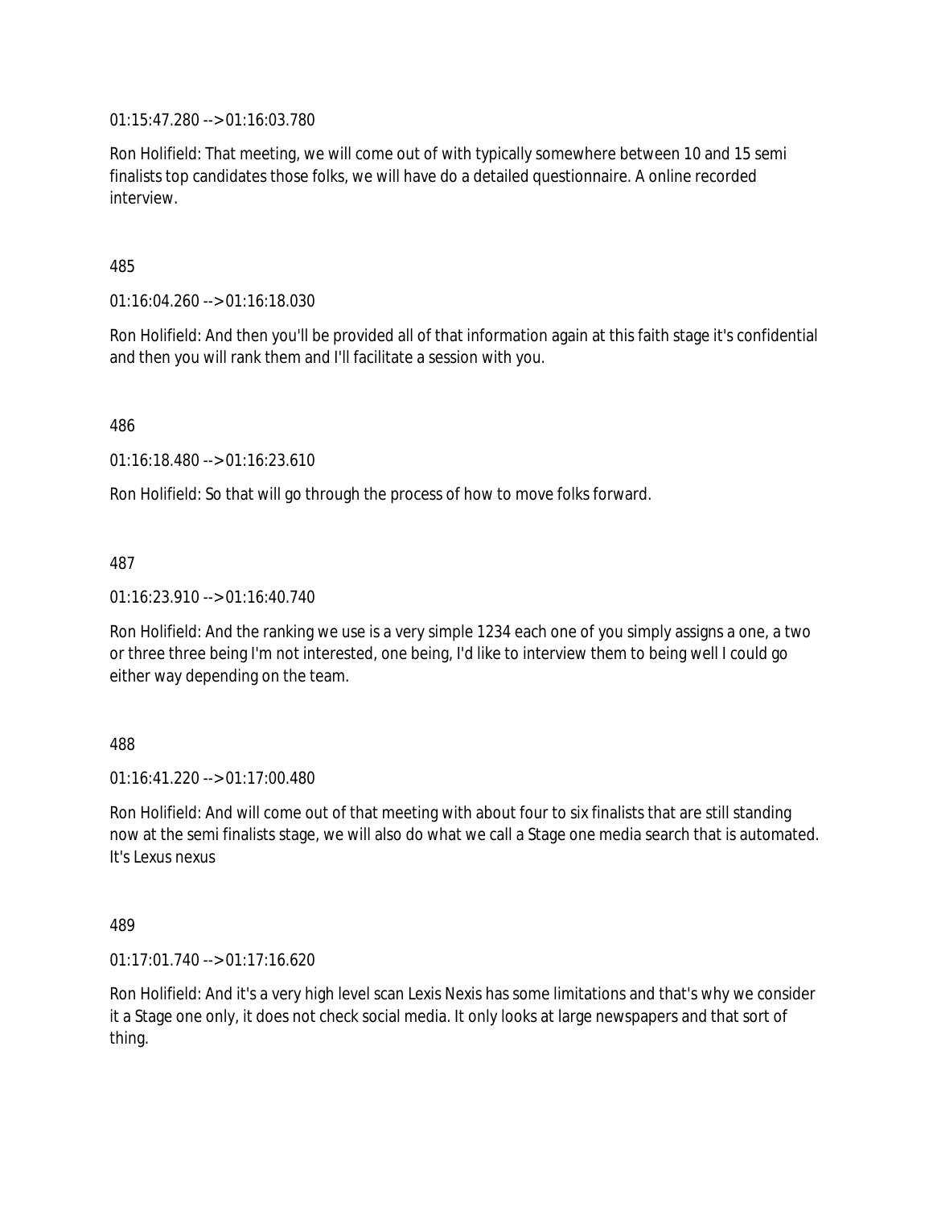01:15:47.280 --> 01:16:03.780

Ron Holifield: That meeting, we will come out of with typically somewhere between 10 and 15 semi finalists top candidates those folks, we will have do a detailed questionnaire. A online recorded interview.

485

01:16:04.260 --> 01:16:18.030

Ron Holifield: And then you'll be provided all of that information again at this faith stage it's confidential and then you will rank them and I'll facilitate a session with you.

486

01:16:18.480 --> 01:16:23.610

Ron Holifield: So that will go through the process of how to move folks forward.

487

01:16:23.910 --> 01:16:40.740

Ron Holifield: And the ranking we use is a very simple 1234 each one of you simply assigns a one, a two or three three being I'm not interested, one being, I'd like to interview them to being well I could go either way depending on the team.

488

01:16:41.220 --> 01:17:00.480

Ron Holifield: And will come out of that meeting with about four to six finalists that are still standing now at the semi finalists stage, we will also do what we call a Stage one media search that is automated. It's Lexus nexus

489

01:17:01.740 --> 01:17:16.620

Ron Holifield: And it's a very high level scan Lexis Nexis has some limitations and that's why we consider it a Stage one only, it does not check social media. It only looks at large newspapers and that sort of thing.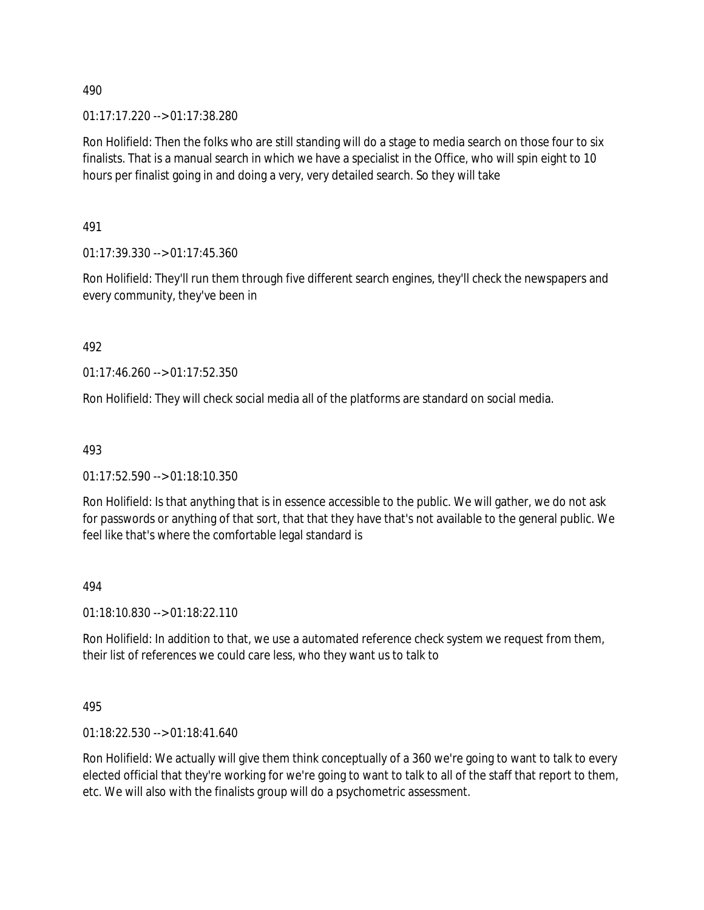490

01:17:17.220 --> 01:17:38.280

Ron Holifield: Then the folks who are still standing will do a stage to media search on those four to six finalists. That is a manual search in which we have a specialist in the Office, who will spin eight to 10 hours per finalist going in and doing a very, very detailed search. So they will take

491

01:17:39.330 --> 01:17:45.360

Ron Holifield: They'll run them through five different search engines, they'll check the newspapers and every community, they've been in

492

01:17:46.260 --> 01:17:52.350

Ron Holifield: They will check social media all of the platforms are standard on social media.

493

01:17:52.590 --> 01:18:10.350

Ron Holifield: Is that anything that is in essence accessible to the public. We will gather, we do not ask for passwords or anything of that sort, that that they have that's not available to the general public. We feel like that's where the comfortable legal standard is

494

01:18:10.830 --> 01:18:22.110

Ron Holifield: In addition to that, we use a automated reference check system we request from them, their list of references we could care less, who they want us to talk to

495

01:18:22.530 --> 01:18:41.640

Ron Holifield: We actually will give them think conceptually of a 360 we're going to want to talk to every elected official that they're working for we're going to want to talk to all of the staff that report to them, etc. We will also with the finalists group will do a psychometric assessment.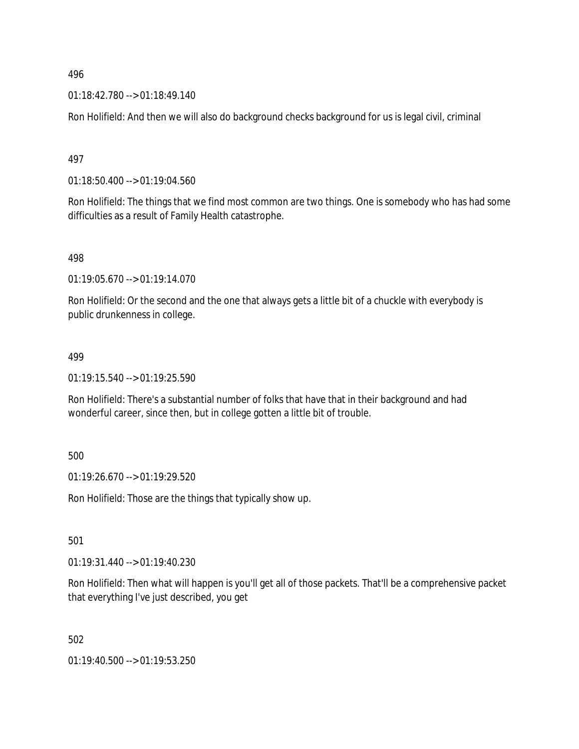496

01:18:42.780 --> 01:18:49.140

Ron Holifield: And then we will also do background checks background for us is legal civil, criminal

497

01:18:50.400 --> 01:19:04.560

Ron Holifield: The things that we find most common are two things. One is somebody who has had some difficulties as a result of Family Health catastrophe.

498

01:19:05.670 --> 01:19:14.070

Ron Holifield: Or the second and the one that always gets a little bit of a chuckle with everybody is public drunkenness in college.

499

01:19:15.540 --> 01:19:25.590

Ron Holifield: There's a substantial number of folks that have that in their background and had wonderful career, since then, but in college gotten a little bit of trouble.

500

01:19:26.670 --> 01:19:29.520

Ron Holifield: Those are the things that typically show up.

501

01:19:31.440 --> 01:19:40.230

Ron Holifield: Then what will happen is you'll get all of those packets. That'll be a comprehensive packet that everything I've just described, you get

502

01:19:40.500 --> 01:19:53.250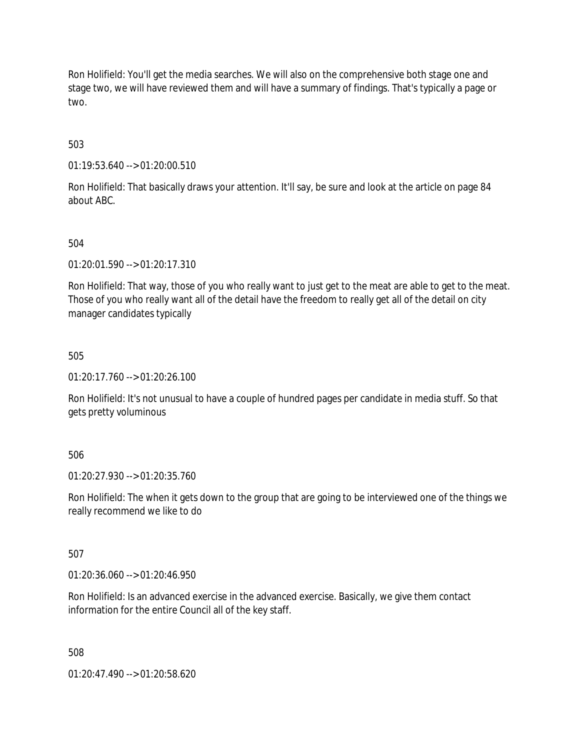Ron Holifield: You'll get the media searches. We will also on the comprehensive both stage one and stage two, we will have reviewed them and will have a summary of findings. That's typically a page or two.

503

01:19:53.640 --> 01:20:00.510

Ron Holifield: That basically draws your attention. It'll say, be sure and look at the article on page 84 about ABC.

504

01:20:01.590 --> 01:20:17.310

Ron Holifield: That way, those of you who really want to just get to the meat are able to get to the meat. Those of you who really want all of the detail have the freedom to really get all of the detail on city manager candidates typically

505

01:20:17.760 --> 01:20:26.100

Ron Holifield: It's not unusual to have a couple of hundred pages per candidate in media stuff. So that gets pretty voluminous

506

01:20:27.930 --> 01:20:35.760

Ron Holifield: The when it gets down to the group that are going to be interviewed one of the things we really recommend we like to do

507

01:20:36.060 --> 01:20:46.950

Ron Holifield: Is an advanced exercise in the advanced exercise. Basically, we give them contact information for the entire Council all of the key staff.

508

01:20:47.490 --> 01:20:58.620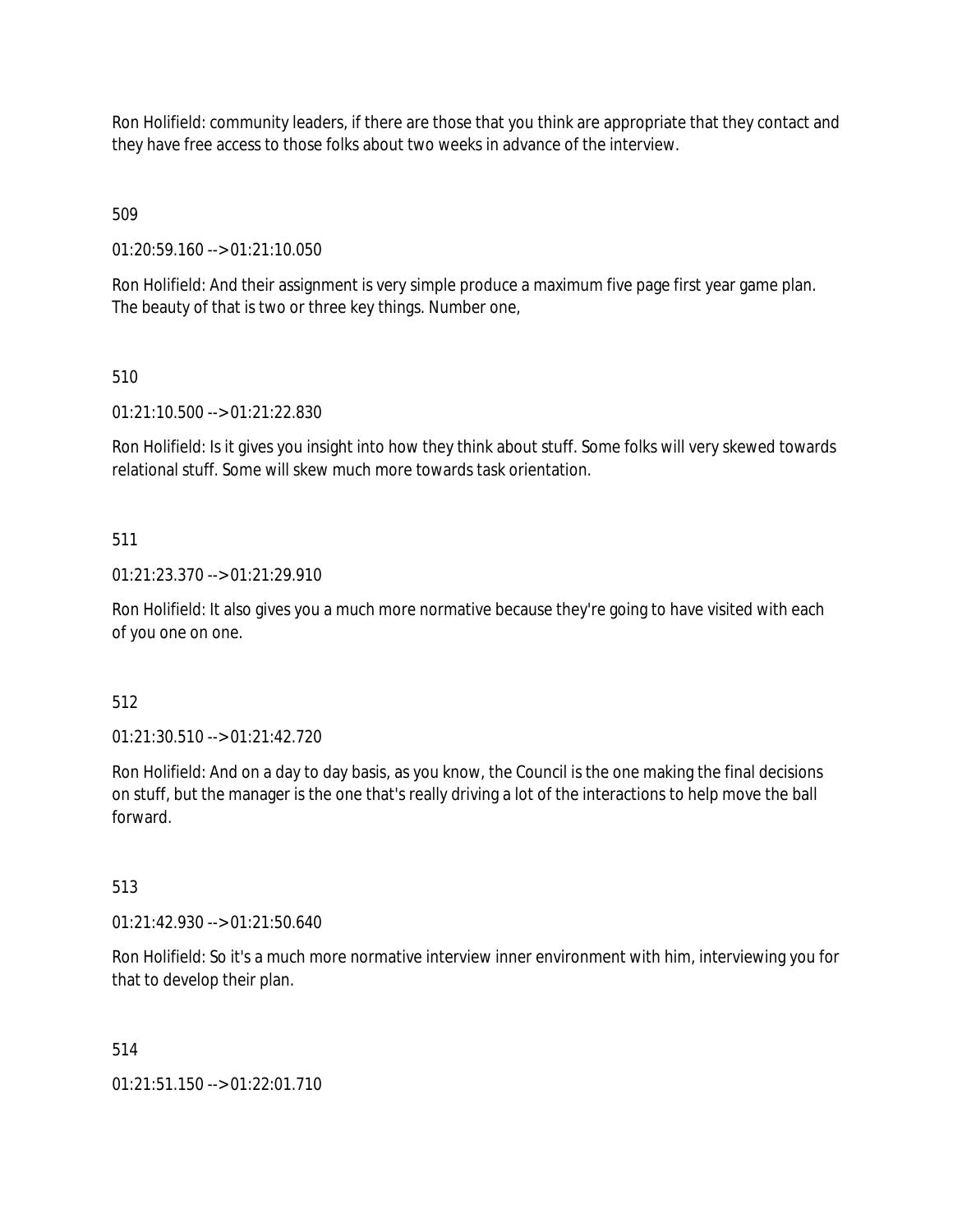Ron Holifield: community leaders, if there are those that you think are appropriate that they contact and they have free access to those folks about two weeks in advance of the interview.

509

01:20:59.160 --> 01:21:10.050

Ron Holifield: And their assignment is very simple produce a maximum five page first year game plan. The beauty of that is two or three key things. Number one,

510

01:21:10.500 --> 01:21:22.830

Ron Holifield: Is it gives you insight into how they think about stuff. Some folks will very skewed towards relational stuff. Some will skew much more towards task orientation.

511

01:21:23.370 --> 01:21:29.910

Ron Holifield: It also gives you a much more normative because they're going to have visited with each of you one on one.

512

01:21:30.510 --> 01:21:42.720

Ron Holifield: And on a day to day basis, as you know, the Council is the one making the final decisions on stuff, but the manager is the one that's really driving a lot of the interactions to help move the ball forward.

513

01:21:42.930 --> 01:21:50.640

Ron Holifield: So it's a much more normative interview inner environment with him, interviewing you for that to develop their plan.

514

01:21:51.150 --> 01:22:01.710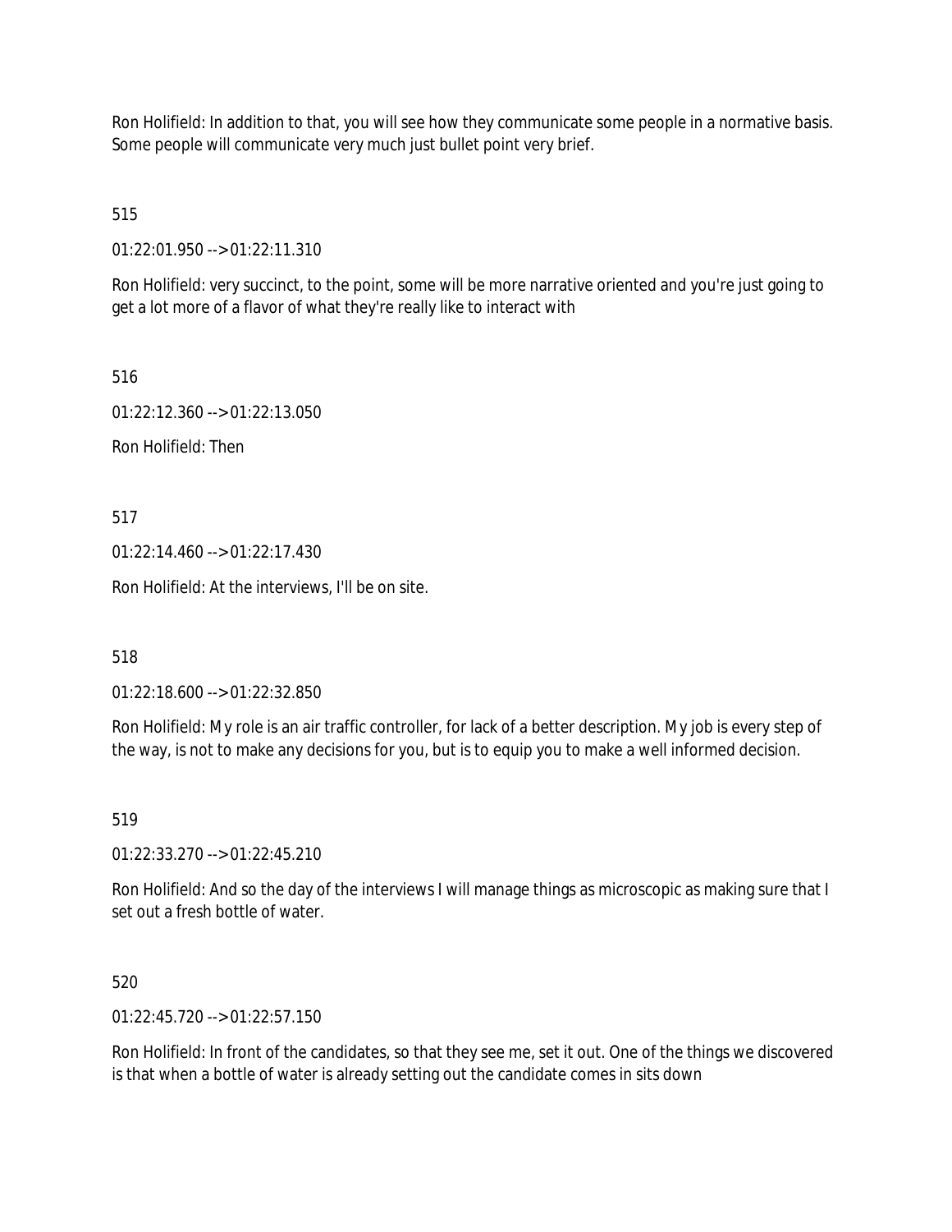Ron Holifield: In addition to that, you will see how they communicate some people in a normative basis. Some people will communicate very much just bullet point very brief.

515

01:22:01.950 --> 01:22:11.310

Ron Holifield: very succinct, to the point, some will be more narrative oriented and you're just going to get a lot more of a flavor of what they're really like to interact with

516

01:22:12.360 --> 01:22:13.050

Ron Holifield: Then

517

01:22:14.460 --> 01:22:17.430

Ron Holifield: At the interviews, I'll be on site.

518

01:22:18.600 --> 01:22:32.850

Ron Holifield: My role is an air traffic controller, for lack of a better description. My job is every step of the way, is not to make any decisions for you, but is to equip you to make a well informed decision.

519

01:22:33.270 --> 01:22:45.210

Ron Holifield: And so the day of the interviews I will manage things as microscopic as making sure that I set out a fresh bottle of water.

520

01:22:45.720 --> 01:22:57.150

Ron Holifield: In front of the candidates, so that they see me, set it out. One of the things we discovered is that when a bottle of water is already setting out the candidate comes in sits down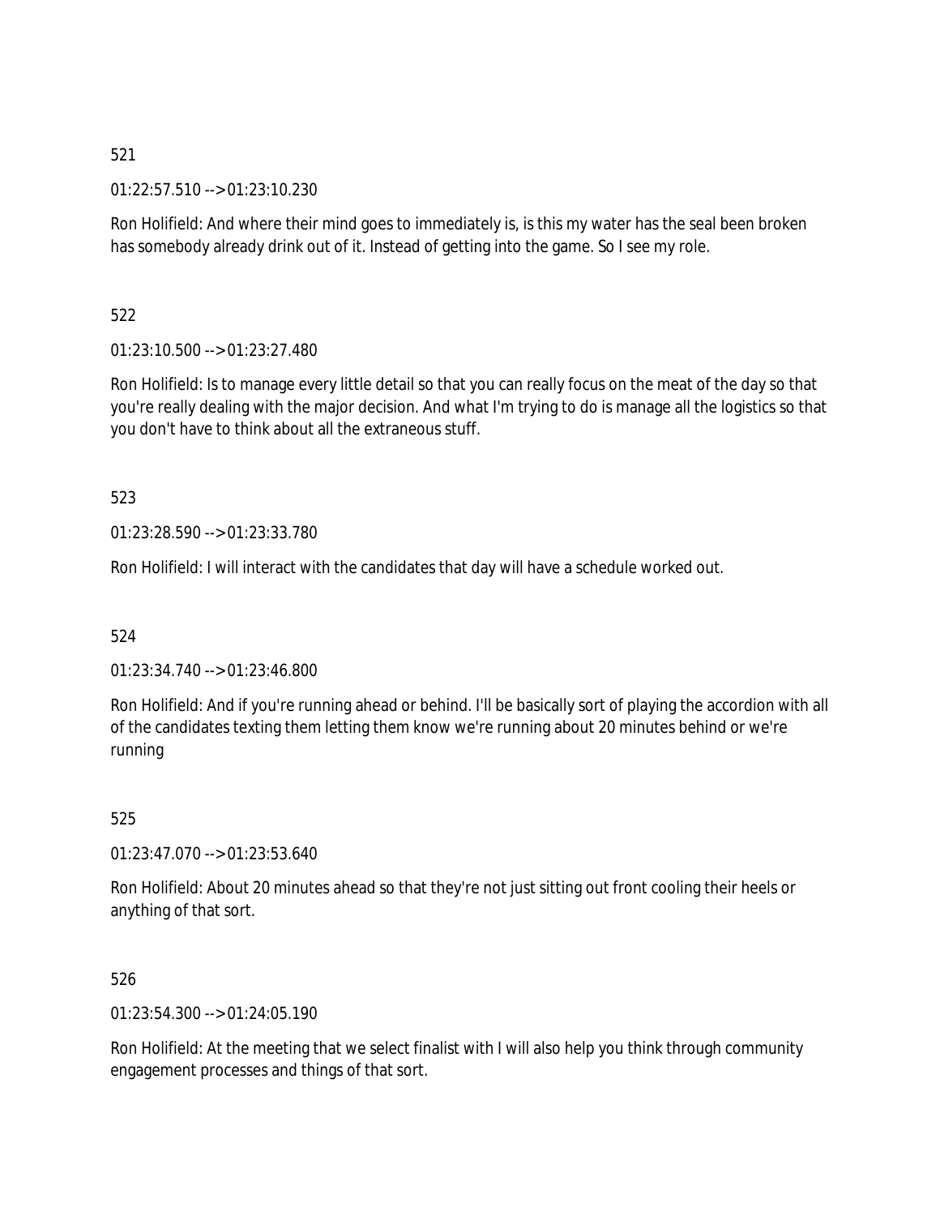521

01:22:57.510 --> 01:23:10.230

Ron Holifield: And where their mind goes to immediately is, is this my water has the seal been broken has somebody already drink out of it. Instead of getting into the game. So I see my role.

522

01:23:10.500 --> 01:23:27.480

Ron Holifield: Is to manage every little detail so that you can really focus on the meat of the day so that you're really dealing with the major decision. And what I'm trying to do is manage all the logistics so that you don't have to think about all the extraneous stuff.

523

01:23:28.590 --> 01:23:33.780

Ron Holifield: I will interact with the candidates that day will have a schedule worked out.

524

01:23:34.740 --> 01:23:46.800

Ron Holifield: And if you're running ahead or behind. I'll be basically sort of playing the accordion with all of the candidates texting them letting them know we're running about 20 minutes behind or we're running

525

01:23:47.070 --> 01:23:53.640

Ron Holifield: About 20 minutes ahead so that they're not just sitting out front cooling their heels or anything of that sort.

526

01:23:54.300 --> 01:24:05.190

Ron Holifield: At the meeting that we select finalist with I will also help you think through community engagement processes and things of that sort.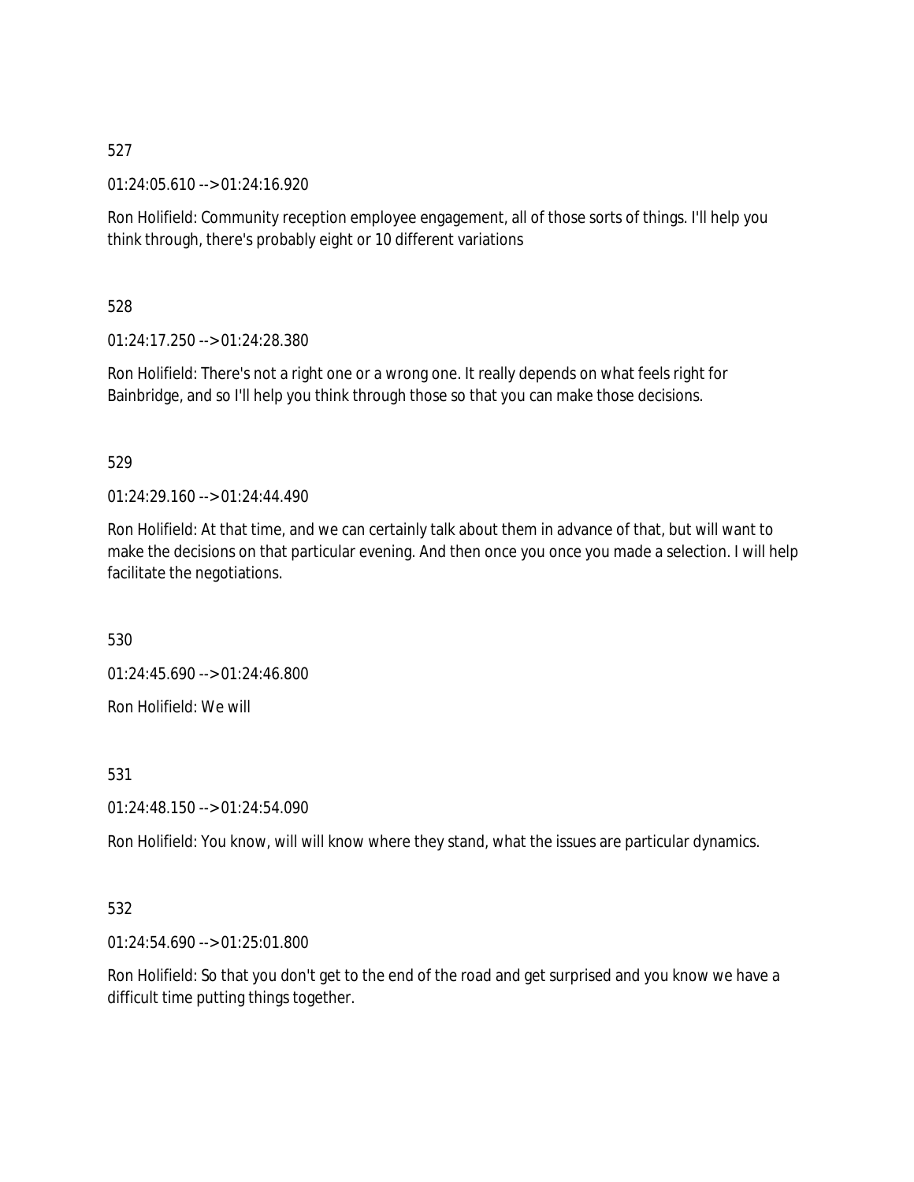527

01:24:05.610 --> 01:24:16.920

Ron Holifield: Community reception employee engagement, all of those sorts of things. I'll help you think through, there's probably eight or 10 different variations

528

01:24:17.250 --> 01:24:28.380

Ron Holifield: There's not a right one or a wrong one. It really depends on what feels right for Bainbridge, and so I'll help you think through those so that you can make those decisions.

529

01:24:29.160 --> 01:24:44.490

Ron Holifield: At that time, and we can certainly talk about them in advance of that, but will want to make the decisions on that particular evening. And then once you once you made a selection. I will help facilitate the negotiations.

530

01:24:45.690 --> 01:24:46.800

Ron Holifield: We will

531

01:24:48.150 --> 01:24:54.090

Ron Holifield: You know, will will know where they stand, what the issues are particular dynamics.

532

01:24:54.690 --> 01:25:01.800

Ron Holifield: So that you don't get to the end of the road and get surprised and you know we have a difficult time putting things together.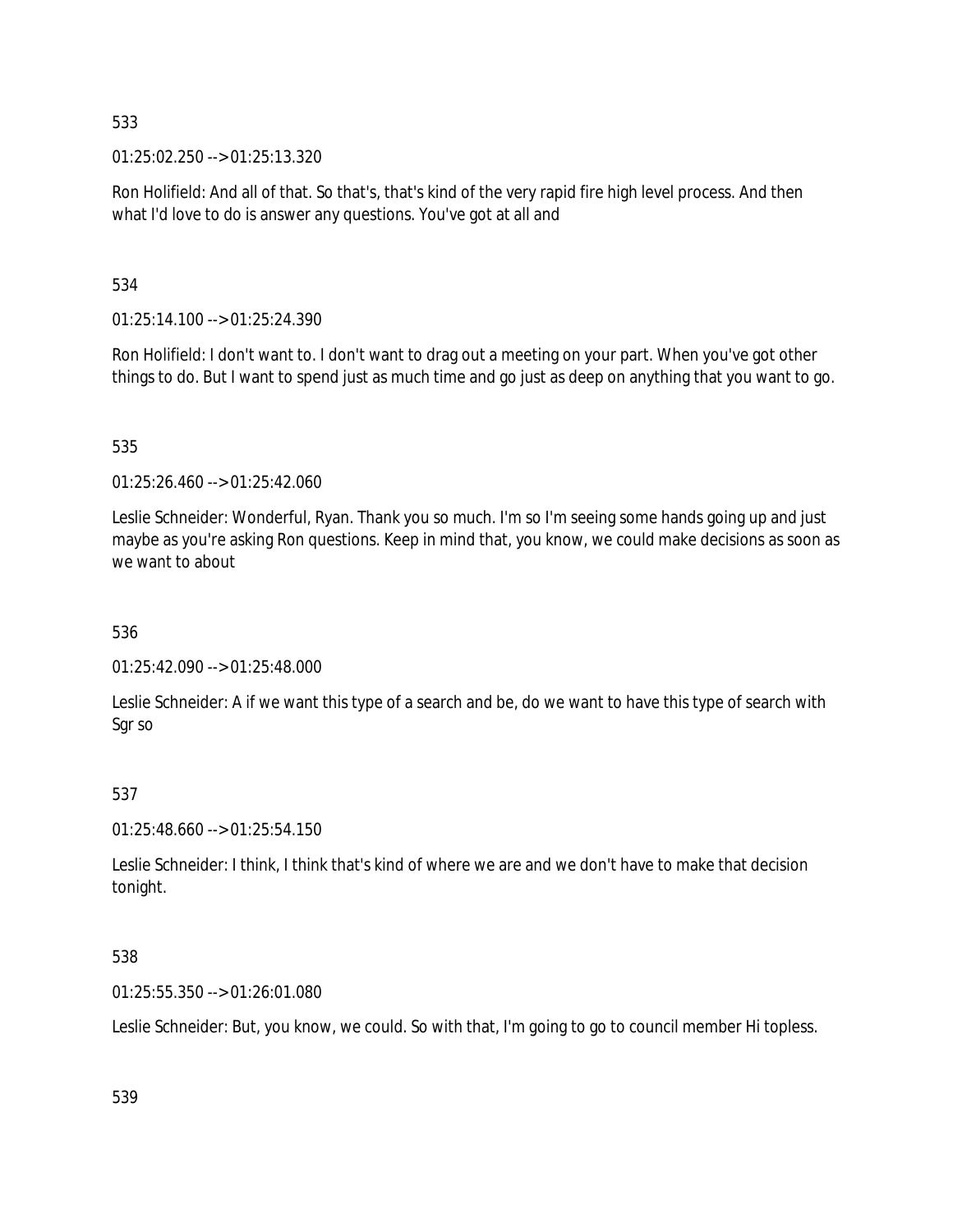533

01:25:02.250 --> 01:25:13.320

Ron Holifield: And all of that. So that's, that's kind of the very rapid fire high level process. And then what I'd love to do is answer any questions. You've got at all and

534

01:25:14.100 --> 01:25:24.390

Ron Holifield: I don't want to. I don't want to drag out a meeting on your part. When you've got other things to do. But I want to spend just as much time and go just as deep on anything that you want to go.

535

01:25:26.460 --> 01:25:42.060

Leslie Schneider: Wonderful, Ryan. Thank you so much. I'm so I'm seeing some hands going up and just maybe as you're asking Ron questions. Keep in mind that, you know, we could make decisions as soon as we want to about

536

01:25:42.090 --> 01:25:48.000

Leslie Schneider: A if we want this type of a search and be, do we want to have this type of search with Sgr so

537

01:25:48.660 --> 01:25:54.150

Leslie Schneider: I think, I think that's kind of where we are and we don't have to make that decision tonight.

538

01:25:55.350 --> 01:26:01.080

Leslie Schneider: But, you know, we could. So with that, I'm going to go to council member Hi topless.

539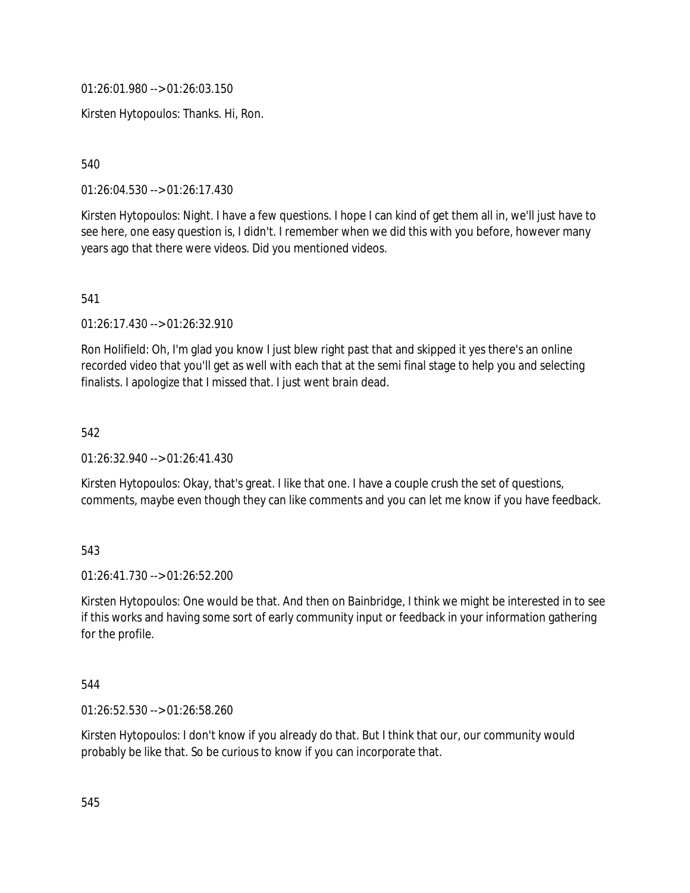01:26:01.980 --> 01:26:03.150

Kirsten Hytopoulos: Thanks. Hi, Ron.

540

01:26:04.530 --> 01:26:17.430

Kirsten Hytopoulos: Night. I have a few questions. I hope I can kind of get them all in, we'll just have to see here, one easy question is, I didn't. I remember when we did this with you before, however many years ago that there were videos. Did you mentioned videos.

541

01:26:17.430 --> 01:26:32.910

Ron Holifield: Oh, I'm glad you know I just blew right past that and skipped it yes there's an online recorded video that you'll get as well with each that at the semi final stage to help you and selecting finalists. I apologize that I missed that. I just went brain dead.

542

01:26:32.940 --> 01:26:41.430

Kirsten Hytopoulos: Okay, that's great. I like that one. I have a couple crush the set of questions, comments, maybe even though they can like comments and you can let me know if you have feedback.

543

01:26:41.730 --> 01:26:52.200

Kirsten Hytopoulos: One would be that. And then on Bainbridge, I think we might be interested in to see if this works and having some sort of early community input or feedback in your information gathering for the profile.

544

01:26:52.530 --> 01:26:58.260

Kirsten Hytopoulos: I don't know if you already do that. But I think that our, our community would probably be like that. So be curious to know if you can incorporate that.

545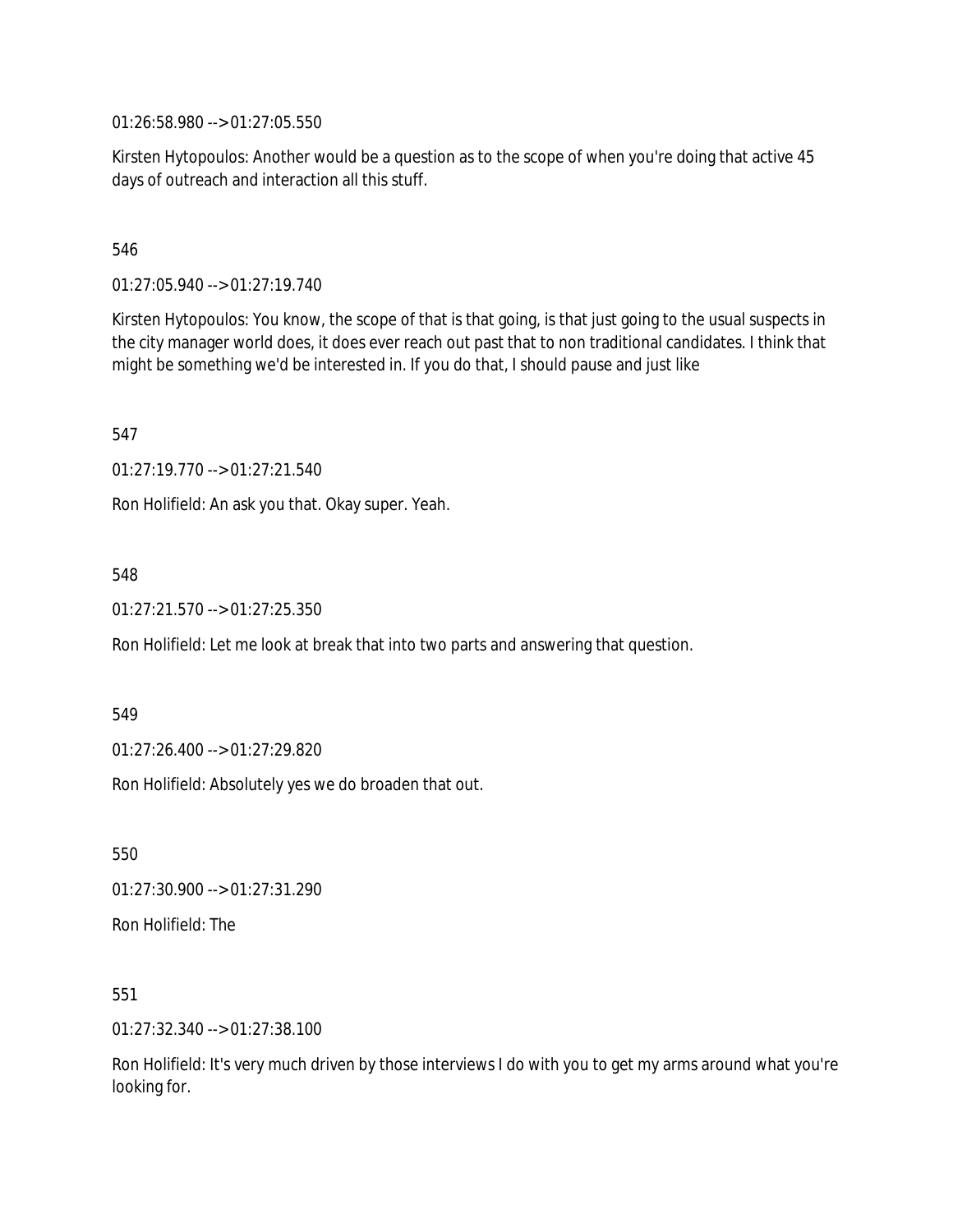01:26:58.980 --> 01:27:05.550

Kirsten Hytopoulos: Another would be a question as to the scope of when you're doing that active 45 days of outreach and interaction all this stuff.

546

01:27:05.940 --> 01:27:19.740

Kirsten Hytopoulos: You know, the scope of that is that going, is that just going to the usual suspects in the city manager world does, it does ever reach out past that to non traditional candidates. I think that might be something we'd be interested in. If you do that, I should pause and just like

547

01:27:19.770 --> 01:27:21.540

Ron Holifield: An ask you that. Okay super. Yeah.

548

01:27:21.570 --> 01:27:25.350

Ron Holifield: Let me look at break that into two parts and answering that question.

549

01:27:26.400 --> 01:27:29.820

Ron Holifield: Absolutely yes we do broaden that out.

550

01:27:30.900 --> 01:27:31.290

Ron Holifield: The

551

01:27:32.340 --> 01:27:38.100

Ron Holifield: It's very much driven by those interviews I do with you to get my arms around what you're looking for.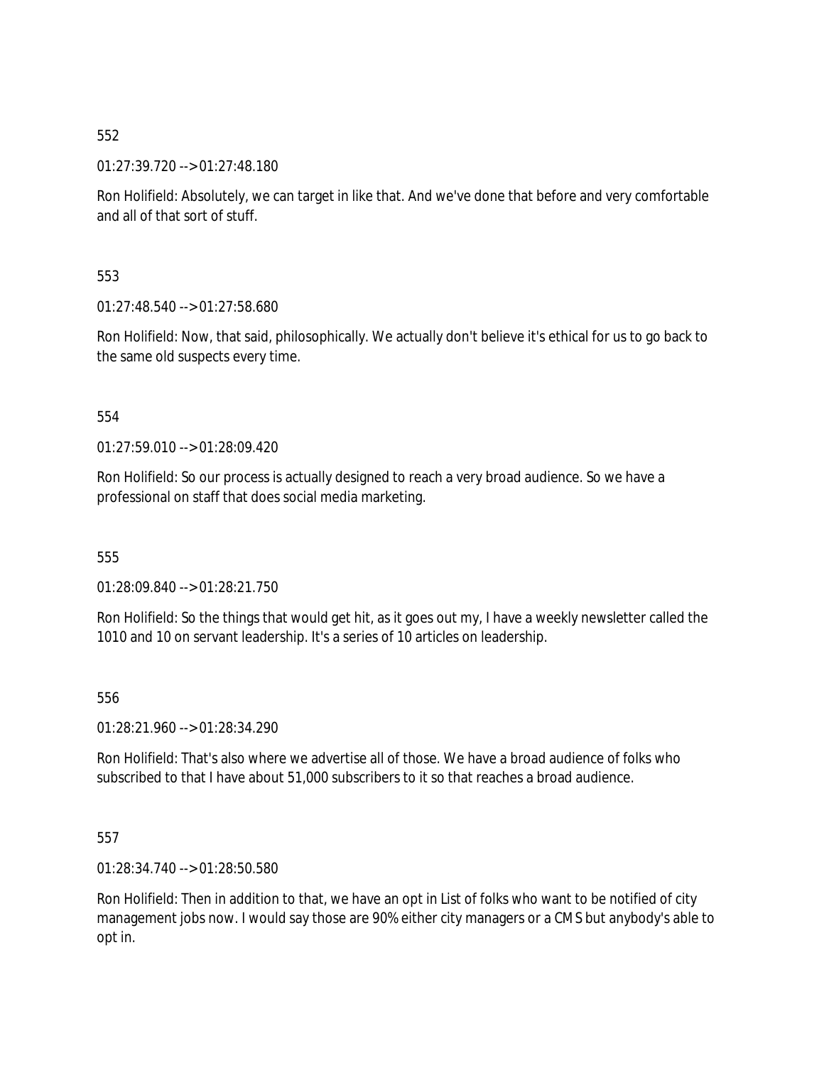552

01:27:39.720 --> 01:27:48.180

Ron Holifield: Absolutely, we can target in like that. And we've done that before and very comfortable and all of that sort of stuff.

553

01:27:48.540 --> 01:27:58.680

Ron Holifield: Now, that said, philosophically. We actually don't believe it's ethical for us to go back to the same old suspects every time.

554

01:27:59.010 --> 01:28:09.420

Ron Holifield: So our process is actually designed to reach a very broad audience. So we have a professional on staff that does social media marketing.

555

01:28:09.840 --> 01:28:21.750

Ron Holifield: So the things that would get hit, as it goes out my, I have a weekly newsletter called the 1010 and 10 on servant leadership. It's a series of 10 articles on leadership.

556

01:28:21.960 --> 01:28:34.290

Ron Holifield: That's also where we advertise all of those. We have a broad audience of folks who subscribed to that I have about 51,000 subscribers to it so that reaches a broad audience.

557

01:28:34.740 --> 01:28:50.580

Ron Holifield: Then in addition to that, we have an opt in List of folks who want to be notified of city management jobs now. I would say those are 90% either city managers or a CMS but anybody's able to opt in.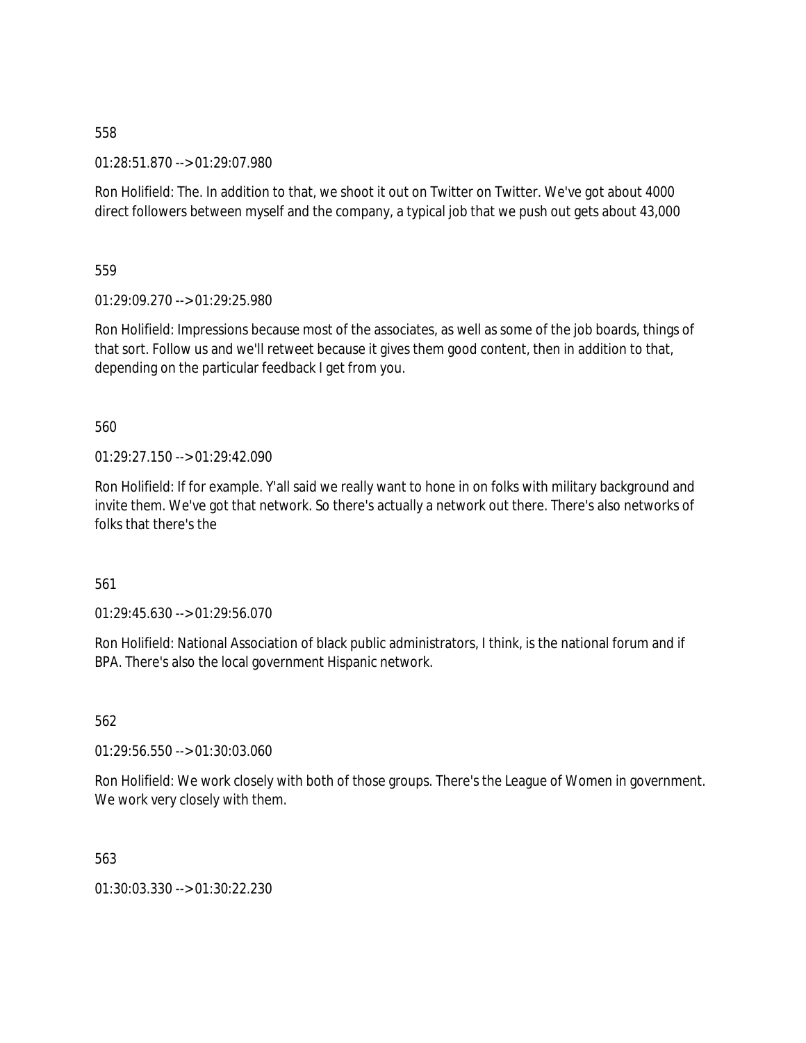558

01:28:51.870 --> 01:29:07.980

Ron Holifield: The. In addition to that, we shoot it out on Twitter on Twitter. We've got about 4000 direct followers between myself and the company, a typical job that we push out gets about 43,000

559

01:29:09.270 --> 01:29:25.980

Ron Holifield: Impressions because most of the associates, as well as some of the job boards, things of that sort. Follow us and we'll retweet because it gives them good content, then in addition to that, depending on the particular feedback I get from you.

560

01:29:27.150 --> 01:29:42.090

Ron Holifield: If for example. Y'all said we really want to hone in on folks with military background and invite them. We've got that network. So there's actually a network out there. There's also networks of folks that there's the

561

01:29:45.630 --> 01:29:56.070

Ron Holifield: National Association of black public administrators, I think, is the national forum and if BPA. There's also the local government Hispanic network.

562

01:29:56.550 --> 01:30:03.060

Ron Holifield: We work closely with both of those groups. There's the League of Women in government. We work very closely with them.

563

01:30:03.330 --> 01:30:22.230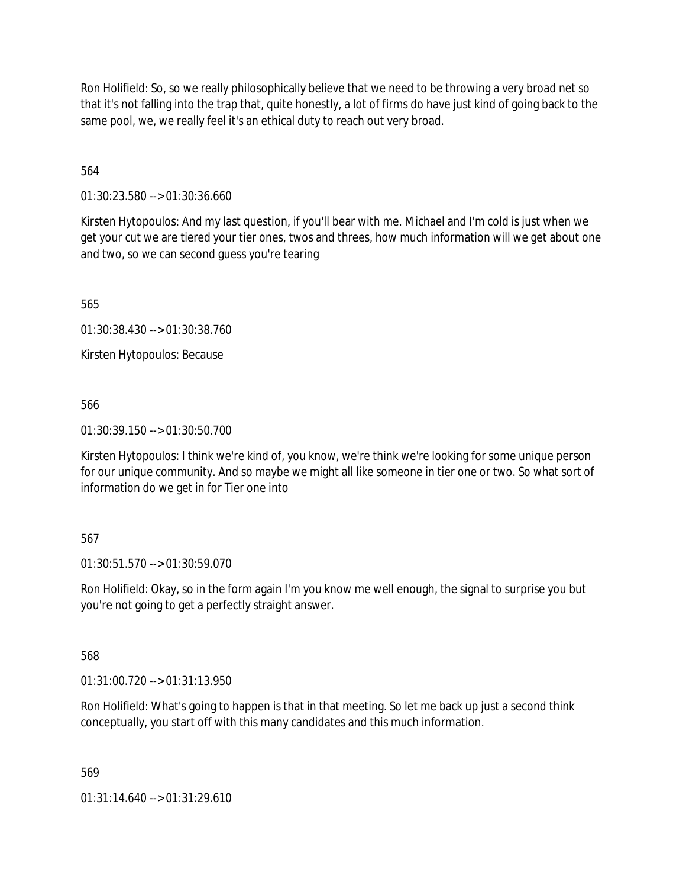Ron Holifield: So, so we really philosophically believe that we need to be throwing a very broad net so that it's not falling into the trap that, quite honestly, a lot of firms do have just kind of going back to the same pool, we, we really feel it's an ethical duty to reach out very broad.

564

01:30:23.580 --> 01:30:36.660

Kirsten Hytopoulos: And my last question, if you'll bear with me. Michael and I'm cold is just when we get your cut we are tiered your tier ones, twos and threes, how much information will we get about one and two, so we can second guess you're tearing

565

01:30:38.430 --> 01:30:38.760

Kirsten Hytopoulos: Because

566

01:30:39.150 --> 01:30:50.700

Kirsten Hytopoulos: I think we're kind of, you know, we're think we're looking for some unique person for our unique community. And so maybe we might all like someone in tier one or two. So what sort of information do we get in for Tier one into

567

01:30:51.570 --> 01:30:59.070

Ron Holifield: Okay, so in the form again I'm you know me well enough, the signal to surprise you but you're not going to get a perfectly straight answer.

568

01:31:00.720 --> 01:31:13.950

Ron Holifield: What's going to happen is that in that meeting. So let me back up just a second think conceptually, you start off with this many candidates and this much information.

569

01:31:14.640 --> 01:31:29.610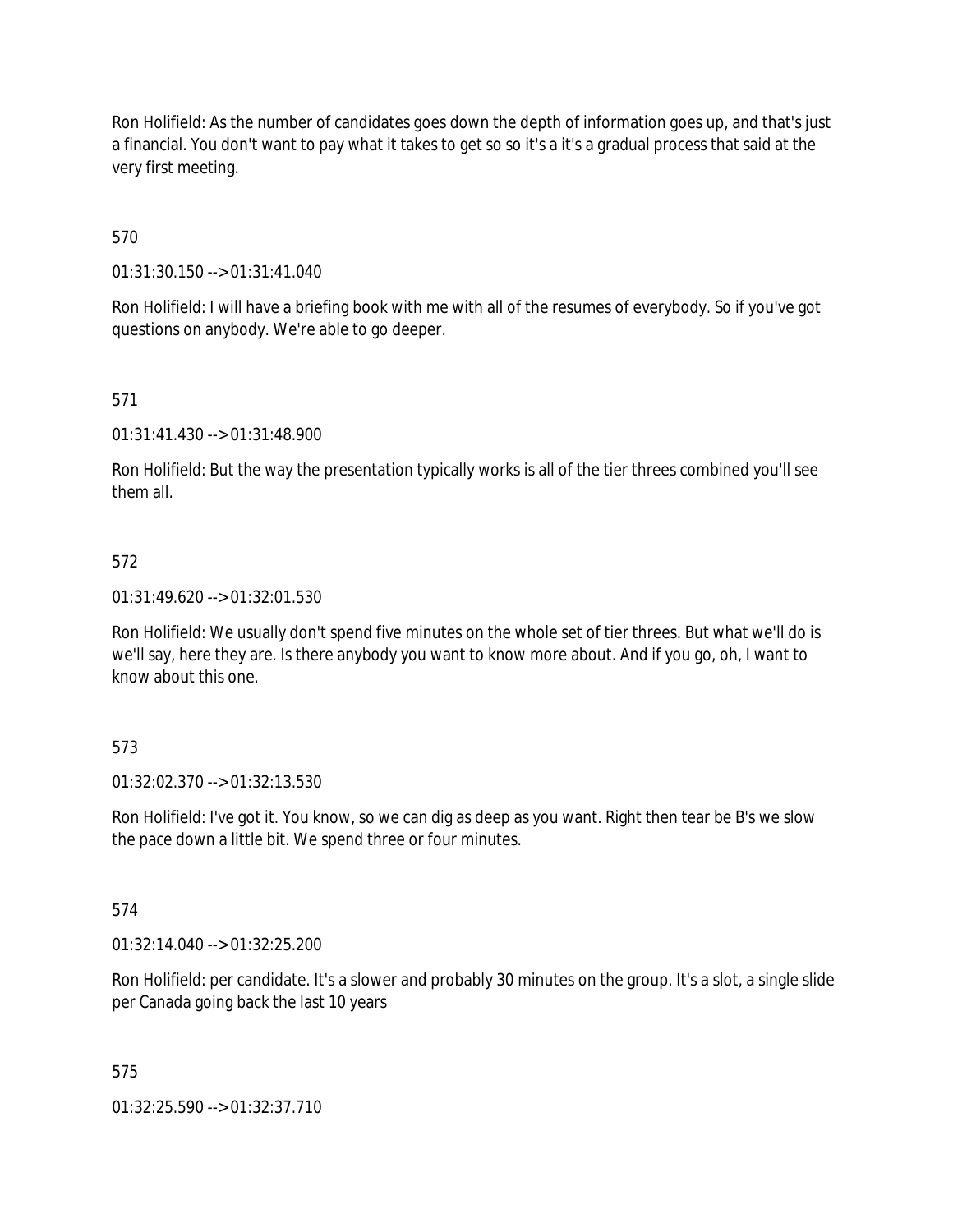Ron Holifield: As the number of candidates goes down the depth of information goes up, and that's just a financial. You don't want to pay what it takes to get so so it's a it's a gradual process that said at the very first meeting.

570

01:31:30.150 --> 01:31:41.040

Ron Holifield: I will have a briefing book with me with all of the resumes of everybody. So if you've got questions on anybody. We're able to go deeper.

571

01:31:41.430 --> 01:31:48.900

Ron Holifield: But the way the presentation typically works is all of the tier threes combined you'll see them all.

572

01:31:49.620 --> 01:32:01.530

Ron Holifield: We usually don't spend five minutes on the whole set of tier threes. But what we'll do is we'll say, here they are. Is there anybody you want to know more about. And if you go, oh, I want to know about this one.

573

01:32:02.370 --> 01:32:13.530

Ron Holifield: I've got it. You know, so we can dig as deep as you want. Right then tear be B's we slow the pace down a little bit. We spend three or four minutes.

574

01:32:14.040 --> 01:32:25.200

Ron Holifield: per candidate. It's a slower and probably 30 minutes on the group. It's a slot, a single slide per Canada going back the last 10 years

575

01:32:25.590 --> 01:32:37.710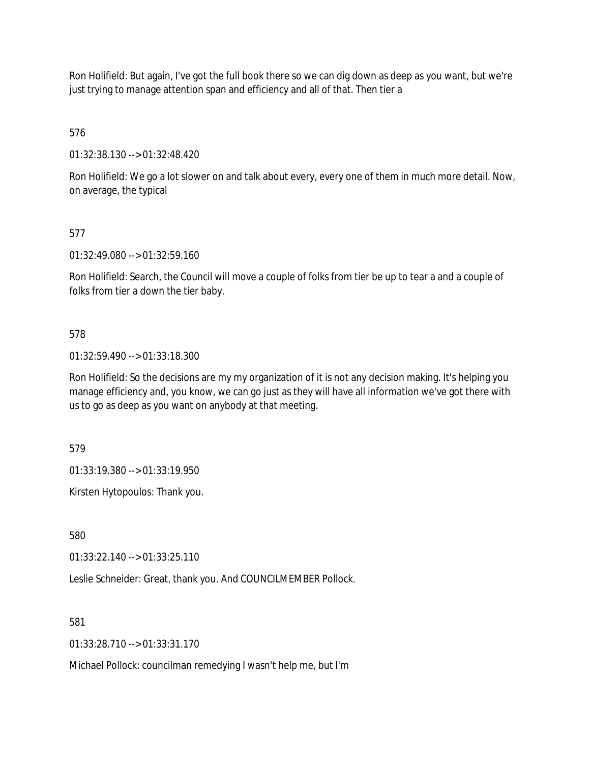Ron Holifield: But again, I've got the full book there so we can dig down as deep as you want, but we're just trying to manage attention span and efficiency and all of that. Then tier a

576

01:32:38.130 --> 01:32:48.420

Ron Holifield: We go a lot slower on and talk about every, every one of them in much more detail. Now, on average, the typical

577

01:32:49.080 --> 01:32:59.160

Ron Holifield: Search, the Council will move a couple of folks from tier be up to tear a and a couple of folks from tier a down the tier baby.

578

01:32:59.490 --> 01:33:18.300

Ron Holifield: So the decisions are my my organization of it is not any decision making. It's helping you manage efficiency and, you know, we can go just as they will have all information we've got there with us to go as deep as you want on anybody at that meeting.

579

01:33:19.380 --> 01:33:19.950

Kirsten Hytopoulos: Thank you.

580

01:33:22.140 --> 01:33:25.110

Leslie Schneider: Great, thank you. And COUNCILMEMBER Pollock.

581

01:33:28.710 --> 01:33:31.170

Michael Pollock: councilman remedying I wasn't help me, but I'm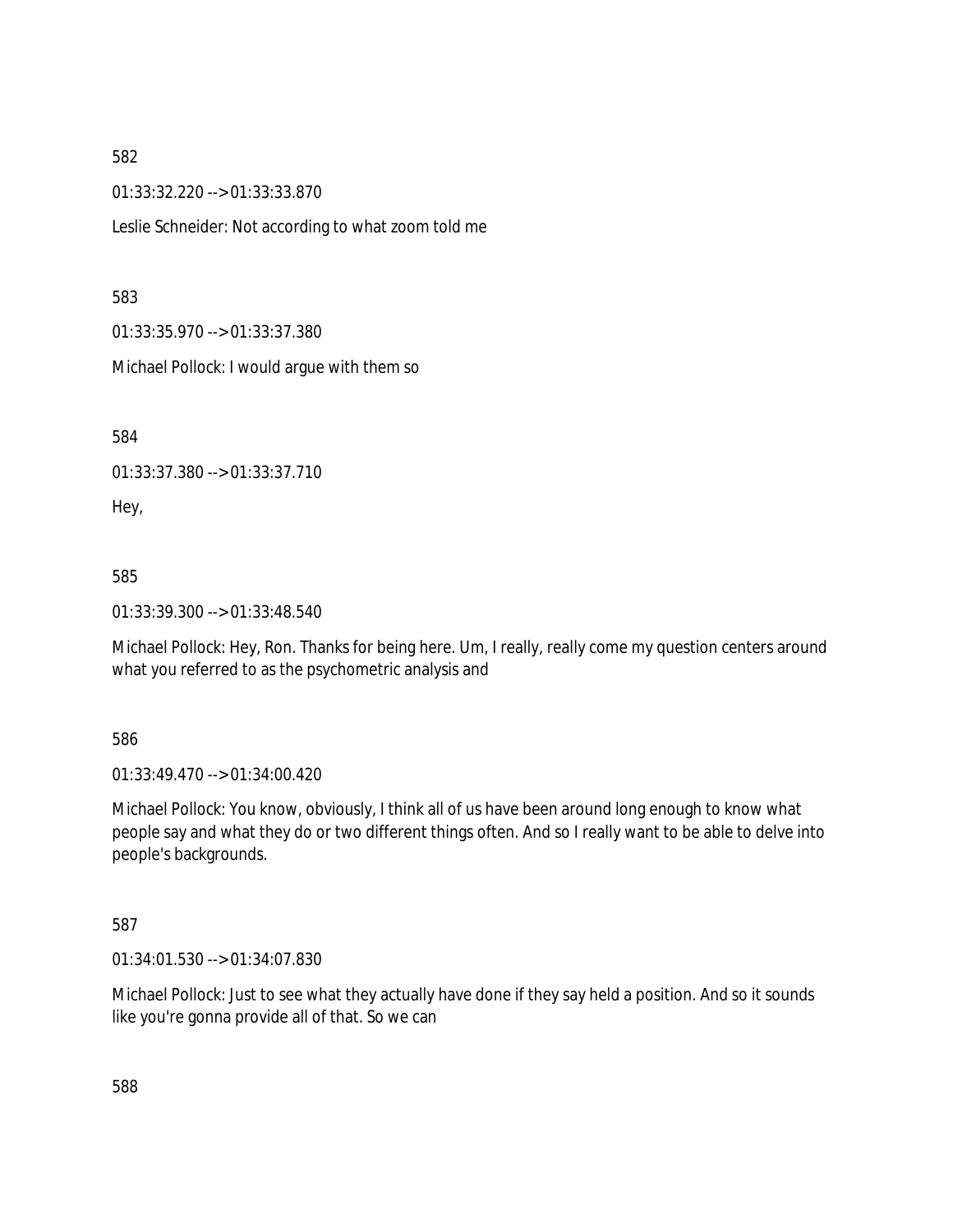582

01:33:32.220 --> 01:33:33.870

Leslie Schneider: Not according to what zoom told me

583

01:33:35.970 --> 01:33:37.380

Michael Pollock: I would argue with them so

584

01:33:37.380 --> 01:33:37.710

Hey,

585

01:33:39.300 --> 01:33:48.540

Michael Pollock: Hey, Ron. Thanks for being here. Um, I really, really come my question centers around what you referred to as the psychometric analysis and

586

01:33:49.470 --> 01:34:00.420

Michael Pollock: You know, obviously, I think all of us have been around long enough to know what people say and what they do or two different things often. And so I really want to be able to delve into people's backgrounds.

587

01:34:01.530 --> 01:34:07.830

Michael Pollock: Just to see what they actually have done if they say held a position. And so it sounds like you're gonna provide all of that. So we can

588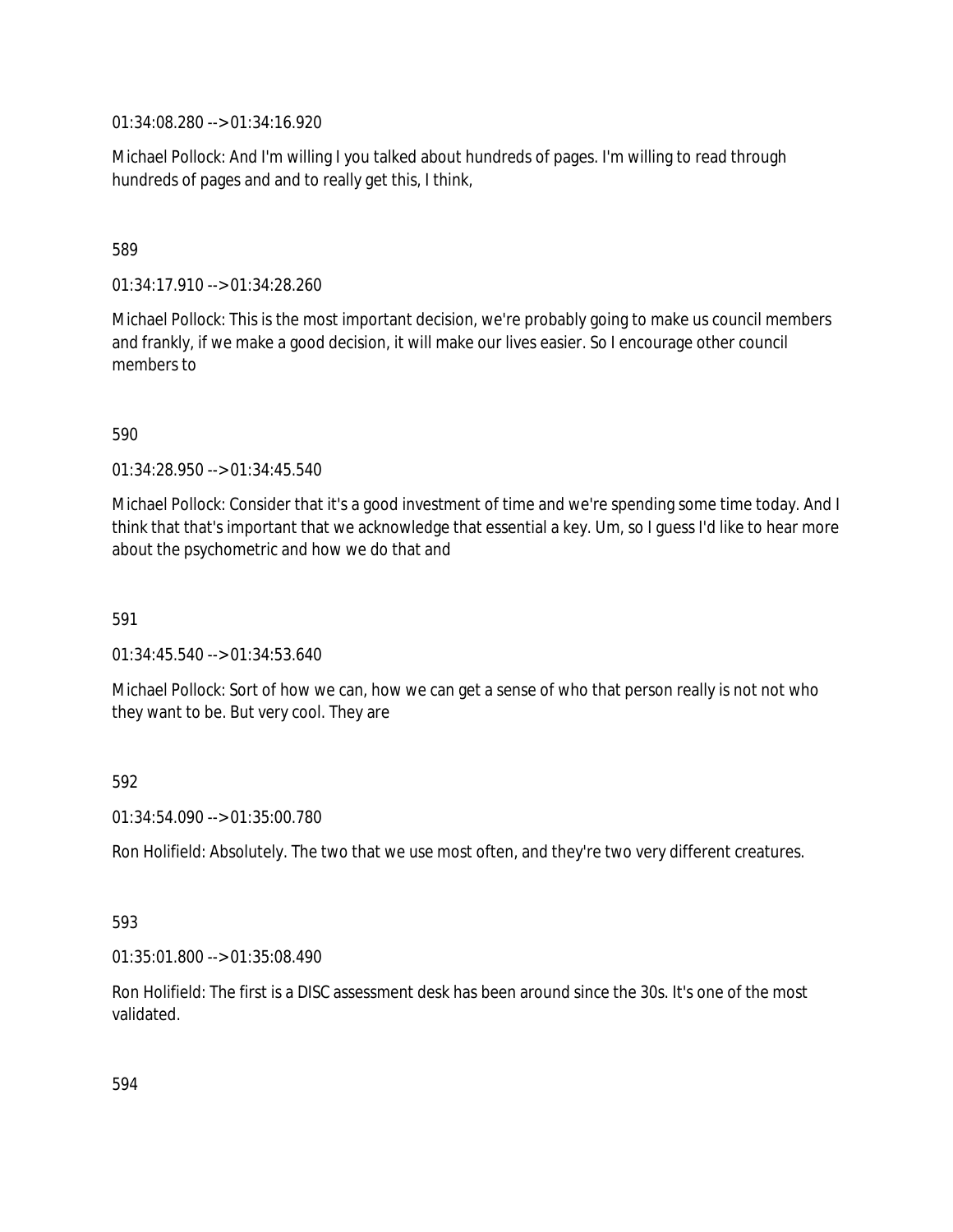01:34:08.280 --> 01:34:16.920

Michael Pollock: And I'm willing I you talked about hundreds of pages. I'm willing to read through hundreds of pages and and to really get this, I think,

589

01:34:17.910 --> 01:34:28.260

Michael Pollock: This is the most important decision, we're probably going to make us council members and frankly, if we make a good decision, it will make our lives easier. So I encourage other council members to

590

01:34:28.950 --> 01:34:45.540

Michael Pollock: Consider that it's a good investment of time and we're spending some time today. And I think that that's important that we acknowledge that essential a key. Um, so I guess I'd like to hear more about the psychometric and how we do that and

591

01:34:45.540 --> 01:34:53.640

Michael Pollock: Sort of how we can, how we can get a sense of who that person really is not not who they want to be. But very cool. They are

592

01:34:54.090 --> 01:35:00.780

Ron Holifield: Absolutely. The two that we use most often, and they're two very different creatures.

593

01:35:01.800 --> 01:35:08.490

Ron Holifield: The first is a DISC assessment desk has been around since the 30s. It's one of the most validated.

594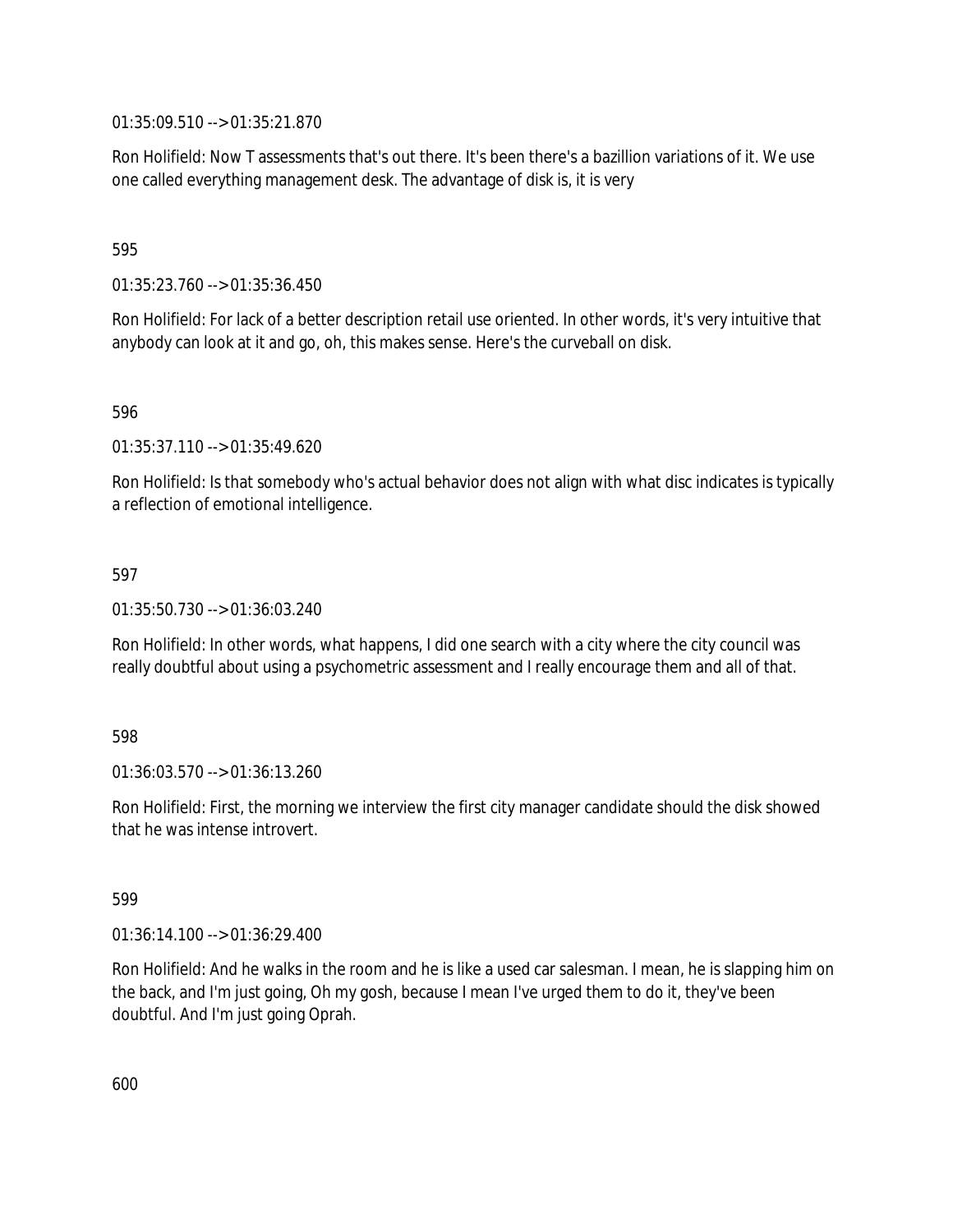01:35:09.510 --> 01:35:21.870

Ron Holifield: Now T assessments that's out there. It's been there's a bazillion variations of it. We use one called everything management desk. The advantage of disk is, it is very

595

01:35:23.760 --> 01:35:36.450

Ron Holifield: For lack of a better description retail use oriented. In other words, it's very intuitive that anybody can look at it and go, oh, this makes sense. Here's the curveball on disk.

596

01:35:37.110 --> 01:35:49.620

Ron Holifield: Is that somebody who's actual behavior does not align with what disc indicates is typically a reflection of emotional intelligence.

597

01:35:50.730 --> 01:36:03.240

Ron Holifield: In other words, what happens, I did one search with a city where the city council was really doubtful about using a psychometric assessment and I really encourage them and all of that.

598

01:36:03.570 --> 01:36:13.260

Ron Holifield: First, the morning we interview the first city manager candidate should the disk showed that he was intense introvert.

599

01:36:14.100 --> 01:36:29.400

Ron Holifield: And he walks in the room and he is like a used car salesman. I mean, he is slapping him on the back, and I'm just going, Oh my gosh, because I mean I've urged them to do it, they've been doubtful. And I'm just going Oprah.

600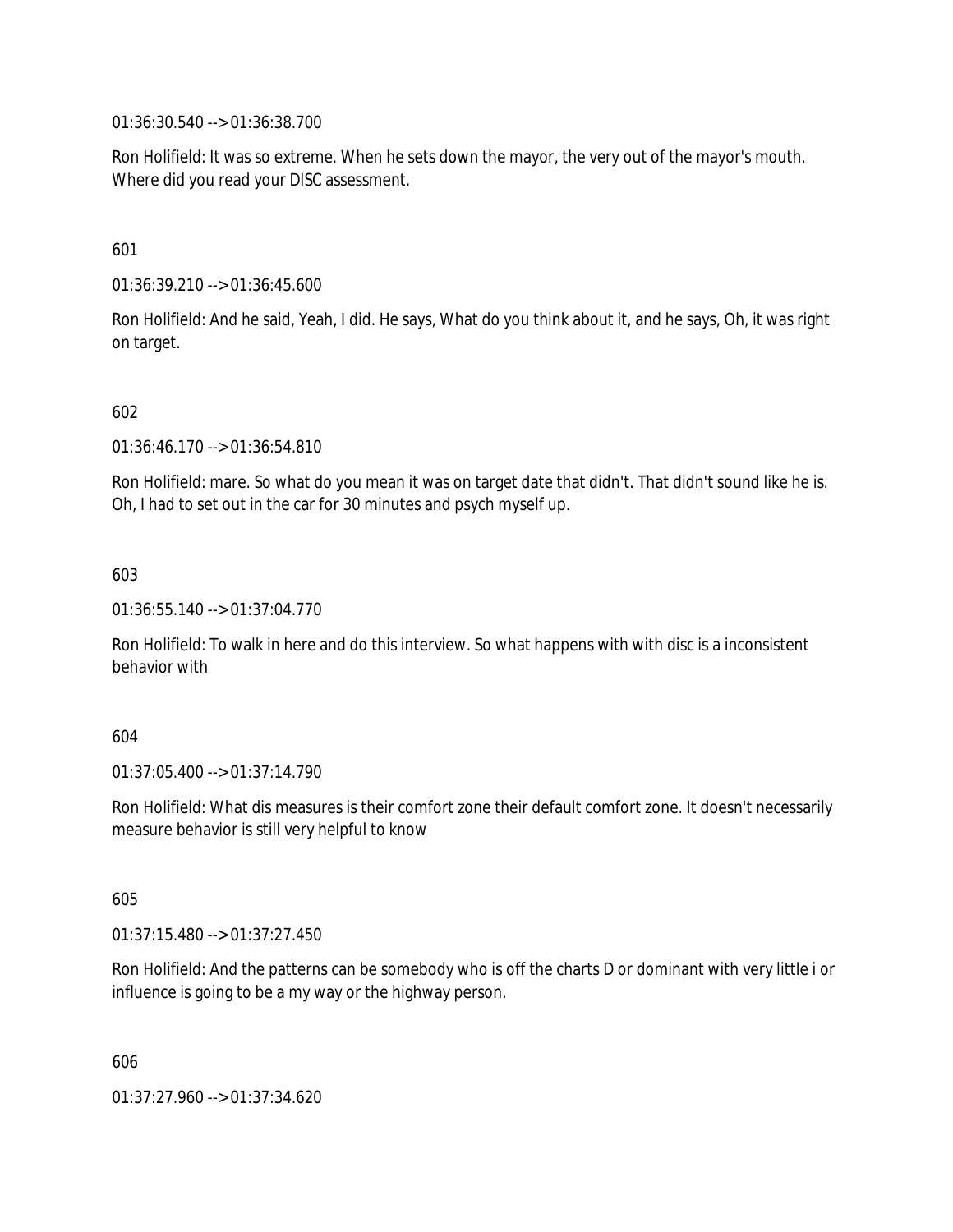01:36:30.540 --> 01:36:38.700

Ron Holifield: It was so extreme. When he sets down the mayor, the very out of the mayor's mouth. Where did you read your DISC assessment.

601

01:36:39.210 --> 01:36:45.600

Ron Holifield: And he said, Yeah, I did. He says, What do you think about it, and he says, Oh, it was right on target.

602

01:36:46.170 --> 01:36:54.810

Ron Holifield: mare. So what do you mean it was on target date that didn't. That didn't sound like he is. Oh, I had to set out in the car for 30 minutes and psych myself up.

603

01:36:55.140 --> 01:37:04.770

Ron Holifield: To walk in here and do this interview. So what happens with with disc is a inconsistent behavior with

604

01:37:05.400 --> 01:37:14.790

Ron Holifield: What dis measures is their comfort zone their default comfort zone. It doesn't necessarily measure behavior is still very helpful to know

605

01:37:15.480 --> 01:37:27.450

Ron Holifield: And the patterns can be somebody who is off the charts D or dominant with very little i or influence is going to be a my way or the highway person.

606

01:37:27.960 --> 01:37:34.620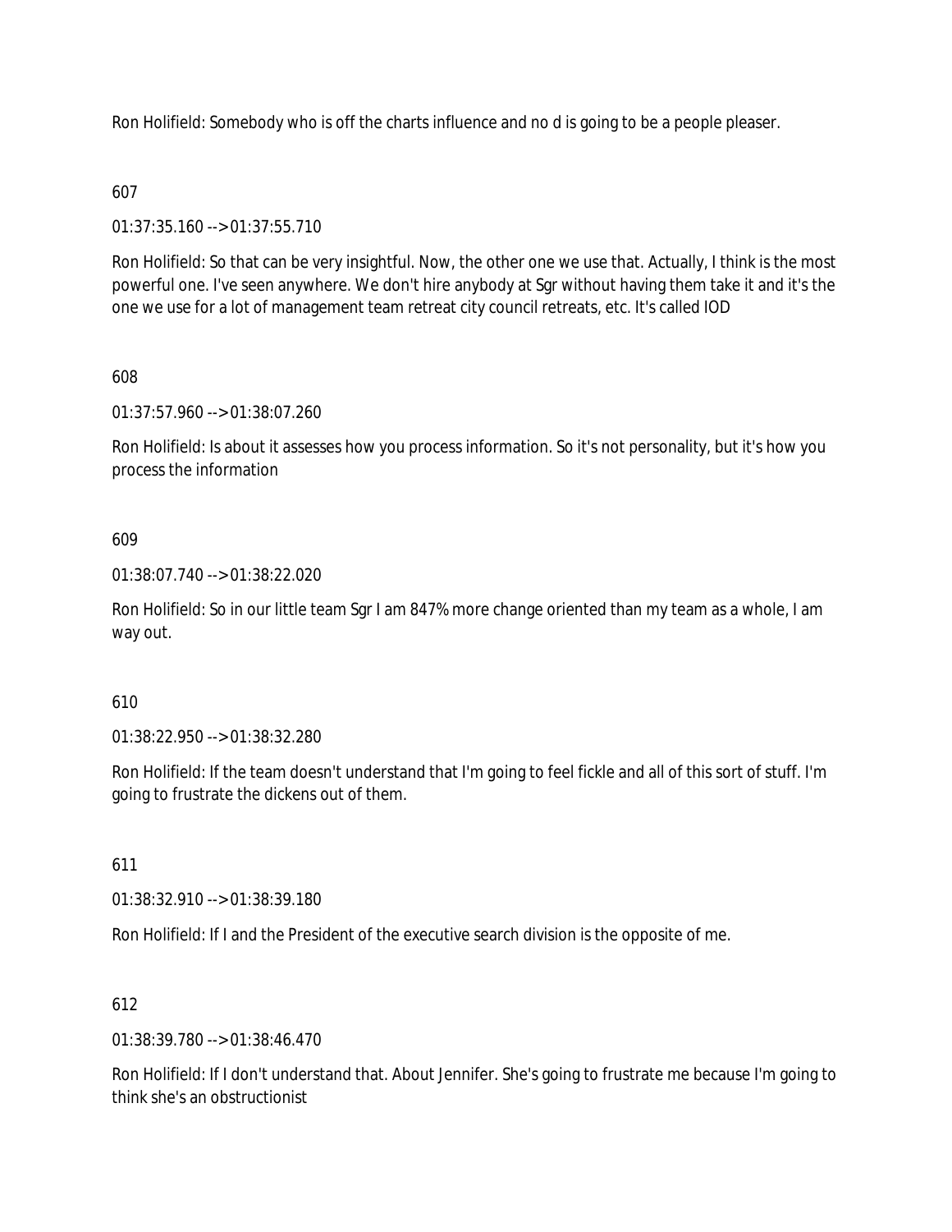Ron Holifield: Somebody who is off the charts influence and no d is going to be a people pleaser.

607

01:37:35.160 --> 01:37:55.710

Ron Holifield: So that can be very insightful. Now, the other one we use that. Actually, I think is the most powerful one. I've seen anywhere. We don't hire anybody at Sgr without having them take it and it's the one we use for a lot of management team retreat city council retreats, etc. It's called IOD

608

01:37:57.960 --> 01:38:07.260

Ron Holifield: Is about it assesses how you process information. So it's not personality, but it's how you process the information

609

01:38:07.740 --> 01:38:22.020

Ron Holifield: So in our little team Sgr I am 847% more change oriented than my team as a whole, I am way out.

610

01:38:22.950 --> 01:38:32.280

Ron Holifield: If the team doesn't understand that I'm going to feel fickle and all of this sort of stuff. I'm going to frustrate the dickens out of them.

611

01:38:32.910 --> 01:38:39.180

Ron Holifield: If I and the President of the executive search division is the opposite of me.

612

01:38:39.780 --> 01:38:46.470

Ron Holifield: If I don't understand that. About Jennifer. She's going to frustrate me because I'm going to think she's an obstructionist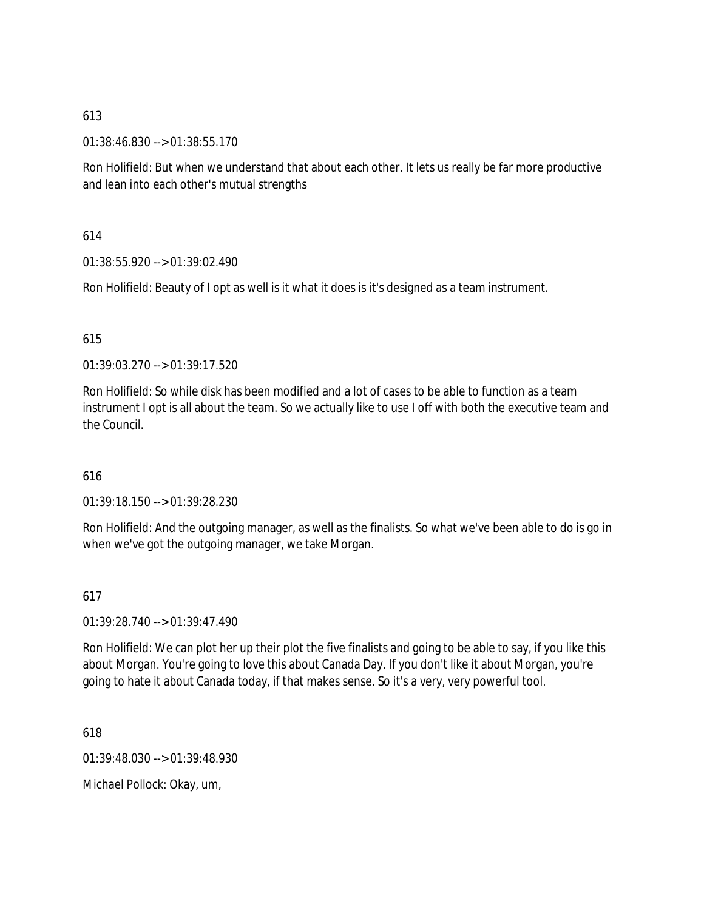613

01:38:46.830 --> 01:38:55.170

Ron Holifield: But when we understand that about each other. It lets us really be far more productive and lean into each other's mutual strengths

614

01:38:55.920 --> 01:39:02.490

Ron Holifield: Beauty of I opt as well is it what it does is it's designed as a team instrument.

615

01:39:03.270 --> 01:39:17.520

Ron Holifield: So while disk has been modified and a lot of cases to be able to function as a team instrument I opt is all about the team. So we actually like to use I off with both the executive team and the Council.

616

01:39:18.150 --> 01:39:28.230

Ron Holifield: And the outgoing manager, as well as the finalists. So what we've been able to do is go in when we've got the outgoing manager, we take Morgan.

617

01:39:28.740 --> 01:39:47.490

Ron Holifield: We can plot her up their plot the five finalists and going to be able to say, if you like this about Morgan. You're going to love this about Canada Day. If you don't like it about Morgan, you're going to hate it about Canada today, if that makes sense. So it's a very, very powerful tool.

618

01:39:48.030 --> 01:39:48.930

Michael Pollock: Okay, um,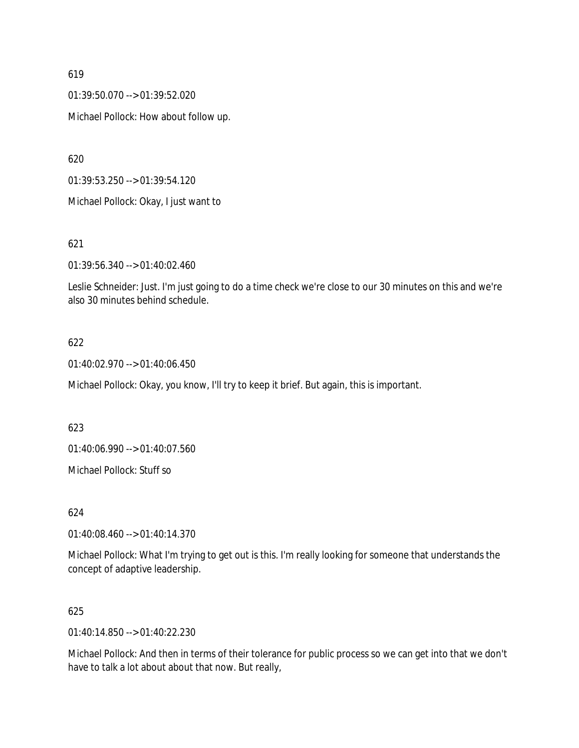619

01:39:50.070 --> 01:39:52.020

Michael Pollock: How about follow up.

620

01:39:53.250 --> 01:39:54.120

Michael Pollock: Okay, I just want to

621

01:39:56.340 --> 01:40:02.460

Leslie Schneider: Just. I'm just going to do a time check we're close to our 30 minutes on this and we're also 30 minutes behind schedule.

622

01:40:02.970 --> 01:40:06.450

Michael Pollock: Okay, you know, I'll try to keep it brief. But again, this is important.

623

01:40:06.990 --> 01:40:07.560

Michael Pollock: Stuff so

624

01:40:08.460 --> 01:40:14.370

Michael Pollock: What I'm trying to get out is this. I'm really looking for someone that understands the concept of adaptive leadership.

625

01:40:14.850 --> 01:40:22.230

Michael Pollock: And then in terms of their tolerance for public process so we can get into that we don't have to talk a lot about about that now. But really,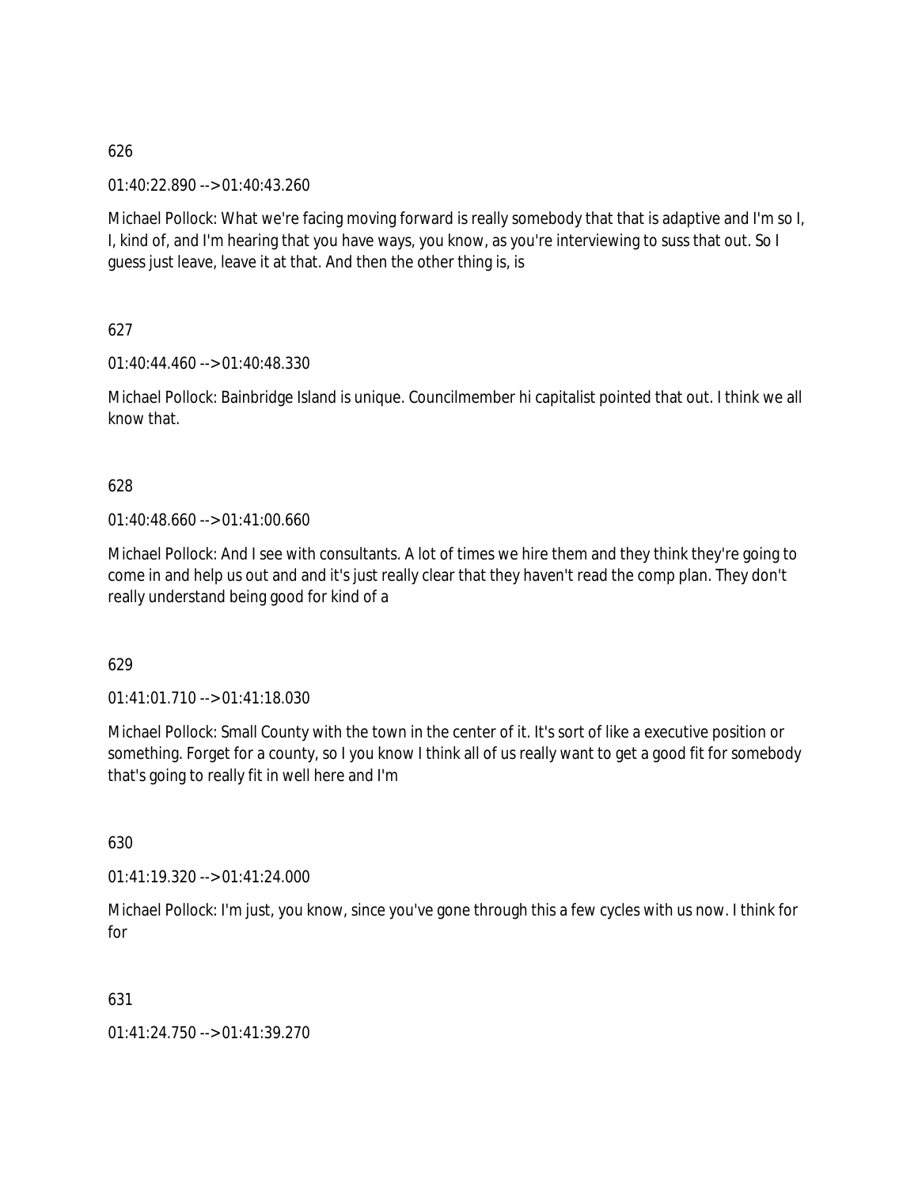626

01:40:22.890 --> 01:40:43.260

Michael Pollock: What we're facing moving forward is really somebody that that is adaptive and I'm so I, I, kind of, and I'm hearing that you have ways, you know, as you're interviewing to suss that out. So I guess just leave, leave it at that. And then the other thing is, is

627

01:40:44.460 --> 01:40:48.330

Michael Pollock: Bainbridge Island is unique. Councilmember hi capitalist pointed that out. I think we all know that.

628

01:40:48.660 --> 01:41:00.660

Michael Pollock: And I see with consultants. A lot of times we hire them and they think they're going to come in and help us out and and it's just really clear that they haven't read the comp plan. They don't really understand being good for kind of a

629

01:41:01.710 --> 01:41:18.030

Michael Pollock: Small County with the town in the center of it. It's sort of like a executive position or something. Forget for a county, so I you know I think all of us really want to get a good fit for somebody that's going to really fit in well here and I'm

630

01:41:19.320 --> 01:41:24.000

Michael Pollock: I'm just, you know, since you've gone through this a few cycles with us now. I think for for

631

01:41:24.750 --> 01:41:39.270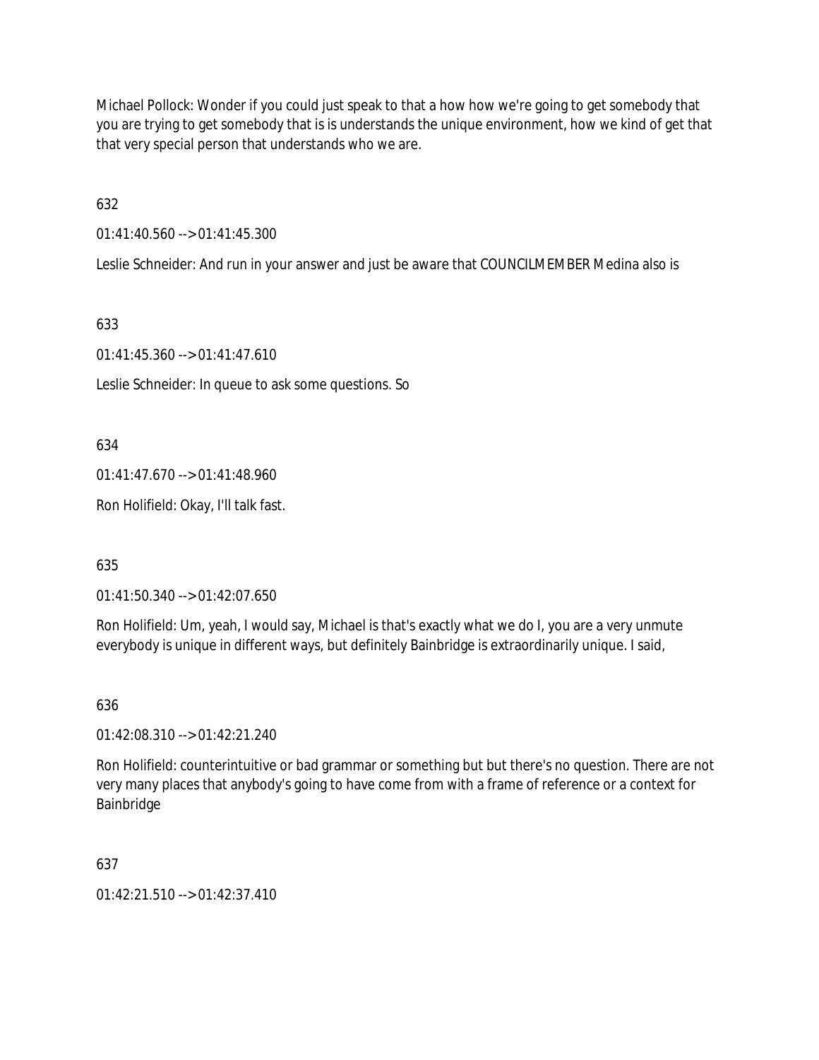Michael Pollock: Wonder if you could just speak to that a how how we're going to get somebody that you are trying to get somebody that is is understands the unique environment, how we kind of get that that very special person that understands who we are.

632

01:41:40.560 --> 01:41:45.300

Leslie Schneider: And run in your answer and just be aware that COUNCILMEMBER Medina also is

633

01:41:45.360 --> 01:41:47.610

Leslie Schneider: In queue to ask some questions. So

634

01:41:47.670 --> 01:41:48.960

Ron Holifield: Okay, I'll talk fast.

635

01:41:50.340 --> 01:42:07.650

Ron Holifield: Um, yeah, I would say, Michael is that's exactly what we do I, you are a very unmute everybody is unique in different ways, but definitely Bainbridge is extraordinarily unique. I said,

636

01:42:08.310 --> 01:42:21.240

Ron Holifield: counterintuitive or bad grammar or something but but there's no question. There are not very many places that anybody's going to have come from with a frame of reference or a context for Bainbridge

637

01:42:21.510 --> 01:42:37.410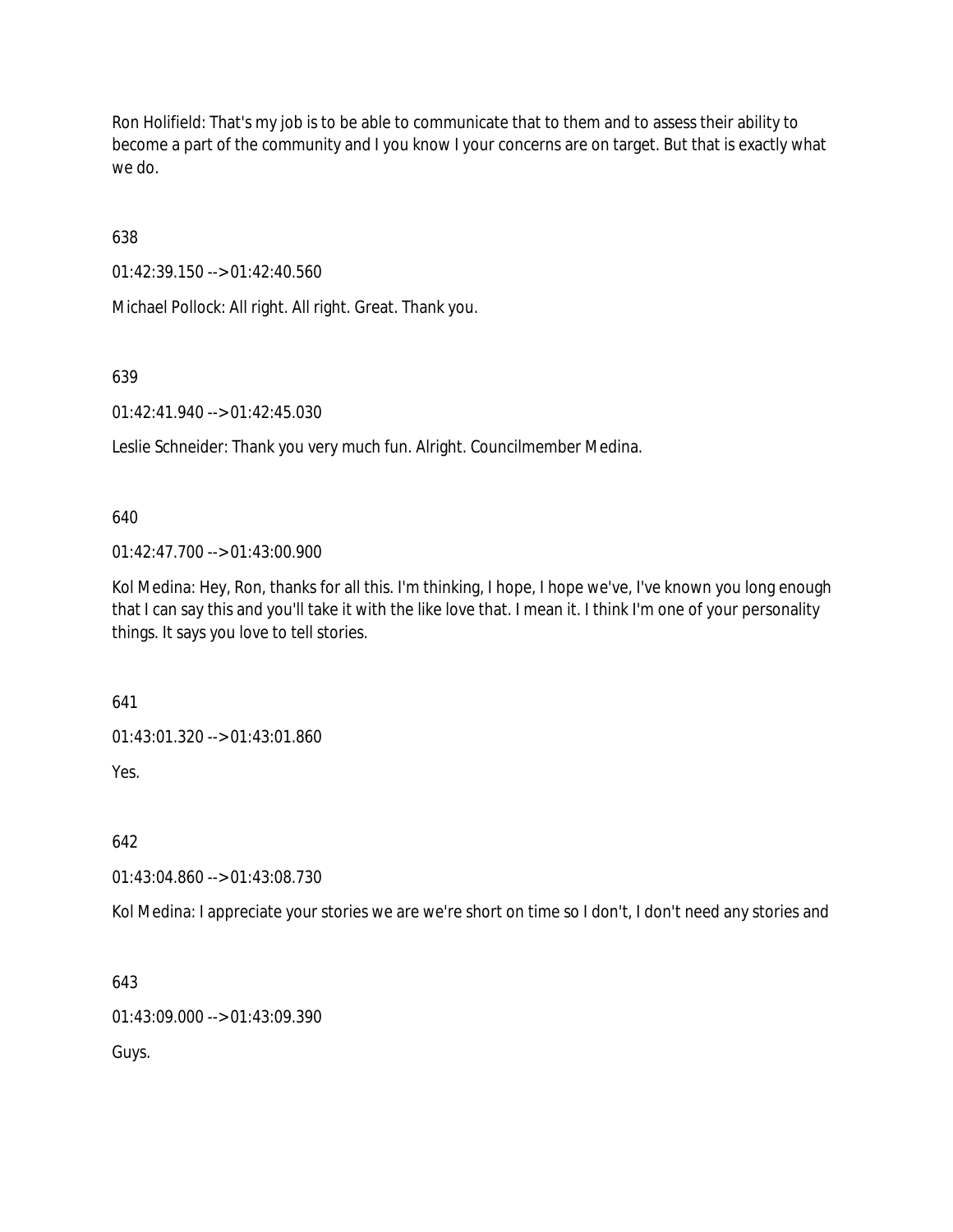Ron Holifield: That's my job is to be able to communicate that to them and to assess their ability to become a part of the community and I you know I your concerns are on target. But that is exactly what we do.

638

01:42:39.150 --> 01:42:40.560

Michael Pollock: All right. All right. Great. Thank you.

639

01:42:41.940 --> 01:42:45.030

Leslie Schneider: Thank you very much fun. Alright. Councilmember Medina.

640

01:42:47.700 --> 01:43:00.900

Kol Medina: Hey, Ron, thanks for all this. I'm thinking, I hope, I hope we've, I've known you long enough that I can say this and you'll take it with the like love that. I mean it. I think I'm one of your personality things. It says you love to tell stories.

641

01:43:01.320 --> 01:43:01.860

Yes.

642

01:43:04.860 --> 01:43:08.730

Kol Medina: I appreciate your stories we are we're short on time so I don't, I don't need any stories and

643

01:43:09.000 --> 01:43:09.390

Guys.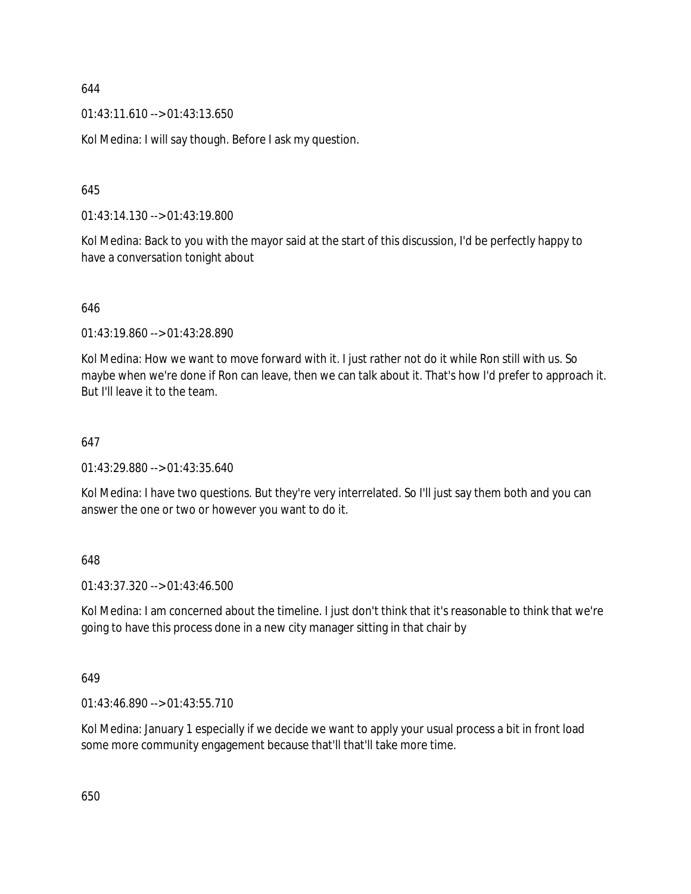644

01:43:11.610 --> 01:43:13.650

Kol Medina: I will say though. Before I ask my question.

645

01:43:14.130 --> 01:43:19.800

Kol Medina: Back to you with the mayor said at the start of this discussion, I'd be perfectly happy to have a conversation tonight about

646

01:43:19.860 --> 01:43:28.890

Kol Medina: How we want to move forward with it. I just rather not do it while Ron still with us. So maybe when we're done if Ron can leave, then we can talk about it. That's how I'd prefer to approach it. But I'll leave it to the team.

647

01:43:29.880 --> 01:43:35.640

Kol Medina: I have two questions. But they're very interrelated. So I'll just say them both and you can answer the one or two or however you want to do it.

648

01:43:37.320 --> 01:43:46.500

Kol Medina: I am concerned about the timeline. I just don't think that it's reasonable to think that we're going to have this process done in a new city manager sitting in that chair by

649

01:43:46.890 --> 01:43:55.710

Kol Medina: January 1 especially if we decide we want to apply your usual process a bit in front load some more community engagement because that'll that'll take more time.

650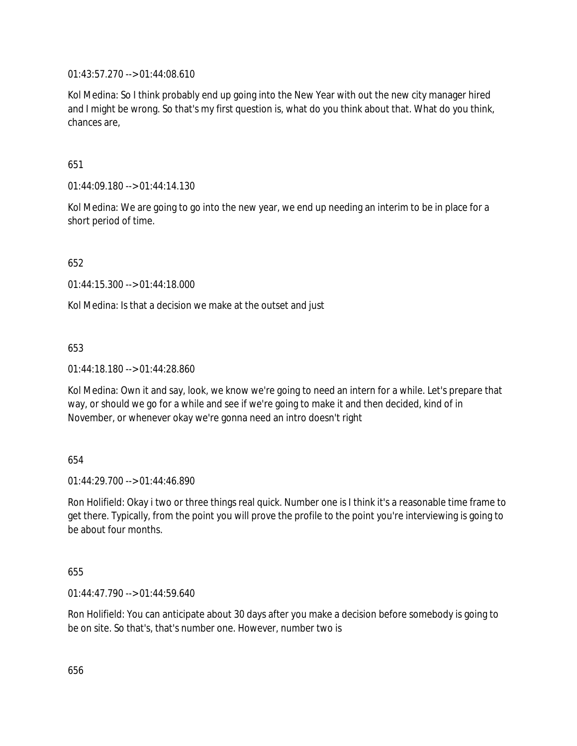01:43:57.270 --> 01:44:08.610

Kol Medina: So I think probably end up going into the New Year with out the new city manager hired and I might be wrong. So that's my first question is, what do you think about that. What do you think, chances are,

651

01:44:09.180 --> 01:44:14.130

Kol Medina: We are going to go into the new year, we end up needing an interim to be in place for a short period of time.

652

01:44:15.300 --> 01:44:18.000

Kol Medina: Is that a decision we make at the outset and just

653

01:44:18.180 --> 01:44:28.860

Kol Medina: Own it and say, look, we know we're going to need an intern for a while. Let's prepare that way, or should we go for a while and see if we're going to make it and then decided, kind of in November, or whenever okay we're gonna need an intro doesn't right

654

01:44:29.700 --> 01:44:46.890

Ron Holifield: Okay i two or three things real quick. Number one is I think it's a reasonable time frame to get there. Typically, from the point you will prove the profile to the point you're interviewing is going to be about four months.

655

01:44:47.790 --> 01:44:59.640

Ron Holifield: You can anticipate about 30 days after you make a decision before somebody is going to be on site. So that's, that's number one. However, number two is

656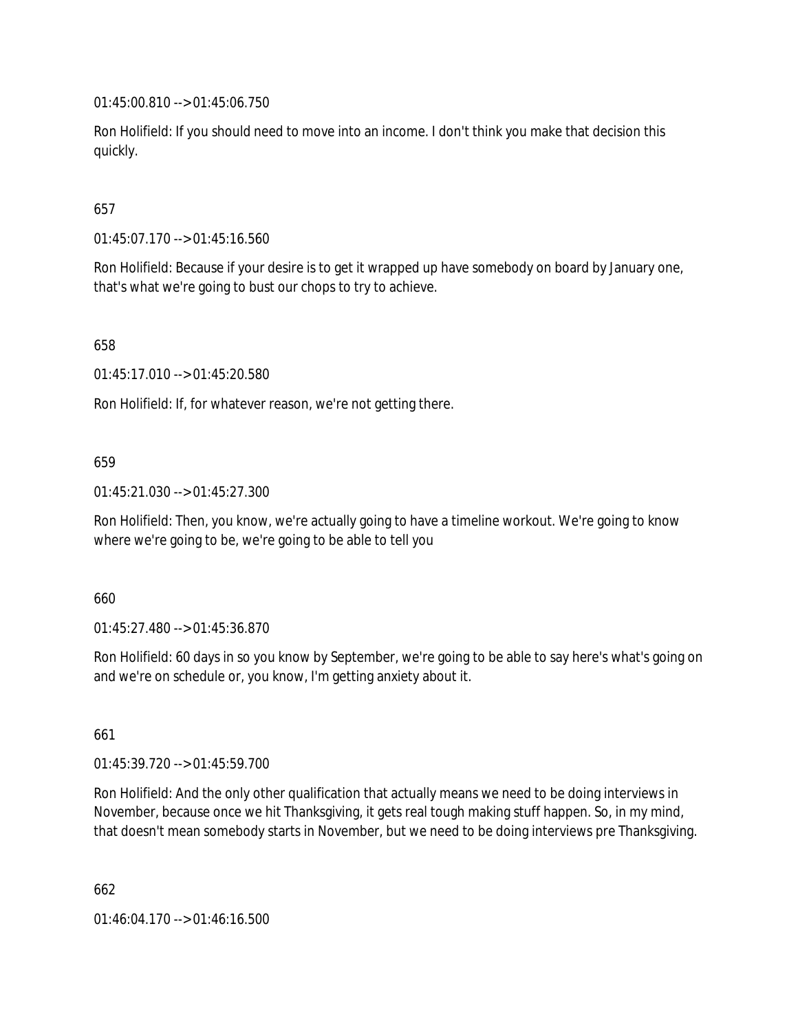01:45:00.810 --> 01:45:06.750

Ron Holifield: If you should need to move into an income. I don't think you make that decision this quickly.

657

01:45:07.170 --> 01:45:16.560

Ron Holifield: Because if your desire is to get it wrapped up have somebody on board by January one, that's what we're going to bust our chops to try to achieve.

658

01:45:17.010 --> 01:45:20.580

Ron Holifield: If, for whatever reason, we're not getting there.

659

01:45:21.030 --> 01:45:27.300

Ron Holifield: Then, you know, we're actually going to have a timeline workout. We're going to know where we're going to be, we're going to be able to tell you

660

01:45:27.480 --> 01:45:36.870

Ron Holifield: 60 days in so you know by September, we're going to be able to say here's what's going on and we're on schedule or, you know, I'm getting anxiety about it.

661

01:45:39.720 --> 01:45:59.700

Ron Holifield: And the only other qualification that actually means we need to be doing interviews in November, because once we hit Thanksgiving, it gets real tough making stuff happen. So, in my mind, that doesn't mean somebody starts in November, but we need to be doing interviews pre Thanksgiving.

662

01:46:04.170 --> 01:46:16.500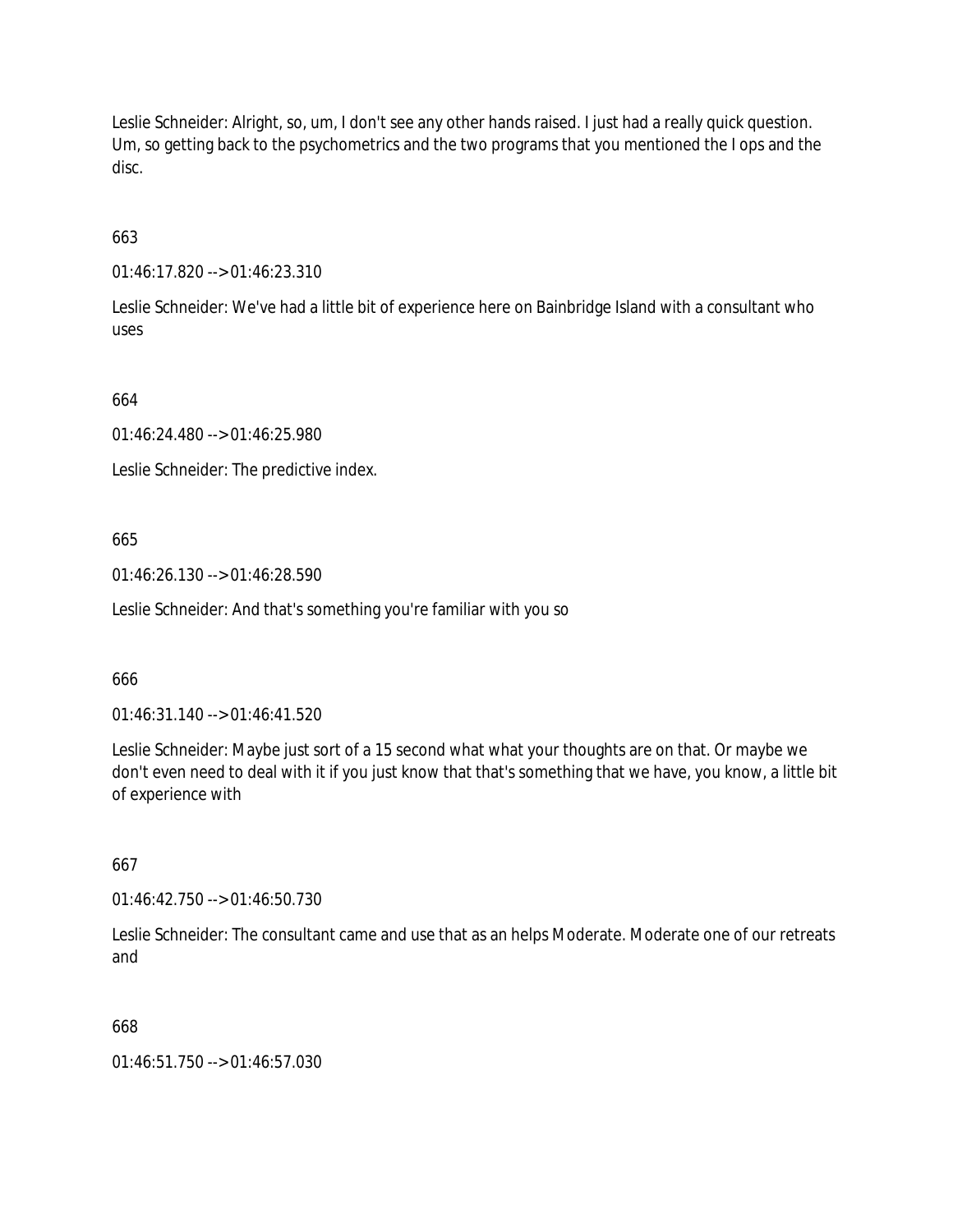Leslie Schneider: Alright, so, um, I don't see any other hands raised. I just had a really quick question. Um, so getting back to the psychometrics and the two programs that you mentioned the I ops and the disc.

663

01:46:17.820 --> 01:46:23.310

Leslie Schneider: We've had a little bit of experience here on Bainbridge Island with a consultant who uses

664

01:46:24.480 --> 01:46:25.980

Leslie Schneider: The predictive index.

665

01:46:26.130 --> 01:46:28.590

Leslie Schneider: And that's something you're familiar with you so

666

01:46:31.140 --> 01:46:41.520

Leslie Schneider: Maybe just sort of a 15 second what what your thoughts are on that. Or maybe we don't even need to deal with it if you just know that that's something that we have, you know, a little bit of experience with

667

01:46:42.750 --> 01:46:50.730

Leslie Schneider: The consultant came and use that as an helps Moderate. Moderate one of our retreats and

668

01:46:51.750 --> 01:46:57.030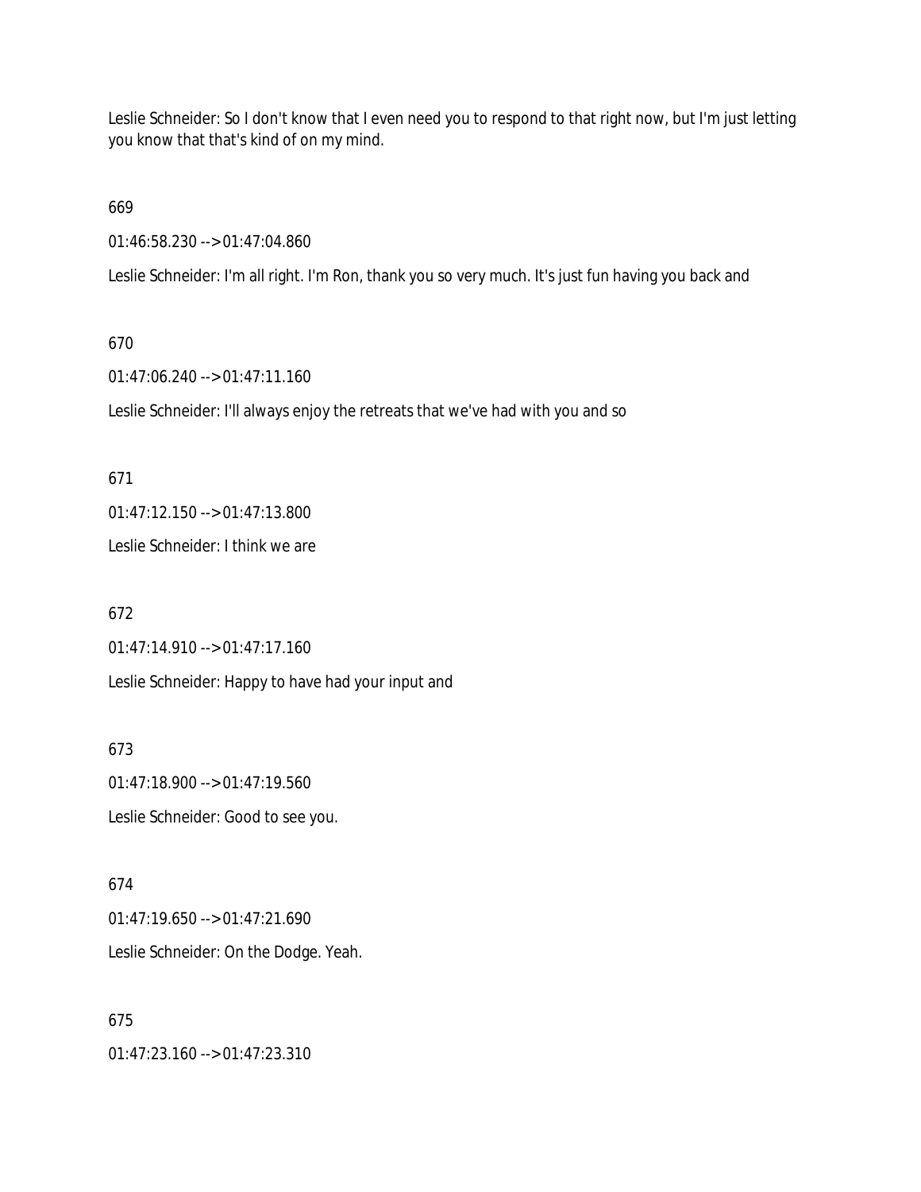Leslie Schneider: So I don't know that I even need you to respond to that right now, but I'm just letting you know that that's kind of on my mind.

669

01:46:58.230 --> 01:47:04.860

Leslie Schneider: I'm all right. I'm Ron, thank you so very much. It's just fun having you back and

670

01:47:06.240 --> 01:47:11.160

Leslie Schneider: I'll always enjoy the retreats that we've had with you and so

671

01:47:12.150 --> 01:47:13.800

Leslie Schneider: I think we are

672

01:47:14.910 --> 01:47:17.160

Leslie Schneider: Happy to have had your input and

673

01:47:18.900 --> 01:47:19.560

Leslie Schneider: Good to see you.

674

01:47:19.650 --> 01:47:21.690

Leslie Schneider: On the Dodge. Yeah.

675

01:47:23.160 --> 01:47:23.310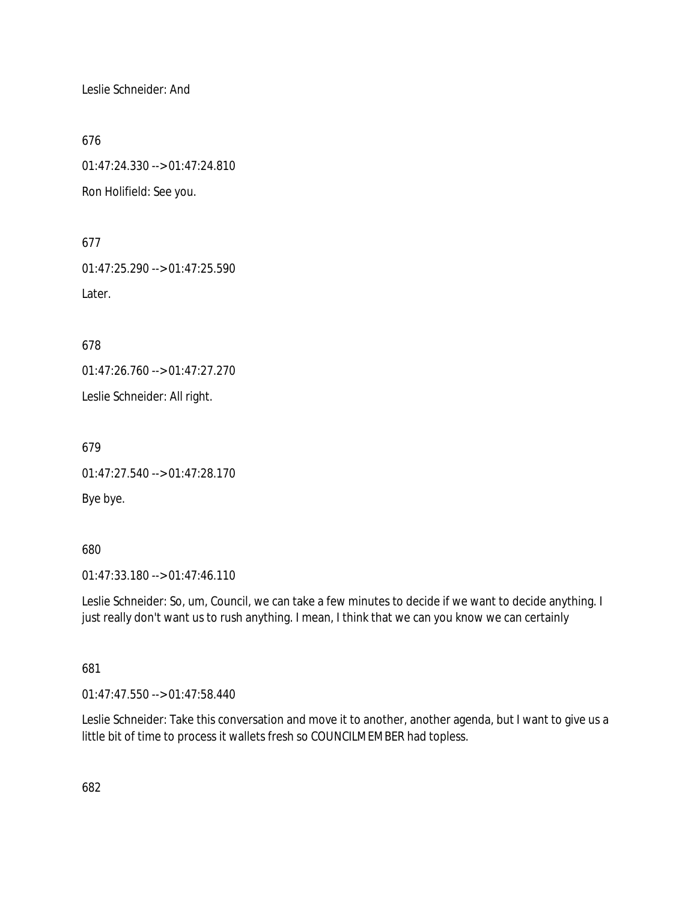Leslie Schneider: And

676

01:47:24.330 --> 01:47:24.810

Ron Holifield: See you.

677

01:47:25.290 --> 01:47:25.590

Later.

678

01:47:26.760 --> 01:47:27.270

Leslie Schneider: All right.

679

01:47:27.540 --> 01:47:28.170

Bye bye.

680

01:47:33.180 --> 01:47:46.110

Leslie Schneider: So, um, Council, we can take a few minutes to decide if we want to decide anything. I just really don't want us to rush anything. I mean, I think that we can you know we can certainly

681

01:47:47.550 --> 01:47:58.440

Leslie Schneider: Take this conversation and move it to another, another agenda, but I want to give us a little bit of time to process it wallets fresh so COUNCILMEMBER had topless.

682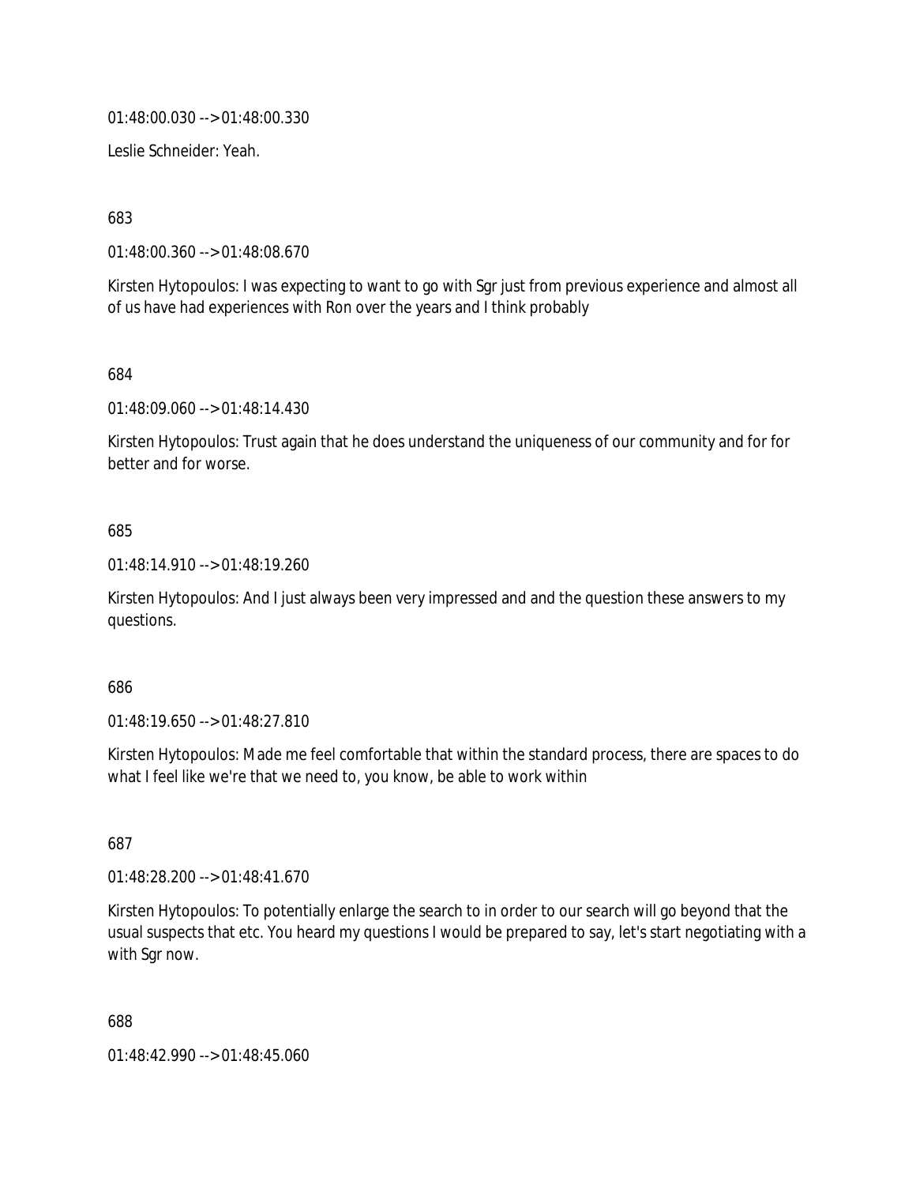01:48:00.030 --> 01:48:00.330

Leslie Schneider: Yeah.

683

01:48:00.360 --> 01:48:08.670

Kirsten Hytopoulos: I was expecting to want to go with Sgr just from previous experience and almost all of us have had experiences with Ron over the years and I think probably

684

01:48:09.060 --> 01:48:14.430

Kirsten Hytopoulos: Trust again that he does understand the uniqueness of our community and for for better and for worse.

685

01:48:14.910 --> 01:48:19.260

Kirsten Hytopoulos: And I just always been very impressed and and the question these answers to my questions.

686

01:48:19.650 --> 01:48:27.810

Kirsten Hytopoulos: Made me feel comfortable that within the standard process, there are spaces to do what I feel like we're that we need to, you know, be able to work within

687

01:48:28.200 --> 01:48:41.670

Kirsten Hytopoulos: To potentially enlarge the search to in order to our search will go beyond that the usual suspects that etc. You heard my questions I would be prepared to say, let's start negotiating with a with Sgr now.

688

01:48:42.990 --> 01:48:45.060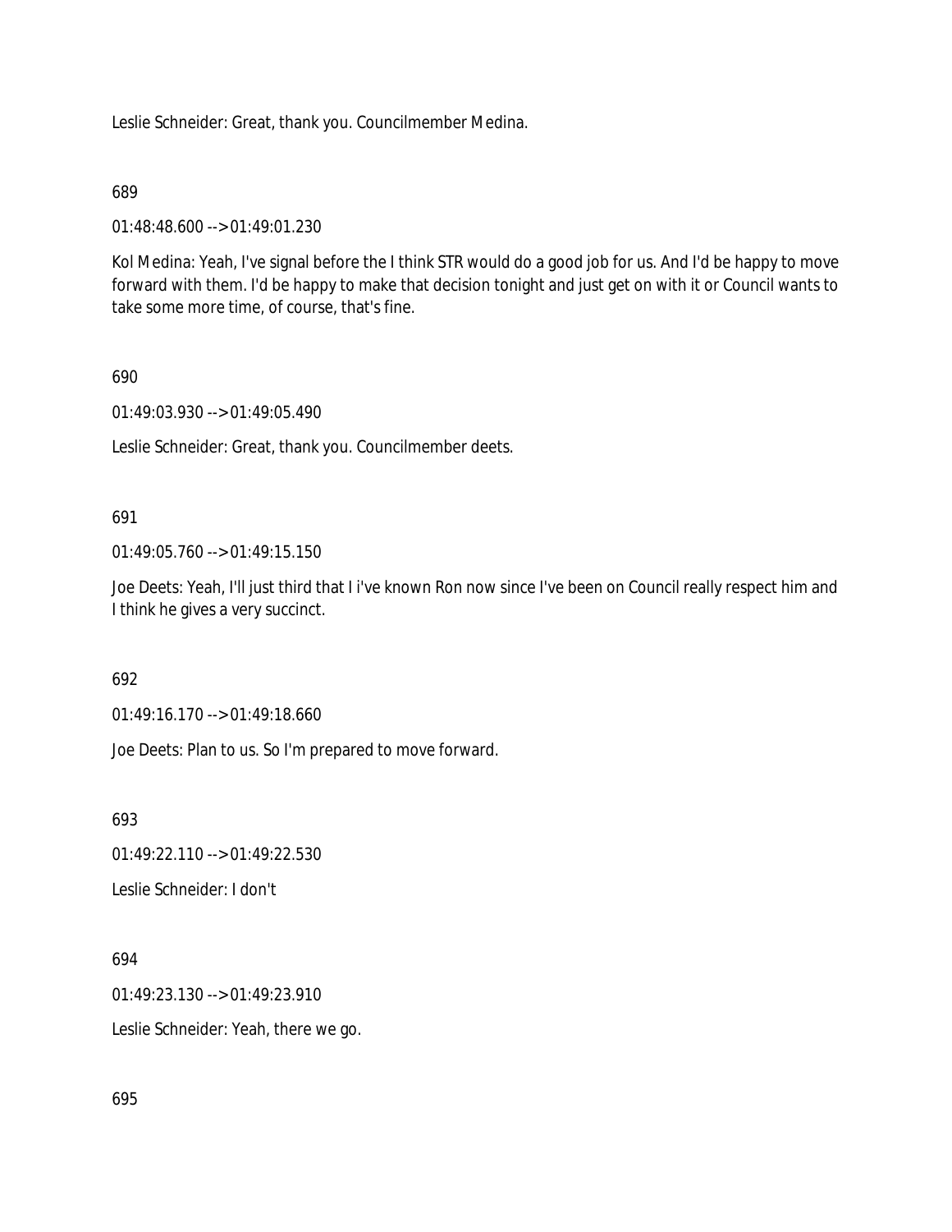Leslie Schneider: Great, thank you. Councilmember Medina.

689

01:48:48.600 --> 01:49:01.230

Kol Medina: Yeah, I've signal before the I think STR would do a good job for us. And I'd be happy to move forward with them. I'd be happy to make that decision tonight and just get on with it or Council wants to take some more time, of course, that's fine.

690

01:49:03.930 --> 01:49:05.490

Leslie Schneider: Great, thank you. Councilmember deets.

691

01:49:05.760 --> 01:49:15.150

Joe Deets: Yeah, I'll just third that I i've known Ron now since I've been on Council really respect him and I think he gives a very succinct.

692

01:49:16.170 --> 01:49:18.660

Joe Deets: Plan to us. So I'm prepared to move forward.

693

01:49:22.110 --> 01:49:22.530

Leslie Schneider: I don't

694

01:49:23.130 --> 01:49:23.910

Leslie Schneider: Yeah, there we go.

695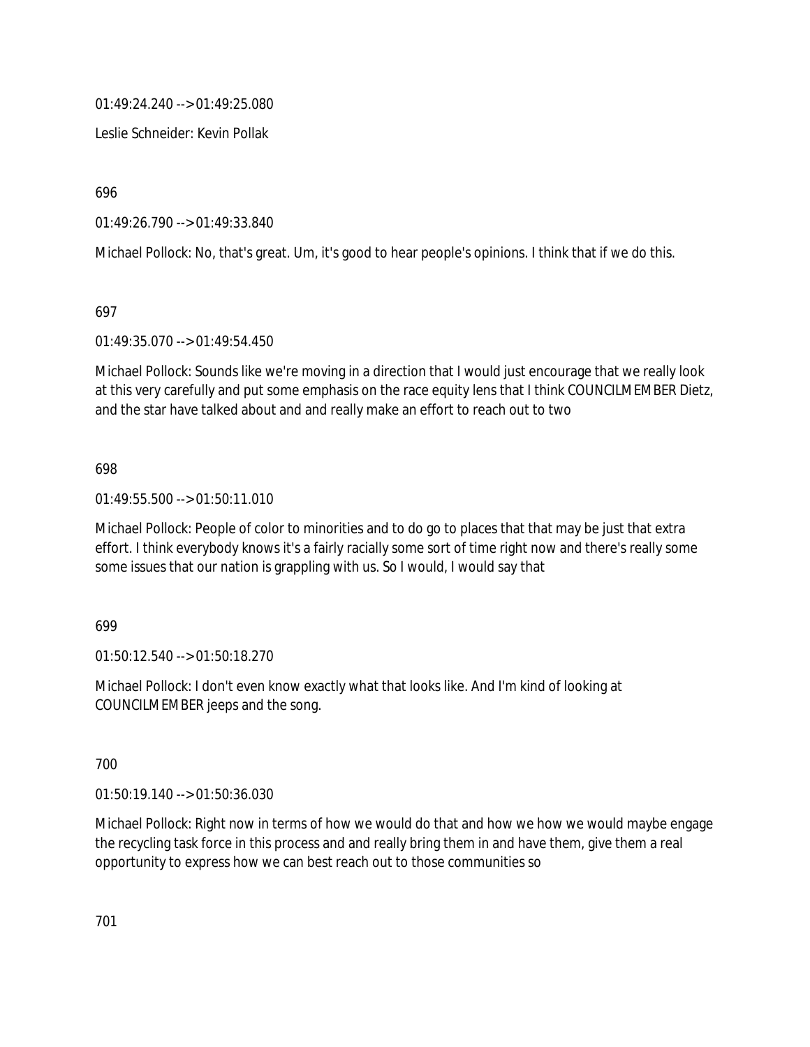01:49:24.240 --> 01:49:25.080

Leslie Schneider: Kevin Pollak

696

01:49:26.790 --> 01:49:33.840

Michael Pollock: No, that's great. Um, it's good to hear people's opinions. I think that if we do this.

697

01:49:35.070 --> 01:49:54.450

Michael Pollock: Sounds like we're moving in a direction that I would just encourage that we really look at this very carefully and put some emphasis on the race equity lens that I think COUNCILMEMBER Dietz, and the star have talked about and and really make an effort to reach out to two

698

01:49:55.500 --> 01:50:11.010

Michael Pollock: People of color to minorities and to do go to places that that may be just that extra effort. I think everybody knows it's a fairly racially some sort of time right now and there's really some some issues that our nation is grappling with us. So I would, I would say that

699

01:50:12.540 --> 01:50:18.270

Michael Pollock: I don't even know exactly what that looks like. And I'm kind of looking at COUNCILMEMBER jeeps and the song.

700

01:50:19.140 --> 01:50:36.030

Michael Pollock: Right now in terms of how we would do that and how we how we would maybe engage the recycling task force in this process and and really bring them in and have them, give them a real opportunity to express how we can best reach out to those communities so

701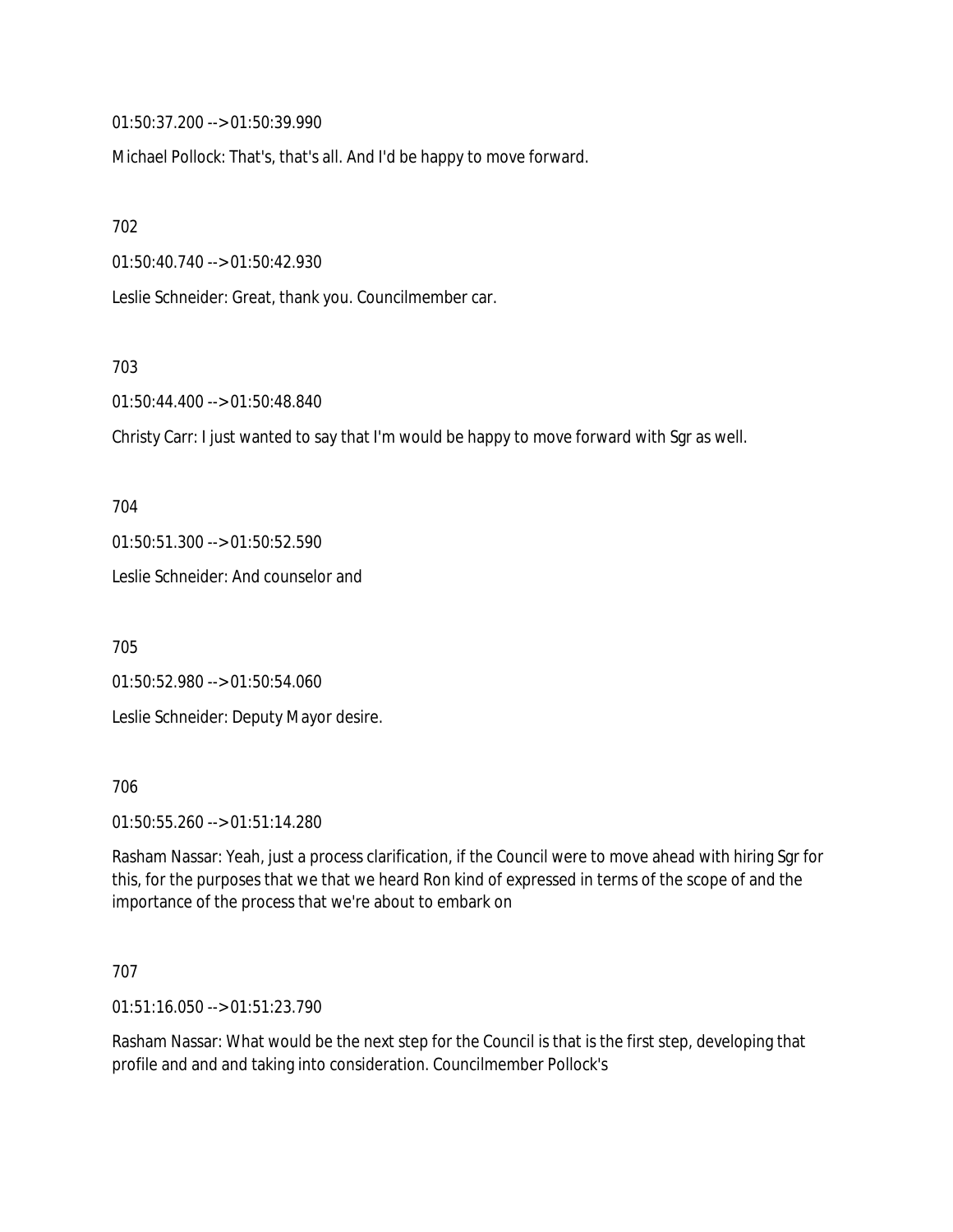01:50:37.200 --> 01:50:39.990

Michael Pollock: That's, that's all. And I'd be happy to move forward.

702

01:50:40.740 --> 01:50:42.930

Leslie Schneider: Great, thank you. Councilmember car.

703

01:50:44.400 --> 01:50:48.840

Christy Carr: I just wanted to say that I'm would be happy to move forward with Sgr as well.

704

01:50:51.300 --> 01:50:52.590

Leslie Schneider: And counselor and

705

01:50:52.980 --> 01:50:54.060

Leslie Schneider: Deputy Mayor desire.

706

01:50:55.260 --> 01:51:14.280

Rasham Nassar: Yeah, just a process clarification, if the Council were to move ahead with hiring Sgr for this, for the purposes that we that we heard Ron kind of expressed in terms of the scope of and the importance of the process that we're about to embark on

707

01:51:16.050 --> 01:51:23.790

Rasham Nassar: What would be the next step for the Council is that is the first step, developing that profile and and and taking into consideration. Councilmember Pollock's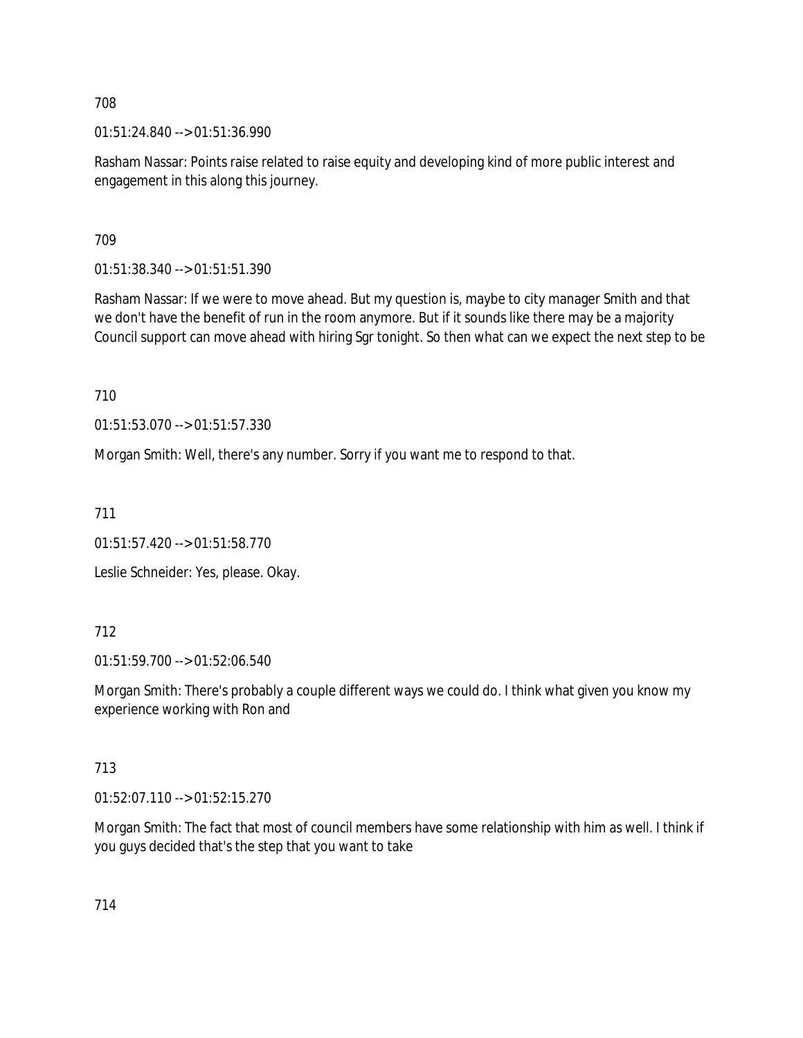708

01:51:24.840 --> 01:51:36.990

Rasham Nassar: Points raise related to raise equity and developing kind of more public interest and engagement in this along this journey.

709

01:51:38.340 --> 01:51:51.390

Rasham Nassar: If we were to move ahead. But my question is, maybe to city manager Smith and that we don't have the benefit of run in the room anymore. But if it sounds like there may be a majority Council support can move ahead with hiring Sgr tonight. So then what can we expect the next step to be

710

01:51:53.070 --> 01:51:57.330

Morgan Smith: Well, there's any number. Sorry if you want me to respond to that.

711

01:51:57.420 --> 01:51:58.770

Leslie Schneider: Yes, please. Okay.

712

01:51:59.700 --> 01:52:06.540

Morgan Smith: There's probably a couple different ways we could do. I think what given you know my experience working with Ron and

713

01:52:07.110 --> 01:52:15.270

Morgan Smith: The fact that most of council members have some relationship with him as well. I think if you guys decided that's the step that you want to take

714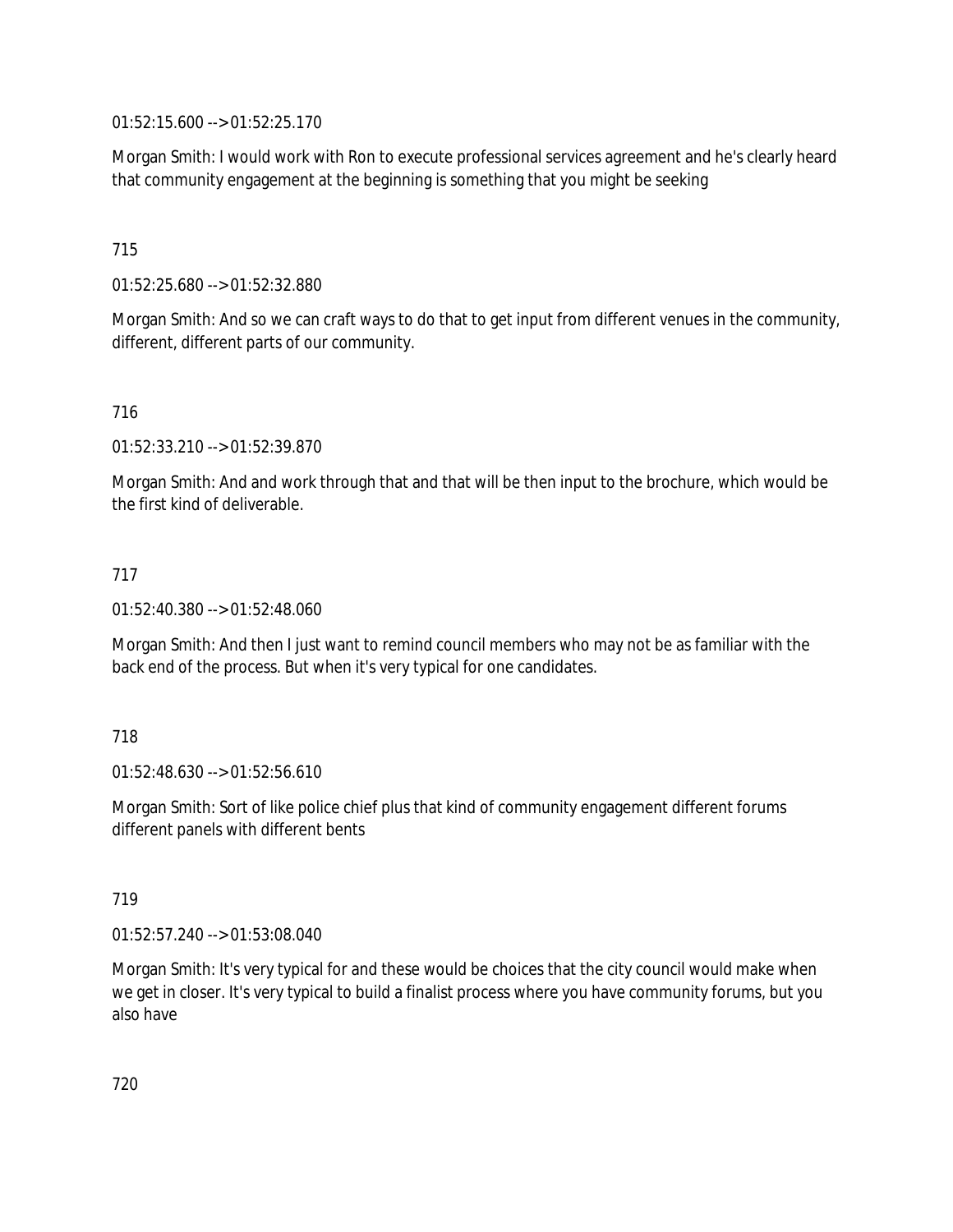01:52:15.600 --> 01:52:25.170

Morgan Smith: I would work with Ron to execute professional services agreement and he's clearly heard that community engagement at the beginning is something that you might be seeking

715

01:52:25.680 --> 01:52:32.880

Morgan Smith: And so we can craft ways to do that to get input from different venues in the community, different, different parts of our community.

716

01:52:33.210 --> 01:52:39.870

Morgan Smith: And and work through that and that will be then input to the brochure, which would be the first kind of deliverable.

717

01:52:40.380 --> 01:52:48.060

Morgan Smith: And then I just want to remind council members who may not be as familiar with the back end of the process. But when it's very typical for one candidates.

718

01:52:48.630 --> 01:52:56.610

Morgan Smith: Sort of like police chief plus that kind of community engagement different forums different panels with different bents

719

01:52:57.240 --> 01:53:08.040

Morgan Smith: It's very typical for and these would be choices that the city council would make when we get in closer. It's very typical to build a finalist process where you have community forums, but you also have

720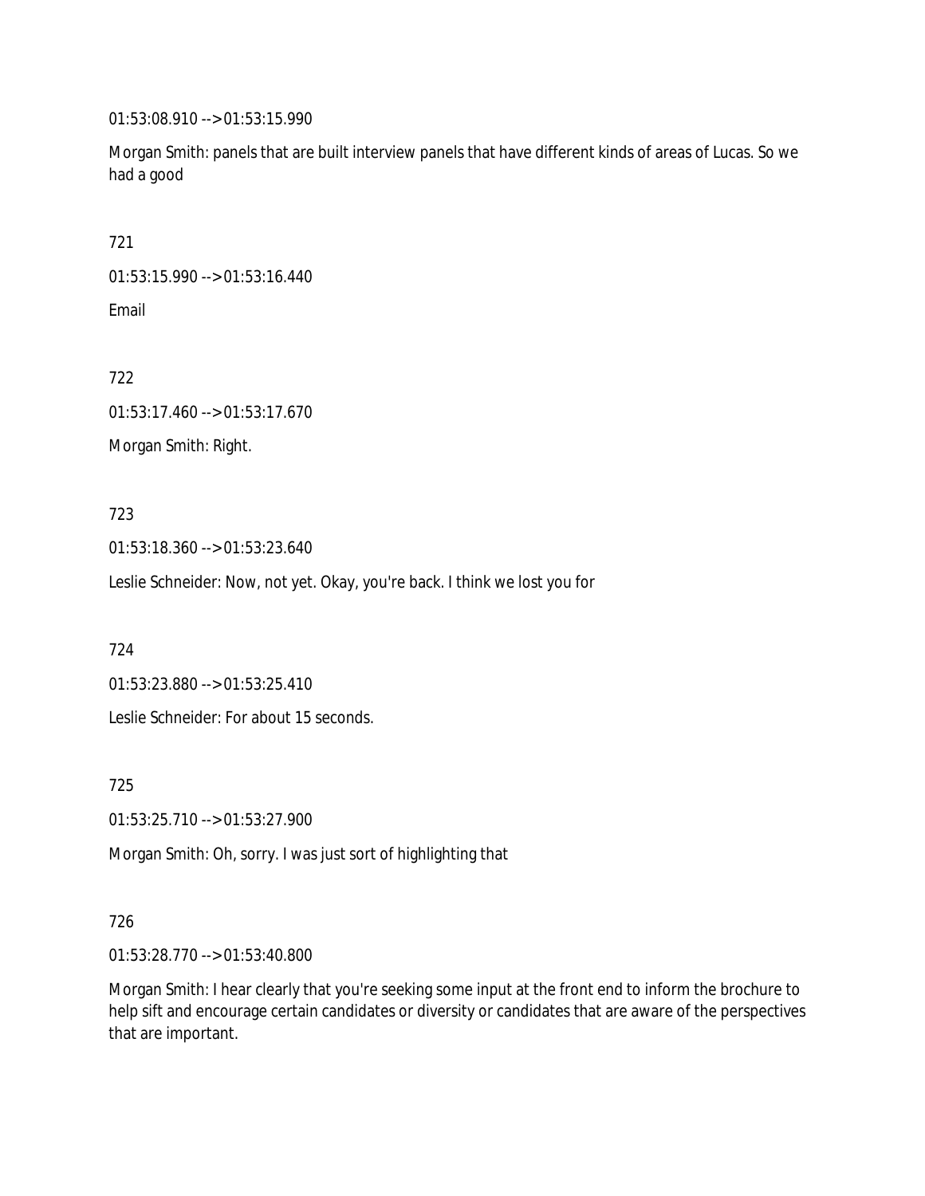01:53:08.910 --> 01:53:15.990

Morgan Smith: panels that are built interview panels that have different kinds of areas of Lucas. So we had a good

721

01:53:15.990 --> 01:53:16.440

Email

722

01:53:17.460 --> 01:53:17.670

Morgan Smith: Right.

723

01:53:18.360 --> 01:53:23.640

Leslie Schneider: Now, not yet. Okay, you're back. I think we lost you for

724

01:53:23.880 --> 01:53:25.410

Leslie Schneider: For about 15 seconds.

725

01:53:25.710 --> 01:53:27.900

Morgan Smith: Oh, sorry. I was just sort of highlighting that

726

01:53:28.770 --> 01:53:40.800

Morgan Smith: I hear clearly that you're seeking some input at the front end to inform the brochure to help sift and encourage certain candidates or diversity or candidates that are aware of the perspectives that are important.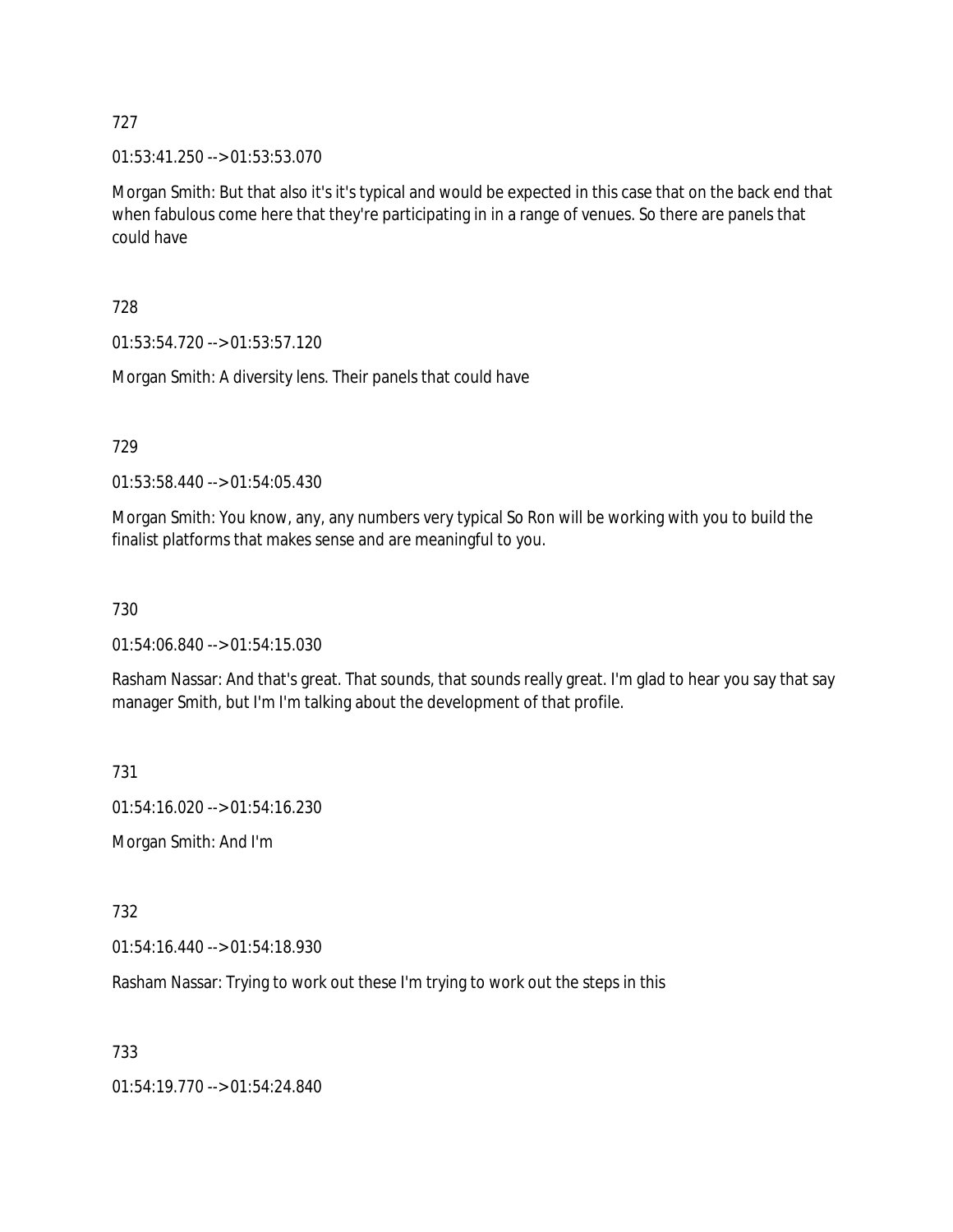727

01:53:41.250 --> 01:53:53.070

Morgan Smith: But that also it's it's typical and would be expected in this case that on the back end that when fabulous come here that they're participating in in a range of venues. So there are panels that could have

728

01:53:54.720 --> 01:53:57.120

Morgan Smith: A diversity lens. Their panels that could have

729

01:53:58.440 --> 01:54:05.430

Morgan Smith: You know, any, any numbers very typical So Ron will be working with you to build the finalist platforms that makes sense and are meaningful to you.

730

01:54:06.840 --> 01:54:15.030

Rasham Nassar: And that's great. That sounds, that sounds really great. I'm glad to hear you say that say manager Smith, but I'm I'm talking about the development of that profile.

731

01:54:16.020 --> 01:54:16.230

Morgan Smith: And I'm

732

01:54:16.440 --> 01:54:18.930

Rasham Nassar: Trying to work out these I'm trying to work out the steps in this

733

01:54:19.770 --> 01:54:24.840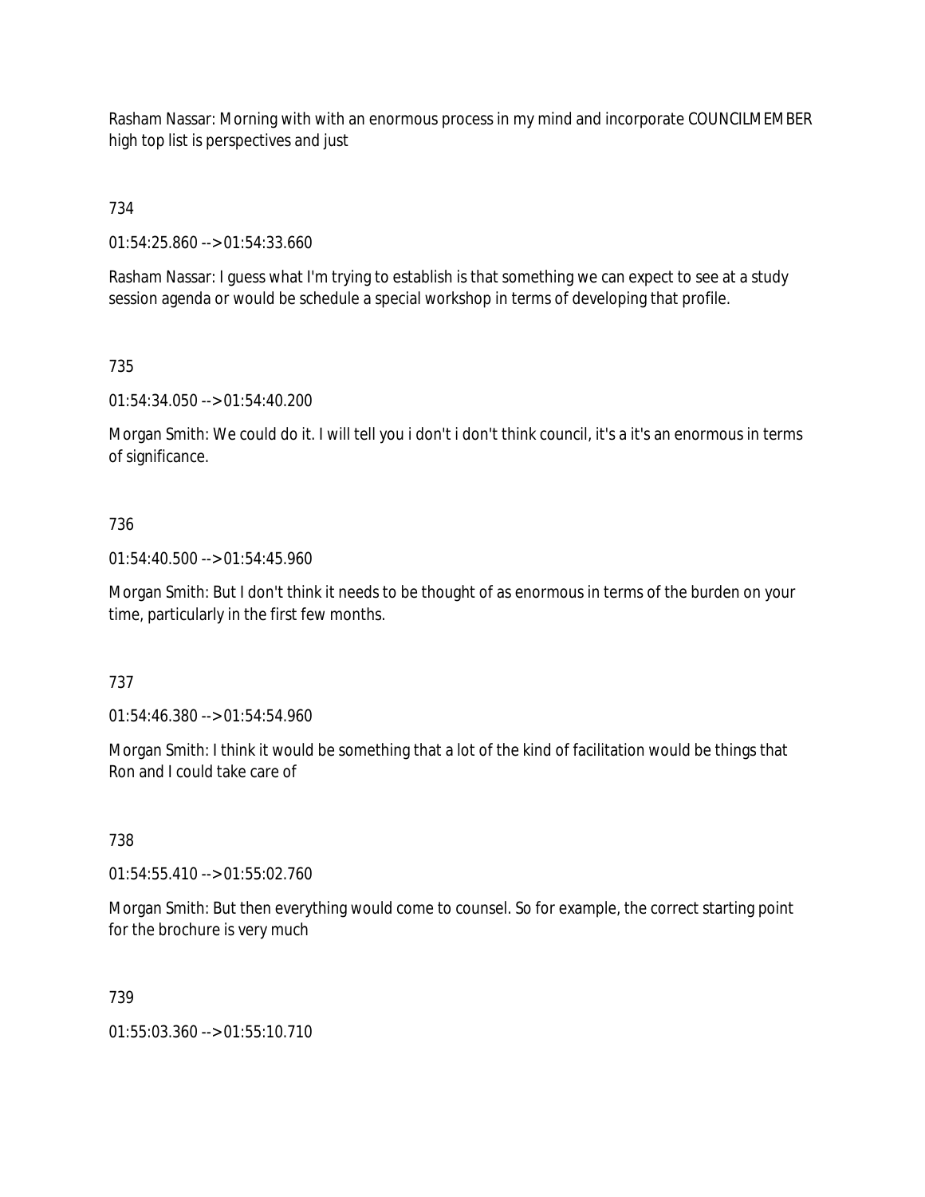Rasham Nassar: Morning with with an enormous process in my mind and incorporate COUNCILMEMBER high top list is perspectives and just

734

01:54:25.860 --> 01:54:33.660

Rasham Nassar: I guess what I'm trying to establish is that something we can expect to see at a study session agenda or would be schedule a special workshop in terms of developing that profile.

735

01:54:34.050 --> 01:54:40.200

Morgan Smith: We could do it. I will tell you i don't i don't think council, it's a it's an enormous in terms of significance.

736

01:54:40.500 --> 01:54:45.960

Morgan Smith: But I don't think it needs to be thought of as enormous in terms of the burden on your time, particularly in the first few months.

737

01:54:46.380 --> 01:54:54.960

Morgan Smith: I think it would be something that a lot of the kind of facilitation would be things that Ron and I could take care of

738

01:54:55.410 --> 01:55:02.760

Morgan Smith: But then everything would come to counsel. So for example, the correct starting point for the brochure is very much

739

01:55:03.360 --> 01:55:10.710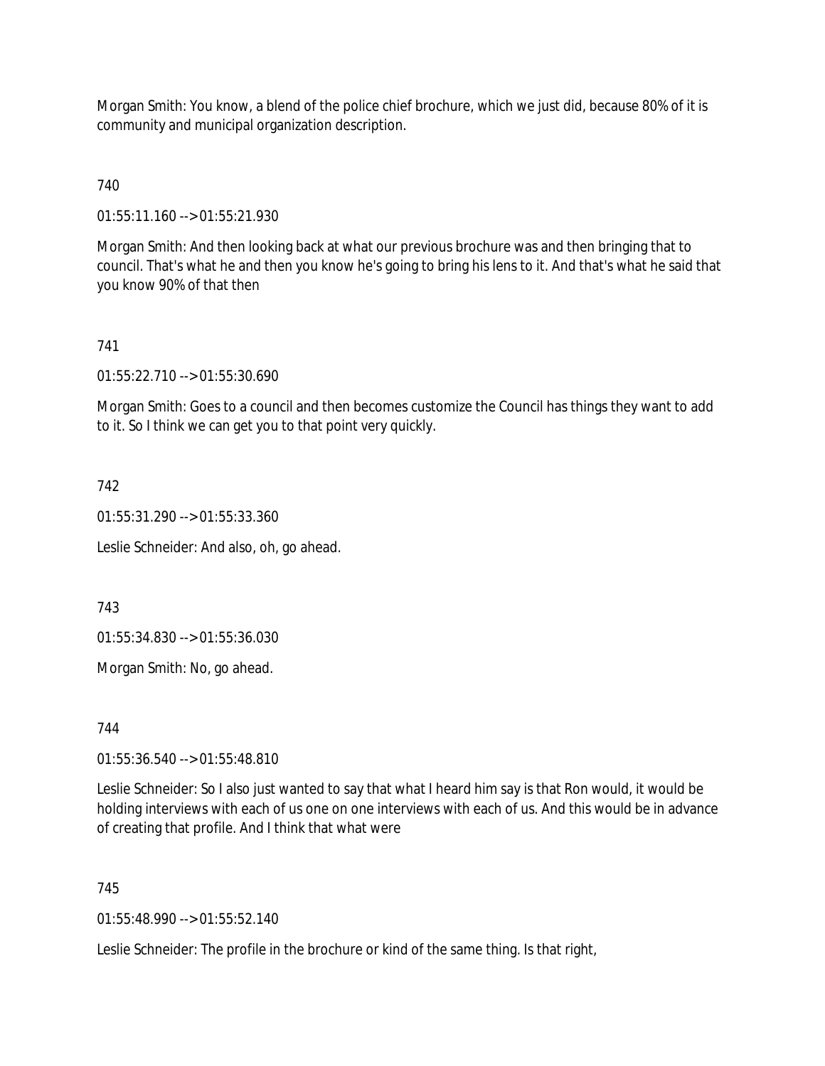Morgan Smith: You know, a blend of the police chief brochure, which we just did, because 80% of it is community and municipal organization description.

740

01:55:11.160 --> 01:55:21.930

Morgan Smith: And then looking back at what our previous brochure was and then bringing that to council. That's what he and then you know he's going to bring his lens to it. And that's what he said that you know 90% of that then

741

01:55:22.710 --> 01:55:30.690

Morgan Smith: Goes to a council and then becomes customize the Council has things they want to add to it. So I think we can get you to that point very quickly.

742

01:55:31.290 --> 01:55:33.360

Leslie Schneider: And also, oh, go ahead.

743

01:55:34.830 --> 01:55:36.030

Morgan Smith: No, go ahead.

744

01:55:36.540 --> 01:55:48.810

Leslie Schneider: So I also just wanted to say that what I heard him say is that Ron would, it would be holding interviews with each of us one on one interviews with each of us. And this would be in advance of creating that profile. And I think that what were

745

01:55:48.990 --> 01:55:52.140

Leslie Schneider: The profile in the brochure or kind of the same thing. Is that right,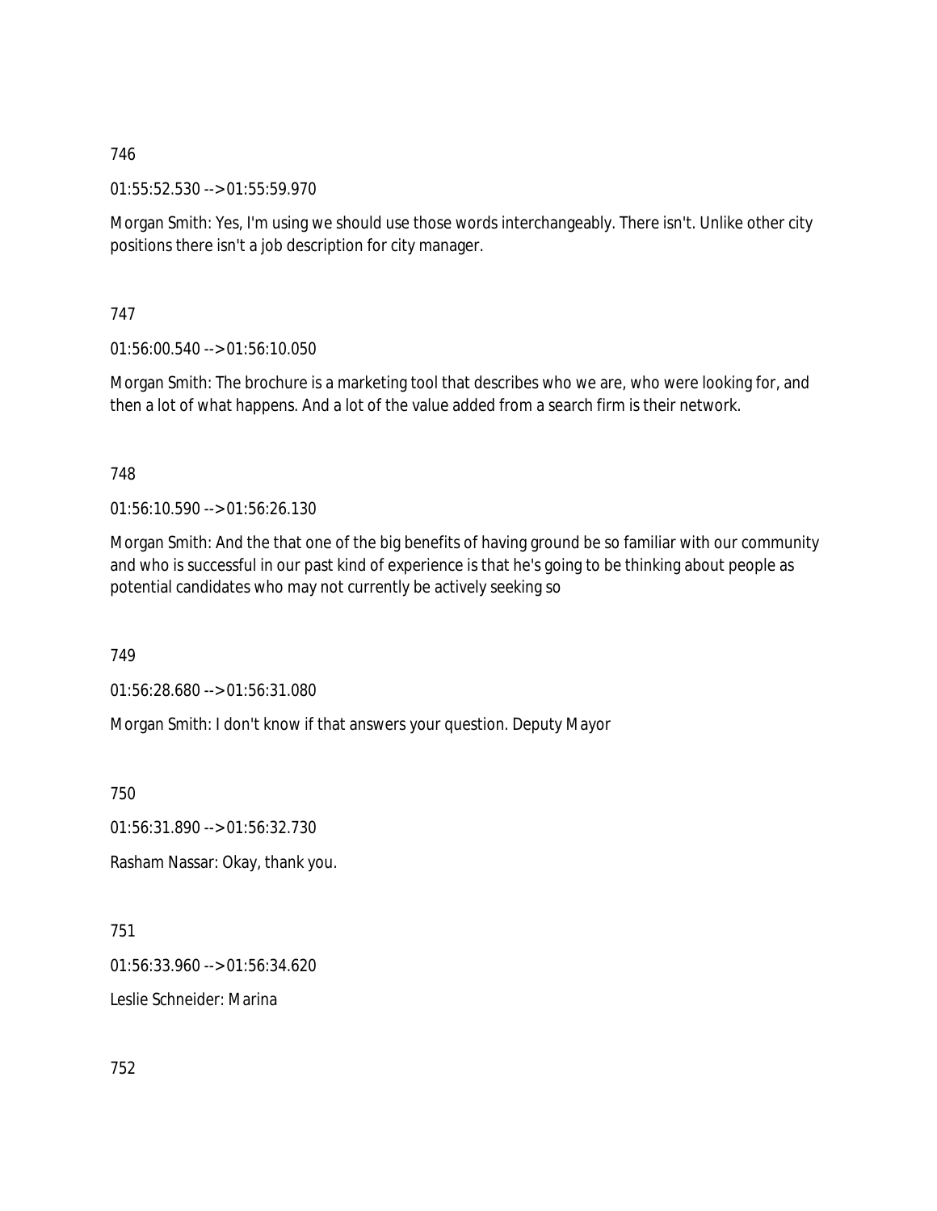746

01:55:52.530 --> 01:55:59.970

Morgan Smith: Yes, I'm using we should use those words interchangeably. There isn't. Unlike other city positions there isn't a job description for city manager.

747

01:56:00.540 --> 01:56:10.050

Morgan Smith: The brochure is a marketing tool that describes who we are, who were looking for, and then a lot of what happens. And a lot of the value added from a search firm is their network.

748

01:56:10.590 --> 01:56:26.130

Morgan Smith: And the that one of the big benefits of having ground be so familiar with our community and who is successful in our past kind of experience is that he's going to be thinking about people as potential candidates who may not currently be actively seeking so

749

01:56:28.680 --> 01:56:31.080

Morgan Smith: I don't know if that answers your question. Deputy Mayor

750

01:56:31.890 --> 01:56:32.730

Rasham Nassar: Okay, thank you.

751

01:56:33.960 --> 01:56:34.620

Leslie Schneider: Marina

752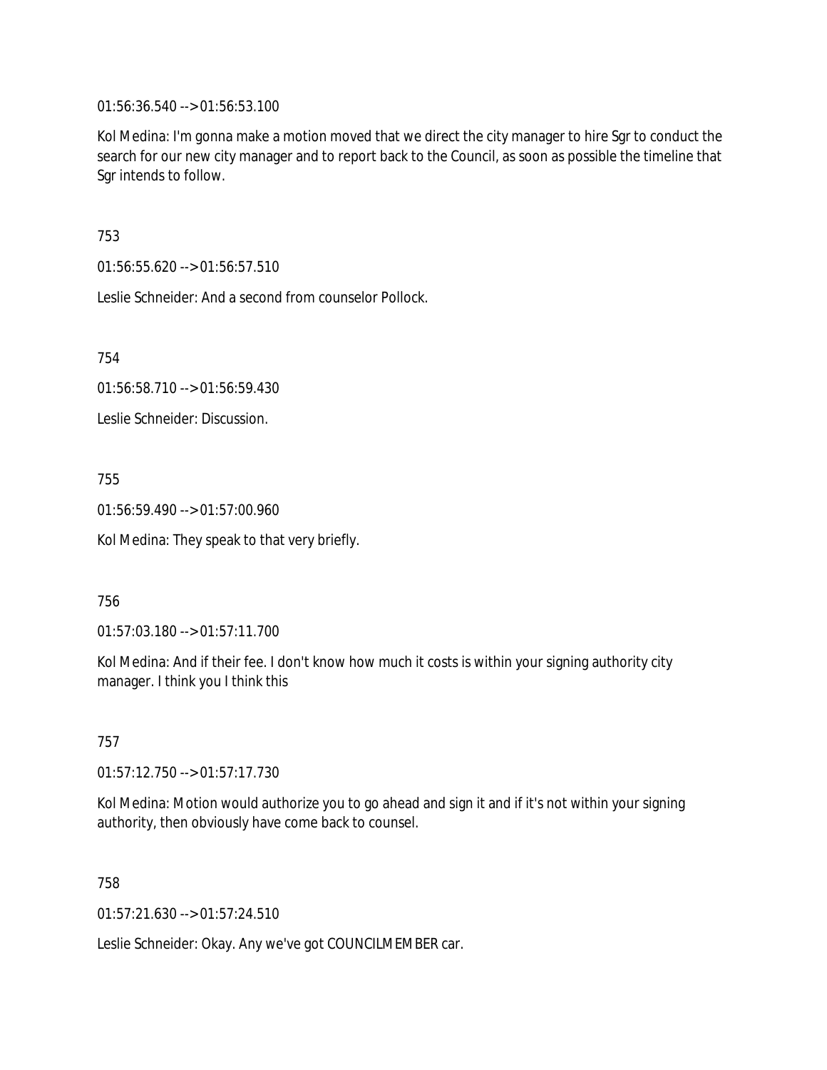01:56:36.540 --> 01:56:53.100

Kol Medina: I'm gonna make a motion moved that we direct the city manager to hire Sgr to conduct the search for our new city manager and to report back to the Council, as soon as possible the timeline that Sgr intends to follow.

753

01:56:55.620 --> 01:56:57.510

Leslie Schneider: And a second from counselor Pollock.

754

01:56:58.710 --> 01:56:59.430

Leslie Schneider: Discussion.

755

01:56:59.490 --> 01:57:00.960

Kol Medina: They speak to that very briefly.

756

01:57:03.180 --> 01:57:11.700

Kol Medina: And if their fee. I don't know how much it costs is within your signing authority city manager. I think you I think this

757

01:57:12.750 --> 01:57:17.730

Kol Medina: Motion would authorize you to go ahead and sign it and if it's not within your signing authority, then obviously have come back to counsel.

758

01:57:21.630 --> 01:57:24.510

Leslie Schneider: Okay. Any we've got COUNCILMEMBER car.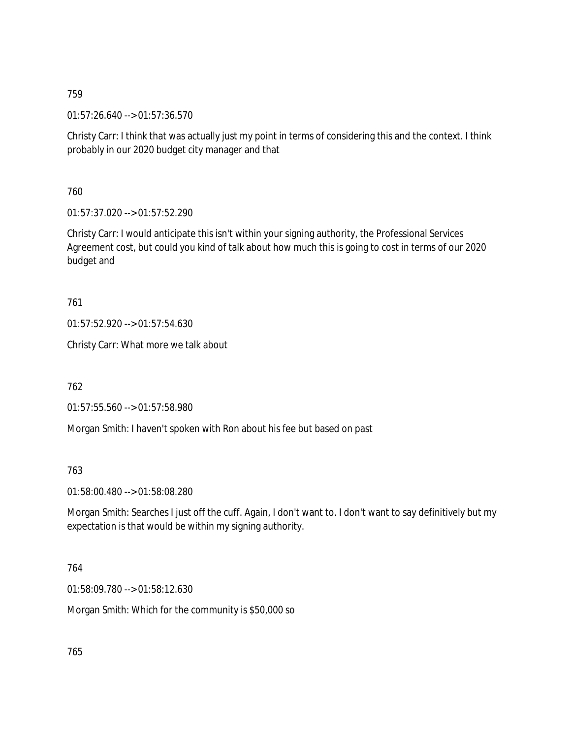759

01:57:26.640 --> 01:57:36.570

Christy Carr: I think that was actually just my point in terms of considering this and the context. I think probably in our 2020 budget city manager and that

760

01:57:37.020 --> 01:57:52.290

Christy Carr: I would anticipate this isn't within your signing authority, the Professional Services Agreement cost, but could you kind of talk about how much this is going to cost in terms of our 2020 budget and

761

01:57:52.920 --> 01:57:54.630

Christy Carr: What more we talk about

762

01:57:55.560 --> 01:57:58.980

Morgan Smith: I haven't spoken with Ron about his fee but based on past

763

01:58:00.480 --> 01:58:08.280

Morgan Smith: Searches I just off the cuff. Again, I don't want to. I don't want to say definitively but my expectation is that would be within my signing authority.

764

01:58:09.780 --> 01:58:12.630

Morgan Smith: Which for the community is $50,000 so

765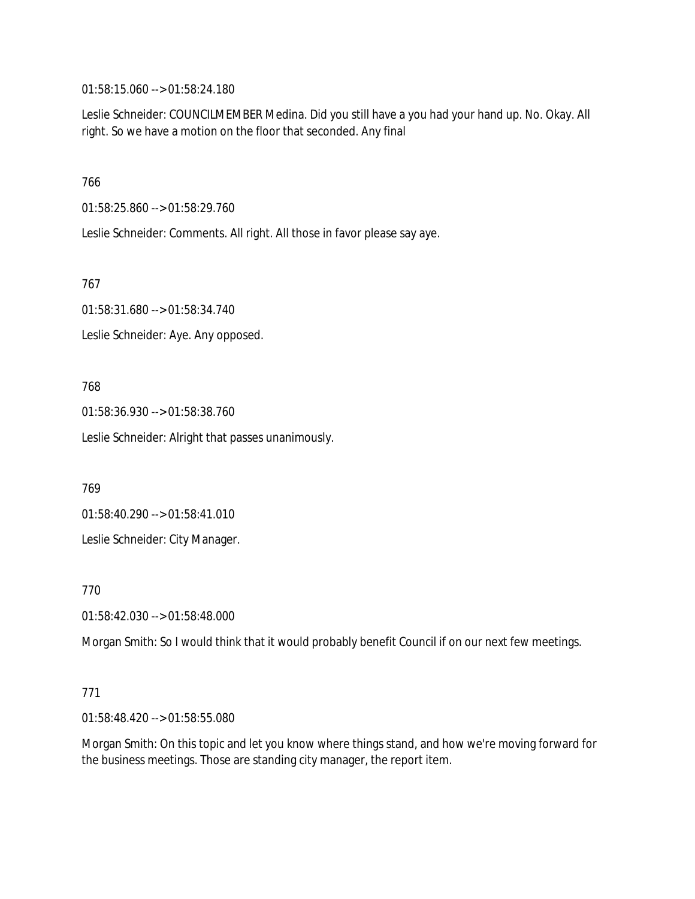01:58:15.060 --> 01:58:24.180

Leslie Schneider: COUNCILMEMBER Medina. Did you still have a you had your hand up. No. Okay. All right. So we have a motion on the floor that seconded. Any final

766

01:58:25.860 --> 01:58:29.760

Leslie Schneider: Comments. All right. All those in favor please say aye.

767

01:58:31.680 --> 01:58:34.740

Leslie Schneider: Aye. Any opposed.

768

01:58:36.930 --> 01:58:38.760

Leslie Schneider: Alright that passes unanimously.

769

01:58:40.290 --> 01:58:41.010

Leslie Schneider: City Manager.

770

01:58:42.030 --> 01:58:48.000

Morgan Smith: So I would think that it would probably benefit Council if on our next few meetings.

771

01:58:48.420 --> 01:58:55.080

Morgan Smith: On this topic and let you know where things stand, and how we're moving forward for the business meetings. Those are standing city manager, the report item.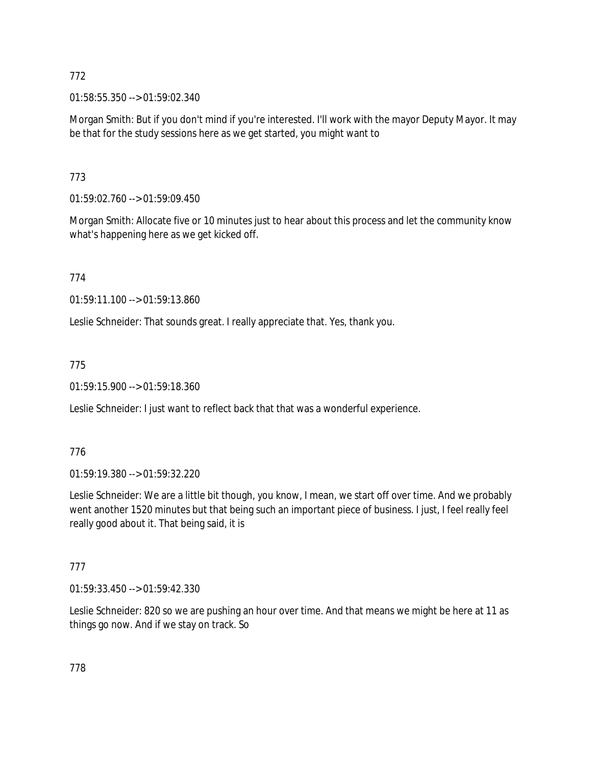772

01:58:55.350 --> 01:59:02.340

Morgan Smith: But if you don't mind if you're interested. I'll work with the mayor Deputy Mayor. It may be that for the study sessions here as we get started, you might want to

773

01:59:02.760 --> 01:59:09.450

Morgan Smith: Allocate five or 10 minutes just to hear about this process and let the community know what's happening here as we get kicked off.

774

01:59:11.100 --> 01:59:13.860

Leslie Schneider: That sounds great. I really appreciate that. Yes, thank you.

775

01:59:15.900 --> 01:59:18.360

Leslie Schneider: I just want to reflect back that that was a wonderful experience.

776

01:59:19.380 --> 01:59:32.220

Leslie Schneider: We are a little bit though, you know, I mean, we start off over time. And we probably went another 1520 minutes but that being such an important piece of business. I just, I feel really feel really good about it. That being said, it is

777

01:59:33.450 --> 01:59:42.330

Leslie Schneider: 820 so we are pushing an hour over time. And that means we might be here at 11 as things go now. And if we stay on track. So

778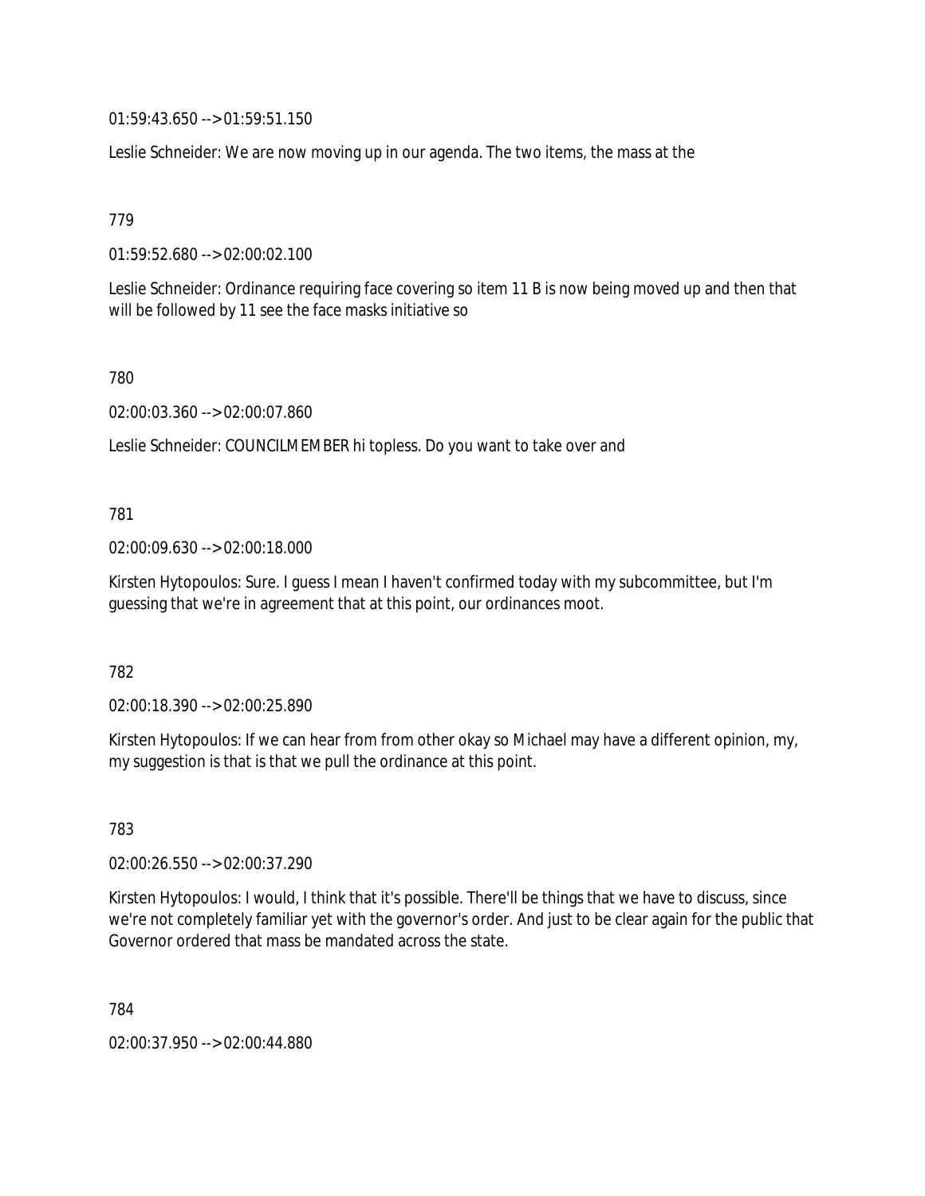01:59:43.650 --> 01:59:51.150

Leslie Schneider: We are now moving up in our agenda. The two items, the mass at the

779

01:59:52.680 --> 02:00:02.100

Leslie Schneider: Ordinance requiring face covering so item 11 B is now being moved up and then that will be followed by 11 see the face masks initiative so

780

02:00:03.360 --> 02:00:07.860

Leslie Schneider: COUNCILMEMBER hi topless. Do you want to take over and

781

02:00:09.630 --> 02:00:18.000

Kirsten Hytopoulos: Sure. I guess I mean I haven't confirmed today with my subcommittee, but I'm guessing that we're in agreement that at this point, our ordinances moot.

782

02:00:18.390 --> 02:00:25.890

Kirsten Hytopoulos: If we can hear from from other okay so Michael may have a different opinion, my, my suggestion is that is that we pull the ordinance at this point.

783

02:00:26.550 --> 02:00:37.290

Kirsten Hytopoulos: I would, I think that it's possible. There'll be things that we have to discuss, since we're not completely familiar yet with the governor's order. And just to be clear again for the public that Governor ordered that mass be mandated across the state.

784

02:00:37.950 --> 02:00:44.880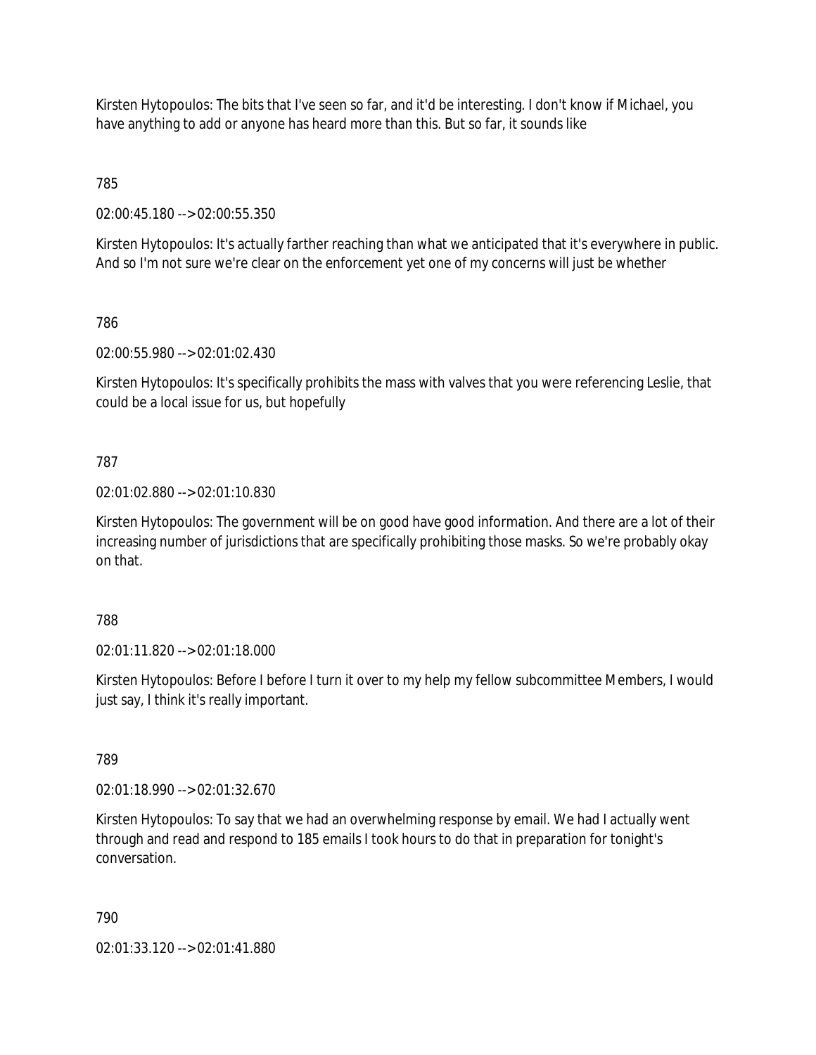Kirsten Hytopoulos: The bits that I've seen so far, and it'd be interesting. I don't know if Michael, you have anything to add or anyone has heard more than this. But so far, it sounds like

785

02:00:45.180 --> 02:00:55.350

Kirsten Hytopoulos: It's actually farther reaching than what we anticipated that it's everywhere in public. And so I'm not sure we're clear on the enforcement yet one of my concerns will just be whether

786

02:00:55.980 --> 02:01:02.430

Kirsten Hytopoulos: It's specifically prohibits the mass with valves that you were referencing Leslie, that could be a local issue for us, but hopefully

787

02:01:02.880 --> 02:01:10.830

Kirsten Hytopoulos: The government will be on good have good information. And there are a lot of their increasing number of jurisdictions that are specifically prohibiting those masks. So we're probably okay on that.

788

02:01:11.820 --> 02:01:18.000

Kirsten Hytopoulos: Before I before I turn it over to my help my fellow subcommittee Members, I would just say, I think it's really important.

789

02:01:18.990 --> 02:01:32.670

Kirsten Hytopoulos: To say that we had an overwhelming response by email. We had I actually went through and read and respond to 185 emails I took hours to do that in preparation for tonight's conversation.

790

02:01:33.120 --> 02:01:41.880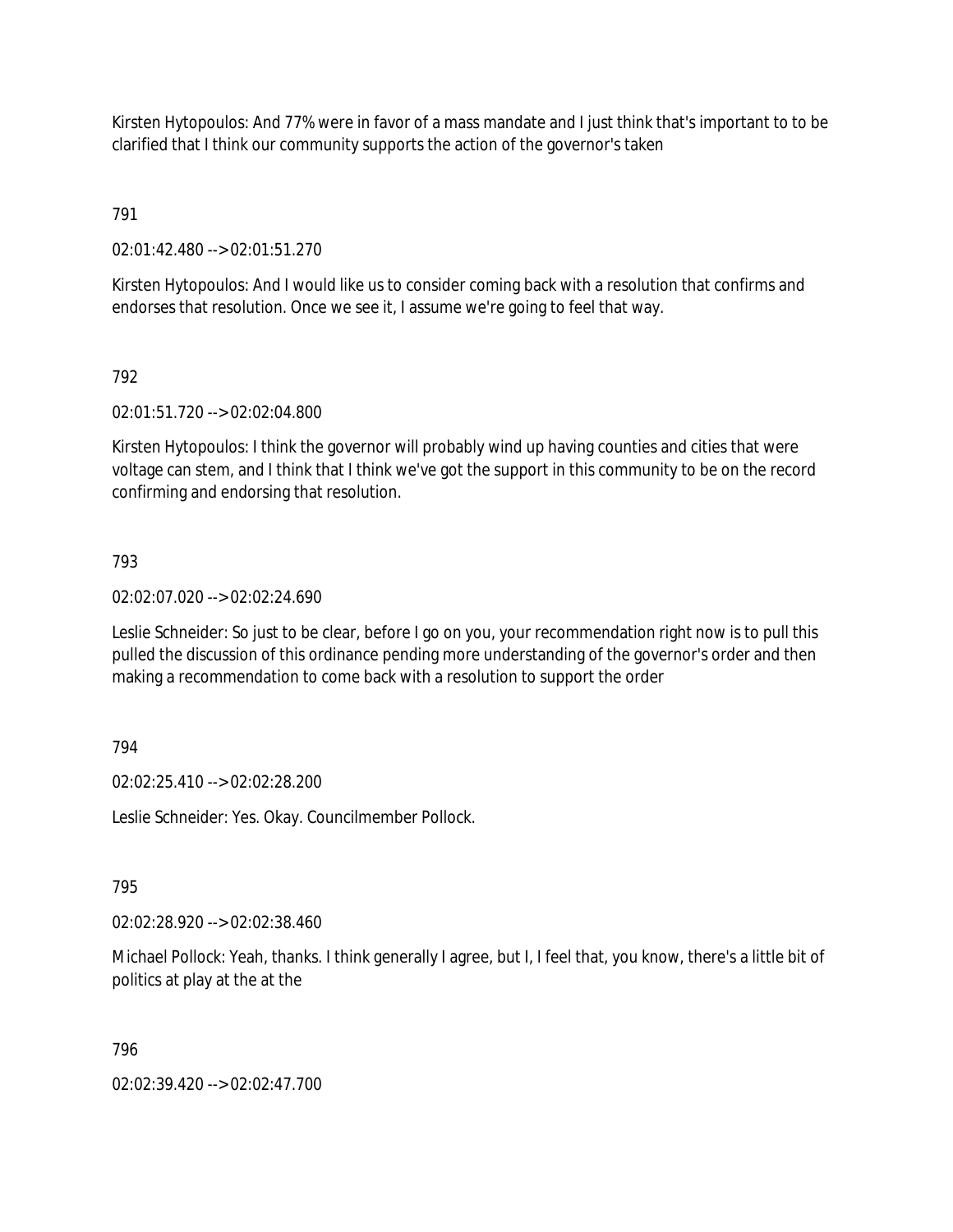Kirsten Hytopoulos: And 77% were in favor of a mass mandate and I just think that's important to to be clarified that I think our community supports the action of the governor's taken

791

02:01:42.480 --> 02:01:51.270

Kirsten Hytopoulos: And I would like us to consider coming back with a resolution that confirms and endorses that resolution. Once we see it, I assume we're going to feel that way.

792

02:01:51.720 --> 02:02:04.800

Kirsten Hytopoulos: I think the governor will probably wind up having counties and cities that were voltage can stem, and I think that I think we've got the support in this community to be on the record confirming and endorsing that resolution.

793

02:02:07.020 --> 02:02:24.690

Leslie Schneider: So just to be clear, before I go on you, your recommendation right now is to pull this pulled the discussion of this ordinance pending more understanding of the governor's order and then making a recommendation to come back with a resolution to support the order

794

02:02:25.410 --> 02:02:28.200

Leslie Schneider: Yes. Okay. Councilmember Pollock.

795

02:02:28.920 --> 02:02:38.460

Michael Pollock: Yeah, thanks. I think generally I agree, but I, I feel that, you know, there's a little bit of politics at play at the at the

796

02:02:39.420 --> 02:02:47.700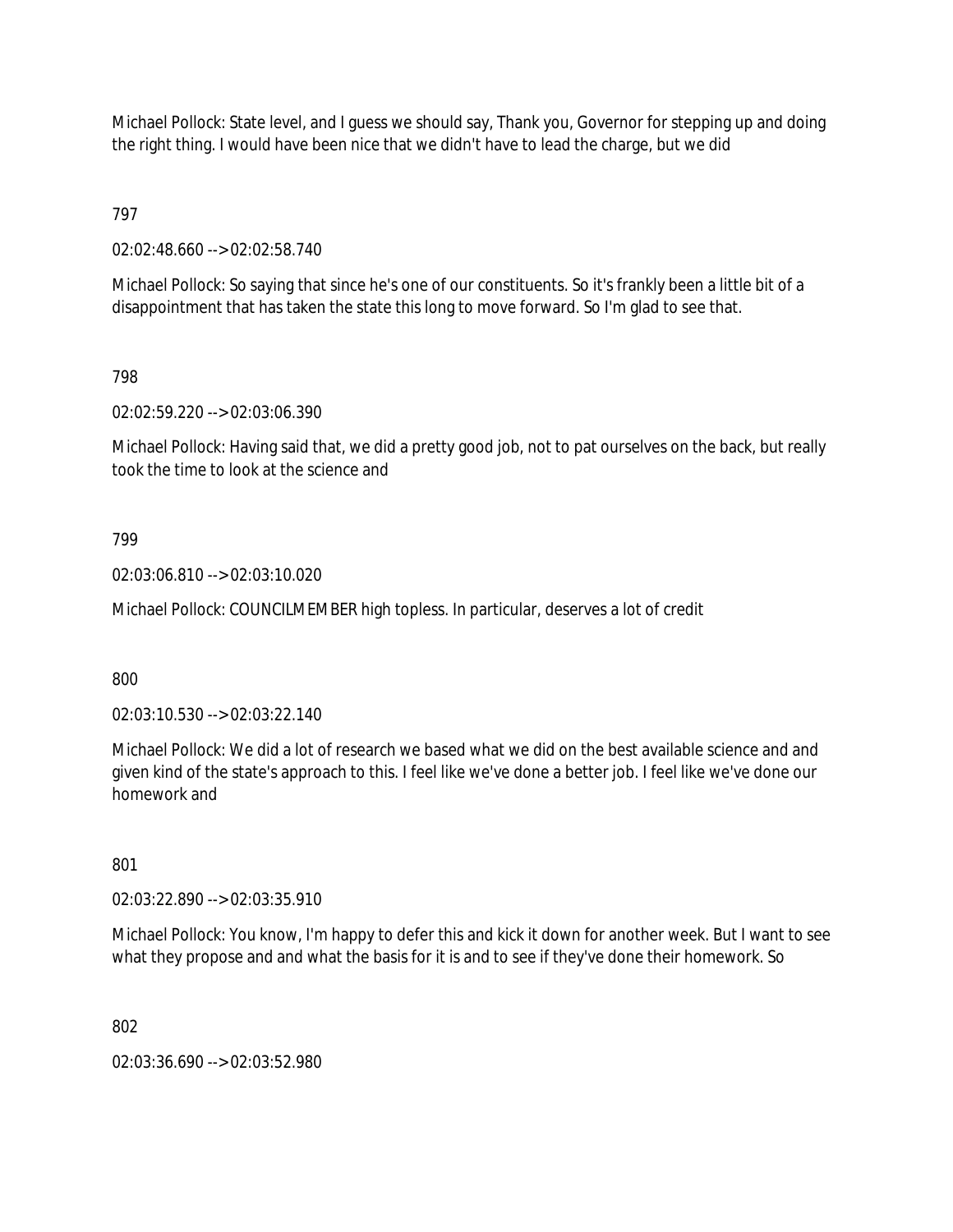Michael Pollock: State level, and I guess we should say, Thank you, Governor for stepping up and doing the right thing. I would have been nice that we didn't have to lead the charge, but we did

797

02:02:48.660 --> 02:02:58.740

Michael Pollock: So saying that since he's one of our constituents. So it's frankly been a little bit of a disappointment that has taken the state this long to move forward. So I'm glad to see that.

798

02:02:59.220 --> 02:03:06.390

Michael Pollock: Having said that, we did a pretty good job, not to pat ourselves on the back, but really took the time to look at the science and

799

02:03:06.810 --> 02:03:10.020

Michael Pollock: COUNCILMEMBER high topless. In particular, deserves a lot of credit

800

02:03:10.530 --> 02:03:22.140

Michael Pollock: We did a lot of research we based what we did on the best available science and and given kind of the state's approach to this. I feel like we've done a better job. I feel like we've done our homework and

801

02:03:22.890 --> 02:03:35.910

Michael Pollock: You know, I'm happy to defer this and kick it down for another week. But I want to see what they propose and and what the basis for it is and to see if they've done their homework. So

802

02:03:36.690 --> 02:03:52.980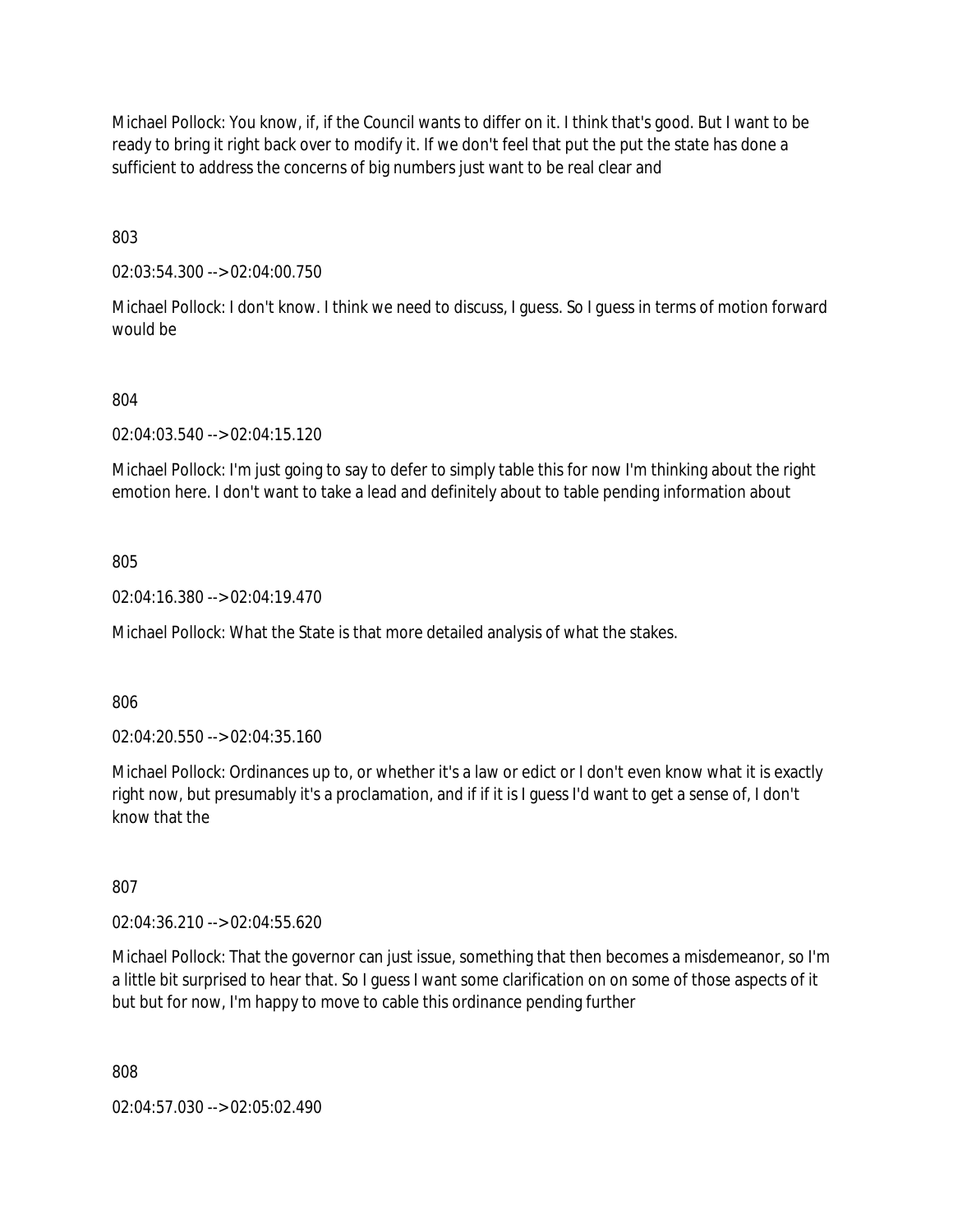Michael Pollock: You know, if, if the Council wants to differ on it. I think that's good. But I want to be ready to bring it right back over to modify it. If we don't feel that put the put the state has done a sufficient to address the concerns of big numbers just want to be real clear and

803

02:03:54.300 --> 02:04:00.750

Michael Pollock: I don't know. I think we need to discuss, I guess. So I guess in terms of motion forward would be

804

02:04:03.540 --> 02:04:15.120

Michael Pollock: I'm just going to say to defer to simply table this for now I'm thinking about the right emotion here. I don't want to take a lead and definitely about to table pending information about

805

02:04:16.380 --> 02:04:19.470

Michael Pollock: What the State is that more detailed analysis of what the stakes.

806

02:04:20.550 --> 02:04:35.160

Michael Pollock: Ordinances up to, or whether it's a law or edict or I don't even know what it is exactly right now, but presumably it's a proclamation, and if if it is I guess I'd want to get a sense of, I don't know that the

807

02:04:36.210 --> 02:04:55.620

Michael Pollock: That the governor can just issue, something that then becomes a misdemeanor, so I'm a little bit surprised to hear that. So I guess I want some clarification on on some of those aspects of it but but for now, I'm happy to move to cable this ordinance pending further

808

02:04:57.030 --> 02:05:02.490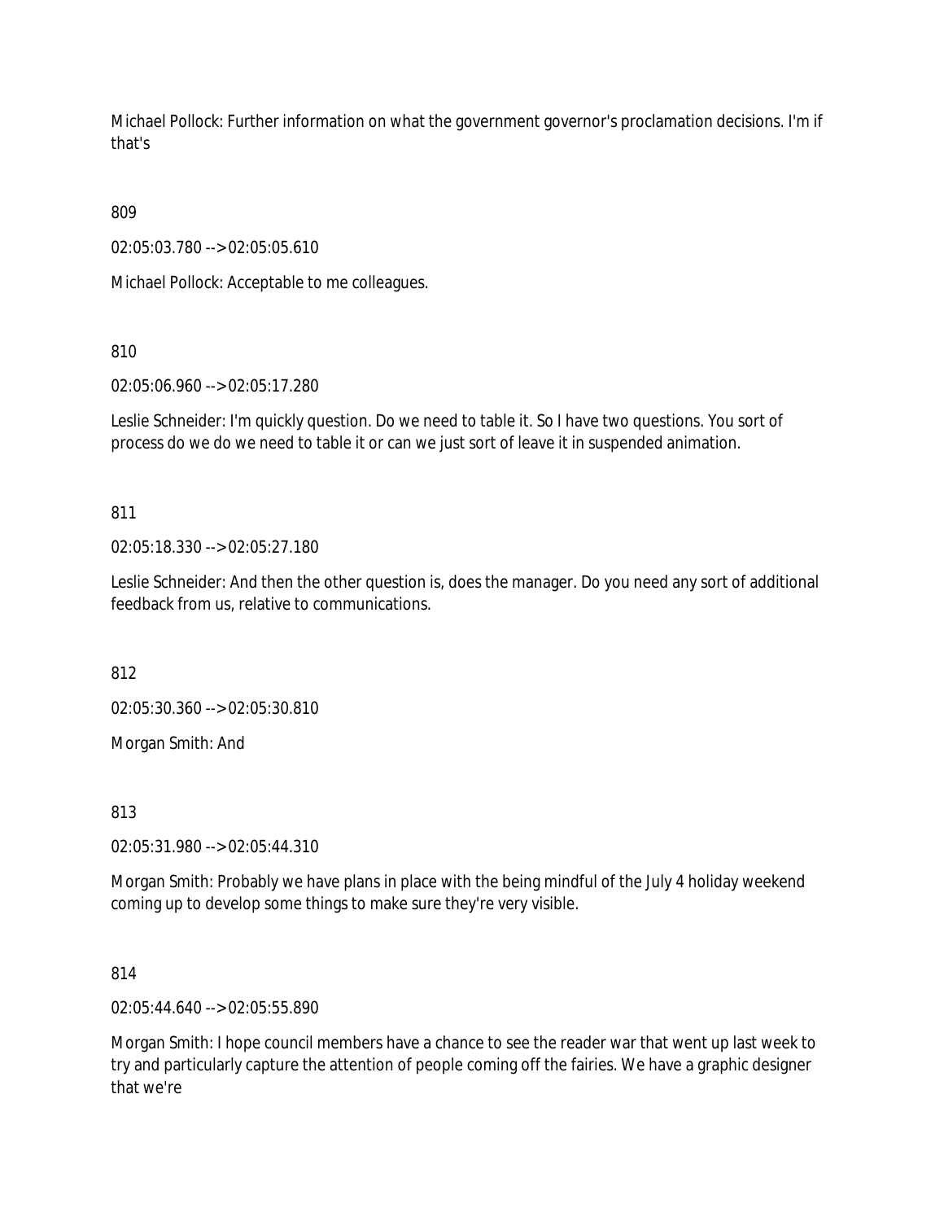Michael Pollock: Further information on what the government governor's proclamation decisions. I'm if that's

809

02:05:03.780 --> 02:05:05.610

Michael Pollock: Acceptable to me colleagues.

810

02:05:06.960 --> 02:05:17.280

Leslie Schneider: I'm quickly question. Do we need to table it. So I have two questions. You sort of process do we do we need to table it or can we just sort of leave it in suspended animation.

811

02:05:18.330 --> 02:05:27.180

Leslie Schneider: And then the other question is, does the manager. Do you need any sort of additional feedback from us, relative to communications.

812

02:05:30.360 --> 02:05:30.810

Morgan Smith: And

813

02:05:31.980 --> 02:05:44.310

Morgan Smith: Probably we have plans in place with the being mindful of the July 4 holiday weekend coming up to develop some things to make sure they're very visible.

814

02:05:44.640 --> 02:05:55.890

Morgan Smith: I hope council members have a chance to see the reader war that went up last week to try and particularly capture the attention of people coming off the fairies. We have a graphic designer that we're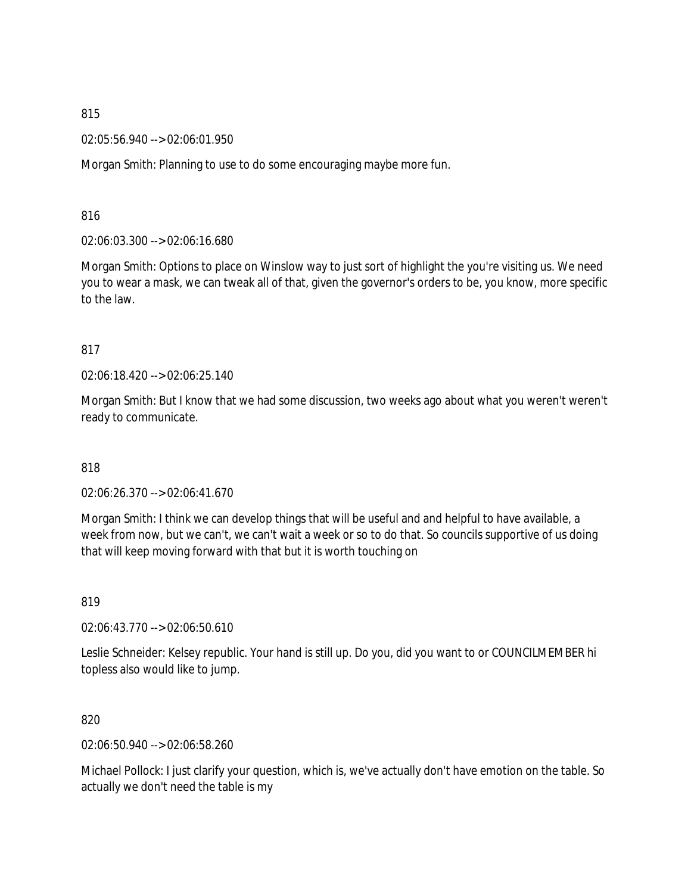815

02:05:56.940 --> 02:06:01.950

Morgan Smith: Planning to use to do some encouraging maybe more fun.

816

02:06:03.300 --> 02:06:16.680

Morgan Smith: Options to place on Winslow way to just sort of highlight the you're visiting us. We need you to wear a mask, we can tweak all of that, given the governor's orders to be, you know, more specific to the law.

817

02:06:18.420 --> 02:06:25.140

Morgan Smith: But I know that we had some discussion, two weeks ago about what you weren't weren't ready to communicate.

818

02:06:26.370 --> 02:06:41.670

Morgan Smith: I think we can develop things that will be useful and and helpful to have available, a week from now, but we can't, we can't wait a week or so to do that. So councils supportive of us doing that will keep moving forward with that but it is worth touching on

819

02:06:43.770 --> 02:06:50.610

Leslie Schneider: Kelsey republic. Your hand is still up. Do you, did you want to or COUNCILMEMBER hi topless also would like to jump.

820

02:06:50.940 --> 02:06:58.260

Michael Pollock: I just clarify your question, which is, we've actually don't have emotion on the table. So actually we don't need the table is my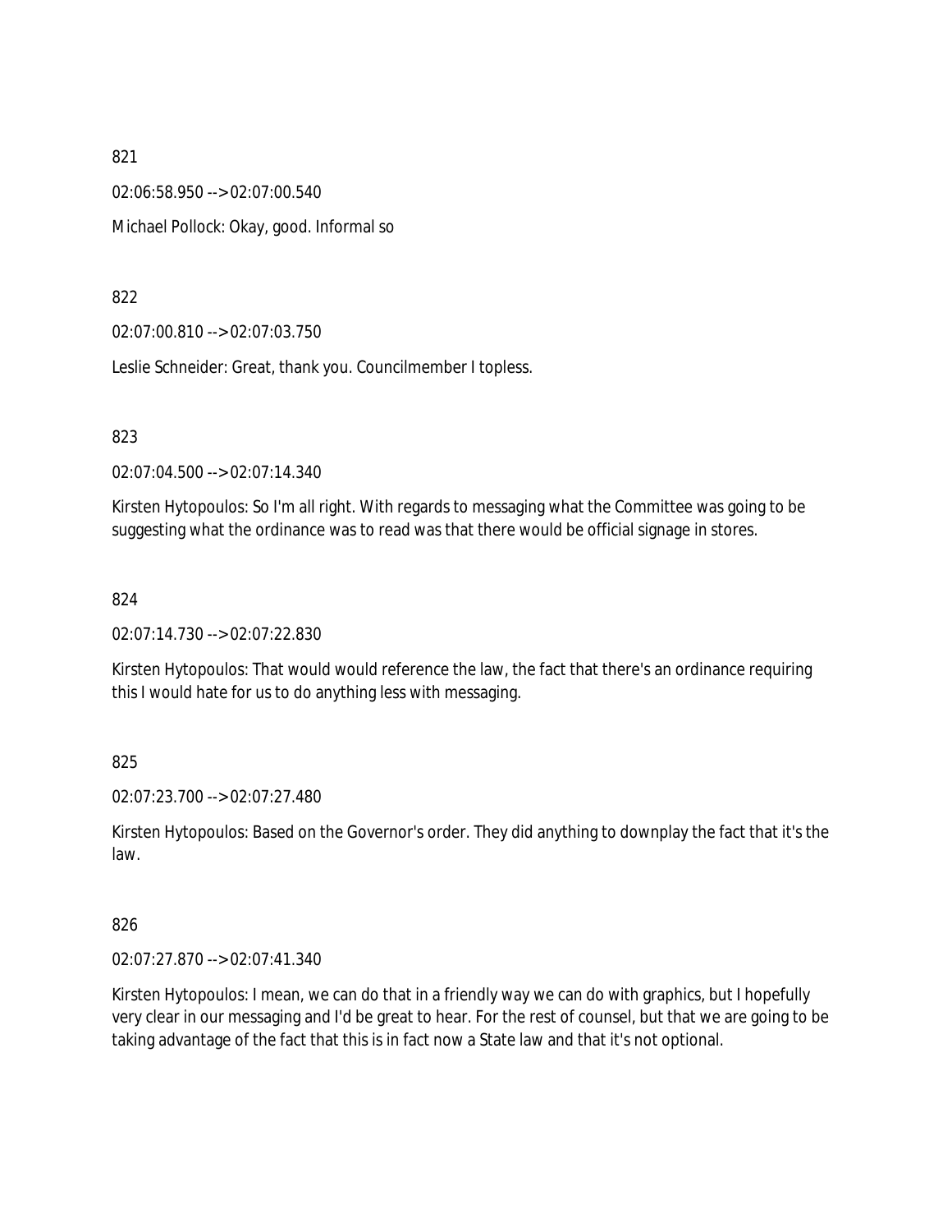821

02:06:58.950 --> 02:07:00.540

Michael Pollock: Okay, good. Informal so

822

02:07:00.810 --> 02:07:03.750

Leslie Schneider: Great, thank you. Councilmember I topless.

823

02:07:04.500 --> 02:07:14.340

Kirsten Hytopoulos: So I'm all right. With regards to messaging what the Committee was going to be suggesting what the ordinance was to read was that there would be official signage in stores.

824

02:07:14.730 --> 02:07:22.830

Kirsten Hytopoulos: That would would reference the law, the fact that there's an ordinance requiring this I would hate for us to do anything less with messaging.

825

02:07:23.700 --> 02:07:27.480

Kirsten Hytopoulos: Based on the Governor's order. They did anything to downplay the fact that it's the law.

826

02:07:27.870 --> 02:07:41.340

Kirsten Hytopoulos: I mean, we can do that in a friendly way we can do with graphics, but I hopefully very clear in our messaging and I'd be great to hear. For the rest of counsel, but that we are going to be taking advantage of the fact that this is in fact now a State law and that it's not optional.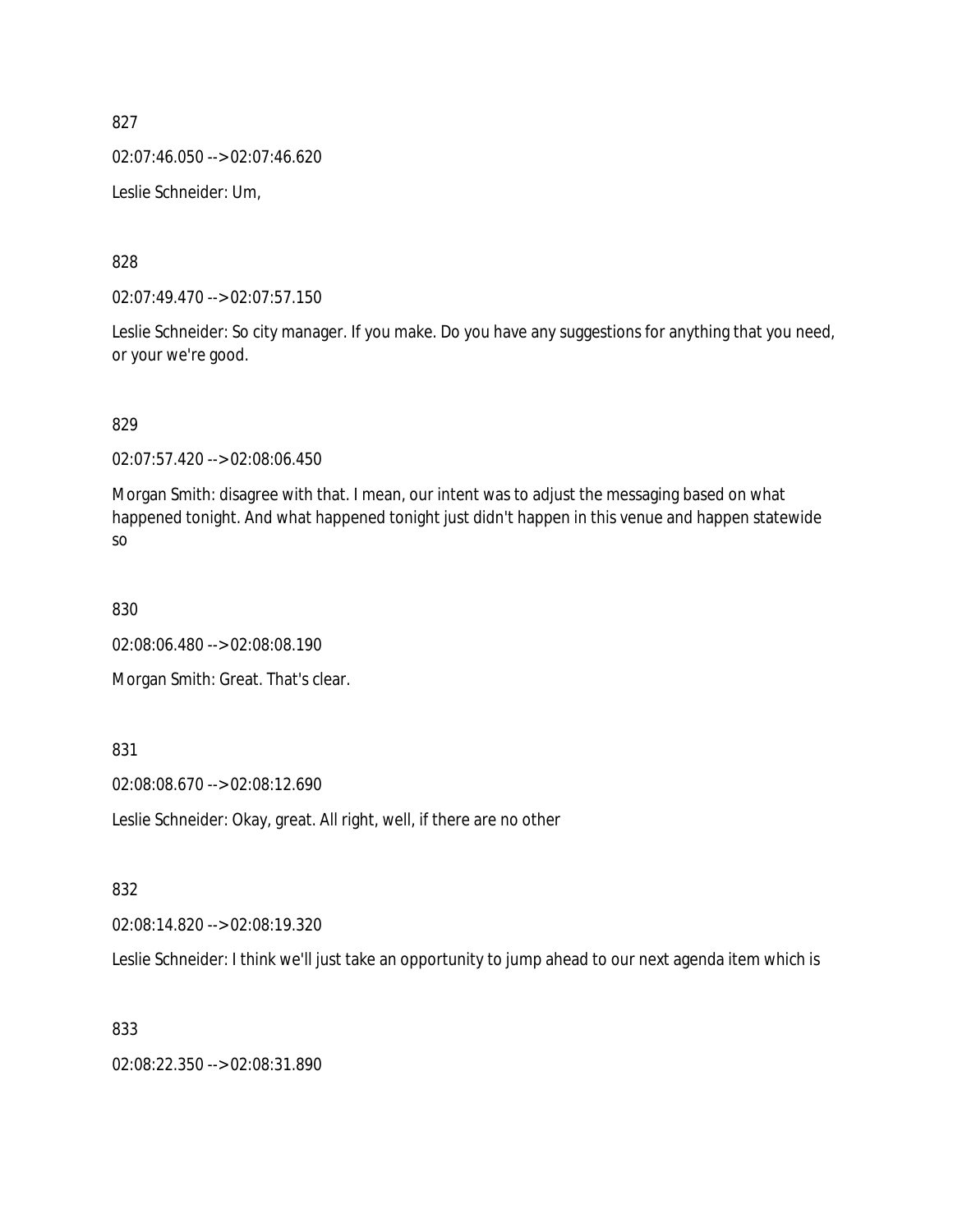827

02:07:46.050 --> 02:07:46.620

Leslie Schneider: Um,

828

02:07:49.470 --> 02:07:57.150

Leslie Schneider: So city manager. If you make. Do you have any suggestions for anything that you need, or your we're good.

829

02:07:57.420 --> 02:08:06.450

Morgan Smith: disagree with that. I mean, our intent was to adjust the messaging based on what happened tonight. And what happened tonight just didn't happen in this venue and happen statewide so

830

02:08:06.480 --> 02:08:08.190

Morgan Smith: Great. That's clear.

831

02:08:08.670 --> 02:08:12.690

Leslie Schneider: Okay, great. All right, well, if there are no other

832

02:08:14.820 --> 02:08:19.320

Leslie Schneider: I think we'll just take an opportunity to jump ahead to our next agenda item which is

833

02:08:22.350 --> 02:08:31.890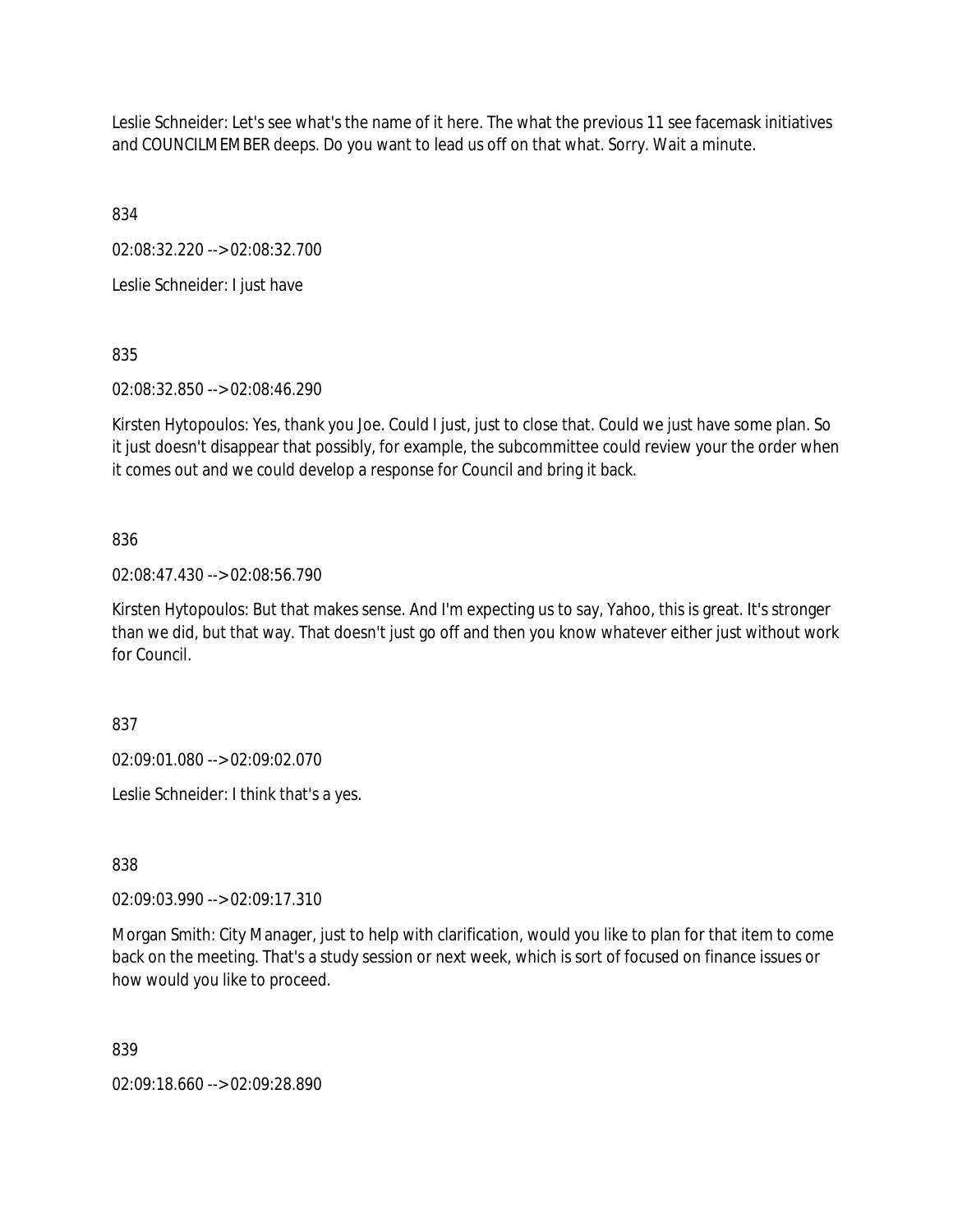Leslie Schneider: Let's see what's the name of it here. The what the previous 11 see facemask initiatives and COUNCILMEMBER deeps. Do you want to lead us off on that what. Sorry. Wait a minute.

834

02:08:32.220 --> 02:08:32.700

Leslie Schneider: I just have

835

02:08:32.850 --> 02:08:46.290

Kirsten Hytopoulos: Yes, thank you Joe. Could I just, just to close that. Could we just have some plan. So it just doesn't disappear that possibly, for example, the subcommittee could review your the order when it comes out and we could develop a response for Council and bring it back.

836

02:08:47.430 --> 02:08:56.790

Kirsten Hytopoulos: But that makes sense. And I'm expecting us to say, Yahoo, this is great. It's stronger than we did, but that way. That doesn't just go off and then you know whatever either just without work for Council.

837

02:09:01.080 --> 02:09:02.070

Leslie Schneider: I think that's a yes.

838

02:09:03.990 --> 02:09:17.310

Morgan Smith: City Manager, just to help with clarification, would you like to plan for that item to come back on the meeting. That's a study session or next week, which is sort of focused on finance issues or how would you like to proceed.

839

02:09:18.660 --> 02:09:28.890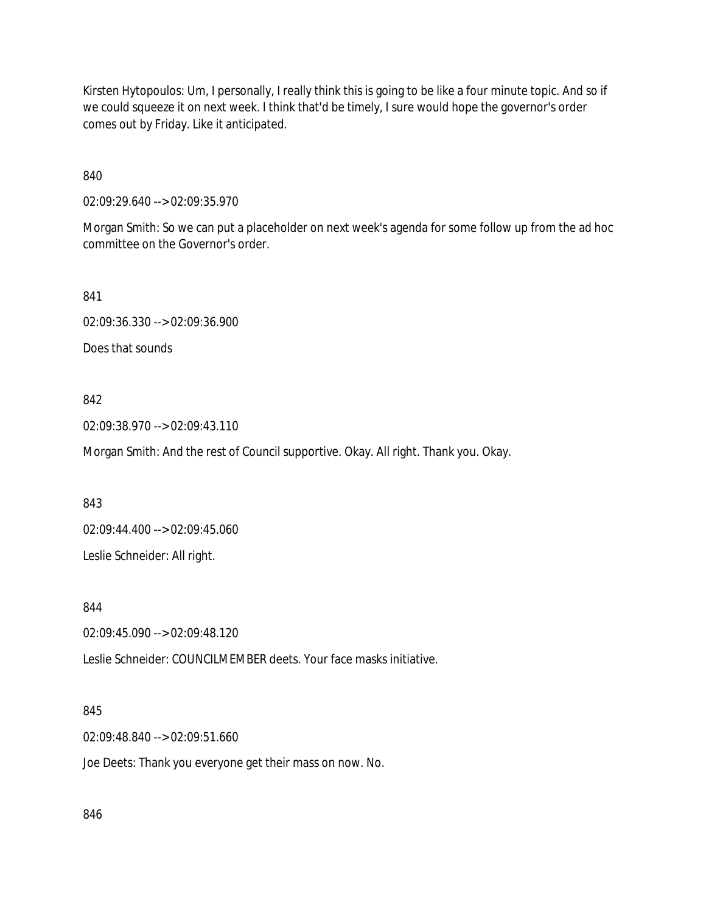Kirsten Hytopoulos: Um, I personally, I really think this is going to be like a four minute topic. And so if we could squeeze it on next week. I think that'd be timely, I sure would hope the governor's order comes out by Friday. Like it anticipated.

840

02:09:29.640 --> 02:09:35.970

Morgan Smith: So we can put a placeholder on next week's agenda for some follow up from the ad hoc committee on the Governor's order.

841

02:09:36.330 --> 02:09:36.900

Does that sounds

842

02:09:38.970 --> 02:09:43.110

Morgan Smith: And the rest of Council supportive. Okay. All right. Thank you. Okay.

843

02:09:44.400 --> 02:09:45.060

Leslie Schneider: All right.

844

02:09:45.090 --> 02:09:48.120

Leslie Schneider: COUNCILMEMBER deets. Your face masks initiative.

845

02:09:48.840 --> 02:09:51.660

Joe Deets: Thank you everyone get their mass on now. No.

846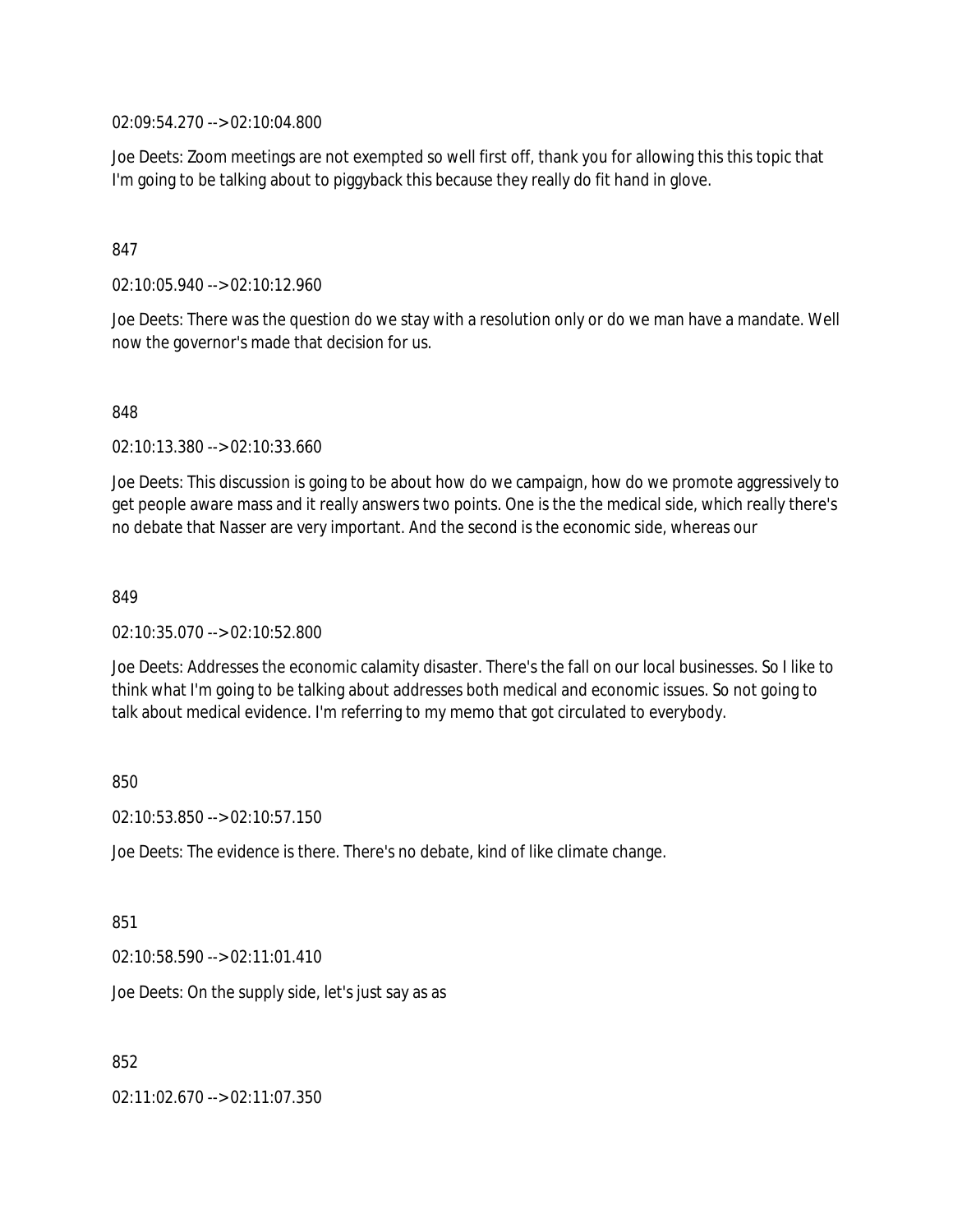02:09:54.270 --> 02:10:04.800

Joe Deets: Zoom meetings are not exempted so well first off, thank you for allowing this this topic that I'm going to be talking about to piggyback this because they really do fit hand in glove.

847

02:10:05.940 --> 02:10:12.960

Joe Deets: There was the question do we stay with a resolution only or do we man have a mandate. Well now the governor's made that decision for us.

848

02:10:13.380 --> 02:10:33.660

Joe Deets: This discussion is going to be about how do we campaign, how do we promote aggressively to get people aware mass and it really answers two points. One is the the medical side, which really there's no debate that Nasser are very important. And the second is the economic side, whereas our

849

02:10:35.070 --> 02:10:52.800

Joe Deets: Addresses the economic calamity disaster. There's the fall on our local businesses. So I like to think what I'm going to be talking about addresses both medical and economic issues. So not going to talk about medical evidence. I'm referring to my memo that got circulated to everybody.

850

02:10:53.850 --> 02:10:57.150

Joe Deets: The evidence is there. There's no debate, kind of like climate change.

851

02:10:58.590 --> 02:11:01.410

Joe Deets: On the supply side, let's just say as as

852

02:11:02.670 --> 02:11:07.350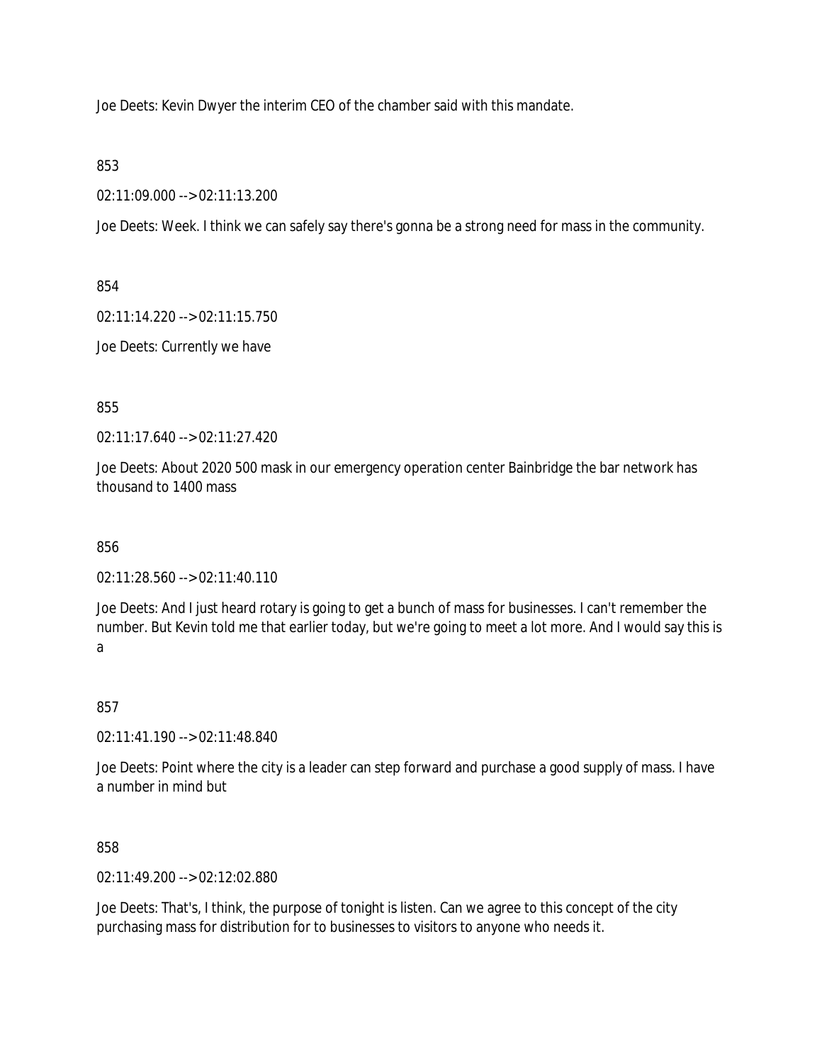Joe Deets: Kevin Dwyer the interim CEO of the chamber said with this mandate.

853

02:11:09.000 --> 02:11:13.200

Joe Deets: Week. I think we can safely say there's gonna be a strong need for mass in the community.

854

02:11:14.220 --> 02:11:15.750

Joe Deets: Currently we have

855

02:11:17.640 --> 02:11:27.420

Joe Deets: About 2020 500 mask in our emergency operation center Bainbridge the bar network has thousand to 1400 mass

856

02:11:28.560 --> 02:11:40.110

Joe Deets: And I just heard rotary is going to get a bunch of mass for businesses. I can't remember the number. But Kevin told me that earlier today, but we're going to meet a lot more. And I would say this is a

857

02:11:41.190 --> 02:11:48.840

Joe Deets: Point where the city is a leader can step forward and purchase a good supply of mass. I have a number in mind but

858

02:11:49.200 --> 02:12:02.880

Joe Deets: That's, I think, the purpose of tonight is listen. Can we agree to this concept of the city purchasing mass for distribution for to businesses to visitors to anyone who needs it.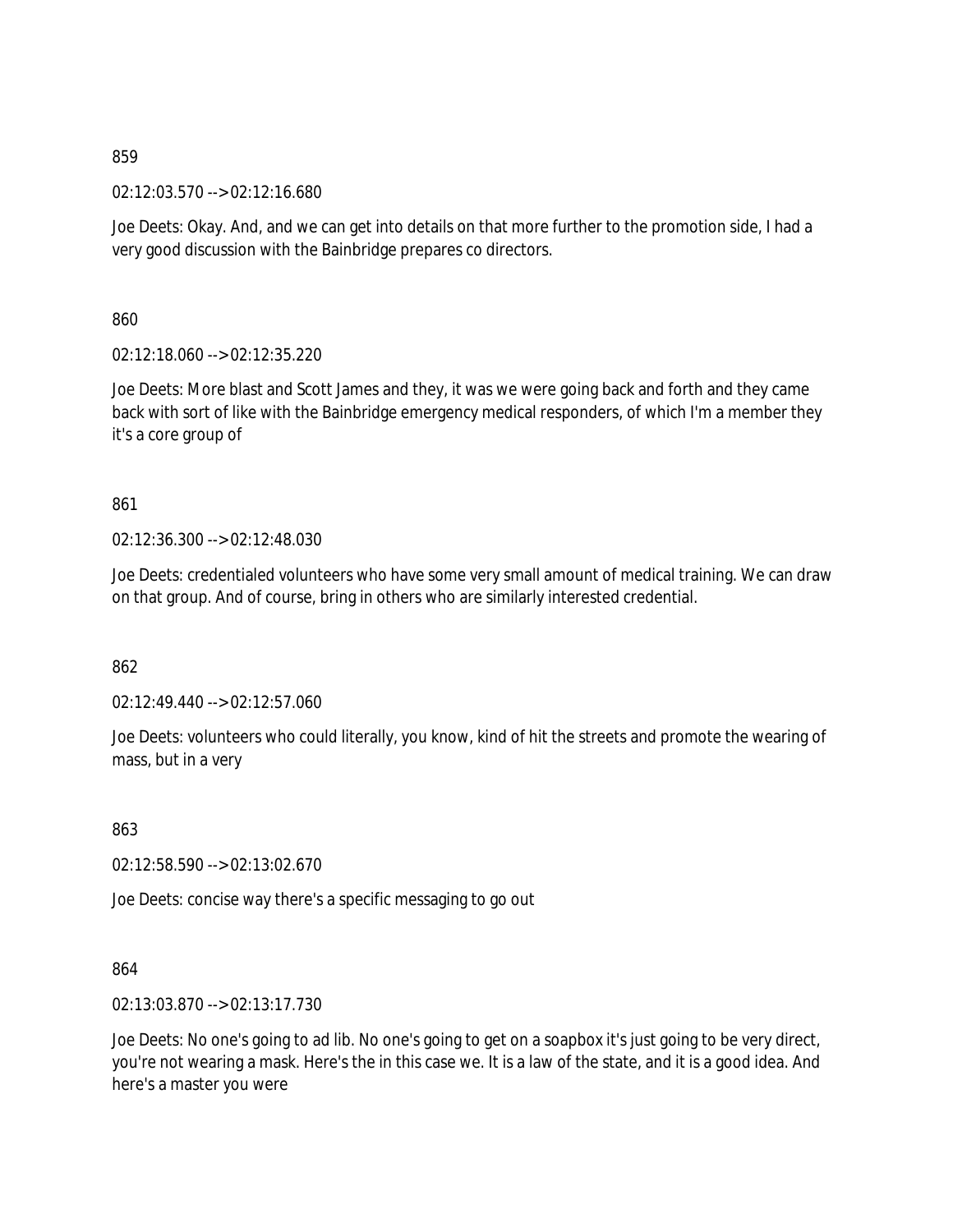859

02:12:03.570 --> 02:12:16.680

Joe Deets: Okay. And, and we can get into details on that more further to the promotion side, I had a very good discussion with the Bainbridge prepares co directors.

860

02:12:18.060 --> 02:12:35.220

Joe Deets: More blast and Scott James and they, it was we were going back and forth and they came back with sort of like with the Bainbridge emergency medical responders, of which I'm a member they it's a core group of

861

02:12:36.300 --> 02:12:48.030

Joe Deets: credentialed volunteers who have some very small amount of medical training. We can draw on that group. And of course, bring in others who are similarly interested credential.

862

02:12:49.440 --> 02:12:57.060

Joe Deets: volunteers who could literally, you know, kind of hit the streets and promote the wearing of mass, but in a very

863

02:12:58.590 --> 02:13:02.670

Joe Deets: concise way there's a specific messaging to go out

864

02:13:03.870 --> 02:13:17.730

Joe Deets: No one's going to ad lib. No one's going to get on a soapbox it's just going to be very direct, you're not wearing a mask. Here's the in this case we. It is a law of the state, and it is a good idea. And here's a master you were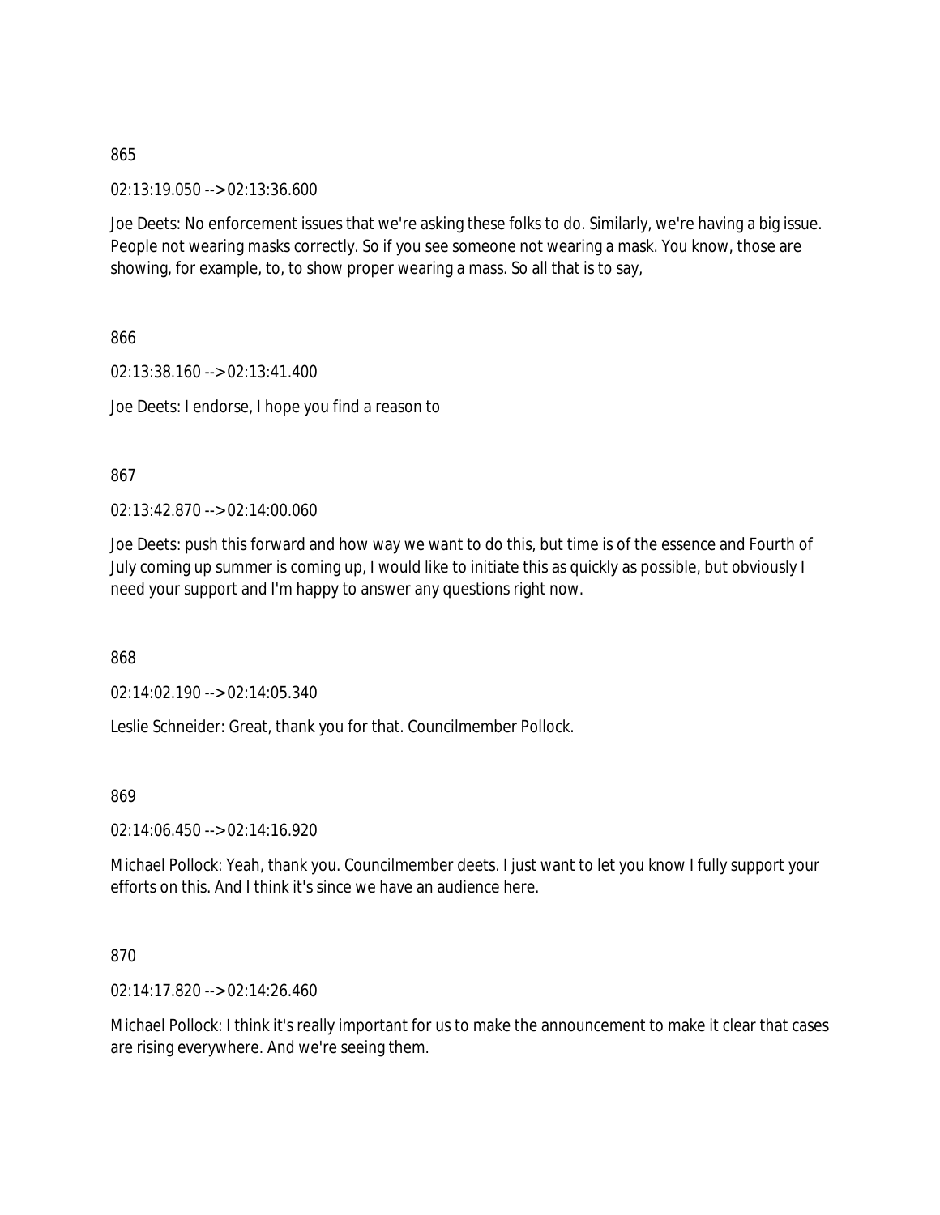865

02:13:19.050 --> 02:13:36.600

Joe Deets: No enforcement issues that we're asking these folks to do. Similarly, we're having a big issue. People not wearing masks correctly. So if you see someone not wearing a mask. You know, those are showing, for example, to, to show proper wearing a mass. So all that is to say,

866

02:13:38.160 --> 02:13:41.400

Joe Deets: I endorse, I hope you find a reason to

867

02:13:42.870 --> 02:14:00.060

Joe Deets: push this forward and how way we want to do this, but time is of the essence and Fourth of July coming up summer is coming up, I would like to initiate this as quickly as possible, but obviously I need your support and I'm happy to answer any questions right now.

868

02:14:02.190 --> 02:14:05.340

Leslie Schneider: Great, thank you for that. Councilmember Pollock.

869

02:14:06.450 --> 02:14:16.920

Michael Pollock: Yeah, thank you. Councilmember deets. I just want to let you know I fully support your efforts on this. And I think it's since we have an audience here.

870

02:14:17.820 --> 02:14:26.460

Michael Pollock: I think it's really important for us to make the announcement to make it clear that cases are rising everywhere. And we're seeing them.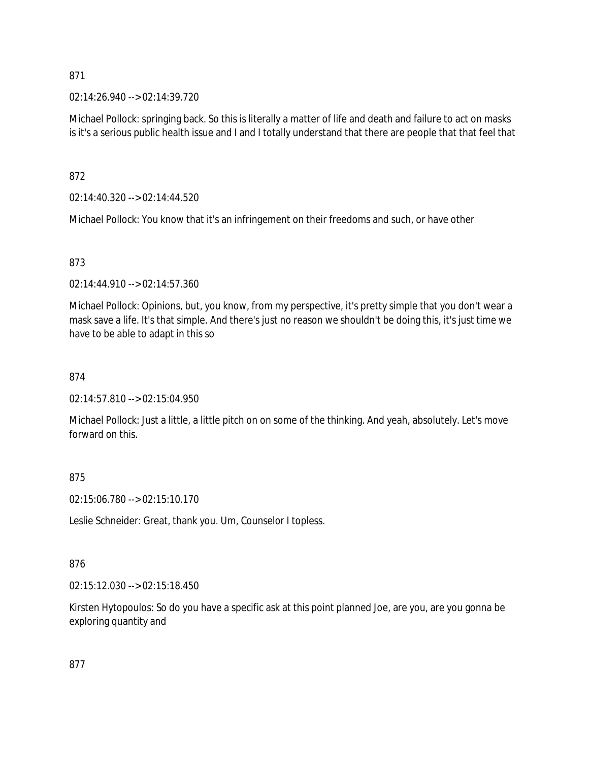871

02:14:26.940 --> 02:14:39.720

Michael Pollock: springing back. So this is literally a matter of life and death and failure to act on masks is it's a serious public health issue and I and I totally understand that there are people that that feel that

872

02:14:40.320 --> 02:14:44.520

Michael Pollock: You know that it's an infringement on their freedoms and such, or have other

873

02:14:44.910 --> 02:14:57.360

Michael Pollock: Opinions, but, you know, from my perspective, it's pretty simple that you don't wear a mask save a life. It's that simple. And there's just no reason we shouldn't be doing this, it's just time we have to be able to adapt in this so

874

02:14:57.810 --> 02:15:04.950

Michael Pollock: Just a little, a little pitch on on some of the thinking. And yeah, absolutely. Let's move forward on this.

875

02:15:06.780 --> 02:15:10.170

Leslie Schneider: Great, thank you. Um, Counselor I topless.

876

02:15:12.030 --> 02:15:18.450

Kirsten Hytopoulos: So do you have a specific ask at this point planned Joe, are you, are you gonna be exploring quantity and

877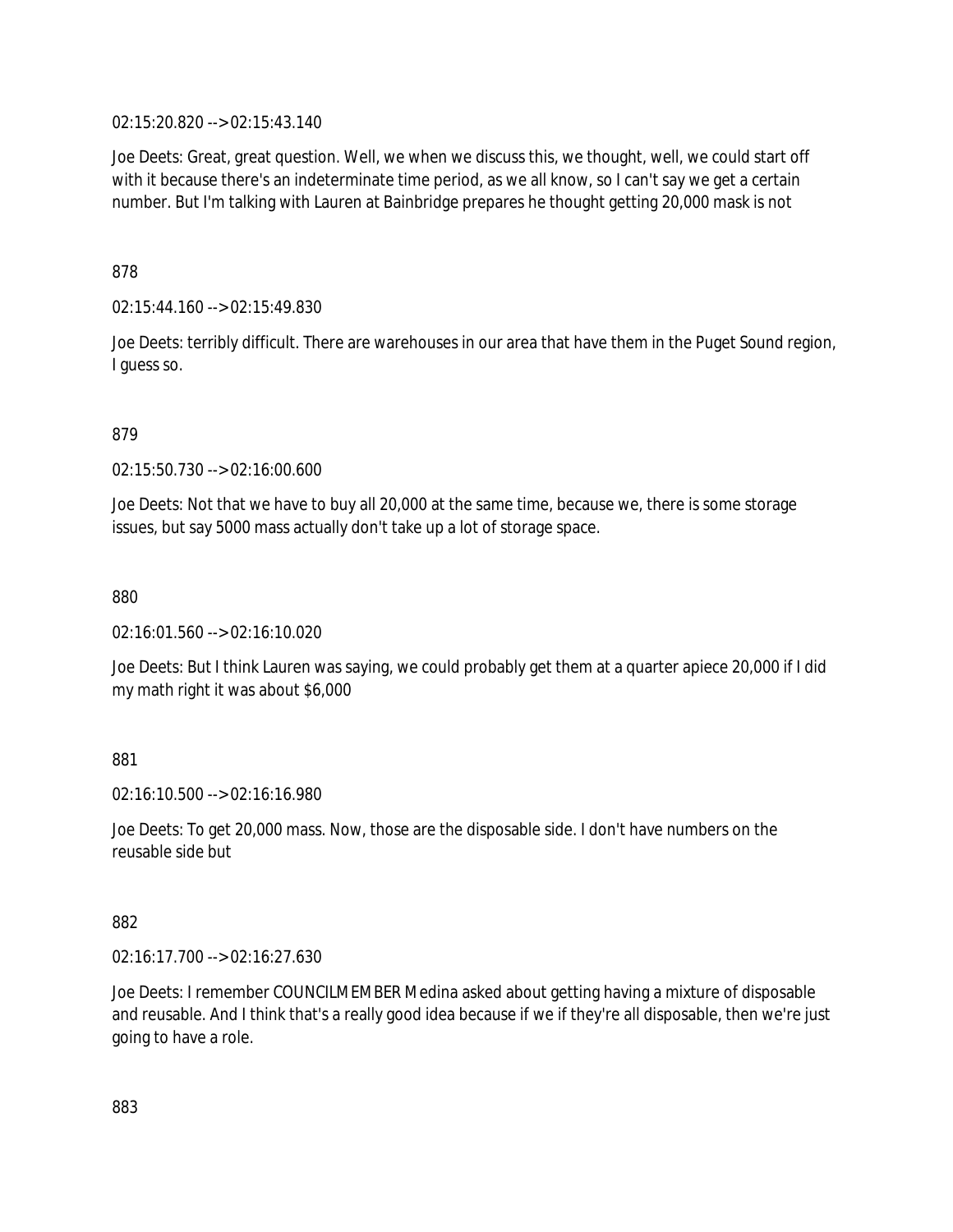02:15:20.820 --> 02:15:43.140

Joe Deets: Great, great question. Well, we when we discuss this, we thought, well, we could start off with it because there's an indeterminate time period, as we all know, so I can't say we get a certain number. But I'm talking with Lauren at Bainbridge prepares he thought getting 20,000 mask is not

878

02:15:44.160 --> 02:15:49.830

Joe Deets: terribly difficult. There are warehouses in our area that have them in the Puget Sound region, I guess so.

879

02:15:50.730 --> 02:16:00.600

Joe Deets: Not that we have to buy all 20,000 at the same time, because we, there is some storage issues, but say 5000 mass actually don't take up a lot of storage space.

880

02:16:01.560 --> 02:16:10.020

Joe Deets: But I think Lauren was saying, we could probably get them at a quarter apiece 20,000 if I did my math right it was about $6,000

881

02:16:10.500 --> 02:16:16.980

Joe Deets: To get 20,000 mass. Now, those are the disposable side. I don't have numbers on the reusable side but

882

02:16:17.700 --> 02:16:27.630

Joe Deets: I remember COUNCILMEMBER Medina asked about getting having a mixture of disposable and reusable. And I think that's a really good idea because if we if they're all disposable, then we're just going to have a role.

883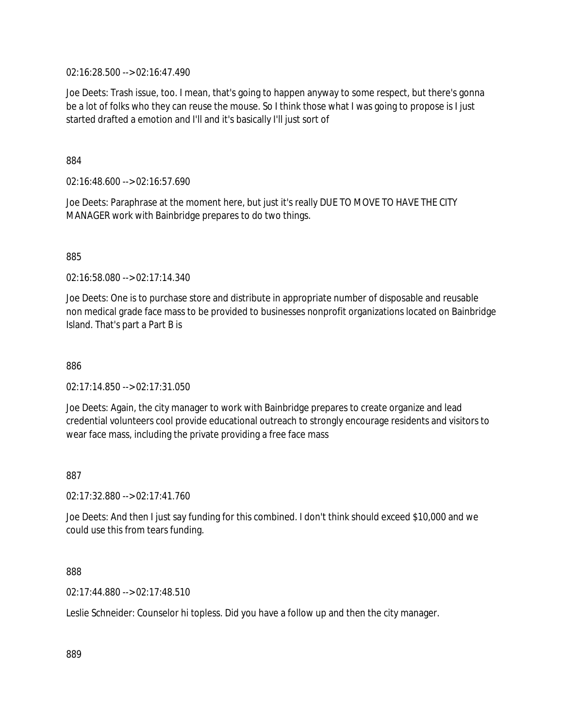02:16:28.500 --> 02:16:47.490

Joe Deets: Trash issue, too. I mean, that's going to happen anyway to some respect, but there's gonna be a lot of folks who they can reuse the mouse. So I think those what I was going to propose is I just started drafted a emotion and I'll and it's basically I'll just sort of

884

02:16:48.600 --> 02:16:57.690

Joe Deets: Paraphrase at the moment here, but just it's really DUE TO MOVE TO HAVE THE CITY MANAGER work with Bainbridge prepares to do two things.

885

02:16:58.080 --> 02:17:14.340

Joe Deets: One is to purchase store and distribute in appropriate number of disposable and reusable non medical grade face mass to be provided to businesses nonprofit organizations located on Bainbridge Island. That's part a Part B is

886

02:17:14.850 --> 02:17:31.050

Joe Deets: Again, the city manager to work with Bainbridge prepares to create organize and lead credential volunteers cool provide educational outreach to strongly encourage residents and visitors to wear face mass, including the private providing a free face mass

887

02:17:32.880 --> 02:17:41.760

Joe Deets: And then I just say funding for this combined. I don't think should exceed $10,000 and we could use this from tears funding.

888

02:17:44.880 --> 02:17:48.510

Leslie Schneider: Counselor hi topless. Did you have a follow up and then the city manager.

889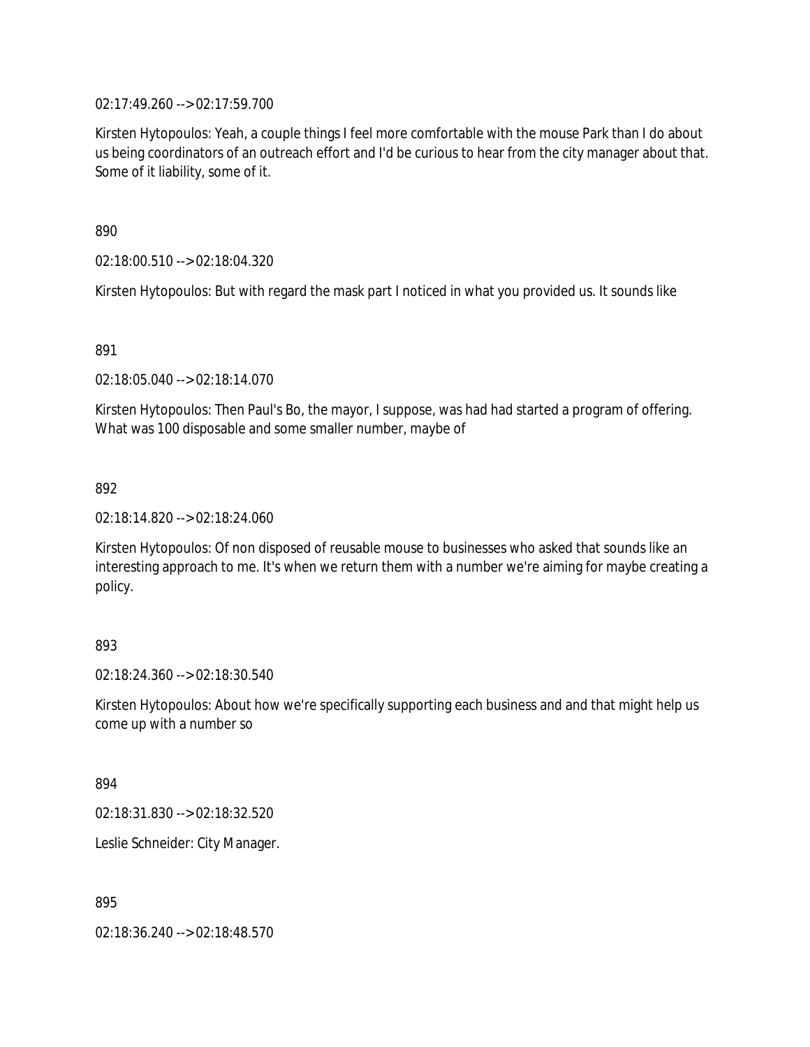02:17:49.260 --> 02:17:59.700

Kirsten Hytopoulos: Yeah, a couple things I feel more comfortable with the mouse Park than I do about us being coordinators of an outreach effort and I'd be curious to hear from the city manager about that. Some of it liability, some of it.

890

02:18:00.510 --> 02:18:04.320

Kirsten Hytopoulos: But with regard the mask part I noticed in what you provided us. It sounds like

891

02:18:05.040 --> 02:18:14.070

Kirsten Hytopoulos: Then Paul's Bo, the mayor, I suppose, was had had started a program of offering. What was 100 disposable and some smaller number, maybe of

892

02:18:14.820 --> 02:18:24.060

Kirsten Hytopoulos: Of non disposed of reusable mouse to businesses who asked that sounds like an interesting approach to me. It's when we return them with a number we're aiming for maybe creating a policy.

893

02:18:24.360 --> 02:18:30.540

Kirsten Hytopoulos: About how we're specifically supporting each business and and that might help us come up with a number so

894

02:18:31.830 --> 02:18:32.520

Leslie Schneider: City Manager.

895

02:18:36.240 --> 02:18:48.570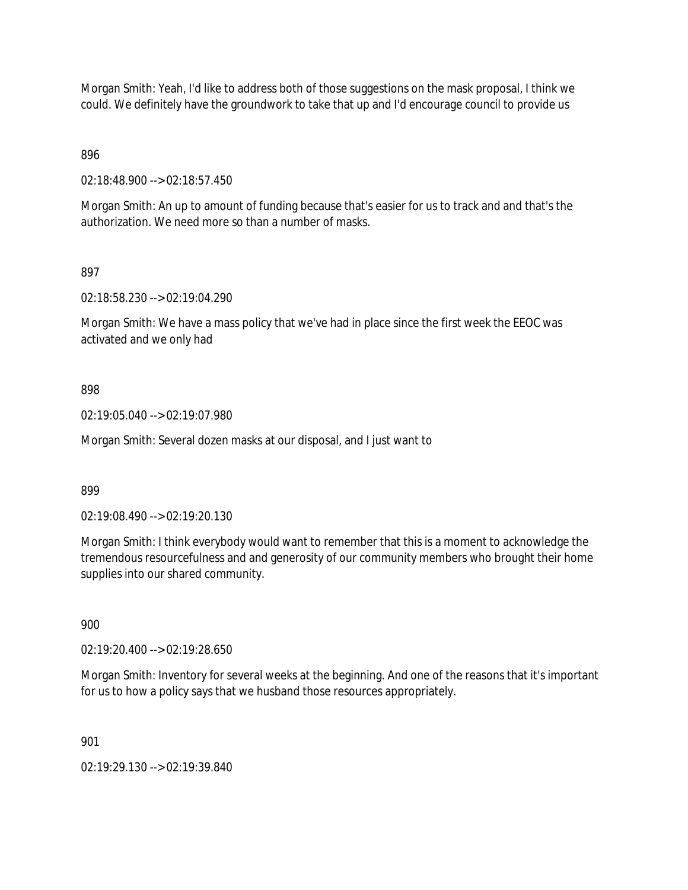Morgan Smith: Yeah, I'd like to address both of those suggestions on the mask proposal, I think we could. We definitely have the groundwork to take that up and I'd encourage council to provide us

896

02:18:48.900 --> 02:18:57.450

Morgan Smith: An up to amount of funding because that's easier for us to track and and that's the authorization. We need more so than a number of masks.

897

02:18:58.230 --> 02:19:04.290

Morgan Smith: We have a mass policy that we've had in place since the first week the EEOC was activated and we only had

898

02:19:05.040 --> 02:19:07.980

Morgan Smith: Several dozen masks at our disposal, and I just want to

899

02:19:08.490 --> 02:19:20.130

Morgan Smith: I think everybody would want to remember that this is a moment to acknowledge the tremendous resourcefulness and and generosity of our community members who brought their home supplies into our shared community.

900

02:19:20.400 --> 02:19:28.650

Morgan Smith: Inventory for several weeks at the beginning. And one of the reasons that it's important for us to how a policy says that we husband those resources appropriately.

901

02:19:29.130 --> 02:19:39.840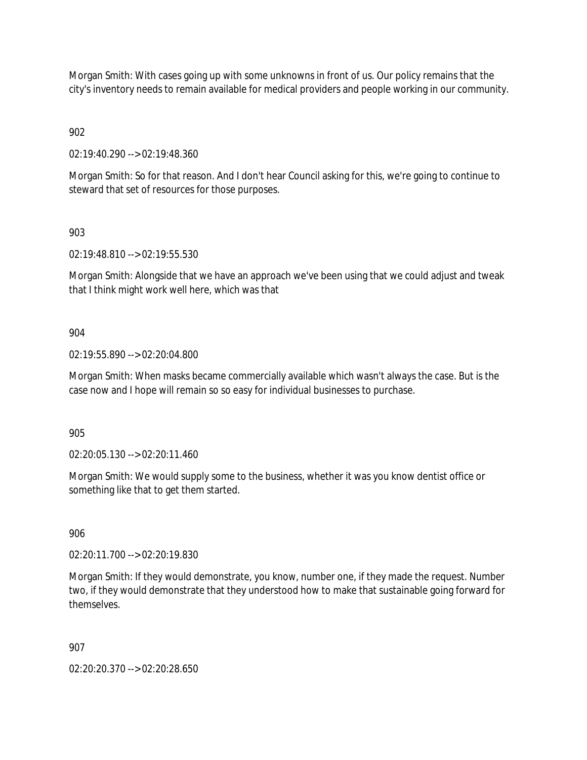Morgan Smith: With cases going up with some unknowns in front of us. Our policy remains that the city's inventory needs to remain available for medical providers and people working in our community.

902

02:19:40.290 --> 02:19:48.360

Morgan Smith: So for that reason. And I don't hear Council asking for this, we're going to continue to steward that set of resources for those purposes.

903

02:19:48.810 --> 02:19:55.530

Morgan Smith: Alongside that we have an approach we've been using that we could adjust and tweak that I think might work well here, which was that

904

02:19:55.890 --> 02:20:04.800

Morgan Smith: When masks became commercially available which wasn't always the case. But is the case now and I hope will remain so so easy for individual businesses to purchase.

905

02:20:05.130 --> 02:20:11.460

Morgan Smith: We would supply some to the business, whether it was you know dentist office or something like that to get them started.

906

02:20:11.700 --> 02:20:19.830

Morgan Smith: If they would demonstrate, you know, number one, if they made the request. Number two, if they would demonstrate that they understood how to make that sustainable going forward for themselves.

907

02:20:20.370 --> 02:20:28.650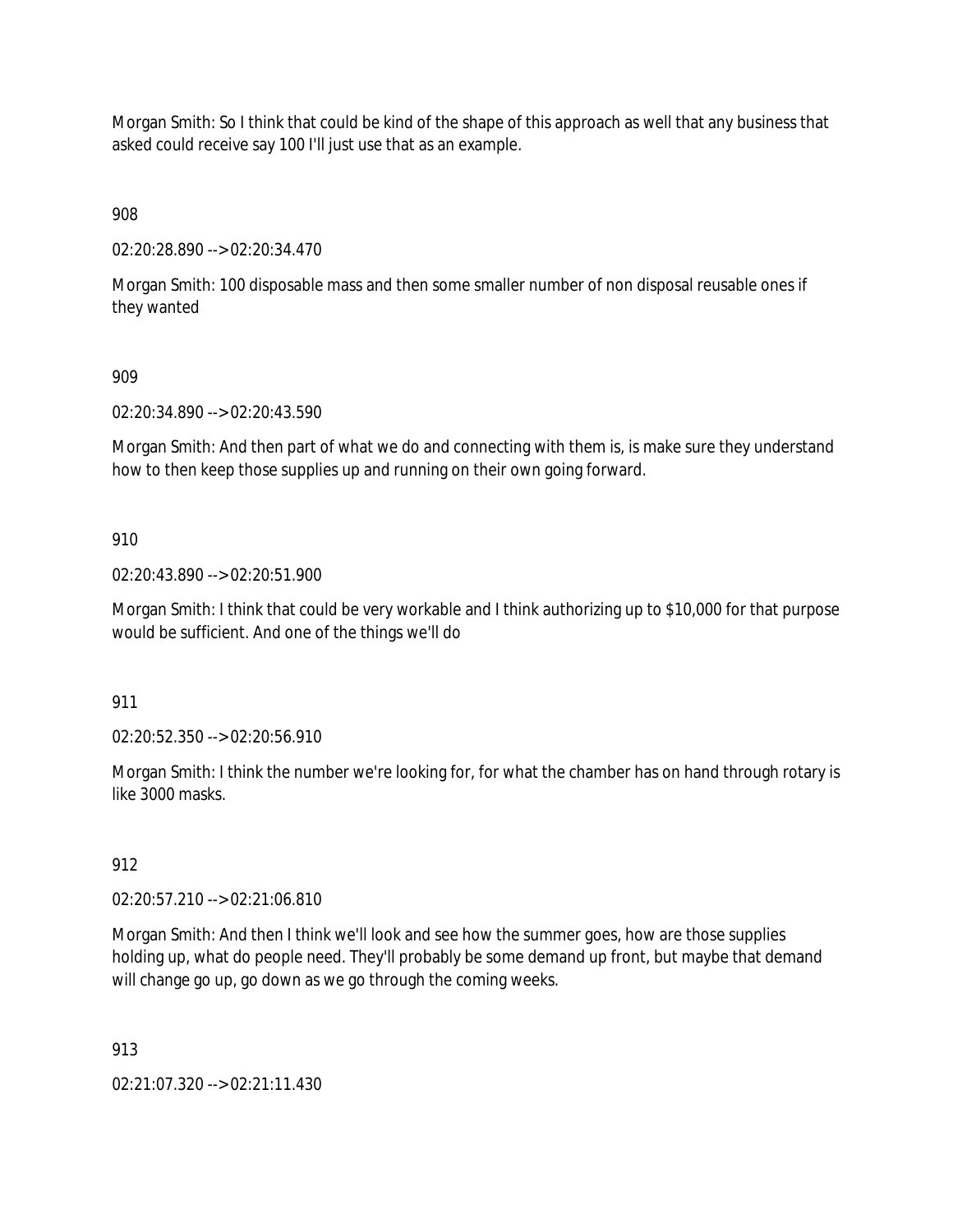Morgan Smith: So I think that could be kind of the shape of this approach as well that any business that asked could receive say 100 I'll just use that as an example.

908

02:20:28.890 --> 02:20:34.470

Morgan Smith: 100 disposable mass and then some smaller number of non disposal reusable ones if they wanted

909

02:20:34.890 --> 02:20:43.590

Morgan Smith: And then part of what we do and connecting with them is, is make sure they understand how to then keep those supplies up and running on their own going forward.

910

02:20:43.890 --> 02:20:51.900

Morgan Smith: I think that could be very workable and I think authorizing up to $10,000 for that purpose would be sufficient. And one of the things we'll do

911

02:20:52.350 --> 02:20:56.910

Morgan Smith: I think the number we're looking for, for what the chamber has on hand through rotary is like 3000 masks.

912

02:20:57.210 --> 02:21:06.810

Morgan Smith: And then I think we'll look and see how the summer goes, how are those supplies holding up, what do people need. They'll probably be some demand up front, but maybe that demand will change go up, go down as we go through the coming weeks.

913

02:21:07.320 --> 02:21:11.430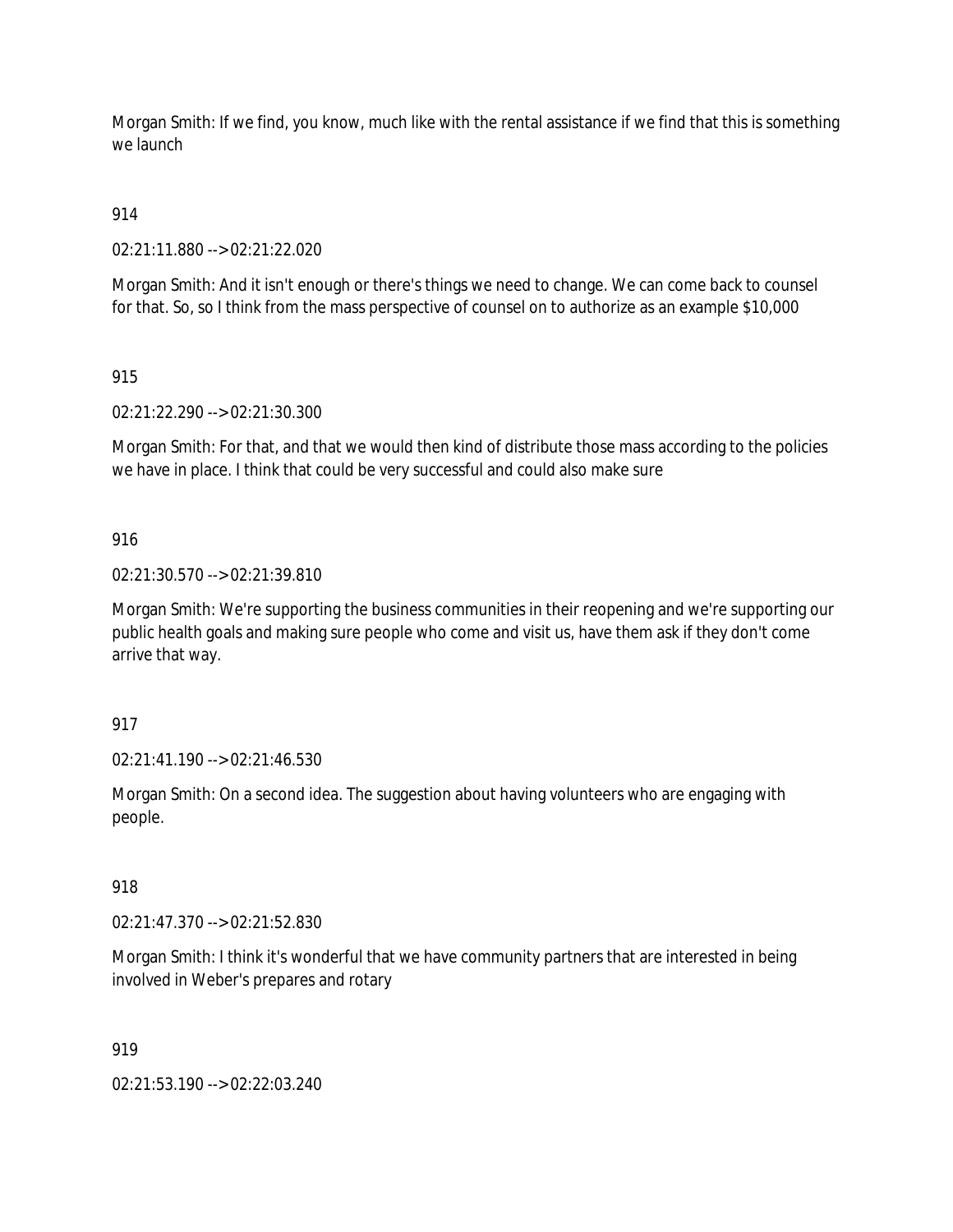Morgan Smith: If we find, you know, much like with the rental assistance if we find that this is something we launch

914

02:21:11.880 --> 02:21:22.020

Morgan Smith: And it isn't enough or there's things we need to change. We can come back to counsel for that. So, so I think from the mass perspective of counsel on to authorize as an example $10,000

915

02:21:22.290 --> 02:21:30.300

Morgan Smith: For that, and that we would then kind of distribute those mass according to the policies we have in place. I think that could be very successful and could also make sure

916

02:21:30.570 --> 02:21:39.810

Morgan Smith: We're supporting the business communities in their reopening and we're supporting our public health goals and making sure people who come and visit us, have them ask if they don't come arrive that way.

917

02:21:41.190 --> 02:21:46.530

Morgan Smith: On a second idea. The suggestion about having volunteers who are engaging with people.

918

02:21:47.370 --> 02:21:52.830

Morgan Smith: I think it's wonderful that we have community partners that are interested in being involved in Weber's prepares and rotary

919

02:21:53.190 --> 02:22:03.240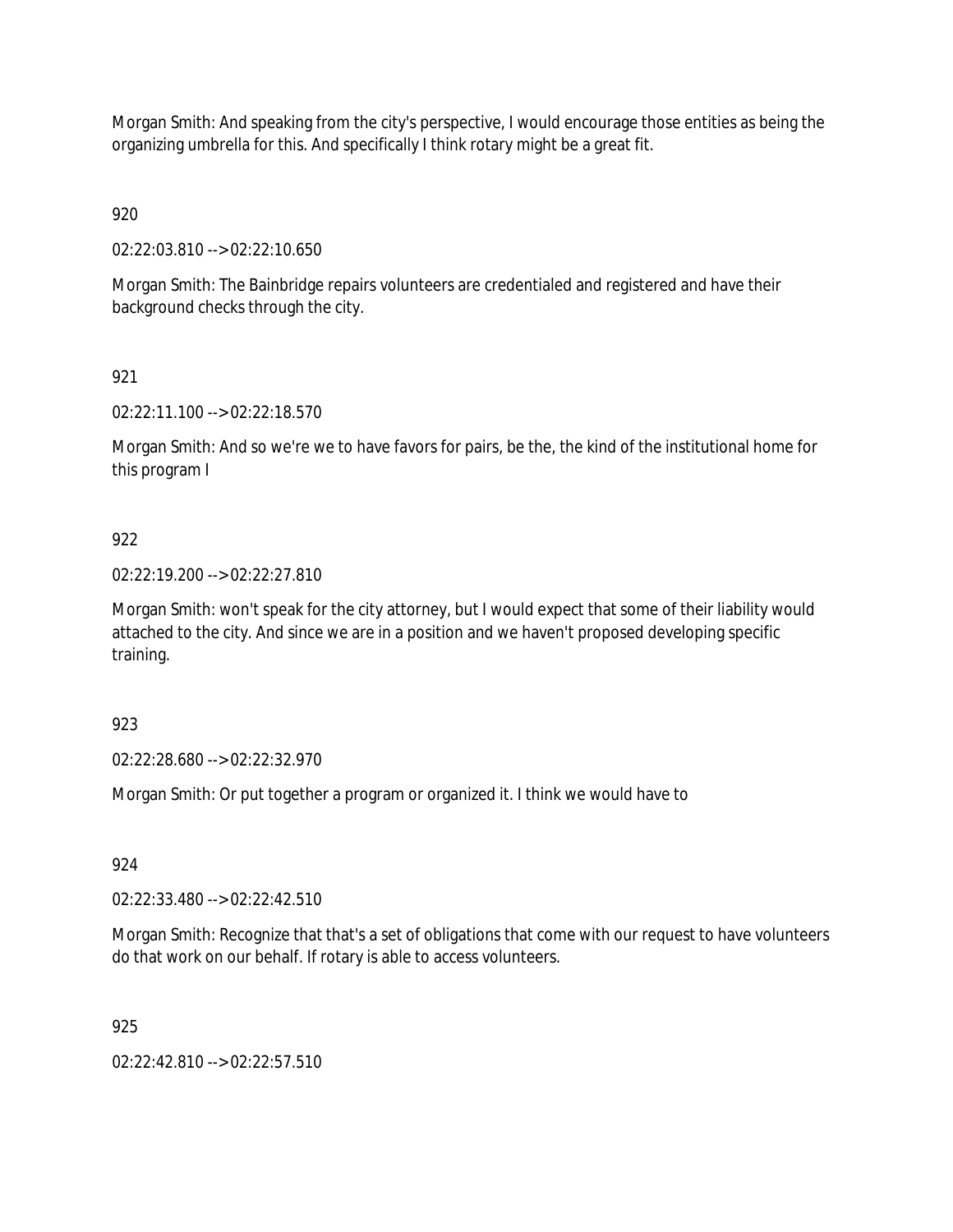Morgan Smith: And speaking from the city's perspective, I would encourage those entities as being the organizing umbrella for this. And specifically I think rotary might be a great fit.

920

02:22:03.810 --> 02:22:10.650

Morgan Smith: The Bainbridge repairs volunteers are credentialed and registered and have their background checks through the city.

921

02:22:11.100 --> 02:22:18.570

Morgan Smith: And so we're we to have favors for pairs, be the, the kind of the institutional home for this program I

922

02:22:19.200 --> 02:22:27.810

Morgan Smith: won't speak for the city attorney, but I would expect that some of their liability would attached to the city. And since we are in a position and we haven't proposed developing specific training.

923

02:22:28.680 --> 02:22:32.970

Morgan Smith: Or put together a program or organized it. I think we would have to

924

02:22:33.480 --> 02:22:42.510

Morgan Smith: Recognize that that's a set of obligations that come with our request to have volunteers do that work on our behalf. If rotary is able to access volunteers.

925

02:22:42.810 --> 02:22:57.510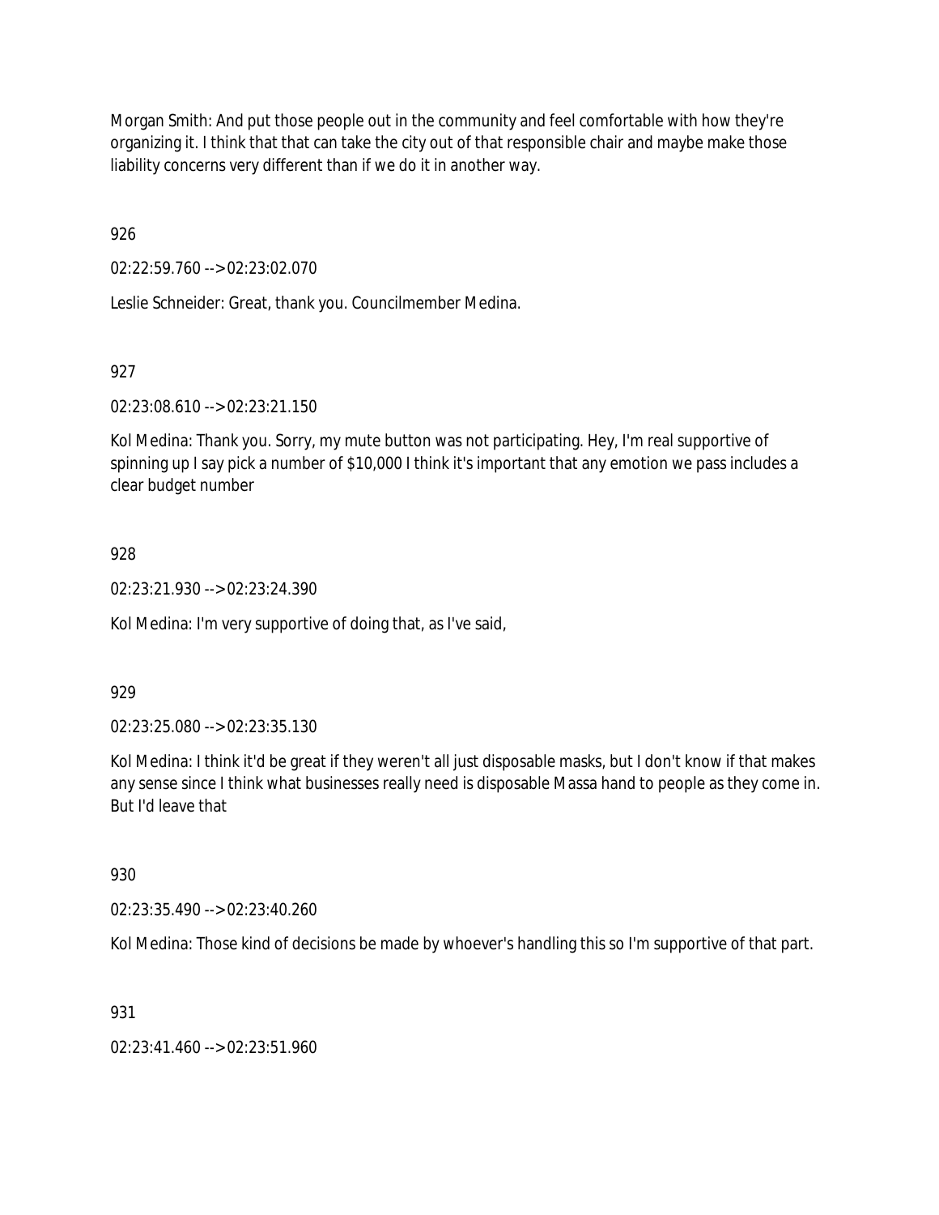Morgan Smith: And put those people out in the community and feel comfortable with how they're organizing it. I think that that can take the city out of that responsible chair and maybe make those liability concerns very different than if we do it in another way.

926

02:22:59.760 --> 02:23:02.070

Leslie Schneider: Great, thank you. Councilmember Medina.

927

02:23:08.610 --> 02:23:21.150

Kol Medina: Thank you. Sorry, my mute button was not participating. Hey, I'm real supportive of spinning up I say pick a number of $10,000 I think it's important that any emotion we pass includes a clear budget number

928

02:23:21.930 --> 02:23:24.390

Kol Medina: I'm very supportive of doing that, as I've said,

929

02:23:25.080 --> 02:23:35.130

Kol Medina: I think it'd be great if they weren't all just disposable masks, but I don't know if that makes any sense since I think what businesses really need is disposable Massa hand to people as they come in. But I'd leave that

930

02:23:35.490 --> 02:23:40.260

Kol Medina: Those kind of decisions be made by whoever's handling this so I'm supportive of that part.

931

02:23:41.460 --> 02:23:51.960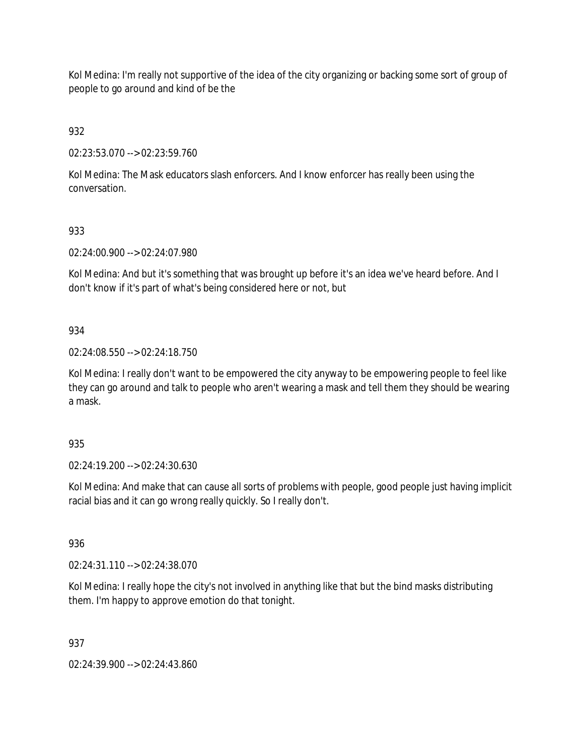Kol Medina: I'm really not supportive of the idea of the city organizing or backing some sort of group of people to go around and kind of be the

932

02:23:53.070 --> 02:23:59.760

Kol Medina: The Mask educators slash enforcers. And I know enforcer has really been using the conversation.

933

02:24:00.900 --> 02:24:07.980

Kol Medina: And but it's something that was brought up before it's an idea we've heard before. And I don't know if it's part of what's being considered here or not, but

934

02:24:08.550 --> 02:24:18.750

Kol Medina: I really don't want to be empowered the city anyway to be empowering people to feel like they can go around and talk to people who aren't wearing a mask and tell them they should be wearing a mask.

935

02:24:19.200 --> 02:24:30.630

Kol Medina: And make that can cause all sorts of problems with people, good people just having implicit racial bias and it can go wrong really quickly. So I really don't.

936

02:24:31.110 --> 02:24:38.070

Kol Medina: I really hope the city's not involved in anything like that but the bind masks distributing them. I'm happy to approve emotion do that tonight.

937

02:24:39.900 --> 02:24:43.860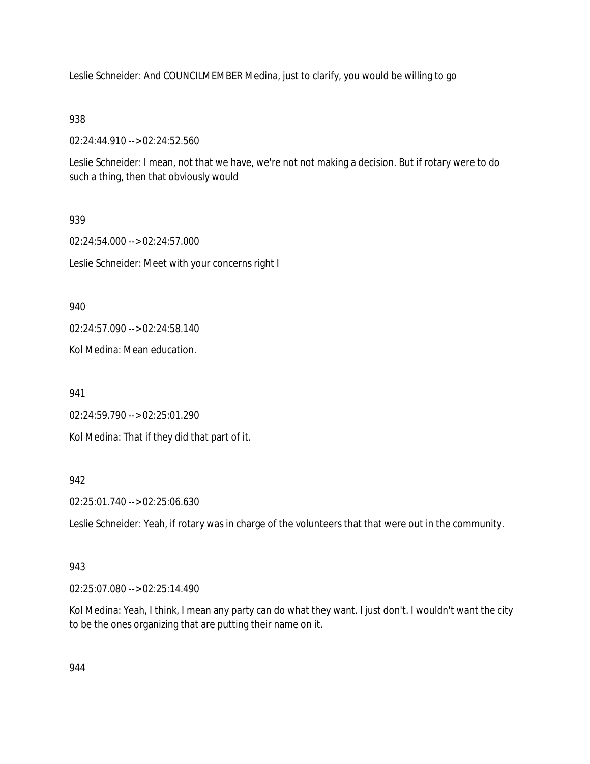Leslie Schneider: And COUNCILMEMBER Medina, just to clarify, you would be willing to go

938

02:24:44.910 --> 02:24:52.560

Leslie Schneider: I mean, not that we have, we're not not making a decision. But if rotary were to do such a thing, then that obviously would

939

02:24:54.000 --> 02:24:57.000

Leslie Schneider: Meet with your concerns right I

940

02:24:57.090 --> 02:24:58.140

Kol Medina: Mean education.

941

02:24:59.790 --> 02:25:01.290

Kol Medina: That if they did that part of it.

942

02:25:01.740 --> 02:25:06.630

Leslie Schneider: Yeah, if rotary was in charge of the volunteers that that were out in the community.

943

02:25:07.080 --> 02:25:14.490

Kol Medina: Yeah, I think, I mean any party can do what they want. I just don't. I wouldn't want the city to be the ones organizing that are putting their name on it.

944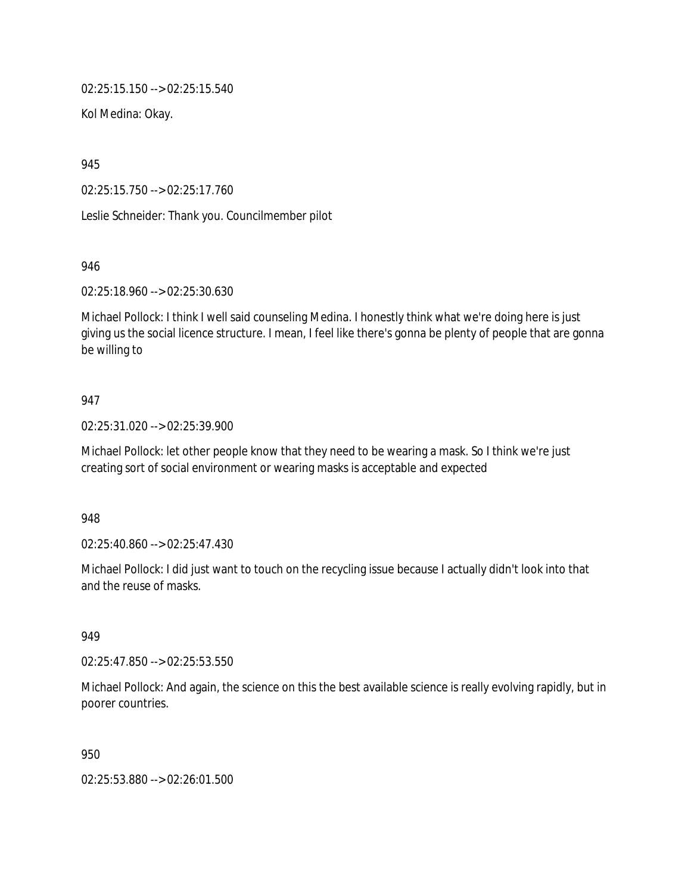02:25:15.150 --> 02:25:15.540

Kol Medina: Okay.

945

02:25:15.750 --> 02:25:17.760

Leslie Schneider: Thank you. Councilmember pilot

946

02:25:18.960 --> 02:25:30.630

Michael Pollock: I think I well said counseling Medina. I honestly think what we're doing here is just giving us the social licence structure. I mean, I feel like there's gonna be plenty of people that are gonna be willing to

947

02:25:31.020 --> 02:25:39.900

Michael Pollock: let other people know that they need to be wearing a mask. So I think we're just creating sort of social environment or wearing masks is acceptable and expected

948

02:25:40.860 --> 02:25:47.430

Michael Pollock: I did just want to touch on the recycling issue because I actually didn't look into that and the reuse of masks.

949

02:25:47.850 --> 02:25:53.550

Michael Pollock: And again, the science on this the best available science is really evolving rapidly, but in poorer countries.

950

02:25:53.880 --> 02:26:01.500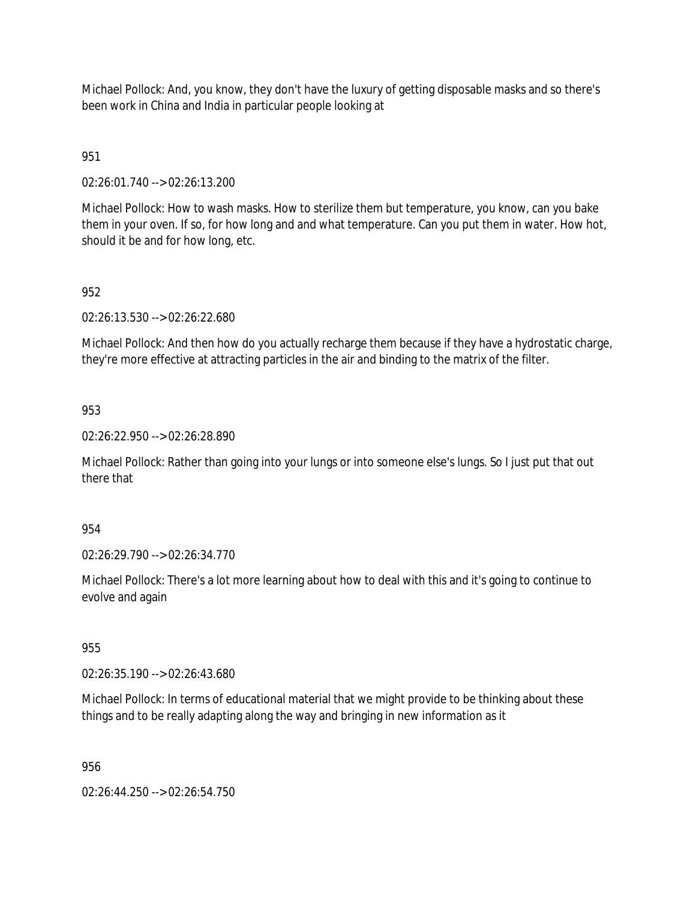Michael Pollock: And, you know, they don't have the luxury of getting disposable masks and so there's been work in China and India in particular people looking at

951

02:26:01.740 --> 02:26:13.200

Michael Pollock: How to wash masks. How to sterilize them but temperature, you know, can you bake them in your oven. If so, for how long and and what temperature. Can you put them in water. How hot, should it be and for how long, etc.

952

02:26:13.530 --> 02:26:22.680

Michael Pollock: And then how do you actually recharge them because if they have a hydrostatic charge, they're more effective at attracting particles in the air and binding to the matrix of the filter.

953

02:26:22.950 --> 02:26:28.890

Michael Pollock: Rather than going into your lungs or into someone else's lungs. So I just put that out there that

954

02:26:29.790 --> 02:26:34.770

Michael Pollock: There's a lot more learning about how to deal with this and it's going to continue to evolve and again

955

02:26:35.190 --> 02:26:43.680

Michael Pollock: In terms of educational material that we might provide to be thinking about these things and to be really adapting along the way and bringing in new information as it

956

02:26:44.250 --> 02:26:54.750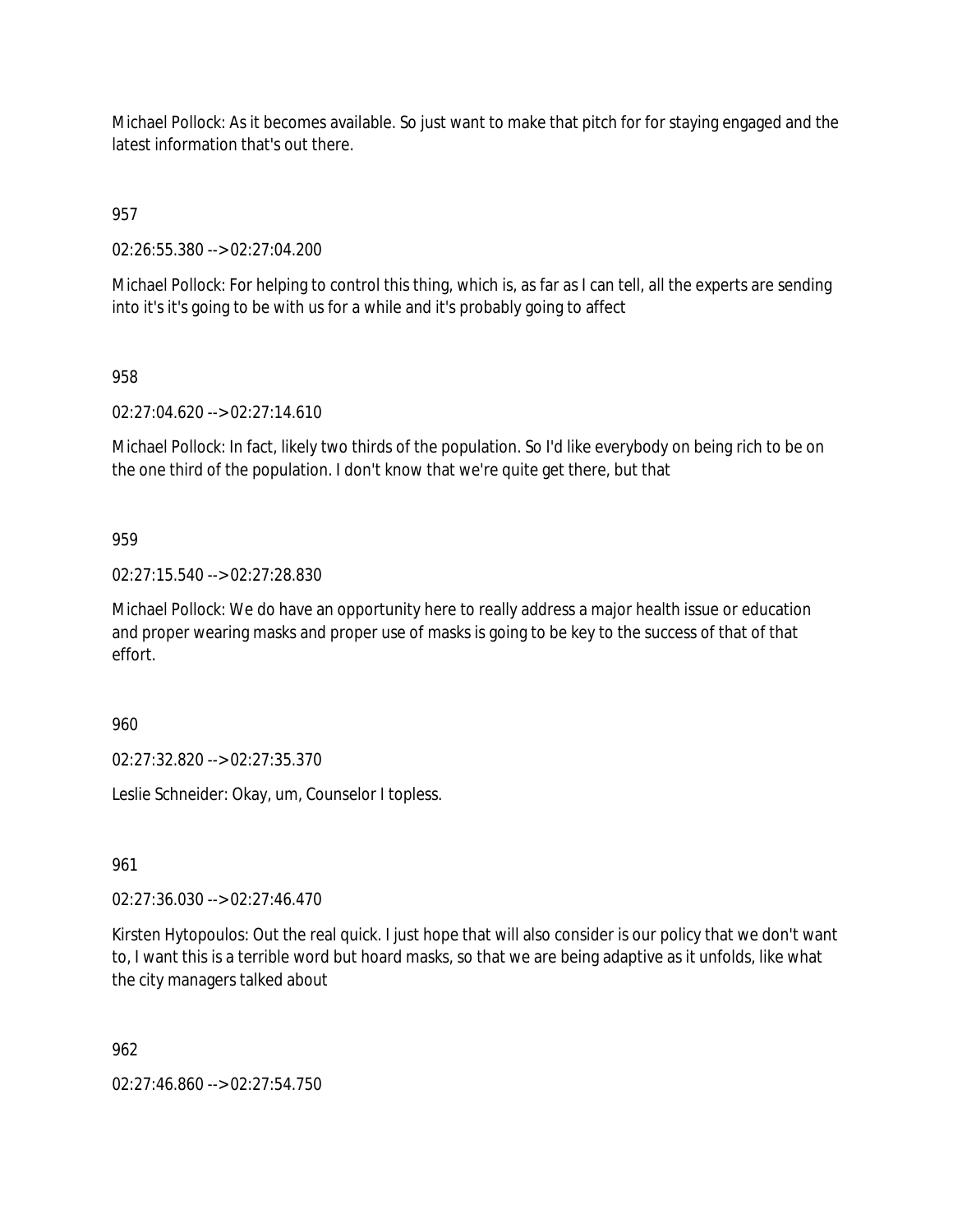Michael Pollock: As it becomes available. So just want to make that pitch for for staying engaged and the latest information that's out there.

957

02:26:55.380 --> 02:27:04.200

Michael Pollock: For helping to control this thing, which is, as far as I can tell, all the experts are sending into it's it's going to be with us for a while and it's probably going to affect

958

02:27:04.620 --> 02:27:14.610

Michael Pollock: In fact, likely two thirds of the population. So I'd like everybody on being rich to be on the one third of the population. I don't know that we're quite get there, but that

959

02:27:15.540 --> 02:27:28.830

Michael Pollock: We do have an opportunity here to really address a major health issue or education and proper wearing masks and proper use of masks is going to be key to the success of that of that effort.

960

02:27:32.820 --> 02:27:35.370

Leslie Schneider: Okay, um, Counselor I topless.

961

02:27:36.030 --> 02:27:46.470

Kirsten Hytopoulos: Out the real quick. I just hope that will also consider is our policy that we don't want to, I want this is a terrible word but hoard masks, so that we are being adaptive as it unfolds, like what the city managers talked about

962

02:27:46.860 --> 02:27:54.750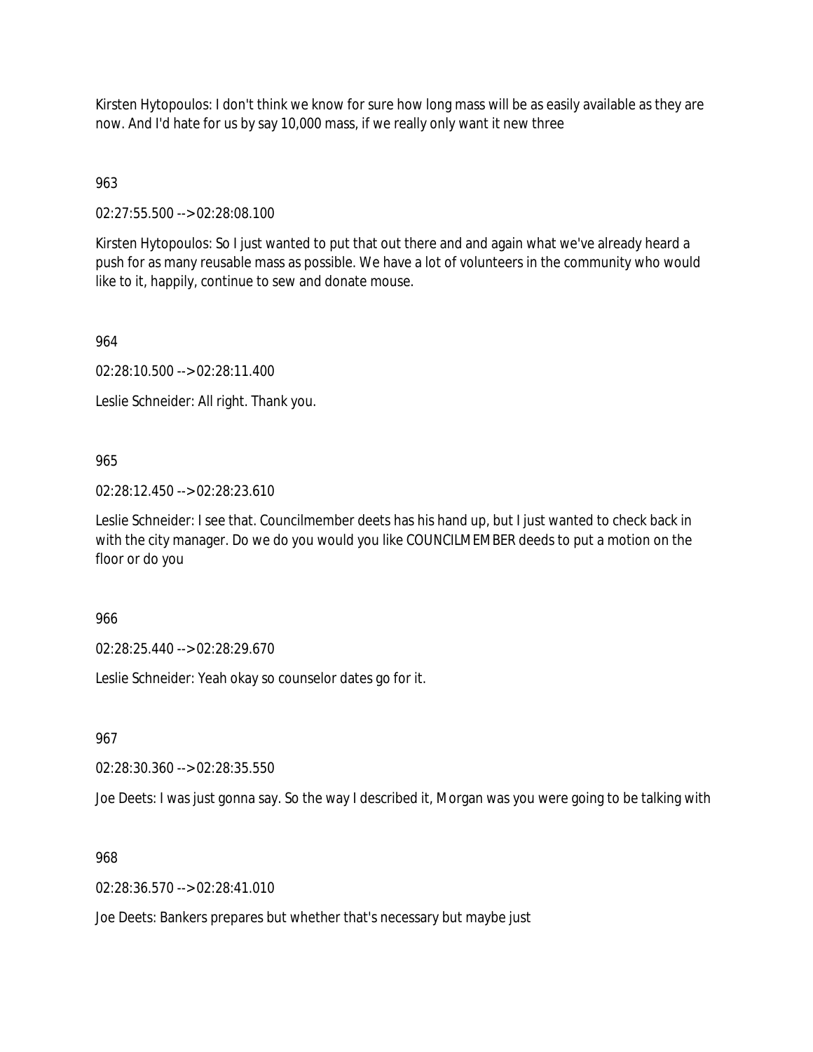Kirsten Hytopoulos: I don't think we know for sure how long mass will be as easily available as they are now. And I'd hate for us by say 10,000 mass, if we really only want it new three

963

02:27:55.500 --> 02:28:08.100

Kirsten Hytopoulos: So I just wanted to put that out there and and again what we've already heard a push for as many reusable mass as possible. We have a lot of volunteers in the community who would like to it, happily, continue to sew and donate mouse.

964

02:28:10.500 --> 02:28:11.400

Leslie Schneider: All right. Thank you.

965

02:28:12.450 --> 02:28:23.610

Leslie Schneider: I see that. Councilmember deets has his hand up, but I just wanted to check back in with the city manager. Do we do you would you like COUNCILMEMBER deeds to put a motion on the floor or do you

966

02:28:25.440 --> 02:28:29.670

Leslie Schneider: Yeah okay so counselor dates go for it.

967

02:28:30.360 --> 02:28:35.550

Joe Deets: I was just gonna say. So the way I described it, Morgan was you were going to be talking with

968

02:28:36.570 --> 02:28:41.010

Joe Deets: Bankers prepares but whether that's necessary but maybe just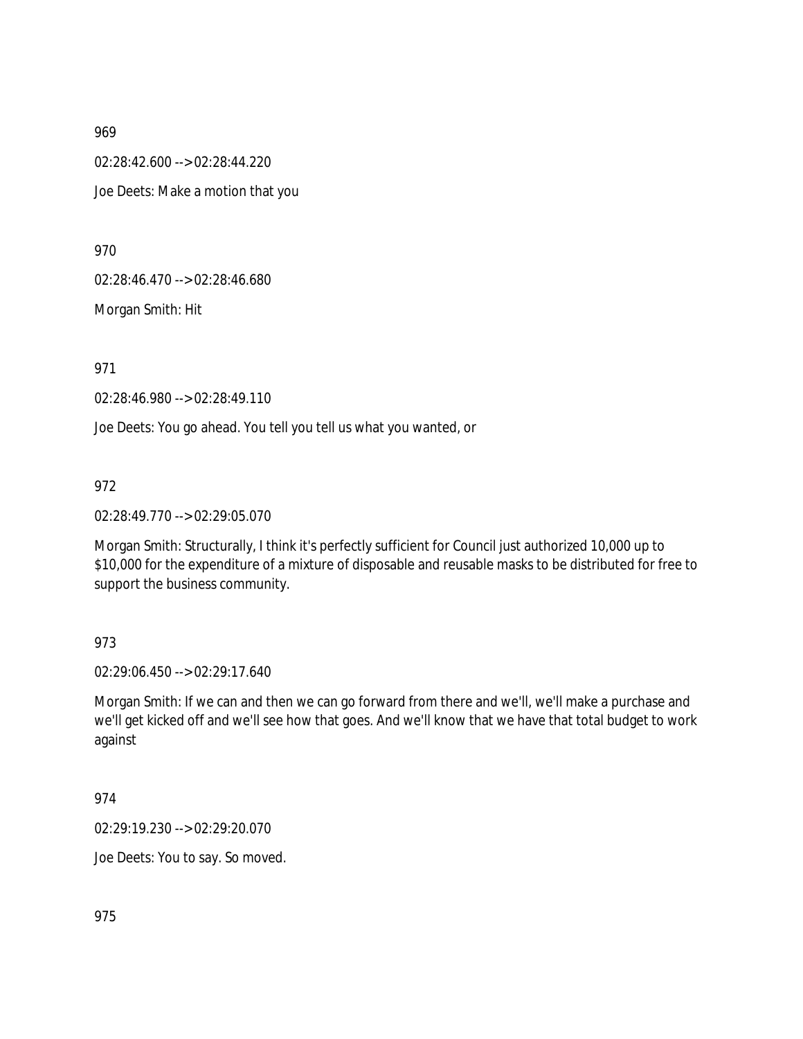969

02:28:42.600 --> 02:28:44.220

Joe Deets: Make a motion that you

970

02:28:46.470 --> 02:28:46.680

Morgan Smith: Hit

971

02:28:46.980 --> 02:28:49.110

Joe Deets: You go ahead. You tell you tell us what you wanted, or

972

02:28:49.770 --> 02:29:05.070

Morgan Smith: Structurally, I think it's perfectly sufficient for Council just authorized 10,000 up to $10,000 for the expenditure of a mixture of disposable and reusable masks to be distributed for free to support the business community.

973

02:29:06.450 --> 02:29:17.640

Morgan Smith: If we can and then we can go forward from there and we'll, we'll make a purchase and we'll get kicked off and we'll see how that goes. And we'll know that we have that total budget to work against

974

02:29:19.230 --> 02:29:20.070

Joe Deets: You to say. So moved.

975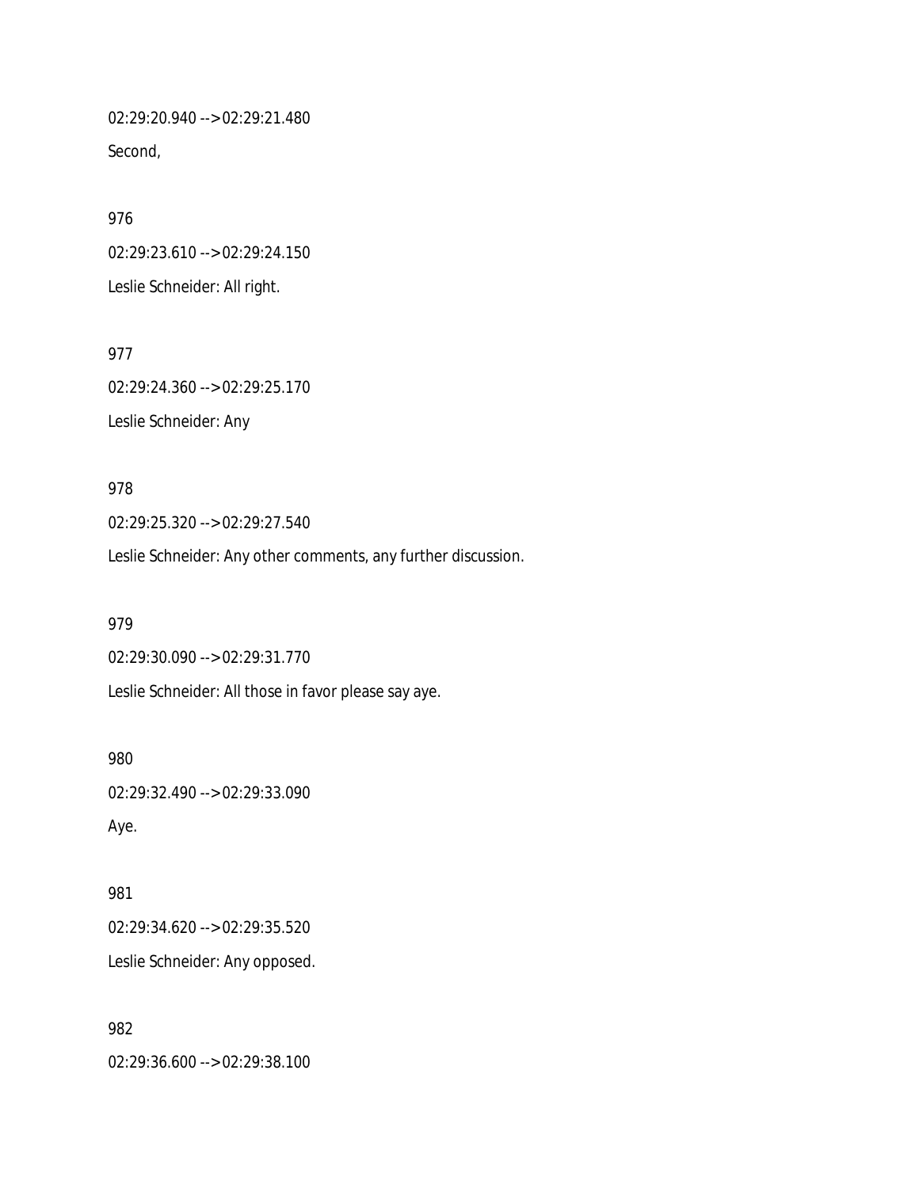02:29:20.940 --> 02:29:21.480

Second,

976

02:29:23.610 --> 02:29:24.150

Leslie Schneider: All right.

977

02:29:24.360 --> 02:29:25.170

Leslie Schneider: Any

978

02:29:25.320 --> 02:29:27.540

Leslie Schneider: Any other comments, any further discussion.

979

02:29:30.090 --> 02:29:31.770

Leslie Schneider: All those in favor please say aye.

980

02:29:32.490 --> 02:29:33.090

Aye.

981

02:29:34.620 --> 02:29:35.520

Leslie Schneider: Any opposed.

982

02:29:36.600 --> 02:29:38.100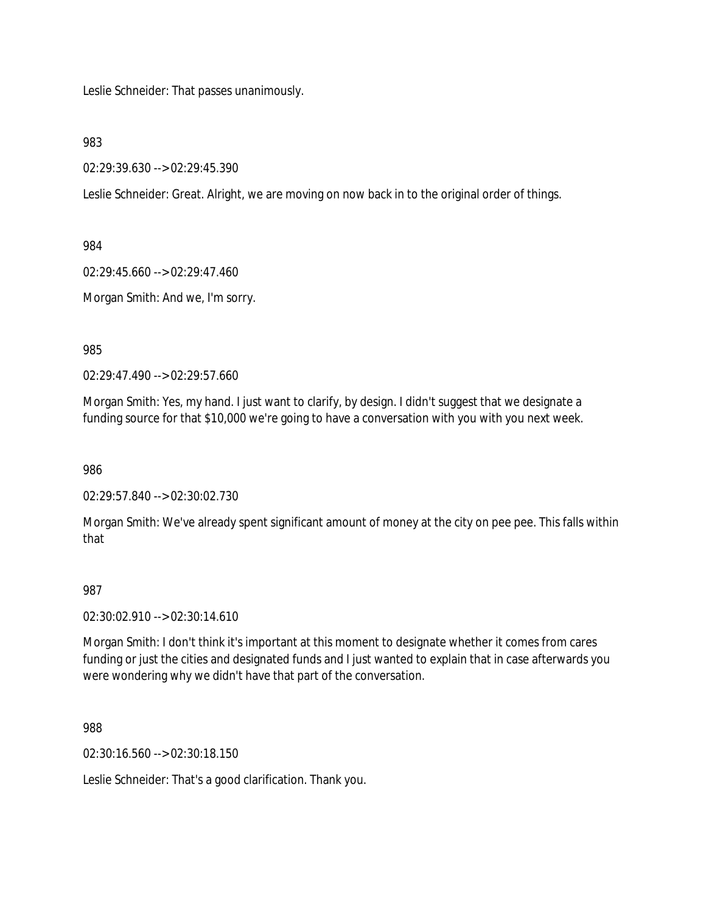Leslie Schneider: That passes unanimously.

983

02:29:39.630 --> 02:29:45.390

Leslie Schneider: Great. Alright, we are moving on now back in to the original order of things.

984

02:29:45.660 --> 02:29:47.460

Morgan Smith: And we, I'm sorry.

985

02:29:47.490 --> 02:29:57.660

Morgan Smith: Yes, my hand. I just want to clarify, by design. I didn't suggest that we designate a funding source for that $10,000 we're going to have a conversation with you with you next week.

986

02:29:57.840 --> 02:30:02.730

Morgan Smith: We've already spent significant amount of money at the city on pee pee. This falls within that

987

02:30:02.910 --> 02:30:14.610

Morgan Smith: I don't think it's important at this moment to designate whether it comes from cares funding or just the cities and designated funds and I just wanted to explain that in case afterwards you were wondering why we didn't have that part of the conversation.

988

02:30:16.560 --> 02:30:18.150

Leslie Schneider: That's a good clarification. Thank you.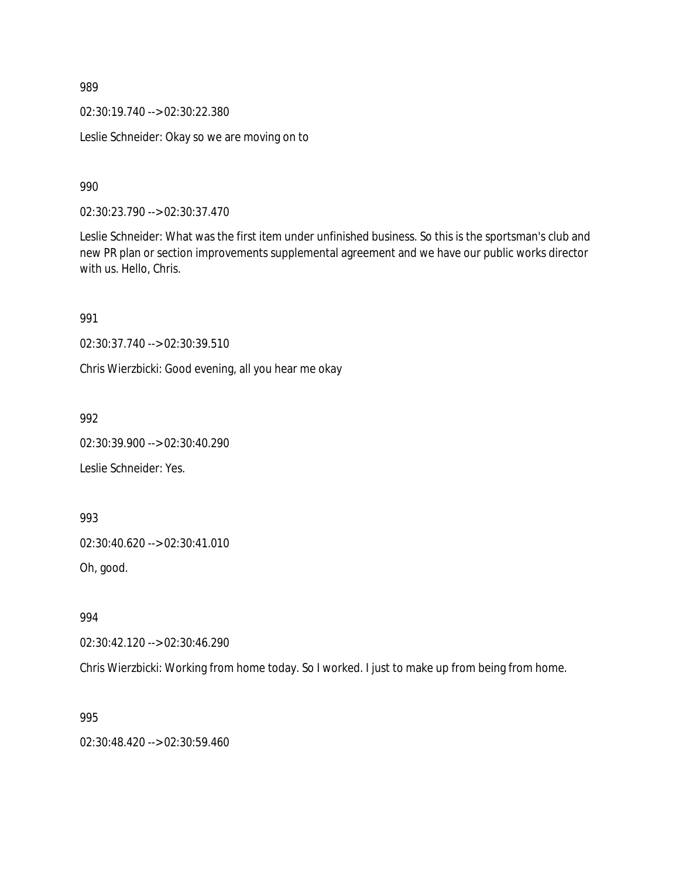989

02:30:19.740 --> 02:30:22.380

Leslie Schneider: Okay so we are moving on to

990

02:30:23.790 --> 02:30:37.470

Leslie Schneider: What was the first item under unfinished business. So this is the sportsman's club and new PR plan or section improvements supplemental agreement and we have our public works director with us. Hello, Chris.

991

02:30:37.740 --> 02:30:39.510

Chris Wierzbicki: Good evening, all you hear me okay

992

02:30:39.900 --> 02:30:40.290

Leslie Schneider: Yes.

993

02:30:40.620 --> 02:30:41.010

Oh, good.

994

02:30:42.120 --> 02:30:46.290

Chris Wierzbicki: Working from home today. So I worked. I just to make up from being from home.

995

02:30:48.420 --> 02:30:59.460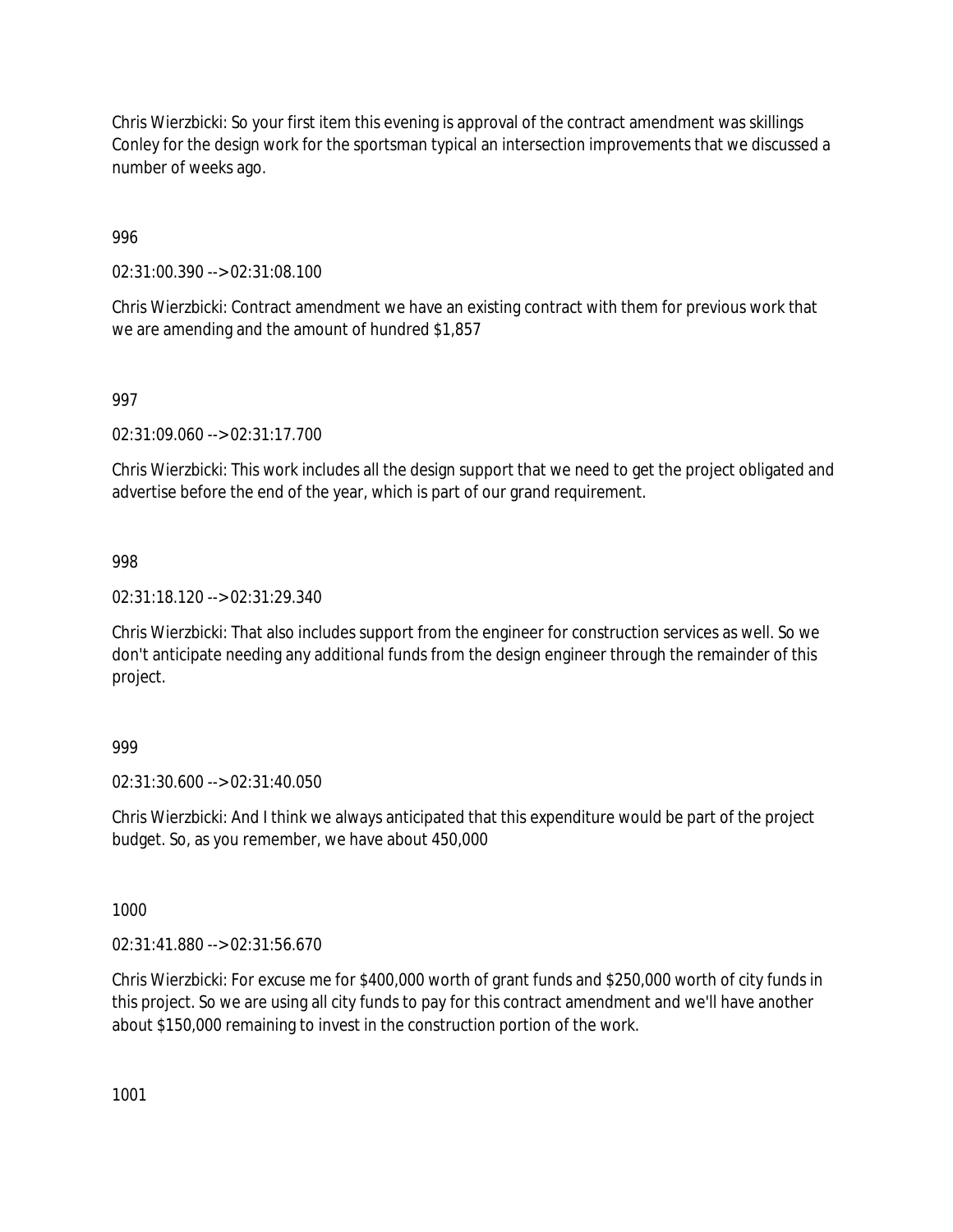Chris Wierzbicki: So your first item this evening is approval of the contract amendment was skillings Conley for the design work for the sportsman typical an intersection improvements that we discussed a number of weeks ago.

996

02:31:00.390 --> 02:31:08.100

Chris Wierzbicki: Contract amendment we have an existing contract with them for previous work that we are amending and the amount of hundred $1,857

997

02:31:09.060 --> 02:31:17.700

Chris Wierzbicki: This work includes all the design support that we need to get the project obligated and advertise before the end of the year, which is part of our grand requirement.

998

02:31:18.120 --> 02:31:29.340

Chris Wierzbicki: That also includes support from the engineer for construction services as well. So we don't anticipate needing any additional funds from the design engineer through the remainder of this project.

999

02:31:30.600 --> 02:31:40.050

Chris Wierzbicki: And I think we always anticipated that this expenditure would be part of the project budget. So, as you remember, we have about 450,000

1000

02:31:41.880 --> 02:31:56.670

Chris Wierzbicki: For excuse me for $400,000 worth of grant funds and $250,000 worth of city funds in this project. So we are using all city funds to pay for this contract amendment and we'll have another about $150,000 remaining to invest in the construction portion of the work.

1001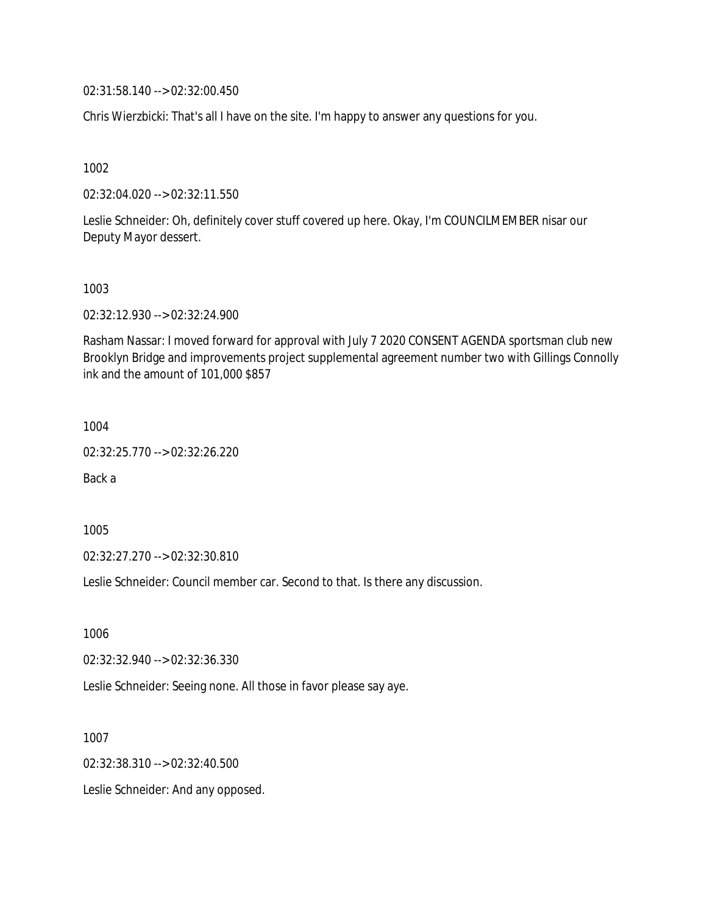02:31:58.140 --> 02:32:00.450

Chris Wierzbicki: That's all I have on the site. I'm happy to answer any questions for you.

1002

02:32:04.020 --> 02:32:11.550

Leslie Schneider: Oh, definitely cover stuff covered up here. Okay, I'm COUNCILMEMBER nisar our Deputy Mayor dessert.

1003

02:32:12.930 --> 02:32:24.900

Rasham Nassar: I moved forward for approval with July 7 2020 CONSENT AGENDA sportsman club new Brooklyn Bridge and improvements project supplemental agreement number two with Gillings Connolly ink and the amount of 101,000 $857

1004

02:32:25.770 --> 02:32:26.220

Back a

1005

02:32:27.270 --> 02:32:30.810

Leslie Schneider: Council member car. Second to that. Is there any discussion.

1006

02:32:32.940 --> 02:32:36.330

Leslie Schneider: Seeing none. All those in favor please say aye.

1007

02:32:38.310 --> 02:32:40.500

Leslie Schneider: And any opposed.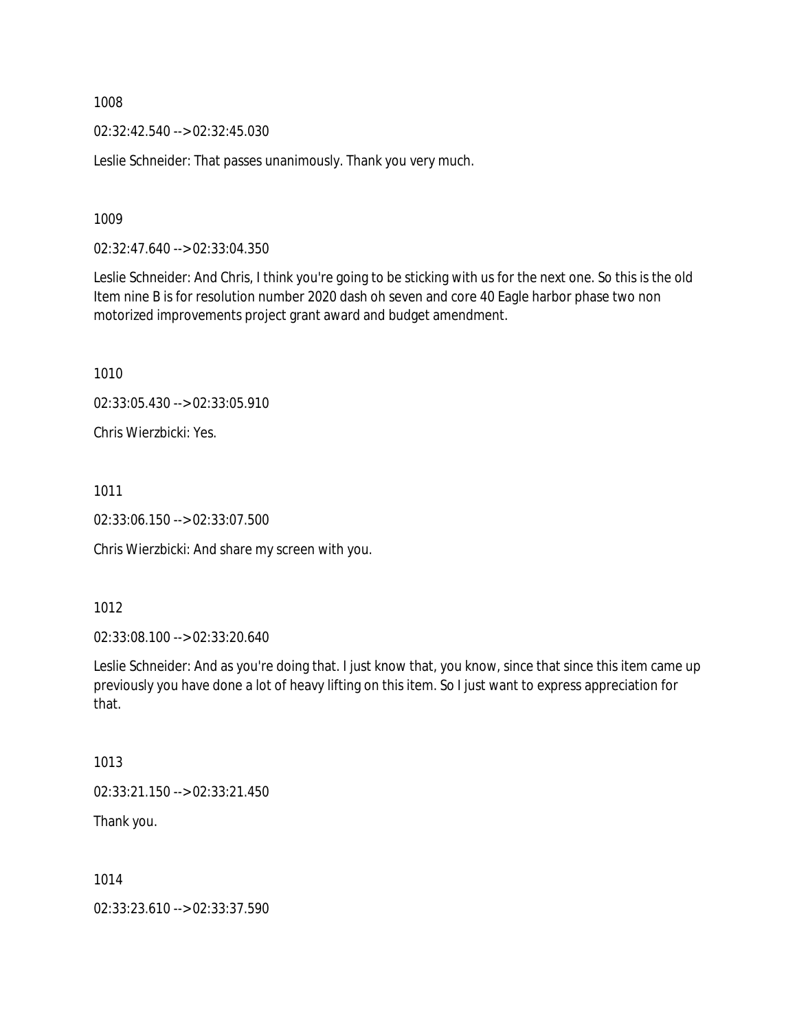1008

02:32:42.540 --> 02:32:45.030

Leslie Schneider: That passes unanimously. Thank you very much.

1009

02:32:47.640 --> 02:33:04.350

Leslie Schneider: And Chris, I think you're going to be sticking with us for the next one. So this is the old Item nine B is for resolution number 2020 dash oh seven and core 40 Eagle harbor phase two non motorized improvements project grant award and budget amendment.

1010

02:33:05.430 --> 02:33:05.910

Chris Wierzbicki: Yes.

1011

02:33:06.150 --> 02:33:07.500

Chris Wierzbicki: And share my screen with you.

1012

02:33:08.100 --> 02:33:20.640

Leslie Schneider: And as you're doing that. I just know that, you know, since that since this item came up previously you have done a lot of heavy lifting on this item. So I just want to express appreciation for that.

1013

02:33:21.150 --> 02:33:21.450

Thank you.

1014

02:33:23.610 --> 02:33:37.590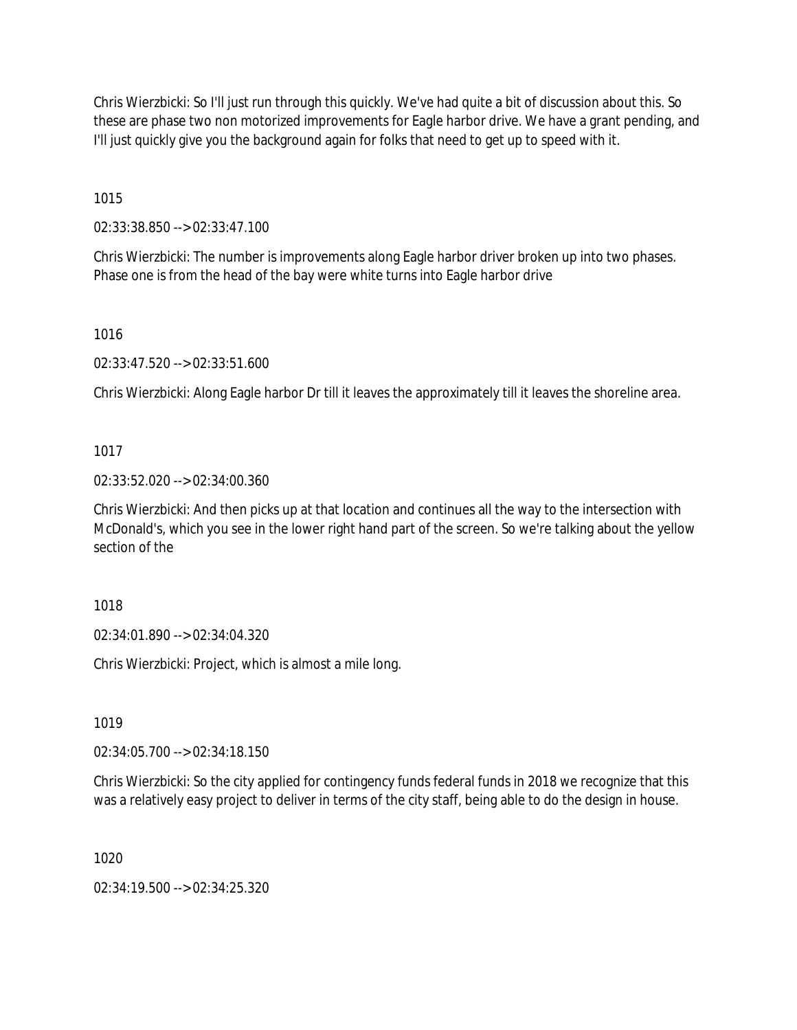Chris Wierzbicki: So I'll just run through this quickly. We've had quite a bit of discussion about this. So these are phase two non motorized improvements for Eagle harbor drive. We have a grant pending, and I'll just quickly give you the background again for folks that need to get up to speed with it.

1015

02:33:38.850 --> 02:33:47.100

Chris Wierzbicki: The number is improvements along Eagle harbor driver broken up into two phases. Phase one is from the head of the bay were white turns into Eagle harbor drive

1016

02:33:47.520 --> 02:33:51.600

Chris Wierzbicki: Along Eagle harbor Dr till it leaves the approximately till it leaves the shoreline area.

1017

02:33:52.020 --> 02:34:00.360

Chris Wierzbicki: And then picks up at that location and continues all the way to the intersection with McDonald's, which you see in the lower right hand part of the screen. So we're talking about the yellow section of the

1018

02:34:01.890 --> 02:34:04.320

Chris Wierzbicki: Project, which is almost a mile long.

1019

02:34:05.700 --> 02:34:18.150

Chris Wierzbicki: So the city applied for contingency funds federal funds in 2018 we recognize that this was a relatively easy project to deliver in terms of the city staff, being able to do the design in house.

1020

02:34:19.500 --> 02:34:25.320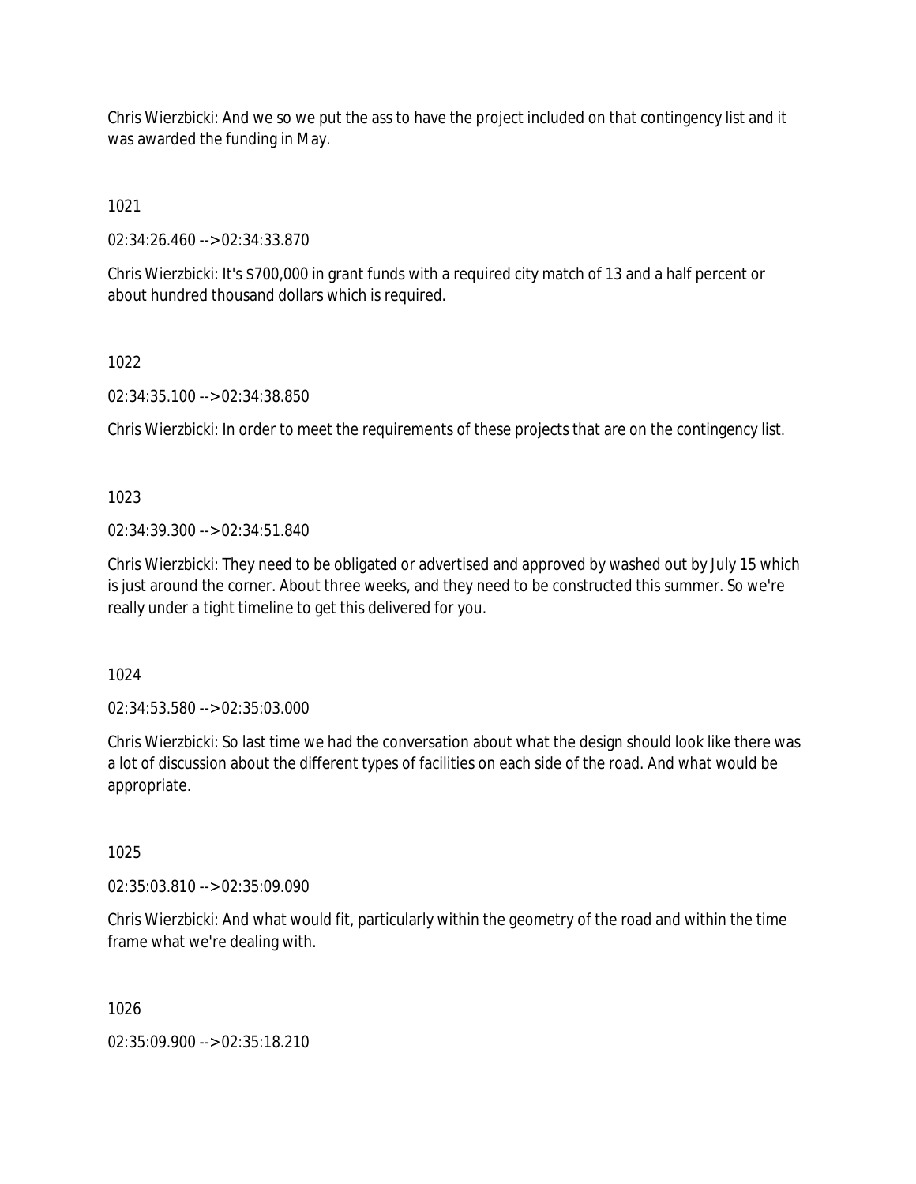Chris Wierzbicki: And we so we put the ass to have the project included on that contingency list and it was awarded the funding in May.

1021

02:34:26.460 --> 02:34:33.870

Chris Wierzbicki: It's $700,000 in grant funds with a required city match of 13 and a half percent or about hundred thousand dollars which is required.

1022

02:34:35.100 --> 02:34:38.850

Chris Wierzbicki: In order to meet the requirements of these projects that are on the contingency list.

1023

02:34:39.300 --> 02:34:51.840

Chris Wierzbicki: They need to be obligated or advertised and approved by washed out by July 15 which is just around the corner. About three weeks, and they need to be constructed this summer. So we're really under a tight timeline to get this delivered for you.

1024

02:34:53.580 --> 02:35:03.000

Chris Wierzbicki: So last time we had the conversation about what the design should look like there was a lot of discussion about the different types of facilities on each side of the road. And what would be appropriate.

1025

02:35:03.810 --> 02:35:09.090

Chris Wierzbicki: And what would fit, particularly within the geometry of the road and within the time frame what we're dealing with.

1026

02:35:09.900 --> 02:35:18.210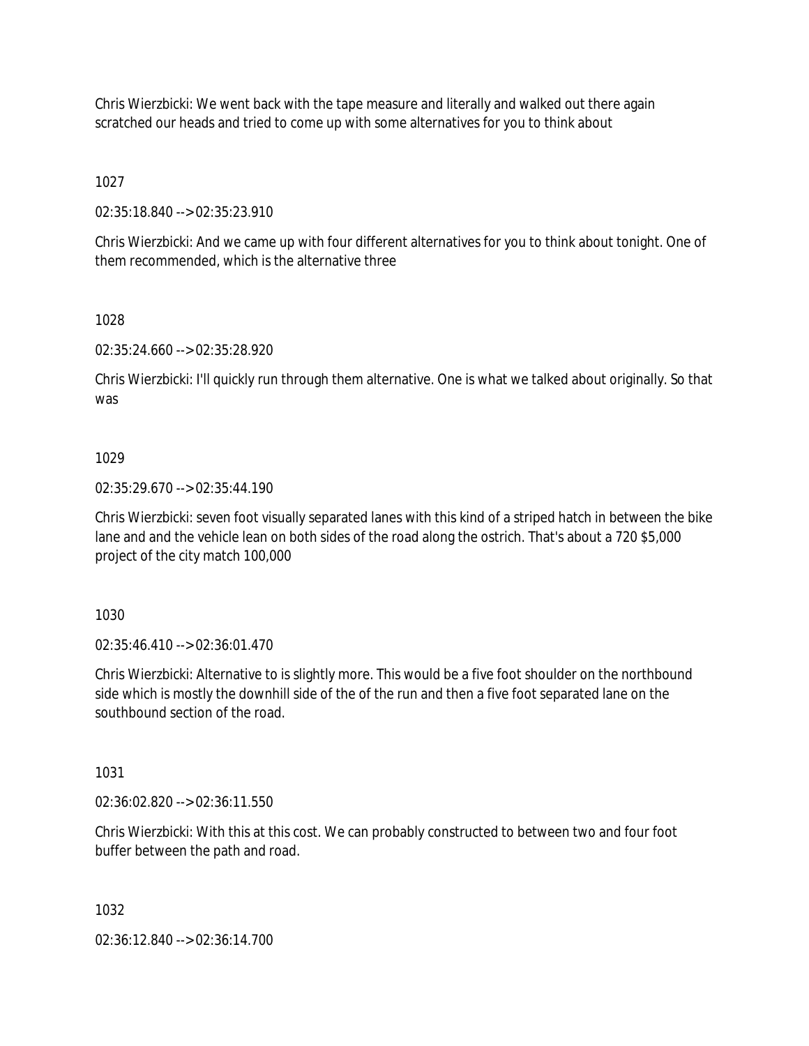Chris Wierzbicki: We went back with the tape measure and literally and walked out there again scratched our heads and tried to come up with some alternatives for you to think about

1027

02:35:18.840 --> 02:35:23.910

Chris Wierzbicki: And we came up with four different alternatives for you to think about tonight. One of them recommended, which is the alternative three

1028

02:35:24.660 --> 02:35:28.920

Chris Wierzbicki: I'll quickly run through them alternative. One is what we talked about originally. So that was

1029

02:35:29.670 --> 02:35:44.190

Chris Wierzbicki: seven foot visually separated lanes with this kind of a striped hatch in between the bike lane and and the vehicle lean on both sides of the road along the ostrich. That's about a 720 $5,000 project of the city match 100,000

1030

02:35:46.410 --> 02:36:01.470

Chris Wierzbicki: Alternative to is slightly more. This would be a five foot shoulder on the northbound side which is mostly the downhill side of the of the run and then a five foot separated lane on the southbound section of the road.

1031

02:36:02.820 --> 02:36:11.550

Chris Wierzbicki: With this at this cost. We can probably constructed to between two and four foot buffer between the path and road.

1032

02:36:12.840 --> 02:36:14.700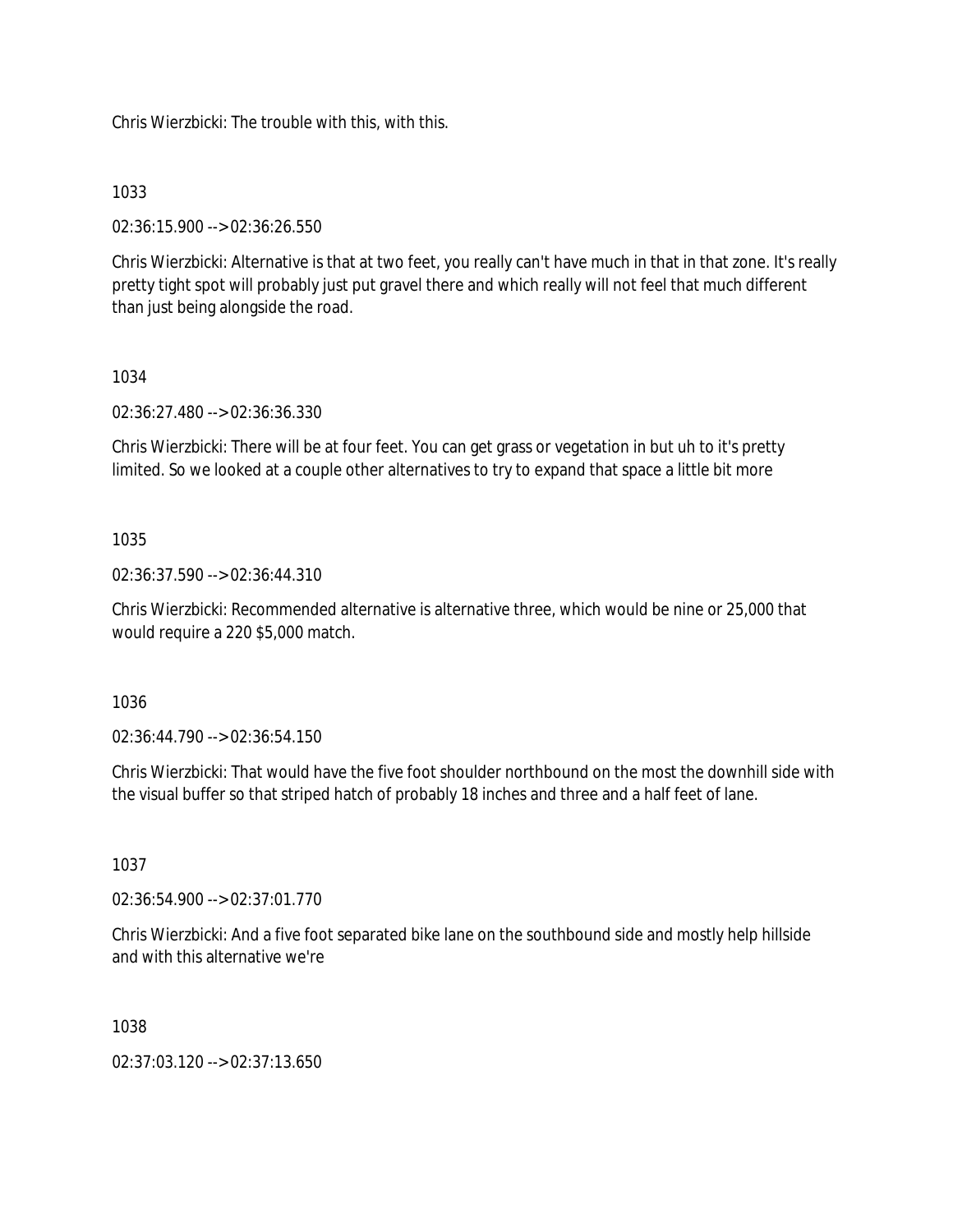Chris Wierzbicki: The trouble with this, with this.

1033

02:36:15.900 --> 02:36:26.550

Chris Wierzbicki: Alternative is that at two feet, you really can't have much in that in that zone. It's really pretty tight spot will probably just put gravel there and which really will not feel that much different than just being alongside the road.

1034

02:36:27.480 --> 02:36:36.330

Chris Wierzbicki: There will be at four feet. You can get grass or vegetation in but uh to it's pretty limited. So we looked at a couple other alternatives to try to expand that space a little bit more

1035

02:36:37.590 --> 02:36:44.310

Chris Wierzbicki: Recommended alternative is alternative three, which would be nine or 25,000 that would require a 220 $5,000 match.

1036

02:36:44.790 --> 02:36:54.150

Chris Wierzbicki: That would have the five foot shoulder northbound on the most the downhill side with the visual buffer so that striped hatch of probably 18 inches and three and a half feet of lane.

1037

02:36:54.900 --> 02:37:01.770

Chris Wierzbicki: And a five foot separated bike lane on the southbound side and mostly help hillside and with this alternative we're

1038

02:37:03.120 --> 02:37:13.650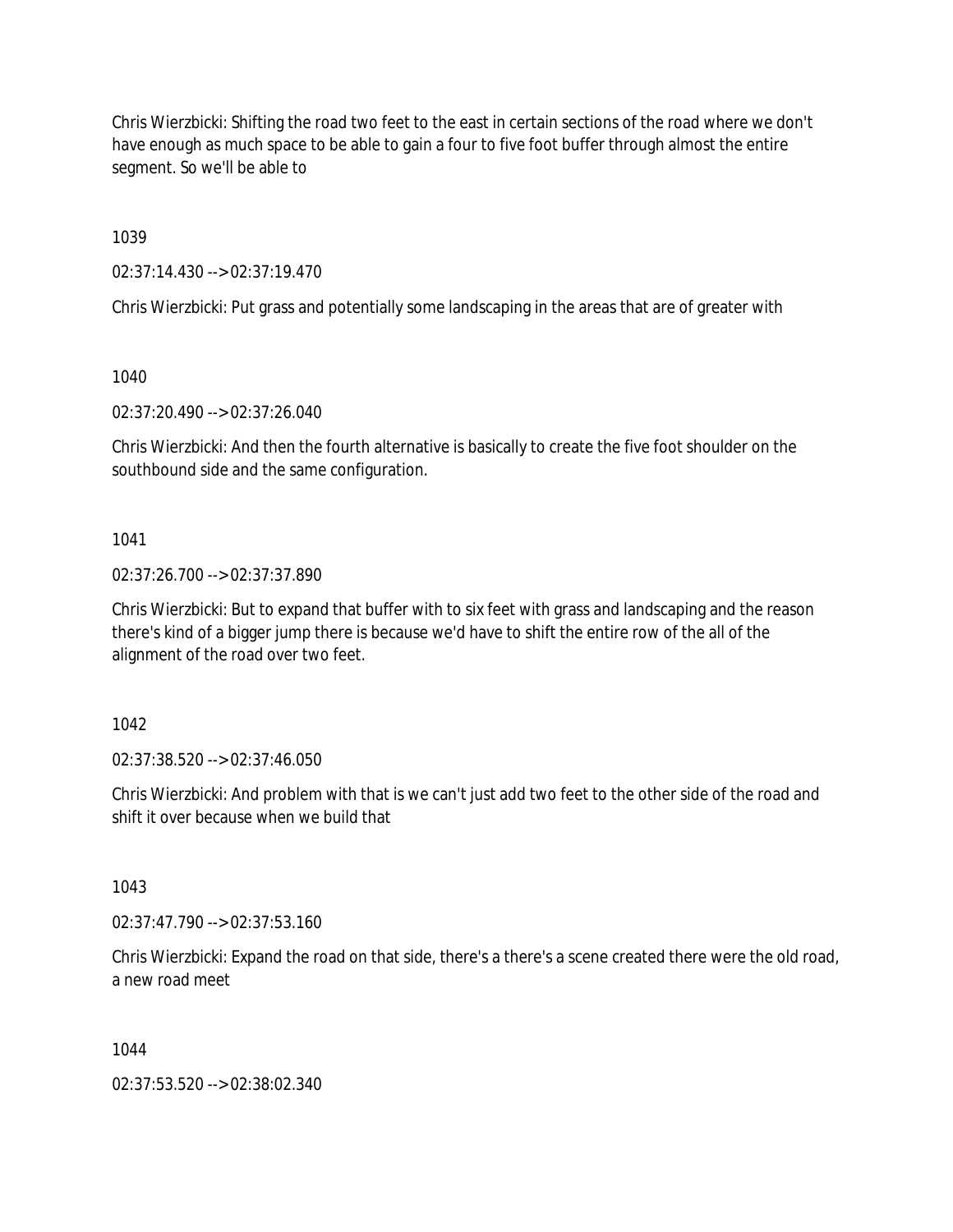Chris Wierzbicki: Shifting the road two feet to the east in certain sections of the road where we don't have enough as much space to be able to gain a four to five foot buffer through almost the entire segment. So we'll be able to

1039

02:37:14.430 --> 02:37:19.470

Chris Wierzbicki: Put grass and potentially some landscaping in the areas that are of greater with

1040

02:37:20.490 --> 02:37:26.040

Chris Wierzbicki: And then the fourth alternative is basically to create the five foot shoulder on the southbound side and the same configuration.

1041

02:37:26.700 --> 02:37:37.890

Chris Wierzbicki: But to expand that buffer with to six feet with grass and landscaping and the reason there's kind of a bigger jump there is because we'd have to shift the entire row of the all of the alignment of the road over two feet.

1042

02:37:38.520 --> 02:37:46.050

Chris Wierzbicki: And problem with that is we can't just add two feet to the other side of the road and shift it over because when we build that

1043

02:37:47.790 --> 02:37:53.160

Chris Wierzbicki: Expand the road on that side, there's a there's a scene created there were the old road, a new road meet

1044

02:37:53.520 --> 02:38:02.340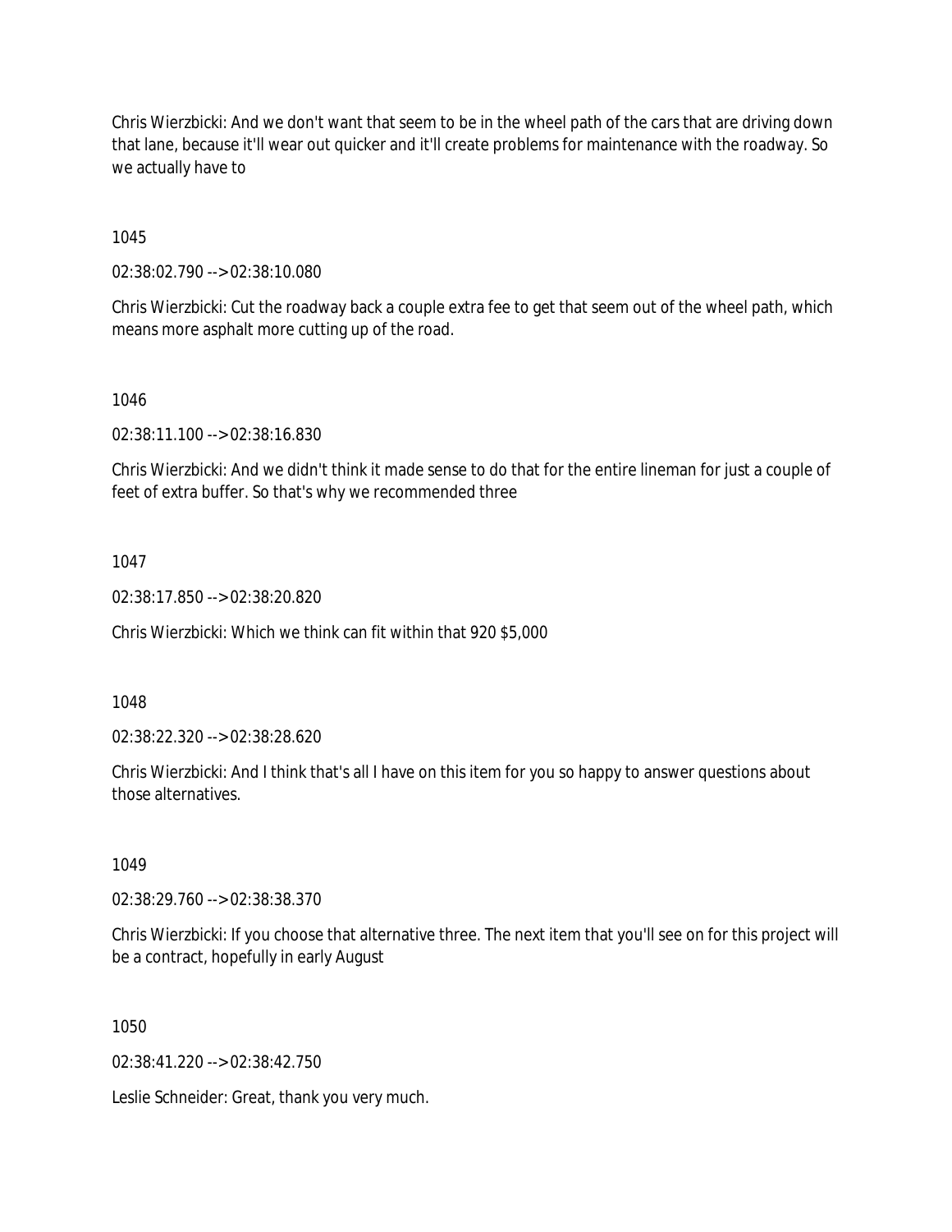Chris Wierzbicki: And we don't want that seem to be in the wheel path of the cars that are driving down that lane, because it'll wear out quicker and it'll create problems for maintenance with the roadway. So we actually have to

1045

02:38:02.790 --> 02:38:10.080

Chris Wierzbicki: Cut the roadway back a couple extra fee to get that seem out of the wheel path, which means more asphalt more cutting up of the road.

1046

02:38:11.100 --> 02:38:16.830

Chris Wierzbicki: And we didn't think it made sense to do that for the entire lineman for just a couple of feet of extra buffer. So that's why we recommended three

1047

02:38:17.850 --> 02:38:20.820

Chris Wierzbicki: Which we think can fit within that 920 $5,000

1048

02:38:22.320 --> 02:38:28.620

Chris Wierzbicki: And I think that's all I have on this item for you so happy to answer questions about those alternatives.

1049

02:38:29.760 --> 02:38:38.370

Chris Wierzbicki: If you choose that alternative three. The next item that you'll see on for this project will be a contract, hopefully in early August

1050

02:38:41.220 --> 02:38:42.750

Leslie Schneider: Great, thank you very much.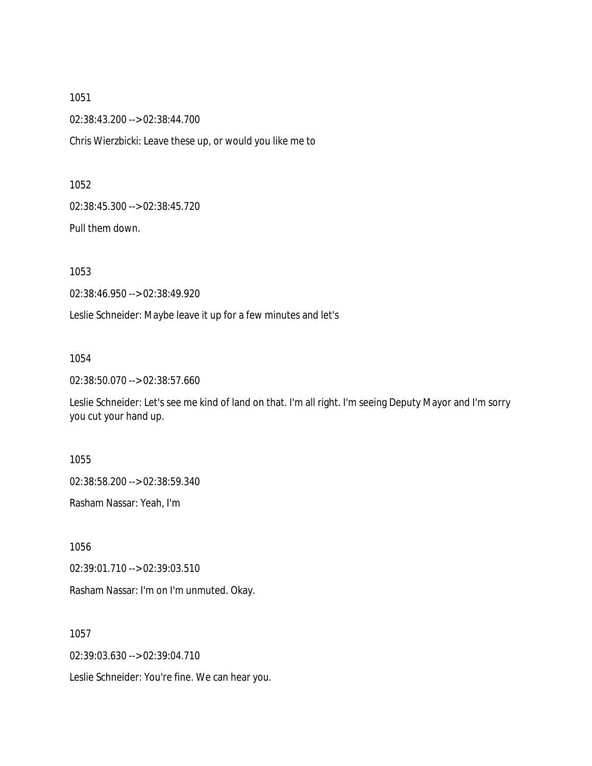1051

02:38:43.200 --> 02:38:44.700

Chris Wierzbicki: Leave these up, or would you like me to

1052

02:38:45.300 --> 02:38:45.720

Pull them down.

1053

02:38:46.950 --> 02:38:49.920

Leslie Schneider: Maybe leave it up for a few minutes and let's

1054

02:38:50.070 --> 02:38:57.660

Leslie Schneider: Let's see me kind of land on that. I'm all right. I'm seeing Deputy Mayor and I'm sorry you cut your hand up.

1055

02:38:58.200 --> 02:38:59.340

Rasham Nassar: Yeah, I'm

1056

02:39:01.710 --> 02:39:03.510

Rasham Nassar: I'm on I'm unmuted. Okay.

1057

02:39:03.630 --> 02:39:04.710

Leslie Schneider: You're fine. We can hear you.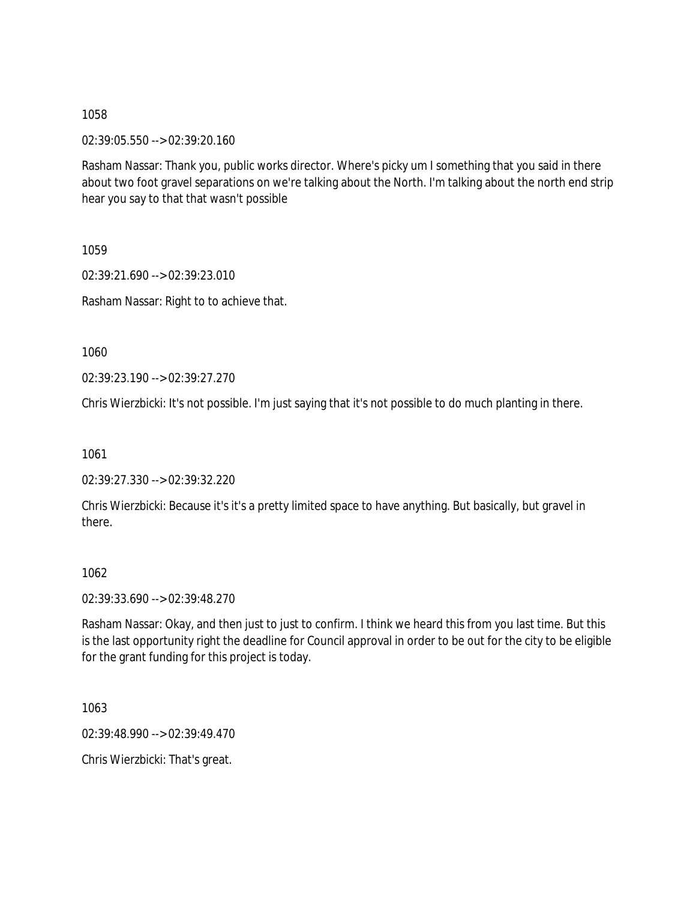1058

02:39:05.550 --> 02:39:20.160

Rasham Nassar: Thank you, public works director. Where's picky um I something that you said in there about two foot gravel separations on we're talking about the North. I'm talking about the north end strip hear you say to that that wasn't possible

1059

02:39:21.690 --> 02:39:23.010

Rasham Nassar: Right to to achieve that.

1060

02:39:23.190 --> 02:39:27.270

Chris Wierzbicki: It's not possible. I'm just saying that it's not possible to do much planting in there.

1061

02:39:27.330 --> 02:39:32.220

Chris Wierzbicki: Because it's it's a pretty limited space to have anything. But basically, but gravel in there.

1062

02:39:33.690 --> 02:39:48.270

Rasham Nassar: Okay, and then just to just to confirm. I think we heard this from you last time. But this is the last opportunity right the deadline for Council approval in order to be out for the city to be eligible for the grant funding for this project is today.

1063

02:39:48.990 --> 02:39:49.470

Chris Wierzbicki: That's great.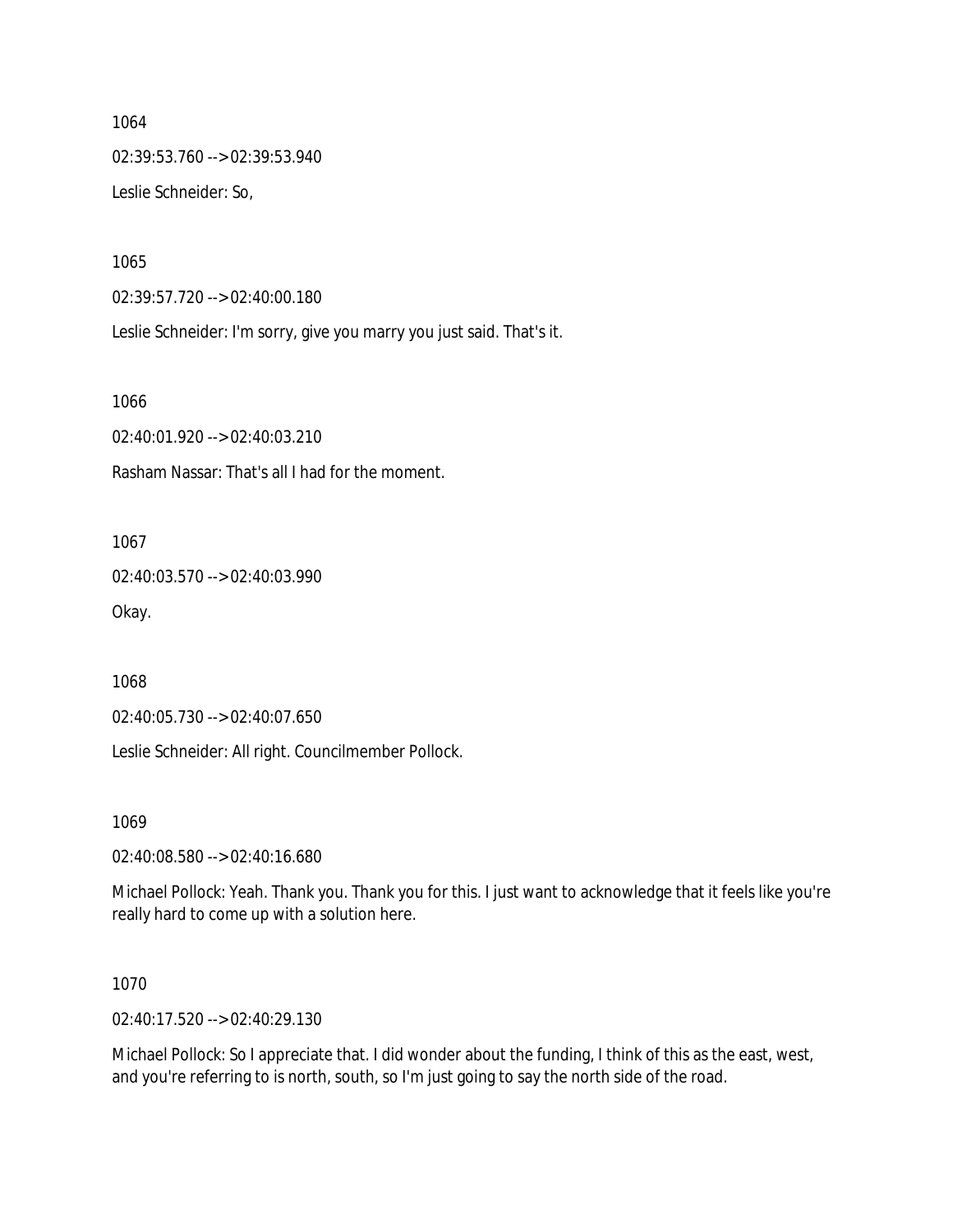1064

02:39:53.760 --> 02:39:53.940

Leslie Schneider: So,

1065

02:39:57.720 --> 02:40:00.180

Leslie Schneider: I'm sorry, give you marry you just said. That's it.

1066

02:40:01.920 --> 02:40:03.210

Rasham Nassar: That's all I had for the moment.

1067

02:40:03.570 --> 02:40:03.990

Okay.

1068

02:40:05.730 --> 02:40:07.650

Leslie Schneider: All right. Councilmember Pollock.

1069

02:40:08.580 --> 02:40:16.680

Michael Pollock: Yeah. Thank you. Thank you for this. I just want to acknowledge that it feels like you're really hard to come up with a solution here.

1070

02:40:17.520 --> 02:40:29.130

Michael Pollock: So I appreciate that. I did wonder about the funding, I think of this as the east, west, and you're referring to is north, south, so I'm just going to say the north side of the road.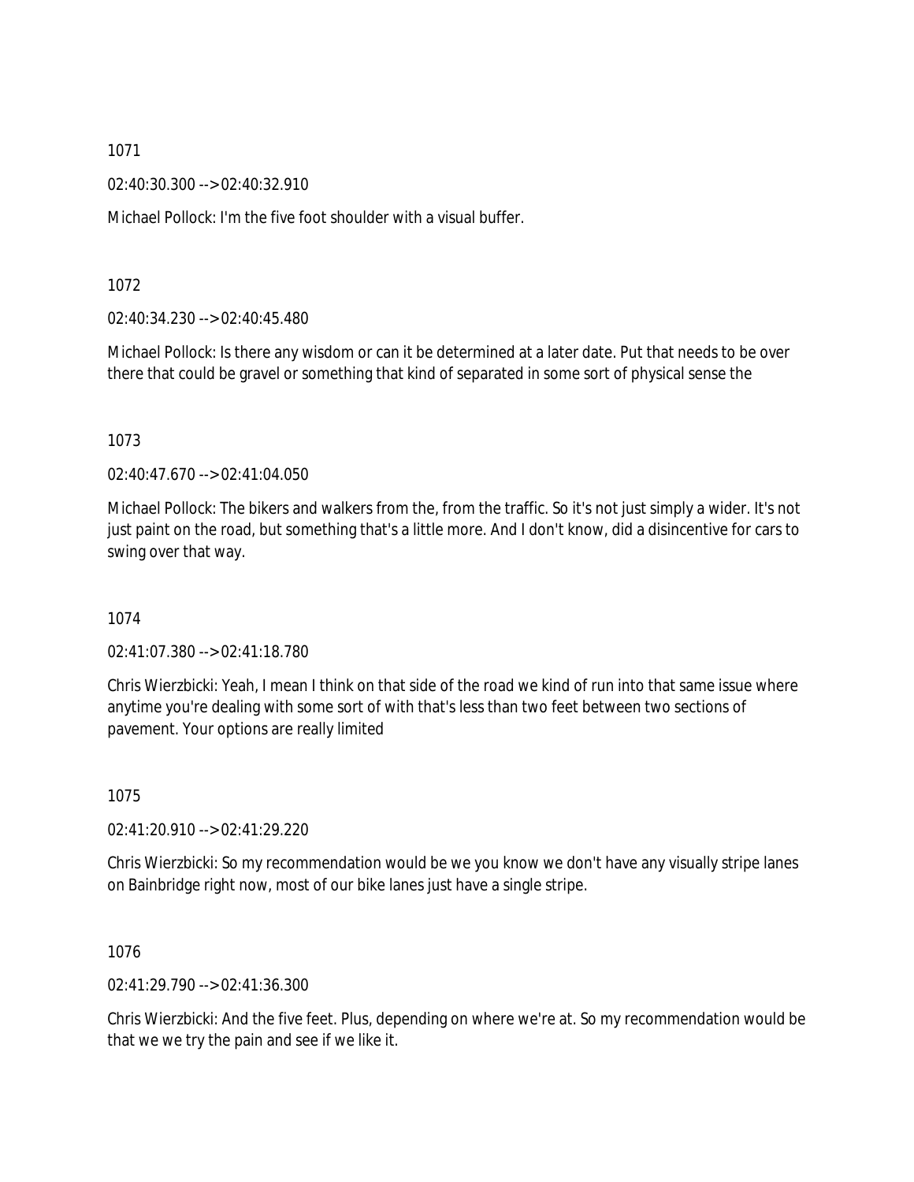1071

02:40:30.300 --> 02:40:32.910

Michael Pollock: I'm the five foot shoulder with a visual buffer.

1072

02:40:34.230 --> 02:40:45.480

Michael Pollock: Is there any wisdom or can it be determined at a later date. Put that needs to be over there that could be gravel or something that kind of separated in some sort of physical sense the

1073

02:40:47.670 --> 02:41:04.050

Michael Pollock: The bikers and walkers from the, from the traffic. So it's not just simply a wider. It's not just paint on the road, but something that's a little more. And I don't know, did a disincentive for cars to swing over that way.

1074

02:41:07.380 --> 02:41:18.780

Chris Wierzbicki: Yeah, I mean I think on that side of the road we kind of run into that same issue where anytime you're dealing with some sort of with that's less than two feet between two sections of pavement. Your options are really limited

1075

02:41:20.910 --> 02:41:29.220

Chris Wierzbicki: So my recommendation would be we you know we don't have any visually stripe lanes on Bainbridge right now, most of our bike lanes just have a single stripe.

1076

02:41:29.790 --> 02:41:36.300

Chris Wierzbicki: And the five feet. Plus, depending on where we're at. So my recommendation would be that we we try the pain and see if we like it.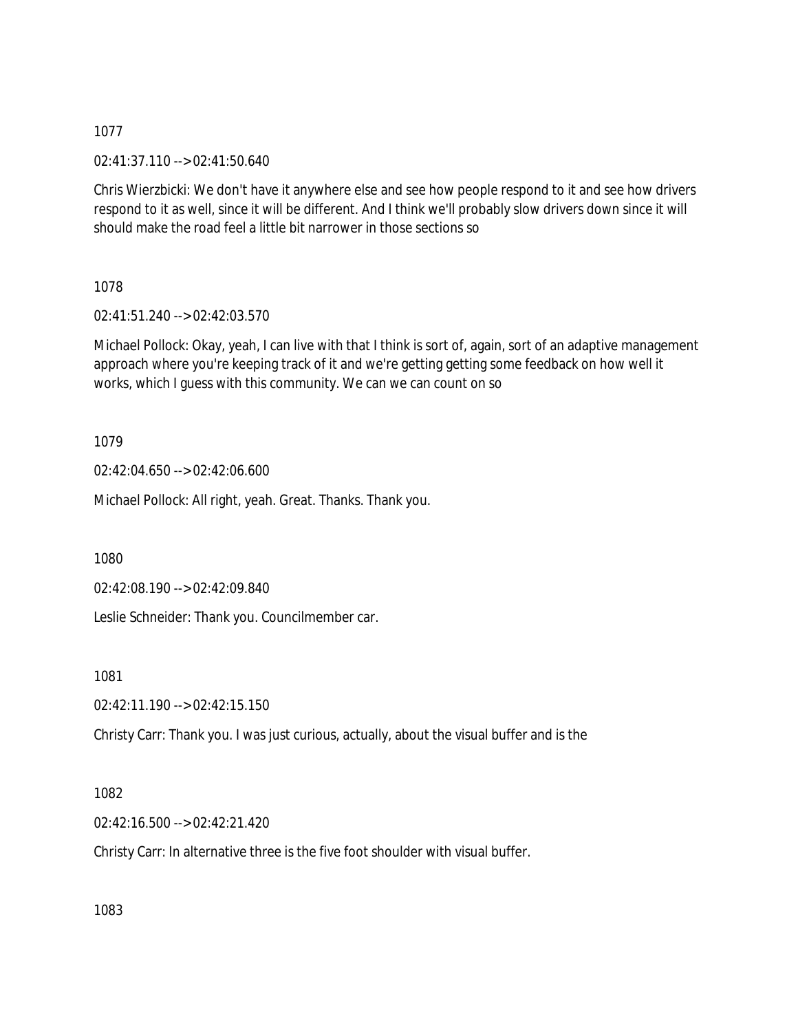1077

02:41:37.110 --> 02:41:50.640

Chris Wierzbicki: We don't have it anywhere else and see how people respond to it and see how drivers respond to it as well, since it will be different. And I think we'll probably slow drivers down since it will should make the road feel a little bit narrower in those sections so

1078

02:41:51.240 --> 02:42:03.570

Michael Pollock: Okay, yeah, I can live with that I think is sort of, again, sort of an adaptive management approach where you're keeping track of it and we're getting getting some feedback on how well it works, which I guess with this community. We can we can count on so

1079

02:42:04.650 --> 02:42:06.600

Michael Pollock: All right, yeah. Great. Thanks. Thank you.

1080

02:42:08.190 --> 02:42:09.840

Leslie Schneider: Thank you. Councilmember car.

1081

02:42:11.190 --> 02:42:15.150

Christy Carr: Thank you. I was just curious, actually, about the visual buffer and is the

1082

02:42:16.500 --> 02:42:21.420

Christy Carr: In alternative three is the five foot shoulder with visual buffer.

1083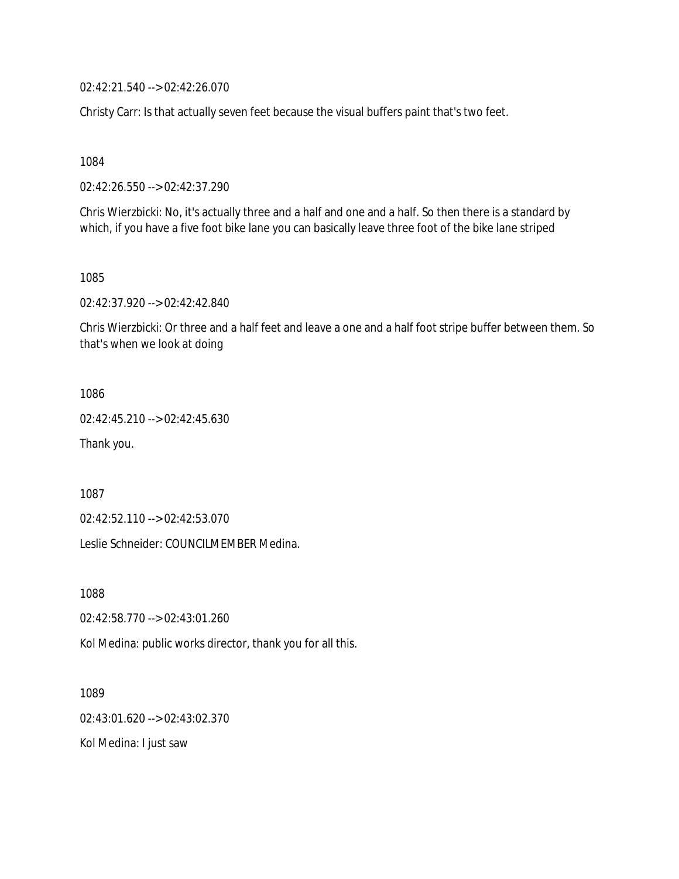02:42:21.540 --> 02:42:26.070

Christy Carr: Is that actually seven feet because the visual buffers paint that's two feet.

1084

02:42:26.550 --> 02:42:37.290

Chris Wierzbicki: No, it's actually three and a half and one and a half. So then there is a standard by which, if you have a five foot bike lane you can basically leave three foot of the bike lane striped

1085

02:42:37.920 --> 02:42:42.840

Chris Wierzbicki: Or three and a half feet and leave a one and a half foot stripe buffer between them. So that's when we look at doing

1086

02:42:45.210 --> 02:42:45.630

Thank you.

1087

02:42:52.110 --> 02:42:53.070

Leslie Schneider: COUNCILMEMBER Medina.

1088

02:42:58.770 --> 02:43:01.260

Kol Medina: public works director, thank you for all this.

1089

02:43:01.620 --> 02:43:02.370

Kol Medina: I just saw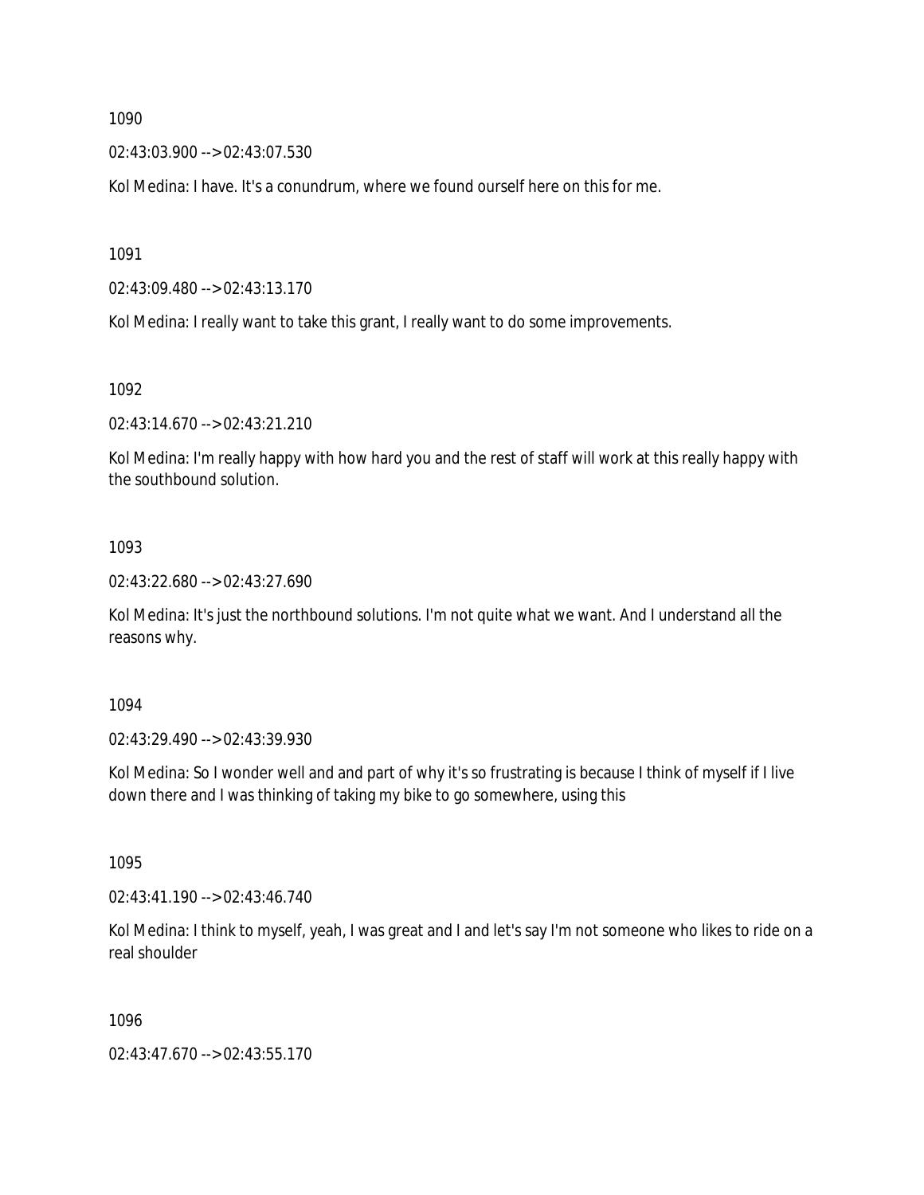1090

02:43:03.900 --> 02:43:07.530

Kol Medina: I have. It's a conundrum, where we found ourself here on this for me.

1091

02:43:09.480 --> 02:43:13.170

Kol Medina: I really want to take this grant, I really want to do some improvements.

1092

02:43:14.670 --> 02:43:21.210

Kol Medina: I'm really happy with how hard you and the rest of staff will work at this really happy with the southbound solution.

1093

02:43:22.680 --> 02:43:27.690

Kol Medina: It's just the northbound solutions. I'm not quite what we want. And I understand all the reasons why.

1094

02:43:29.490 --> 02:43:39.930

Kol Medina: So I wonder well and and part of why it's so frustrating is because I think of myself if I live down there and I was thinking of taking my bike to go somewhere, using this

1095

02:43:41.190 --> 02:43:46.740

Kol Medina: I think to myself, yeah, I was great and I and let's say I'm not someone who likes to ride on a real shoulder

1096

02:43:47.670 --> 02:43:55.170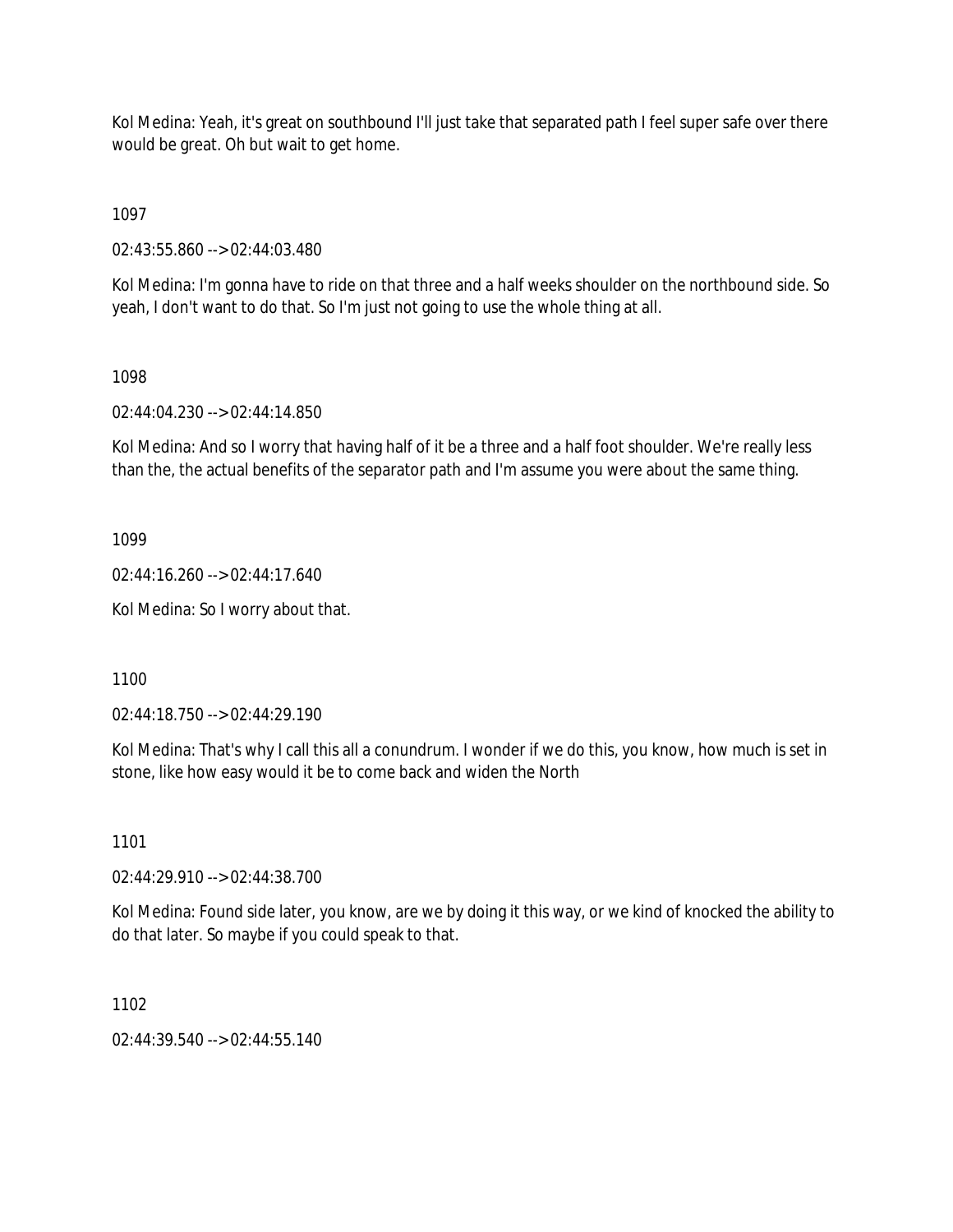Kol Medina: Yeah, it's great on southbound I'll just take that separated path I feel super safe over there would be great. Oh but wait to get home.

1097

02:43:55.860 --> 02:44:03.480

Kol Medina: I'm gonna have to ride on that three and a half weeks shoulder on the northbound side. So yeah, I don't want to do that. So I'm just not going to use the whole thing at all.

1098

02:44:04.230 --> 02:44:14.850

Kol Medina: And so I worry that having half of it be a three and a half foot shoulder. We're really less than the, the actual benefits of the separator path and I'm assume you were about the same thing.

1099

02:44:16.260 --> 02:44:17.640

Kol Medina: So I worry about that.

1100

02:44:18.750 --> 02:44:29.190

Kol Medina: That's why I call this all a conundrum. I wonder if we do this, you know, how much is set in stone, like how easy would it be to come back and widen the North

1101

02:44:29.910 --> 02:44:38.700

Kol Medina: Found side later, you know, are we by doing it this way, or we kind of knocked the ability to do that later. So maybe if you could speak to that.

1102

02:44:39.540 --> 02:44:55.140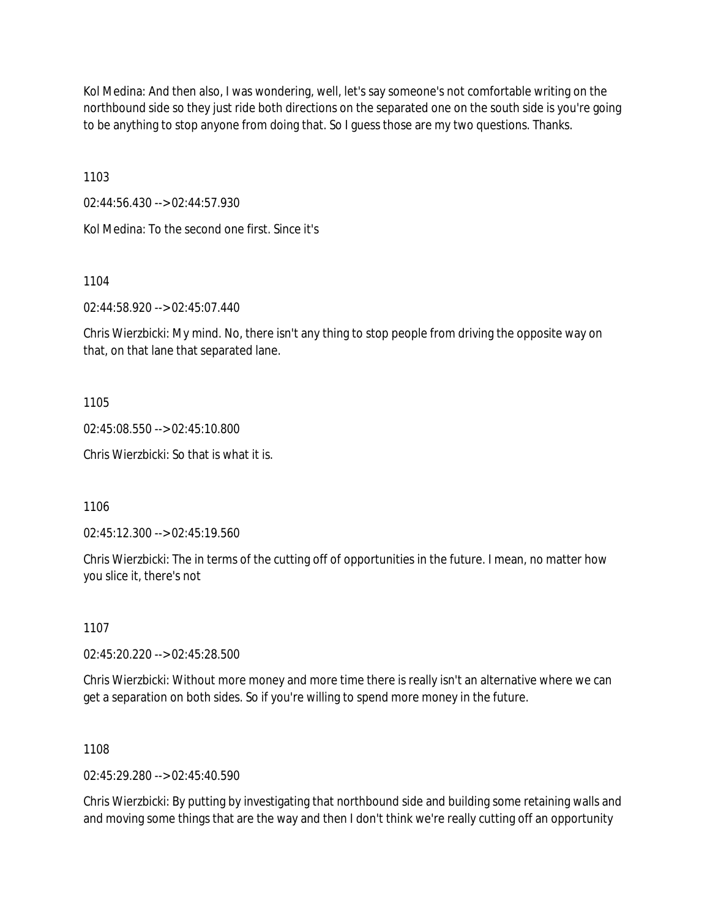Kol Medina: And then also, I was wondering, well, let's say someone's not comfortable writing on the northbound side so they just ride both directions on the separated one on the south side is you're going to be anything to stop anyone from doing that. So I guess those are my two questions. Thanks.

1103

02:44:56.430 --> 02:44:57.930

Kol Medina: To the second one first. Since it's

1104

02:44:58.920 --> 02:45:07.440

Chris Wierzbicki: My mind. No, there isn't any thing to stop people from driving the opposite way on that, on that lane that separated lane.

1105

02:45:08.550 --> 02:45:10.800

Chris Wierzbicki: So that is what it is.

1106

02:45:12.300 --> 02:45:19.560

Chris Wierzbicki: The in terms of the cutting off of opportunities in the future. I mean, no matter how you slice it, there's not

1107

02:45:20.220 --> 02:45:28.500

Chris Wierzbicki: Without more money and more time there is really isn't an alternative where we can get a separation on both sides. So if you're willing to spend more money in the future.

1108

02:45:29.280 --> 02:45:40.590

Chris Wierzbicki: By putting by investigating that northbound side and building some retaining walls and and moving some things that are the way and then I don't think we're really cutting off an opportunity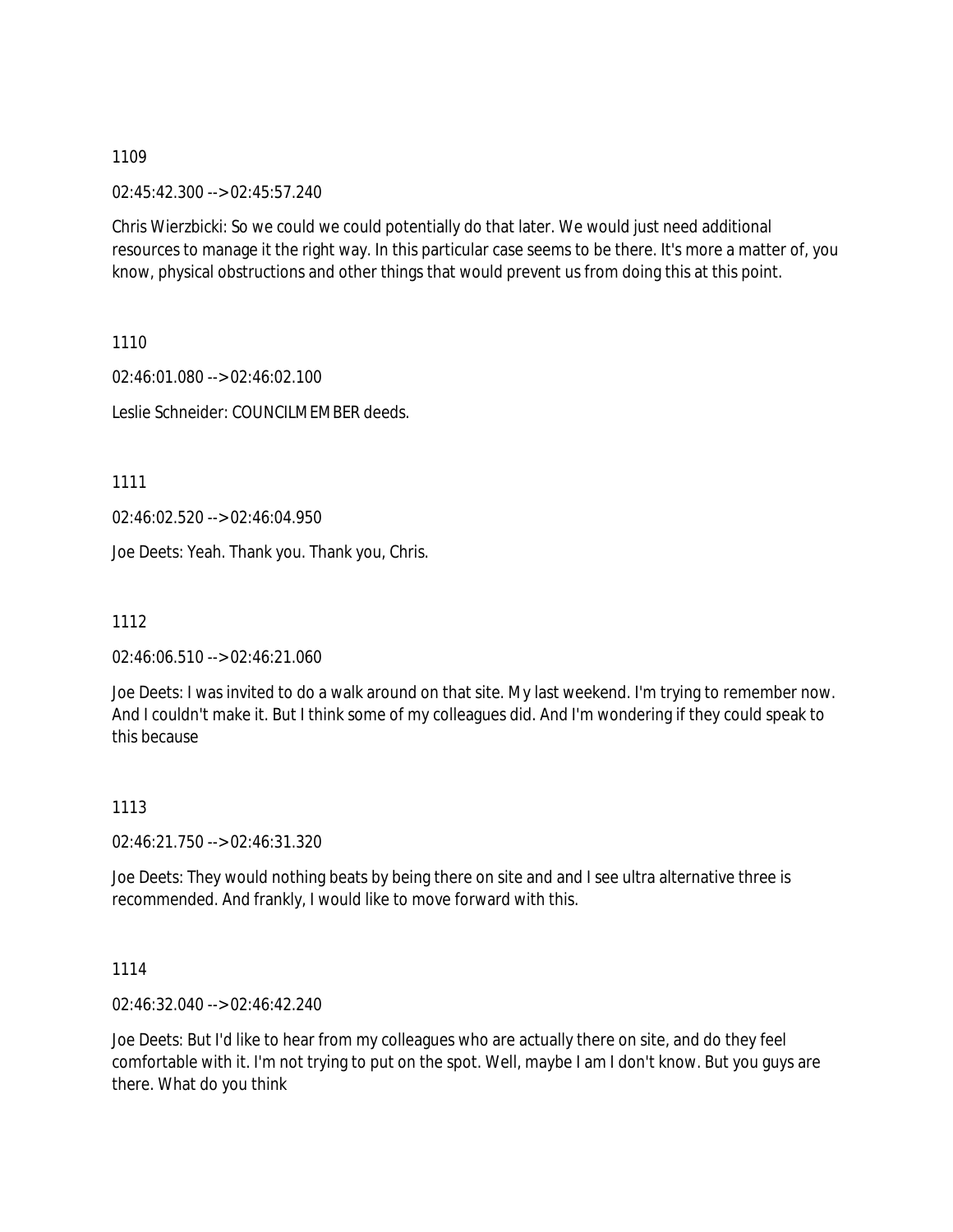1109

02:45:42.300 --> 02:45:57.240

Chris Wierzbicki: So we could we could potentially do that later. We would just need additional resources to manage it the right way. In this particular case seems to be there. It's more a matter of, you know, physical obstructions and other things that would prevent us from doing this at this point.

1110

02:46:01.080 --> 02:46:02.100

Leslie Schneider: COUNCILMEMBER deeds.

1111

02:46:02.520 --> 02:46:04.950

Joe Deets: Yeah. Thank you. Thank you, Chris.

1112

02:46:06.510 --> 02:46:21.060

Joe Deets: I was invited to do a walk around on that site. My last weekend. I'm trying to remember now. And I couldn't make it. But I think some of my colleagues did. And I'm wondering if they could speak to this because

1113

02:46:21.750 --> 02:46:31.320

Joe Deets: They would nothing beats by being there on site and and I see ultra alternative three is recommended. And frankly, I would like to move forward with this.

1114

02:46:32.040 --> 02:46:42.240

Joe Deets: But I'd like to hear from my colleagues who are actually there on site, and do they feel comfortable with it. I'm not trying to put on the spot. Well, maybe I am I don't know. But you guys are there. What do you think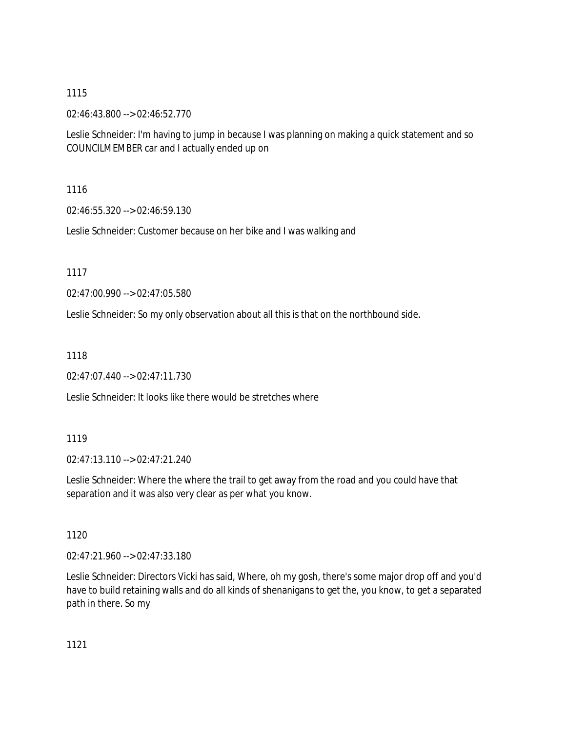1115

02:46:43.800 --> 02:46:52.770

Leslie Schneider: I'm having to jump in because I was planning on making a quick statement and so COUNCILMEMBER car and I actually ended up on

1116

02:46:55.320 --> 02:46:59.130

Leslie Schneider: Customer because on her bike and I was walking and

1117

02:47:00.990 --> 02:47:05.580

Leslie Schneider: So my only observation about all this is that on the northbound side.

1118

02:47:07.440 --> 02:47:11.730

Leslie Schneider: It looks like there would be stretches where

1119

02:47:13.110 --> 02:47:21.240

Leslie Schneider: Where the where the trail to get away from the road and you could have that separation and it was also very clear as per what you know.

1120

02:47:21.960 --> 02:47:33.180

Leslie Schneider: Directors Vicki has said, Where, oh my gosh, there's some major drop off and you'd have to build retaining walls and do all kinds of shenanigans to get the, you know, to get a separated path in there. So my

1121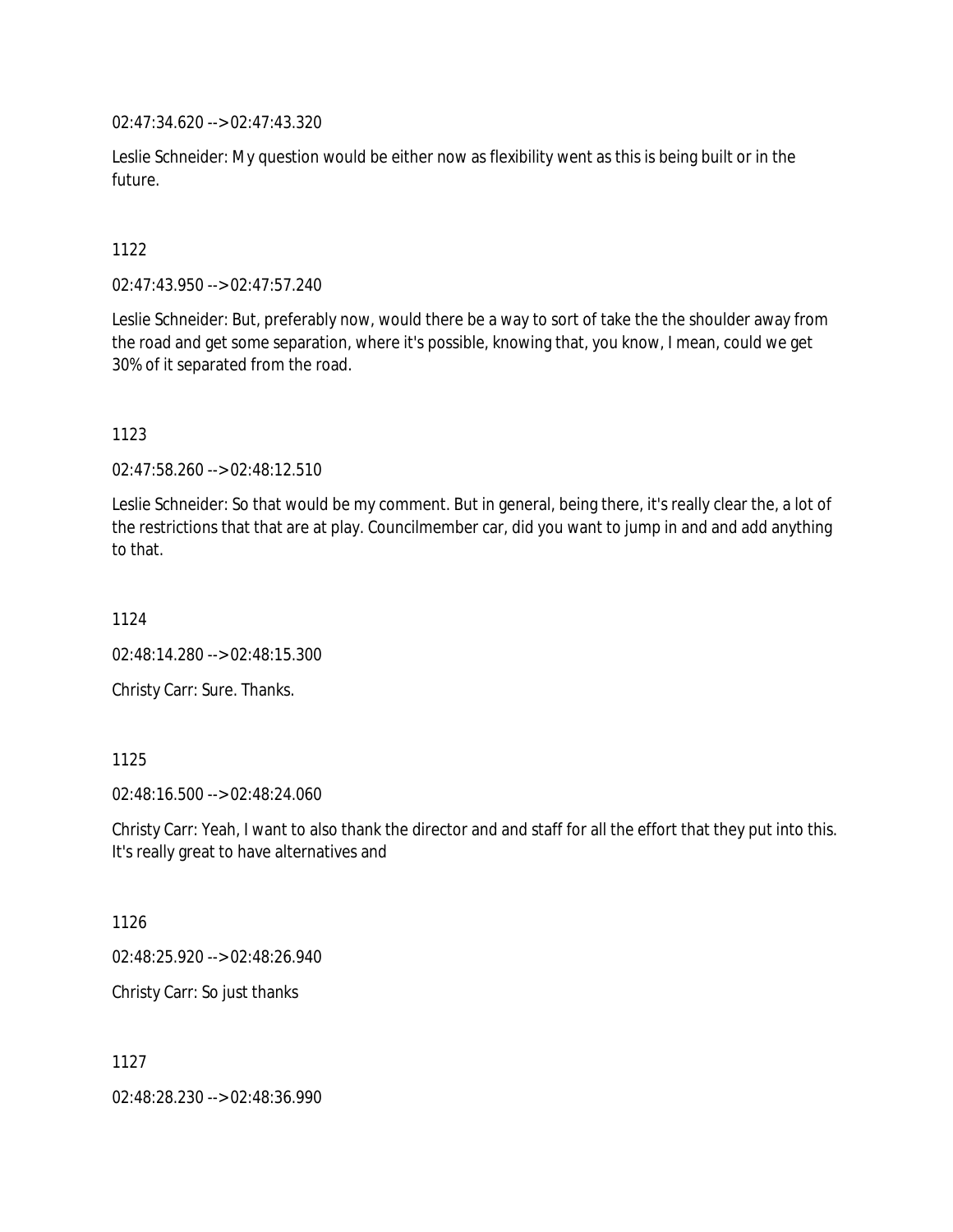02:47:34.620 --> 02:47:43.320

Leslie Schneider: My question would be either now as flexibility went as this is being built or in the future.

1122

02:47:43.950 --> 02:47:57.240

Leslie Schneider: But, preferably now, would there be a way to sort of take the the shoulder away from the road and get some separation, where it's possible, knowing that, you know, I mean, could we get 30% of it separated from the road.

1123

02:47:58.260 --> 02:48:12.510

Leslie Schneider: So that would be my comment. But in general, being there, it's really clear the, a lot of the restrictions that that are at play. Councilmember car, did you want to jump in and and add anything to that.

1124

02:48:14.280 --> 02:48:15.300

Christy Carr: Sure. Thanks.

1125

02:48:16.500 --> 02:48:24.060

Christy Carr: Yeah, I want to also thank the director and and staff for all the effort that they put into this. It's really great to have alternatives and

1126

02:48:25.920 --> 02:48:26.940

Christy Carr: So just thanks

1127

02:48:28.230 --> 02:48:36.990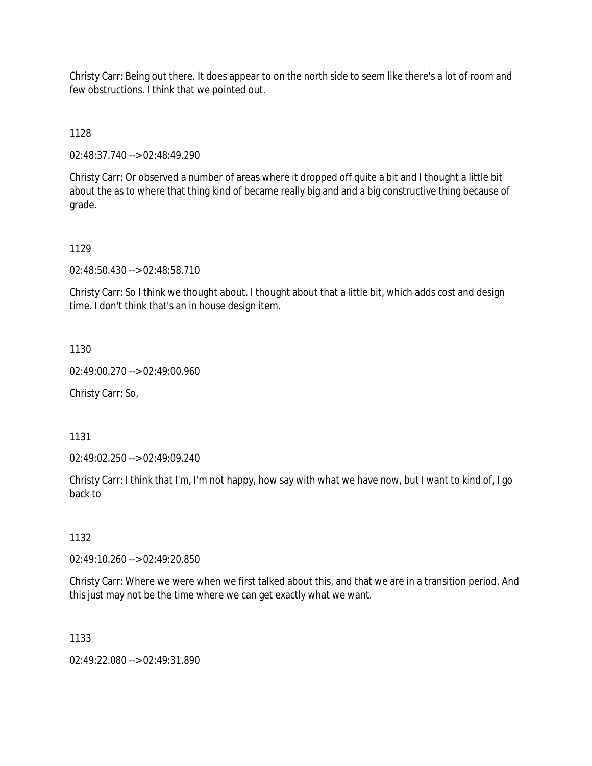Christy Carr: Being out there. It does appear to on the north side to seem like there's a lot of room and few obstructions. I think that we pointed out.

1128

02:48:37.740 --> 02:48:49.290

Christy Carr: Or observed a number of areas where it dropped off quite a bit and I thought a little bit about the as to where that thing kind of became really big and and a big constructive thing because of grade.

1129

02:48:50.430 --> 02:48:58.710

Christy Carr: So I think we thought about. I thought about that a little bit, which adds cost and design time. I don't think that's an in house design item.

1130

02:49:00.270 --> 02:49:00.960

Christy Carr: So,

1131

02:49:02.250 --> 02:49:09.240

Christy Carr: I think that I'm, I'm not happy, how say with what we have now, but I want to kind of, I go back to

1132

02:49:10.260 --> 02:49:20.850

Christy Carr: Where we were when we first talked about this, and that we are in a transition period. And this just may not be the time where we can get exactly what we want.

1133

02:49:22.080 --> 02:49:31.890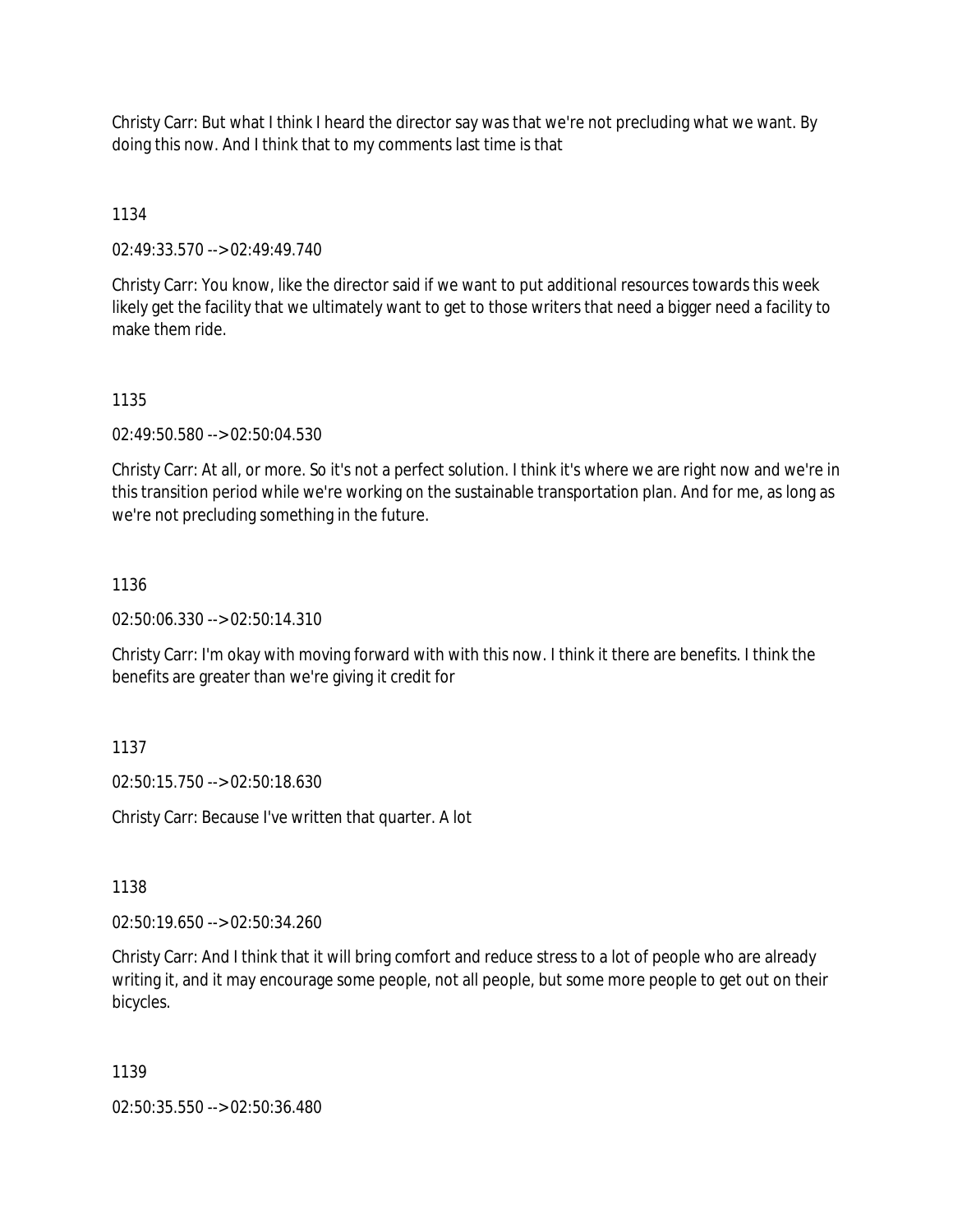Christy Carr: But what I think I heard the director say was that we're not precluding what we want. By doing this now. And I think that to my comments last time is that

1134

02:49:33.570 --> 02:49:49.740

Christy Carr: You know, like the director said if we want to put additional resources towards this week likely get the facility that we ultimately want to get to those writers that need a bigger need a facility to make them ride.

1135

02:49:50.580 --> 02:50:04.530

Christy Carr: At all, or more. So it's not a perfect solution. I think it's where we are right now and we're in this transition period while we're working on the sustainable transportation plan. And for me, as long as we're not precluding something in the future.

1136

02:50:06.330 --> 02:50:14.310

Christy Carr: I'm okay with moving forward with with this now. I think it there are benefits. I think the benefits are greater than we're giving it credit for

1137

02:50:15.750 --> 02:50:18.630

Christy Carr: Because I've written that quarter. A lot

1138

02:50:19.650 --> 02:50:34.260

Christy Carr: And I think that it will bring comfort and reduce stress to a lot of people who are already writing it, and it may encourage some people, not all people, but some more people to get out on their bicycles.

1139

02:50:35.550 --> 02:50:36.480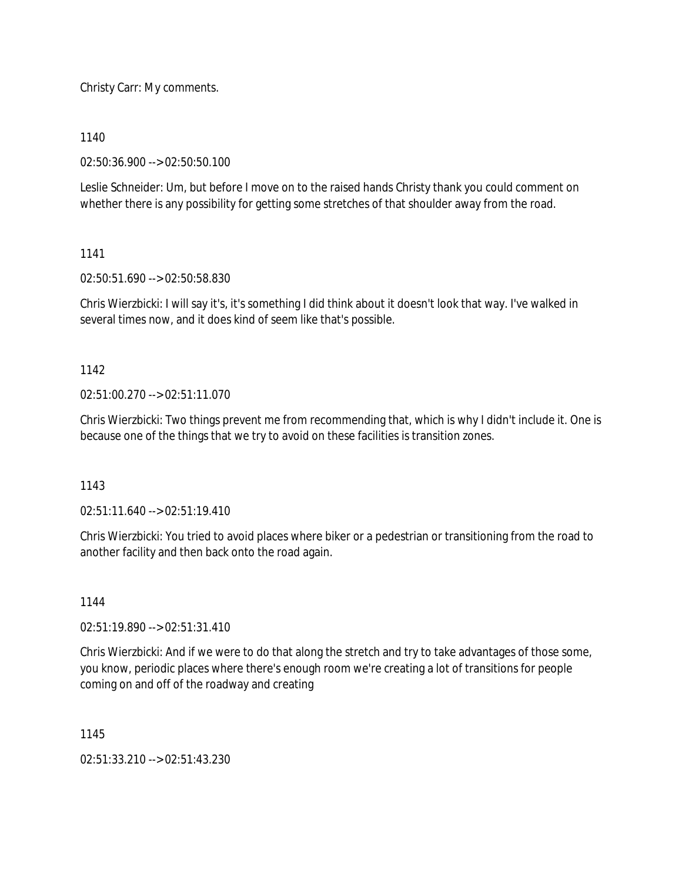Christy Carr: My comments.

1140

02:50:36.900 --> 02:50:50.100

Leslie Schneider: Um, but before I move on to the raised hands Christy thank you could comment on whether there is any possibility for getting some stretches of that shoulder away from the road.

1141

02:50:51.690 --> 02:50:58.830

Chris Wierzbicki: I will say it's, it's something I did think about it doesn't look that way. I've walked in several times now, and it does kind of seem like that's possible.

1142

02:51:00.270 --> 02:51:11.070

Chris Wierzbicki: Two things prevent me from recommending that, which is why I didn't include it. One is because one of the things that we try to avoid on these facilities is transition zones.

1143

02:51:11.640 --> 02:51:19.410

Chris Wierzbicki: You tried to avoid places where biker or a pedestrian or transitioning from the road to another facility and then back onto the road again.

1144

02:51:19.890 --> 02:51:31.410

Chris Wierzbicki: And if we were to do that along the stretch and try to take advantages of those some, you know, periodic places where there's enough room we're creating a lot of transitions for people coming on and off of the roadway and creating

1145

02:51:33.210 --> 02:51:43.230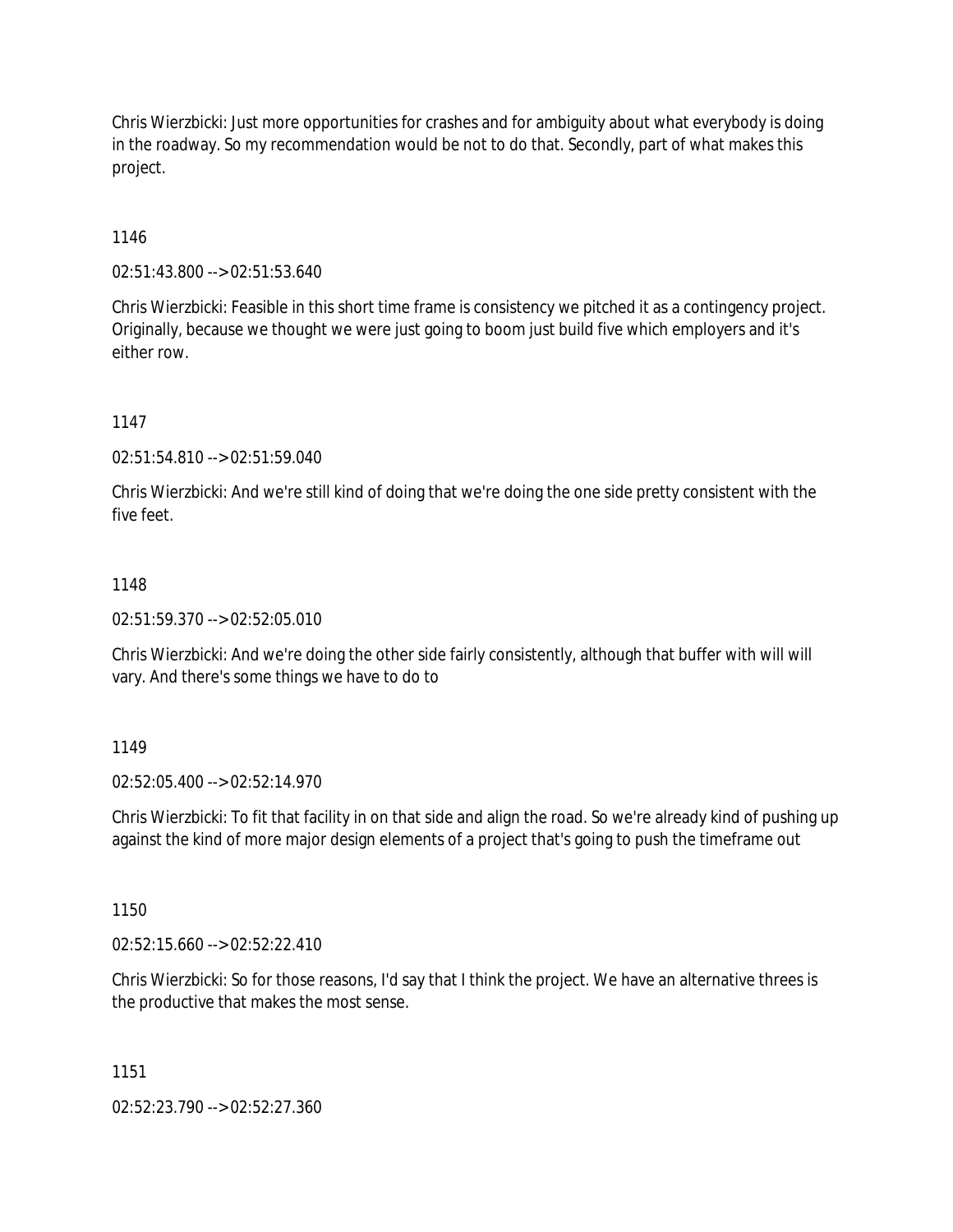Chris Wierzbicki: Just more opportunities for crashes and for ambiguity about what everybody is doing in the roadway. So my recommendation would be not to do that. Secondly, part of what makes this project.

1146

02:51:43.800 --> 02:51:53.640

Chris Wierzbicki: Feasible in this short time frame is consistency we pitched it as a contingency project. Originally, because we thought we were just going to boom just build five which employers and it's either row.

1147

02:51:54.810 --> 02:51:59.040

Chris Wierzbicki: And we're still kind of doing that we're doing the one side pretty consistent with the five feet.

1148

02:51:59.370 --> 02:52:05.010

Chris Wierzbicki: And we're doing the other side fairly consistently, although that buffer with will will vary. And there's some things we have to do to

1149

02:52:05.400 --> 02:52:14.970

Chris Wierzbicki: To fit that facility in on that side and align the road. So we're already kind of pushing up against the kind of more major design elements of a project that's going to push the timeframe out

1150

02:52:15.660 --> 02:52:22.410

Chris Wierzbicki: So for those reasons, I'd say that I think the project. We have an alternative threes is the productive that makes the most sense.

1151

02:52:23.790 --> 02:52:27.360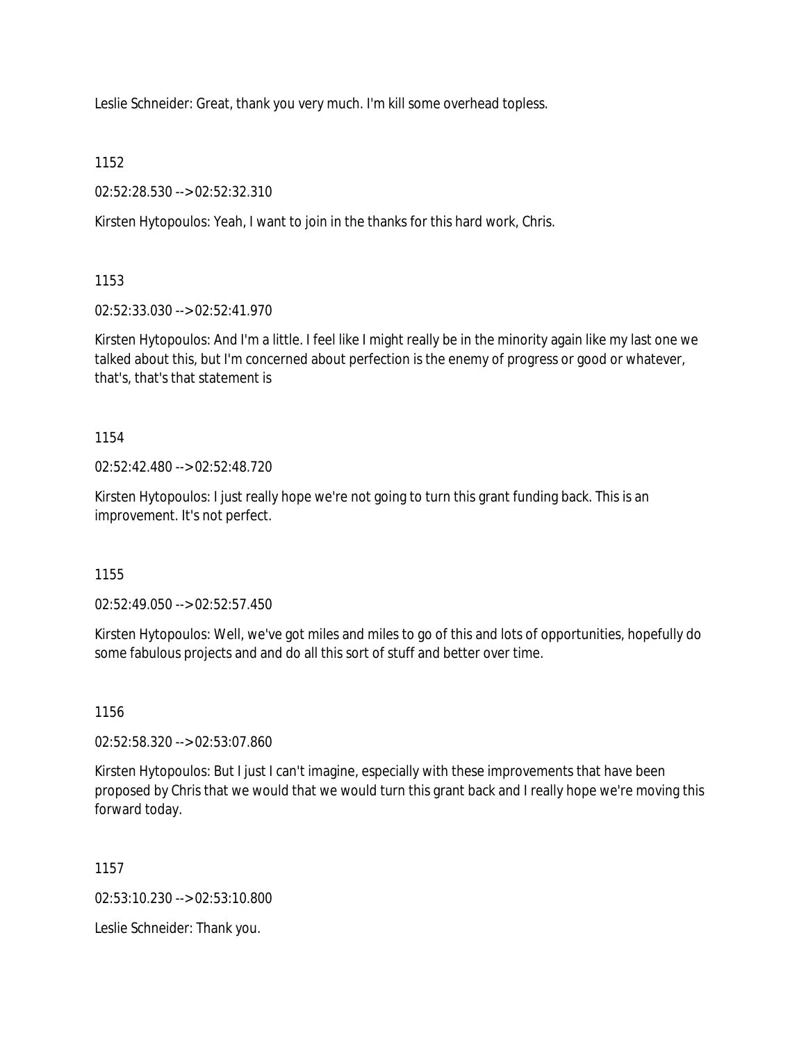Leslie Schneider: Great, thank you very much. I'm kill some overhead topless.

1152

02:52:28.530 --> 02:52:32.310

Kirsten Hytopoulos: Yeah, I want to join in the thanks for this hard work, Chris.

1153

02:52:33.030 --> 02:52:41.970

Kirsten Hytopoulos: And I'm a little. I feel like I might really be in the minority again like my last one we talked about this, but I'm concerned about perfection is the enemy of progress or good or whatever, that's, that's that statement is

1154

02:52:42.480 --> 02:52:48.720

Kirsten Hytopoulos: I just really hope we're not going to turn this grant funding back. This is an improvement. It's not perfect.

1155

02:52:49.050 --> 02:52:57.450

Kirsten Hytopoulos: Well, we've got miles and miles to go of this and lots of opportunities, hopefully do some fabulous projects and and do all this sort of stuff and better over time.

1156

02:52:58.320 --> 02:53:07.860

Kirsten Hytopoulos: But I just I can't imagine, especially with these improvements that have been proposed by Chris that we would that we would turn this grant back and I really hope we're moving this forward today.

1157

02:53:10.230 --> 02:53:10.800

Leslie Schneider: Thank you.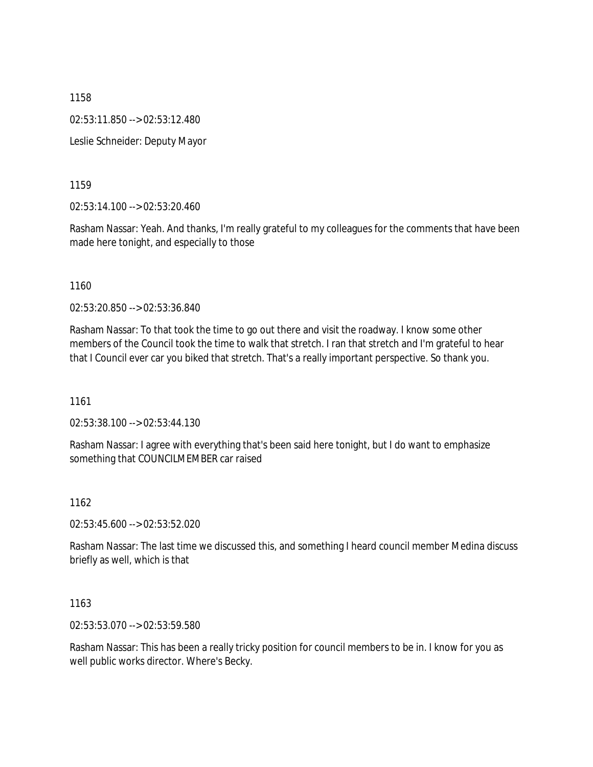1158

02:53:11.850 --> 02:53:12.480

Leslie Schneider: Deputy Mayor

1159

02:53:14.100 --> 02:53:20.460

Rasham Nassar: Yeah. And thanks, I'm really grateful to my colleagues for the comments that have been made here tonight, and especially to those

1160

02:53:20.850 --> 02:53:36.840

Rasham Nassar: To that took the time to go out there and visit the roadway. I know some other members of the Council took the time to walk that stretch. I ran that stretch and I'm grateful to hear that I Council ever car you biked that stretch. That's a really important perspective. So thank you.

1161

02:53:38.100 --> 02:53:44.130

Rasham Nassar: I agree with everything that's been said here tonight, but I do want to emphasize something that COUNCILMEMBER car raised

1162

02:53:45.600 --> 02:53:52.020

Rasham Nassar: The last time we discussed this, and something I heard council member Medina discuss briefly as well, which is that

1163

02:53:53.070 --> 02:53:59.580

Rasham Nassar: This has been a really tricky position for council members to be in. I know for you as well public works director. Where's Becky.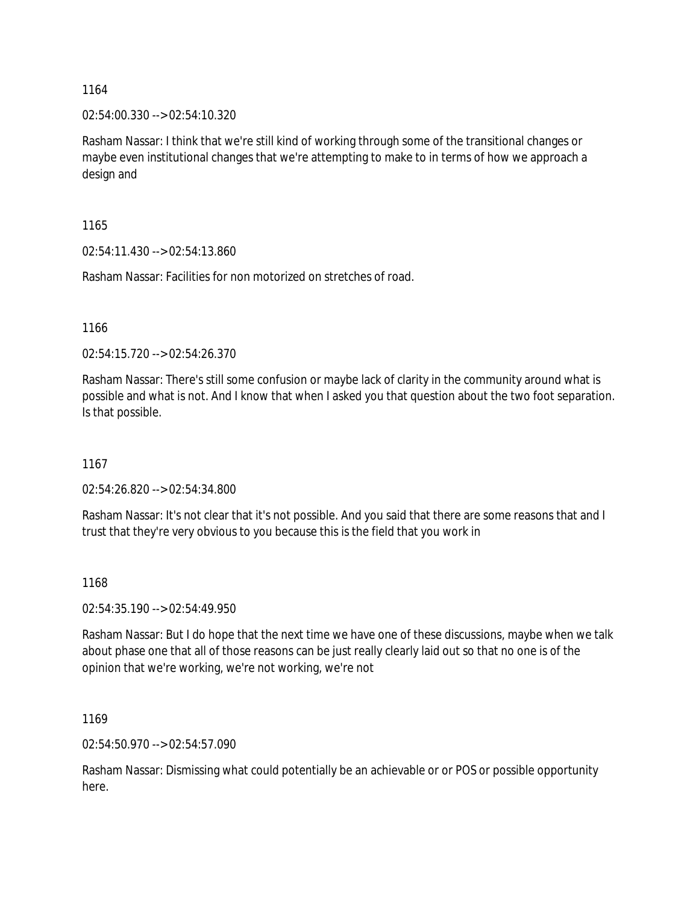1164

02:54:00.330 --> 02:54:10.320

Rasham Nassar: I think that we're still kind of working through some of the transitional changes or maybe even institutional changes that we're attempting to make to in terms of how we approach a design and

1165

02:54:11.430 --> 02:54:13.860

Rasham Nassar: Facilities for non motorized on stretches of road.

1166

02:54:15.720 --> 02:54:26.370

Rasham Nassar: There's still some confusion or maybe lack of clarity in the community around what is possible and what is not. And I know that when I asked you that question about the two foot separation. Is that possible.

1167

02:54:26.820 --> 02:54:34.800

Rasham Nassar: It's not clear that it's not possible. And you said that there are some reasons that and I trust that they're very obvious to you because this is the field that you work in

1168

02:54:35.190 --> 02:54:49.950

Rasham Nassar: But I do hope that the next time we have one of these discussions, maybe when we talk about phase one that all of those reasons can be just really clearly laid out so that no one is of the opinion that we're working, we're not working, we're not

1169

02:54:50.970 --> 02:54:57.090

Rasham Nassar: Dismissing what could potentially be an achievable or or POS or possible opportunity here.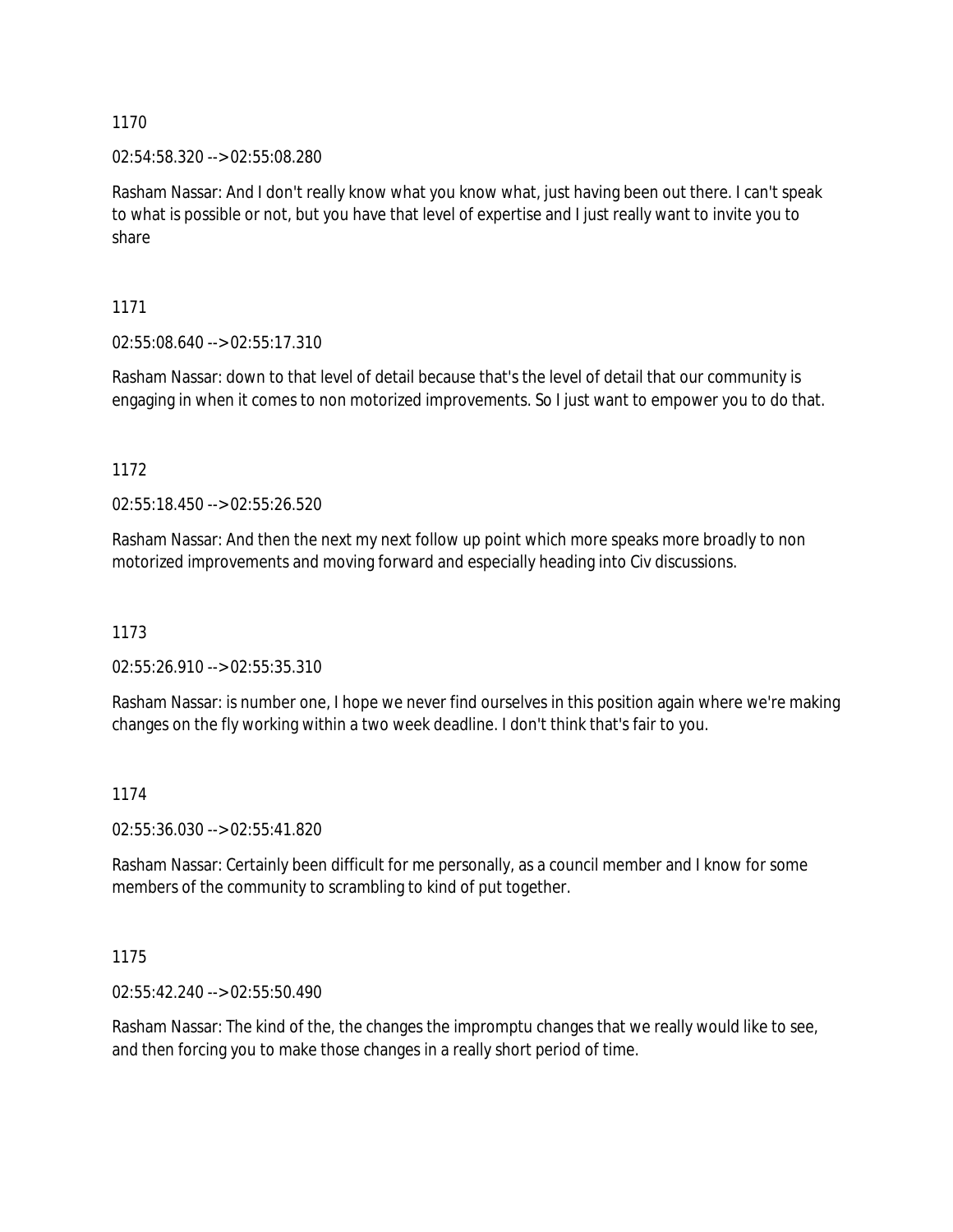1170

02:54:58.320 --> 02:55:08.280

Rasham Nassar: And I don't really know what you know what, just having been out there. I can't speak to what is possible or not, but you have that level of expertise and I just really want to invite you to share

1171

02:55:08.640 --> 02:55:17.310

Rasham Nassar: down to that level of detail because that's the level of detail that our community is engaging in when it comes to non motorized improvements. So I just want to empower you to do that.

1172

02:55:18.450 --> 02:55:26.520

Rasham Nassar: And then the next my next follow up point which more speaks more broadly to non motorized improvements and moving forward and especially heading into Civ discussions.

1173

02:55:26.910 --> 02:55:35.310

Rasham Nassar: is number one, I hope we never find ourselves in this position again where we're making changes on the fly working within a two week deadline. I don't think that's fair to you.

1174

02:55:36.030 --> 02:55:41.820

Rasham Nassar: Certainly been difficult for me personally, as a council member and I know for some members of the community to scrambling to kind of put together.

1175

02:55:42.240 --> 02:55:50.490

Rasham Nassar: The kind of the, the changes the impromptu changes that we really would like to see, and then forcing you to make those changes in a really short period of time.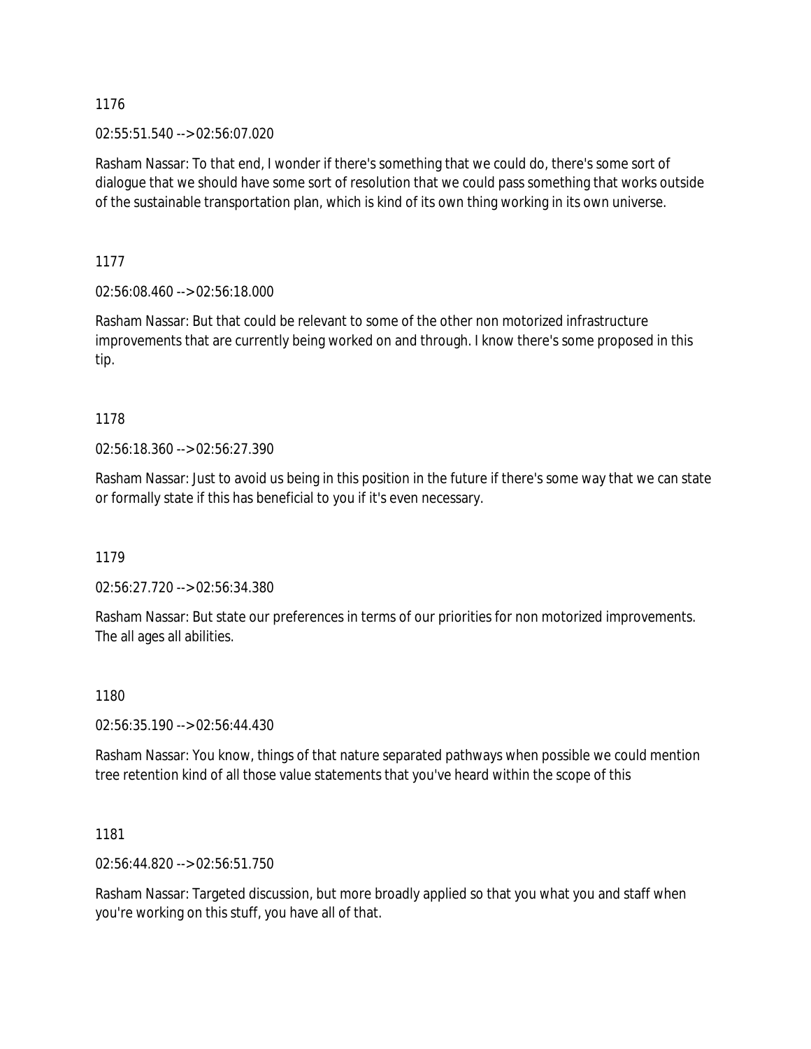1176

02:55:51.540 --> 02:56:07.020

Rasham Nassar: To that end, I wonder if there's something that we could do, there's some sort of dialogue that we should have some sort of resolution that we could pass something that works outside of the sustainable transportation plan, which is kind of its own thing working in its own universe.

1177

02:56:08.460 --> 02:56:18.000

Rasham Nassar: But that could be relevant to some of the other non motorized infrastructure improvements that are currently being worked on and through. I know there's some proposed in this tip.

1178

02:56:18.360 --> 02:56:27.390

Rasham Nassar: Just to avoid us being in this position in the future if there's some way that we can state or formally state if this has beneficial to you if it's even necessary.

1179

02:56:27.720 --> 02:56:34.380

Rasham Nassar: But state our preferences in terms of our priorities for non motorized improvements. The all ages all abilities.

1180

02:56:35.190 --> 02:56:44.430

Rasham Nassar: You know, things of that nature separated pathways when possible we could mention tree retention kind of all those value statements that you've heard within the scope of this

1181

02:56:44.820 --> 02:56:51.750

Rasham Nassar: Targeted discussion, but more broadly applied so that you what you and staff when you're working on this stuff, you have all of that.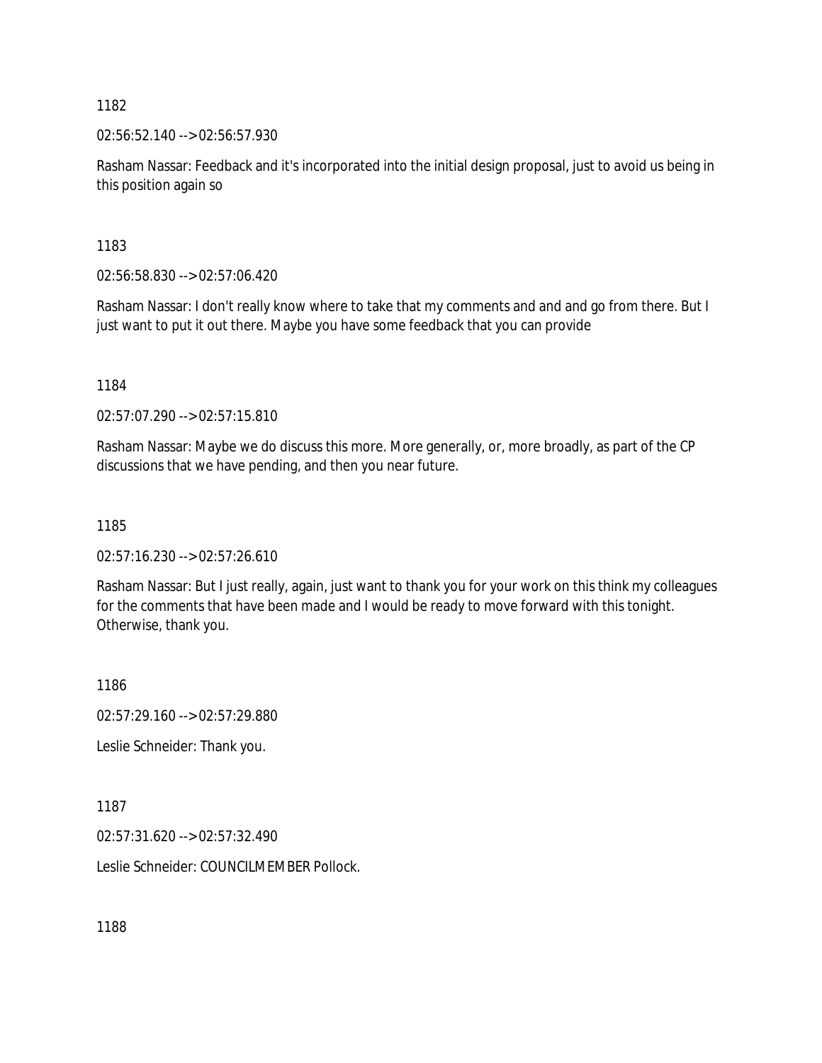1182

02:56:52.140 --> 02:56:57.930

Rasham Nassar: Feedback and it's incorporated into the initial design proposal, just to avoid us being in this position again so

1183

02:56:58.830 --> 02:57:06.420

Rasham Nassar: I don't really know where to take that my comments and and and go from there. But I just want to put it out there. Maybe you have some feedback that you can provide

1184

02:57:07.290 --> 02:57:15.810

Rasham Nassar: Maybe we do discuss this more. More generally, or, more broadly, as part of the CP discussions that we have pending, and then you near future.

1185

02:57:16.230 --> 02:57:26.610

Rasham Nassar: But I just really, again, just want to thank you for your work on this think my colleagues for the comments that have been made and I would be ready to move forward with this tonight. Otherwise, thank you.

1186

02:57:29.160 --> 02:57:29.880

Leslie Schneider: Thank you.

1187

02:57:31.620 --> 02:57:32.490

Leslie Schneider: COUNCILMEMBER Pollock.

1188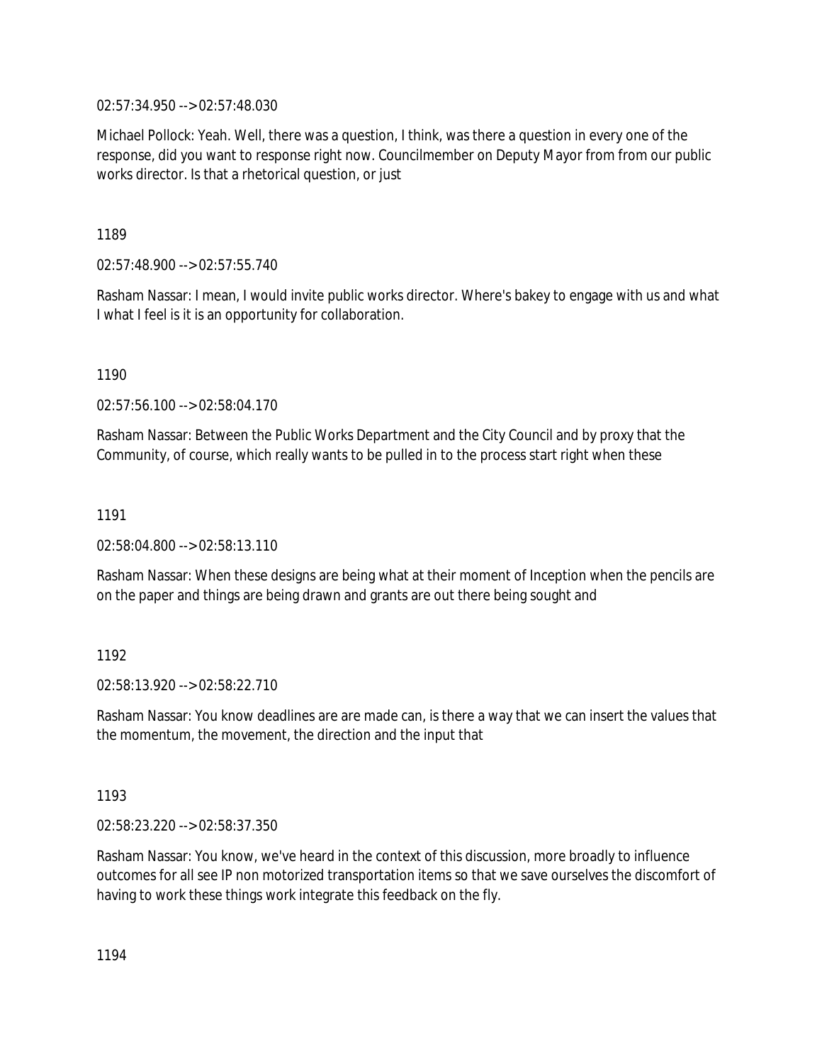02:57:34.950 --> 02:57:48.030

Michael Pollock: Yeah. Well, there was a question, I think, was there a question in every one of the response, did you want to response right now. Councilmember on Deputy Mayor from from our public works director. Is that a rhetorical question, or just

1189

02:57:48.900 --> 02:57:55.740

Rasham Nassar: I mean, I would invite public works director. Where's bakey to engage with us and what I what I feel is it is an opportunity for collaboration.

1190

02:57:56.100 --> 02:58:04.170

Rasham Nassar: Between the Public Works Department and the City Council and by proxy that the Community, of course, which really wants to be pulled in to the process start right when these

1191

02:58:04.800 --> 02:58:13.110

Rasham Nassar: When these designs are being what at their moment of Inception when the pencils are on the paper and things are being drawn and grants are out there being sought and

1192

02:58:13.920 --> 02:58:22.710

Rasham Nassar: You know deadlines are are made can, is there a way that we can insert the values that the momentum, the movement, the direction and the input that

1193

02:58:23.220 --> 02:58:37.350

Rasham Nassar: You know, we've heard in the context of this discussion, more broadly to influence outcomes for all see IP non motorized transportation items so that we save ourselves the discomfort of having to work these things work integrate this feedback on the fly.

1194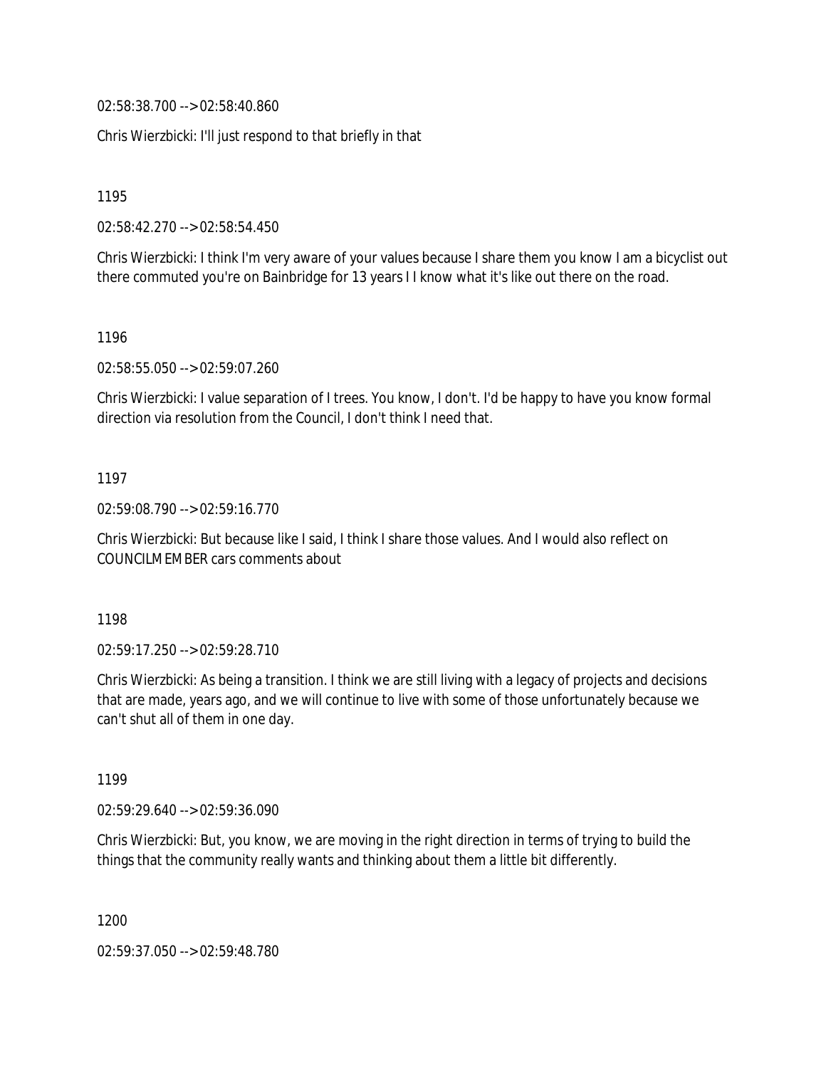02:58:38.700 --> 02:58:40.860

Chris Wierzbicki: I'll just respond to that briefly in that

1195

02:58:42.270 --> 02:58:54.450

Chris Wierzbicki: I think I'm very aware of your values because I share them you know I am a bicyclist out there commuted you're on Bainbridge for 13 years I I know what it's like out there on the road.

1196

02:58:55.050 --> 02:59:07.260

Chris Wierzbicki: I value separation of I trees. You know, I don't. I'd be happy to have you know formal direction via resolution from the Council, I don't think I need that.

1197

02:59:08.790 --> 02:59:16.770

Chris Wierzbicki: But because like I said, I think I share those values. And I would also reflect on COUNCILMEMBER cars comments about

1198

02:59:17.250 --> 02:59:28.710

Chris Wierzbicki: As being a transition. I think we are still living with a legacy of projects and decisions that are made, years ago, and we will continue to live with some of those unfortunately because we can't shut all of them in one day.

1199

02:59:29.640 --> 02:59:36.090

Chris Wierzbicki: But, you know, we are moving in the right direction in terms of trying to build the things that the community really wants and thinking about them a little bit differently.

1200

02:59:37.050 --> 02:59:48.780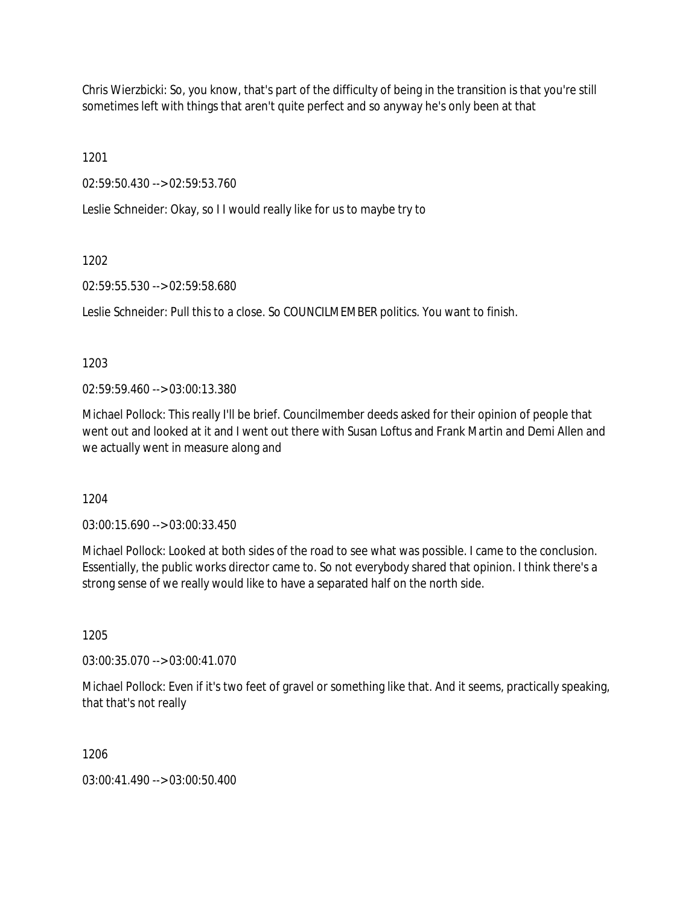Chris Wierzbicki: So, you know, that's part of the difficulty of being in the transition is that you're still sometimes left with things that aren't quite perfect and so anyway he's only been at that

1201

02:59:50.430 --> 02:59:53.760

Leslie Schneider: Okay, so I I would really like for us to maybe try to

1202

02:59:55.530 --> 02:59:58.680

Leslie Schneider: Pull this to a close. So COUNCILMEMBER politics. You want to finish.

1203

02:59:59.460 --> 03:00:13.380

Michael Pollock: This really I'll be brief. Councilmember deeds asked for their opinion of people that went out and looked at it and I went out there with Susan Loftus and Frank Martin and Demi Allen and we actually went in measure along and

1204

03:00:15.690 --> 03:00:33.450

Michael Pollock: Looked at both sides of the road to see what was possible. I came to the conclusion. Essentially, the public works director came to. So not everybody shared that opinion. I think there's a strong sense of we really would like to have a separated half on the north side.

1205

03:00:35.070 --> 03:00:41.070

Michael Pollock: Even if it's two feet of gravel or something like that. And it seems, practically speaking, that that's not really

1206

03:00:41.490 --> 03:00:50.400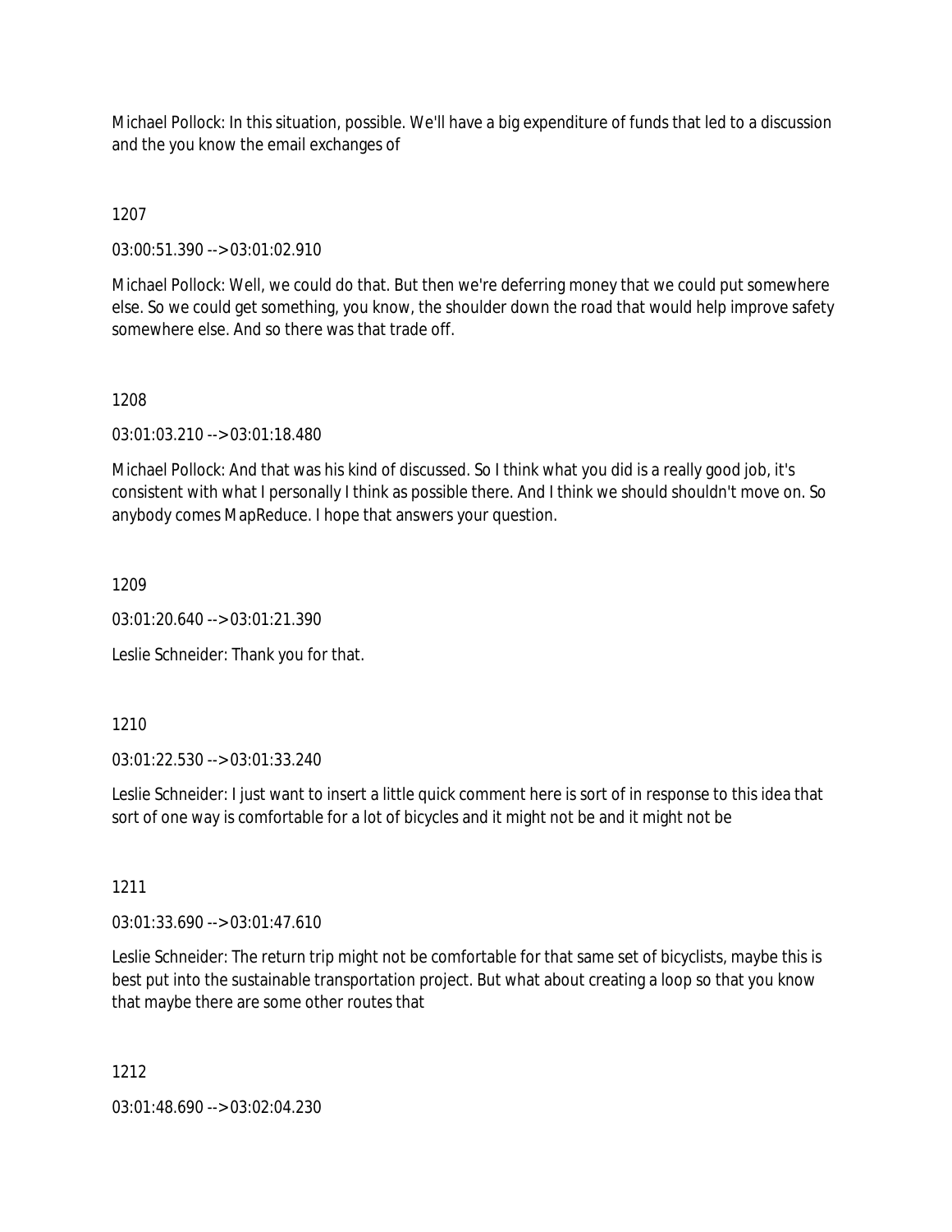Michael Pollock: In this situation, possible. We'll have a big expenditure of funds that led to a discussion and the you know the email exchanges of

1207

03:00:51.390 --> 03:01:02.910

Michael Pollock: Well, we could do that. But then we're deferring money that we could put somewhere else. So we could get something, you know, the shoulder down the road that would help improve safety somewhere else. And so there was that trade off.

1208

03:01:03.210 --> 03:01:18.480

Michael Pollock: And that was his kind of discussed. So I think what you did is a really good job, it's consistent with what I personally I think as possible there. And I think we should shouldn't move on. So anybody comes MapReduce. I hope that answers your question.

1209

03:01:20.640 --> 03:01:21.390

Leslie Schneider: Thank you for that.

1210

03:01:22.530 --> 03:01:33.240

Leslie Schneider: I just want to insert a little quick comment here is sort of in response to this idea that sort of one way is comfortable for a lot of bicycles and it might not be and it might not be

1211

03:01:33.690 --> 03:01:47.610

Leslie Schneider: The return trip might not be comfortable for that same set of bicyclists, maybe this is best put into the sustainable transportation project. But what about creating a loop so that you know that maybe there are some other routes that

1212

03:01:48.690 --> 03:02:04.230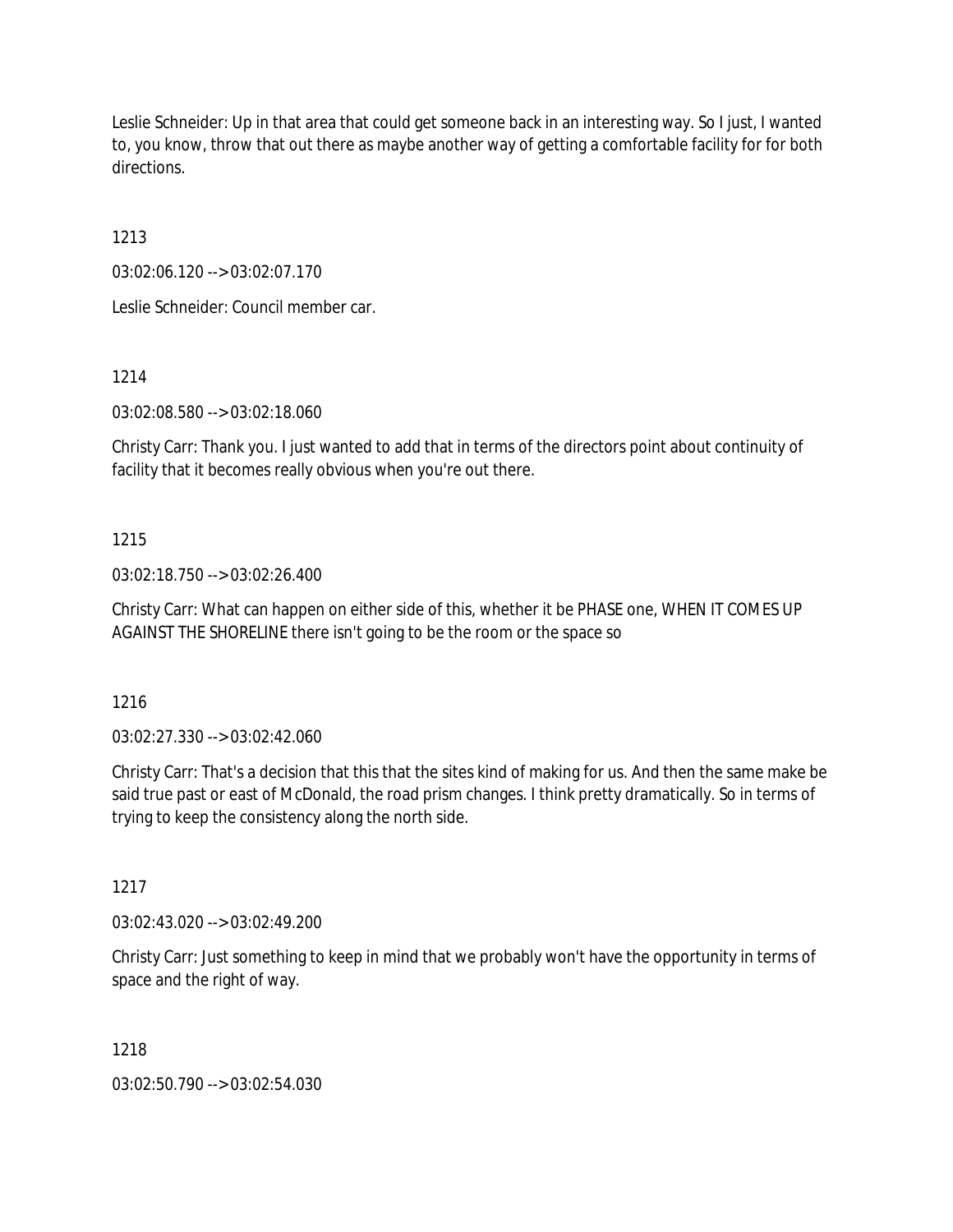Leslie Schneider: Up in that area that could get someone back in an interesting way. So I just, I wanted to, you know, throw that out there as maybe another way of getting a comfortable facility for for both directions.

1213

03:02:06.120 --> 03:02:07.170

Leslie Schneider: Council member car.

1214

03:02:08.580 --> 03:02:18.060

Christy Carr: Thank you. I just wanted to add that in terms of the directors point about continuity of facility that it becomes really obvious when you're out there.

1215

03:02:18.750 --> 03:02:26.400

Christy Carr: What can happen on either side of this, whether it be PHASE one, WHEN IT COMES UP AGAINST THE SHORELINE there isn't going to be the room or the space so

1216

03:02:27.330 --> 03:02:42.060

Christy Carr: That's a decision that this that the sites kind of making for us. And then the same make be said true past or east of McDonald, the road prism changes. I think pretty dramatically. So in terms of trying to keep the consistency along the north side.

1217

03:02:43.020 --> 03:02:49.200

Christy Carr: Just something to keep in mind that we probably won't have the opportunity in terms of space and the right of way.

1218

03:02:50.790 --> 03:02:54.030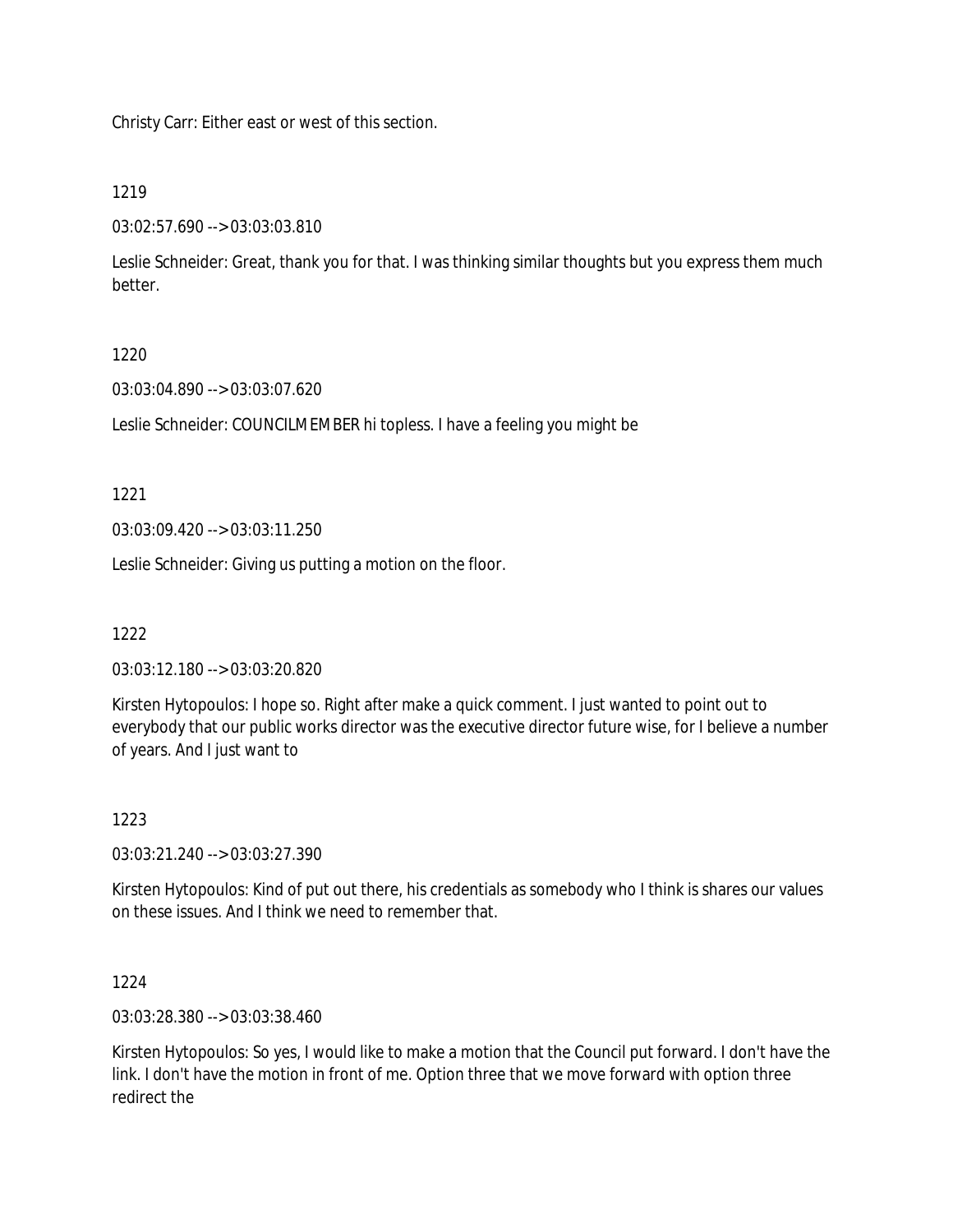Christy Carr: Either east or west of this section.

1219

03:02:57.690 --> 03:03:03.810

Leslie Schneider: Great, thank you for that. I was thinking similar thoughts but you express them much better.

1220

03:03:04.890 --> 03:03:07.620

Leslie Schneider: COUNCILMEMBER hi topless. I have a feeling you might be

1221

03:03:09.420 --> 03:03:11.250

Leslie Schneider: Giving us putting a motion on the floor.

1222

03:03:12.180 --> 03:03:20.820

Kirsten Hytopoulos: I hope so. Right after make a quick comment. I just wanted to point out to everybody that our public works director was the executive director future wise, for I believe a number of years. And I just want to

1223

03:03:21.240 --> 03:03:27.390

Kirsten Hytopoulos: Kind of put out there, his credentials as somebody who I think is shares our values on these issues. And I think we need to remember that.

1224

03:03:28.380 --> 03:03:38.460

Kirsten Hytopoulos: So yes, I would like to make a motion that the Council put forward. I don't have the link. I don't have the motion in front of me. Option three that we move forward with option three redirect the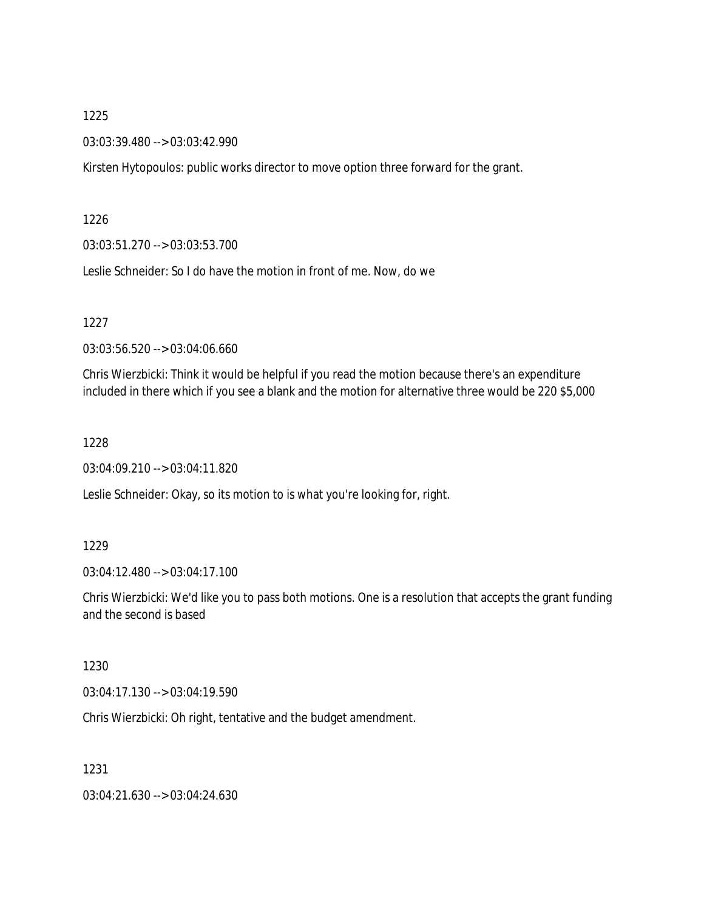1225

03:03:39.480 --> 03:03:42.990

Kirsten Hytopoulos: public works director to move option three forward for the grant.

1226

03:03:51.270 --> 03:03:53.700

Leslie Schneider: So I do have the motion in front of me. Now, do we

1227

03:03:56.520 --> 03:04:06.660

Chris Wierzbicki: Think it would be helpful if you read the motion because there's an expenditure included in there which if you see a blank and the motion for alternative three would be 220 $5,000

1228

03:04:09.210 --> 03:04:11.820

Leslie Schneider: Okay, so its motion to is what you're looking for, right.

1229

03:04:12.480 --> 03:04:17.100

Chris Wierzbicki: We'd like you to pass both motions. One is a resolution that accepts the grant funding and the second is based

1230

03:04:17.130 --> 03:04:19.590

Chris Wierzbicki: Oh right, tentative and the budget amendment.

1231

03:04:21.630 --> 03:04:24.630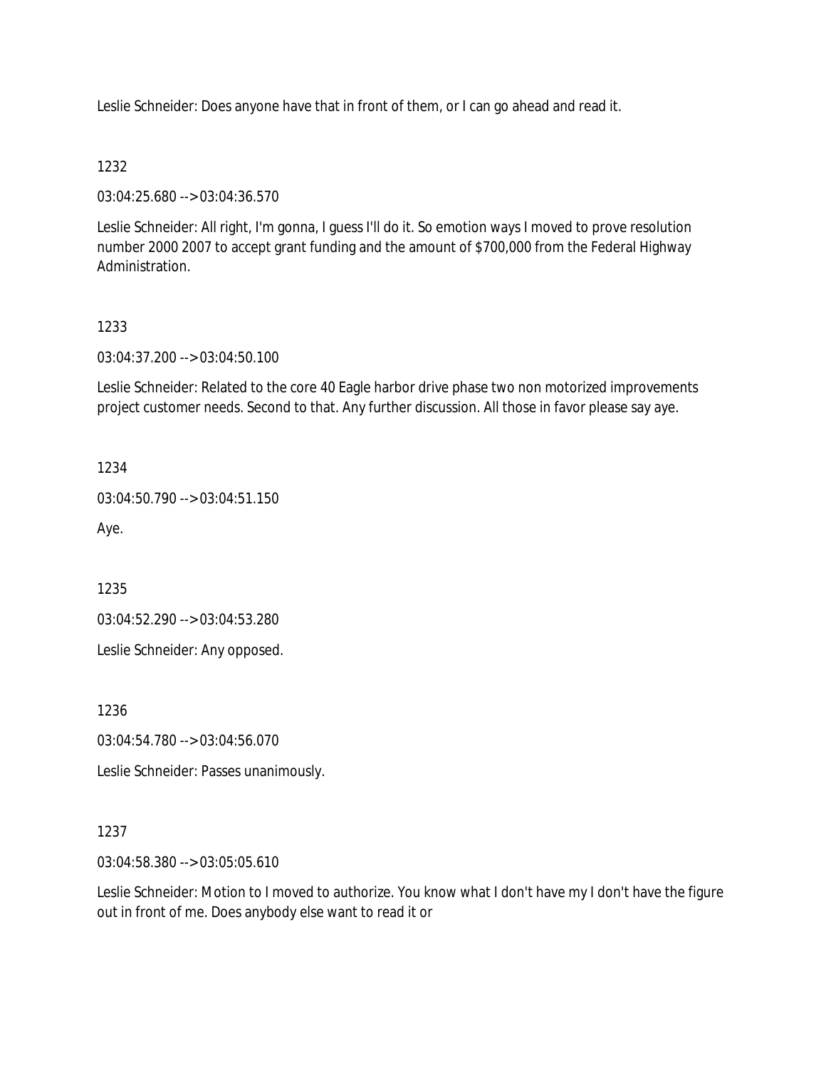Leslie Schneider: Does anyone have that in front of them, or I can go ahead and read it.

1232

03:04:25.680 --> 03:04:36.570

Leslie Schneider: All right, I'm gonna, I guess I'll do it. So emotion ways I moved to prove resolution number 2000 2007 to accept grant funding and the amount of $700,000 from the Federal Highway Administration.

1233

03:04:37.200 --> 03:04:50.100

Leslie Schneider: Related to the core 40 Eagle harbor drive phase two non motorized improvements project customer needs. Second to that. Any further discussion. All those in favor please say aye.

1234

03:04:50.790 --> 03:04:51.150

Aye.

1235

03:04:52.290 --> 03:04:53.280

Leslie Schneider: Any opposed.

1236

03:04:54.780 --> 03:04:56.070

Leslie Schneider: Passes unanimously.

1237

03:04:58.380 --> 03:05:05.610

Leslie Schneider: Motion to I moved to authorize. You know what I don't have my I don't have the figure out in front of me. Does anybody else want to read it or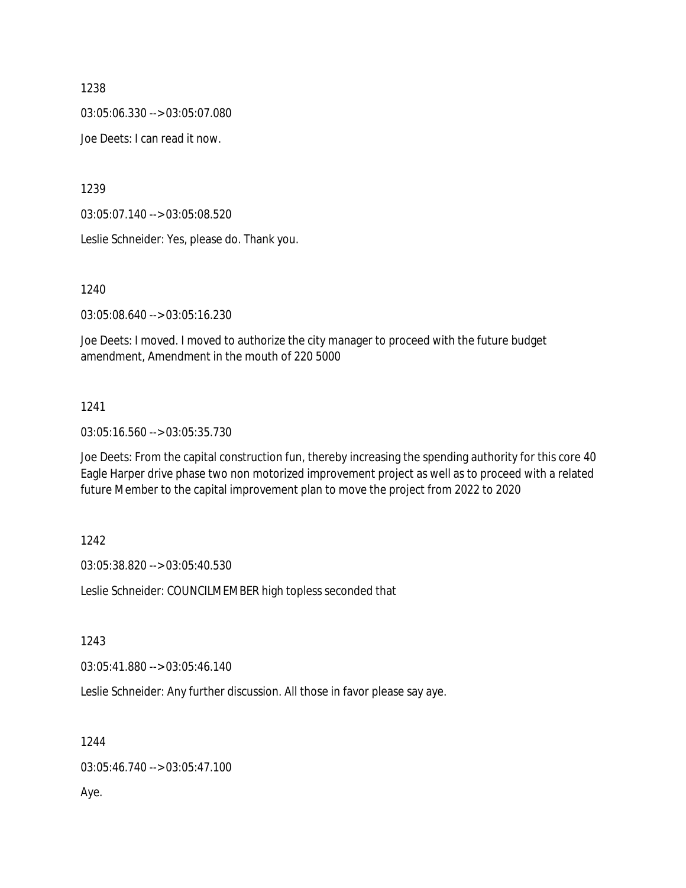1238

03:05:06.330 --> 03:05:07.080

Joe Deets: I can read it now.

1239

03:05:07.140 --> 03:05:08.520

Leslie Schneider: Yes, please do. Thank you.

1240

03:05:08.640 --> 03:05:16.230

Joe Deets: I moved. I moved to authorize the city manager to proceed with the future budget amendment, Amendment in the mouth of 220 5000

1241

03:05:16.560 --> 03:05:35.730

Joe Deets: From the capital construction fun, thereby increasing the spending authority for this core 40 Eagle Harper drive phase two non motorized improvement project as well as to proceed with a related future Member to the capital improvement plan to move the project from 2022 to 2020

1242

03:05:38.820 --> 03:05:40.530

Leslie Schneider: COUNCILMEMBER high topless seconded that

1243

03:05:41.880 --> 03:05:46.140

Leslie Schneider: Any further discussion. All those in favor please say aye.

1244

03:05:46.740 --> 03:05:47.100

Aye.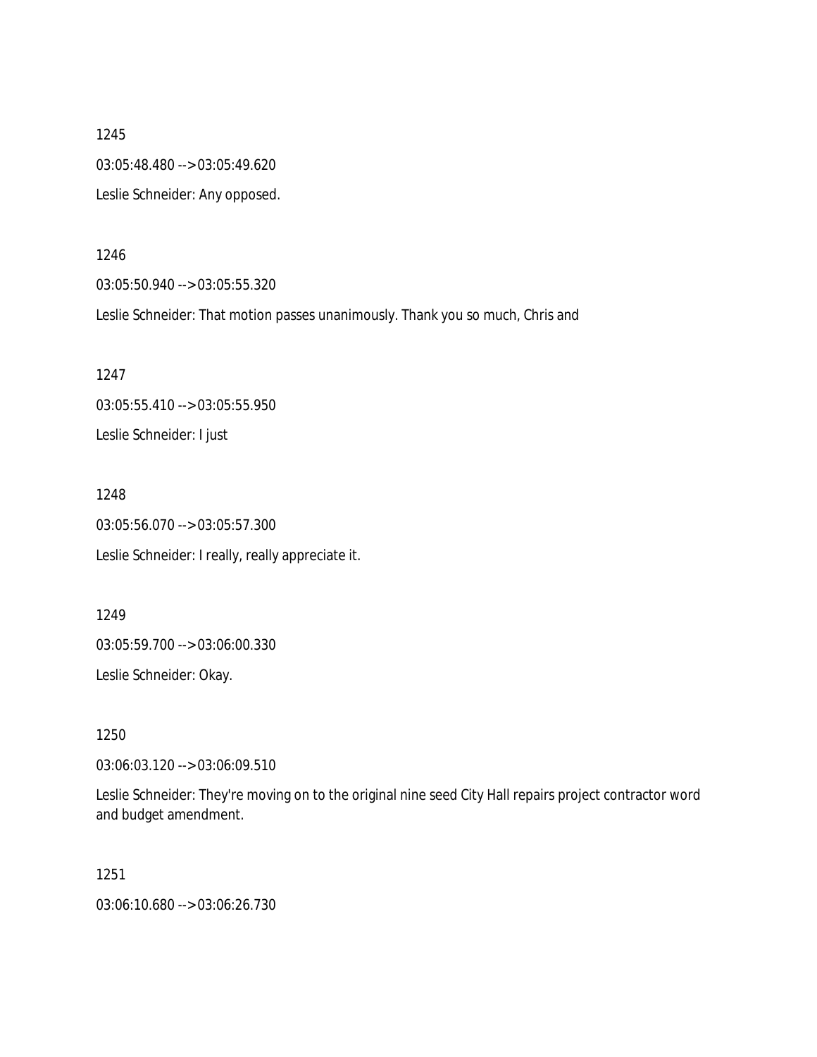1245

03:05:48.480 --> 03:05:49.620

Leslie Schneider: Any opposed.

1246

03:05:50.940 --> 03:05:55.320

Leslie Schneider: That motion passes unanimously. Thank you so much, Chris and

1247

03:05:55.410 --> 03:05:55.950

Leslie Schneider: I just

1248

03:05:56.070 --> 03:05:57.300

Leslie Schneider: I really, really appreciate it.

1249

03:05:59.700 --> 03:06:00.330

Leslie Schneider: Okay.

1250

03:06:03.120 --> 03:06:09.510

Leslie Schneider: They're moving on to the original nine seed City Hall repairs project contractor word and budget amendment.

1251

03:06:10.680 --> 03:06:26.730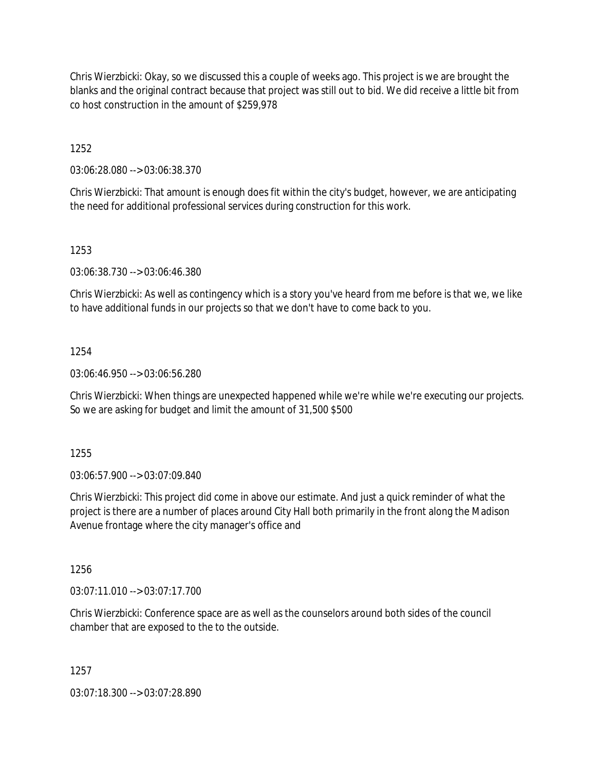Chris Wierzbicki: Okay, so we discussed this a couple of weeks ago. This project is we are brought the blanks and the original contract because that project was still out to bid. We did receive a little bit from co host construction in the amount of $259,978

1252

03:06:28.080 --> 03:06:38.370

Chris Wierzbicki: That amount is enough does fit within the city's budget, however, we are anticipating the need for additional professional services during construction for this work.

1253

03:06:38.730 --> 03:06:46.380

Chris Wierzbicki: As well as contingency which is a story you've heard from me before is that we, we like to have additional funds in our projects so that we don't have to come back to you.

1254

03:06:46.950 --> 03:06:56.280

Chris Wierzbicki: When things are unexpected happened while we're while we're executing our projects. So we are asking for budget and limit the amount of 31,500 $500

1255

03:06:57.900 --> 03:07:09.840

Chris Wierzbicki: This project did come in above our estimate. And just a quick reminder of what the project is there are a number of places around City Hall both primarily in the front along the Madison Avenue frontage where the city manager's office and

1256

03:07:11.010 --> 03:07:17.700

Chris Wierzbicki: Conference space are as well as the counselors around both sides of the council chamber that are exposed to the to the outside.

1257

03:07:18.300 --> 03:07:28.890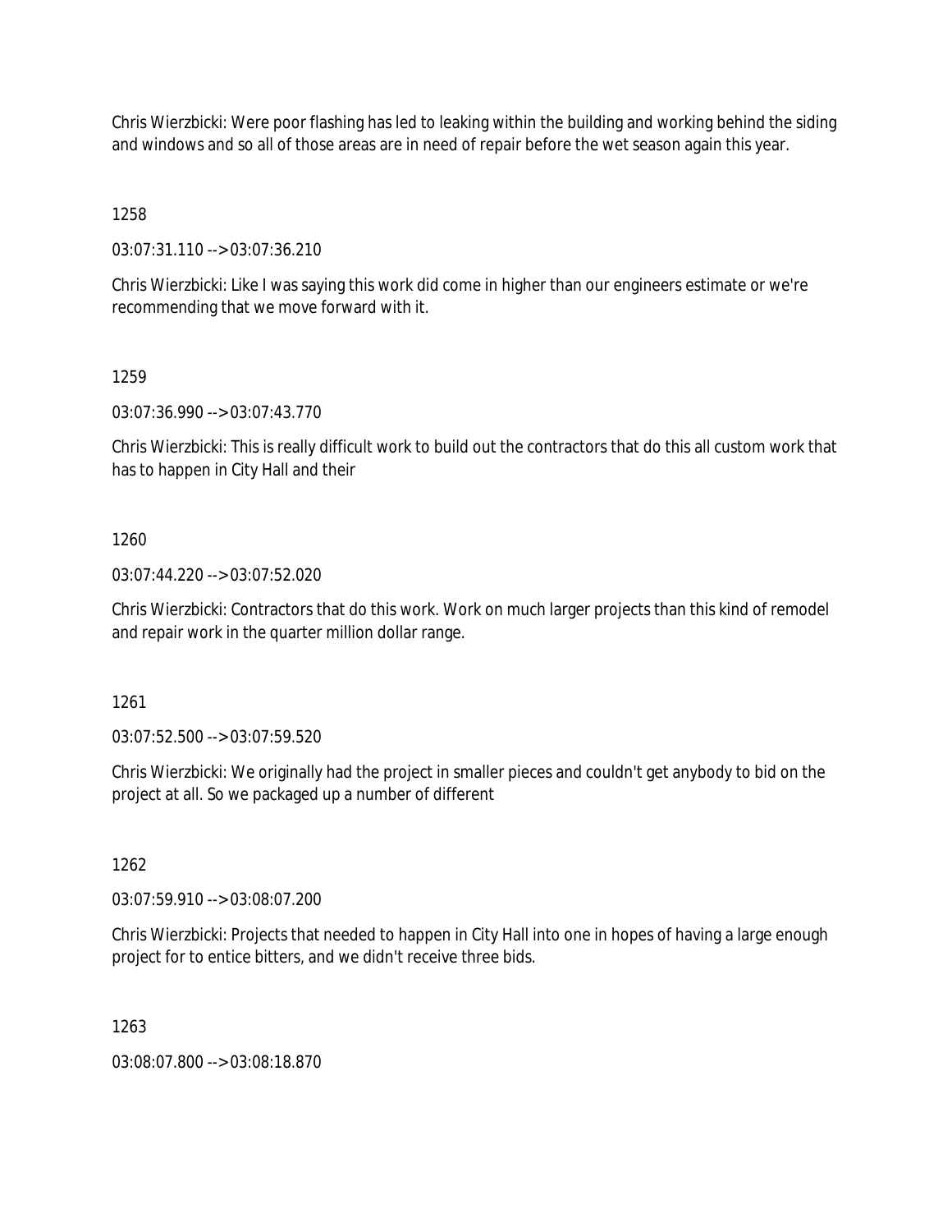Chris Wierzbicki: Were poor flashing has led to leaking within the building and working behind the siding and windows and so all of those areas are in need of repair before the wet season again this year.

1258

03:07:31.110 --> 03:07:36.210

Chris Wierzbicki: Like I was saying this work did come in higher than our engineers estimate or we're recommending that we move forward with it.

1259

03:07:36.990 --> 03:07:43.770

Chris Wierzbicki: This is really difficult work to build out the contractors that do this all custom work that has to happen in City Hall and their

1260

03:07:44.220 --> 03:07:52.020

Chris Wierzbicki: Contractors that do this work. Work on much larger projects than this kind of remodel and repair work in the quarter million dollar range.

1261

03:07:52.500 --> 03:07:59.520

Chris Wierzbicki: We originally had the project in smaller pieces and couldn't get anybody to bid on the project at all. So we packaged up a number of different

1262

03:07:59.910 --> 03:08:07.200

Chris Wierzbicki: Projects that needed to happen in City Hall into one in hopes of having a large enough project for to entice bitters, and we didn't receive three bids.

1263

03:08:07.800 --> 03:08:18.870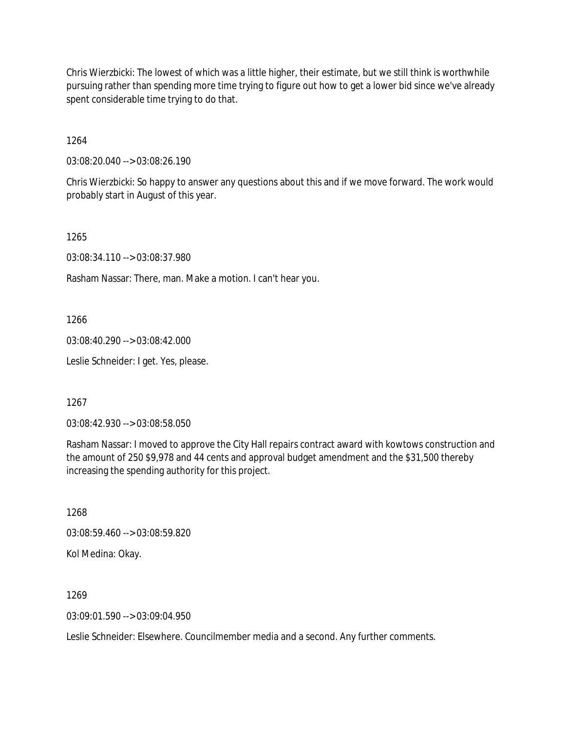Chris Wierzbicki: The lowest of which was a little higher, their estimate, but we still think is worthwhile pursuing rather than spending more time trying to figure out how to get a lower bid since we've already spent considerable time trying to do that.

1264

03:08:20.040 --> 03:08:26.190

Chris Wierzbicki: So happy to answer any questions about this and if we move forward. The work would probably start in August of this year.

1265

03:08:34.110 --> 03:08:37.980

Rasham Nassar: There, man. Make a motion. I can't hear you.

1266

03:08:40.290 --> 03:08:42.000

Leslie Schneider: I get. Yes, please.

1267

03:08:42.930 --> 03:08:58.050

Rasham Nassar: I moved to approve the City Hall repairs contract award with kowtows construction and the amount of 250 $9,978 and 44 cents and approval budget amendment and the $31,500 thereby increasing the spending authority for this project.

1268

03:08:59.460 --> 03:08:59.820

Kol Medina: Okay.

1269

03:09:01.590 --> 03:09:04.950

Leslie Schneider: Elsewhere. Councilmember media and a second. Any further comments.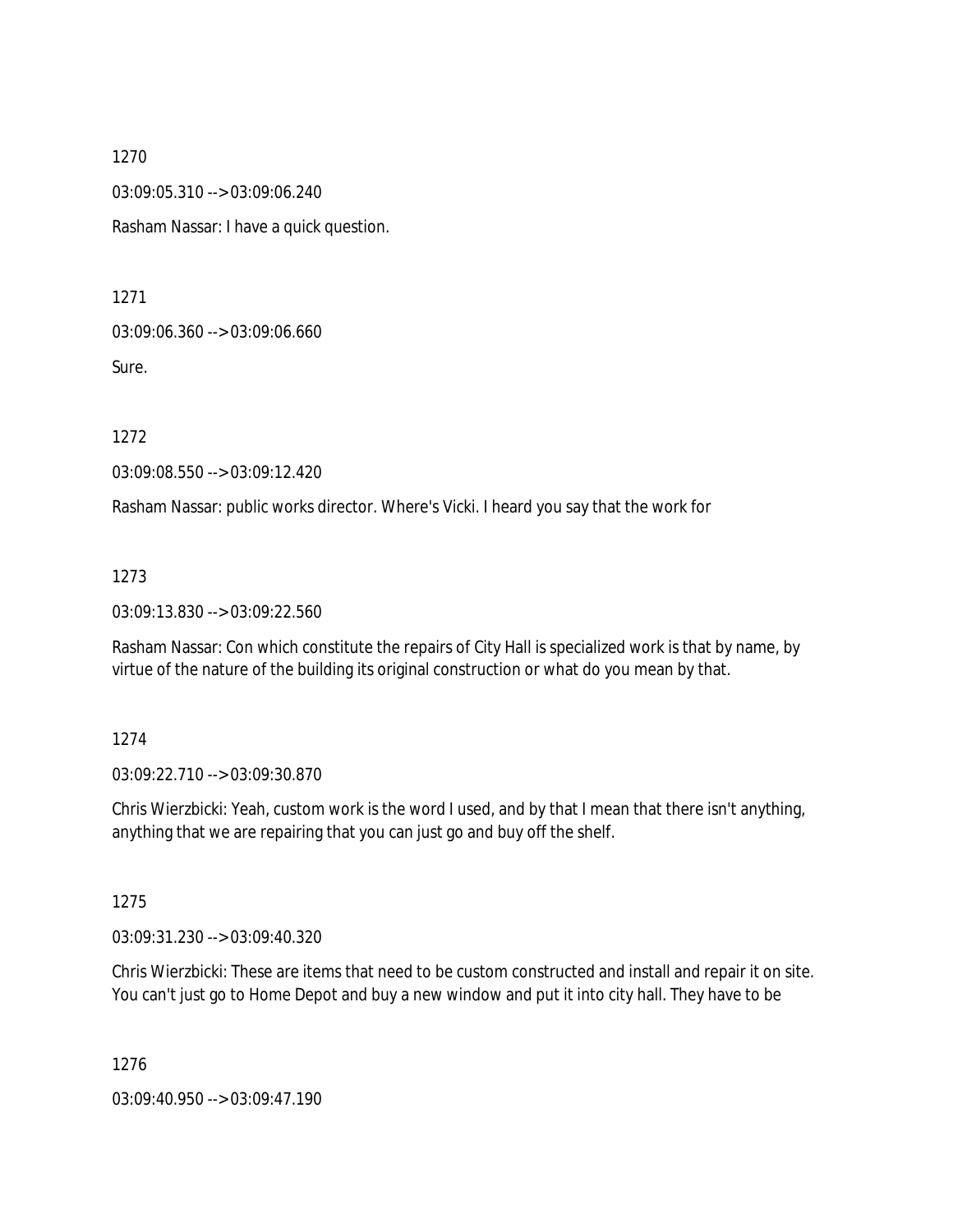1270

03:09:05.310 --> 03:09:06.240

Rasham Nassar: I have a quick question.

1271

03:09:06.360 --> 03:09:06.660

Sure.

1272

03:09:08.550 --> 03:09:12.420

Rasham Nassar: public works director. Where's Vicki. I heard you say that the work for

1273

03:09:13.830 --> 03:09:22.560

Rasham Nassar: Con which constitute the repairs of City Hall is specialized work is that by name, by virtue of the nature of the building its original construction or what do you mean by that.

1274

03:09:22.710 --> 03:09:30.870

Chris Wierzbicki: Yeah, custom work is the word I used, and by that I mean that there isn't anything, anything that we are repairing that you can just go and buy off the shelf.

1275

03:09:31.230 --> 03:09:40.320

Chris Wierzbicki: These are items that need to be custom constructed and install and repair it on site. You can't just go to Home Depot and buy a new window and put it into city hall. They have to be

1276

03:09:40.950 --> 03:09:47.190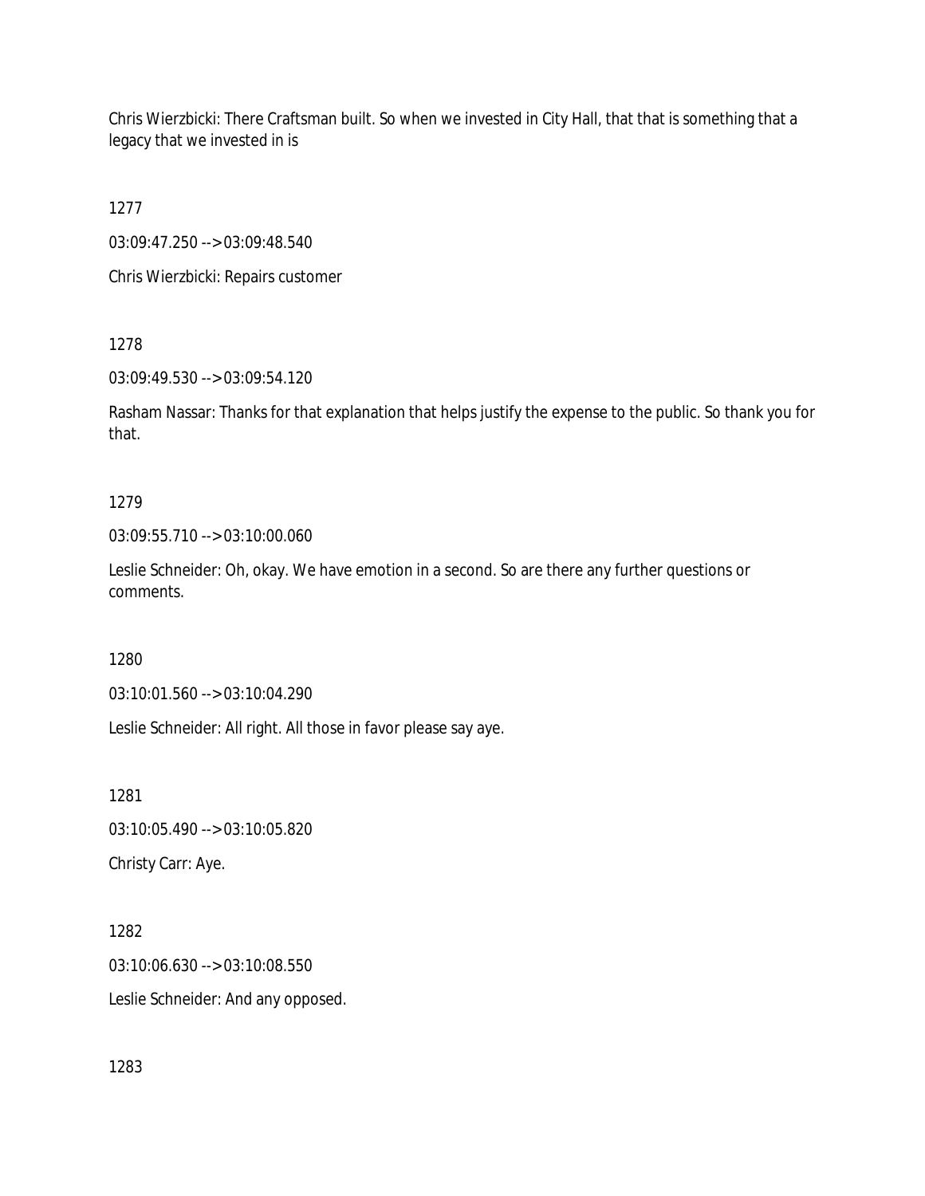Chris Wierzbicki: There Craftsman built. So when we invested in City Hall, that that is something that a legacy that we invested in is

1277

03:09:47.250 --> 03:09:48.540

Chris Wierzbicki: Repairs customer

1278

03:09:49.530 --> 03:09:54.120

Rasham Nassar: Thanks for that explanation that helps justify the expense to the public. So thank you for that.

1279

03:09:55.710 --> 03:10:00.060

Leslie Schneider: Oh, okay. We have emotion in a second. So are there any further questions or comments.

1280

03:10:01.560 --> 03:10:04.290

Leslie Schneider: All right. All those in favor please say aye.

1281

03:10:05.490 --> 03:10:05.820

Christy Carr: Aye.

1282

03:10:06.630 --> 03:10:08.550

Leslie Schneider: And any opposed.

1283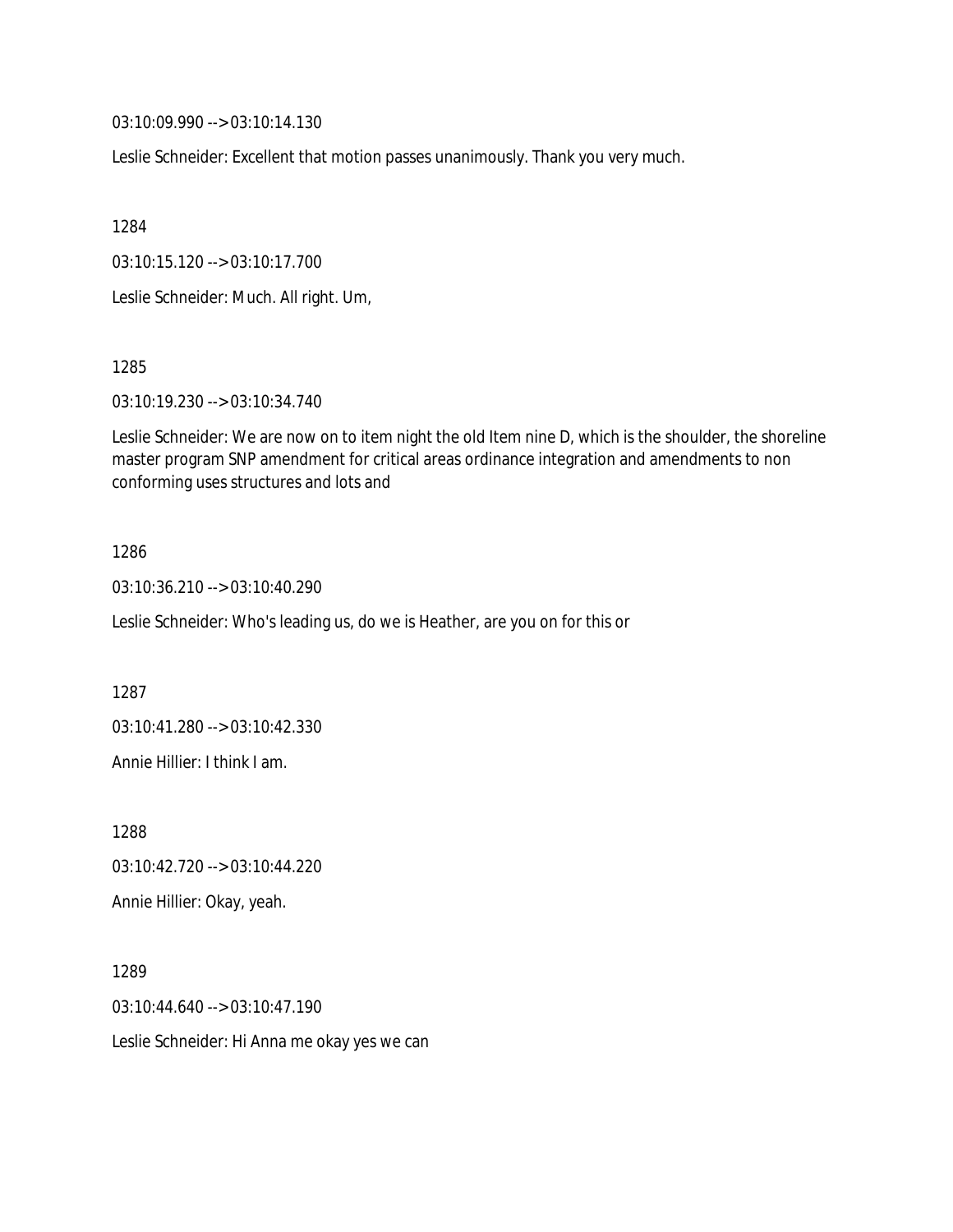03:10:09.990 --> 03:10:14.130

Leslie Schneider: Excellent that motion passes unanimously. Thank you very much.

1284

03:10:15.120 --> 03:10:17.700

Leslie Schneider: Much. All right. Um,

1285

03:10:19.230 --> 03:10:34.740

Leslie Schneider: We are now on to item night the old Item nine D, which is the shoulder, the shoreline master program SNP amendment for critical areas ordinance integration and amendments to non conforming uses structures and lots and

1286

03:10:36.210 --> 03:10:40.290

Leslie Schneider: Who's leading us, do we is Heather, are you on for this or

1287

03:10:41.280 --> 03:10:42.330

Annie Hillier: I think I am.

1288

03:10:42.720 --> 03:10:44.220

Annie Hillier: Okay, yeah.

1289

03:10:44.640 --> 03:10:47.190

Leslie Schneider: Hi Anna me okay yes we can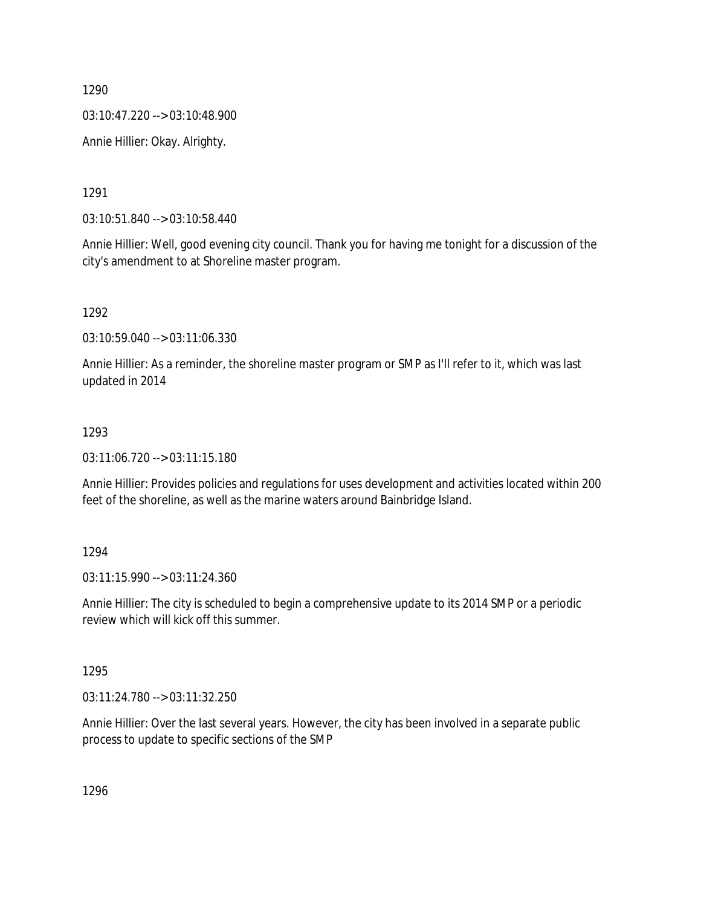1290

03:10:47.220 --> 03:10:48.900

Annie Hillier: Okay. Alrighty.

1291

03:10:51.840 --> 03:10:58.440

Annie Hillier: Well, good evening city council. Thank you for having me tonight for a discussion of the city's amendment to at Shoreline master program.

1292

03:10:59.040 --> 03:11:06.330

Annie Hillier: As a reminder, the shoreline master program or SMP as I'll refer to it, which was last updated in 2014

1293

03:11:06.720 --> 03:11:15.180

Annie Hillier: Provides policies and regulations for uses development and activities located within 200 feet of the shoreline, as well as the marine waters around Bainbridge Island.

1294

03:11:15.990 --> 03:11:24.360

Annie Hillier: The city is scheduled to begin a comprehensive update to its 2014 SMP or a periodic review which will kick off this summer.

1295

03:11:24.780 --> 03:11:32.250

Annie Hillier: Over the last several years. However, the city has been involved in a separate public process to update to specific sections of the SMP

1296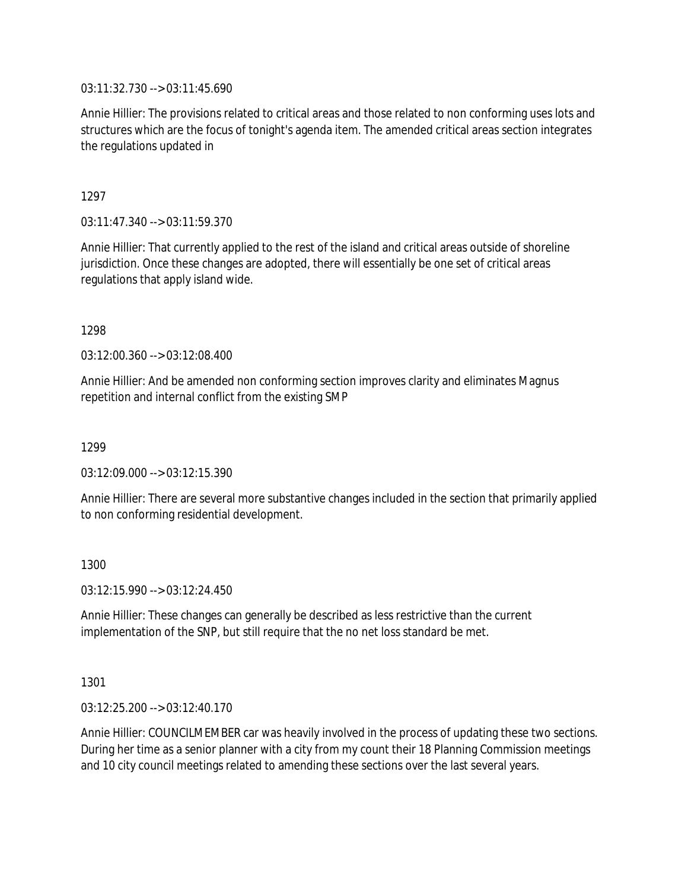03:11:32.730 --> 03:11:45.690

Annie Hillier: The provisions related to critical areas and those related to non conforming uses lots and structures which are the focus of tonight's agenda item. The amended critical areas section integrates the regulations updated in

1297

03:11:47.340 --> 03:11:59.370

Annie Hillier: That currently applied to the rest of the island and critical areas outside of shoreline jurisdiction. Once these changes are adopted, there will essentially be one set of critical areas regulations that apply island wide.

1298

03:12:00.360 --> 03:12:08.400

Annie Hillier: And be amended non conforming section improves clarity and eliminates Magnus repetition and internal conflict from the existing SMP

1299

03:12:09.000 --> 03:12:15.390

Annie Hillier: There are several more substantive changes included in the section that primarily applied to non conforming residential development.

1300

03:12:15.990 --> 03:12:24.450

Annie Hillier: These changes can generally be described as less restrictive than the current implementation of the SNP, but still require that the no net loss standard be met.

1301

03:12:25.200 --> 03:12:40.170

Annie Hillier: COUNCILMEMBER car was heavily involved in the process of updating these two sections. During her time as a senior planner with a city from my count their 18 Planning Commission meetings and 10 city council meetings related to amending these sections over the last several years.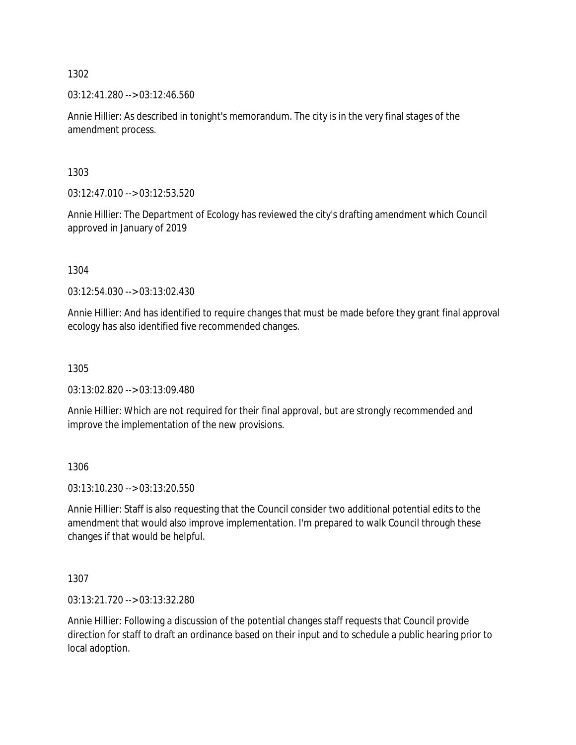1302

03:12:41.280 --> 03:12:46.560

Annie Hillier: As described in tonight's memorandum. The city is in the very final stages of the amendment process.

1303

03:12:47.010 --> 03:12:53.520

Annie Hillier: The Department of Ecology has reviewed the city's drafting amendment which Council approved in January of 2019

1304

03:12:54.030 --> 03:13:02.430

Annie Hillier: And has identified to require changes that must be made before they grant final approval ecology has also identified five recommended changes.

1305

03:13:02.820 --> 03:13:09.480

Annie Hillier: Which are not required for their final approval, but are strongly recommended and improve the implementation of the new provisions.

1306

03:13:10.230 --> 03:13:20.550

Annie Hillier: Staff is also requesting that the Council consider two additional potential edits to the amendment that would also improve implementation. I'm prepared to walk Council through these changes if that would be helpful.

1307

03:13:21.720 --> 03:13:32.280

Annie Hillier: Following a discussion of the potential changes staff requests that Council provide direction for staff to draft an ordinance based on their input and to schedule a public hearing prior to local adoption.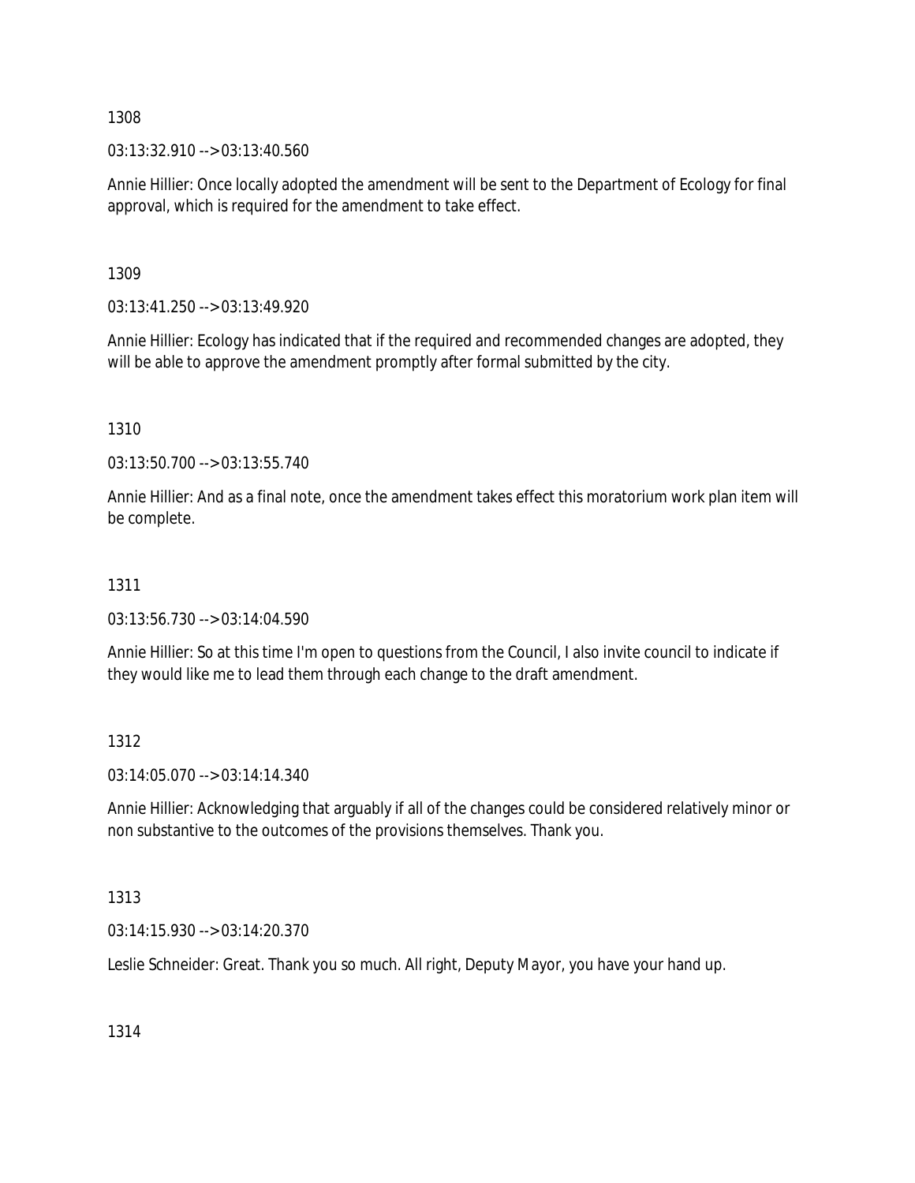1308

03:13:32.910 --> 03:13:40.560

Annie Hillier: Once locally adopted the amendment will be sent to the Department of Ecology for final approval, which is required for the amendment to take effect.

1309

03:13:41.250 --> 03:13:49.920

Annie Hillier: Ecology has indicated that if the required and recommended changes are adopted, they will be able to approve the amendment promptly after formal submitted by the city.

1310

03:13:50.700 --> 03:13:55.740

Annie Hillier: And as a final note, once the amendment takes effect this moratorium work plan item will be complete.

1311

03:13:56.730 --> 03:14:04.590

Annie Hillier: So at this time I'm open to questions from the Council, I also invite council to indicate if they would like me to lead them through each change to the draft amendment.

1312

03:14:05.070 --> 03:14:14.340

Annie Hillier: Acknowledging that arguably if all of the changes could be considered relatively minor or non substantive to the outcomes of the provisions themselves. Thank you.

1313

03:14:15.930 --> 03:14:20.370

Leslie Schneider: Great. Thank you so much. All right, Deputy Mayor, you have your hand up.

1314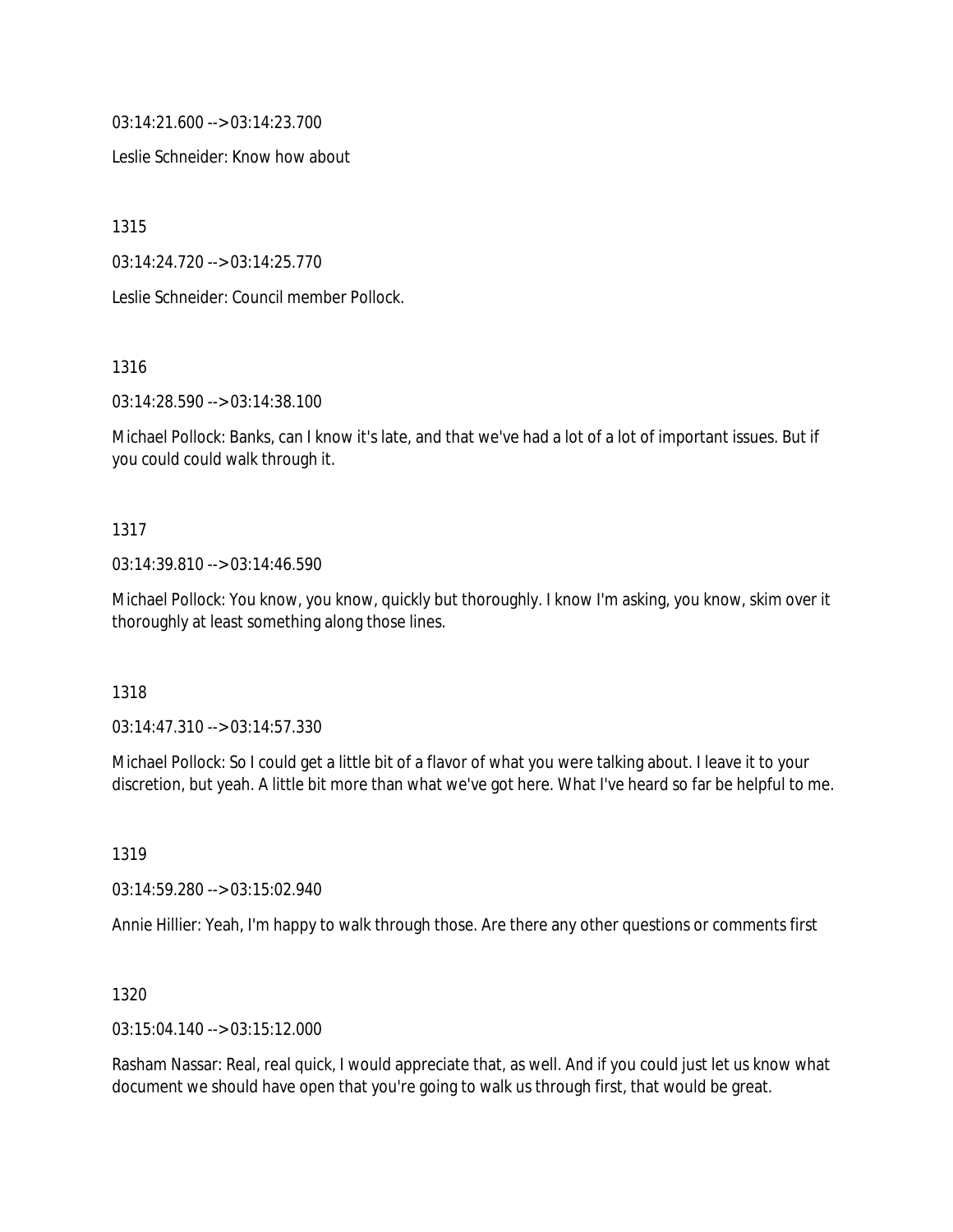03:14:21.600 --> 03:14:23.700

Leslie Schneider: Know how about

1315

03:14:24.720 --> 03:14:25.770

Leslie Schneider: Council member Pollock.

1316

03:14:28.590 --> 03:14:38.100

Michael Pollock: Banks, can I know it's late, and that we've had a lot of a lot of important issues. But if you could could walk through it.

1317

03:14:39.810 --> 03:14:46.590

Michael Pollock: You know, you know, quickly but thoroughly. I know I'm asking, you know, skim over it thoroughly at least something along those lines.

1318

03:14:47.310 --> 03:14:57.330

Michael Pollock: So I could get a little bit of a flavor of what you were talking about. I leave it to your discretion, but yeah. A little bit more than what we've got here. What I've heard so far be helpful to me.

1319

03:14:59.280 --> 03:15:02.940

Annie Hillier: Yeah, I'm happy to walk through those. Are there any other questions or comments first

1320

03:15:04.140 --> 03:15:12.000

Rasham Nassar: Real, real quick, I would appreciate that, as well. And if you could just let us know what document we should have open that you're going to walk us through first, that would be great.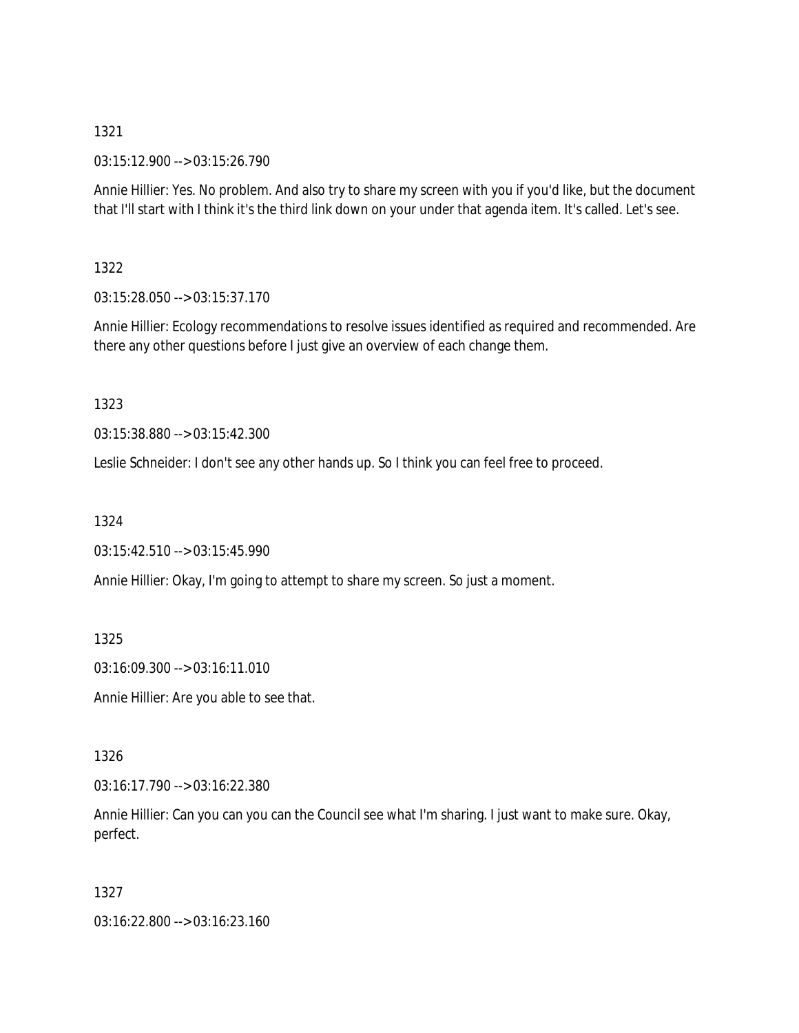1321

03:15:12.900 --> 03:15:26.790

Annie Hillier: Yes. No problem. And also try to share my screen with you if you'd like, but the document that I'll start with I think it's the third link down on your under that agenda item. It's called. Let's see.

1322

03:15:28.050 --> 03:15:37.170

Annie Hillier: Ecology recommendations to resolve issues identified as required and recommended. Are there any other questions before I just give an overview of each change them.

1323

03:15:38.880 --> 03:15:42.300

Leslie Schneider: I don't see any other hands up. So I think you can feel free to proceed.

1324

03:15:42.510 --> 03:15:45.990

Annie Hillier: Okay, I'm going to attempt to share my screen. So just a moment.

1325

03:16:09.300 --> 03:16:11.010

Annie Hillier: Are you able to see that.

1326

03:16:17.790 --> 03:16:22.380

Annie Hillier: Can you can you can the Council see what I'm sharing. I just want to make sure. Okay, perfect.

1327

03:16:22.800 --> 03:16:23.160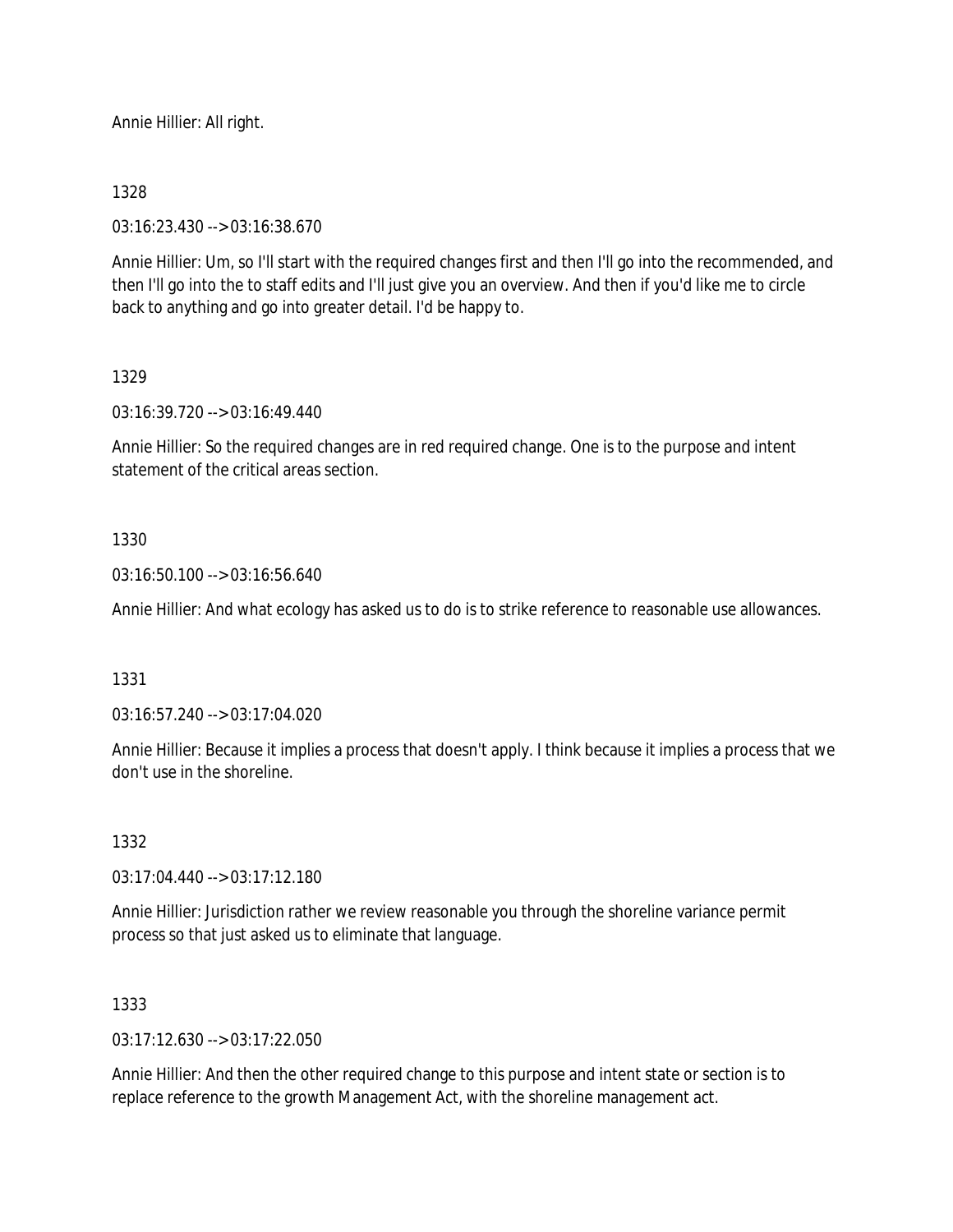Annie Hillier: All right.

1328

03:16:23.430 --> 03:16:38.670

Annie Hillier: Um, so I'll start with the required changes first and then I'll go into the recommended, and then I'll go into the to staff edits and I'll just give you an overview. And then if you'd like me to circle back to anything and go into greater detail. I'd be happy to.

1329

03:16:39.720 --> 03:16:49.440

Annie Hillier: So the required changes are in red required change. One is to the purpose and intent statement of the critical areas section.

1330

03:16:50.100 --> 03:16:56.640

Annie Hillier: And what ecology has asked us to do is to strike reference to reasonable use allowances.

1331

03:16:57.240 --> 03:17:04.020

Annie Hillier: Because it implies a process that doesn't apply. I think because it implies a process that we don't use in the shoreline.

1332

03:17:04.440 --> 03:17:12.180

Annie Hillier: Jurisdiction rather we review reasonable you through the shoreline variance permit process so that just asked us to eliminate that language.

1333

03:17:12.630 --> 03:17:22.050

Annie Hillier: And then the other required change to this purpose and intent state or section is to replace reference to the growth Management Act, with the shoreline management act.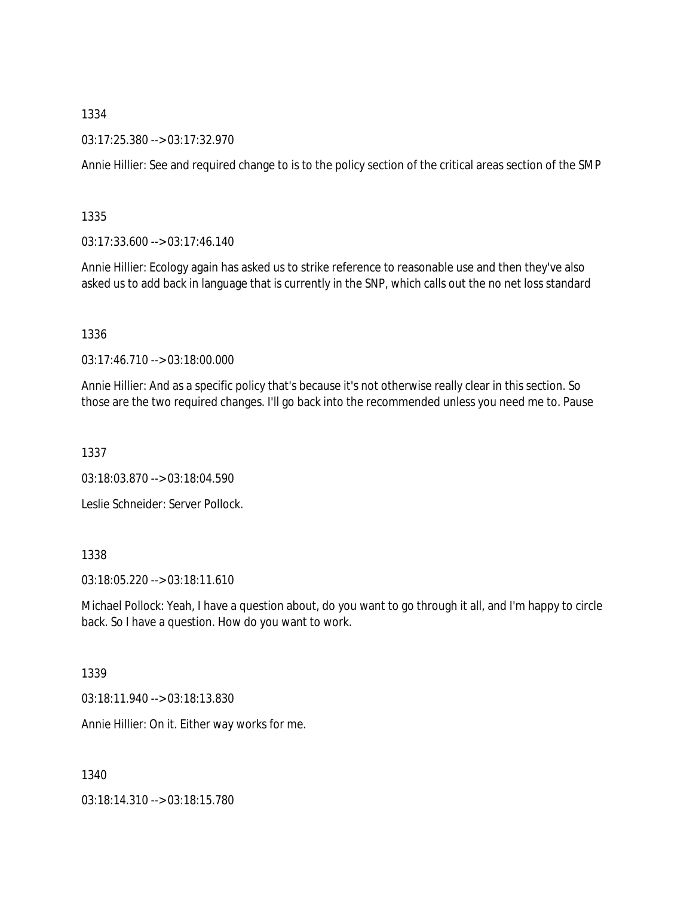1334

03:17:25.380 --> 03:17:32.970

Annie Hillier: See and required change to is to the policy section of the critical areas section of the SMP

1335

03:17:33.600 --> 03:17:46.140

Annie Hillier: Ecology again has asked us to strike reference to reasonable use and then they've also asked us to add back in language that is currently in the SNP, which calls out the no net loss standard

1336

03:17:46.710 --> 03:18:00.000

Annie Hillier: And as a specific policy that's because it's not otherwise really clear in this section. So those are the two required changes. I'll go back into the recommended unless you need me to. Pause

1337

03:18:03.870 --> 03:18:04.590

Leslie Schneider: Server Pollock.

1338

03:18:05.220 --> 03:18:11.610

Michael Pollock: Yeah, I have a question about, do you want to go through it all, and I'm happy to circle back. So I have a question. How do you want to work.

1339

03:18:11.940 --> 03:18:13.830

Annie Hillier: On it. Either way works for me.

1340

03:18:14.310 --> 03:18:15.780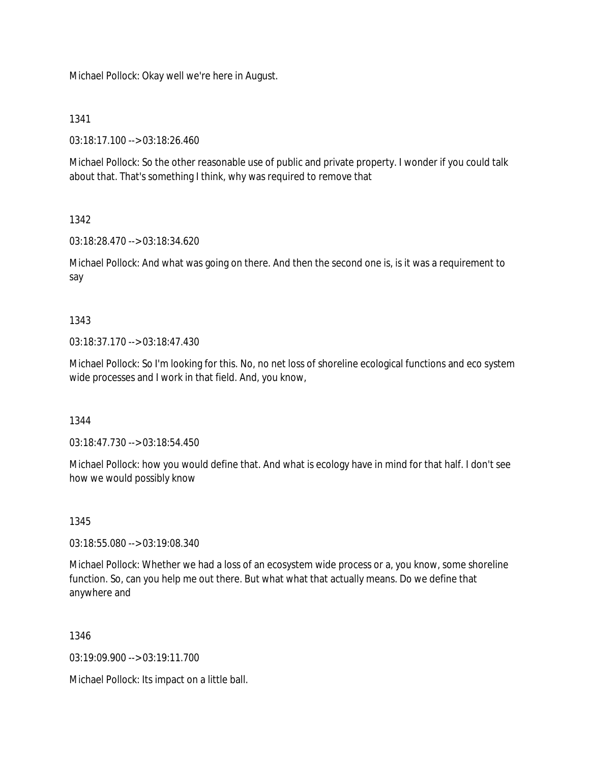Michael Pollock: Okay well we're here in August.

1341

03:18:17.100 --> 03:18:26.460

Michael Pollock: So the other reasonable use of public and private property. I wonder if you could talk about that. That's something I think, why was required to remove that

1342

03:18:28.470 --> 03:18:34.620

Michael Pollock: And what was going on there. And then the second one is, is it was a requirement to say

1343

03:18:37.170 --> 03:18:47.430

Michael Pollock: So I'm looking for this. No, no net loss of shoreline ecological functions and eco system wide processes and I work in that field. And, you know,

1344

03:18:47.730 --> 03:18:54.450

Michael Pollock: how you would define that. And what is ecology have in mind for that half. I don't see how we would possibly know

1345

03:18:55.080 --> 03:19:08.340

Michael Pollock: Whether we had a loss of an ecosystem wide process or a, you know, some shoreline function. So, can you help me out there. But what what that actually means. Do we define that anywhere and

1346

03:19:09.900 --> 03:19:11.700

Michael Pollock: Its impact on a little ball.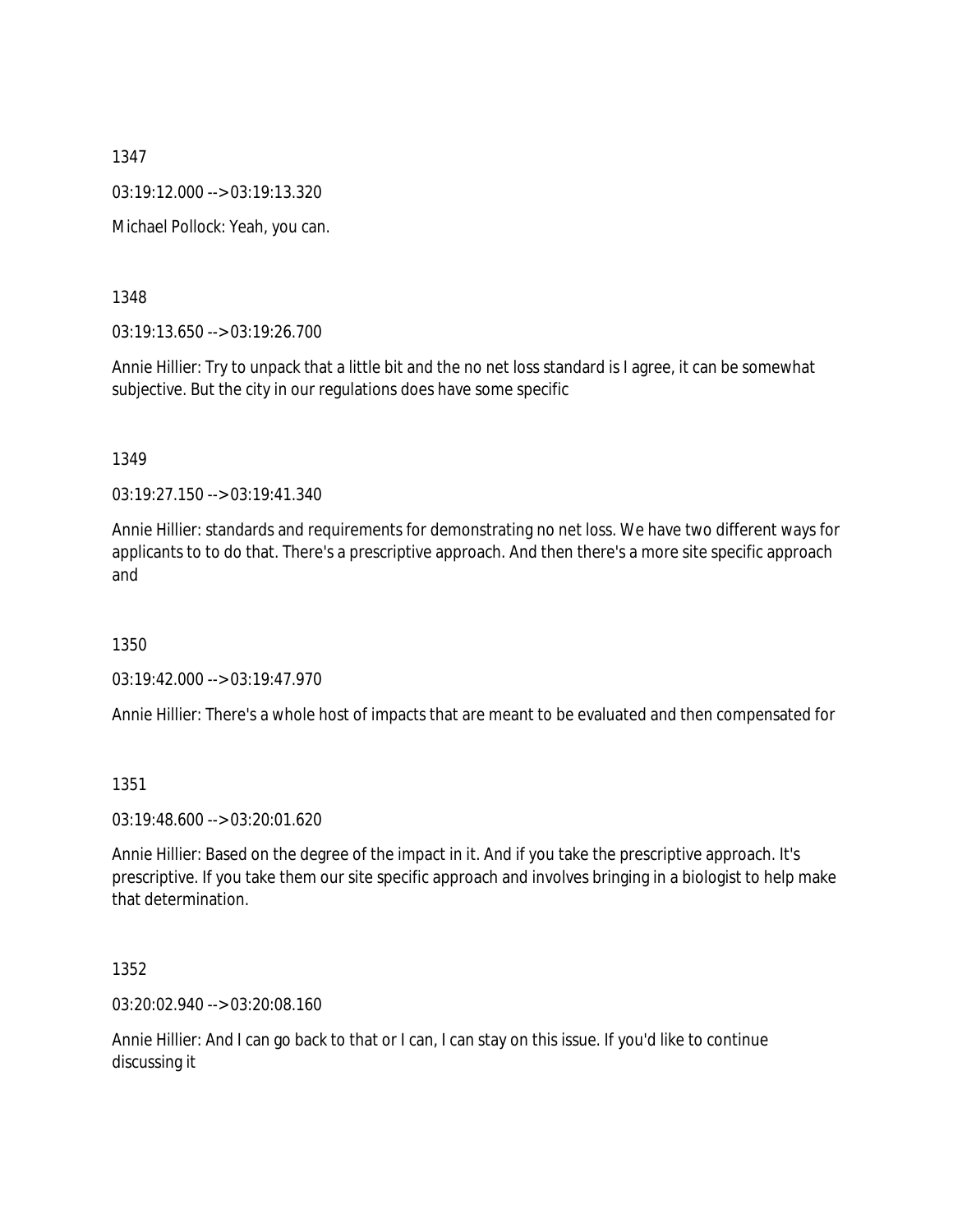1347

03:19:12.000 --> 03:19:13.320

Michael Pollock: Yeah, you can.

1348

03:19:13.650 --> 03:19:26.700

Annie Hillier: Try to unpack that a little bit and the no net loss standard is I agree, it can be somewhat subjective. But the city in our regulations does have some specific

1349

03:19:27.150 --> 03:19:41.340

Annie Hillier: standards and requirements for demonstrating no net loss. We have two different ways for applicants to to do that. There's a prescriptive approach. And then there's a more site specific approach and

1350

03:19:42.000 --> 03:19:47.970

Annie Hillier: There's a whole host of impacts that are meant to be evaluated and then compensated for

1351

03:19:48.600 --> 03:20:01.620

Annie Hillier: Based on the degree of the impact in it. And if you take the prescriptive approach. It's prescriptive. If you take them our site specific approach and involves bringing in a biologist to help make that determination.

1352

03:20:02.940 --> 03:20:08.160

Annie Hillier: And I can go back to that or I can, I can stay on this issue. If you'd like to continue discussing it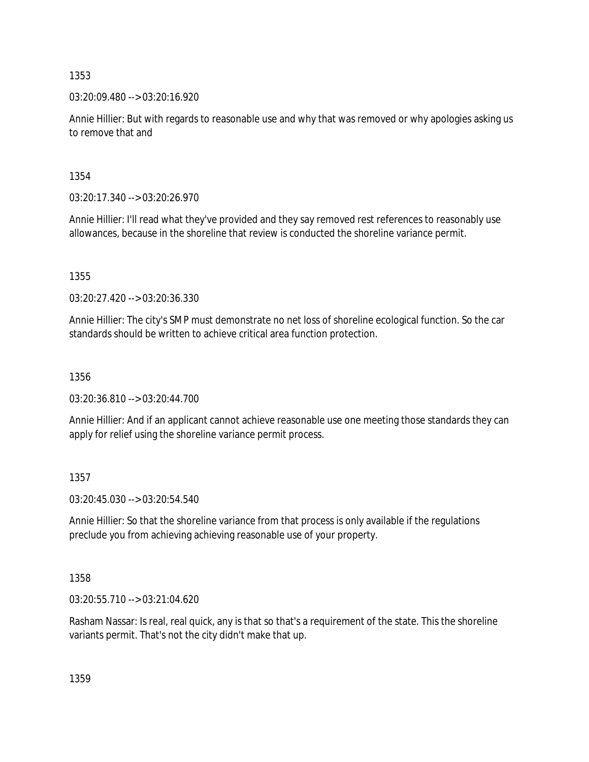1353

03:20:09.480 --> 03:20:16.920

Annie Hillier: But with regards to reasonable use and why that was removed or why apologies asking us to remove that and

1354

03:20:17.340 --> 03:20:26.970

Annie Hillier: I'll read what they've provided and they say removed rest references to reasonably use allowances, because in the shoreline that review is conducted the shoreline variance permit.

1355

03:20:27.420 --> 03:20:36.330

Annie Hillier: The city's SMP must demonstrate no net loss of shoreline ecological function. So the car standards should be written to achieve critical area function protection.

1356

03:20:36.810 --> 03:20:44.700

Annie Hillier: And if an applicant cannot achieve reasonable use one meeting those standards they can apply for relief using the shoreline variance permit process.

1357

03:20:45.030 --> 03:20:54.540

Annie Hillier: So that the shoreline variance from that process is only available if the regulations preclude you from achieving achieving reasonable use of your property.

1358

03:20:55.710 --> 03:21:04.620

Rasham Nassar: Is real, real quick, any is that so that's a requirement of the state. This the shoreline variants permit. That's not the city didn't make that up.

1359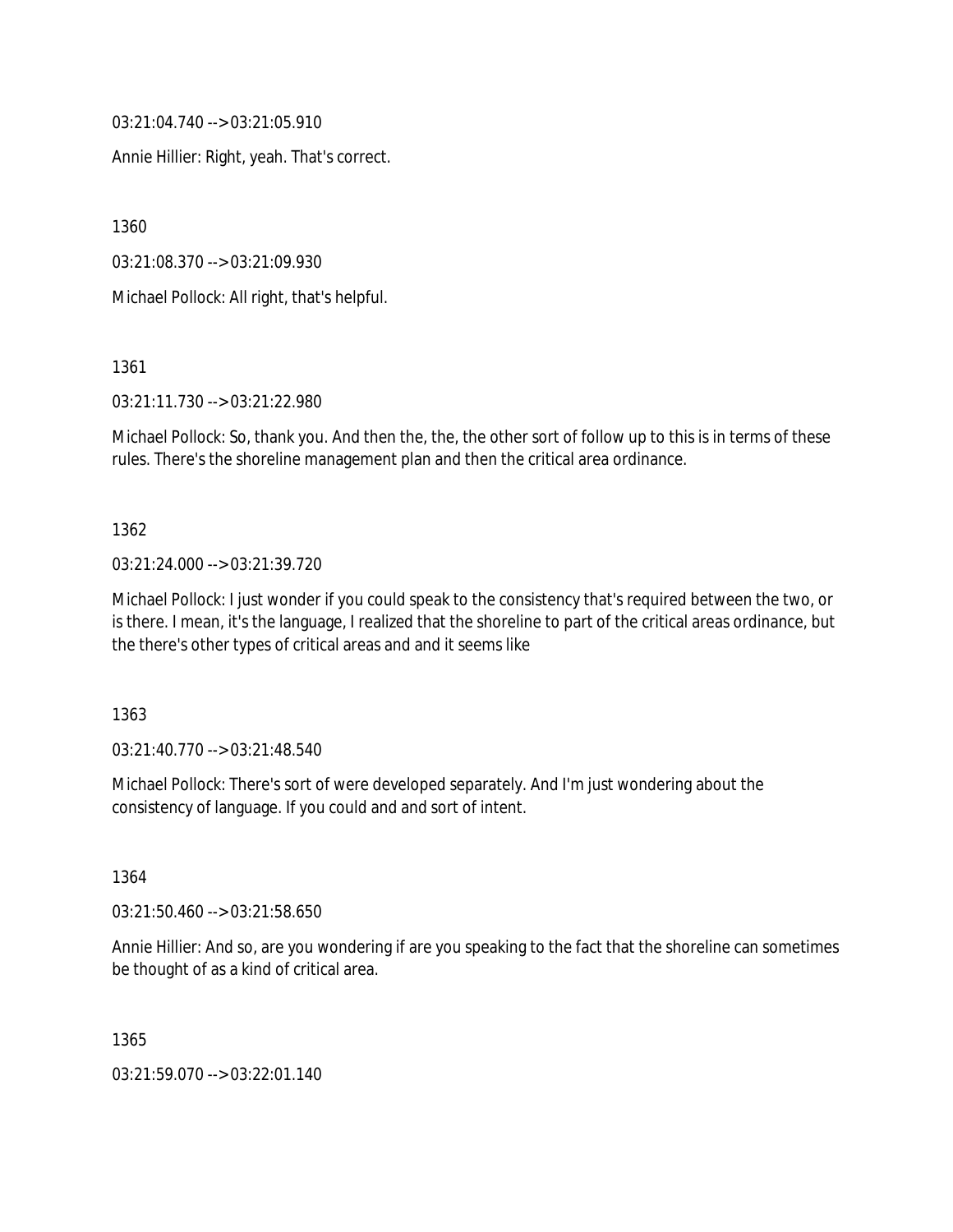03:21:04.740 --> 03:21:05.910

Annie Hillier: Right, yeah. That's correct.

1360

03:21:08.370 --> 03:21:09.930

Michael Pollock: All right, that's helpful.

1361

03:21:11.730 --> 03:21:22.980

Michael Pollock: So, thank you. And then the, the, the other sort of follow up to this is in terms of these rules. There's the shoreline management plan and then the critical area ordinance.

1362

03:21:24.000 --> 03:21:39.720

Michael Pollock: I just wonder if you could speak to the consistency that's required between the two, or is there. I mean, it's the language, I realized that the shoreline to part of the critical areas ordinance, but the there's other types of critical areas and and it seems like

1363

03:21:40.770 --> 03:21:48.540

Michael Pollock: There's sort of were developed separately. And I'm just wondering about the consistency of language. If you could and and sort of intent.

1364

03:21:50.460 --> 03:21:58.650

Annie Hillier: And so, are you wondering if are you speaking to the fact that the shoreline can sometimes be thought of as a kind of critical area.

1365

03:21:59.070 --> 03:22:01.140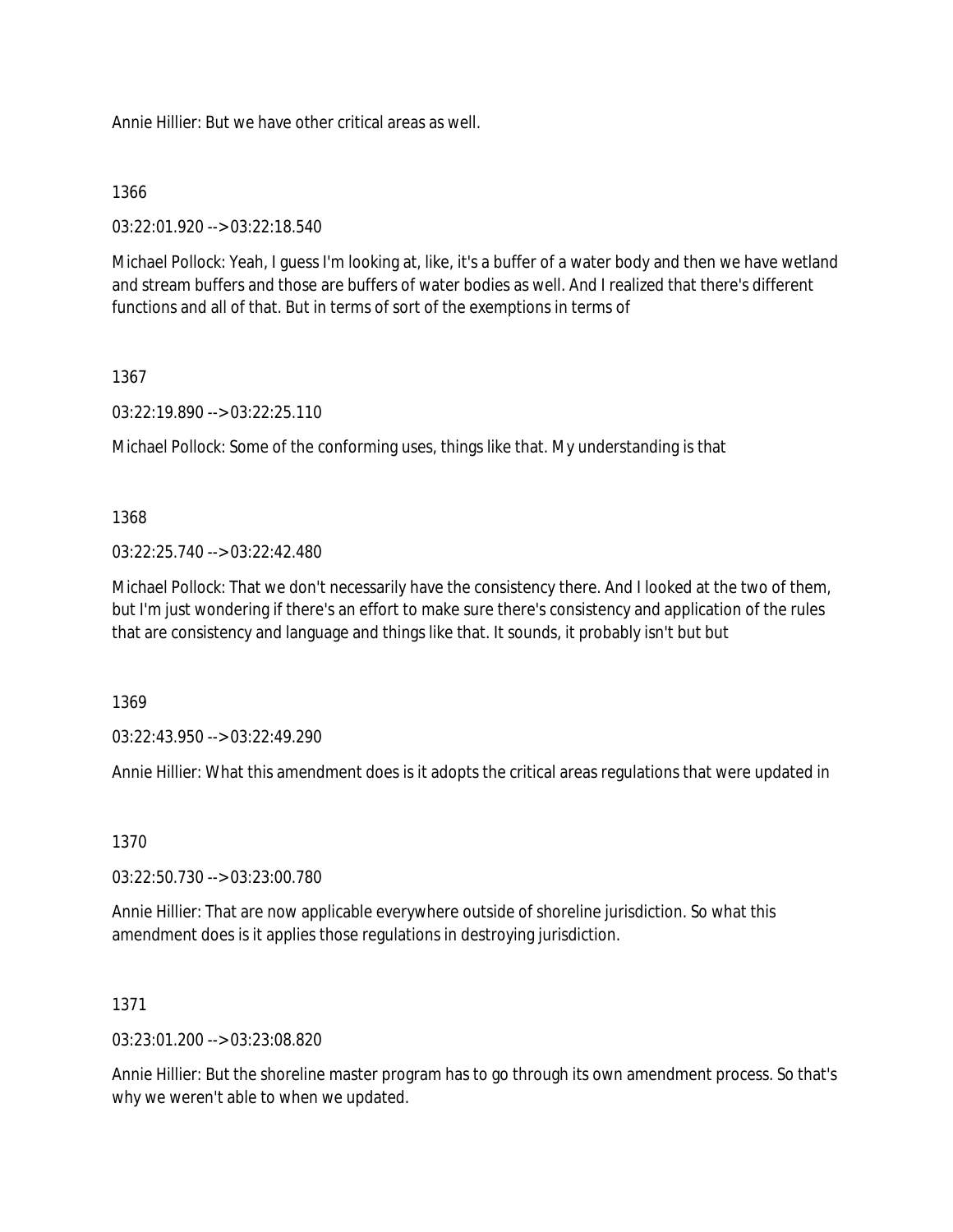Annie Hillier: But we have other critical areas as well.

1366

03:22:01.920 --> 03:22:18.540

Michael Pollock: Yeah, I guess I'm looking at, like, it's a buffer of a water body and then we have wetland and stream buffers and those are buffers of water bodies as well. And I realized that there's different functions and all of that. But in terms of sort of the exemptions in terms of

1367

03:22:19.890 --> 03:22:25.110

Michael Pollock: Some of the conforming uses, things like that. My understanding is that

1368

03:22:25.740 --> 03:22:42.480

Michael Pollock: That we don't necessarily have the consistency there. And I looked at the two of them, but I'm just wondering if there's an effort to make sure there's consistency and application of the rules that are consistency and language and things like that. It sounds, it probably isn't but but

1369

03:22:43.950 --> 03:22:49.290

Annie Hillier: What this amendment does is it adopts the critical areas regulations that were updated in

1370

03:22:50.730 --> 03:23:00.780

Annie Hillier: That are now applicable everywhere outside of shoreline jurisdiction. So what this amendment does is it applies those regulations in destroying jurisdiction.

1371

03:23:01.200 --> 03:23:08.820

Annie Hillier: But the shoreline master program has to go through its own amendment process. So that's why we weren't able to when we updated.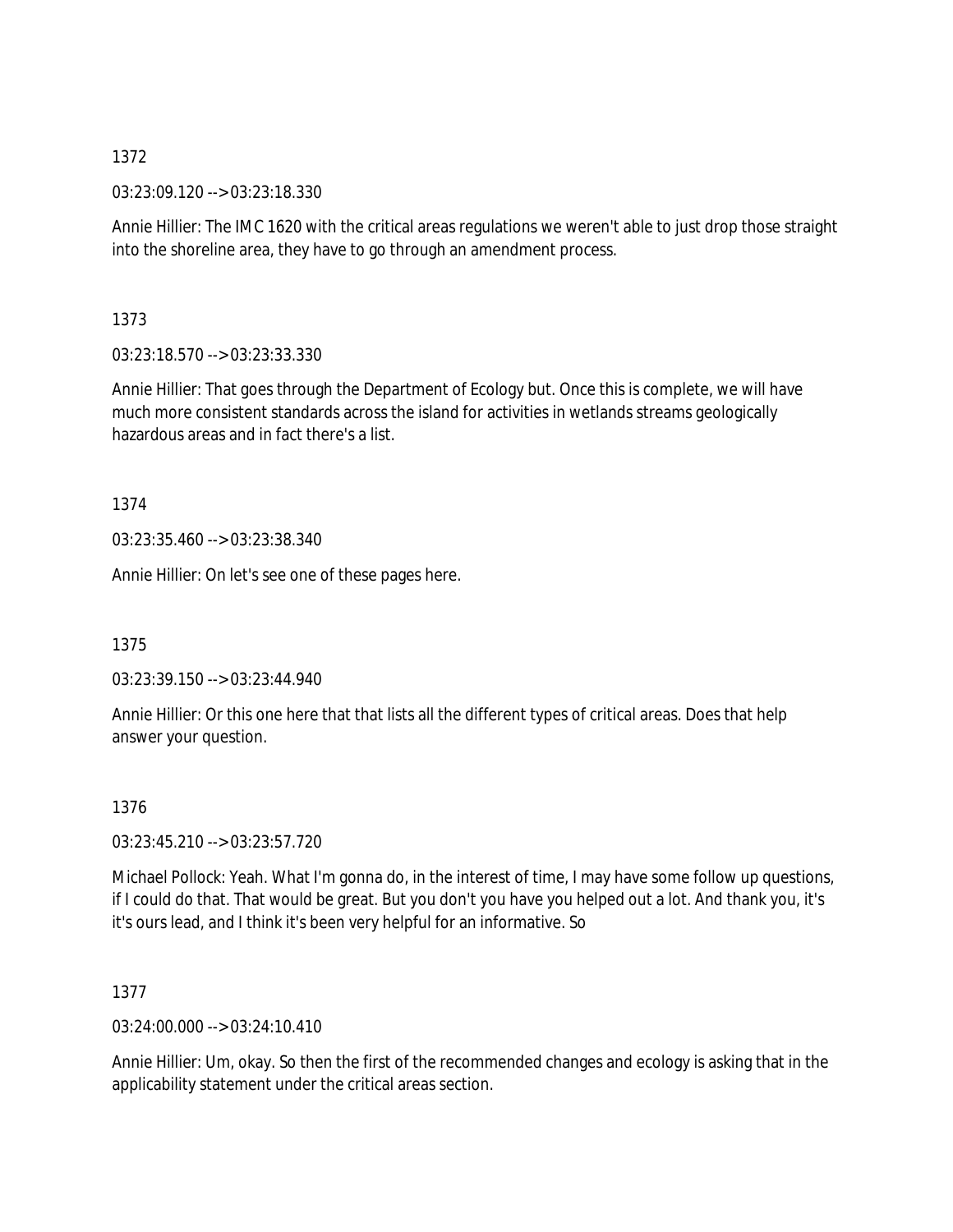1372

03:23:09.120 --> 03:23:18.330

Annie Hillier: The IMC 1620 with the critical areas regulations we weren't able to just drop those straight into the shoreline area, they have to go through an amendment process.

1373

03:23:18.570 --> 03:23:33.330

Annie Hillier: That goes through the Department of Ecology but. Once this is complete, we will have much more consistent standards across the island for activities in wetlands streams geologically hazardous areas and in fact there's a list.

1374

03:23:35.460 --> 03:23:38.340

Annie Hillier: On let's see one of these pages here.

1375

03:23:39.150 --> 03:23:44.940

Annie Hillier: Or this one here that that lists all the different types of critical areas. Does that help answer your question.

1376

03:23:45.210 --> 03:23:57.720

Michael Pollock: Yeah. What I'm gonna do, in the interest of time, I may have some follow up questions, if I could do that. That would be great. But you don't you have you helped out a lot. And thank you, it's it's ours lead, and I think it's been very helpful for an informative. So

1377

03:24:00.000 --> 03:24:10.410

Annie Hillier: Um, okay. So then the first of the recommended changes and ecology is asking that in the applicability statement under the critical areas section.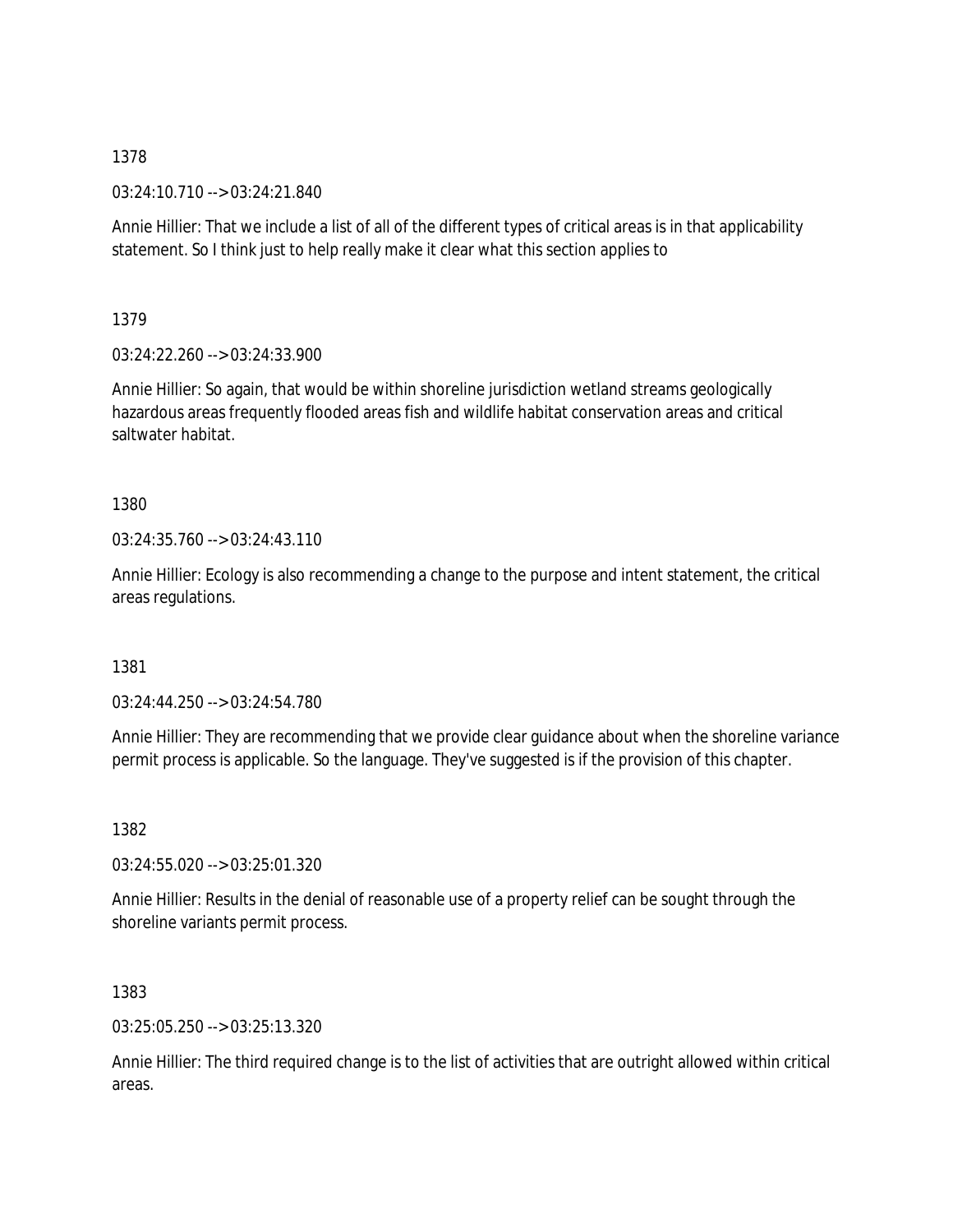1378

03:24:10.710 --> 03:24:21.840

Annie Hillier: That we include a list of all of the different types of critical areas is in that applicability statement. So I think just to help really make it clear what this section applies to

1379

03:24:22.260 --> 03:24:33.900

Annie Hillier: So again, that would be within shoreline jurisdiction wetland streams geologically hazardous areas frequently flooded areas fish and wildlife habitat conservation areas and critical saltwater habitat.

1380

03:24:35.760 --> 03:24:43.110

Annie Hillier: Ecology is also recommending a change to the purpose and intent statement, the critical areas regulations.

1381

03:24:44.250 --> 03:24:54.780

Annie Hillier: They are recommending that we provide clear guidance about when the shoreline variance permit process is applicable. So the language. They've suggested is if the provision of this chapter.

1382

03:24:55.020 --> 03:25:01.320

Annie Hillier: Results in the denial of reasonable use of a property relief can be sought through the shoreline variants permit process.

1383

03:25:05.250 --> 03:25:13.320

Annie Hillier: The third required change is to the list of activities that are outright allowed within critical areas.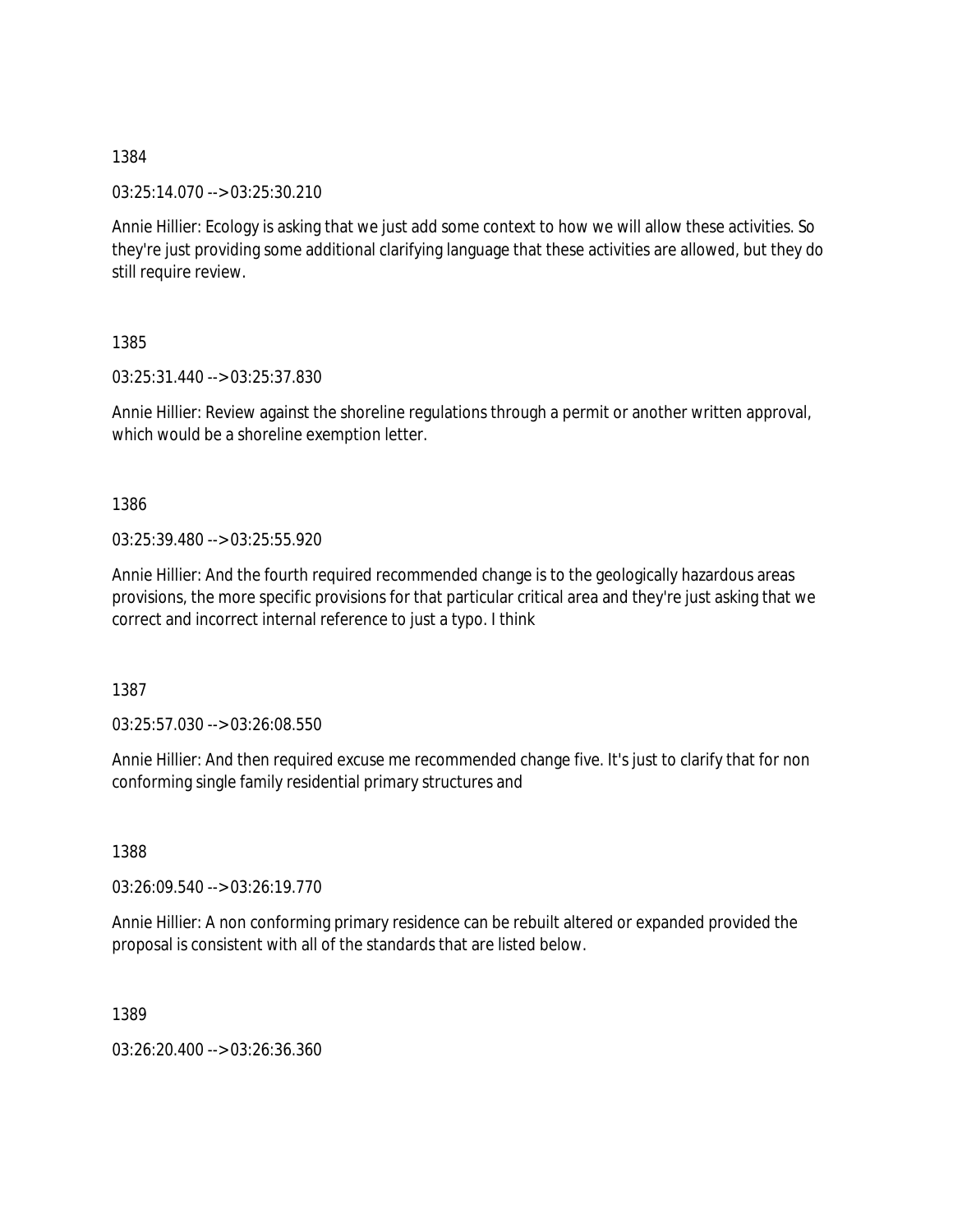1384

03:25:14.070 --> 03:25:30.210

Annie Hillier: Ecology is asking that we just add some context to how we will allow these activities. So they're just providing some additional clarifying language that these activities are allowed, but they do still require review.

1385

03:25:31.440 --> 03:25:37.830

Annie Hillier: Review against the shoreline regulations through a permit or another written approval, which would be a shoreline exemption letter.

1386

03:25:39.480 --> 03:25:55.920

Annie Hillier: And the fourth required recommended change is to the geologically hazardous areas provisions, the more specific provisions for that particular critical area and they're just asking that we correct and incorrect internal reference to just a typo. I think

1387

03:25:57.030 --> 03:26:08.550

Annie Hillier: And then required excuse me recommended change five. It's just to clarify that for non conforming single family residential primary structures and

1388

03:26:09.540 --> 03:26:19.770

Annie Hillier: A non conforming primary residence can be rebuilt altered or expanded provided the proposal is consistent with all of the standards that are listed below.

1389

03:26:20.400 --> 03:26:36.360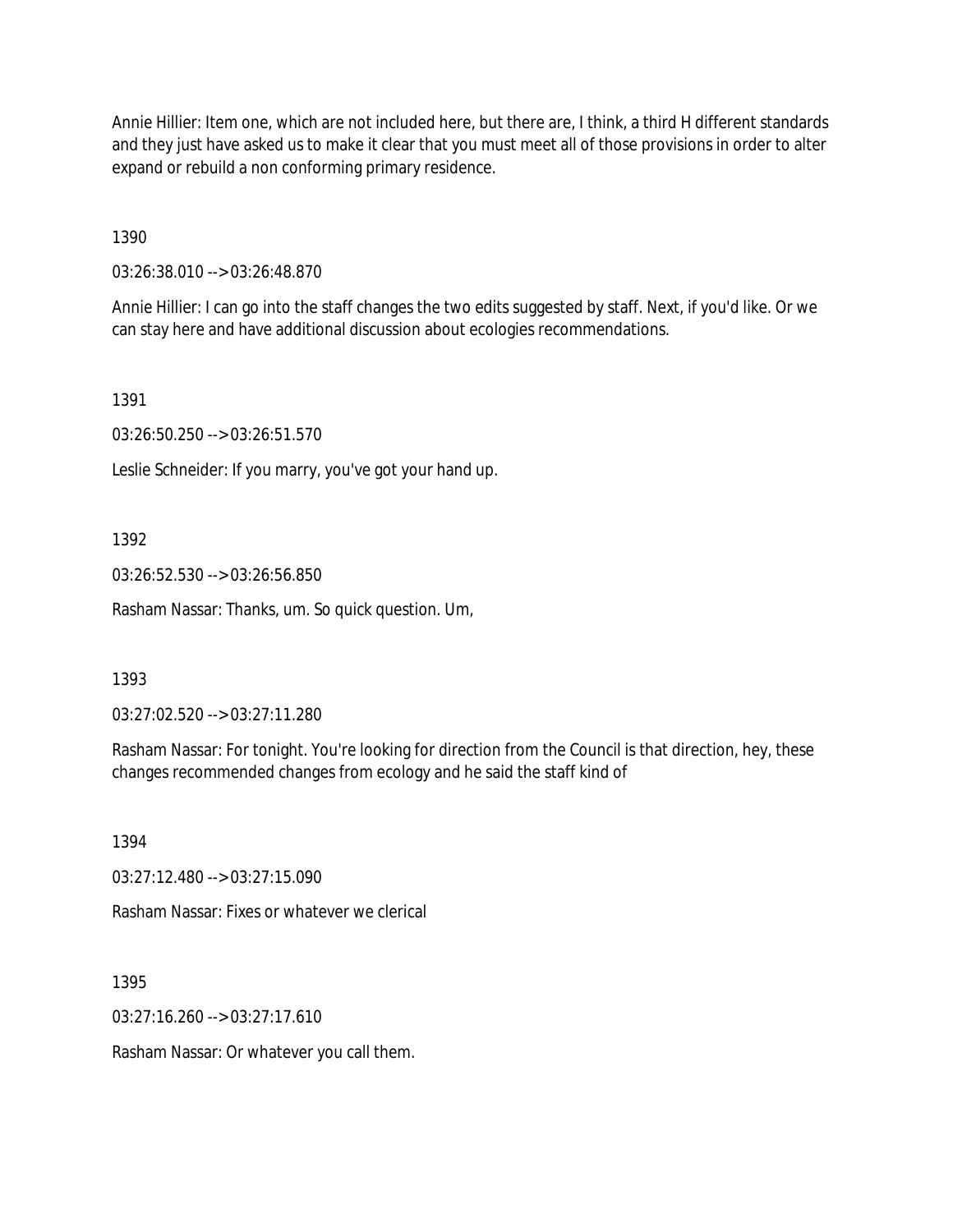Annie Hillier: Item one, which are not included here, but there are, I think, a third H different standards and they just have asked us to make it clear that you must meet all of those provisions in order to alter expand or rebuild a non conforming primary residence.

1390

03:26:38.010 --> 03:26:48.870

Annie Hillier: I can go into the staff changes the two edits suggested by staff. Next, if you'd like. Or we can stay here and have additional discussion about ecologies recommendations.

1391

03:26:50.250 --> 03:26:51.570

Leslie Schneider: If you marry, you've got your hand up.

1392

03:26:52.530 --> 03:26:56.850

Rasham Nassar: Thanks, um. So quick question. Um,

1393

03:27:02.520 --> 03:27:11.280

Rasham Nassar: For tonight. You're looking for direction from the Council is that direction, hey, these changes recommended changes from ecology and he said the staff kind of

1394

03:27:12.480 --> 03:27:15.090

Rasham Nassar: Fixes or whatever we clerical

1395

03:27:16.260 --> 03:27:17.610

Rasham Nassar: Or whatever you call them.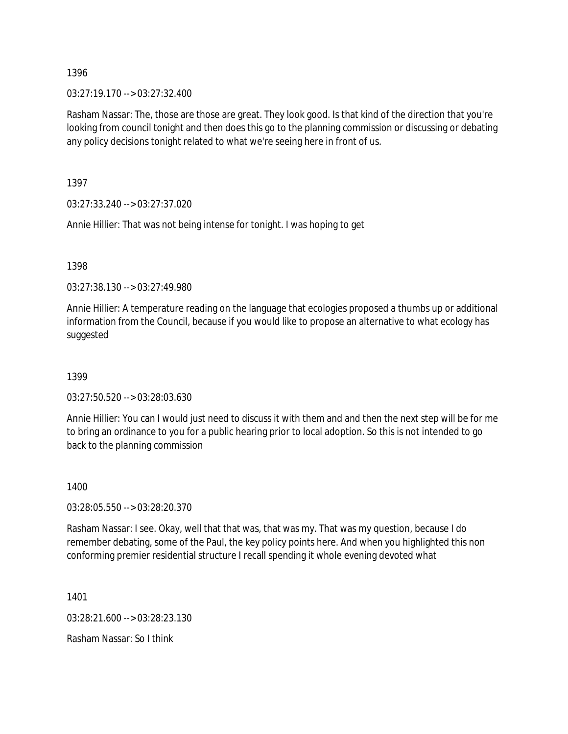1396

03:27:19.170 --> 03:27:32.400

Rasham Nassar: The, those are those are great. They look good. Is that kind of the direction that you're looking from council tonight and then does this go to the planning commission or discussing or debating any policy decisions tonight related to what we're seeing here in front of us.

1397

03:27:33.240 --> 03:27:37.020

Annie Hillier: That was not being intense for tonight. I was hoping to get

1398

03:27:38.130 --> 03:27:49.980

Annie Hillier: A temperature reading on the language that ecologies proposed a thumbs up or additional information from the Council, because if you would like to propose an alternative to what ecology has suggested

1399

03:27:50.520 --> 03:28:03.630

Annie Hillier: You can I would just need to discuss it with them and and then the next step will be for me to bring an ordinance to you for a public hearing prior to local adoption. So this is not intended to go back to the planning commission

1400

03:28:05.550 --> 03:28:20.370

Rasham Nassar: I see. Okay, well that that was, that was my. That was my question, because I do remember debating, some of the Paul, the key policy points here. And when you highlighted this non conforming premier residential structure I recall spending it whole evening devoted what

1401

03:28:21.600 --> 03:28:23.130

Rasham Nassar: So I think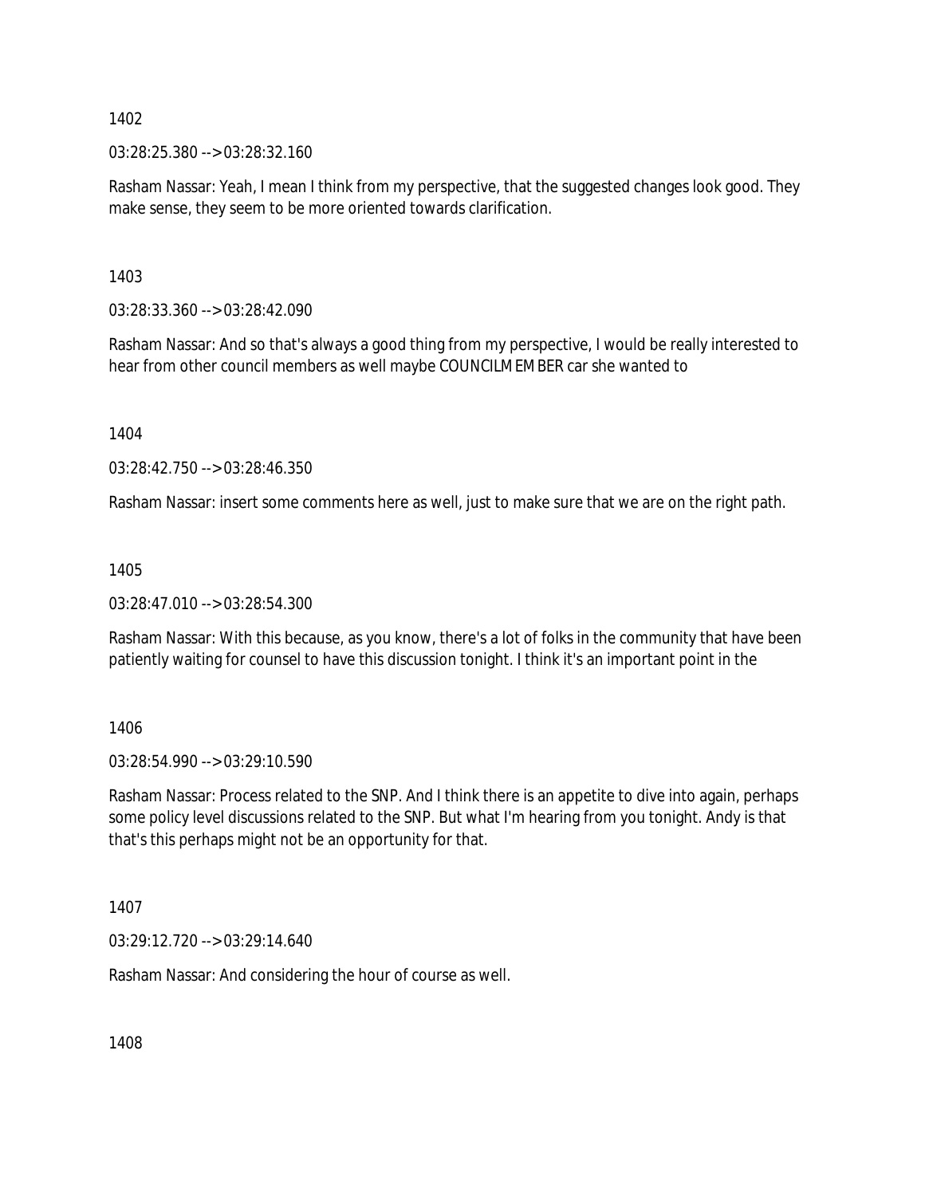1402

03:28:25.380 --> 03:28:32.160

Rasham Nassar: Yeah, I mean I think from my perspective, that the suggested changes look good. They make sense, they seem to be more oriented towards clarification.

1403

03:28:33.360 --> 03:28:42.090

Rasham Nassar: And so that's always a good thing from my perspective, I would be really interested to hear from other council members as well maybe COUNCILMEMBER car she wanted to

1404

03:28:42.750 --> 03:28:46.350

Rasham Nassar: insert some comments here as well, just to make sure that we are on the right path.

1405

03:28:47.010 --> 03:28:54.300

Rasham Nassar: With this because, as you know, there's a lot of folks in the community that have been patiently waiting for counsel to have this discussion tonight. I think it's an important point in the

1406

03:28:54.990 --> 03:29:10.590

Rasham Nassar: Process related to the SNP. And I think there is an appetite to dive into again, perhaps some policy level discussions related to the SNP. But what I'm hearing from you tonight. Andy is that that's this perhaps might not be an opportunity for that.

1407

03:29:12.720 --> 03:29:14.640

Rasham Nassar: And considering the hour of course as well.

1408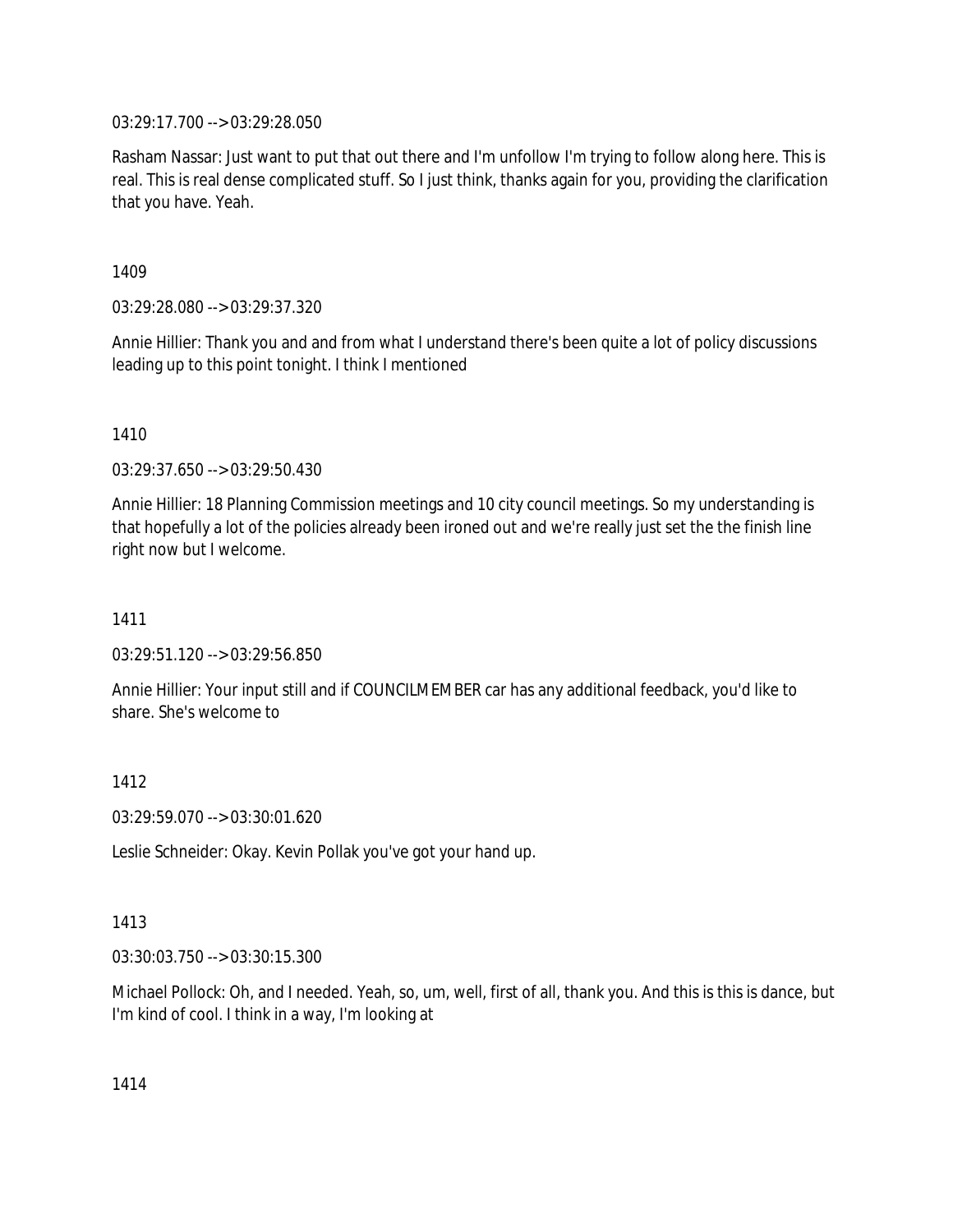03:29:17.700 --> 03:29:28.050

Rasham Nassar: Just want to put that out there and I'm unfollow I'm trying to follow along here. This is real. This is real dense complicated stuff. So I just think, thanks again for you, providing the clarification that you have. Yeah.

1409

03:29:28.080 --> 03:29:37.320

Annie Hillier: Thank you and and from what I understand there's been quite a lot of policy discussions leading up to this point tonight. I think I mentioned

1410

03:29:37.650 --> 03:29:50.430

Annie Hillier: 18 Planning Commission meetings and 10 city council meetings. So my understanding is that hopefully a lot of the policies already been ironed out and we're really just set the the finish line right now but I welcome.

1411

03:29:51.120 --> 03:29:56.850

Annie Hillier: Your input still and if COUNCILMEMBER car has any additional feedback, you'd like to share. She's welcome to

1412

03:29:59.070 --> 03:30:01.620

Leslie Schneider: Okay. Kevin Pollak you've got your hand up.

1413

03:30:03.750 --> 03:30:15.300

Michael Pollock: Oh, and I needed. Yeah, so, um, well, first of all, thank you. And this is this is dance, but I'm kind of cool. I think in a way, I'm looking at

1414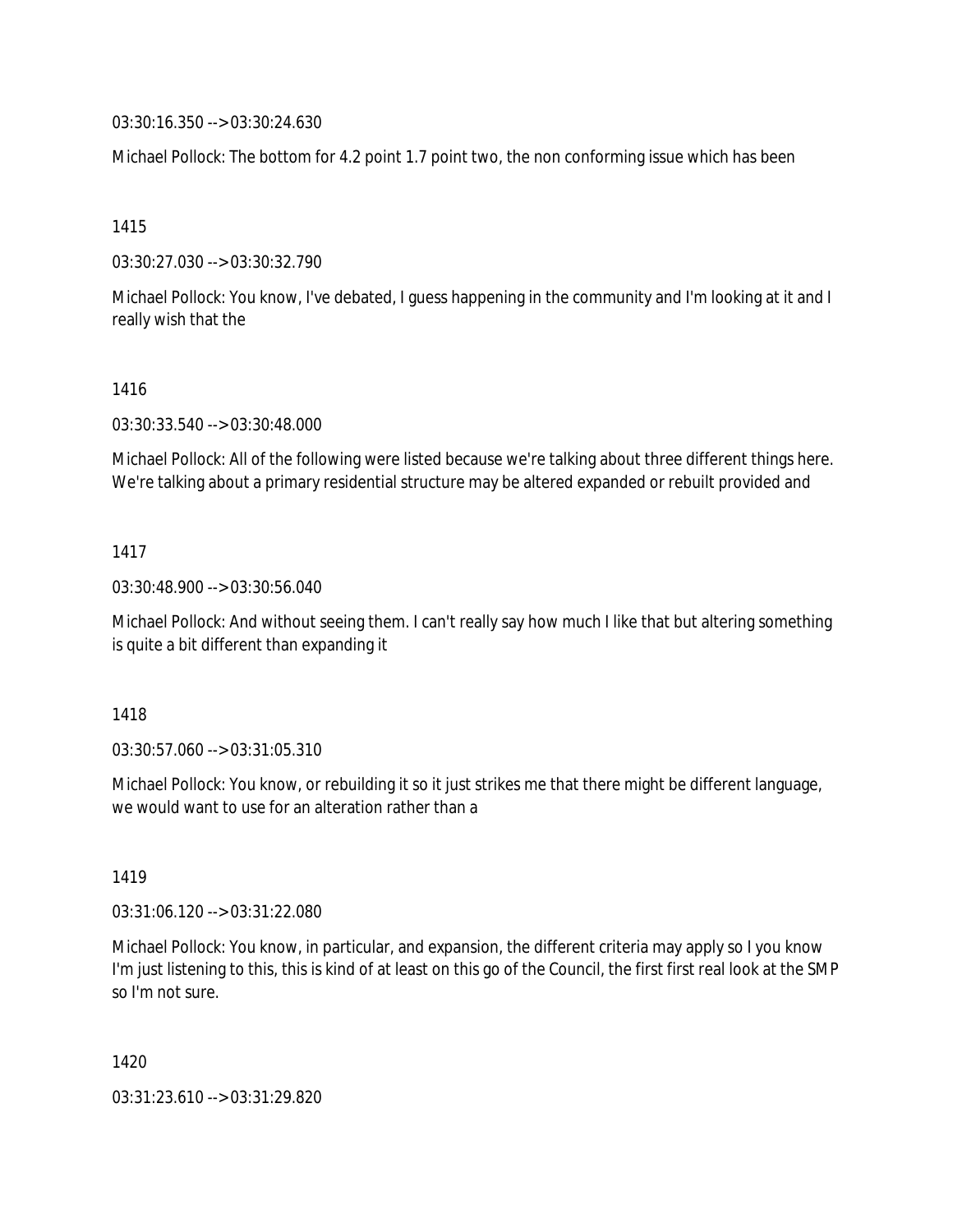03:30:16.350 --> 03:30:24.630

Michael Pollock: The bottom for 4.2 point 1.7 point two, the non conforming issue which has been

1415

03:30:27.030 --> 03:30:32.790

Michael Pollock: You know, I've debated, I guess happening in the community and I'm looking at it and I really wish that the

1416

03:30:33.540 --> 03:30:48.000

Michael Pollock: All of the following were listed because we're talking about three different things here. We're talking about a primary residential structure may be altered expanded or rebuilt provided and

1417

03:30:48.900 --> 03:30:56.040

Michael Pollock: And without seeing them. I can't really say how much I like that but altering something is quite a bit different than expanding it

1418

03:30:57.060 --> 03:31:05.310

Michael Pollock: You know, or rebuilding it so it just strikes me that there might be different language, we would want to use for an alteration rather than a

1419

03:31:06.120 --> 03:31:22.080

Michael Pollock: You know, in particular, and expansion, the different criteria may apply so I you know I'm just listening to this, this is kind of at least on this go of the Council, the first first real look at the SMP so I'm not sure.

1420

03:31:23.610 --> 03:31:29.820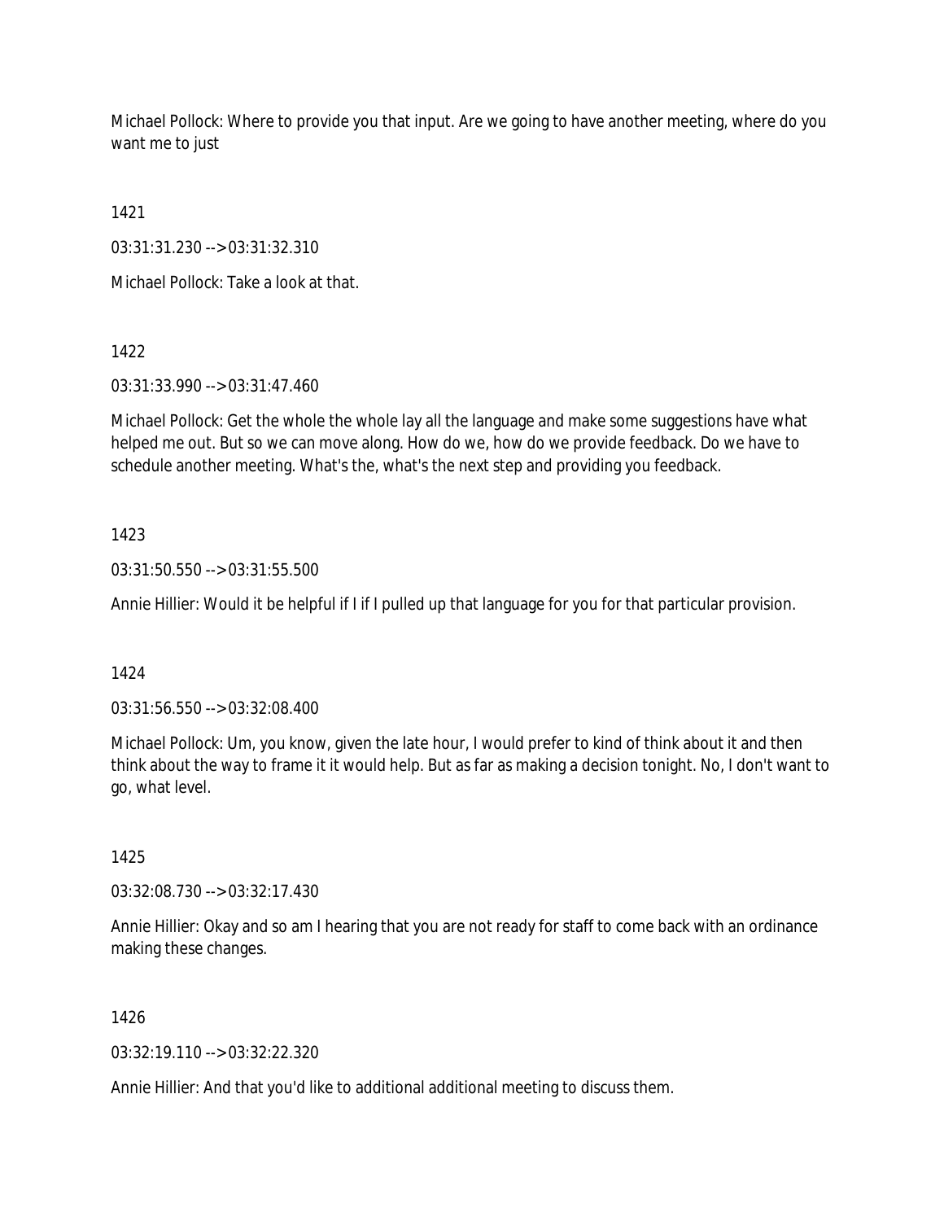Michael Pollock: Where to provide you that input. Are we going to have another meeting, where do you want me to just

1421

03:31:31.230 --> 03:31:32.310

Michael Pollock: Take a look at that.

1422

03:31:33.990 --> 03:31:47.460

Michael Pollock: Get the whole the whole lay all the language and make some suggestions have what helped me out. But so we can move along. How do we, how do we provide feedback. Do we have to schedule another meeting. What's the, what's the next step and providing you feedback.

1423

03:31:50.550 --> 03:31:55.500

Annie Hillier: Would it be helpful if I if I pulled up that language for you for that particular provision.

1424

03:31:56.550 --> 03:32:08.400

Michael Pollock: Um, you know, given the late hour, I would prefer to kind of think about it and then think about the way to frame it it would help. But as far as making a decision tonight. No, I don't want to go, what level.

1425

03:32:08.730 --> 03:32:17.430

Annie Hillier: Okay and so am I hearing that you are not ready for staff to come back with an ordinance making these changes.

1426

03:32:19.110 --> 03:32:22.320

Annie Hillier: And that you'd like to additional additional meeting to discuss them.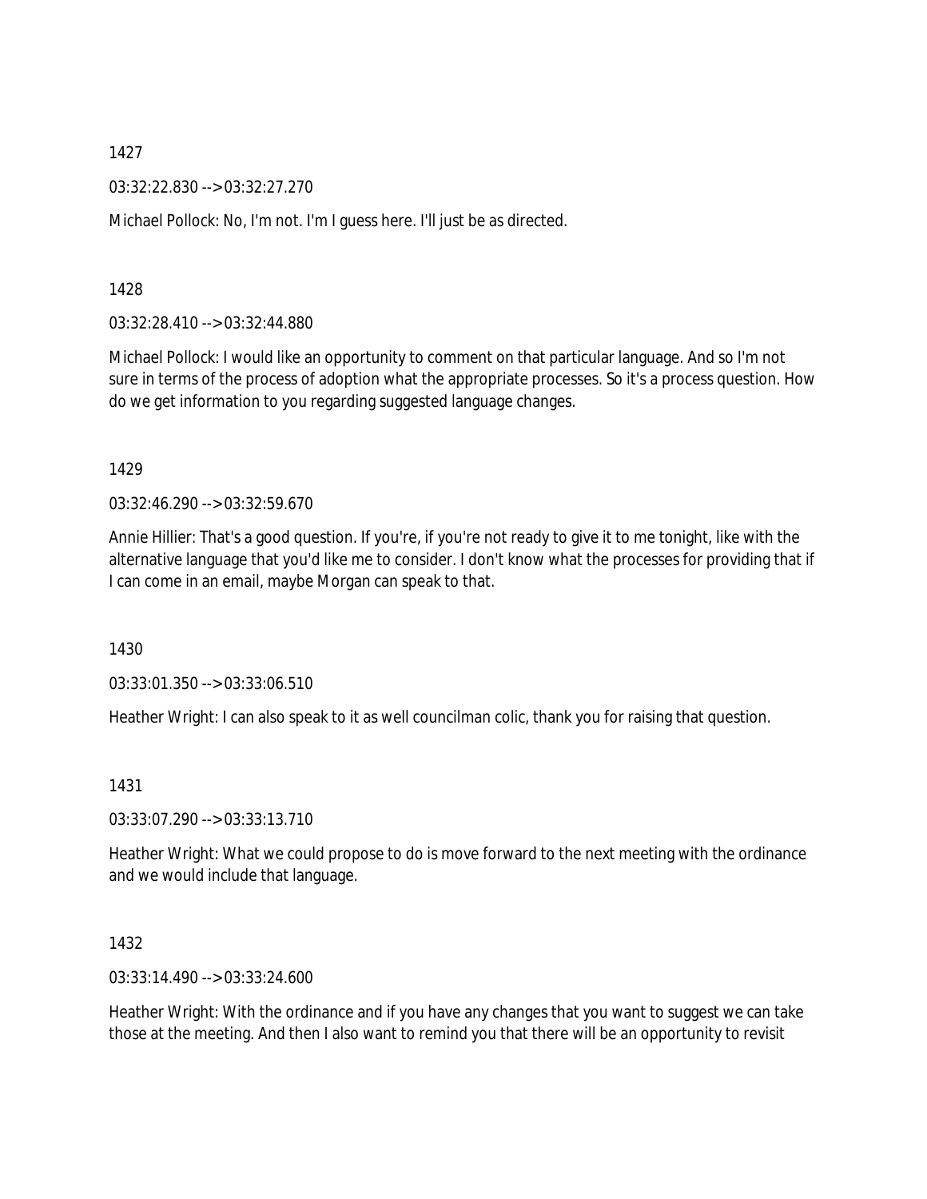1427

03:32:22.830 --> 03:32:27.270

Michael Pollock: No, I'm not. I'm I guess here. I'll just be as directed.

1428

03:32:28.410 --> 03:32:44.880

Michael Pollock: I would like an opportunity to comment on that particular language. And so I'm not sure in terms of the process of adoption what the appropriate processes. So it's a process question. How do we get information to you regarding suggested language changes.

1429

03:32:46.290 --> 03:32:59.670

Annie Hillier: That's a good question. If you're, if you're not ready to give it to me tonight, like with the alternative language that you'd like me to consider. I don't know what the processes for providing that if I can come in an email, maybe Morgan can speak to that.

1430

03:33:01.350 --> 03:33:06.510

Heather Wright: I can also speak to it as well councilman colic, thank you for raising that question.

1431

03:33:07.290 --> 03:33:13.710

Heather Wright: What we could propose to do is move forward to the next meeting with the ordinance and we would include that language.

1432

03:33:14.490 --> 03:33:24.600

Heather Wright: With the ordinance and if you have any changes that you want to suggest we can take those at the meeting. And then I also want to remind you that there will be an opportunity to revisit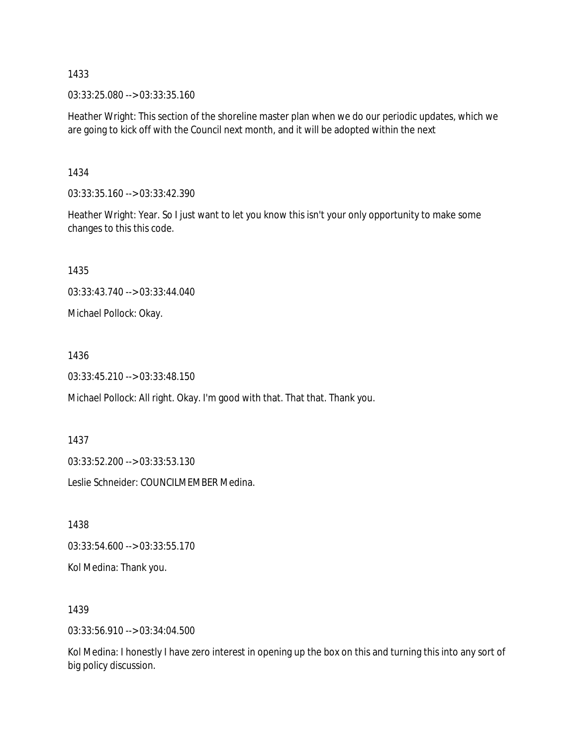1433

03:33:25.080 --> 03:33:35.160

Heather Wright: This section of the shoreline master plan when we do our periodic updates, which we are going to kick off with the Council next month, and it will be adopted within the next

1434

03:33:35.160 --> 03:33:42.390

Heather Wright: Year. So I just want to let you know this isn't your only opportunity to make some changes to this this code.

1435

03:33:43.740 --> 03:33:44.040

Michael Pollock: Okay.

1436

03:33:45.210 --> 03:33:48.150

Michael Pollock: All right. Okay. I'm good with that. That that. Thank you.

1437

03:33:52.200 --> 03:33:53.130

Leslie Schneider: COUNCILMEMBER Medina.

1438

03:33:54.600 --> 03:33:55.170

Kol Medina: Thank you.

1439

03:33:56.910 --> 03:34:04.500

Kol Medina: I honestly I have zero interest in opening up the box on this and turning this into any sort of big policy discussion.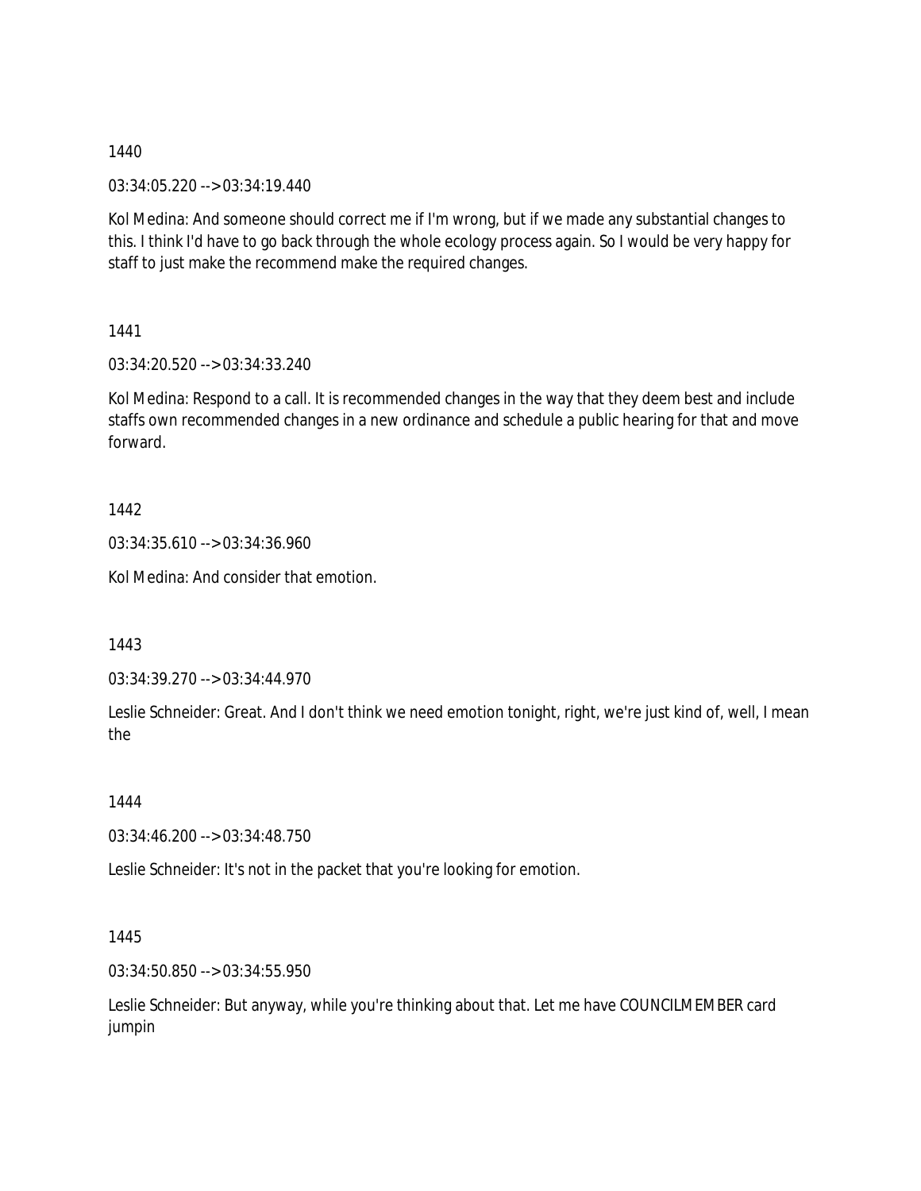1440

03:34:05.220 --> 03:34:19.440

Kol Medina: And someone should correct me if I'm wrong, but if we made any substantial changes to this. I think I'd have to go back through the whole ecology process again. So I would be very happy for staff to just make the recommend make the required changes.

1441

03:34:20.520 --> 03:34:33.240

Kol Medina: Respond to a call. It is recommended changes in the way that they deem best and include staffs own recommended changes in a new ordinance and schedule a public hearing for that and move forward.

1442

03:34:35.610 --> 03:34:36.960

Kol Medina: And consider that emotion.

1443

03:34:39.270 --> 03:34:44.970

Leslie Schneider: Great. And I don't think we need emotion tonight, right, we're just kind of, well, I mean the

1444

03:34:46.200 --> 03:34:48.750

Leslie Schneider: It's not in the packet that you're looking for emotion.

1445

03:34:50.850 --> 03:34:55.950

Leslie Schneider: But anyway, while you're thinking about that. Let me have COUNCILMEMBER card jumpin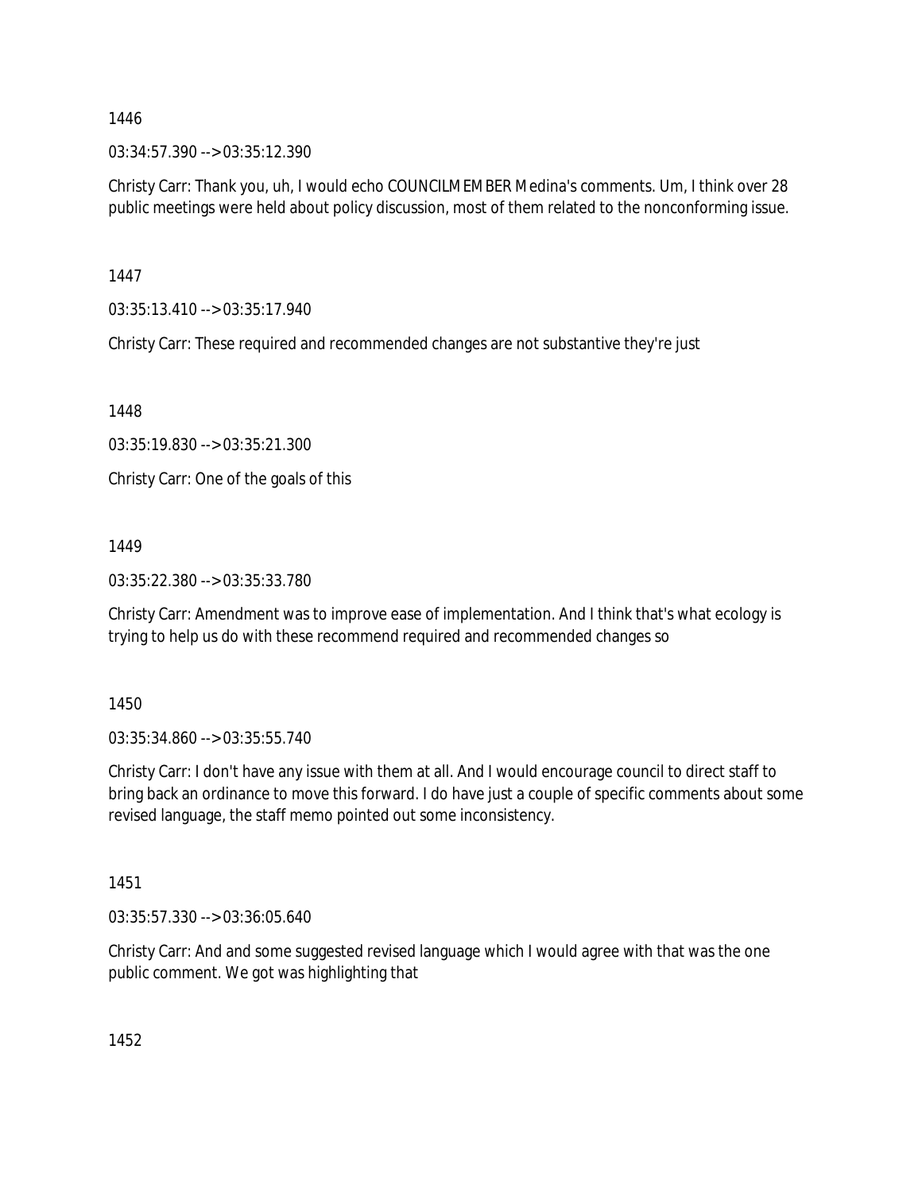1446

03:34:57.390 --> 03:35:12.390

Christy Carr: Thank you, uh, I would echo COUNCILMEMBER Medina's comments. Um, I think over 28 public meetings were held about policy discussion, most of them related to the nonconforming issue.

1447

03:35:13.410 --> 03:35:17.940

Christy Carr: These required and recommended changes are not substantive they're just

1448

03:35:19.830 --> 03:35:21.300

Christy Carr: One of the goals of this

1449

03:35:22.380 --> 03:35:33.780

Christy Carr: Amendment was to improve ease of implementation. And I think that's what ecology is trying to help us do with these recommend required and recommended changes so

1450

03:35:34.860 --> 03:35:55.740

Christy Carr: I don't have any issue with them at all. And I would encourage council to direct staff to bring back an ordinance to move this forward. I do have just a couple of specific comments about some revised language, the staff memo pointed out some inconsistency.

1451

03:35:57.330 --> 03:36:05.640

Christy Carr: And and some suggested revised language which I would agree with that was the one public comment. We got was highlighting that

1452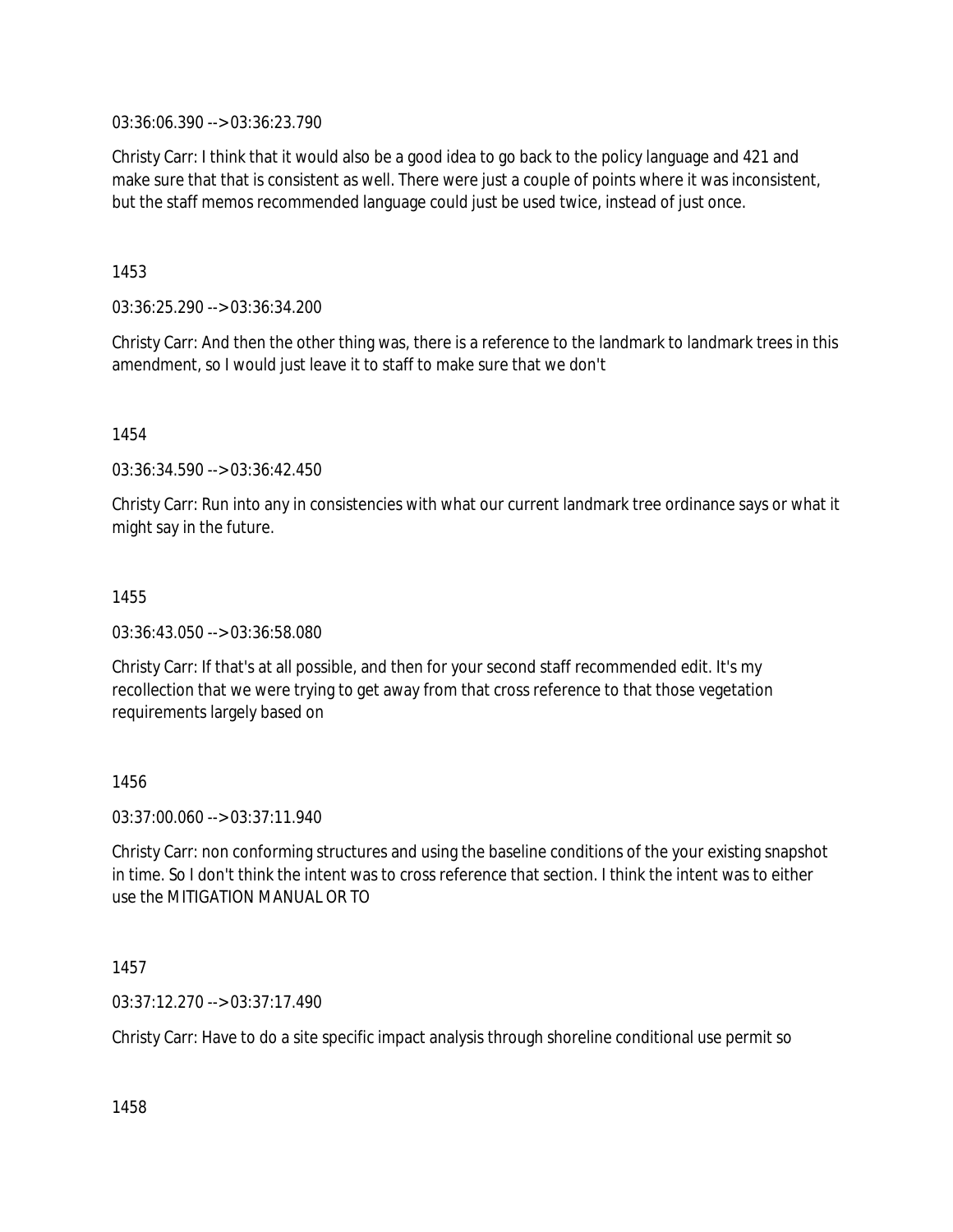03:36:06.390 --> 03:36:23.790

Christy Carr: I think that it would also be a good idea to go back to the policy language and 421 and make sure that that is consistent as well. There were just a couple of points where it was inconsistent, but the staff memos recommended language could just be used twice, instead of just once.

1453

03:36:25.290 --> 03:36:34.200

Christy Carr: And then the other thing was, there is a reference to the landmark to landmark trees in this amendment, so I would just leave it to staff to make sure that we don't

1454

03:36:34.590 --> 03:36:42.450

Christy Carr: Run into any in consistencies with what our current landmark tree ordinance says or what it might say in the future.

1455

03:36:43.050 --> 03:36:58.080

Christy Carr: If that's at all possible, and then for your second staff recommended edit. It's my recollection that we were trying to get away from that cross reference to that those vegetation requirements largely based on

1456

03:37:00.060 --> 03:37:11.940

Christy Carr: non conforming structures and using the baseline conditions of the your existing snapshot in time. So I don't think the intent was to cross reference that section. I think the intent was to either use the MITIGATION MANUAL OR TO

1457

03:37:12.270 --> 03:37:17.490

Christy Carr: Have to do a site specific impact analysis through shoreline conditional use permit so

1458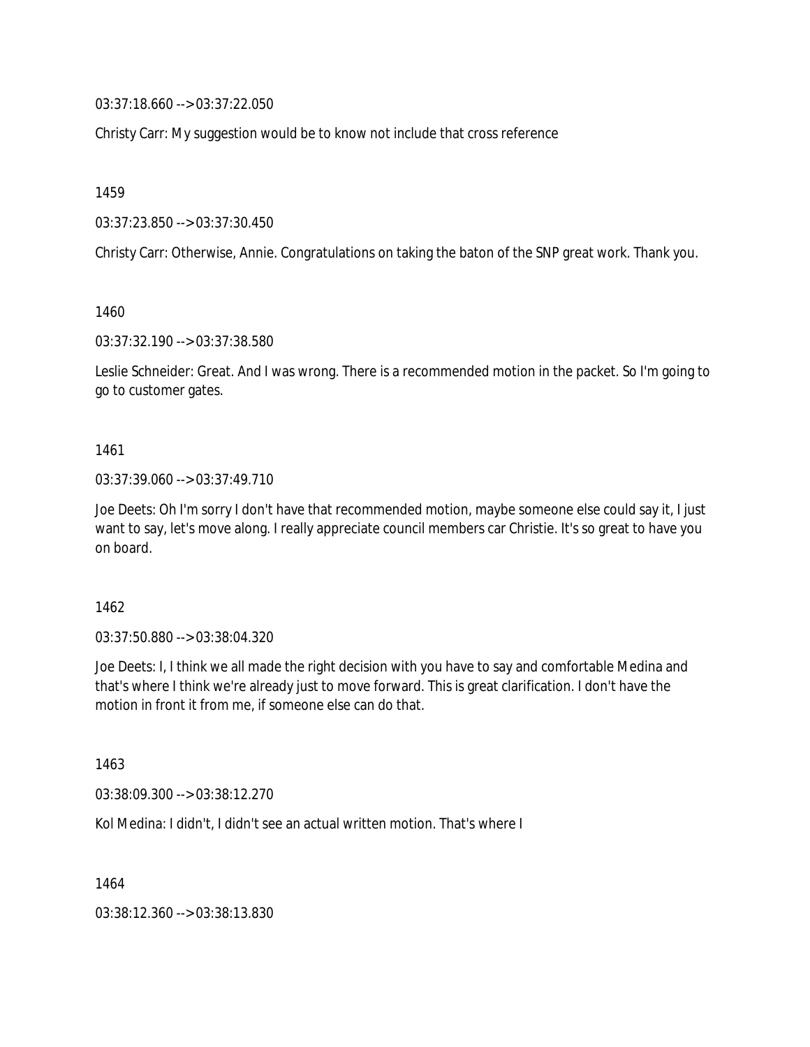03:37:18.660 --> 03:37:22.050

Christy Carr: My suggestion would be to know not include that cross reference

1459

03:37:23.850 --> 03:37:30.450

Christy Carr: Otherwise, Annie. Congratulations on taking the baton of the SNP great work. Thank you.

1460

03:37:32.190 --> 03:37:38.580

Leslie Schneider: Great. And I was wrong. There is a recommended motion in the packet. So I'm going to go to customer gates.

1461

03:37:39.060 --> 03:37:49.710

Joe Deets: Oh I'm sorry I don't have that recommended motion, maybe someone else could say it, I just want to say, let's move along. I really appreciate council members car Christie. It's so great to have you on board.

1462

03:37:50.880 --> 03:38:04.320

Joe Deets: I, I think we all made the right decision with you have to say and comfortable Medina and that's where I think we're already just to move forward. This is great clarification. I don't have the motion in front it from me, if someone else can do that.

1463

03:38:09.300 --> 03:38:12.270

Kol Medina: I didn't, I didn't see an actual written motion. That's where I

1464

03:38:12.360 --> 03:38:13.830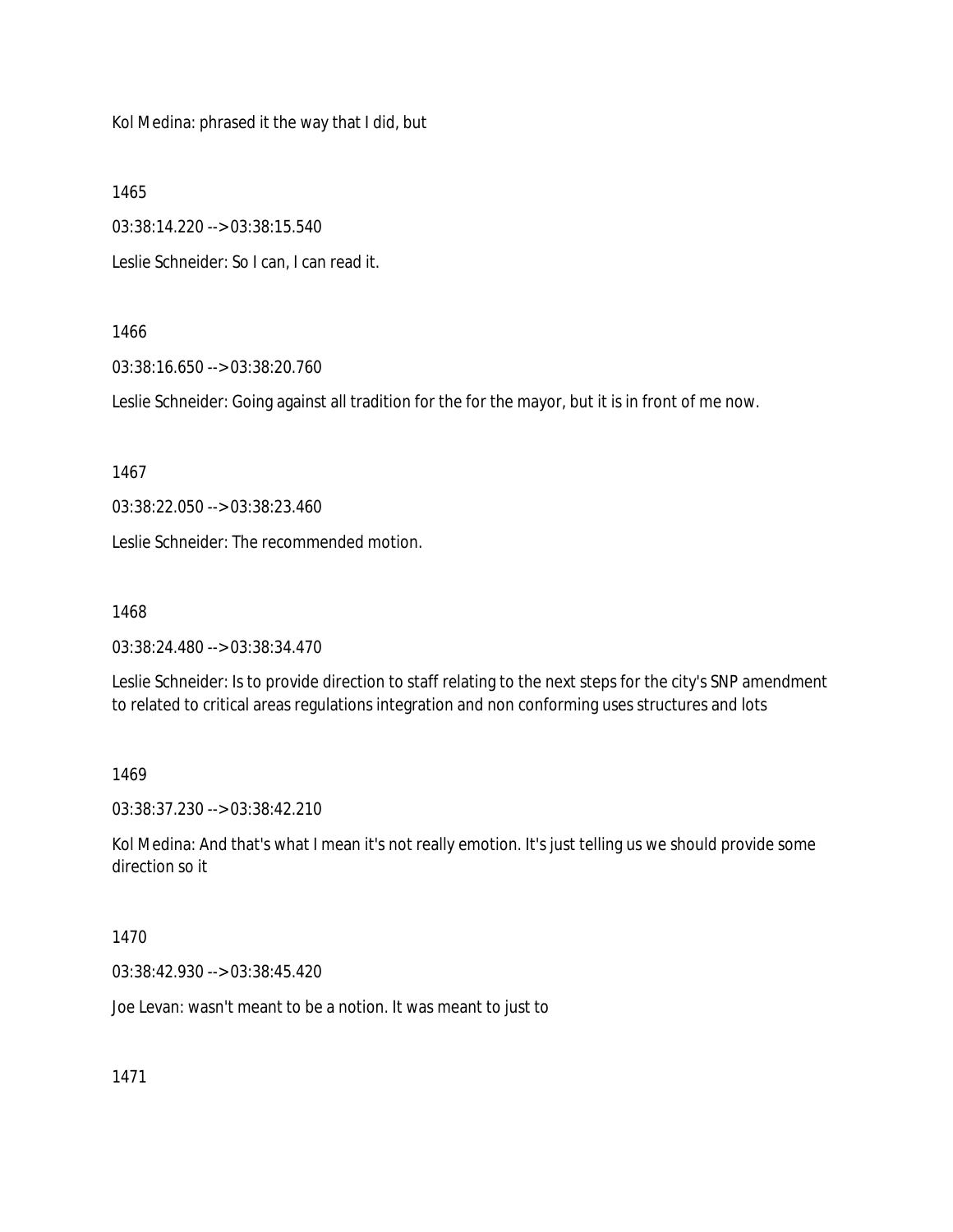Kol Medina: phrased it the way that I did, but

1465

03:38:14.220 --> 03:38:15.540

Leslie Schneider: So I can, I can read it.

1466

03:38:16.650 --> 03:38:20.760

Leslie Schneider: Going against all tradition for the for the mayor, but it is in front of me now.

1467

03:38:22.050 --> 03:38:23.460

Leslie Schneider: The recommended motion.

1468

03:38:24.480 --> 03:38:34.470

Leslie Schneider: Is to provide direction to staff relating to the next steps for the city's SNP amendment to related to critical areas regulations integration and non conforming uses structures and lots

1469

03:38:37.230 --> 03:38:42.210

Kol Medina: And that's what I mean it's not really emotion. It's just telling us we should provide some direction so it

1470

03:38:42.930 --> 03:38:45.420

Joe Levan: wasn't meant to be a notion. It was meant to just to

1471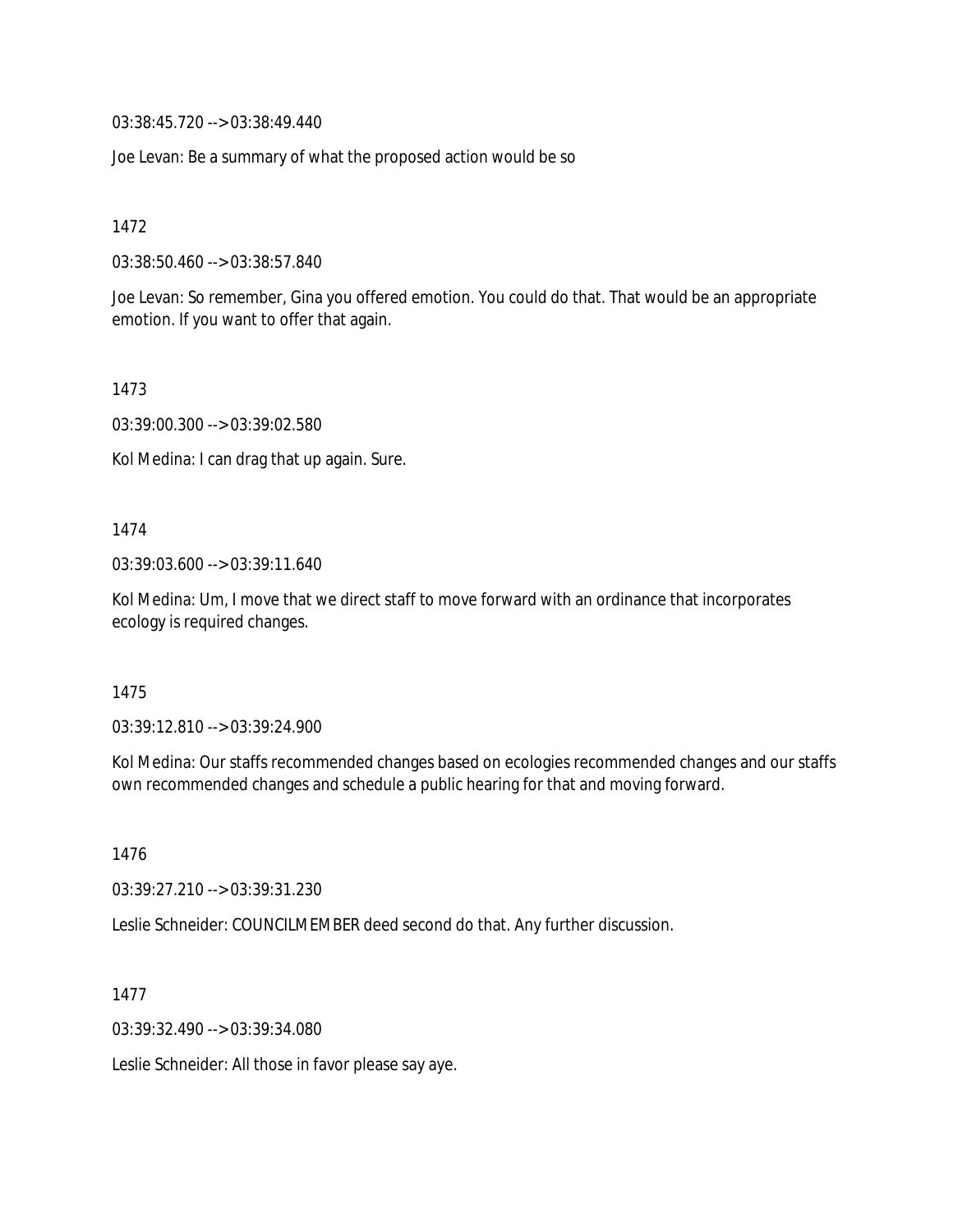03:38:45.720 --> 03:38:49.440

Joe Levan: Be a summary of what the proposed action would be so

1472

03:38:50.460 --> 03:38:57.840

Joe Levan: So remember, Gina you offered emotion. You could do that. That would be an appropriate emotion. If you want to offer that again.

1473

03:39:00.300 --> 03:39:02.580

Kol Medina: I can drag that up again. Sure.

1474

03:39:03.600 --> 03:39:11.640

Kol Medina: Um, I move that we direct staff to move forward with an ordinance that incorporates ecology is required changes.

1475

03:39:12.810 --> 03:39:24.900

Kol Medina: Our staffs recommended changes based on ecologies recommended changes and our staffs own recommended changes and schedule a public hearing for that and moving forward.

1476

03:39:27.210 --> 03:39:31.230

Leslie Schneider: COUNCILMEMBER deed second do that. Any further discussion.

1477

03:39:32.490 --> 03:39:34.080

Leslie Schneider: All those in favor please say aye.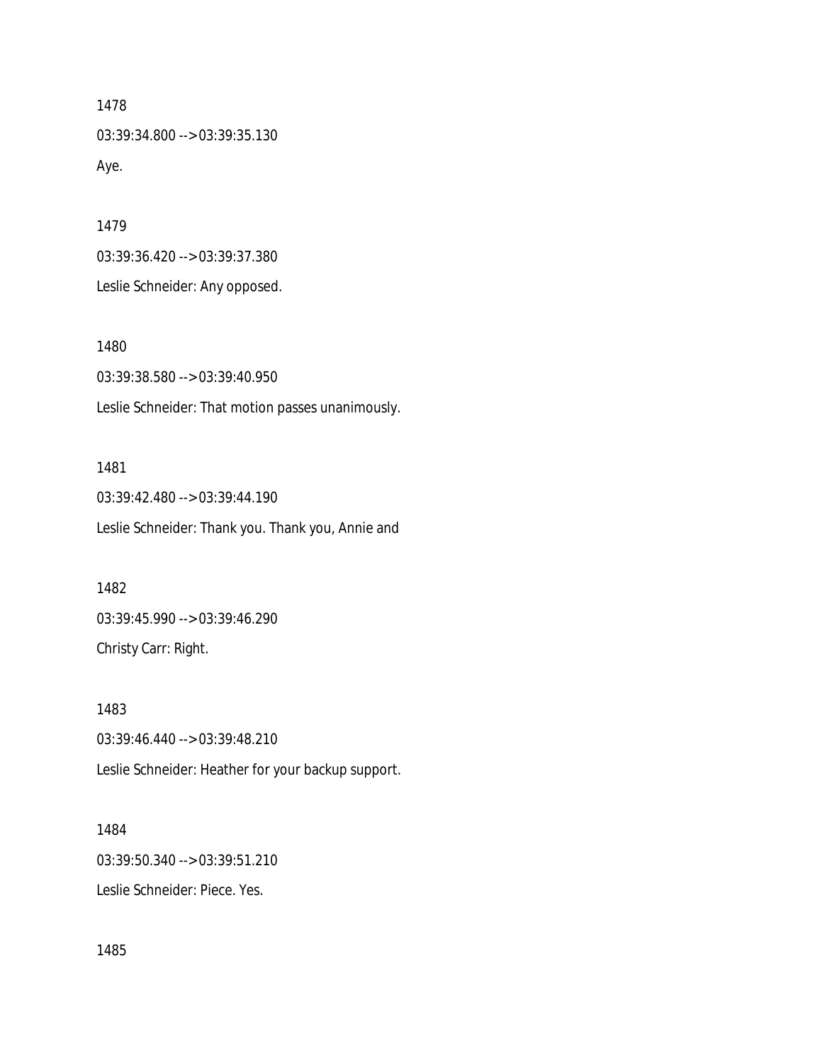1478

03:39:34.800 --> 03:39:35.130

Aye.

1479

03:39:36.420 --> 03:39:37.380

Leslie Schneider: Any opposed.

1480

03:39:38.580 --> 03:39:40.950

Leslie Schneider: That motion passes unanimously.

1481

03:39:42.480 --> 03:39:44.190

Leslie Schneider: Thank you. Thank you, Annie and

1482

03:39:45.990 --> 03:39:46.290

Christy Carr: Right.

1483

03:39:46.440 --> 03:39:48.210

Leslie Schneider: Heather for your backup support.

1484

03:39:50.340 --> 03:39:51.210

Leslie Schneider: Piece. Yes.

1485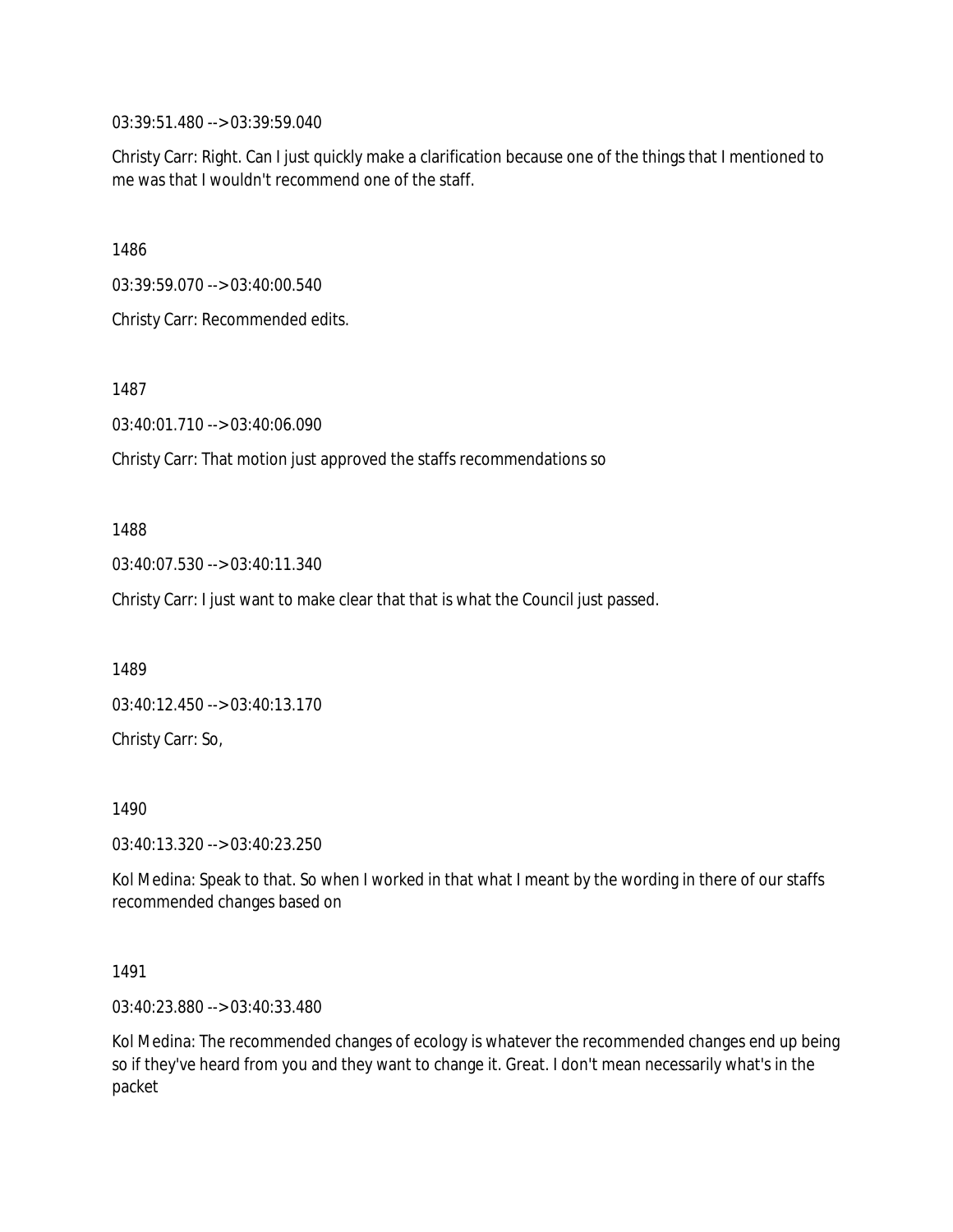03:39:51.480 --> 03:39:59.040

Christy Carr: Right. Can I just quickly make a clarification because one of the things that I mentioned to me was that I wouldn't recommend one of the staff.

1486

03:39:59.070 --> 03:40:00.540

Christy Carr: Recommended edits.

1487

03:40:01.710 --> 03:40:06.090

Christy Carr: That motion just approved the staffs recommendations so

1488

03:40:07.530 --> 03:40:11.340

Christy Carr: I just want to make clear that that is what the Council just passed.

1489

03:40:12.450 --> 03:40:13.170

Christy Carr: So,

1490

03:40:13.320 --> 03:40:23.250

Kol Medina: Speak to that. So when I worked in that what I meant by the wording in there of our staffs recommended changes based on

1491

03:40:23.880 --> 03:40:33.480

Kol Medina: The recommended changes of ecology is whatever the recommended changes end up being so if they've heard from you and they want to change it. Great. I don't mean necessarily what's in the packet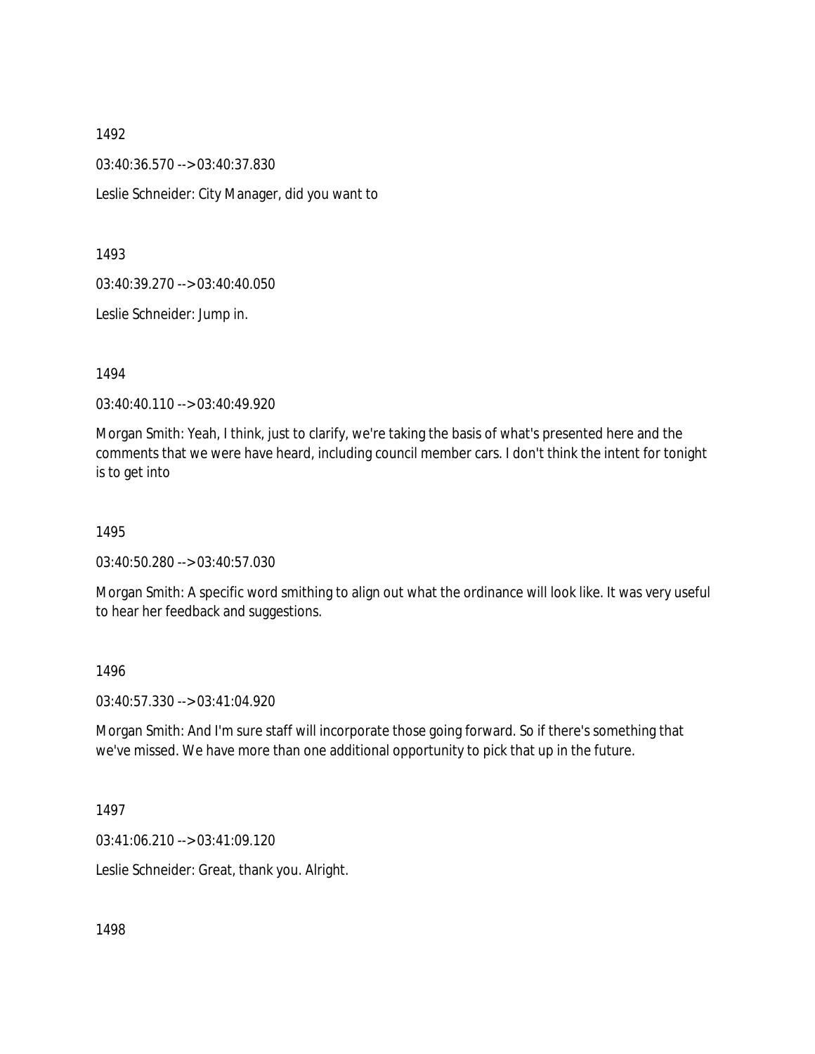1492

03:40:36.570 --> 03:40:37.830

Leslie Schneider: City Manager, did you want to

1493

03:40:39.270 --> 03:40:40.050

Leslie Schneider: Jump in.

1494

03:40:40.110 --> 03:40:49.920

Morgan Smith: Yeah, I think, just to clarify, we're taking the basis of what's presented here and the comments that we were have heard, including council member cars. I don't think the intent for tonight is to get into

1495

03:40:50.280 --> 03:40:57.030

Morgan Smith: A specific word smithing to align out what the ordinance will look like. It was very useful to hear her feedback and suggestions.

1496

03:40:57.330 --> 03:41:04.920

Morgan Smith: And I'm sure staff will incorporate those going forward. So if there's something that we've missed. We have more than one additional opportunity to pick that up in the future.

1497

03:41:06.210 --> 03:41:09.120

Leslie Schneider: Great, thank you. Alright.

1498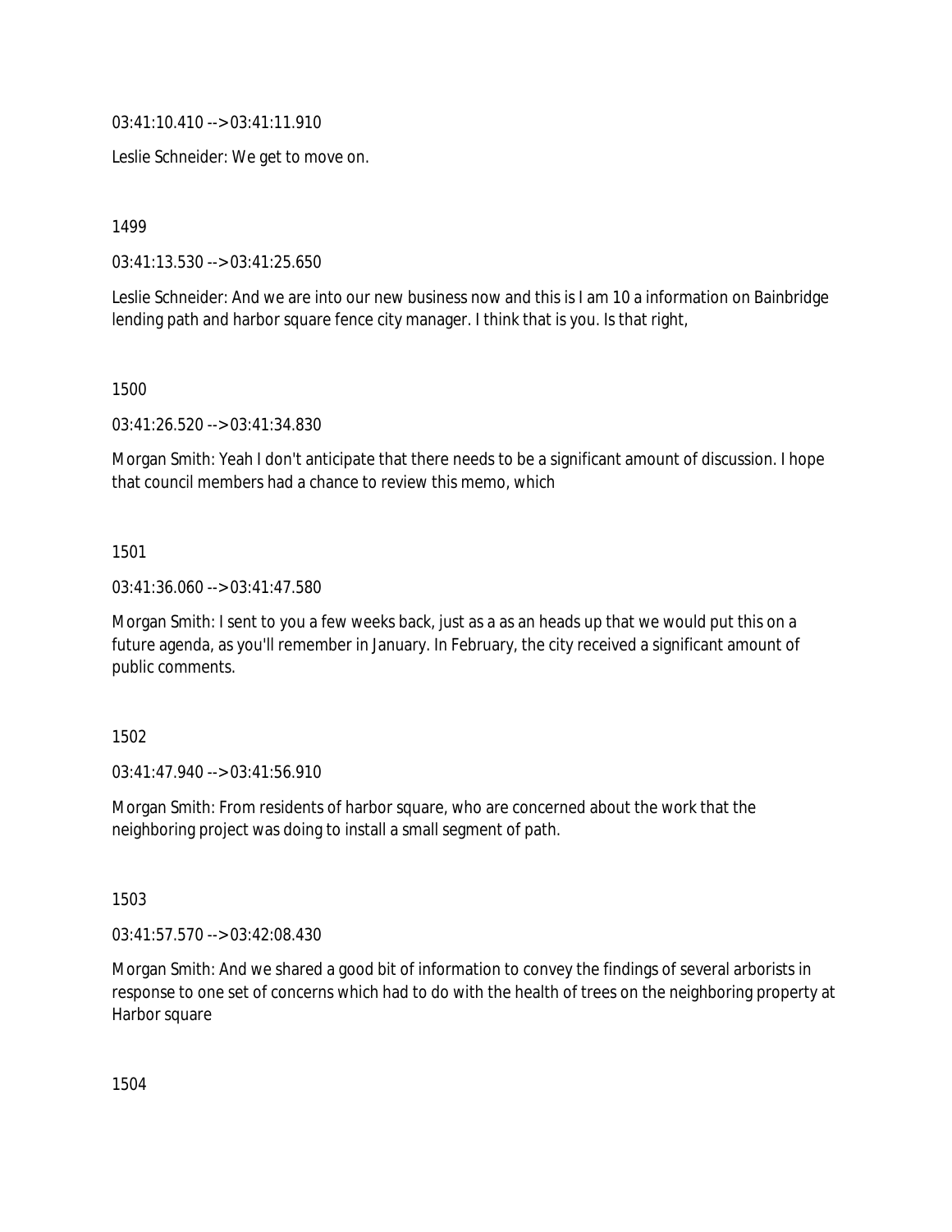03:41:10.410 --> 03:41:11.910

Leslie Schneider: We get to move on.

1499

03:41:13.530 --> 03:41:25.650

Leslie Schneider: And we are into our new business now and this is I am 10 a information on Bainbridge lending path and harbor square fence city manager. I think that is you. Is that right,

1500

03:41:26.520 --> 03:41:34.830

Morgan Smith: Yeah I don't anticipate that there needs to be a significant amount of discussion. I hope that council members had a chance to review this memo, which

1501

03:41:36.060 --> 03:41:47.580

Morgan Smith: I sent to you a few weeks back, just as a as an heads up that we would put this on a future agenda, as you'll remember in January. In February, the city received a significant amount of public comments.

1502

03:41:47.940 --> 03:41:56.910

Morgan Smith: From residents of harbor square, who are concerned about the work that the neighboring project was doing to install a small segment of path.

1503

03:41:57.570 --> 03:42:08.430

Morgan Smith: And we shared a good bit of information to convey the findings of several arborists in response to one set of concerns which had to do with the health of trees on the neighboring property at Harbor square

1504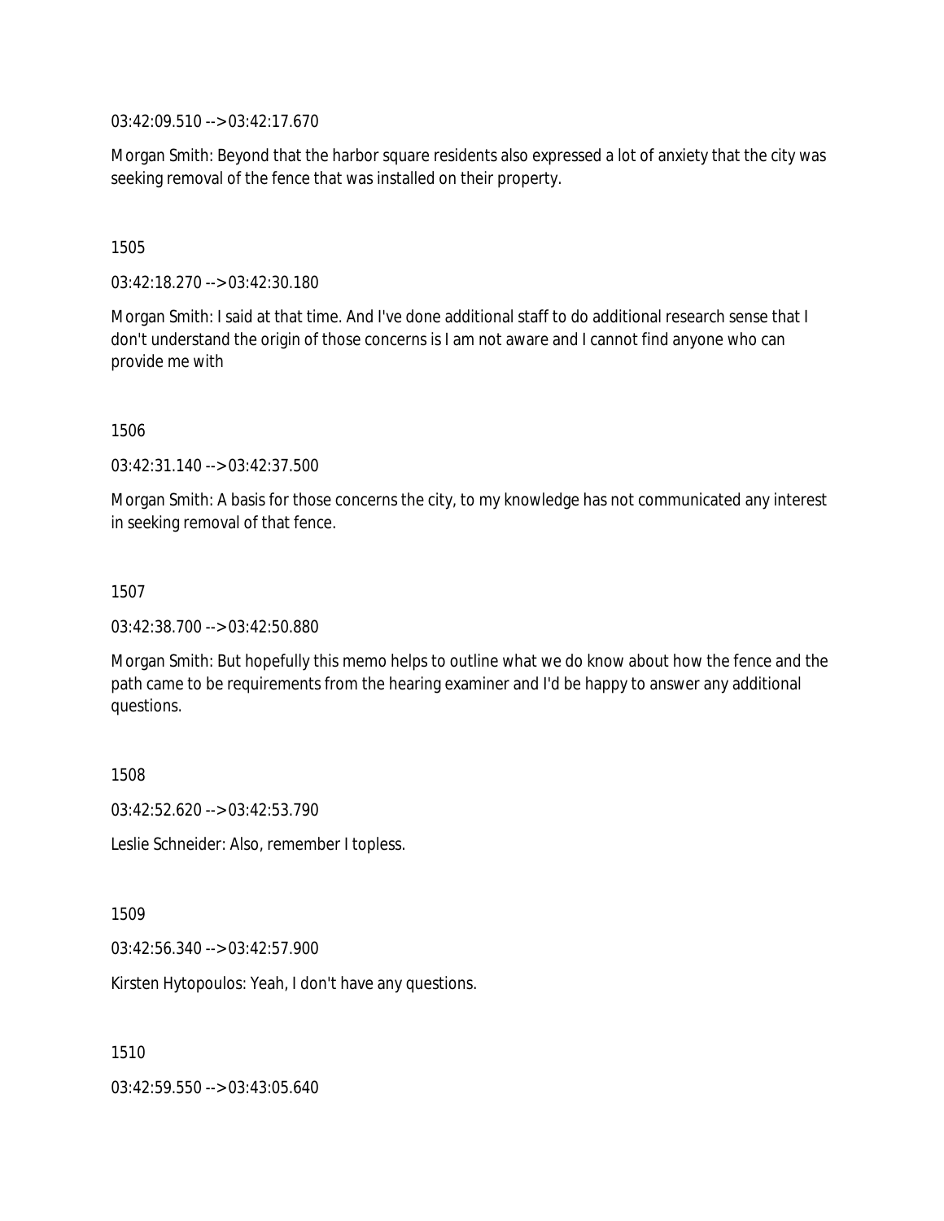03:42:09.510 --> 03:42:17.670

Morgan Smith: Beyond that the harbor square residents also expressed a lot of anxiety that the city was seeking removal of the fence that was installed on their property.

1505

03:42:18.270 --> 03:42:30.180

Morgan Smith: I said at that time. And I've done additional staff to do additional research sense that I don't understand the origin of those concerns is I am not aware and I cannot find anyone who can provide me with

1506

03:42:31.140 --> 03:42:37.500

Morgan Smith: A basis for those concerns the city, to my knowledge has not communicated any interest in seeking removal of that fence.

1507

03:42:38.700 --> 03:42:50.880

Morgan Smith: But hopefully this memo helps to outline what we do know about how the fence and the path came to be requirements from the hearing examiner and I'd be happy to answer any additional questions.

1508

03:42:52.620 --> 03:42:53.790

Leslie Schneider: Also, remember I topless.

1509

03:42:56.340 --> 03:42:57.900

Kirsten Hytopoulos: Yeah, I don't have any questions.

1510

03:42:59.550 --> 03:43:05.640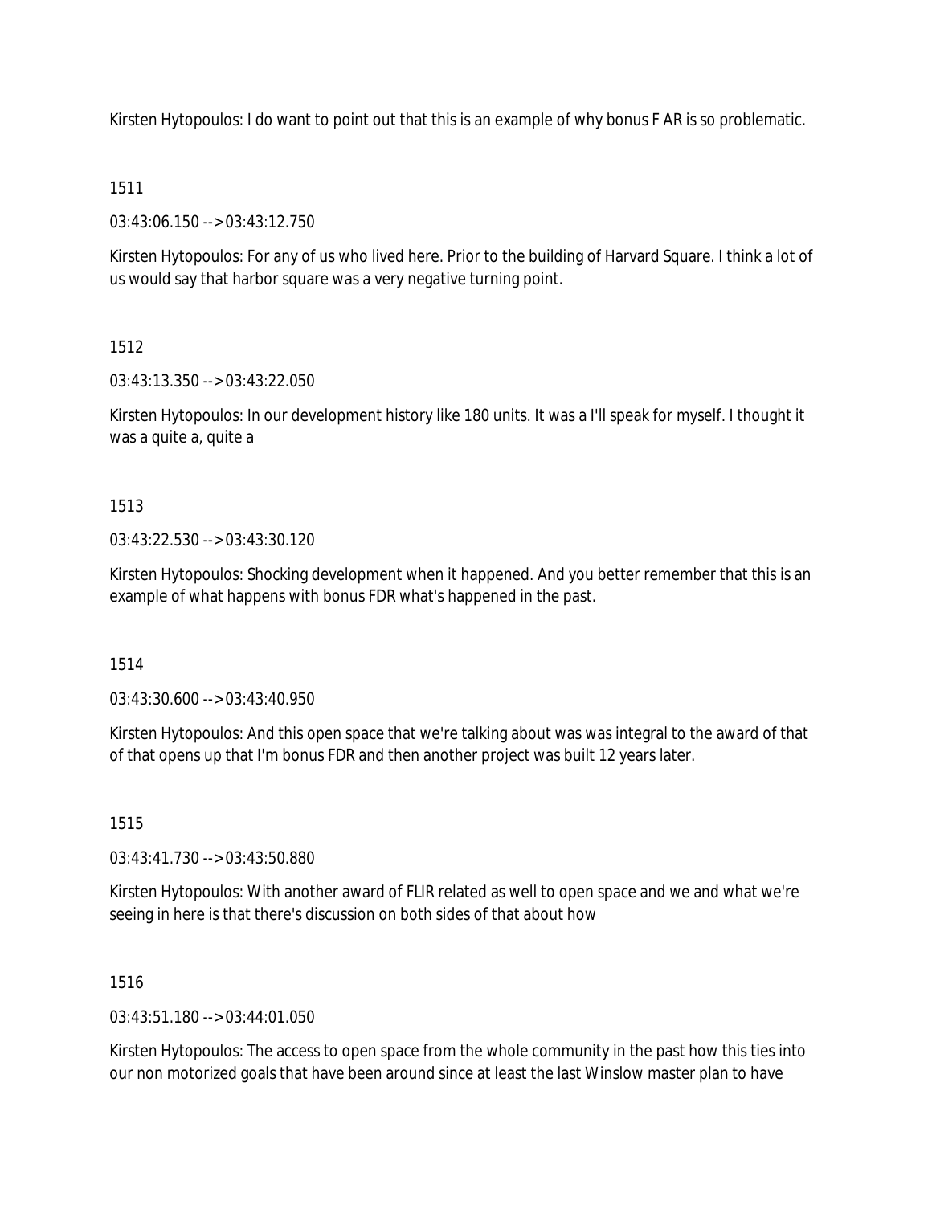Kirsten Hytopoulos: I do want to point out that this is an example of why bonus F AR is so problematic.

1511

03:43:06.150 --> 03:43:12.750

Kirsten Hytopoulos: For any of us who lived here. Prior to the building of Harvard Square. I think a lot of us would say that harbor square was a very negative turning point.

1512

03:43:13.350 --> 03:43:22.050

Kirsten Hytopoulos: In our development history like 180 units. It was a I'll speak for myself. I thought it was a quite a, quite a

1513

03:43:22.530 --> 03:43:30.120

Kirsten Hytopoulos: Shocking development when it happened. And you better remember that this is an example of what happens with bonus FDR what's happened in the past.

1514

03:43:30.600 --> 03:43:40.950

Kirsten Hytopoulos: And this open space that we're talking about was was integral to the award of that of that opens up that I'm bonus FDR and then another project was built 12 years later.

1515

03:43:41.730 --> 03:43:50.880

Kirsten Hytopoulos: With another award of FLIR related as well to open space and we and what we're seeing in here is that there's discussion on both sides of that about how

1516

03:43:51.180 --> 03:44:01.050

Kirsten Hytopoulos: The access to open space from the whole community in the past how this ties into our non motorized goals that have been around since at least the last Winslow master plan to have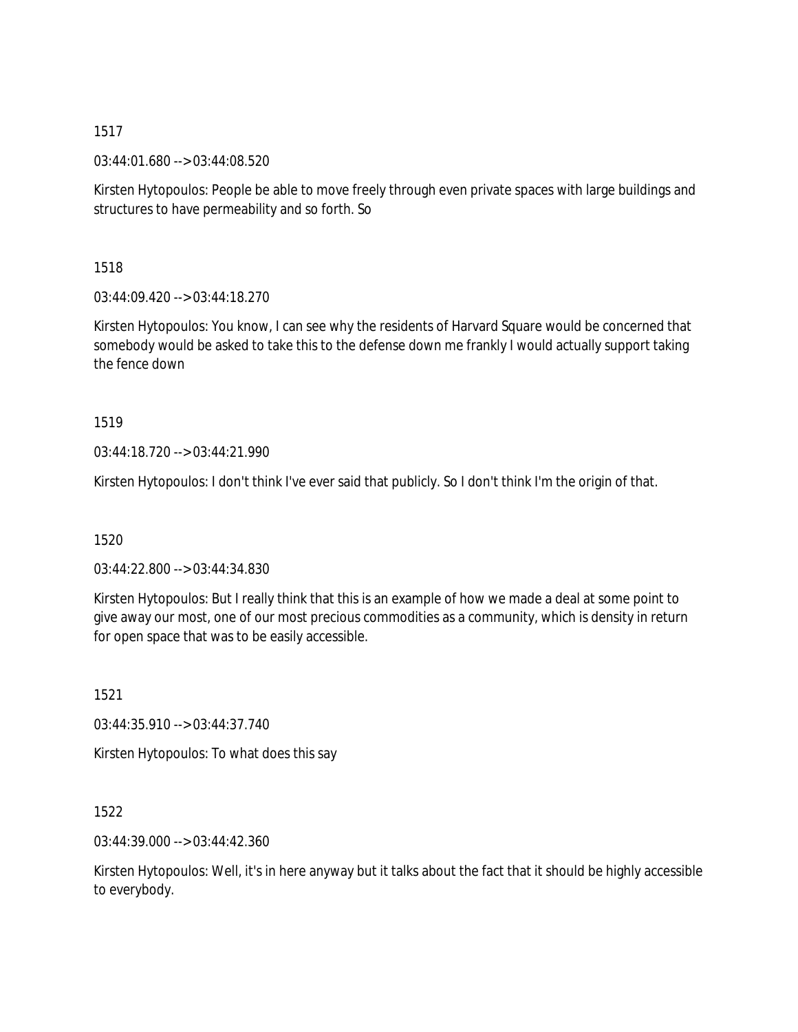1517

03:44:01.680 --> 03:44:08.520

Kirsten Hytopoulos: People be able to move freely through even private spaces with large buildings and structures to have permeability and so forth. So

1518

03:44:09.420 --> 03:44:18.270

Kirsten Hytopoulos: You know, I can see why the residents of Harvard Square would be concerned that somebody would be asked to take this to the defense down me frankly I would actually support taking the fence down

1519

03:44:18.720 --> 03:44:21.990

Kirsten Hytopoulos: I don't think I've ever said that publicly. So I don't think I'm the origin of that.

1520

03:44:22.800 --> 03:44:34.830

Kirsten Hytopoulos: But I really think that this is an example of how we made a deal at some point to give away our most, one of our most precious commodities as a community, which is density in return for open space that was to be easily accessible.

1521

03:44:35.910 --> 03:44:37.740

Kirsten Hytopoulos: To what does this say

1522

03:44:39.000 --> 03:44:42.360

Kirsten Hytopoulos: Well, it's in here anyway but it talks about the fact that it should be highly accessible to everybody.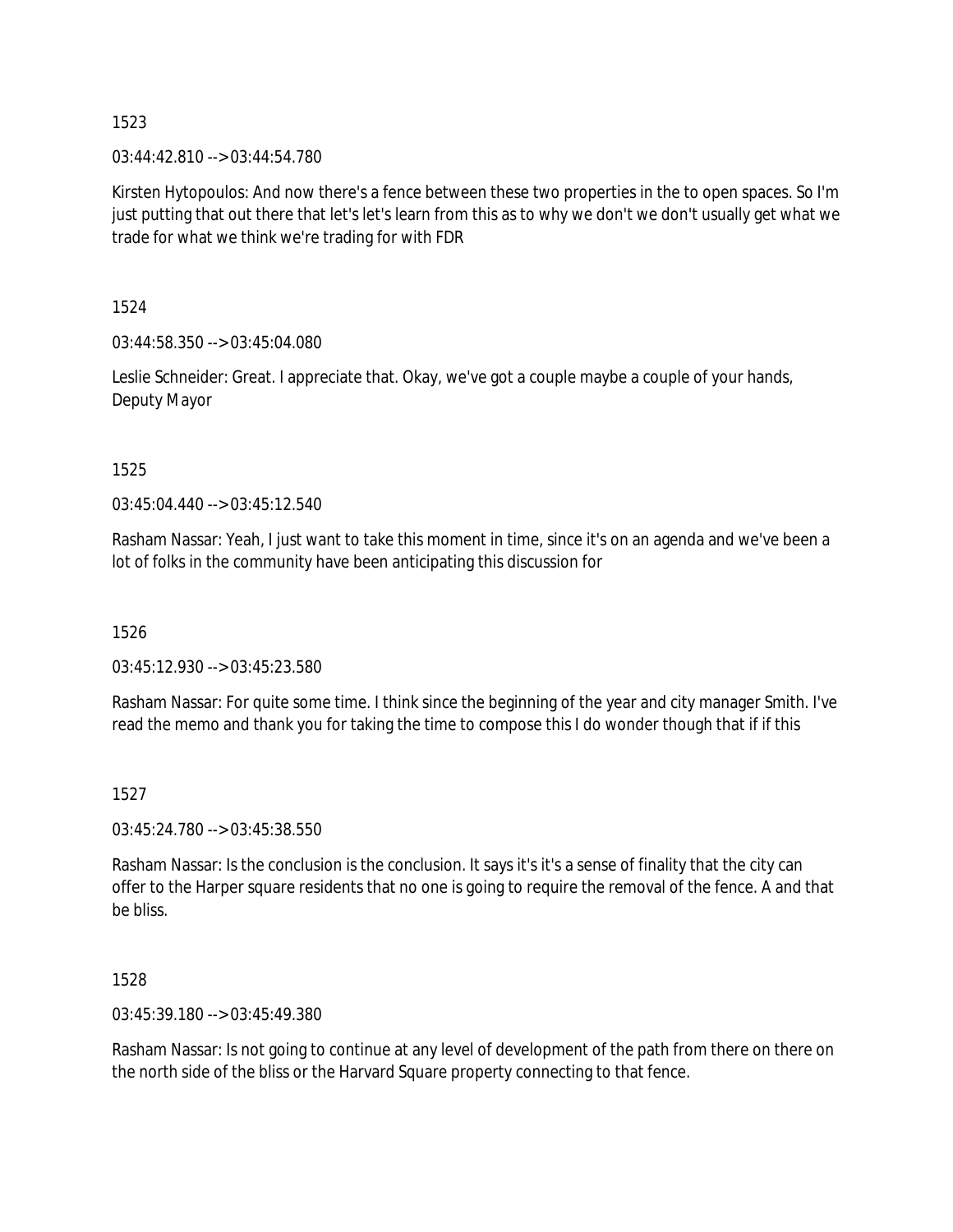1523

03:44:42.810 --> 03:44:54.780

Kirsten Hytopoulos: And now there's a fence between these two properties in the to open spaces. So I'm just putting that out there that let's let's learn from this as to why we don't we don't usually get what we trade for what we think we're trading for with FDR

1524

03:44:58.350 --> 03:45:04.080

Leslie Schneider: Great. I appreciate that. Okay, we've got a couple maybe a couple of your hands, Deputy Mayor

1525

03:45:04.440 --> 03:45:12.540

Rasham Nassar: Yeah, I just want to take this moment in time, since it's on an agenda and we've been a lot of folks in the community have been anticipating this discussion for

1526

03:45:12.930 --> 03:45:23.580

Rasham Nassar: For quite some time. I think since the beginning of the year and city manager Smith. I've read the memo and thank you for taking the time to compose this I do wonder though that if if this

1527

03:45:24.780 --> 03:45:38.550

Rasham Nassar: Is the conclusion is the conclusion. It says it's it's a sense of finality that the city can offer to the Harper square residents that no one is going to require the removal of the fence. A and that be bliss.

1528

03:45:39.180 --> 03:45:49.380

Rasham Nassar: Is not going to continue at any level of development of the path from there on there on the north side of the bliss or the Harvard Square property connecting to that fence.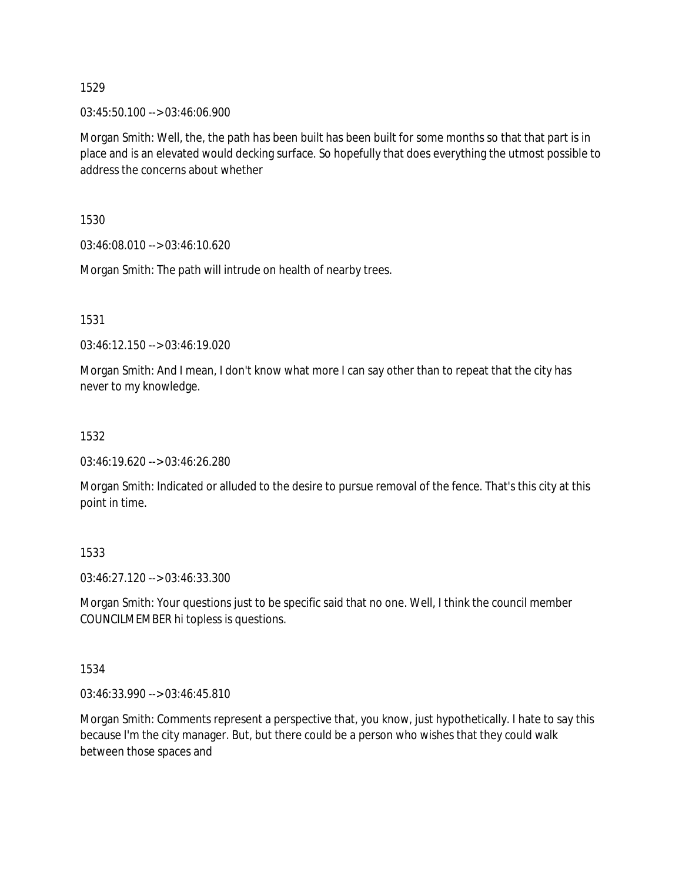1529

03:45:50.100 --> 03:46:06.900

Morgan Smith: Well, the, the path has been built has been built for some months so that that part is in place and is an elevated would decking surface. So hopefully that does everything the utmost possible to address the concerns about whether

1530

03:46:08.010 --> 03:46:10.620

Morgan Smith: The path will intrude on health of nearby trees.

1531

03:46:12.150 --> 03:46:19.020

Morgan Smith: And I mean, I don't know what more I can say other than to repeat that the city has never to my knowledge.

1532

03:46:19.620 --> 03:46:26.280

Morgan Smith: Indicated or alluded to the desire to pursue removal of the fence. That's this city at this point in time.

1533

03:46:27.120 --> 03:46:33.300

Morgan Smith: Your questions just to be specific said that no one. Well, I think the council member COUNCILMEMBER hi topless is questions.

1534

03:46:33.990 --> 03:46:45.810

Morgan Smith: Comments represent a perspective that, you know, just hypothetically. I hate to say this because I'm the city manager. But, but there could be a person who wishes that they could walk between those spaces and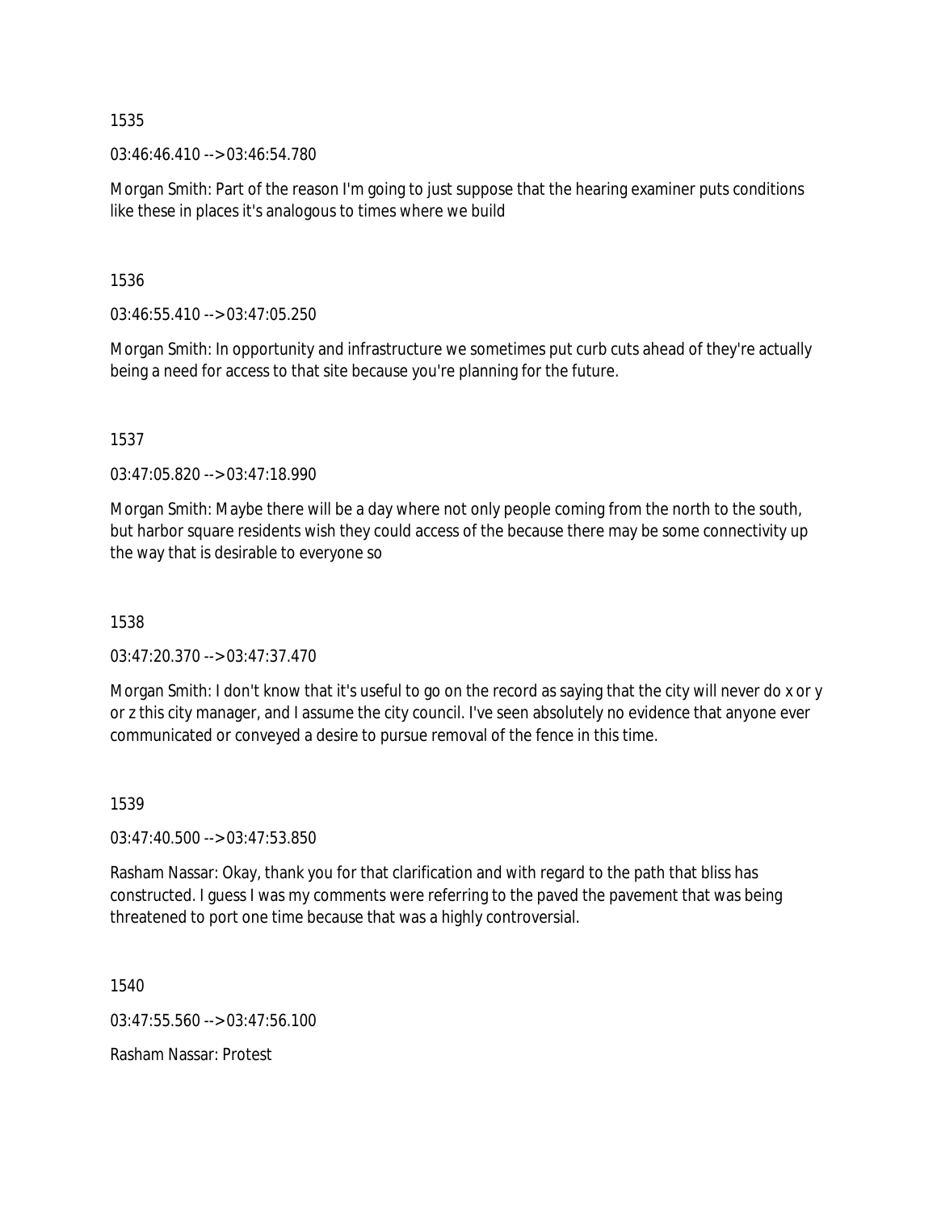1535

03:46:46.410 --> 03:46:54.780

Morgan Smith: Part of the reason I'm going to just suppose that the hearing examiner puts conditions like these in places it's analogous to times where we build

1536

03:46:55.410 --> 03:47:05.250

Morgan Smith: In opportunity and infrastructure we sometimes put curb cuts ahead of they're actually being a need for access to that site because you're planning for the future.

1537

03:47:05.820 --> 03:47:18.990

Morgan Smith: Maybe there will be a day where not only people coming from the north to the south, but harbor square residents wish they could access of the because there may be some connectivity up the way that is desirable to everyone so

1538

03:47:20.370 --> 03:47:37.470

Morgan Smith: I don't know that it's useful to go on the record as saying that the city will never do x or y or z this city manager, and I assume the city council. I've seen absolutely no evidence that anyone ever communicated or conveyed a desire to pursue removal of the fence in this time.

1539

03:47:40.500 --> 03:47:53.850

Rasham Nassar: Okay, thank you for that clarification and with regard to the path that bliss has constructed. I guess I was my comments were referring to the paved the pavement that was being threatened to port one time because that was a highly controversial.

1540

03:47:55.560 --> 03:47:56.100

Rasham Nassar: Protest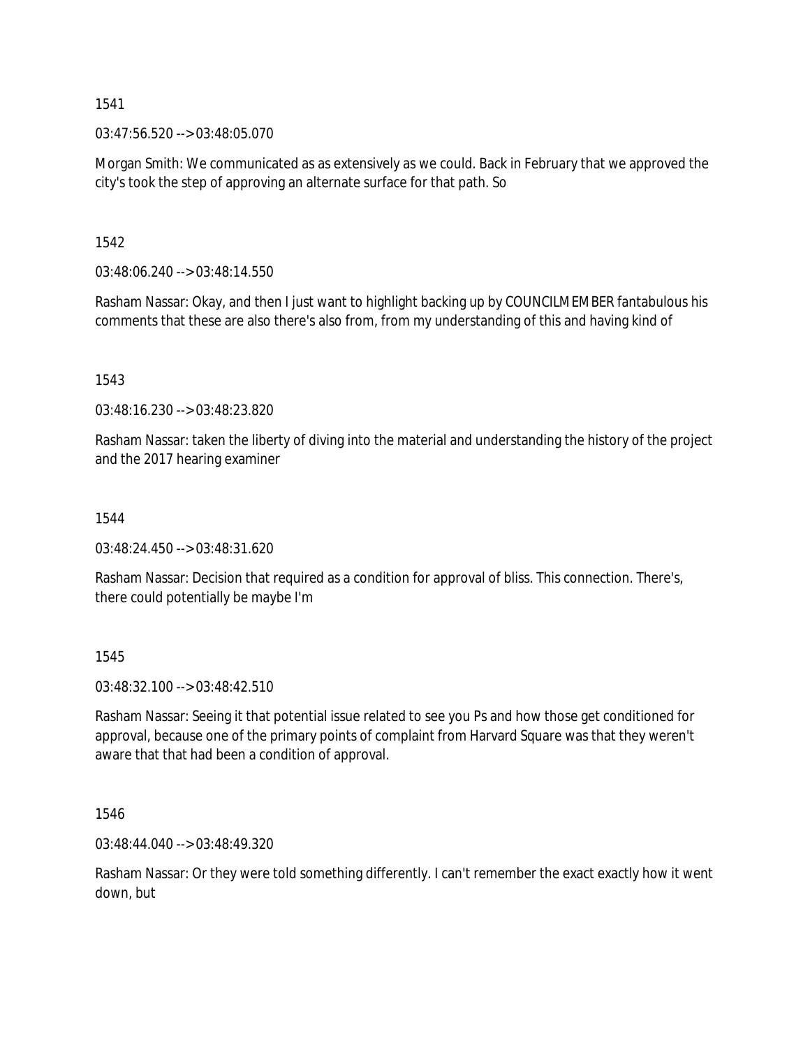1541

03:47:56.520 --> 03:48:05.070

Morgan Smith: We communicated as as extensively as we could. Back in February that we approved the city's took the step of approving an alternate surface for that path. So

1542

03:48:06.240 --> 03:48:14.550

Rasham Nassar: Okay, and then I just want to highlight backing up by COUNCILMEMBER fantabulous his comments that these are also there's also from, from my understanding of this and having kind of

1543

03:48:16.230 --> 03:48:23.820

Rasham Nassar: taken the liberty of diving into the material and understanding the history of the project and the 2017 hearing examiner

1544

03:48:24.450 --> 03:48:31.620

Rasham Nassar: Decision that required as a condition for approval of bliss. This connection. There's, there could potentially be maybe I'm

1545

03:48:32.100 --> 03:48:42.510

Rasham Nassar: Seeing it that potential issue related to see you Ps and how those get conditioned for approval, because one of the primary points of complaint from Harvard Square was that they weren't aware that that had been a condition of approval.

1546

03:48:44.040 --> 03:48:49.320

Rasham Nassar: Or they were told something differently. I can't remember the exact exactly how it went down, but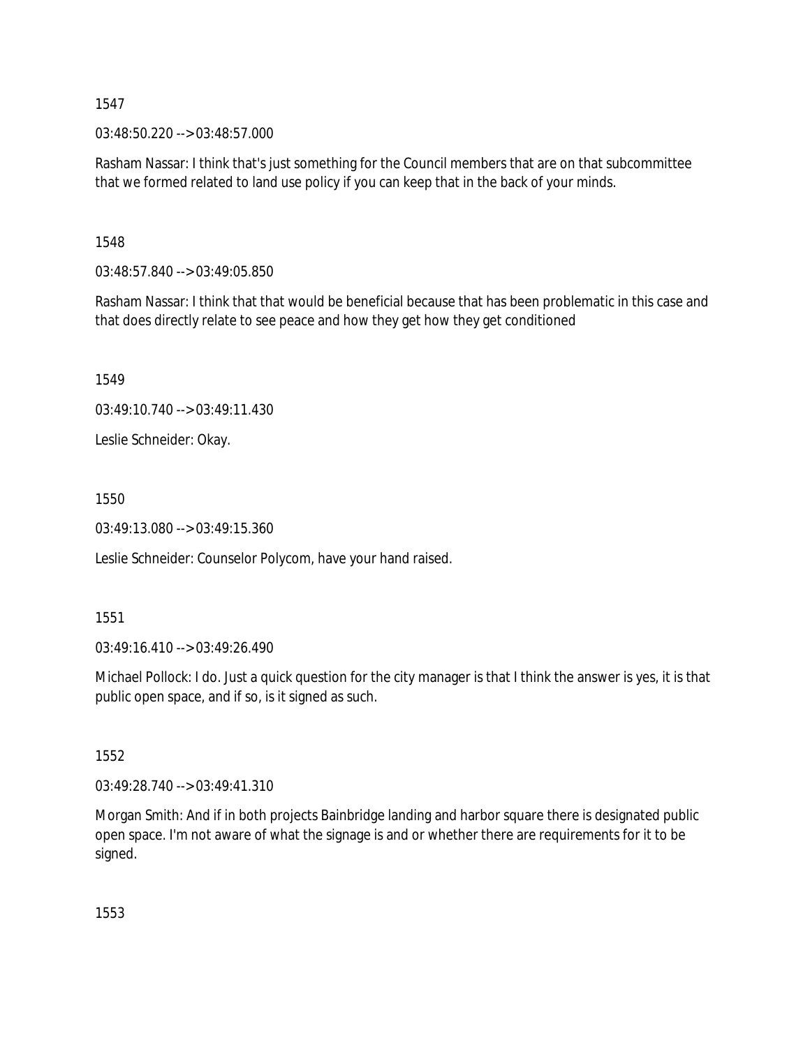1547

03:48:50.220 --> 03:48:57.000

Rasham Nassar: I think that's just something for the Council members that are on that subcommittee that we formed related to land use policy if you can keep that in the back of your minds.

1548

03:48:57.840 --> 03:49:05.850

Rasham Nassar: I think that that would be beneficial because that has been problematic in this case and that does directly relate to see peace and how they get how they get conditioned

1549

03:49:10.740 --> 03:49:11.430

Leslie Schneider: Okay.

1550

03:49:13.080 --> 03:49:15.360

Leslie Schneider: Counselor Polycom, have your hand raised.

1551

03:49:16.410 --> 03:49:26.490

Michael Pollock: I do. Just a quick question for the city manager is that I think the answer is yes, it is that public open space, and if so, is it signed as such.

1552

03:49:28.740 --> 03:49:41.310

Morgan Smith: And if in both projects Bainbridge landing and harbor square there is designated public open space. I'm not aware of what the signage is and or whether there are requirements for it to be signed.

1553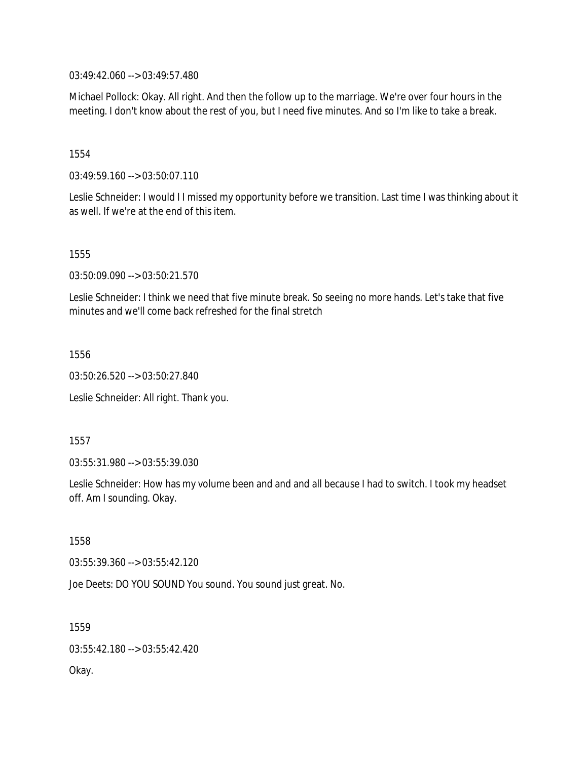03:49:42.060 --> 03:49:57.480

Michael Pollock: Okay. All right. And then the follow up to the marriage. We're over four hours in the meeting. I don't know about the rest of you, but I need five minutes. And so I'm like to take a break.

1554

03:49:59.160 --> 03:50:07.110

Leslie Schneider: I would I I missed my opportunity before we transition. Last time I was thinking about it as well. If we're at the end of this item.

1555

03:50:09.090 --> 03:50:21.570

Leslie Schneider: I think we need that five minute break. So seeing no more hands. Let's take that five minutes and we'll come back refreshed for the final stretch

1556

03:50:26.520 --> 03:50:27.840

Leslie Schneider: All right. Thank you.

1557

03:55:31.980 --> 03:55:39.030

Leslie Schneider: How has my volume been and and and all because I had to switch. I took my headset off. Am I sounding. Okay.

1558

03:55:39.360 --> 03:55:42.120

Joe Deets: DO YOU SOUND You sound. You sound just great. No.

1559

03:55:42.180 --> 03:55:42.420

Okay.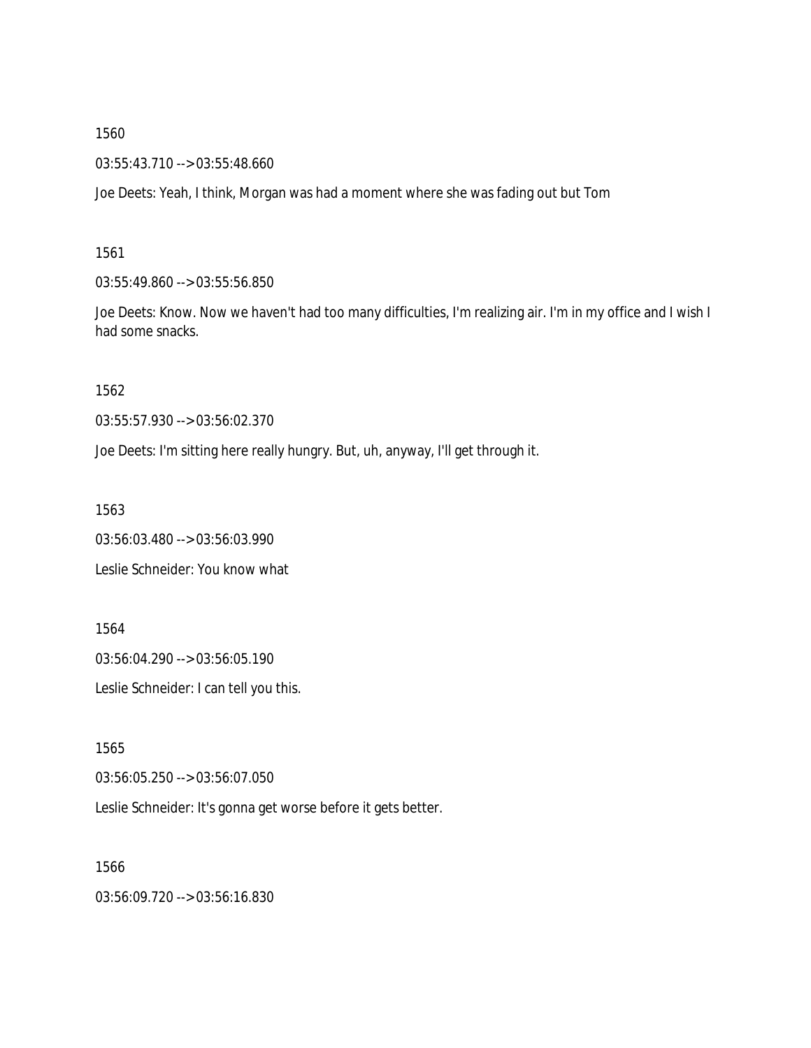1560

03:55:43.710 --> 03:55:48.660

Joe Deets: Yeah, I think, Morgan was had a moment where she was fading out but Tom

1561

03:55:49.860 --> 03:55:56.850

Joe Deets: Know. Now we haven't had too many difficulties, I'm realizing air. I'm in my office and I wish I had some snacks.

1562

03:55:57.930 --> 03:56:02.370

Joe Deets: I'm sitting here really hungry. But, uh, anyway, I'll get through it.

1563

03:56:03.480 --> 03:56:03.990

Leslie Schneider: You know what

1564

03:56:04.290 --> 03:56:05.190

Leslie Schneider: I can tell you this.

1565

03:56:05.250 --> 03:56:07.050

Leslie Schneider: It's gonna get worse before it gets better.

1566

03:56:09.720 --> 03:56:16.830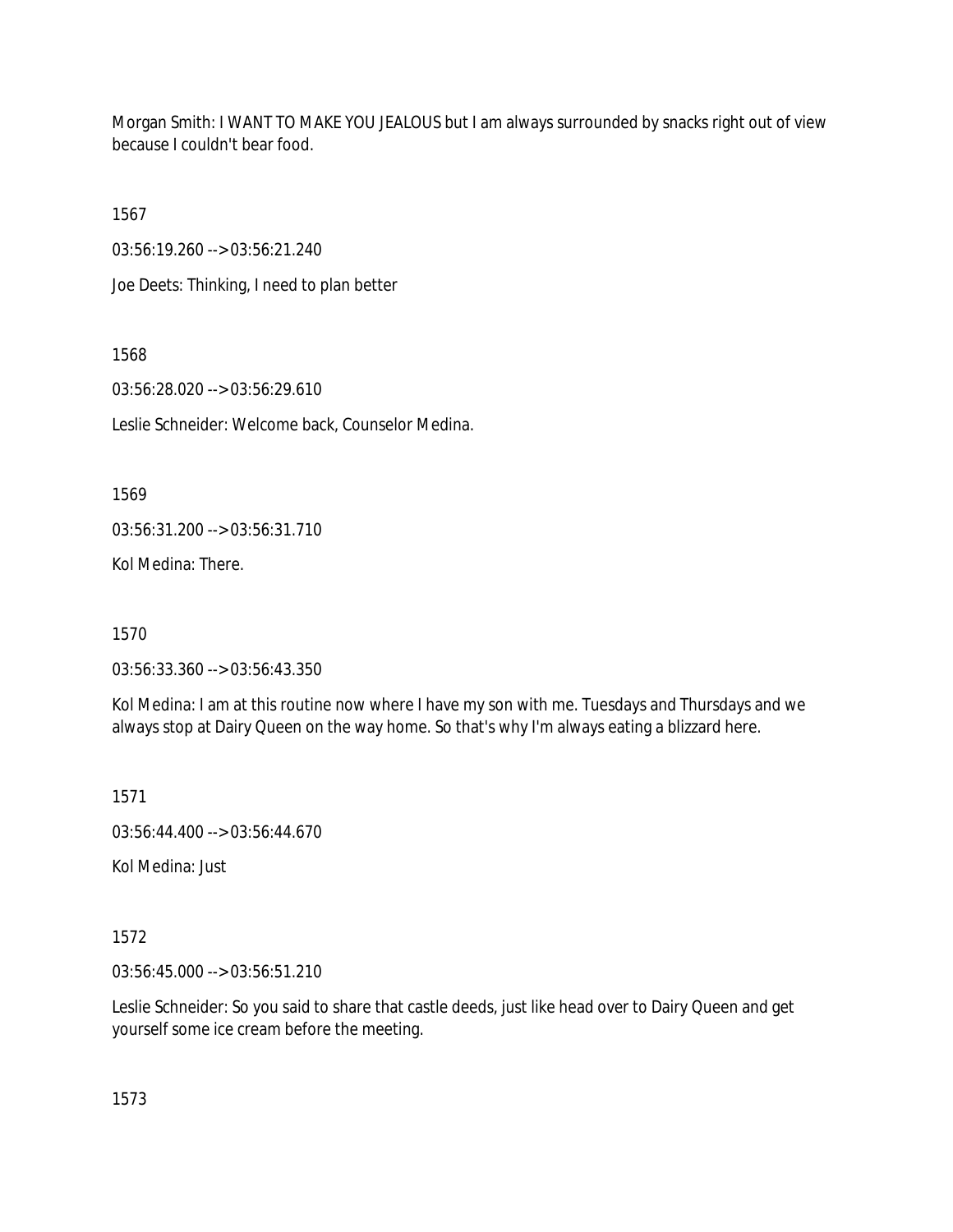Morgan Smith: I WANT TO MAKE YOU JEALOUS but I am always surrounded by snacks right out of view because I couldn't bear food.

1567

03:56:19.260 --> 03:56:21.240

Joe Deets: Thinking, I need to plan better

1568

03:56:28.020 --> 03:56:29.610

Leslie Schneider: Welcome back, Counselor Medina.

1569

03:56:31.200 --> 03:56:31.710

Kol Medina: There.

1570

03:56:33.360 --> 03:56:43.350

Kol Medina: I am at this routine now where I have my son with me. Tuesdays and Thursdays and we always stop at Dairy Queen on the way home. So that's why I'm always eating a blizzard here.

1571

03:56:44.400 --> 03:56:44.670

Kol Medina: Just

1572

03:56:45.000 --> 03:56:51.210

Leslie Schneider: So you said to share that castle deeds, just like head over to Dairy Queen and get yourself some ice cream before the meeting.

1573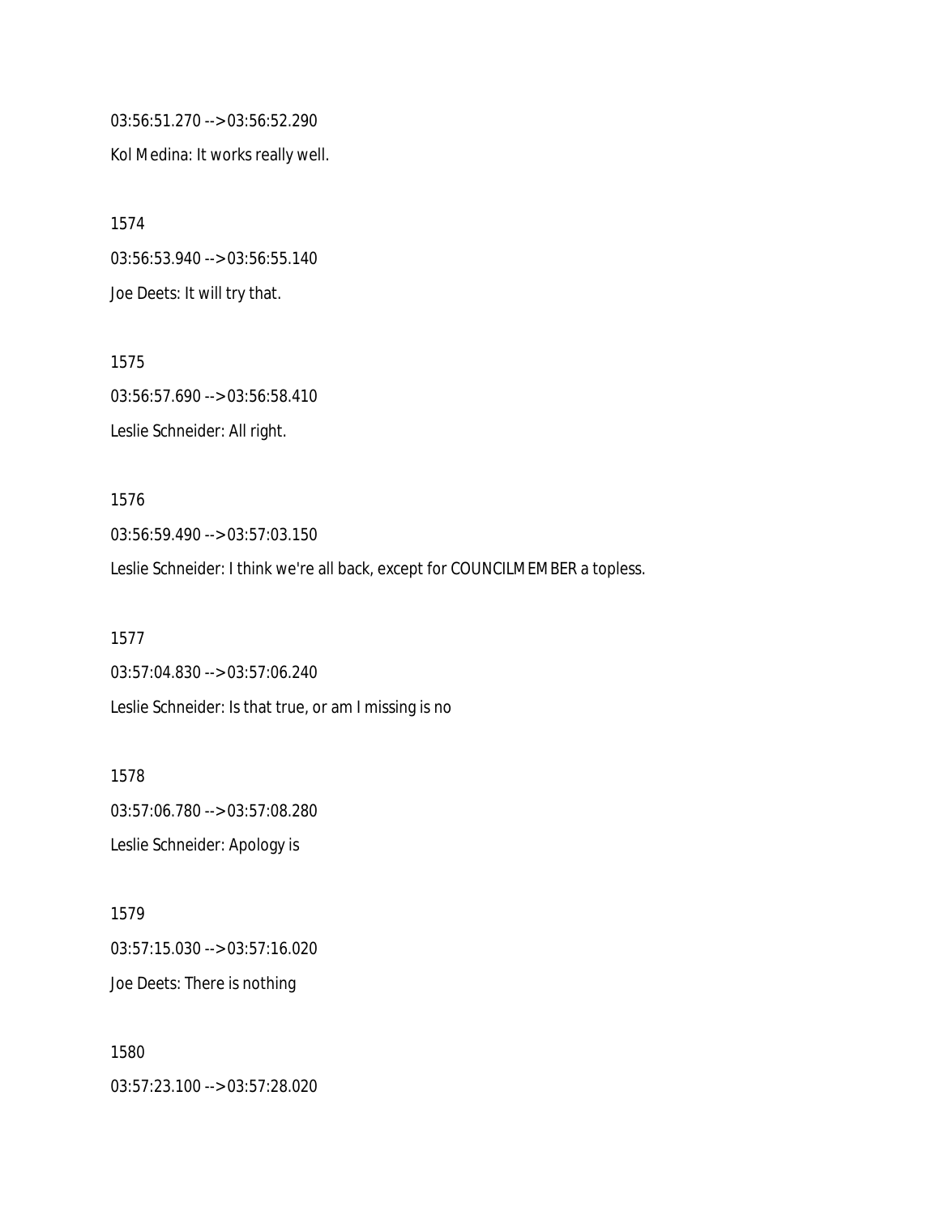03:56:51.270 --> 03:56:52.290

Kol Medina: It works really well.

1574

03:56:53.940 --> 03:56:55.140

Joe Deets: It will try that.

1575

03:56:57.690 --> 03:56:58.410

Leslie Schneider: All right.

1576

03:56:59.490 --> 03:57:03.150

Leslie Schneider: I think we're all back, except for COUNCILMEMBER a topless.

1577

03:57:04.830 --> 03:57:06.240

Leslie Schneider: Is that true, or am I missing is no

1578

03:57:06.780 --> 03:57:08.280

Leslie Schneider: Apology is

1579

03:57:15.030 --> 03:57:16.020

Joe Deets: There is nothing

1580

03:57:23.100 --> 03:57:28.020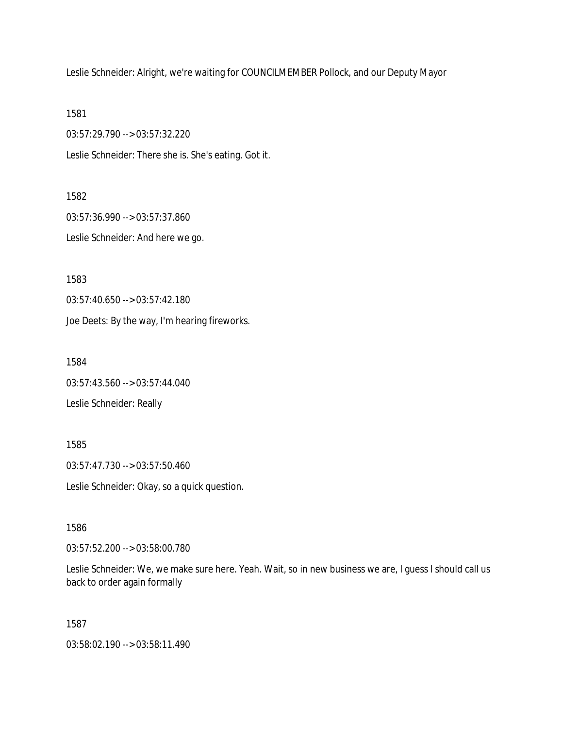Leslie Schneider: Alright, we're waiting for COUNCILMEMBER Pollock, and our Deputy Mayor

1581

03:57:29.790 --> 03:57:32.220

Leslie Schneider: There she is. She's eating. Got it.

1582

03:57:36.990 --> 03:57:37.860

Leslie Schneider: And here we go.

1583

03:57:40.650 --> 03:57:42.180

Joe Deets: By the way, I'm hearing fireworks.

1584

03:57:43.560 --> 03:57:44.040

Leslie Schneider: Really

1585

03:57:47.730 --> 03:57:50.460

Leslie Schneider: Okay, so a quick question.

1586

03:57:52.200 --> 03:58:00.780

Leslie Schneider: We, we make sure here. Yeah. Wait, so in new business we are, I guess I should call us back to order again formally

1587

03:58:02.190 --> 03:58:11.490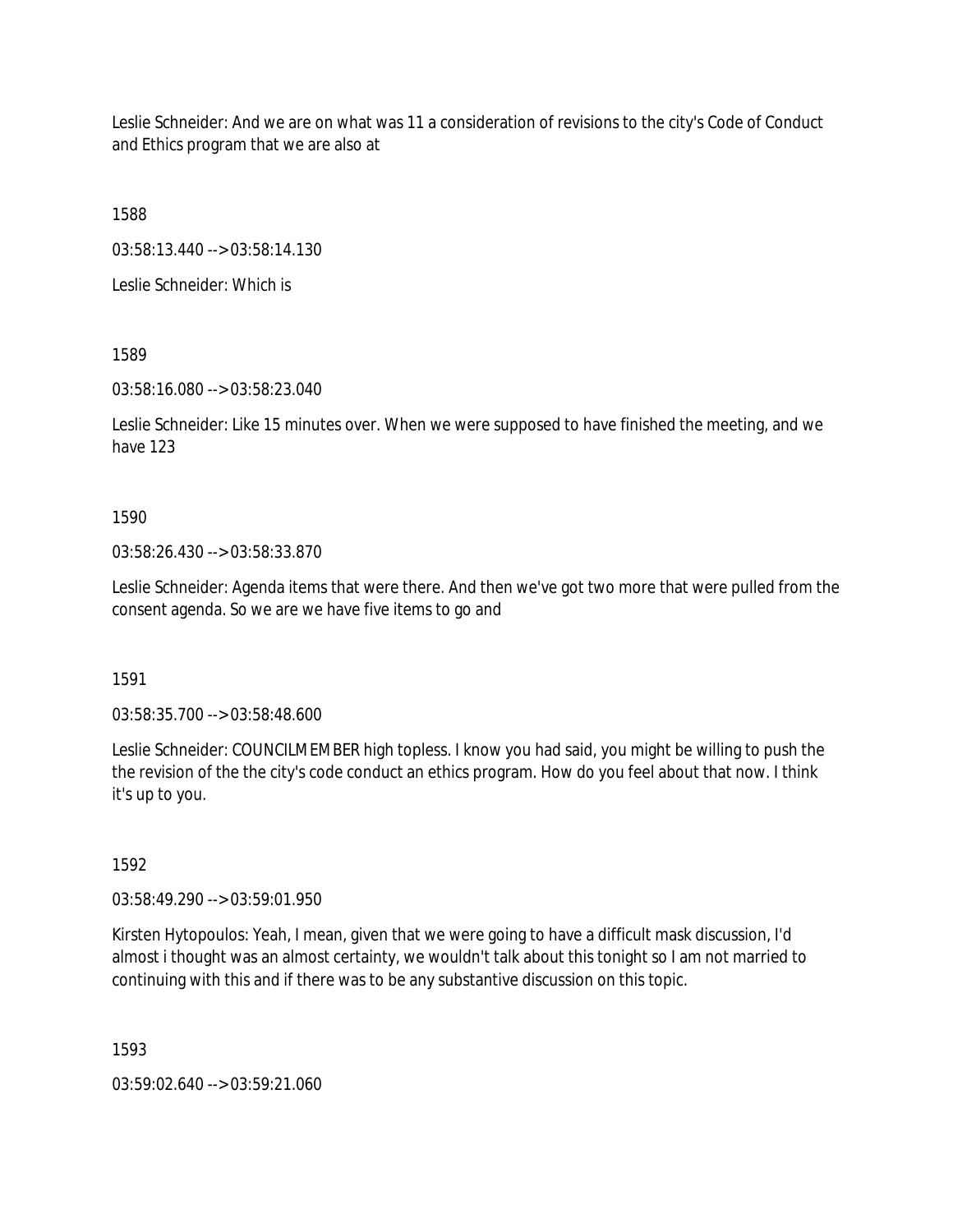Leslie Schneider: And we are on what was 11 a consideration of revisions to the city's Code of Conduct and Ethics program that we are also at

1588

03:58:13.440 --> 03:58:14.130

Leslie Schneider: Which is

1589

03:58:16.080 --> 03:58:23.040

Leslie Schneider: Like 15 minutes over. When we were supposed to have finished the meeting, and we have 123

1590

03:58:26.430 --> 03:58:33.870

Leslie Schneider: Agenda items that were there. And then we've got two more that were pulled from the consent agenda. So we are we have five items to go and

1591

03:58:35.700 --> 03:58:48.600

Leslie Schneider: COUNCILMEMBER high topless. I know you had said, you might be willing to push the the revision of the the city's code conduct an ethics program. How do you feel about that now. I think it's up to you.

1592

03:58:49.290 --> 03:59:01.950

Kirsten Hytopoulos: Yeah, I mean, given that we were going to have a difficult mask discussion, I'd almost i thought was an almost certainty, we wouldn't talk about this tonight so I am not married to continuing with this and if there was to be any substantive discussion on this topic.

1593

03:59:02.640 --> 03:59:21.060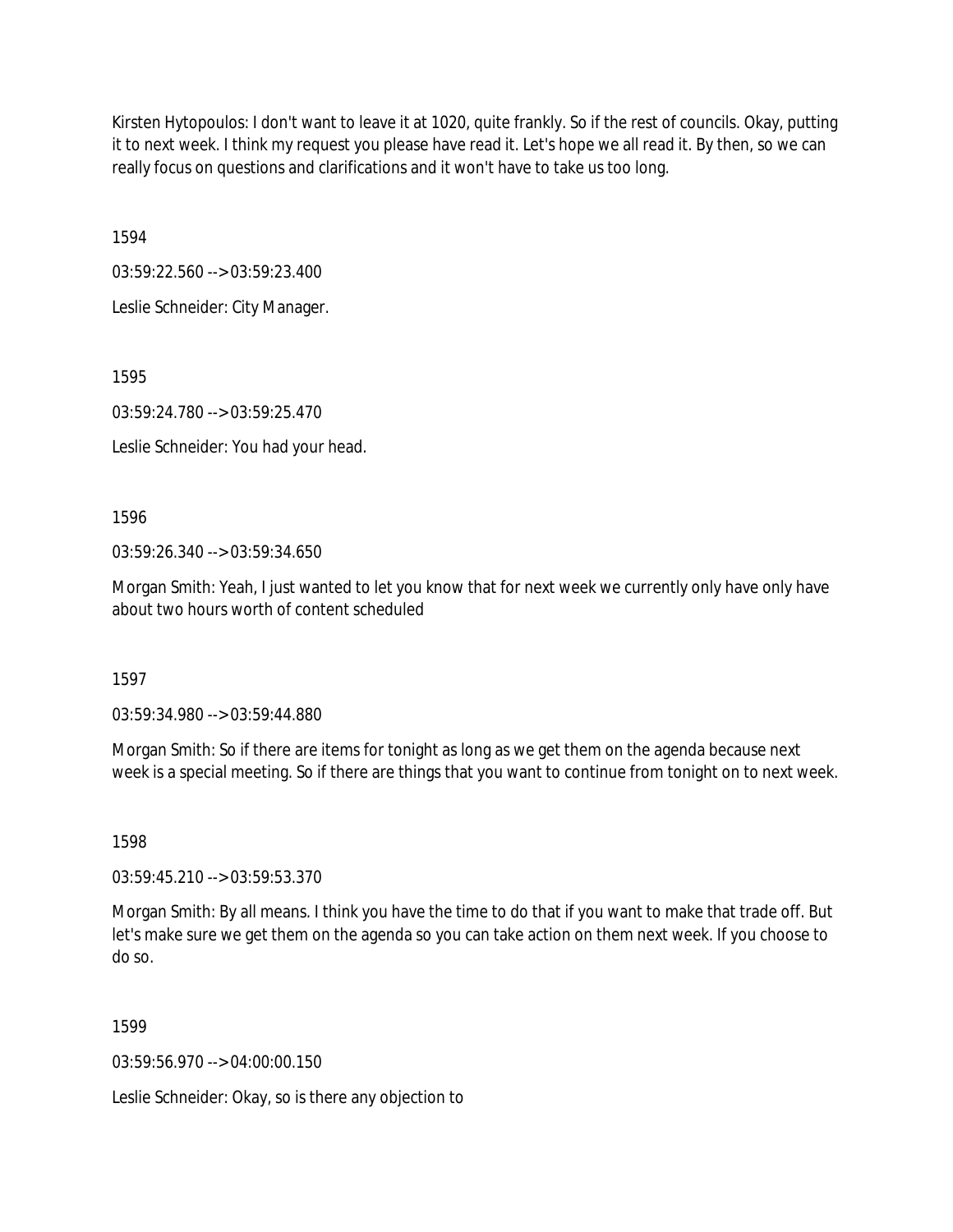Kirsten Hytopoulos: I don't want to leave it at 1020, quite frankly. So if the rest of councils. Okay, putting it to next week. I think my request you please have read it. Let's hope we all read it. By then, so we can really focus on questions and clarifications and it won't have to take us too long.

1594

03:59:22.560 --> 03:59:23.400

Leslie Schneider: City Manager.

1595

03:59:24.780 --> 03:59:25.470

Leslie Schneider: You had your head.

1596

03:59:26.340 --> 03:59:34.650

Morgan Smith: Yeah, I just wanted to let you know that for next week we currently only have only have about two hours worth of content scheduled

1597

03:59:34.980 --> 03:59:44.880

Morgan Smith: So if there are items for tonight as long as we get them on the agenda because next week is a special meeting. So if there are things that you want to continue from tonight on to next week.

1598

03:59:45.210 --> 03:59:53.370

Morgan Smith: By all means. I think you have the time to do that if you want to make that trade off. But let's make sure we get them on the agenda so you can take action on them next week. If you choose to do so.

1599

03:59:56.970 --> 04:00:00.150

Leslie Schneider: Okay, so is there any objection to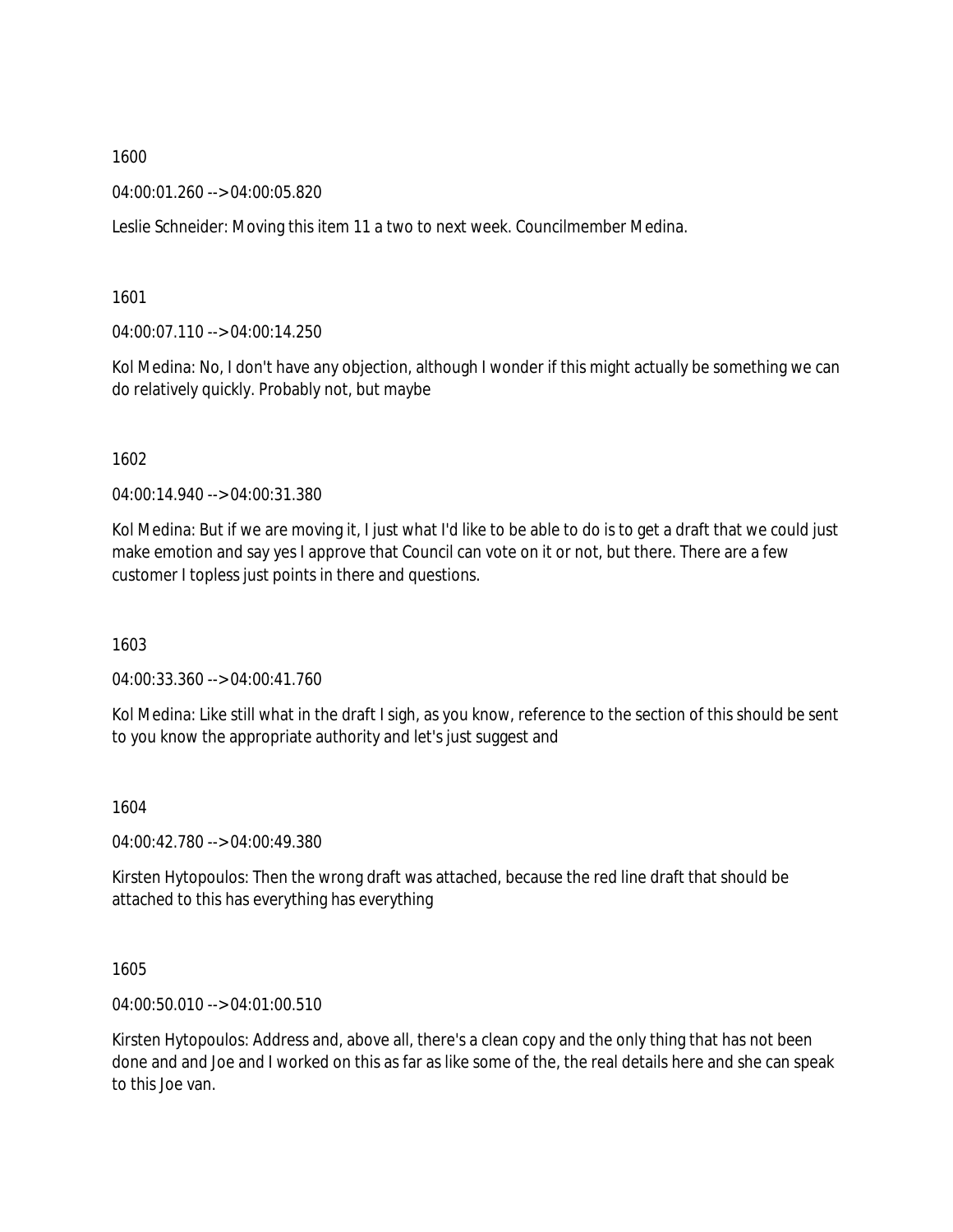1600

04:00:01.260 --> 04:00:05.820

Leslie Schneider: Moving this item 11 a two to next week. Councilmember Medina.

1601

04:00:07.110 --> 04:00:14.250

Kol Medina: No, I don't have any objection, although I wonder if this might actually be something we can do relatively quickly. Probably not, but maybe

1602

04:00:14.940 --> 04:00:31.380

Kol Medina: But if we are moving it, I just what I'd like to be able to do is to get a draft that we could just make emotion and say yes I approve that Council can vote on it or not, but there. There are a few customer I topless just points in there and questions.

1603

04:00:33.360 --> 04:00:41.760

Kol Medina: Like still what in the draft I sigh, as you know, reference to the section of this should be sent to you know the appropriate authority and let's just suggest and

1604

04:00:42.780 --> 04:00:49.380

Kirsten Hytopoulos: Then the wrong draft was attached, because the red line draft that should be attached to this has everything has everything

1605

04:00:50.010 --> 04:01:00.510

Kirsten Hytopoulos: Address and, above all, there's a clean copy and the only thing that has not been done and and Joe and I worked on this as far as like some of the, the real details here and she can speak to this Joe van.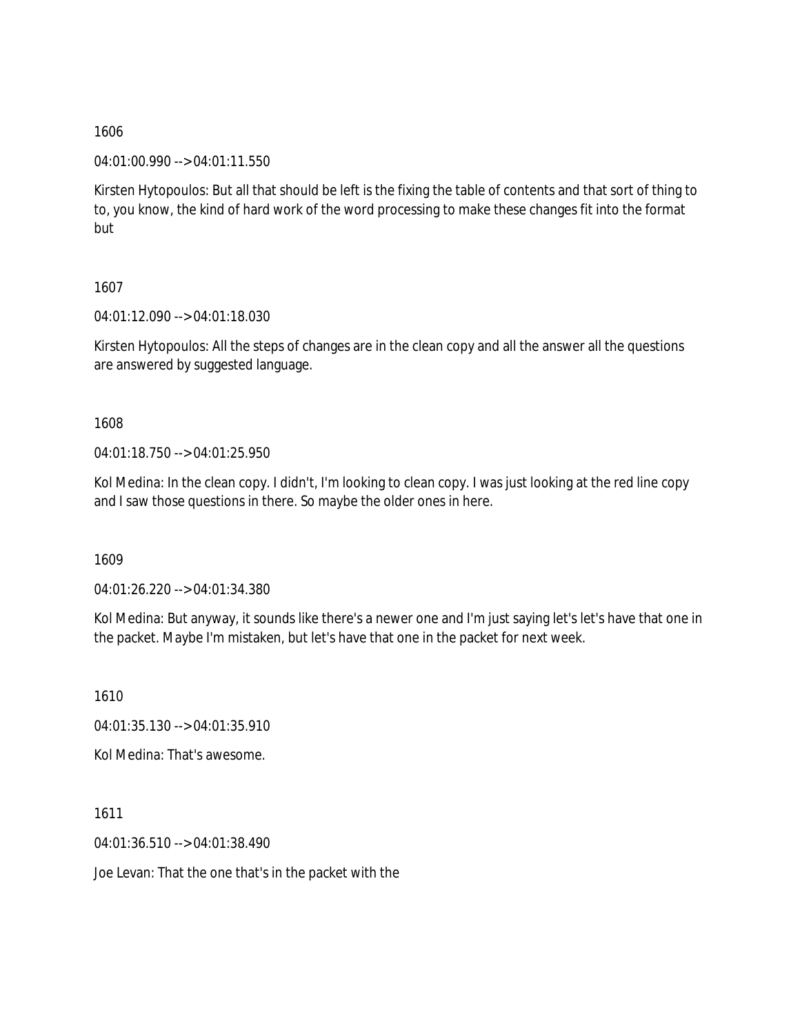1606

04:01:00.990 --> 04:01:11.550

Kirsten Hytopoulos: But all that should be left is the fixing the table of contents and that sort of thing to to, you know, the kind of hard work of the word processing to make these changes fit into the format but

1607

04:01:12.090 --> 04:01:18.030

Kirsten Hytopoulos: All the steps of changes are in the clean copy and all the answer all the questions are answered by suggested language.

1608

04:01:18.750 --> 04:01:25.950

Kol Medina: In the clean copy. I didn't, I'm looking to clean copy. I was just looking at the red line copy and I saw those questions in there. So maybe the older ones in here.

1609

04:01:26.220 --> 04:01:34.380

Kol Medina: But anyway, it sounds like there's a newer one and I'm just saying let's let's have that one in the packet. Maybe I'm mistaken, but let's have that one in the packet for next week.

1610

04:01:35.130 --> 04:01:35.910

Kol Medina: That's awesome.

1611

04:01:36.510 --> 04:01:38.490

Joe Levan: That the one that's in the packet with the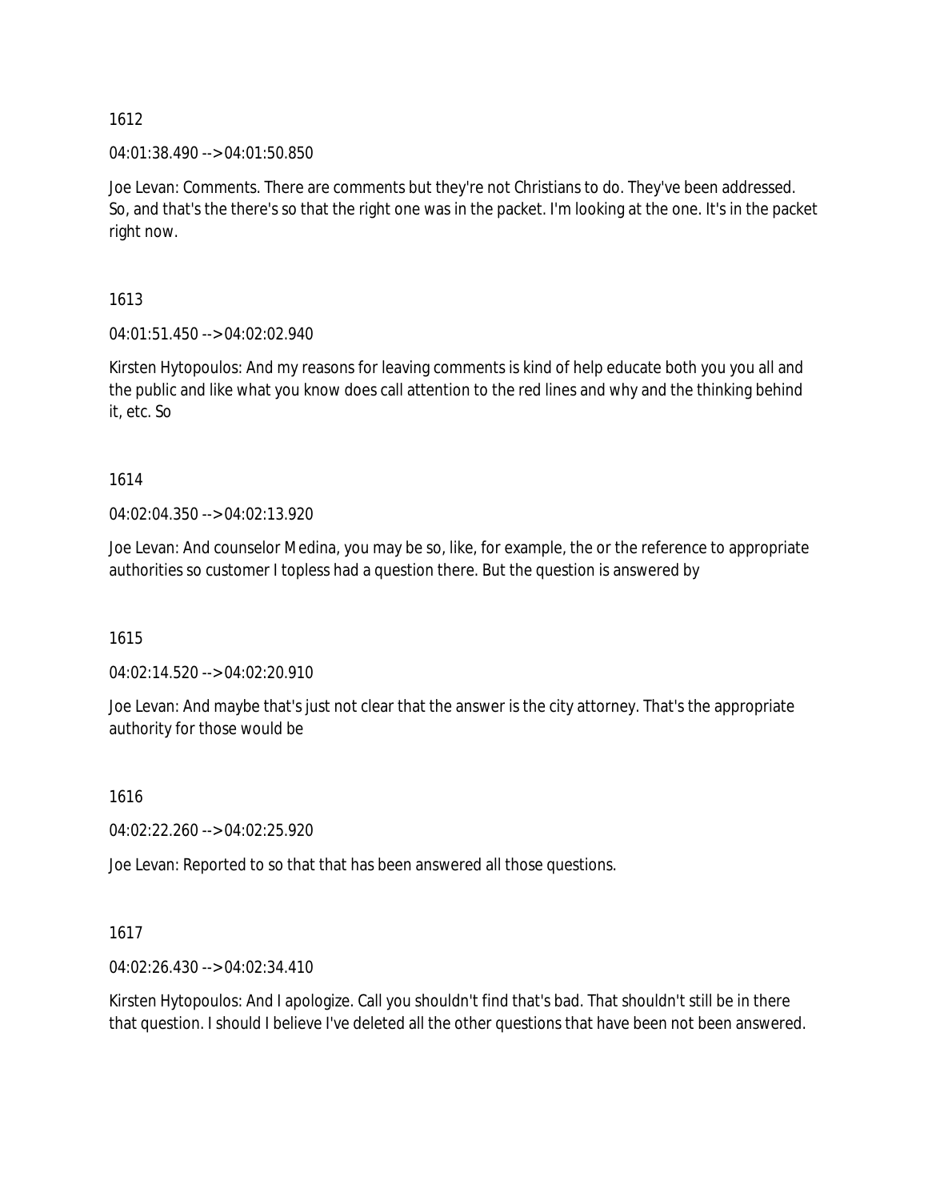1612

04:01:38.490 --> 04:01:50.850

Joe Levan: Comments. There are comments but they're not Christians to do. They've been addressed. So, and that's the there's so that the right one was in the packet. I'm looking at the one. It's in the packet right now.

1613

04:01:51.450 --> 04:02:02.940

Kirsten Hytopoulos: And my reasons for leaving comments is kind of help educate both you you all and the public and like what you know does call attention to the red lines and why and the thinking behind it, etc. So

1614

04:02:04.350 --> 04:02:13.920

Joe Levan: And counselor Medina, you may be so, like, for example, the or the reference to appropriate authorities so customer I topless had a question there. But the question is answered by

1615

04:02:14.520 --> 04:02:20.910

Joe Levan: And maybe that's just not clear that the answer is the city attorney. That's the appropriate authority for those would be

1616

04:02:22.260 --> 04:02:25.920

Joe Levan: Reported to so that that has been answered all those questions.

1617

04:02:26.430 --> 04:02:34.410

Kirsten Hytopoulos: And I apologize. Call you shouldn't find that's bad. That shouldn't still be in there that question. I should I believe I've deleted all the other questions that have been not been answered.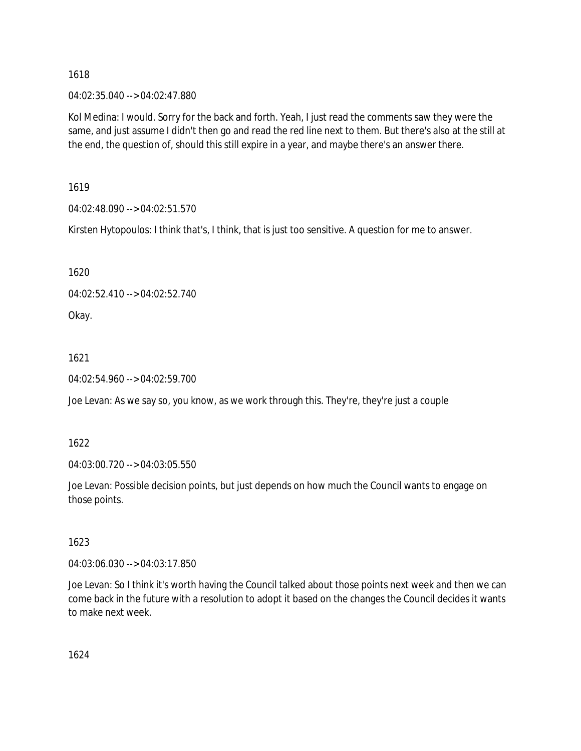1618

04:02:35.040 --> 04:02:47.880

Kol Medina: I would. Sorry for the back and forth. Yeah, I just read the comments saw they were the same, and just assume I didn't then go and read the red line next to them. But there's also at the still at the end, the question of, should this still expire in a year, and maybe there's an answer there.

1619

04:02:48.090 --> 04:02:51.570

Kirsten Hytopoulos: I think that's, I think, that is just too sensitive. A question for me to answer.

1620

04:02:52.410 --> 04:02:52.740

Okay.

1621

04:02:54.960 --> 04:02:59.700

Joe Levan: As we say so, you know, as we work through this. They're, they're just a couple

1622

04:03:00.720 --> 04:03:05.550

Joe Levan: Possible decision points, but just depends on how much the Council wants to engage on those points.

1623

04:03:06.030 --> 04:03:17.850

Joe Levan: So I think it's worth having the Council talked about those points next week and then we can come back in the future with a resolution to adopt it based on the changes the Council decides it wants to make next week.

1624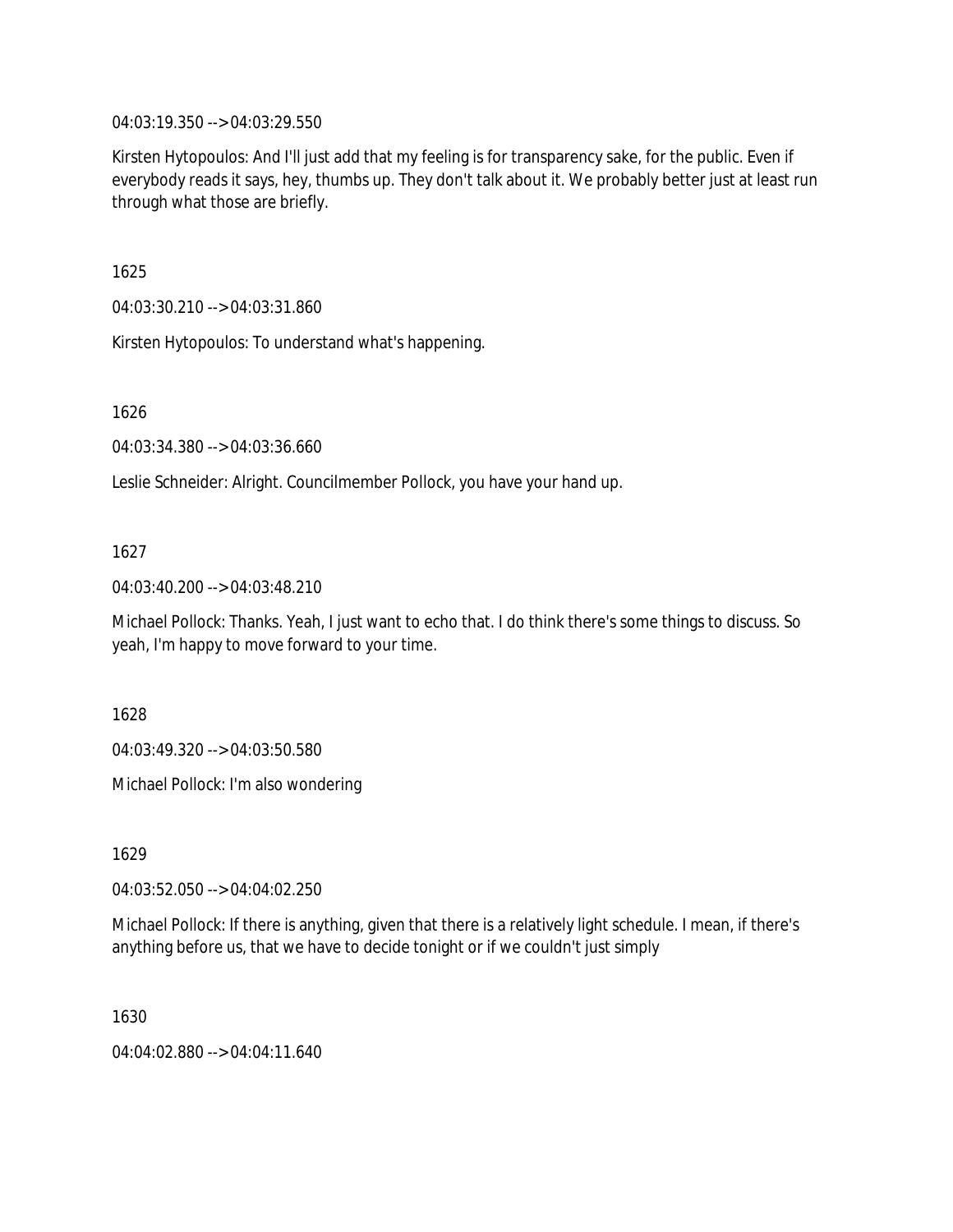04:03:19.350 --> 04:03:29.550

Kirsten Hytopoulos: And I'll just add that my feeling is for transparency sake, for the public. Even if everybody reads it says, hey, thumbs up. They don't talk about it. We probably better just at least run through what those are briefly.

1625

04:03:30.210 --> 04:03:31.860

Kirsten Hytopoulos: To understand what's happening.

1626

04:03:34.380 --> 04:03:36.660

Leslie Schneider: Alright. Councilmember Pollock, you have your hand up.

1627

04:03:40.200 --> 04:03:48.210

Michael Pollock: Thanks. Yeah, I just want to echo that. I do think there's some things to discuss. So yeah, I'm happy to move forward to your time.

1628

04:03:49.320 --> 04:03:50.580

Michael Pollock: I'm also wondering

1629

04:03:52.050 --> 04:04:02.250

Michael Pollock: If there is anything, given that there is a relatively light schedule. I mean, if there's anything before us, that we have to decide tonight or if we couldn't just simply

1630

04:04:02.880 --> 04:04:11.640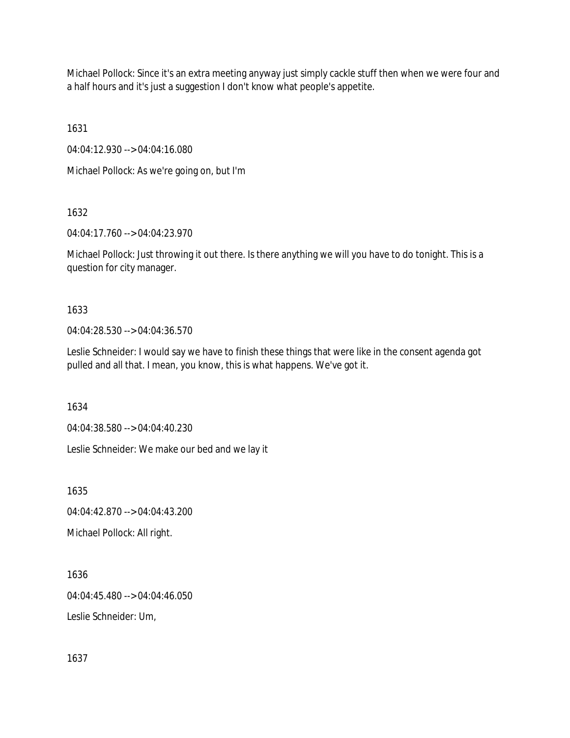Michael Pollock: Since it's an extra meeting anyway just simply cackle stuff then when we were four and a half hours and it's just a suggestion I don't know what people's appetite.

1631

04:04:12.930 --> 04:04:16.080

Michael Pollock: As we're going on, but I'm

1632

04:04:17.760 --> 04:04:23.970

Michael Pollock: Just throwing it out there. Is there anything we will you have to do tonight. This is a question for city manager.

1633

04:04:28.530 --> 04:04:36.570

Leslie Schneider: I would say we have to finish these things that were like in the consent agenda got pulled and all that. I mean, you know, this is what happens. We've got it.

1634

04:04:38.580 --> 04:04:40.230

Leslie Schneider: We make our bed and we lay it

1635

04:04:42.870 --> 04:04:43.200

Michael Pollock: All right.

1636

04:04:45.480 --> 04:04:46.050

Leslie Schneider: Um,

1637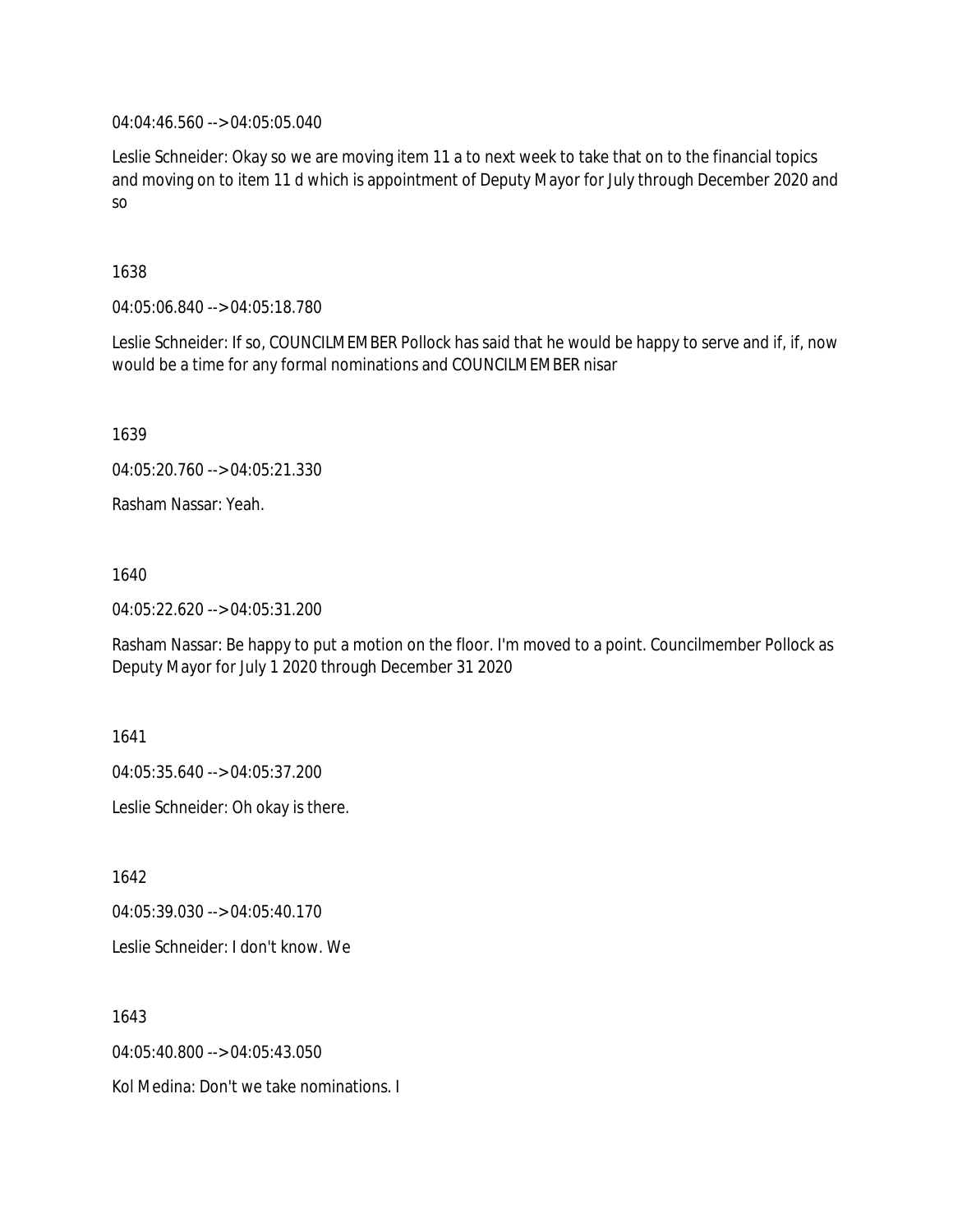04:04:46.560 --> 04:05:05.040

Leslie Schneider: Okay so we are moving item 11 a to next week to take that on to the financial topics and moving on to item 11 d which is appointment of Deputy Mayor for July through December 2020 and so

1638

04:05:06.840 --> 04:05:18.780

Leslie Schneider: If so, COUNCILMEMBER Pollock has said that he would be happy to serve and if, if, now would be a time for any formal nominations and COUNCILMEMBER nisar

1639

04:05:20.760 --> 04:05:21.330

Rasham Nassar: Yeah.

1640

04:05:22.620 --> 04:05:31.200

Rasham Nassar: Be happy to put a motion on the floor. I'm moved to a point. Councilmember Pollock as Deputy Mayor for July 1 2020 through December 31 2020

1641

04:05:35.640 --> 04:05:37.200

Leslie Schneider: Oh okay is there.

1642

04:05:39.030 --> 04:05:40.170

Leslie Schneider: I don't know. We

1643

04:05:40.800 --> 04:05:43.050

Kol Medina: Don't we take nominations. I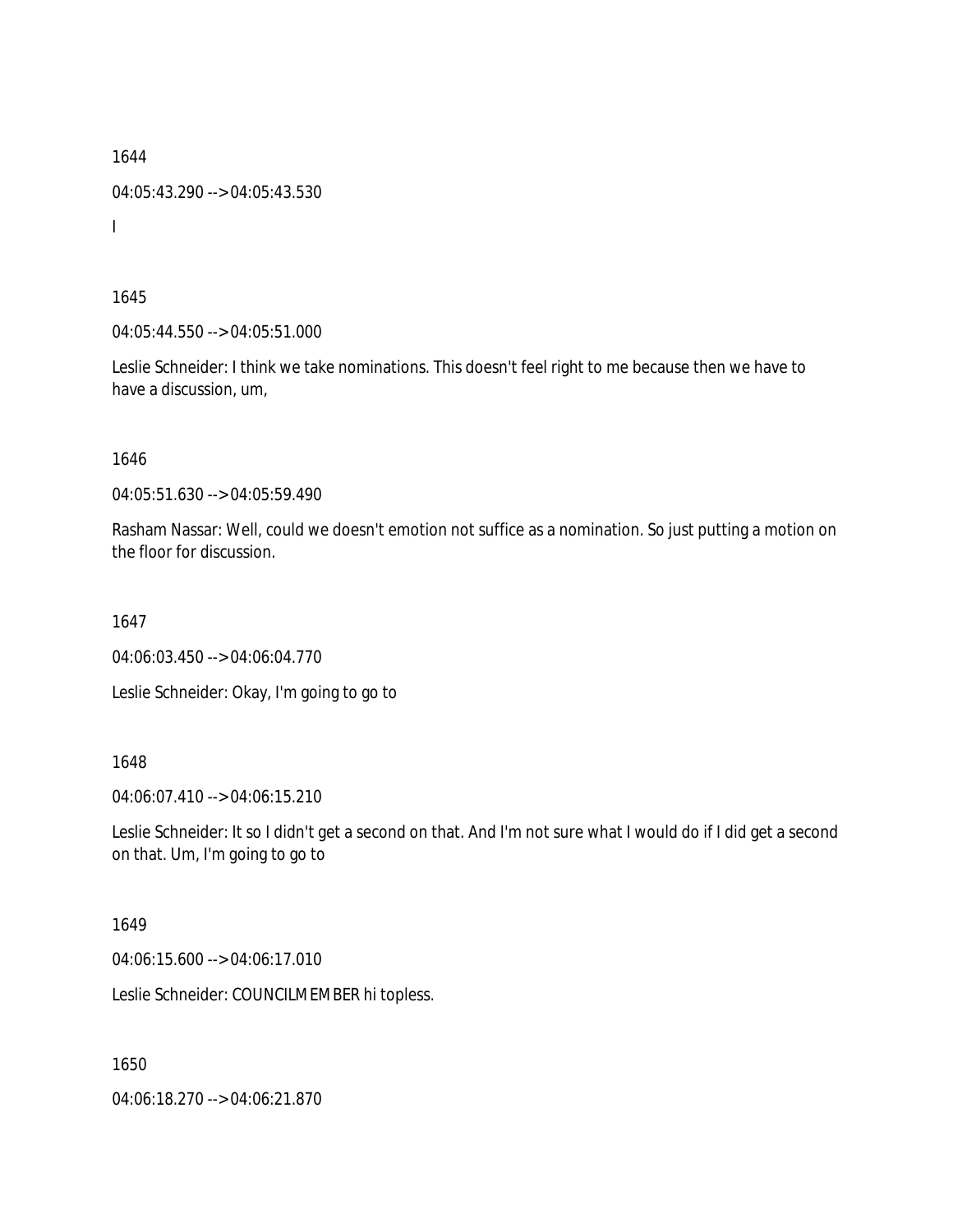1644

04:05:43.290 --> 04:05:43.530

I

1645

04:05:44.550 --> 04:05:51.000

Leslie Schneider: I think we take nominations. This doesn't feel right to me because then we have to have a discussion, um,

1646

04:05:51.630 --> 04:05:59.490

Rasham Nassar: Well, could we doesn't emotion not suffice as a nomination. So just putting a motion on the floor for discussion.

1647

04:06:03.450 --> 04:06:04.770

Leslie Schneider: Okay, I'm going to go to

1648

04:06:07.410 --> 04:06:15.210

Leslie Schneider: It so I didn't get a second on that. And I'm not sure what I would do if I did get a second on that. Um, I'm going to go to

1649

04:06:15.600 --> 04:06:17.010

Leslie Schneider: COUNCILMEMBER hi topless.

1650

04:06:18.270 --> 04:06:21.870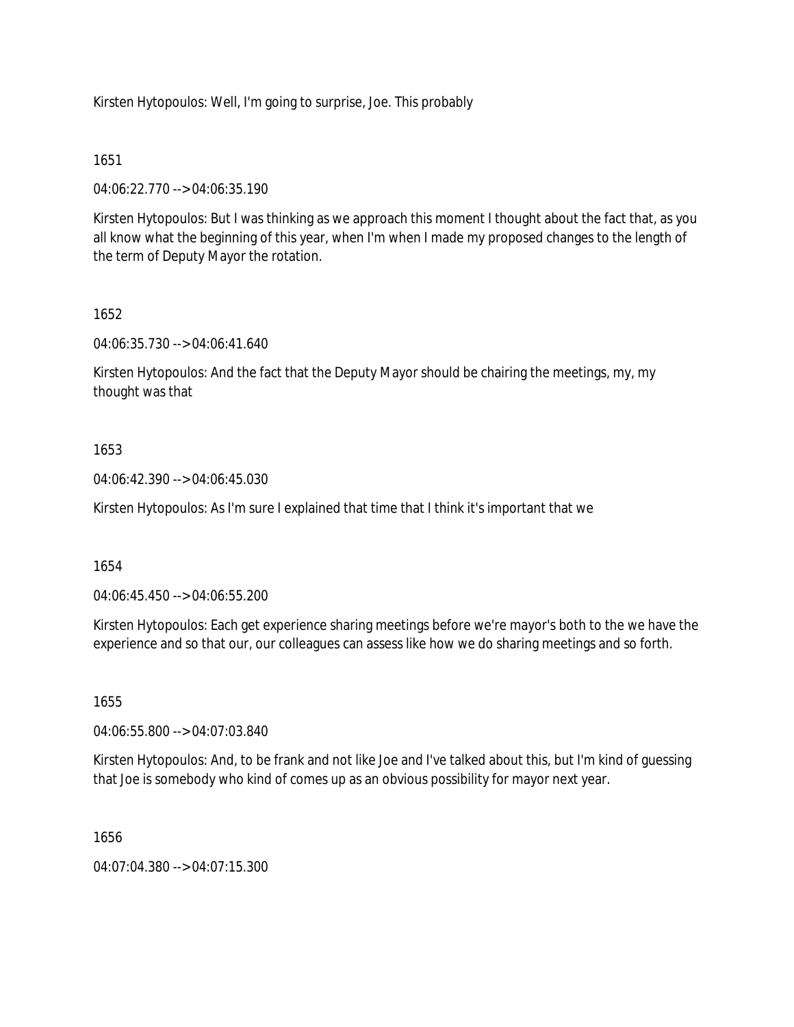Kirsten Hytopoulos: Well, I'm going to surprise, Joe. This probably

1651

04:06:22.770 --> 04:06:35.190

Kirsten Hytopoulos: But I was thinking as we approach this moment I thought about the fact that, as you all know what the beginning of this year, when I'm when I made my proposed changes to the length of the term of Deputy Mayor the rotation.

1652

04:06:35.730 --> 04:06:41.640

Kirsten Hytopoulos: And the fact that the Deputy Mayor should be chairing the meetings, my, my thought was that

1653

04:06:42.390 --> 04:06:45.030

Kirsten Hytopoulos: As I'm sure I explained that time that I think it's important that we

1654

04:06:45.450 --> 04:06:55.200

Kirsten Hytopoulos: Each get experience sharing meetings before we're mayor's both to the we have the experience and so that our, our colleagues can assess like how we do sharing meetings and so forth.

1655

04:06:55.800 --> 04:07:03.840

Kirsten Hytopoulos: And, to be frank and not like Joe and I've talked about this, but I'm kind of guessing that Joe is somebody who kind of comes up as an obvious possibility for mayor next year.

1656

04:07:04.380 --> 04:07:15.300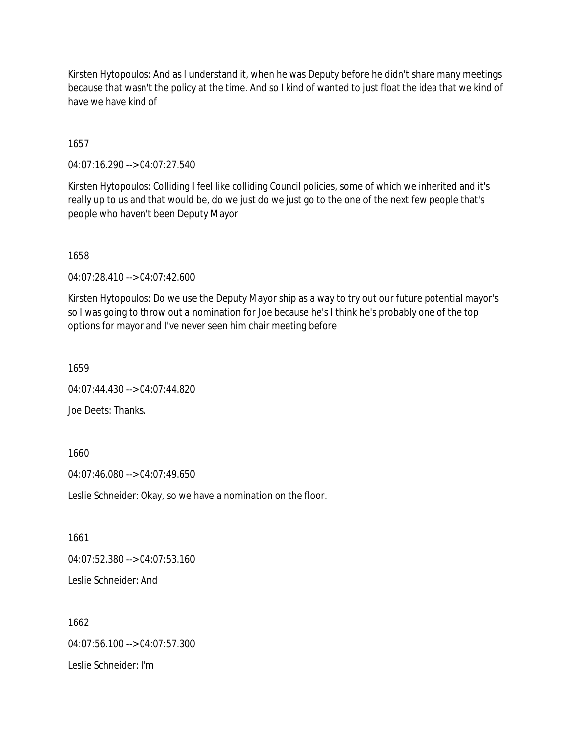Kirsten Hytopoulos: And as I understand it, when he was Deputy before he didn't share many meetings because that wasn't the policy at the time. And so I kind of wanted to just float the idea that we kind of have we have kind of

1657

04:07:16.290 --> 04:07:27.540

Kirsten Hytopoulos: Colliding I feel like colliding Council policies, some of which we inherited and it's really up to us and that would be, do we just do we just go to the one of the next few people that's people who haven't been Deputy Mayor

1658

04:07:28.410 --> 04:07:42.600

Kirsten Hytopoulos: Do we use the Deputy Mayor ship as a way to try out our future potential mayor's so I was going to throw out a nomination for Joe because he's I think he's probably one of the top options for mayor and I've never seen him chair meeting before

1659

04:07:44.430 --> 04:07:44.820

Joe Deets: Thanks.

1660

04:07:46.080 --> 04:07:49.650

Leslie Schneider: Okay, so we have a nomination on the floor.

1661

04:07:52.380 --> 04:07:53.160

Leslie Schneider: And

1662

04:07:56.100 --> 04:07:57.300

Leslie Schneider: I'm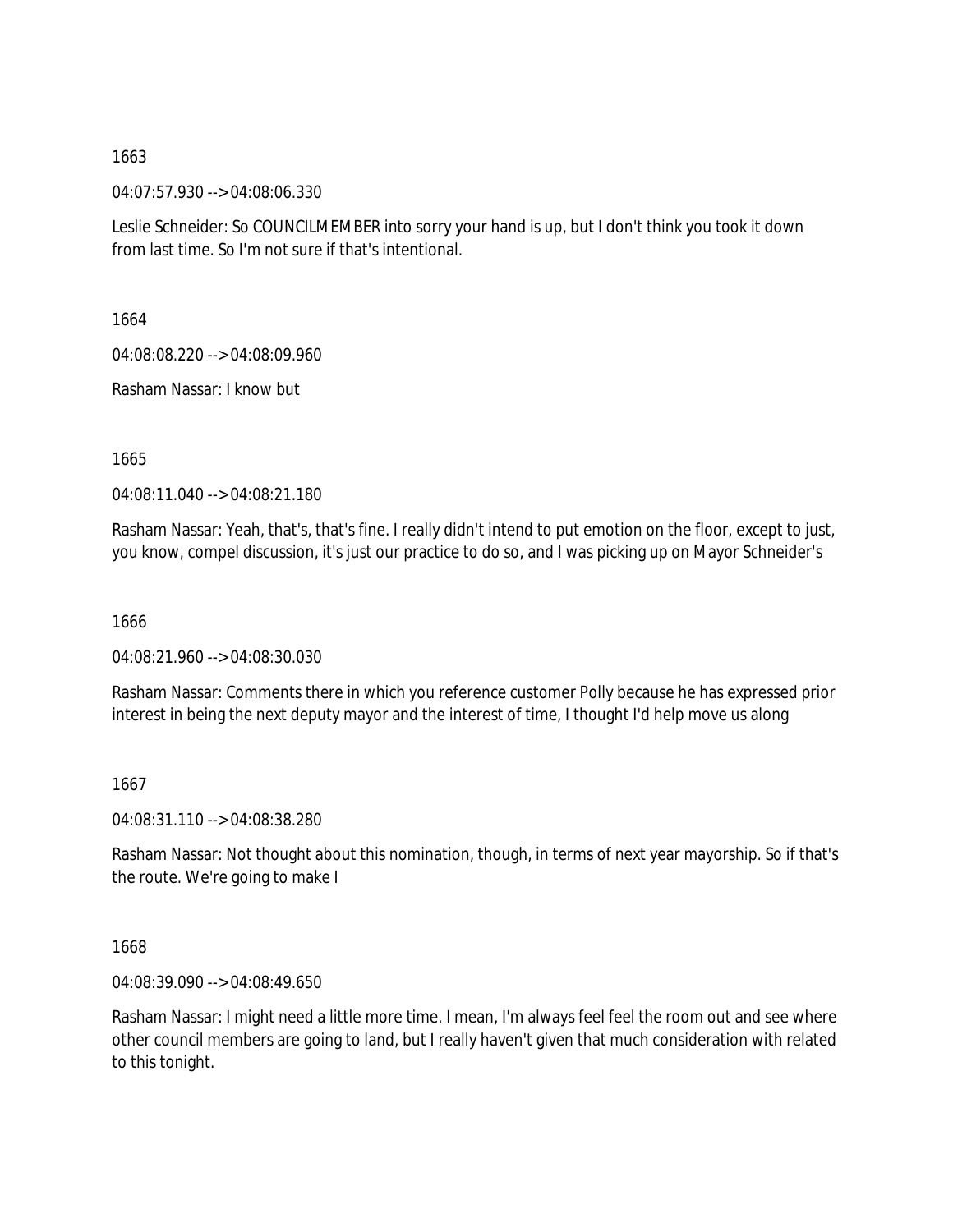1663

04:07:57.930 --> 04:08:06.330

Leslie Schneider: So COUNCILMEMBER into sorry your hand is up, but I don't think you took it down from last time. So I'm not sure if that's intentional.

1664

04:08:08.220 --> 04:08:09.960

Rasham Nassar: I know but

1665

04:08:11.040 --> 04:08:21.180

Rasham Nassar: Yeah, that's, that's fine. I really didn't intend to put emotion on the floor, except to just, you know, compel discussion, it's just our practice to do so, and I was picking up on Mayor Schneider's

1666

04:08:21.960 --> 04:08:30.030

Rasham Nassar: Comments there in which you reference customer Polly because he has expressed prior interest in being the next deputy mayor and the interest of time, I thought I'd help move us along

1667

04:08:31.110 --> 04:08:38.280

Rasham Nassar: Not thought about this nomination, though, in terms of next year mayorship. So if that's the route. We're going to make I

1668

04:08:39.090 --> 04:08:49.650

Rasham Nassar: I might need a little more time. I mean, I'm always feel feel the room out and see where other council members are going to land, but I really haven't given that much consideration with related to this tonight.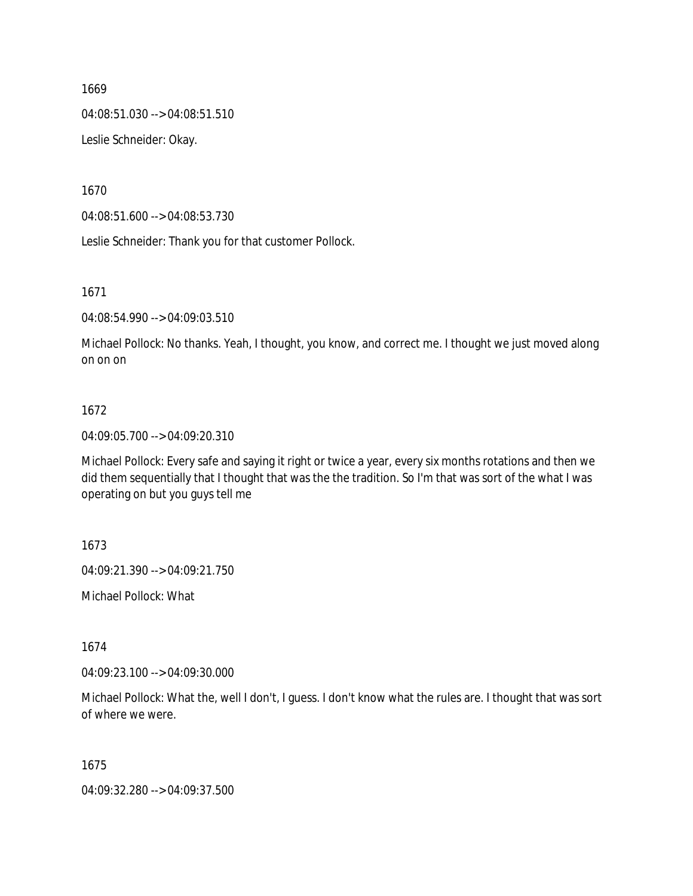1669

04:08:51.030 --> 04:08:51.510

Leslie Schneider: Okay.

1670

04:08:51.600 --> 04:08:53.730

Leslie Schneider: Thank you for that customer Pollock.

1671

04:08:54.990 --> 04:09:03.510

Michael Pollock: No thanks. Yeah, I thought, you know, and correct me. I thought we just moved along on on on

1672

04:09:05.700 --> 04:09:20.310

Michael Pollock: Every safe and saying it right or twice a year, every six months rotations and then we did them sequentially that I thought that was the the tradition. So I'm that was sort of the what I was operating on but you guys tell me

1673

04:09:21.390 --> 04:09:21.750

Michael Pollock: What

1674

04:09:23.100 --> 04:09:30.000

Michael Pollock: What the, well I don't, I guess. I don't know what the rules are. I thought that was sort of where we were.

1675

04:09:32.280 --> 04:09:37.500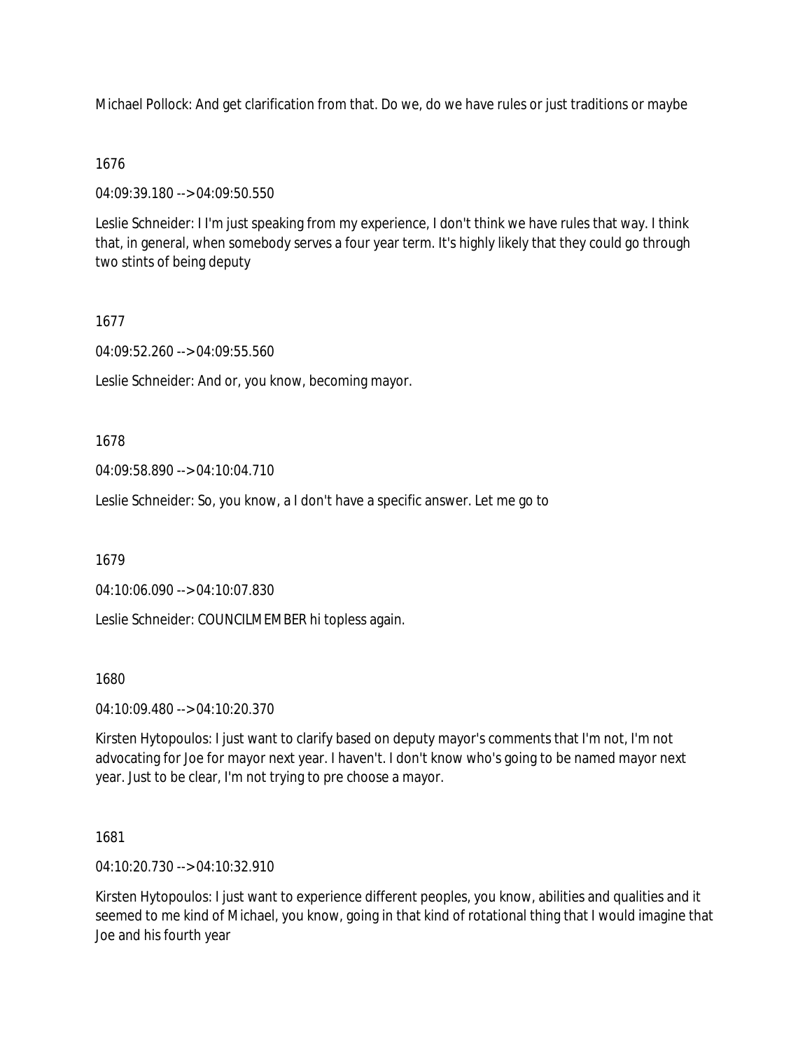Michael Pollock: And get clarification from that. Do we, do we have rules or just traditions or maybe

1676

04:09:39.180 --> 04:09:50.550

Leslie Schneider: I I'm just speaking from my experience, I don't think we have rules that way. I think that, in general, when somebody serves a four year term. It's highly likely that they could go through two stints of being deputy

1677

04:09:52.260 --> 04:09:55.560

Leslie Schneider: And or, you know, becoming mayor.

1678

04:09:58.890 --> 04:10:04.710

Leslie Schneider: So, you know, a I don't have a specific answer. Let me go to

1679

04:10:06.090 --> 04:10:07.830

Leslie Schneider: COUNCILMEMBER hi topless again.

1680

04:10:09.480 --> 04:10:20.370

Kirsten Hytopoulos: I just want to clarify based on deputy mayor's comments that I'm not, I'm not advocating for Joe for mayor next year. I haven't. I don't know who's going to be named mayor next year. Just to be clear, I'm not trying to pre choose a mayor.

1681

04:10:20.730 --> 04:10:32.910

Kirsten Hytopoulos: I just want to experience different peoples, you know, abilities and qualities and it seemed to me kind of Michael, you know, going in that kind of rotational thing that I would imagine that Joe and his fourth year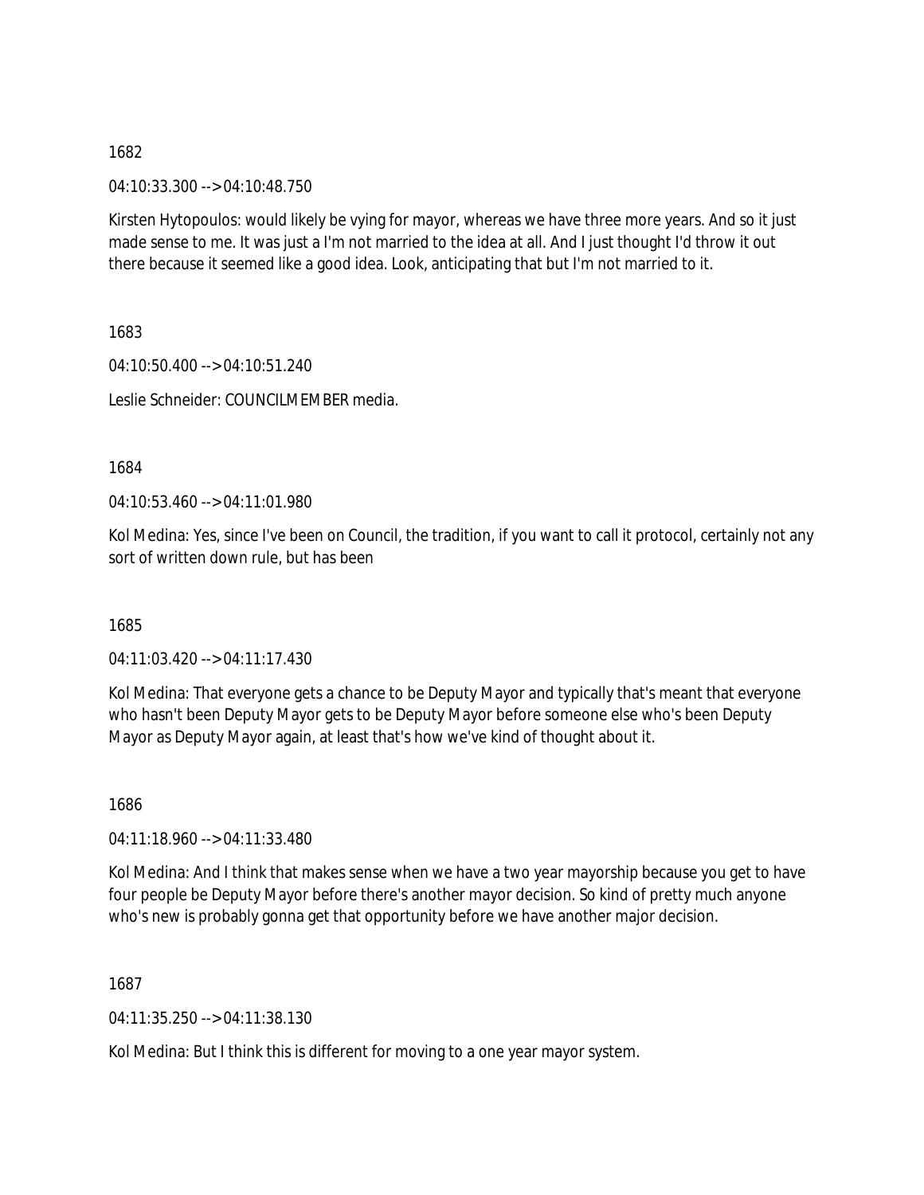1682

04:10:33.300 --> 04:10:48.750

Kirsten Hytopoulos: would likely be vying for mayor, whereas we have three more years. And so it just made sense to me. It was just a I'm not married to the idea at all. And I just thought I'd throw it out there because it seemed like a good idea. Look, anticipating that but I'm not married to it.

1683

04:10:50.400 --> 04:10:51.240

Leslie Schneider: COUNCILMEMBER media.

1684

04:10:53.460 --> 04:11:01.980

Kol Medina: Yes, since I've been on Council, the tradition, if you want to call it protocol, certainly not any sort of written down rule, but has been

1685

04:11:03.420 --> 04:11:17.430

Kol Medina: That everyone gets a chance to be Deputy Mayor and typically that's meant that everyone who hasn't been Deputy Mayor gets to be Deputy Mayor before someone else who's been Deputy Mayor as Deputy Mayor again, at least that's how we've kind of thought about it.

1686

04:11:18.960 --> 04:11:33.480

Kol Medina: And I think that makes sense when we have a two year mayorship because you get to have four people be Deputy Mayor before there's another mayor decision. So kind of pretty much anyone who's new is probably gonna get that opportunity before we have another major decision.

1687

04:11:35.250 --> 04:11:38.130

Kol Medina: But I think this is different for moving to a one year mayor system.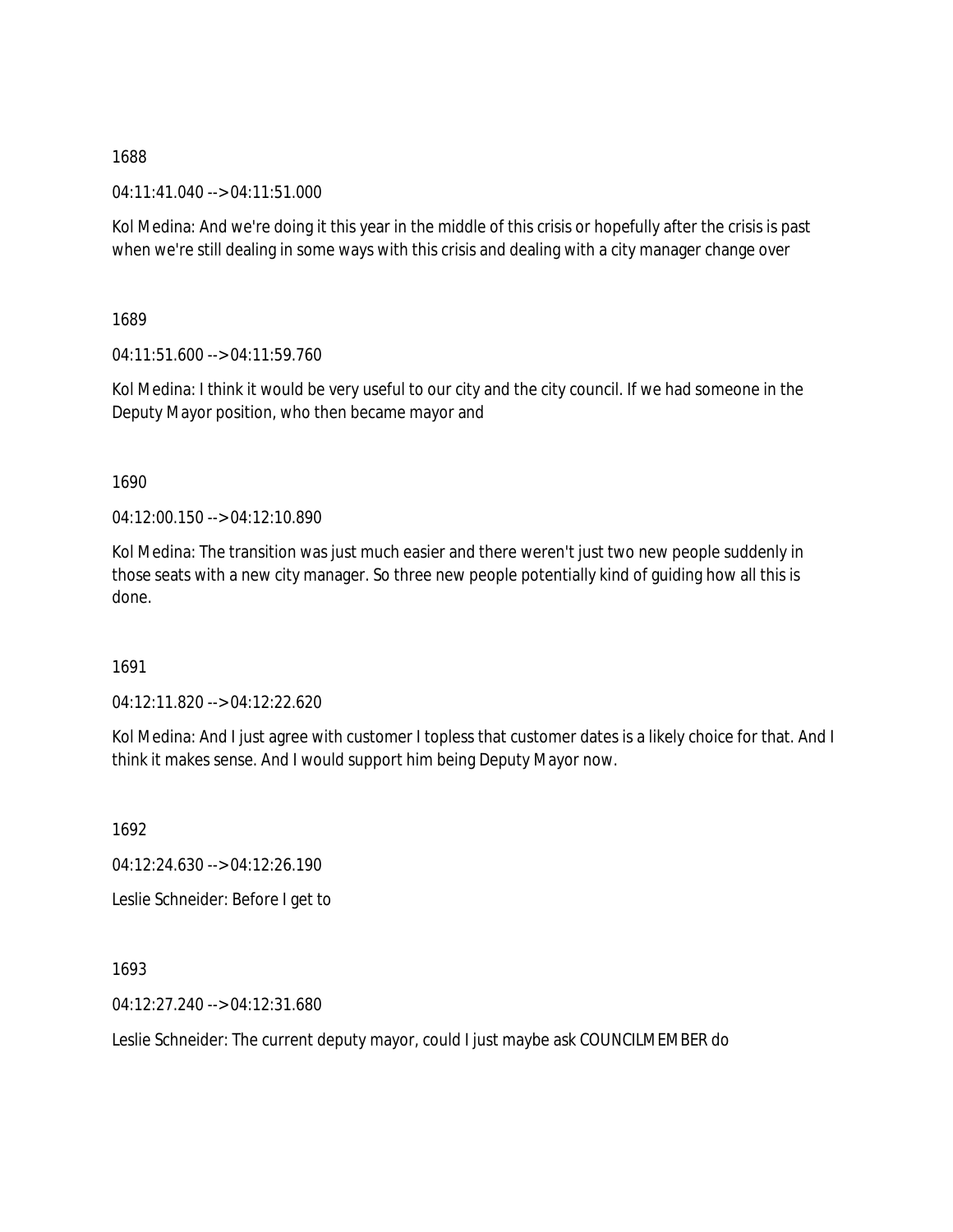1688

04:11:41.040 --> 04:11:51.000

Kol Medina: And we're doing it this year in the middle of this crisis or hopefully after the crisis is past when we're still dealing in some ways with this crisis and dealing with a city manager change over

1689

04:11:51.600 --> 04:11:59.760

Kol Medina: I think it would be very useful to our city and the city council. If we had someone in the Deputy Mayor position, who then became mayor and

1690

04:12:00.150 --> 04:12:10.890

Kol Medina: The transition was just much easier and there weren't just two new people suddenly in those seats with a new city manager. So three new people potentially kind of guiding how all this is done.

1691

04:12:11.820 --> 04:12:22.620

Kol Medina: And I just agree with customer I topless that customer dates is a likely choice for that. And I think it makes sense. And I would support him being Deputy Mayor now.

1692

04:12:24.630 --> 04:12:26.190

Leslie Schneider: Before I get to

1693

04:12:27.240 --> 04:12:31.680

Leslie Schneider: The current deputy mayor, could I just maybe ask COUNCILMEMBER do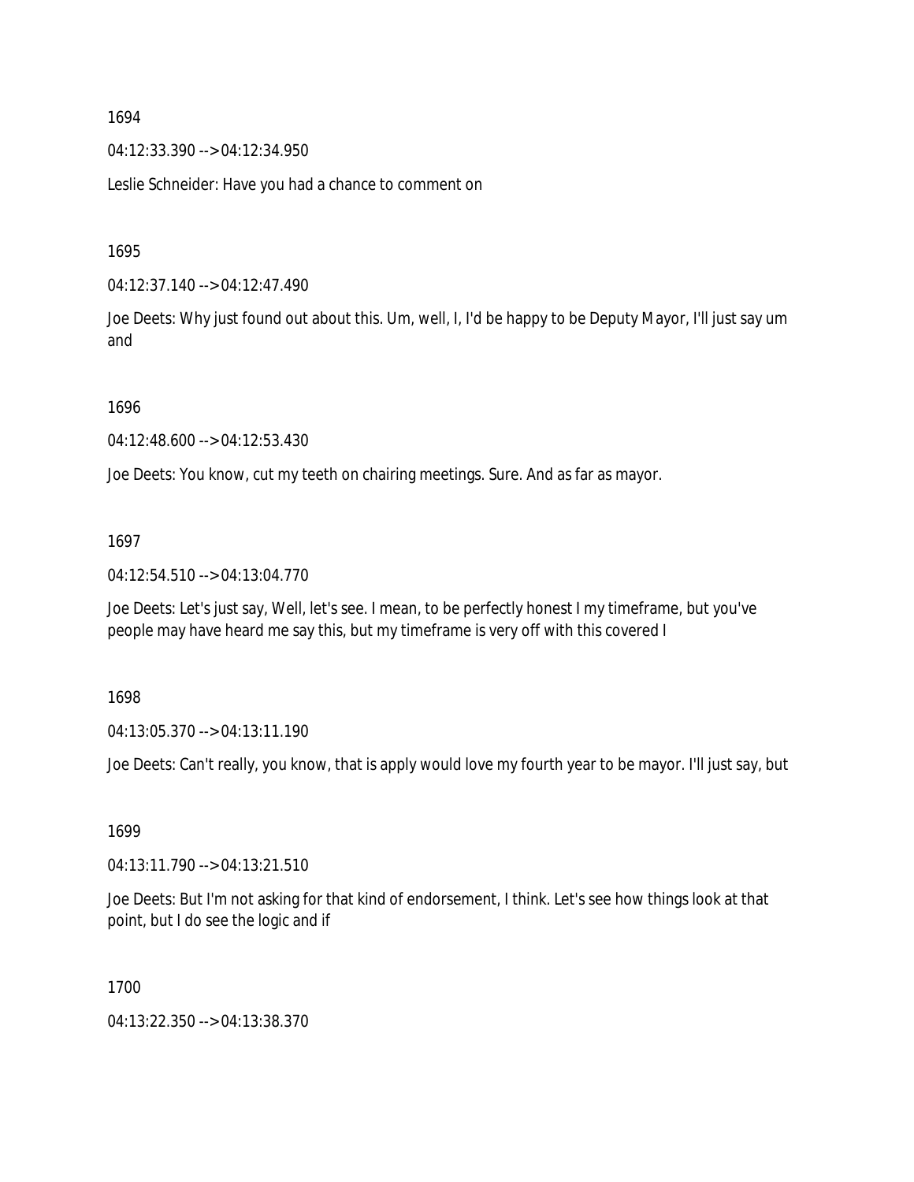1694

04:12:33.390 --> 04:12:34.950

Leslie Schneider: Have you had a chance to comment on

1695

04:12:37.140 --> 04:12:47.490

Joe Deets: Why just found out about this. Um, well, I, I'd be happy to be Deputy Mayor, I'll just say um and

1696

04:12:48.600 --> 04:12:53.430

Joe Deets: You know, cut my teeth on chairing meetings. Sure. And as far as mayor.

1697

04:12:54.510 --> 04:13:04.770

Joe Deets: Let's just say, Well, let's see. I mean, to be perfectly honest I my timeframe, but you've people may have heard me say this, but my timeframe is very off with this covered I

1698

04:13:05.370 --> 04:13:11.190

Joe Deets: Can't really, you know, that is apply would love my fourth year to be mayor. I'll just say, but

1699

04:13:11.790 --> 04:13:21.510

Joe Deets: But I'm not asking for that kind of endorsement, I think. Let's see how things look at that point, but I do see the logic and if

1700

04:13:22.350 --> 04:13:38.370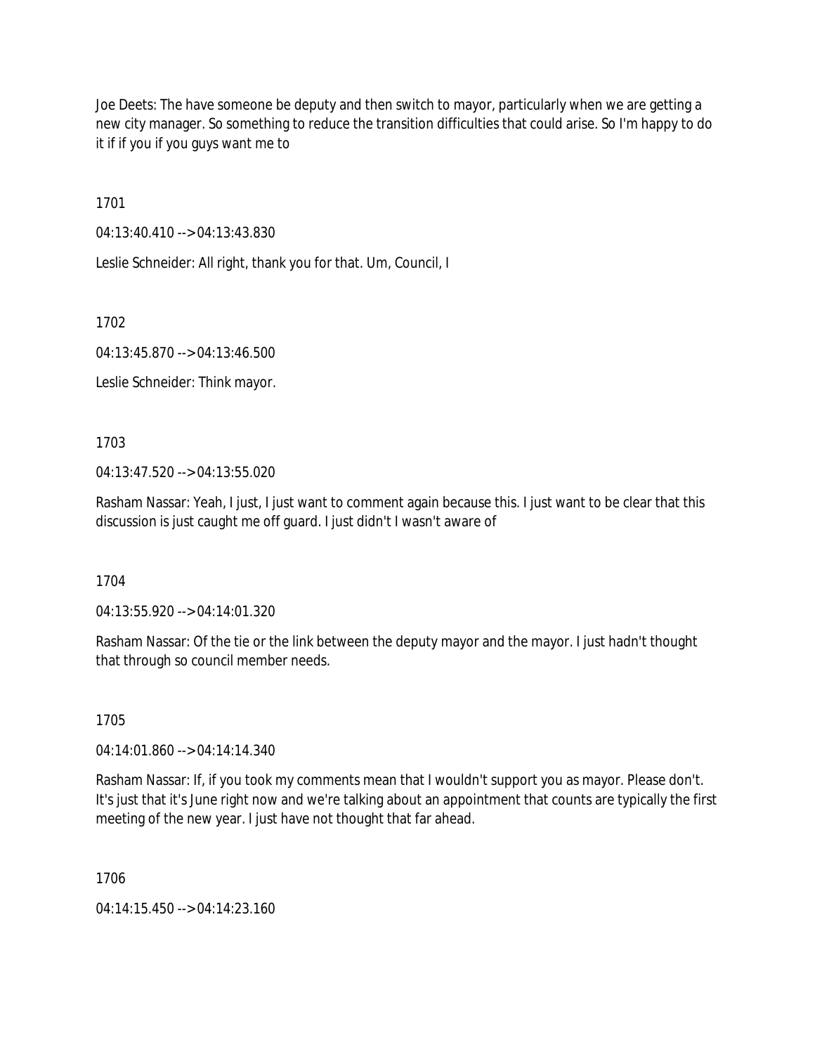Joe Deets: The have someone be deputy and then switch to mayor, particularly when we are getting a new city manager. So something to reduce the transition difficulties that could arise. So I'm happy to do it if if you if you guys want me to

1701

04:13:40.410 --> 04:13:43.830

Leslie Schneider: All right, thank you for that. Um, Council, I

1702

04:13:45.870 --> 04:13:46.500

Leslie Schneider: Think mayor.

1703

04:13:47.520 --> 04:13:55.020

Rasham Nassar: Yeah, I just, I just want to comment again because this. I just want to be clear that this discussion is just caught me off guard. I just didn't I wasn't aware of

1704

04:13:55.920 --> 04:14:01.320

Rasham Nassar: Of the tie or the link between the deputy mayor and the mayor. I just hadn't thought that through so council member needs.

1705

04:14:01.860 --> 04:14:14.340

Rasham Nassar: If, if you took my comments mean that I wouldn't support you as mayor. Please don't. It's just that it's June right now and we're talking about an appointment that counts are typically the first meeting of the new year. I just have not thought that far ahead.

1706

04:14:15.450 --> 04:14:23.160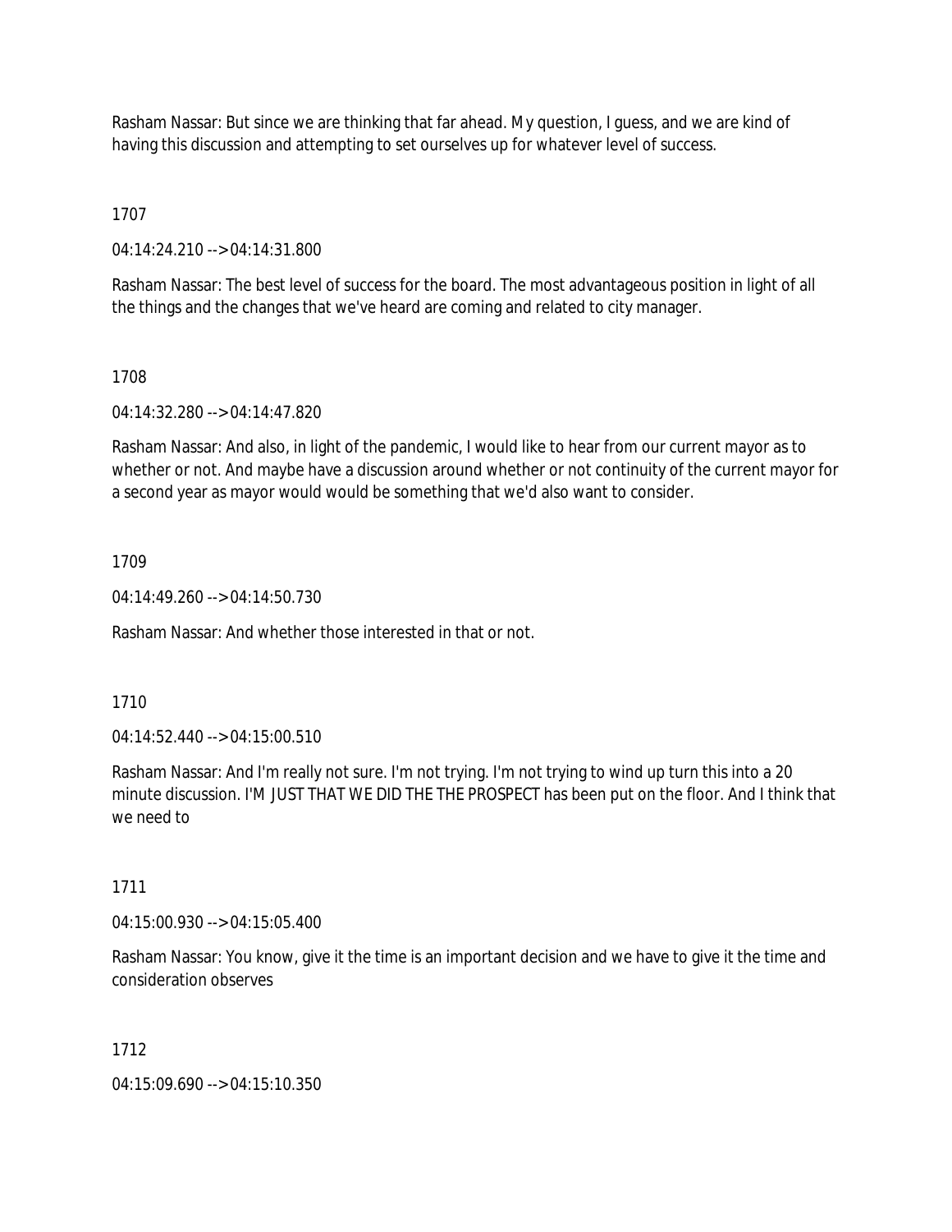Rasham Nassar: But since we are thinking that far ahead. My question, I guess, and we are kind of having this discussion and attempting to set ourselves up for whatever level of success.

1707

04:14:24.210 --> 04:14:31.800

Rasham Nassar: The best level of success for the board. The most advantageous position in light of all the things and the changes that we've heard are coming and related to city manager.

1708

04:14:32.280 --> 04:14:47.820

Rasham Nassar: And also, in light of the pandemic, I would like to hear from our current mayor as to whether or not. And maybe have a discussion around whether or not continuity of the current mayor for a second year as mayor would would be something that we'd also want to consider.

1709

04:14:49.260 --> 04:14:50.730

Rasham Nassar: And whether those interested in that or not.

1710

04:14:52.440 --> 04:15:00.510

Rasham Nassar: And I'm really not sure. I'm not trying. I'm not trying to wind up turn this into a 20 minute discussion. I'M JUST THAT WE DID THE THE PROSPECT has been put on the floor. And I think that we need to

1711

04:15:00.930 --> 04:15:05.400

Rasham Nassar: You know, give it the time is an important decision and we have to give it the time and consideration observes

1712

04:15:09.690 --> 04:15:10.350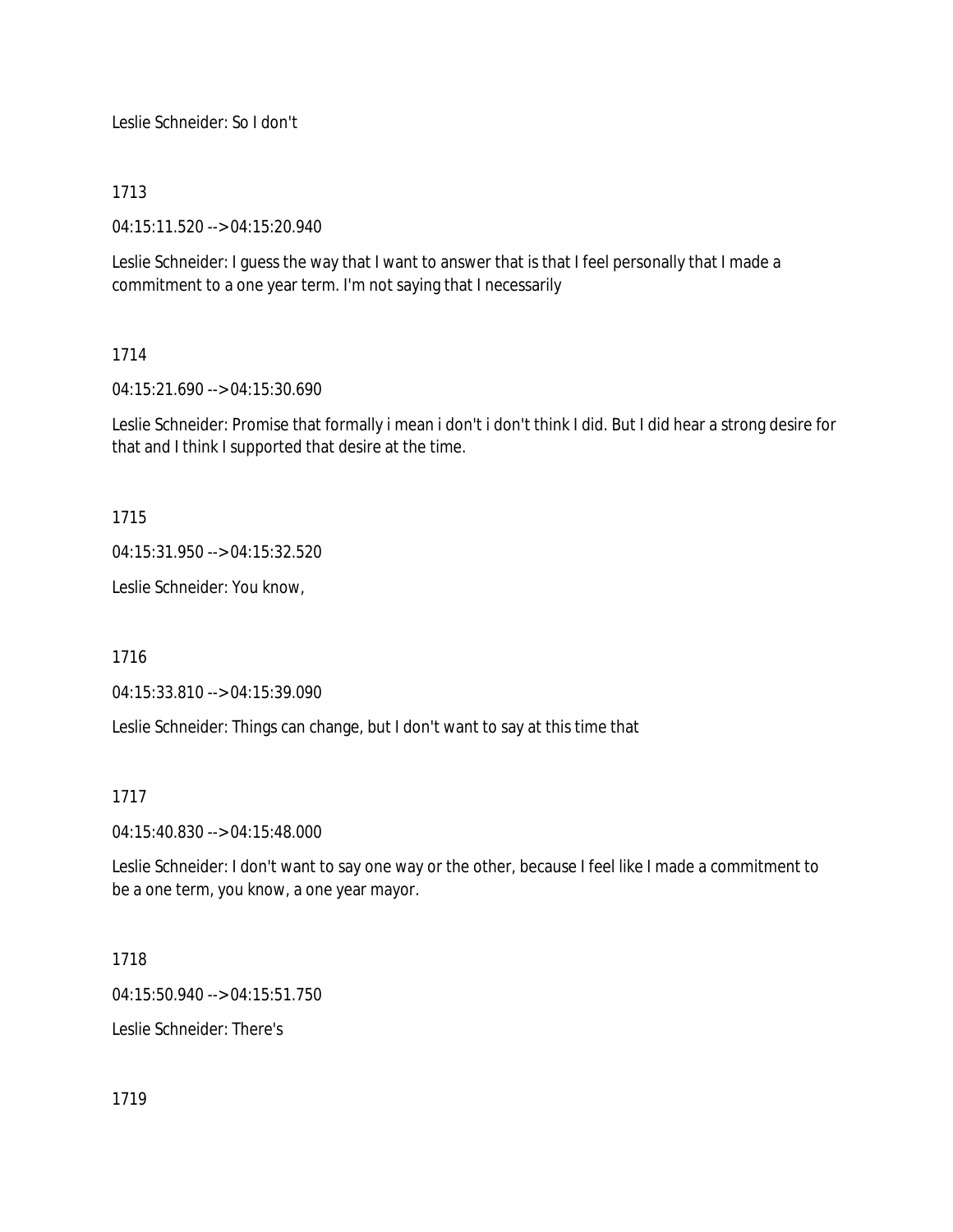Leslie Schneider: So I don't

1713

04:15:11.520 --> 04:15:20.940

Leslie Schneider: I guess the way that I want to answer that is that I feel personally that I made a commitment to a one year term. I'm not saying that I necessarily

1714

04:15:21.690 --> 04:15:30.690

Leslie Schneider: Promise that formally i mean i don't i don't think I did. But I did hear a strong desire for that and I think I supported that desire at the time.

1715

04:15:31.950 --> 04:15:32.520

Leslie Schneider: You know,

1716

04:15:33.810 --> 04:15:39.090

Leslie Schneider: Things can change, but I don't want to say at this time that

1717

04:15:40.830 --> 04:15:48.000

Leslie Schneider: I don't want to say one way or the other, because I feel like I made a commitment to be a one term, you know, a one year mayor.

1718

04:15:50.940 --> 04:15:51.750

Leslie Schneider: There's

1719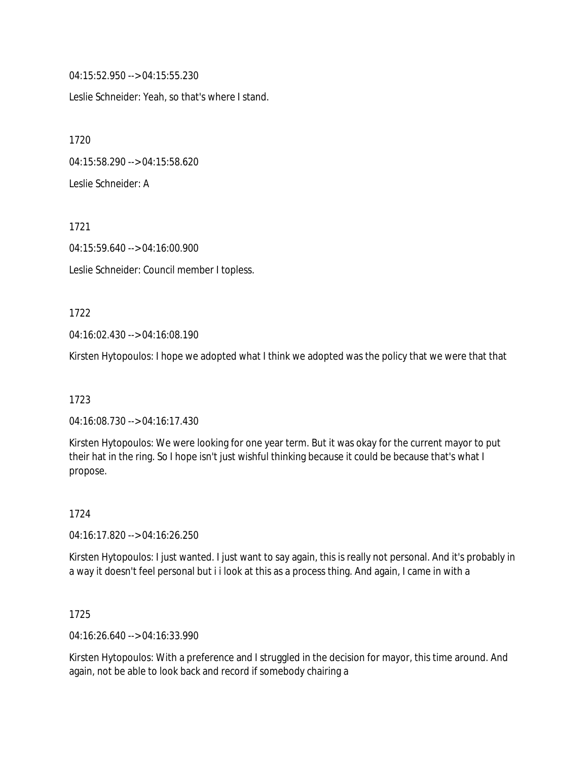04:15:52.950 --> 04:15:55.230

Leslie Schneider: Yeah, so that's where I stand.

1720

04:15:58.290 --> 04:15:58.620

Leslie Schneider: A

1721

04:15:59.640 --> 04:16:00.900

Leslie Schneider: Council member I topless.

1722

04:16:02.430 --> 04:16:08.190

Kirsten Hytopoulos: I hope we adopted what I think we adopted was the policy that we were that that

1723

04:16:08.730 --> 04:16:17.430

Kirsten Hytopoulos: We were looking for one year term. But it was okay for the current mayor to put their hat in the ring. So I hope isn't just wishful thinking because it could be because that's what I propose.

1724

04:16:17.820 --> 04:16:26.250

Kirsten Hytopoulos: I just wanted. I just want to say again, this is really not personal. And it's probably in a way it doesn't feel personal but i i look at this as a process thing. And again, I came in with a

1725

04:16:26.640 --> 04:16:33.990

Kirsten Hytopoulos: With a preference and I struggled in the decision for mayor, this time around. And again, not be able to look back and record if somebody chairing a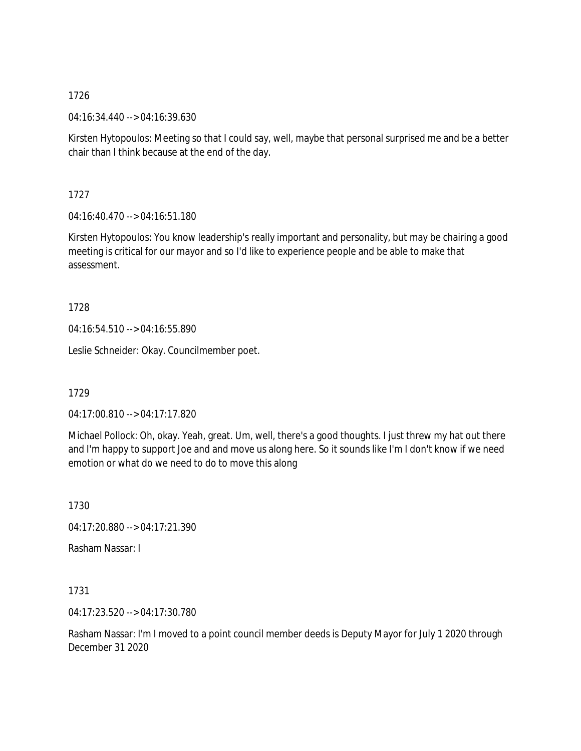1726

04:16:34.440 --> 04:16:39.630

Kirsten Hytopoulos: Meeting so that I could say, well, maybe that personal surprised me and be a better chair than I think because at the end of the day.

1727

04:16:40.470 --> 04:16:51.180

Kirsten Hytopoulos: You know leadership's really important and personality, but may be chairing a good meeting is critical for our mayor and so I'd like to experience people and be able to make that assessment.

1728

04:16:54.510 --> 04:16:55.890

Leslie Schneider: Okay. Councilmember poet.

1729

04:17:00.810 --> 04:17:17.820

Michael Pollock: Oh, okay. Yeah, great. Um, well, there's a good thoughts. I just threw my hat out there and I'm happy to support Joe and and move us along here. So it sounds like I'm I don't know if we need emotion or what do we need to do to move this along

1730

04:17:20.880 --> 04:17:21.390

Rasham Nassar: I

1731

04:17:23.520 --> 04:17:30.780

Rasham Nassar: I'm I moved to a point council member deeds is Deputy Mayor for July 1 2020 through December 31 2020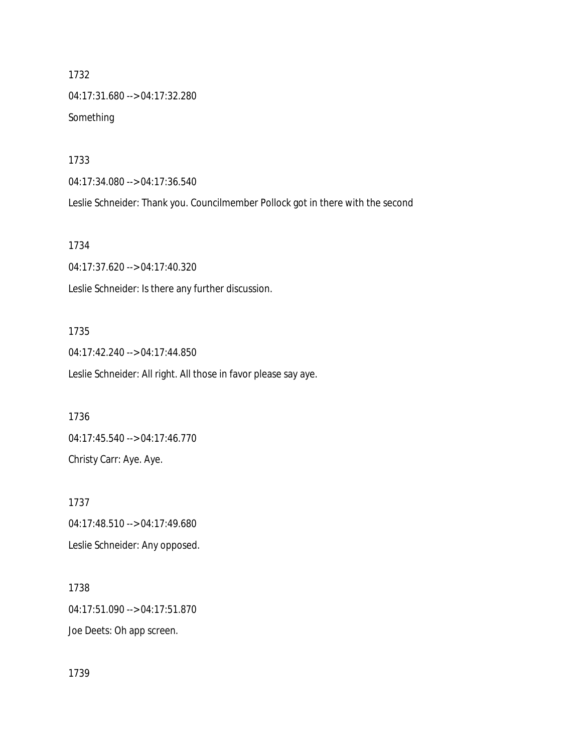1732

04:17:31.680 --> 04:17:32.280

Something

1733

04:17:34.080 --> 04:17:36.540

Leslie Schneider: Thank you. Councilmember Pollock got in there with the second

1734

04:17:37.620 --> 04:17:40.320

Leslie Schneider: Is there any further discussion.

1735

04:17:42.240 --> 04:17:44.850

Leslie Schneider: All right. All those in favor please say aye.

1736

04:17:45.540 --> 04:17:46.770

Christy Carr: Aye. Aye.

1737

04:17:48.510 --> 04:17:49.680

Leslie Schneider: Any opposed.

1738

04:17:51.090 --> 04:17:51.870

Joe Deets: Oh app screen.

1739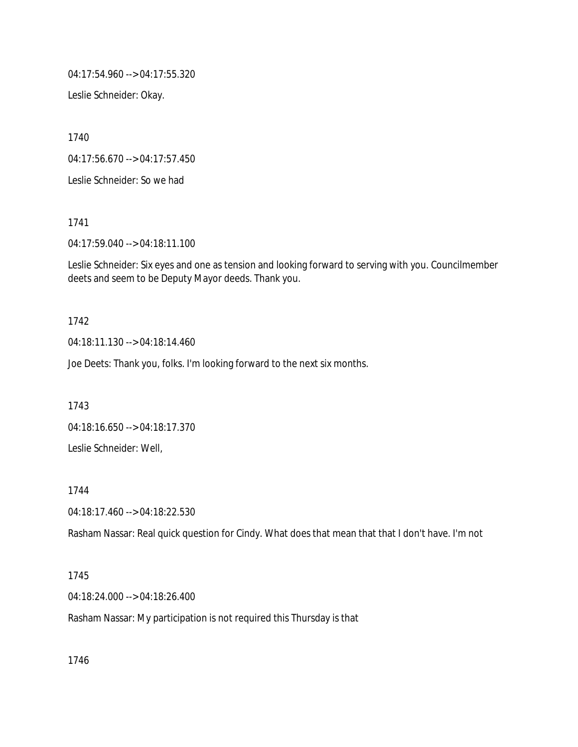04:17:54.960 --> 04:17:55.320

Leslie Schneider: Okay.

1740

04:17:56.670 --> 04:17:57.450

Leslie Schneider: So we had

1741

04:17:59.040 --> 04:18:11.100

Leslie Schneider: Six eyes and one as tension and looking forward to serving with you. Councilmember deets and seem to be Deputy Mayor deeds. Thank you.

1742

04:18:11.130 --> 04:18:14.460

Joe Deets: Thank you, folks. I'm looking forward to the next six months.

1743

04:18:16.650 --> 04:18:17.370

Leslie Schneider: Well,

1744

04:18:17.460 --> 04:18:22.530

Rasham Nassar: Real quick question for Cindy. What does that mean that that I don't have. I'm not

1745

04:18:24.000 --> 04:18:26.400

Rasham Nassar: My participation is not required this Thursday is that

1746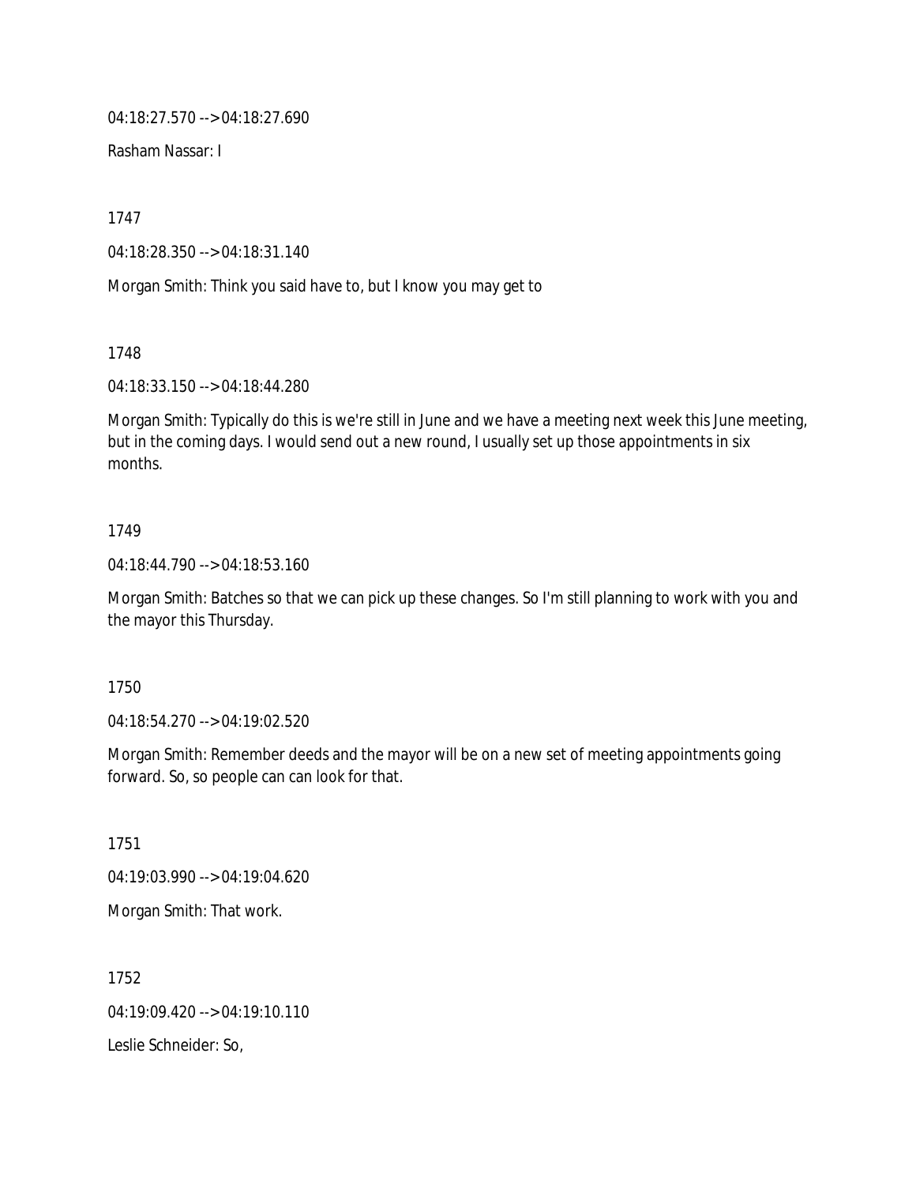04:18:27.570 --> 04:18:27.690

Rasham Nassar: I

1747

04:18:28.350 --> 04:18:31.140

Morgan Smith: Think you said have to, but I know you may get to

1748

04:18:33.150 --> 04:18:44.280

Morgan Smith: Typically do this is we're still in June and we have a meeting next week this June meeting, but in the coming days. I would send out a new round, I usually set up those appointments in six months.

1749

04:18:44.790 --> 04:18:53.160

Morgan Smith: Batches so that we can pick up these changes. So I'm still planning to work with you and the mayor this Thursday.

1750

04:18:54.270 --> 04:19:02.520

Morgan Smith: Remember deeds and the mayor will be on a new set of meeting appointments going forward. So, so people can can look for that.

1751

04:19:03.990 --> 04:19:04.620

Morgan Smith: That work.

1752

04:19:09.420 --> 04:19:10.110

Leslie Schneider: So,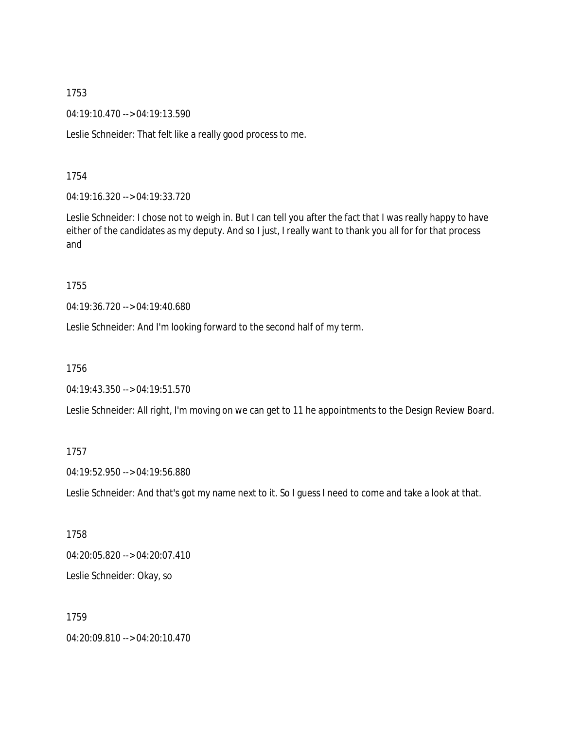1753

04:19:10.470 --> 04:19:13.590

Leslie Schneider: That felt like a really good process to me.

1754

04:19:16.320 --> 04:19:33.720

Leslie Schneider: I chose not to weigh in. But I can tell you after the fact that I was really happy to have either of the candidates as my deputy. And so I just, I really want to thank you all for for that process and

1755

04:19:36.720 --> 04:19:40.680

Leslie Schneider: And I'm looking forward to the second half of my term.

1756

04:19:43.350 --> 04:19:51.570

Leslie Schneider: All right, I'm moving on we can get to 11 he appointments to the Design Review Board.

1757

04:19:52.950 --> 04:19:56.880

Leslie Schneider: And that's got my name next to it. So I guess I need to come and take a look at that.

1758

04:20:05.820 --> 04:20:07.410

Leslie Schneider: Okay, so

1759

04:20:09.810 --> 04:20:10.470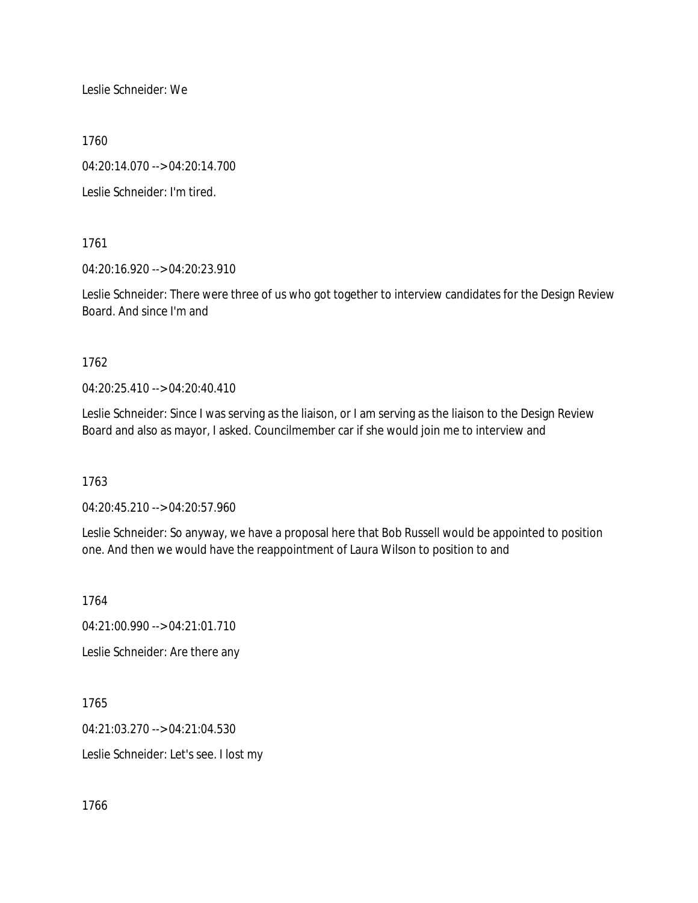Leslie Schneider: We

1760

04:20:14.070 --> 04:20:14.700

Leslie Schneider: I'm tired.

1761

04:20:16.920 --> 04:20:23.910

Leslie Schneider: There were three of us who got together to interview candidates for the Design Review Board. And since I'm and

1762

04:20:25.410 --> 04:20:40.410

Leslie Schneider: Since I was serving as the liaison, or I am serving as the liaison to the Design Review Board and also as mayor, I asked. Councilmember car if she would join me to interview and

1763

04:20:45.210 --> 04:20:57.960

Leslie Schneider: So anyway, we have a proposal here that Bob Russell would be appointed to position one. And then we would have the reappointment of Laura Wilson to position to and

1764

04:21:00.990 --> 04:21:01.710

Leslie Schneider: Are there any

1765

04:21:03.270 --> 04:21:04.530

Leslie Schneider: Let's see. I lost my

1766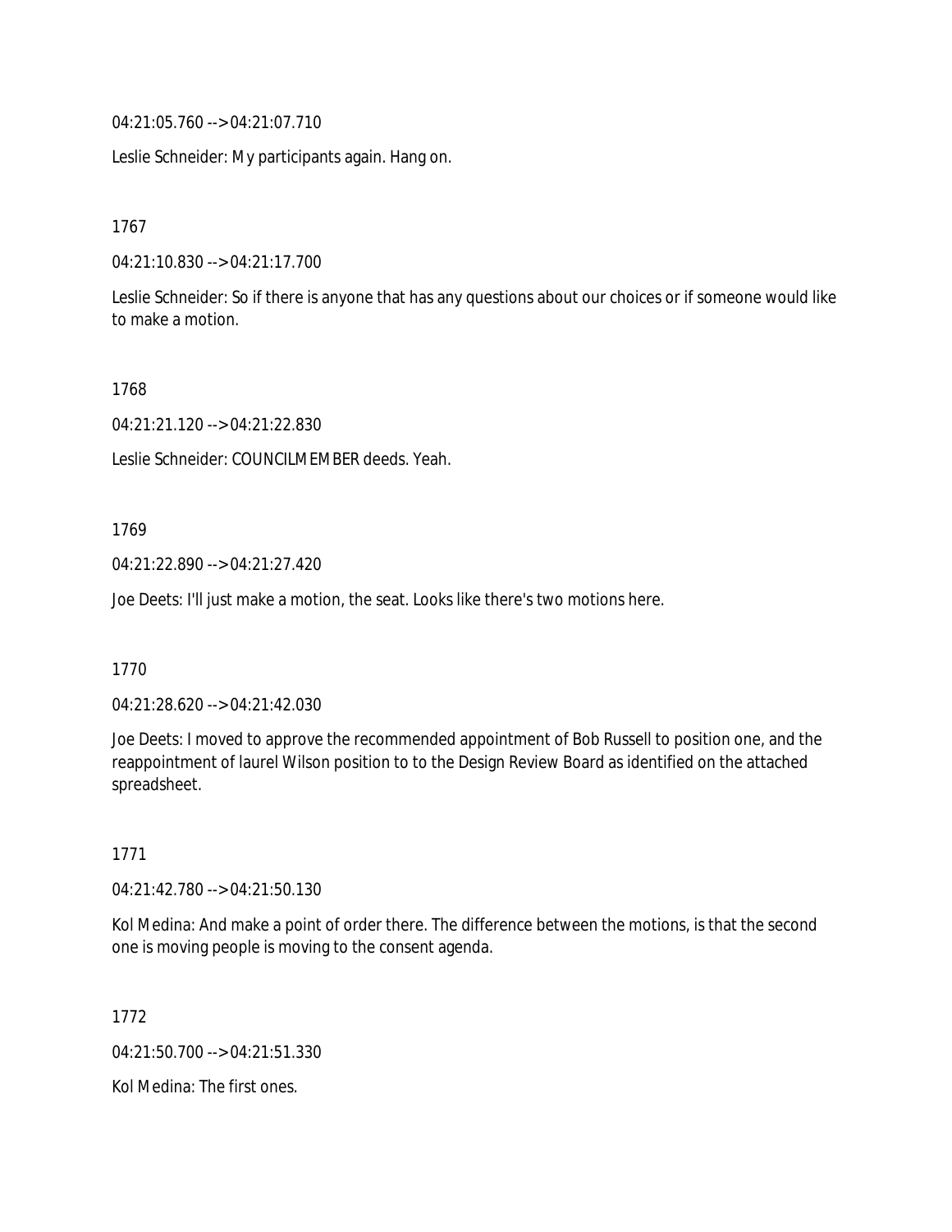04:21:05.760 --> 04:21:07.710

Leslie Schneider: My participants again. Hang on.

1767

04:21:10.830 --> 04:21:17.700

Leslie Schneider: So if there is anyone that has any questions about our choices or if someone would like to make a motion.

1768

04:21:21.120 --> 04:21:22.830

Leslie Schneider: COUNCILMEMBER deeds. Yeah.

1769

04:21:22.890 --> 04:21:27.420

Joe Deets: I'll just make a motion, the seat. Looks like there's two motions here.

1770

04:21:28.620 --> 04:21:42.030

Joe Deets: I moved to approve the recommended appointment of Bob Russell to position one, and the reappointment of laurel Wilson position to to the Design Review Board as identified on the attached spreadsheet.

1771

04:21:42.780 --> 04:21:50.130

Kol Medina: And make a point of order there. The difference between the motions, is that the second one is moving people is moving to the consent agenda.

1772

04:21:50.700 --> 04:21:51.330

Kol Medina: The first ones.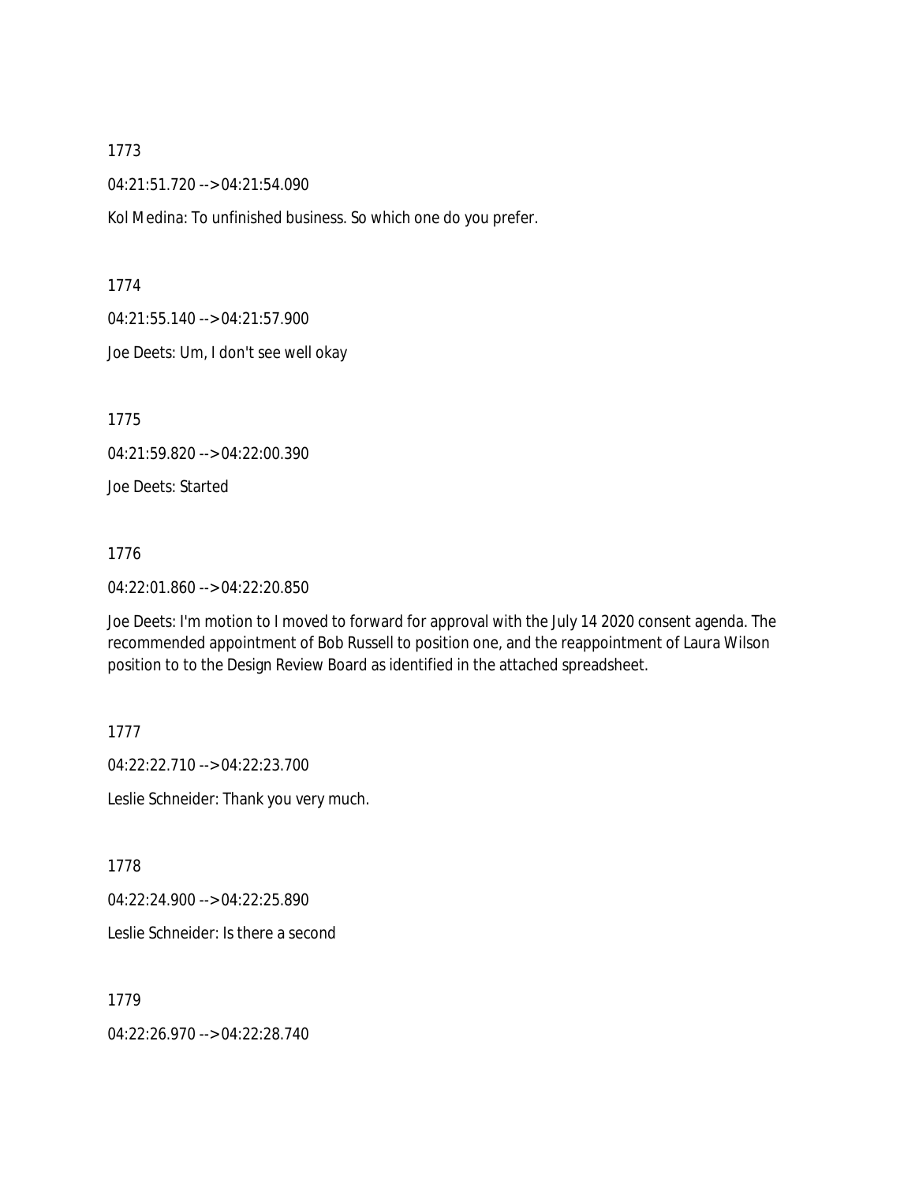1773

04:21:51.720 --> 04:21:54.090

Kol Medina: To unfinished business. So which one do you prefer.

1774

04:21:55.140 --> 04:21:57.900

Joe Deets: Um, I don't see well okay

1775

04:21:59.820 --> 04:22:00.390

Joe Deets: Started

1776

04:22:01.860 --> 04:22:20.850

Joe Deets: I'm motion to I moved to forward for approval with the July 14 2020 consent agenda. The recommended appointment of Bob Russell to position one, and the reappointment of Laura Wilson position to to the Design Review Board as identified in the attached spreadsheet.

1777

04:22:22.710 --> 04:22:23.700

Leslie Schneider: Thank you very much.

1778

04:22:24.900 --> 04:22:25.890

Leslie Schneider: Is there a second

1779

04:22:26.970 --> 04:22:28.740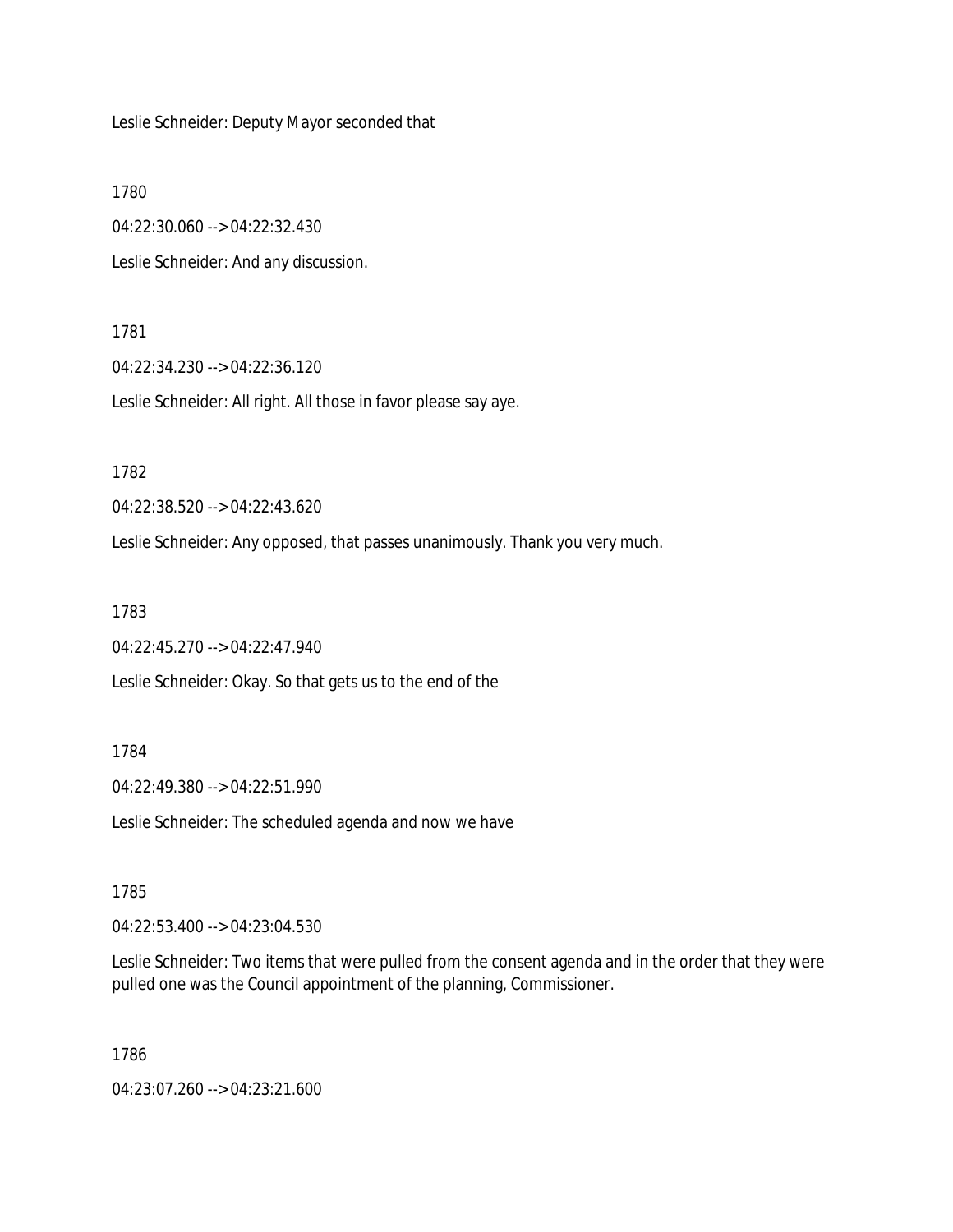Leslie Schneider: Deputy Mayor seconded that

1780

04:22:30.060 --> 04:22:32.430

Leslie Schneider: And any discussion.

1781

04:22:34.230 --> 04:22:36.120

Leslie Schneider: All right. All those in favor please say aye.

1782

04:22:38.520 --> 04:22:43.620

Leslie Schneider: Any opposed, that passes unanimously. Thank you very much.

1783

04:22:45.270 --> 04:22:47.940

Leslie Schneider: Okay. So that gets us to the end of the

1784

04:22:49.380 --> 04:22:51.990

Leslie Schneider: The scheduled agenda and now we have

1785

04:22:53.400 --> 04:23:04.530

Leslie Schneider: Two items that were pulled from the consent agenda and in the order that they were pulled one was the Council appointment of the planning, Commissioner.

1786

04:23:07.260 --> 04:23:21.600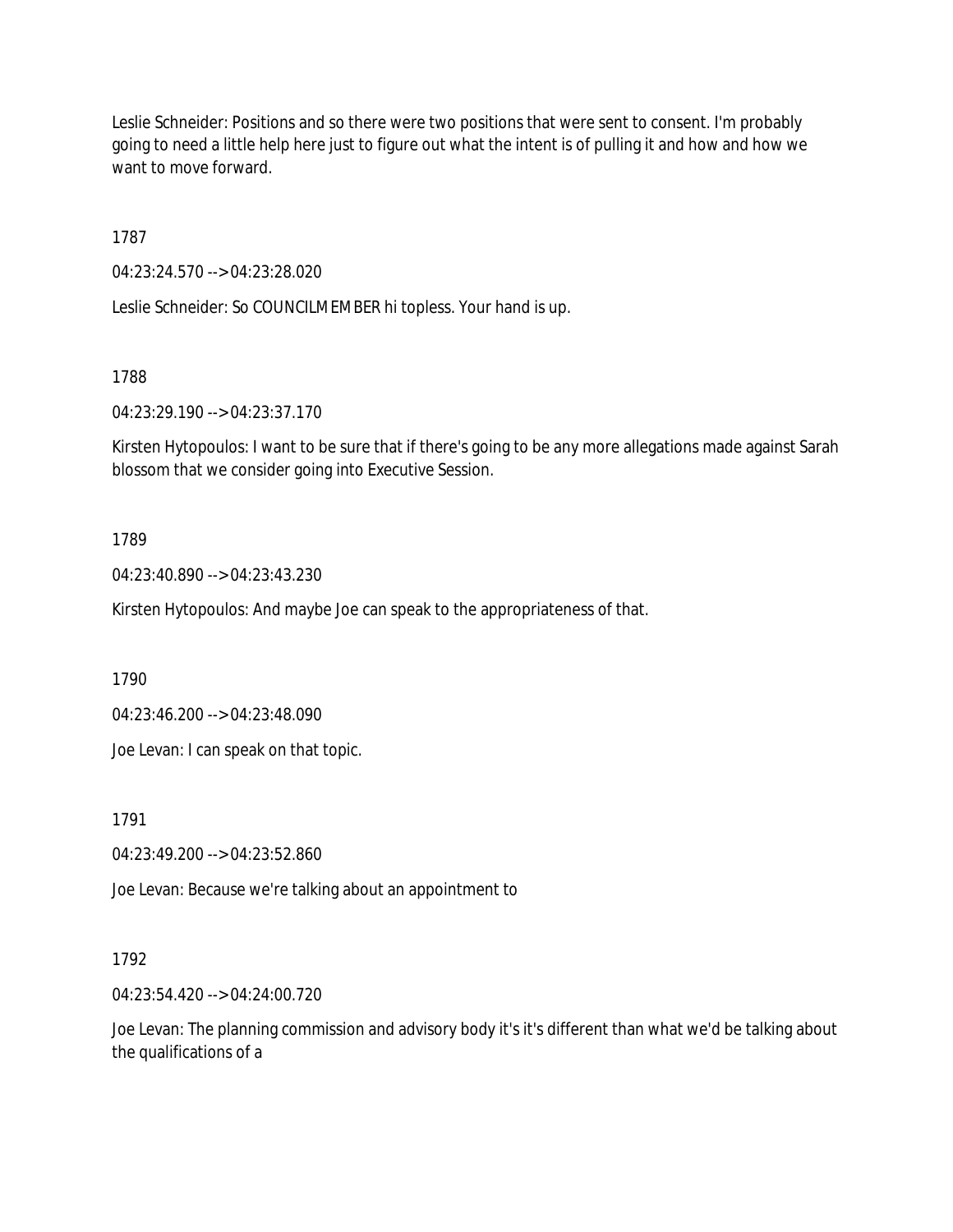Leslie Schneider: Positions and so there were two positions that were sent to consent. I'm probably going to need a little help here just to figure out what the intent is of pulling it and how and how we want to move forward.

1787

04:23:24.570 --> 04:23:28.020

Leslie Schneider: So COUNCILMEMBER hi topless. Your hand is up.

1788

04:23:29.190 --> 04:23:37.170

Kirsten Hytopoulos: I want to be sure that if there's going to be any more allegations made against Sarah blossom that we consider going into Executive Session.

1789

04:23:40.890 --> 04:23:43.230

Kirsten Hytopoulos: And maybe Joe can speak to the appropriateness of that.

1790

04:23:46.200 --> 04:23:48.090

Joe Levan: I can speak on that topic.

1791

04:23:49.200 --> 04:23:52.860

Joe Levan: Because we're talking about an appointment to

1792

04:23:54.420 --> 04:24:00.720

Joe Levan: The planning commission and advisory body it's it's different than what we'd be talking about the qualifications of a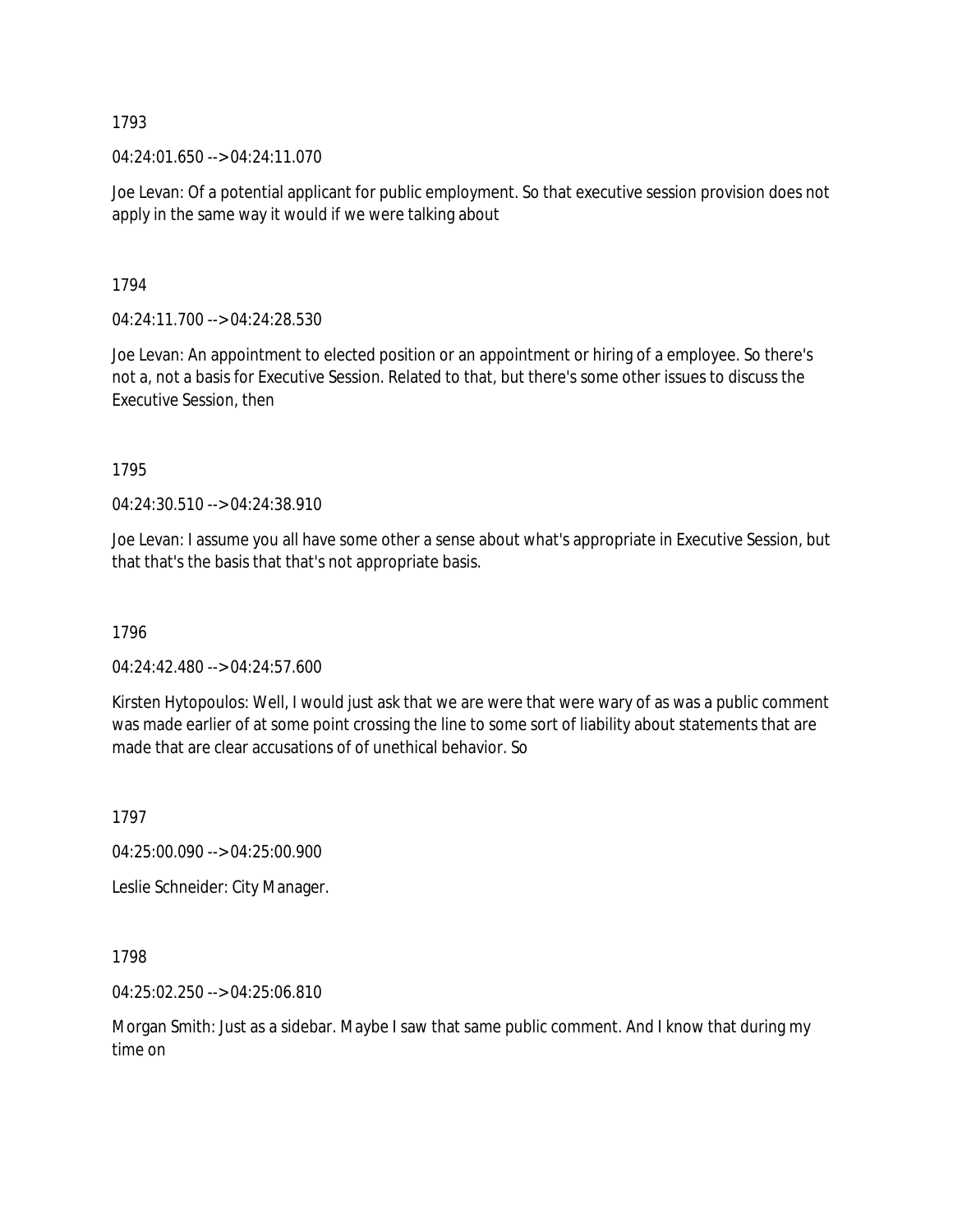1793

04:24:01.650 --> 04:24:11.070

Joe Levan: Of a potential applicant for public employment. So that executive session provision does not apply in the same way it would if we were talking about

1794

04:24:11.700 --> 04:24:28.530

Joe Levan: An appointment to elected position or an appointment or hiring of a employee. So there's not a, not a basis for Executive Session. Related to that, but there's some other issues to discuss the Executive Session, then

1795

04:24:30.510 --> 04:24:38.910

Joe Levan: I assume you all have some other a sense about what's appropriate in Executive Session, but that that's the basis that that's not appropriate basis.

1796

04:24:42.480 --> 04:24:57.600

Kirsten Hytopoulos: Well, I would just ask that we are were that were wary of as was a public comment was made earlier of at some point crossing the line to some sort of liability about statements that are made that are clear accusations of of unethical behavior. So

1797

04:25:00.090 --> 04:25:00.900

Leslie Schneider: City Manager.

1798

04:25:02.250 --> 04:25:06.810

Morgan Smith: Just as a sidebar. Maybe I saw that same public comment. And I know that during my time on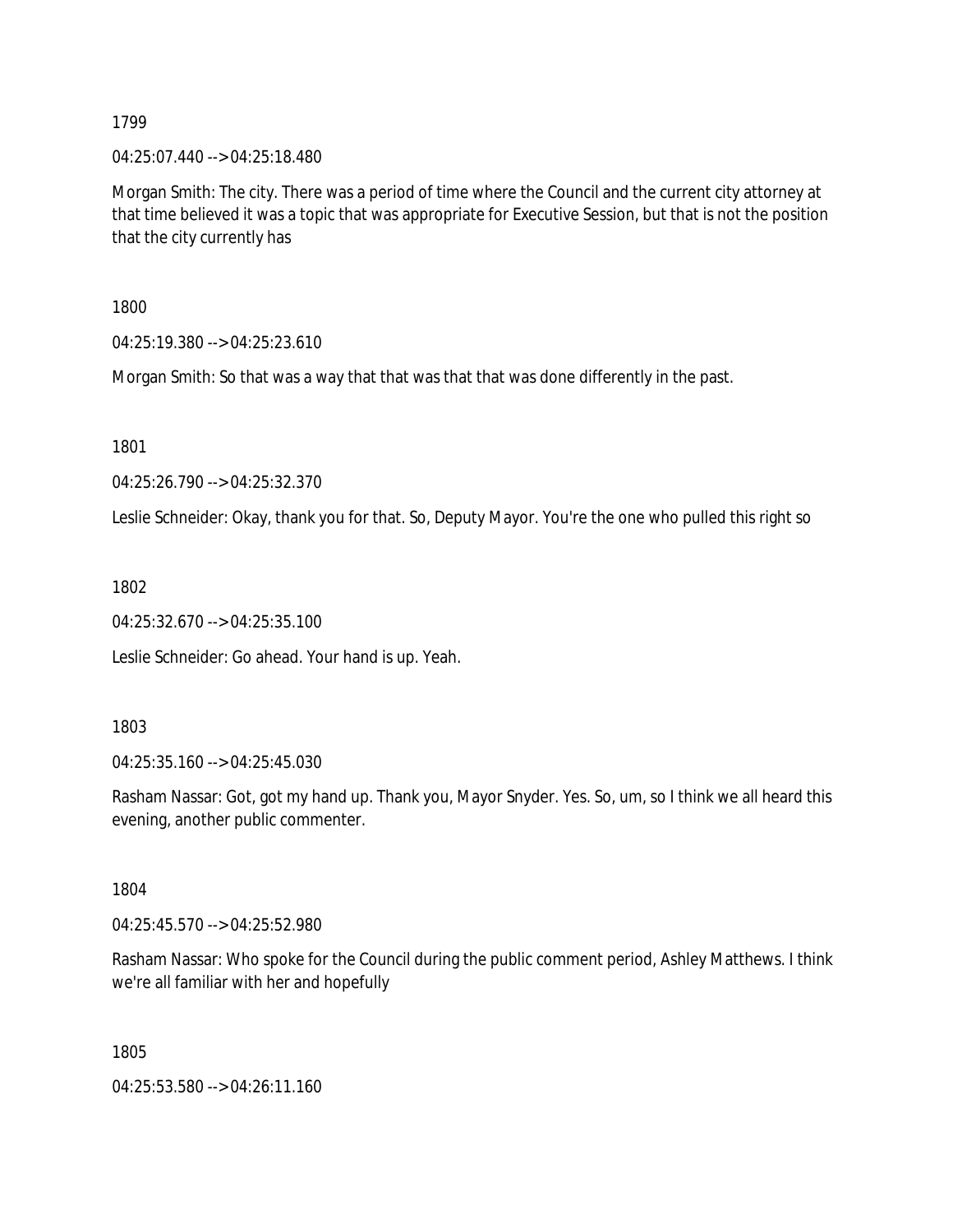1799

04:25:07.440 --> 04:25:18.480

Morgan Smith: The city. There was a period of time where the Council and the current city attorney at that time believed it was a topic that was appropriate for Executive Session, but that is not the position that the city currently has

1800

04:25:19.380 --> 04:25:23.610

Morgan Smith: So that was a way that that was that that was done differently in the past.

1801

04:25:26.790 --> 04:25:32.370

Leslie Schneider: Okay, thank you for that. So, Deputy Mayor. You're the one who pulled this right so

1802

04:25:32.670 --> 04:25:35.100

Leslie Schneider: Go ahead. Your hand is up. Yeah.

1803

04:25:35.160 --> 04:25:45.030

Rasham Nassar: Got, got my hand up. Thank you, Mayor Snyder. Yes. So, um, so I think we all heard this evening, another public commenter.

1804

04:25:45.570 --> 04:25:52.980

Rasham Nassar: Who spoke for the Council during the public comment period, Ashley Matthews. I think we're all familiar with her and hopefully

1805

04:25:53.580 --> 04:26:11.160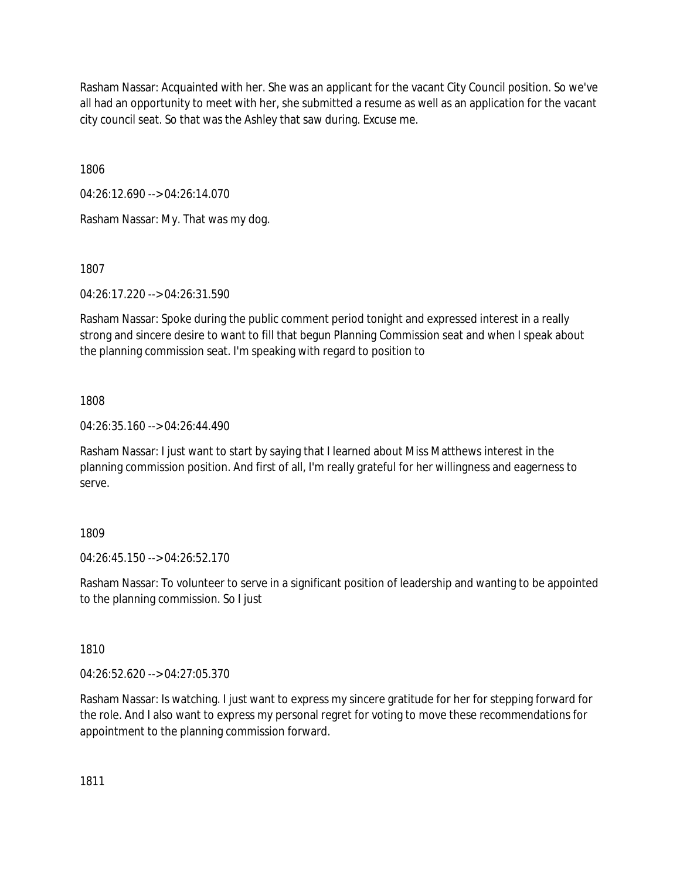Rasham Nassar: Acquainted with her. She was an applicant for the vacant City Council position. So we've all had an opportunity to meet with her, she submitted a resume as well as an application for the vacant city council seat. So that was the Ashley that saw during. Excuse me.

1806

04:26:12.690 --> 04:26:14.070

Rasham Nassar: My. That was my dog.

1807

04:26:17.220 --> 04:26:31.590

Rasham Nassar: Spoke during the public comment period tonight and expressed interest in a really strong and sincere desire to want to fill that begun Planning Commission seat and when I speak about the planning commission seat. I'm speaking with regard to position to

1808

04:26:35.160 --> 04:26:44.490

Rasham Nassar: I just want to start by saying that I learned about Miss Matthews interest in the planning commission position. And first of all, I'm really grateful for her willingness and eagerness to serve.

1809

04:26:45.150 --> 04:26:52.170

Rasham Nassar: To volunteer to serve in a significant position of leadership and wanting to be appointed to the planning commission. So I just

1810

04:26:52.620 --> 04:27:05.370

Rasham Nassar: Is watching. I just want to express my sincere gratitude for her for stepping forward for the role. And I also want to express my personal regret for voting to move these recommendations for appointment to the planning commission forward.

1811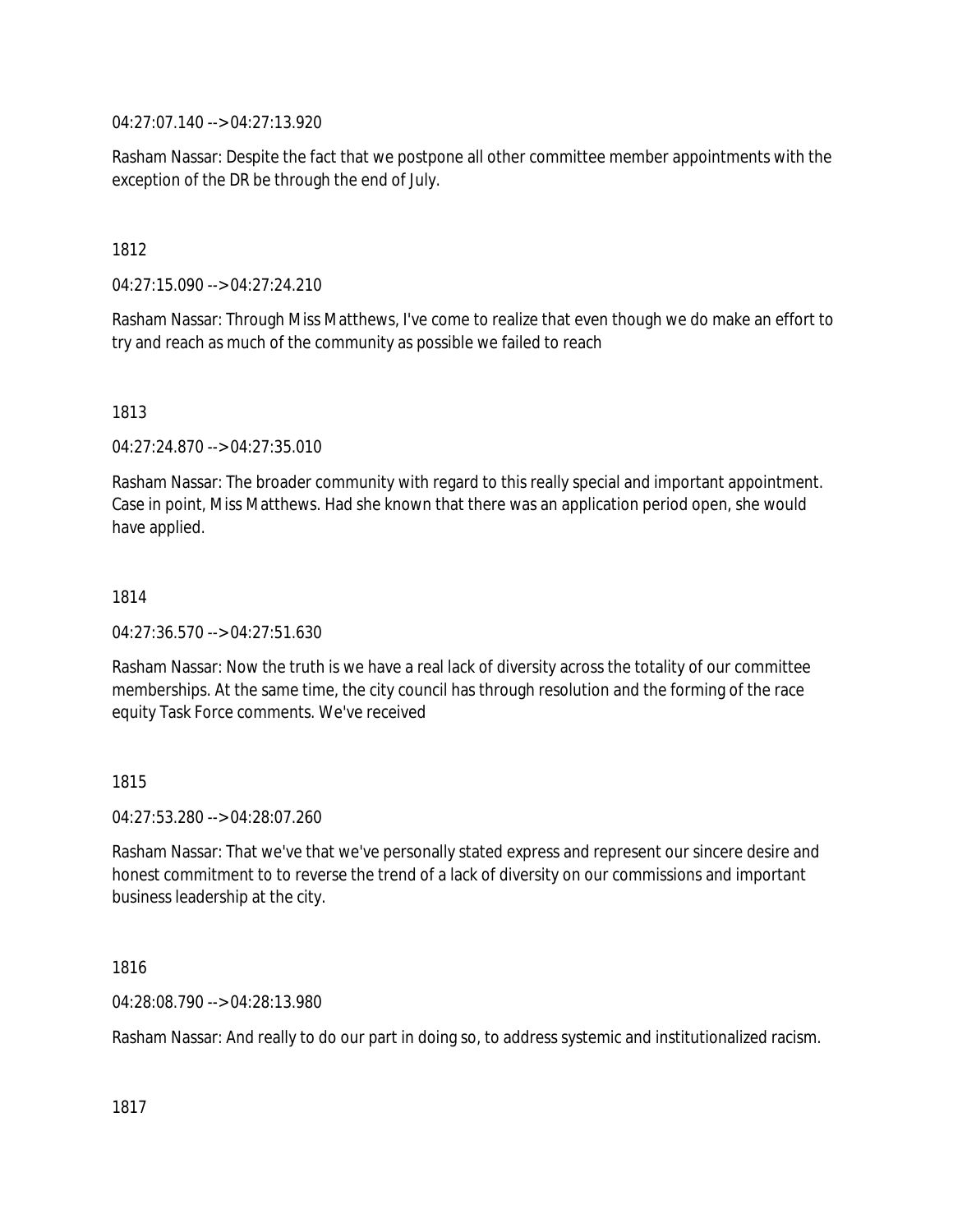04:27:07.140 --> 04:27:13.920

Rasham Nassar: Despite the fact that we postpone all other committee member appointments with the exception of the DR be through the end of July.

1812

04:27:15.090 --> 04:27:24.210

Rasham Nassar: Through Miss Matthews, I've come to realize that even though we do make an effort to try and reach as much of the community as possible we failed to reach

1813

04:27:24.870 --> 04:27:35.010

Rasham Nassar: The broader community with regard to this really special and important appointment. Case in point, Miss Matthews. Had she known that there was an application period open, she would have applied.

1814

04:27:36.570 --> 04:27:51.630

Rasham Nassar: Now the truth is we have a real lack of diversity across the totality of our committee memberships. At the same time, the city council has through resolution and the forming of the race equity Task Force comments. We've received

1815

04:27:53.280 --> 04:28:07.260

Rasham Nassar: That we've that we've personally stated express and represent our sincere desire and honest commitment to to reverse the trend of a lack of diversity on our commissions and important business leadership at the city.

1816

04:28:08.790 --> 04:28:13.980

Rasham Nassar: And really to do our part in doing so, to address systemic and institutionalized racism.

1817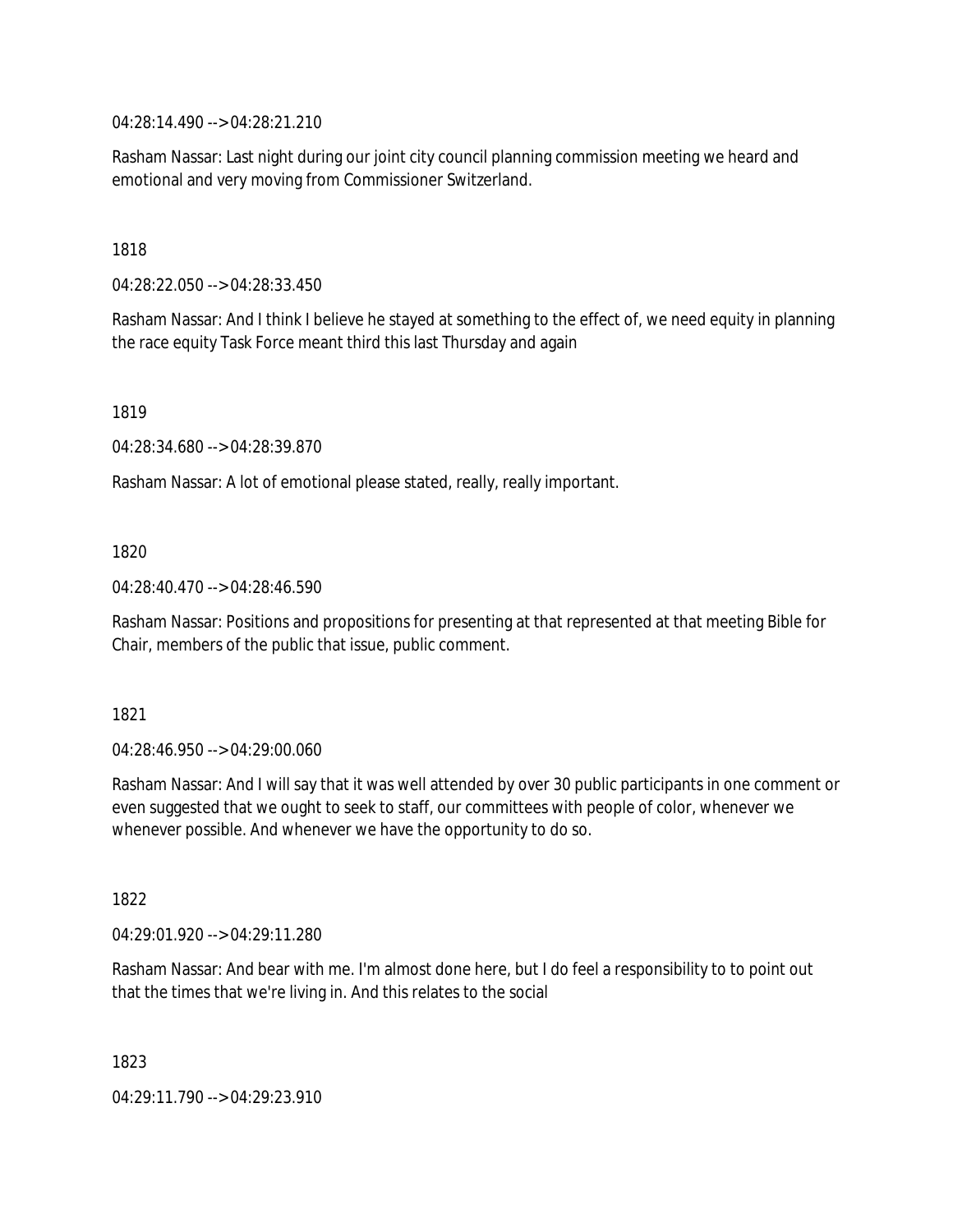04:28:14.490 --> 04:28:21.210

Rasham Nassar: Last night during our joint city council planning commission meeting we heard and emotional and very moving from Commissioner Switzerland.

1818

04:28:22.050 --> 04:28:33.450

Rasham Nassar: And I think I believe he stayed at something to the effect of, we need equity in planning the race equity Task Force meant third this last Thursday and again

1819

04:28:34.680 --> 04:28:39.870

Rasham Nassar: A lot of emotional please stated, really, really important.

1820

04:28:40.470 --> 04:28:46.590

Rasham Nassar: Positions and propositions for presenting at that represented at that meeting Bible for Chair, members of the public that issue, public comment.

1821

04:28:46.950 --> 04:29:00.060

Rasham Nassar: And I will say that it was well attended by over 30 public participants in one comment or even suggested that we ought to seek to staff, our committees with people of color, whenever we whenever possible. And whenever we have the opportunity to do so.

1822

04:29:01.920 --> 04:29:11.280

Rasham Nassar: And bear with me. I'm almost done here, but I do feel a responsibility to to point out that the times that we're living in. And this relates to the social

1823

04:29:11.790 --> 04:29:23.910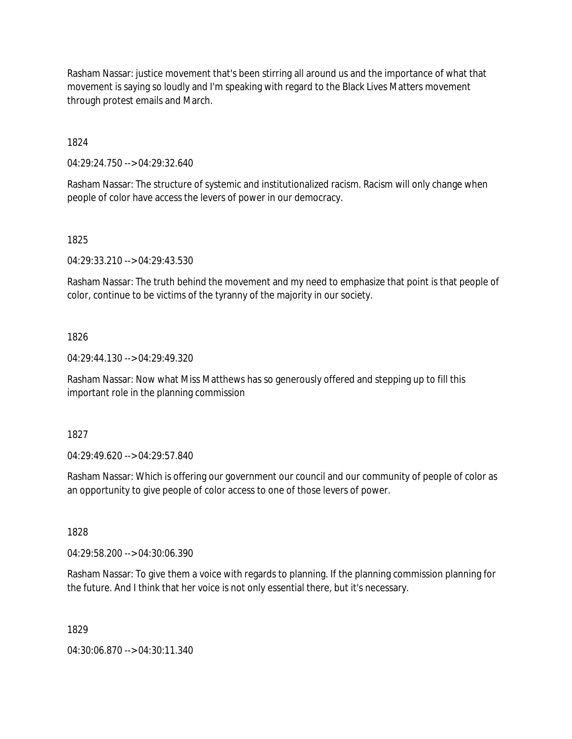Rasham Nassar: justice movement that's been stirring all around us and the importance of what that movement is saying so loudly and I'm speaking with regard to the Black Lives Matters movement through protest emails and March.

1824

04:29:24.750 --> 04:29:32.640

Rasham Nassar: The structure of systemic and institutionalized racism. Racism will only change when people of color have access the levers of power in our democracy.

1825

04:29:33.210 --> 04:29:43.530

Rasham Nassar: The truth behind the movement and my need to emphasize that point is that people of color, continue to be victims of the tyranny of the majority in our society.

1826

04:29:44.130 --> 04:29:49.320

Rasham Nassar: Now what Miss Matthews has so generously offered and stepping up to fill this important role in the planning commission

1827

04:29:49.620 --> 04:29:57.840

Rasham Nassar: Which is offering our government our council and our community of people of color as an opportunity to give people of color access to one of those levers of power.

1828

04:29:58.200 --> 04:30:06.390

Rasham Nassar: To give them a voice with regards to planning. If the planning commission planning for the future. And I think that her voice is not only essential there, but it's necessary.

1829

04:30:06.870 --> 04:30:11.340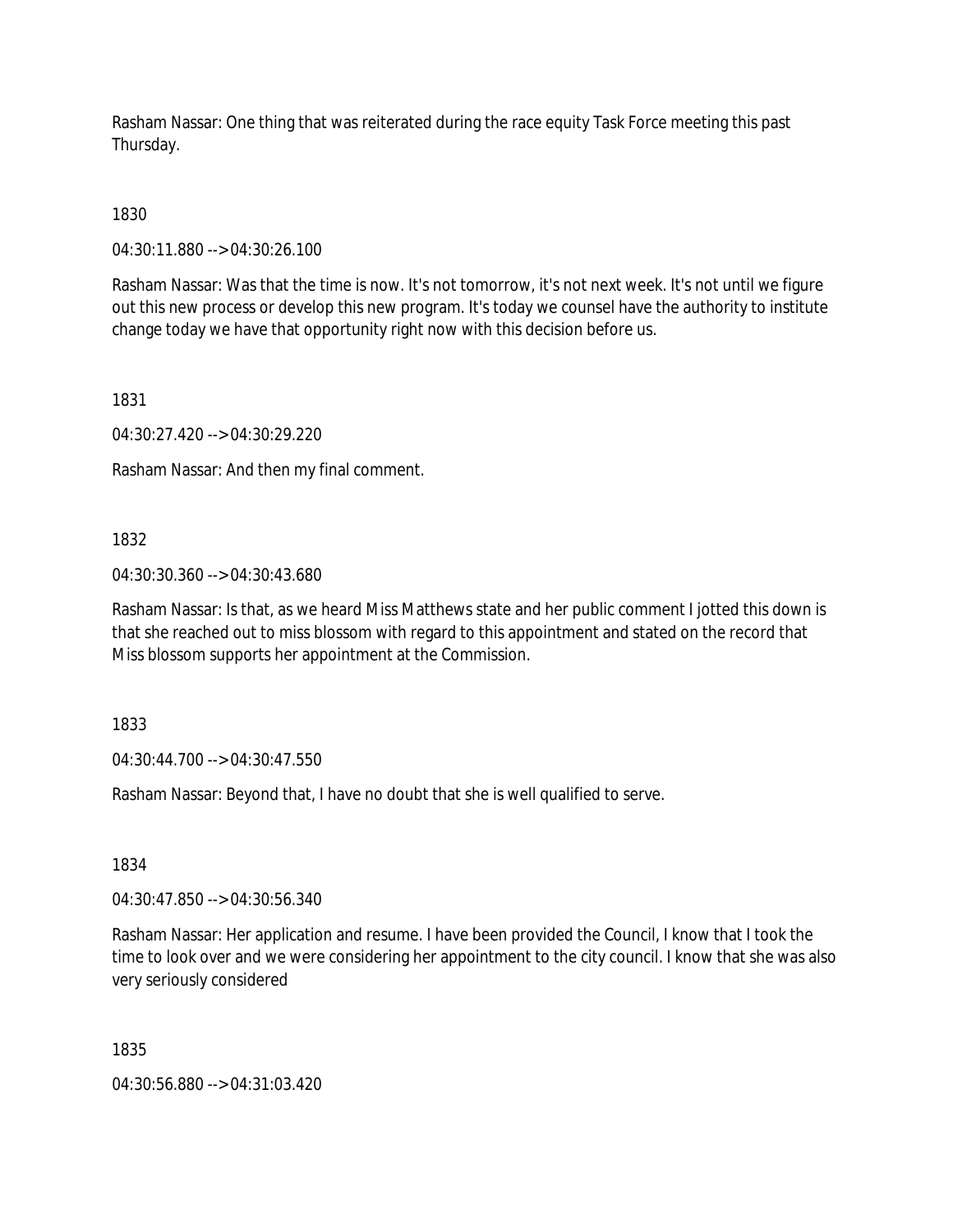Rasham Nassar: One thing that was reiterated during the race equity Task Force meeting this past Thursday.

1830

04:30:11.880 --> 04:30:26.100

Rasham Nassar: Was that the time is now. It's not tomorrow, it's not next week. It's not until we figure out this new process or develop this new program. It's today we counsel have the authority to institute change today we have that opportunity right now with this decision before us.

1831

04:30:27.420 --> 04:30:29.220

Rasham Nassar: And then my final comment.

1832

04:30:30.360 --> 04:30:43.680

Rasham Nassar: Is that, as we heard Miss Matthews state and her public comment I jotted this down is that she reached out to miss blossom with regard to this appointment and stated on the record that Miss blossom supports her appointment at the Commission.

1833

04:30:44.700 --> 04:30:47.550

Rasham Nassar: Beyond that, I have no doubt that she is well qualified to serve.

1834

04:30:47.850 --> 04:30:56.340

Rasham Nassar: Her application and resume. I have been provided the Council, I know that I took the time to look over and we were considering her appointment to the city council. I know that she was also very seriously considered

1835

04:30:56.880 --> 04:31:03.420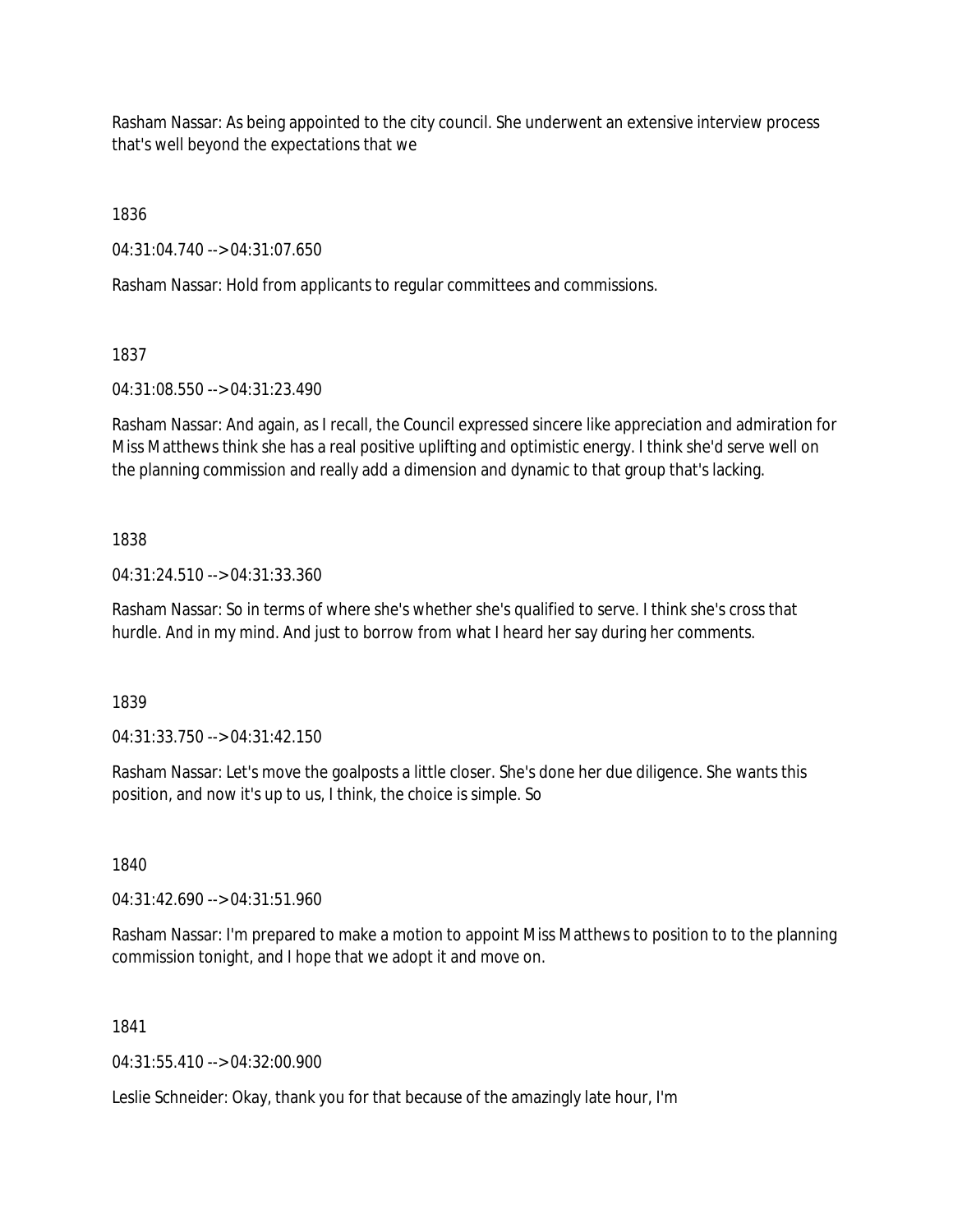Rasham Nassar: As being appointed to the city council. She underwent an extensive interview process that's well beyond the expectations that we

1836

04:31:04.740 --> 04:31:07.650

Rasham Nassar: Hold from applicants to regular committees and commissions.

1837

04:31:08.550 --> 04:31:23.490

Rasham Nassar: And again, as I recall, the Council expressed sincere like appreciation and admiration for Miss Matthews think she has a real positive uplifting and optimistic energy. I think she'd serve well on the planning commission and really add a dimension and dynamic to that group that's lacking.

1838

04:31:24.510 --> 04:31:33.360

Rasham Nassar: So in terms of where she's whether she's qualified to serve. I think she's cross that hurdle. And in my mind. And just to borrow from what I heard her say during her comments.

1839

04:31:33.750 --> 04:31:42.150

Rasham Nassar: Let's move the goalposts a little closer. She's done her due diligence. She wants this position, and now it's up to us, I think, the choice is simple. So

1840

04:31:42.690 --> 04:31:51.960

Rasham Nassar: I'm prepared to make a motion to appoint Miss Matthews to position to to the planning commission tonight, and I hope that we adopt it and move on.

1841

04:31:55.410 --> 04:32:00.900

Leslie Schneider: Okay, thank you for that because of the amazingly late hour, I'm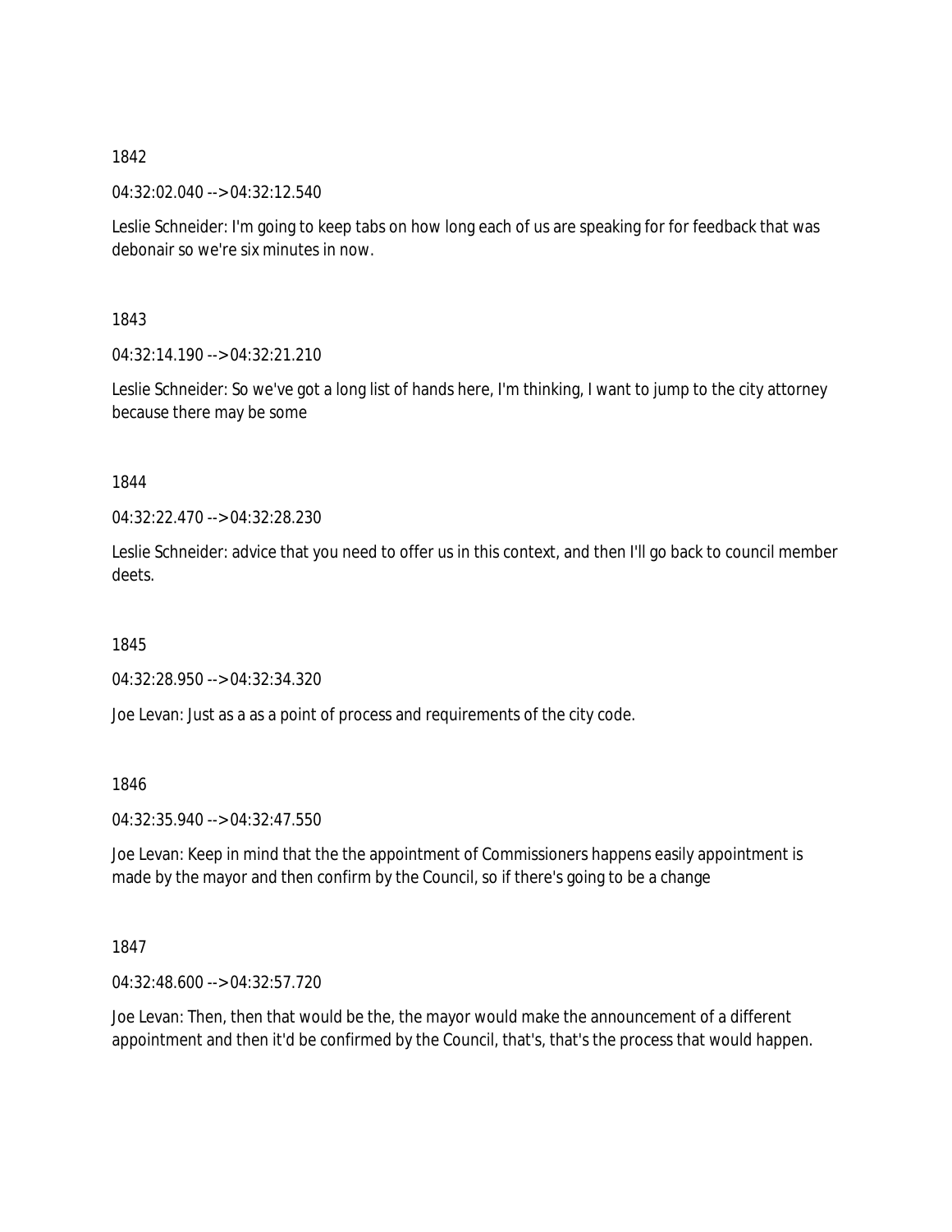1842

04:32:02.040 --> 04:32:12.540

Leslie Schneider: I'm going to keep tabs on how long each of us are speaking for for feedback that was debonair so we're six minutes in now.

1843

04:32:14.190 --> 04:32:21.210

Leslie Schneider: So we've got a long list of hands here, I'm thinking, I want to jump to the city attorney because there may be some

1844

04:32:22.470 --> 04:32:28.230

Leslie Schneider: advice that you need to offer us in this context, and then I'll go back to council member deets.

1845

04:32:28.950 --> 04:32:34.320

Joe Levan: Just as a as a point of process and requirements of the city code.

1846

04:32:35.940 --> 04:32:47.550

Joe Levan: Keep in mind that the the appointment of Commissioners happens easily appointment is made by the mayor and then confirm by the Council, so if there's going to be a change

1847

04:32:48.600 --> 04:32:57.720

Joe Levan: Then, then that would be the, the mayor would make the announcement of a different appointment and then it'd be confirmed by the Council, that's, that's the process that would happen.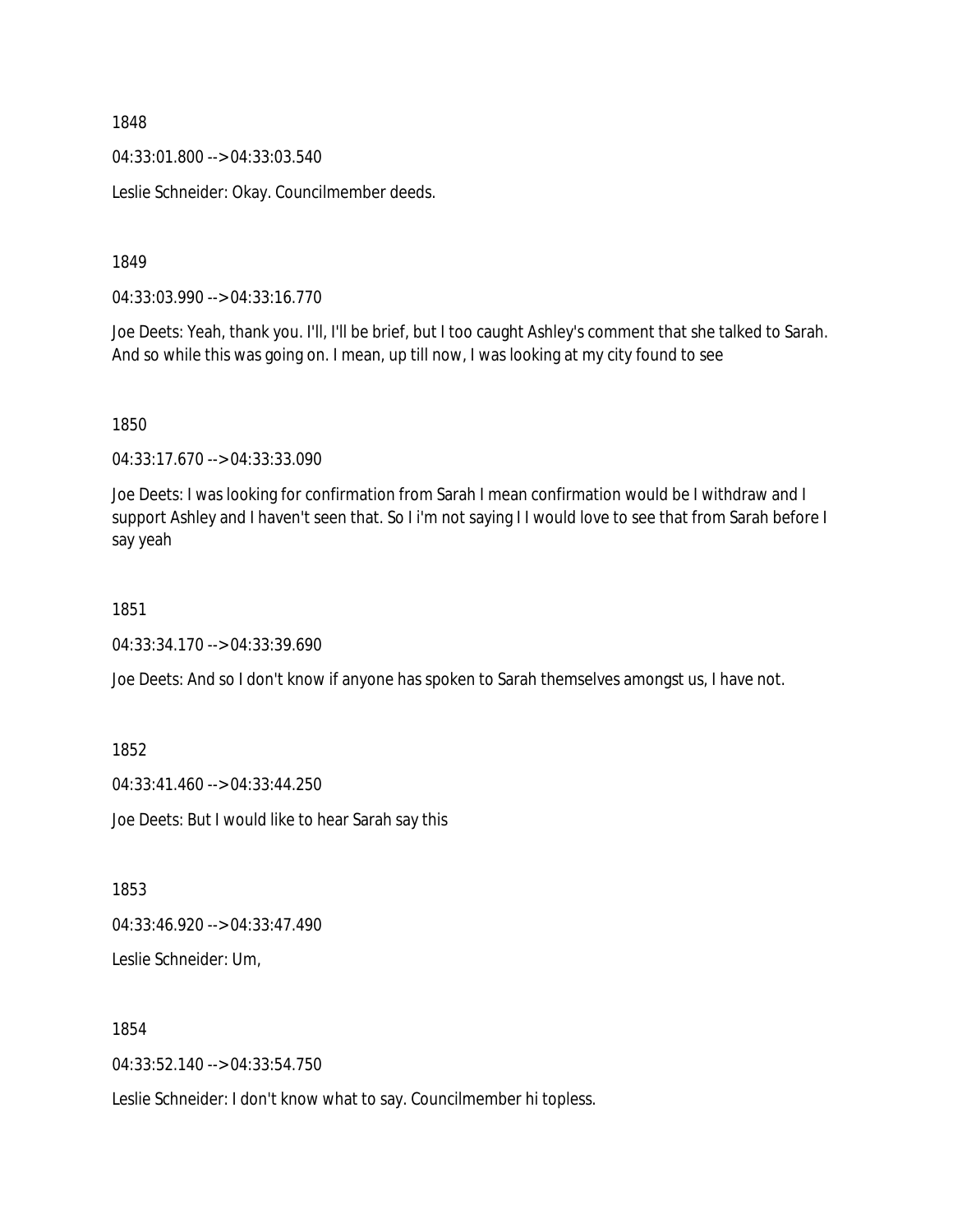1848

04:33:01.800 --> 04:33:03.540

Leslie Schneider: Okay. Councilmember deeds.

1849

04:33:03.990 --> 04:33:16.770

Joe Deets: Yeah, thank you. I'll, I'll be brief, but I too caught Ashley's comment that she talked to Sarah. And so while this was going on. I mean, up till now, I was looking at my city found to see

1850

04:33:17.670 --> 04:33:33.090

Joe Deets: I was looking for confirmation from Sarah I mean confirmation would be I withdraw and I support Ashley and I haven't seen that. So I i'm not saying I I would love to see that from Sarah before I say yeah

1851

04:33:34.170 --> 04:33:39.690

Joe Deets: And so I don't know if anyone has spoken to Sarah themselves amongst us, I have not.

1852

04:33:41.460 --> 04:33:44.250

Joe Deets: But I would like to hear Sarah say this

1853

04:33:46.920 --> 04:33:47.490

Leslie Schneider: Um,

1854

04:33:52.140 --> 04:33:54.750

Leslie Schneider: I don't know what to say. Councilmember hi topless.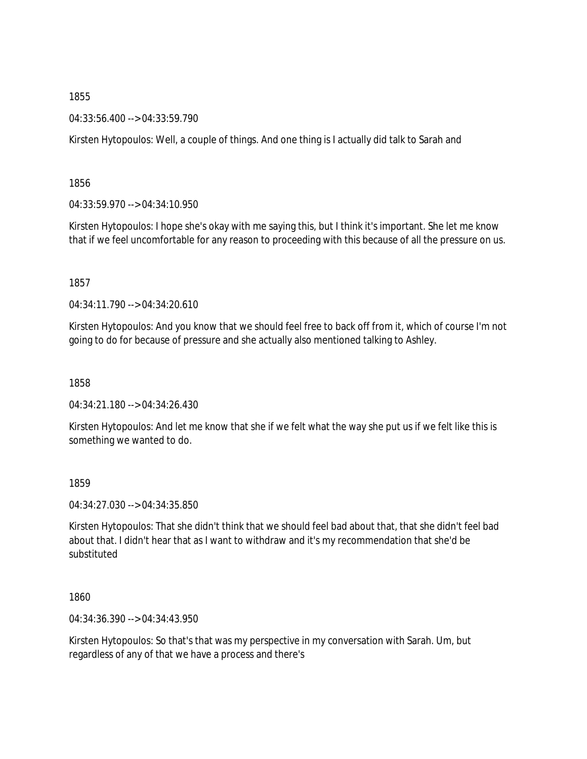1855

04:33:56.400 --> 04:33:59.790

Kirsten Hytopoulos: Well, a couple of things. And one thing is I actually did talk to Sarah and

1856

04:33:59.970 --> 04:34:10.950

Kirsten Hytopoulos: I hope she's okay with me saying this, but I think it's important. She let me know that if we feel uncomfortable for any reason to proceeding with this because of all the pressure on us.

1857

04:34:11.790 --> 04:34:20.610

Kirsten Hytopoulos: And you know that we should feel free to back off from it, which of course I'm not going to do for because of pressure and she actually also mentioned talking to Ashley.

1858

04:34:21.180 --> 04:34:26.430

Kirsten Hytopoulos: And let me know that she if we felt what the way she put us if we felt like this is something we wanted to do.

1859

04:34:27.030 --> 04:34:35.850

Kirsten Hytopoulos: That she didn't think that we should feel bad about that, that she didn't feel bad about that. I didn't hear that as I want to withdraw and it's my recommendation that she'd be substituted

1860

04:34:36.390 --> 04:34:43.950

Kirsten Hytopoulos: So that's that was my perspective in my conversation with Sarah. Um, but regardless of any of that we have a process and there's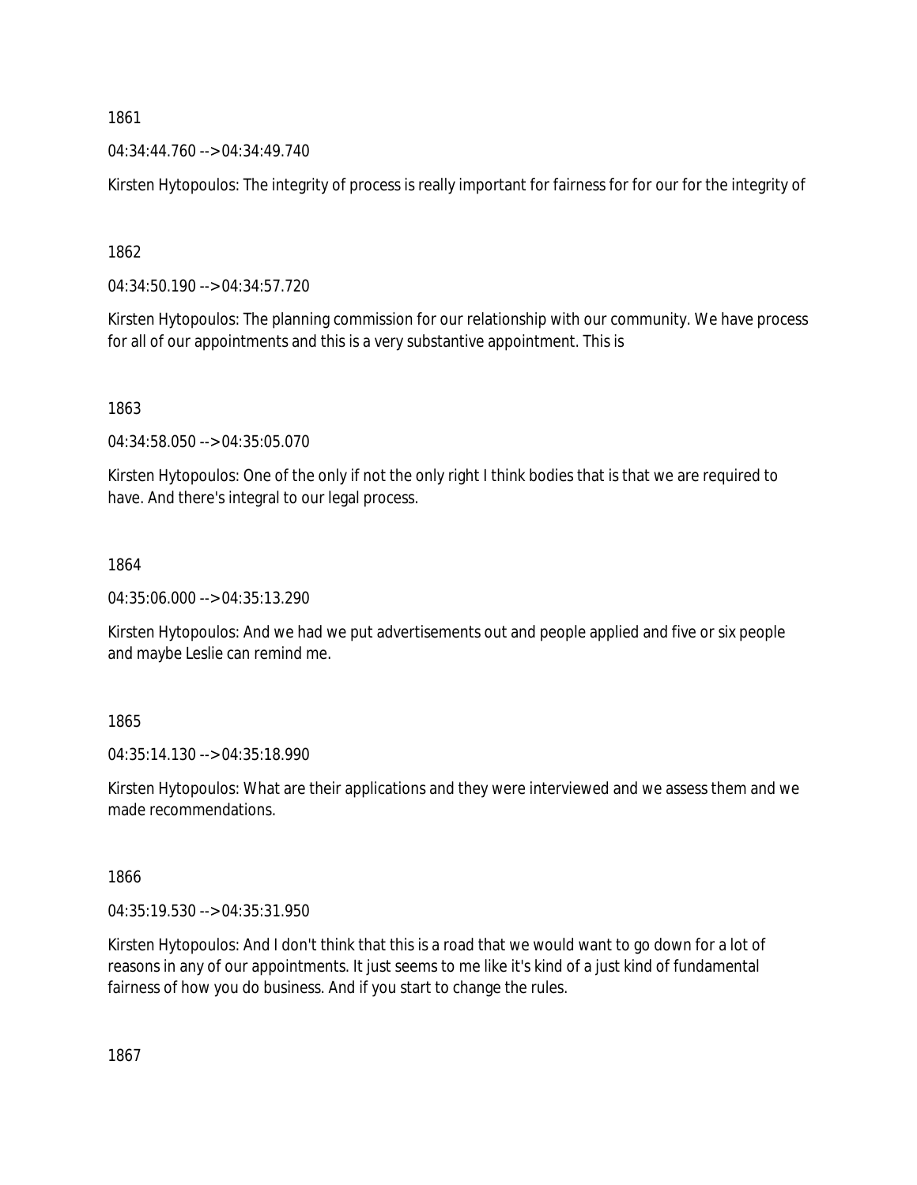1861

04:34:44.760 --> 04:34:49.740

Kirsten Hytopoulos: The integrity of process is really important for fairness for for our for the integrity of

1862

04:34:50.190 --> 04:34:57.720

Kirsten Hytopoulos: The planning commission for our relationship with our community. We have process for all of our appointments and this is a very substantive appointment. This is

1863

04:34:58.050 --> 04:35:05.070

Kirsten Hytopoulos: One of the only if not the only right I think bodies that is that we are required to have. And there's integral to our legal process.

1864

04:35:06.000 --> 04:35:13.290

Kirsten Hytopoulos: And we had we put advertisements out and people applied and five or six people and maybe Leslie can remind me.

1865

04:35:14.130 --> 04:35:18.990

Kirsten Hytopoulos: What are their applications and they were interviewed and we assess them and we made recommendations.

1866

04:35:19.530 --> 04:35:31.950

Kirsten Hytopoulos: And I don't think that this is a road that we would want to go down for a lot of reasons in any of our appointments. It just seems to me like it's kind of a just kind of fundamental fairness of how you do business. And if you start to change the rules.

1867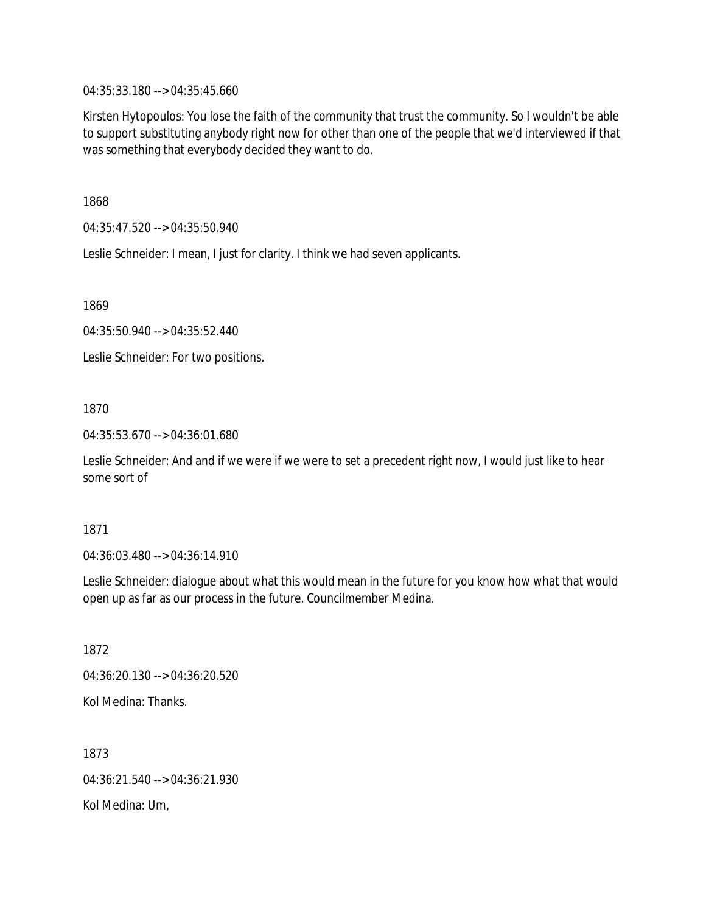04:35:33.180 --> 04:35:45.660

Kirsten Hytopoulos: You lose the faith of the community that trust the community. So I wouldn't be able to support substituting anybody right now for other than one of the people that we'd interviewed if that was something that everybody decided they want to do.

1868

04:35:47.520 --> 04:35:50.940

Leslie Schneider: I mean, I just for clarity. I think we had seven applicants.

1869

04:35:50.940 --> 04:35:52.440

Leslie Schneider: For two positions.

1870

04:35:53.670 --> 04:36:01.680

Leslie Schneider: And and if we were if we were to set a precedent right now, I would just like to hear some sort of

1871

04:36:03.480 --> 04:36:14.910

Leslie Schneider: dialogue about what this would mean in the future for you know how what that would open up as far as our process in the future. Councilmember Medina.

1872

04:36:20.130 --> 04:36:20.520

Kol Medina: Thanks.

1873

04:36:21.540 --> 04:36:21.930

Kol Medina: Um,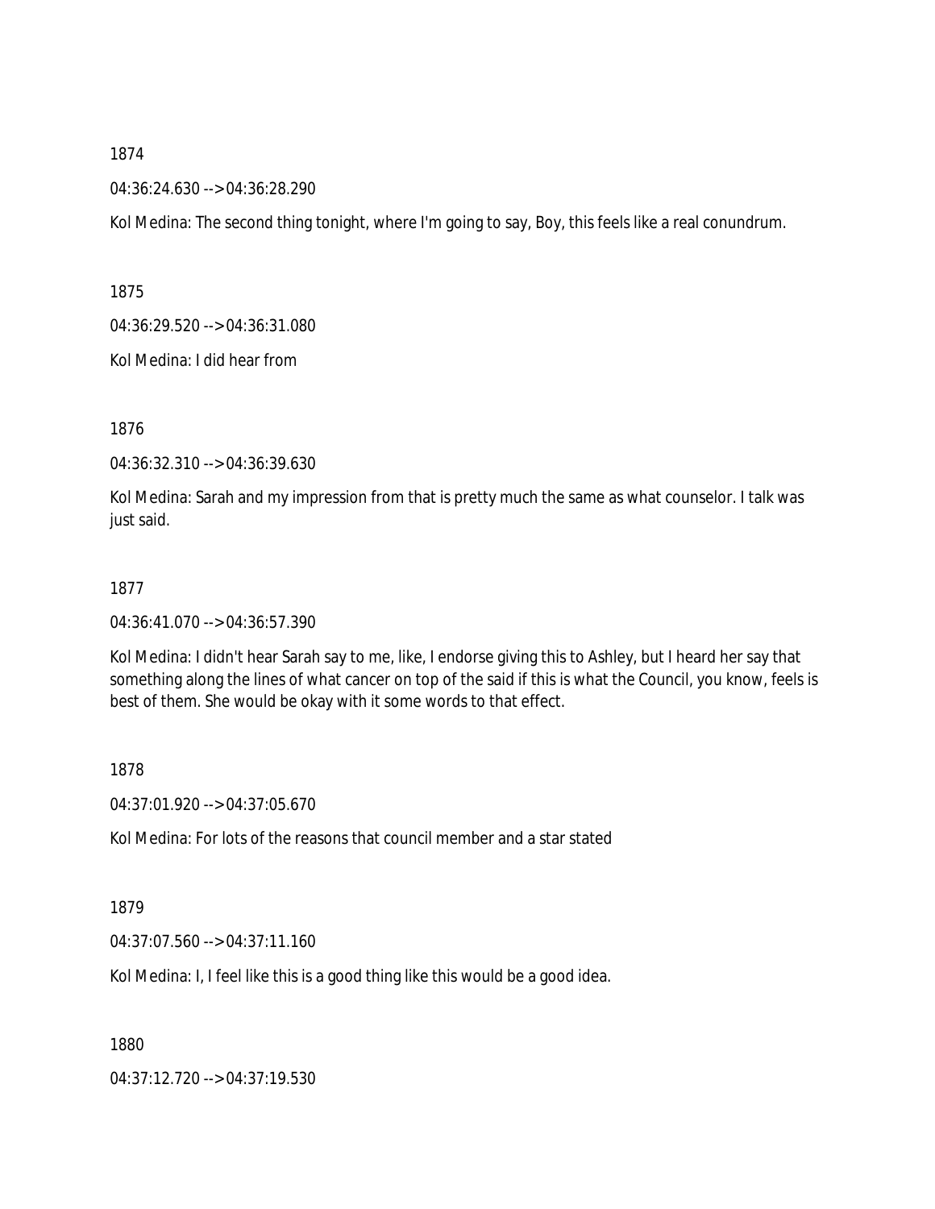1874

04:36:24.630 --> 04:36:28.290

Kol Medina: The second thing tonight, where I'm going to say, Boy, this feels like a real conundrum.

1875

04:36:29.520 --> 04:36:31.080

Kol Medina: I did hear from

1876

04:36:32.310 --> 04:36:39.630

Kol Medina: Sarah and my impression from that is pretty much the same as what counselor. I talk was just said.

1877

04:36:41.070 --> 04:36:57.390

Kol Medina: I didn't hear Sarah say to me, like, I endorse giving this to Ashley, but I heard her say that something along the lines of what cancer on top of the said if this is what the Council, you know, feels is best of them. She would be okay with it some words to that effect.

1878

04:37:01.920 --> 04:37:05.670

Kol Medina: For lots of the reasons that council member and a star stated

1879

04:37:07.560 --> 04:37:11.160

Kol Medina: I, I feel like this is a good thing like this would be a good idea.

1880

04:37:12.720 --> 04:37:19.530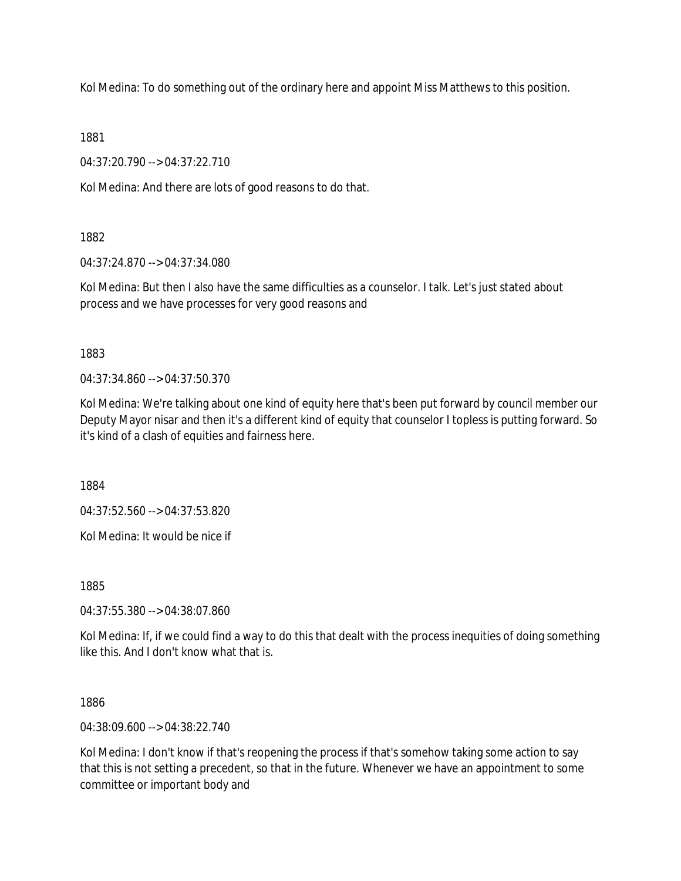Kol Medina: To do something out of the ordinary here and appoint Miss Matthews to this position.

1881

04:37:20.790 --> 04:37:22.710

Kol Medina: And there are lots of good reasons to do that.

1882

04:37:24.870 --> 04:37:34.080

Kol Medina: But then I also have the same difficulties as a counselor. I talk. Let's just stated about process and we have processes for very good reasons and

1883

04:37:34.860 --> 04:37:50.370

Kol Medina: We're talking about one kind of equity here that's been put forward by council member our Deputy Mayor nisar and then it's a different kind of equity that counselor I topless is putting forward. So it's kind of a clash of equities and fairness here.

1884

04:37:52.560 --> 04:37:53.820

Kol Medina: It would be nice if

1885

04:37:55.380 --> 04:38:07.860

Kol Medina: If, if we could find a way to do this that dealt with the process inequities of doing something like this. And I don't know what that is.

1886

04:38:09.600 --> 04:38:22.740

Kol Medina: I don't know if that's reopening the process if that's somehow taking some action to say that this is not setting a precedent, so that in the future. Whenever we have an appointment to some committee or important body and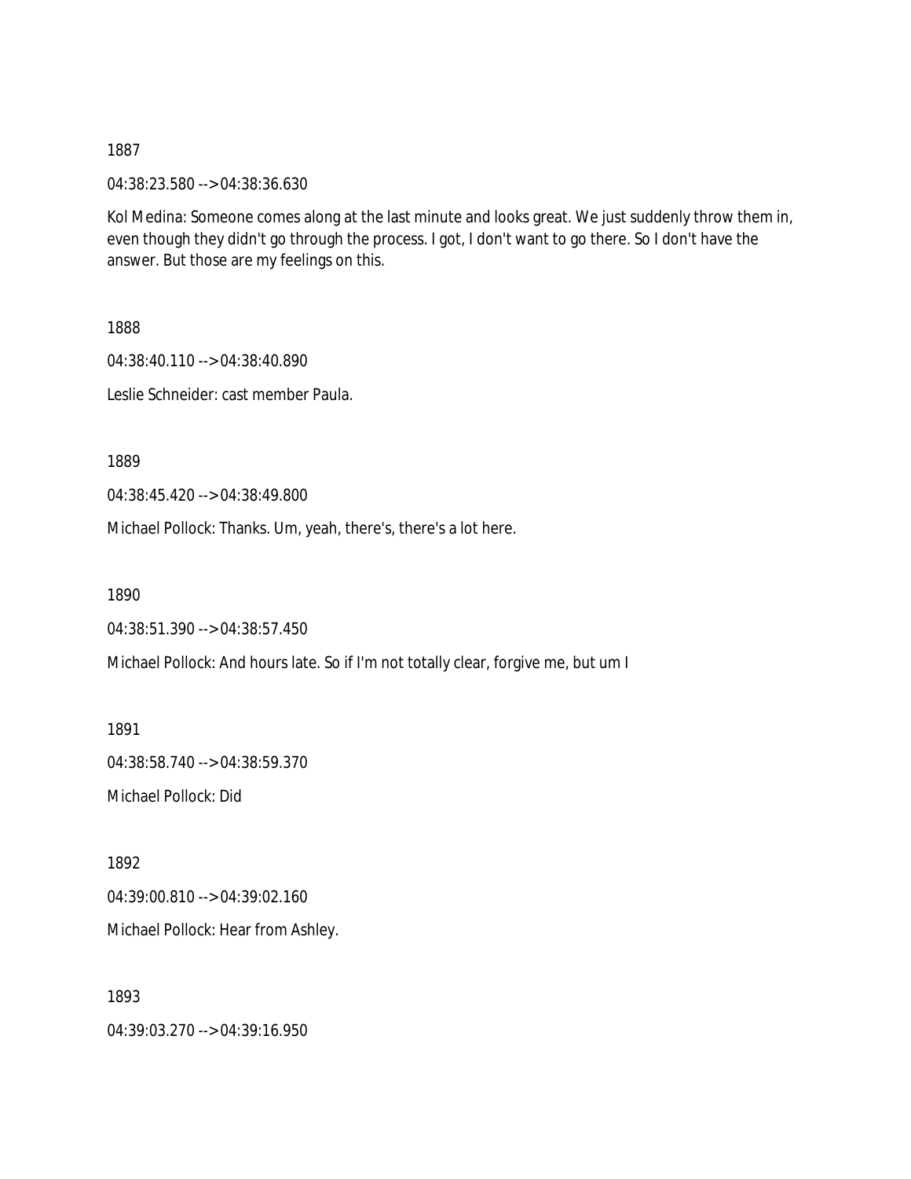1887

04:38:23.580 --> 04:38:36.630

Kol Medina: Someone comes along at the last minute and looks great. We just suddenly throw them in, even though they didn't go through the process. I got, I don't want to go there. So I don't have the answer. But those are my feelings on this.

1888

04:38:40.110 --> 04:38:40.890

Leslie Schneider: cast member Paula.

1889

04:38:45.420 --> 04:38:49.800

Michael Pollock: Thanks. Um, yeah, there's, there's a lot here.

1890

04:38:51.390 --> 04:38:57.450

Michael Pollock: And hours late. So if I'm not totally clear, forgive me, but um I

1891

04:38:58.740 --> 04:38:59.370

Michael Pollock: Did

1892

04:39:00.810 --> 04:39:02.160

Michael Pollock: Hear from Ashley.

1893

04:39:03.270 --> 04:39:16.950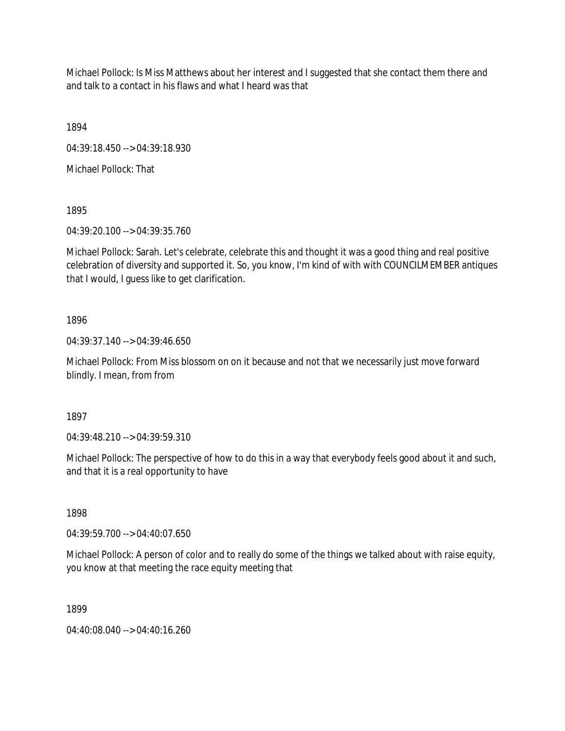Michael Pollock: Is Miss Matthews about her interest and I suggested that she contact them there and and talk to a contact in his flaws and what I heard was that

1894

04:39:18.450 --> 04:39:18.930

Michael Pollock: That

1895

04:39:20.100 --> 04:39:35.760

Michael Pollock: Sarah. Let's celebrate, celebrate this and thought it was a good thing and real positive celebration of diversity and supported it. So, you know, I'm kind of with with COUNCILMEMBER antiques that I would, I guess like to get clarification.

1896

04:39:37.140 --> 04:39:46.650

Michael Pollock: From Miss blossom on on it because and not that we necessarily just move forward blindly. I mean, from from

1897

04:39:48.210 --> 04:39:59.310

Michael Pollock: The perspective of how to do this in a way that everybody feels good about it and such, and that it is a real opportunity to have

1898

04:39:59.700 --> 04:40:07.650

Michael Pollock: A person of color and to really do some of the things we talked about with raise equity, you know at that meeting the race equity meeting that

1899

04:40:08.040 --> 04:40:16.260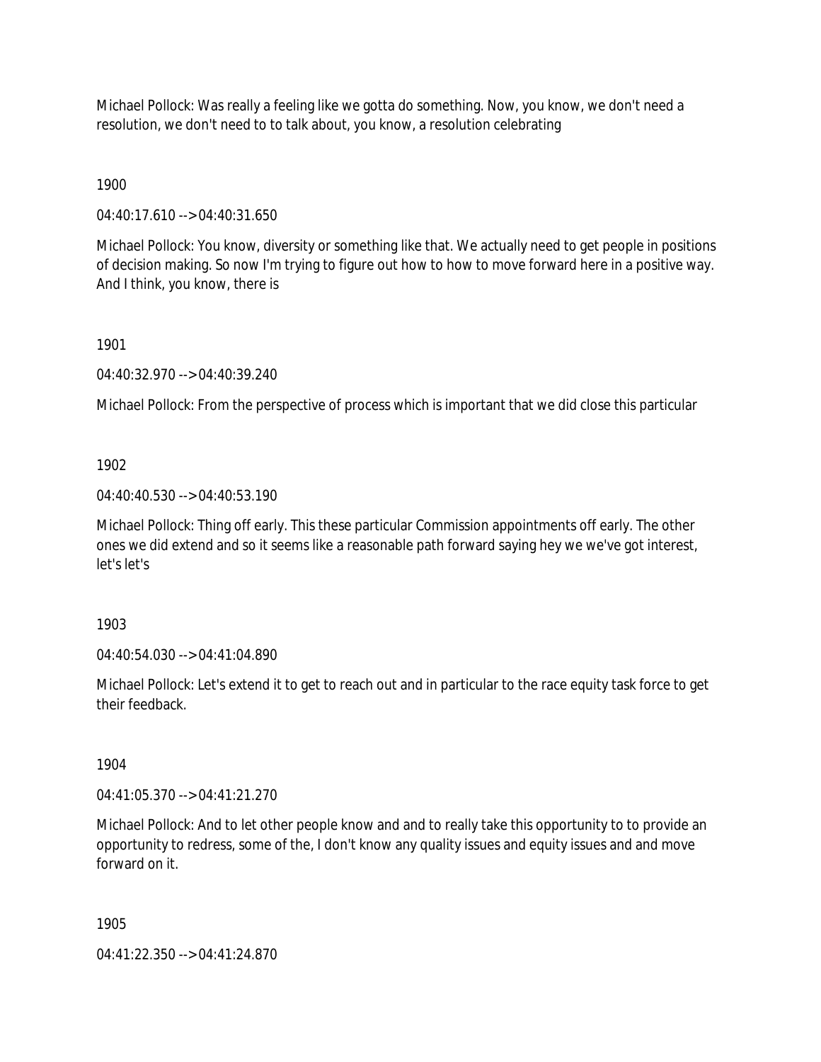Michael Pollock: Was really a feeling like we gotta do something. Now, you know, we don't need a resolution, we don't need to to talk about, you know, a resolution celebrating

1900

04:40:17.610 --> 04:40:31.650

Michael Pollock: You know, diversity or something like that. We actually need to get people in positions of decision making. So now I'm trying to figure out how to how to move forward here in a positive way. And I think, you know, there is

1901

04:40:32.970 --> 04:40:39.240

Michael Pollock: From the perspective of process which is important that we did close this particular

1902

04:40:40.530 --> 04:40:53.190

Michael Pollock: Thing off early. This these particular Commission appointments off early. The other ones we did extend and so it seems like a reasonable path forward saying hey we we've got interest, let's let's

1903

04:40:54.030 --> 04:41:04.890

Michael Pollock: Let's extend it to get to reach out and in particular to the race equity task force to get their feedback.

1904

04:41:05.370 --> 04:41:21.270

Michael Pollock: And to let other people know and and to really take this opportunity to to provide an opportunity to redress, some of the, I don't know any quality issues and equity issues and and move forward on it.

1905

04:41:22.350 --> 04:41:24.870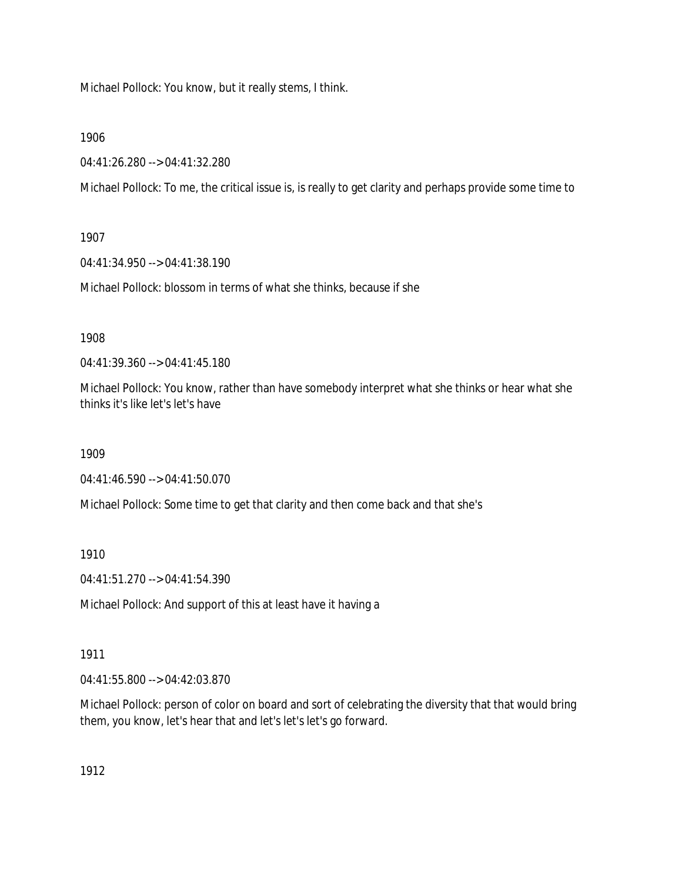Michael Pollock: You know, but it really stems, I think.

1906

04:41:26.280 --> 04:41:32.280

Michael Pollock: To me, the critical issue is, is really to get clarity and perhaps provide some time to

1907

04:41:34.950 --> 04:41:38.190

Michael Pollock: blossom in terms of what she thinks, because if she

1908

04:41:39.360 --> 04:41:45.180

Michael Pollock: You know, rather than have somebody interpret what she thinks or hear what she thinks it's like let's let's have

1909

04:41:46.590 --> 04:41:50.070

Michael Pollock: Some time to get that clarity and then come back and that she's

1910

04:41:51.270 --> 04:41:54.390

Michael Pollock: And support of this at least have it having a

1911

04:41:55.800 --> 04:42:03.870

Michael Pollock: person of color on board and sort of celebrating the diversity that that would bring them, you know, let's hear that and let's let's let's go forward.

1912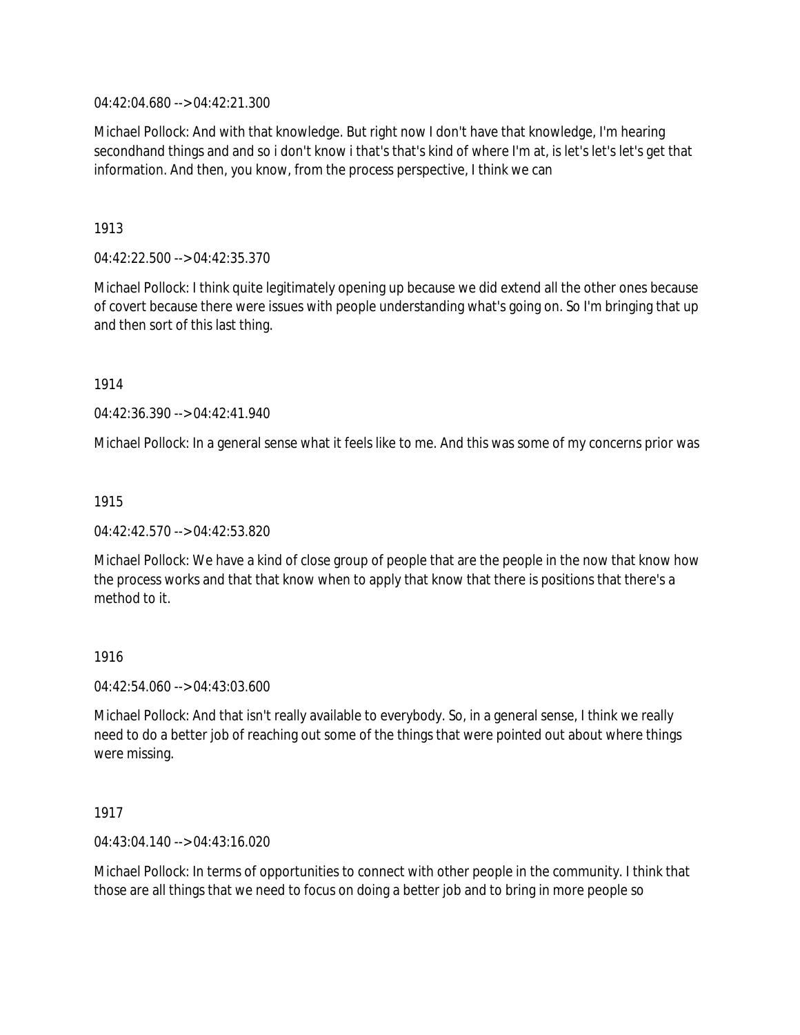04:42:04.680 --> 04:42:21.300

Michael Pollock: And with that knowledge. But right now I don't have that knowledge, I'm hearing secondhand things and and so i don't know i that's that's kind of where I'm at, is let's let's let's get that information. And then, you know, from the process perspective, I think we can

1913

04:42:22.500 --> 04:42:35.370

Michael Pollock: I think quite legitimately opening up because we did extend all the other ones because of covert because there were issues with people understanding what's going on. So I'm bringing that up and then sort of this last thing.

1914

04:42:36.390 --> 04:42:41.940

Michael Pollock: In a general sense what it feels like to me. And this was some of my concerns prior was

1915

04:42:42.570 --> 04:42:53.820

Michael Pollock: We have a kind of close group of people that are the people in the now that know how the process works and that that know when to apply that know that there is positions that there's a method to it.

1916

04:42:54.060 --> 04:43:03.600

Michael Pollock: And that isn't really available to everybody. So, in a general sense, I think we really need to do a better job of reaching out some of the things that were pointed out about where things were missing.

1917

04:43:04.140 --> 04:43:16.020

Michael Pollock: In terms of opportunities to connect with other people in the community. I think that those are all things that we need to focus on doing a better job and to bring in more people so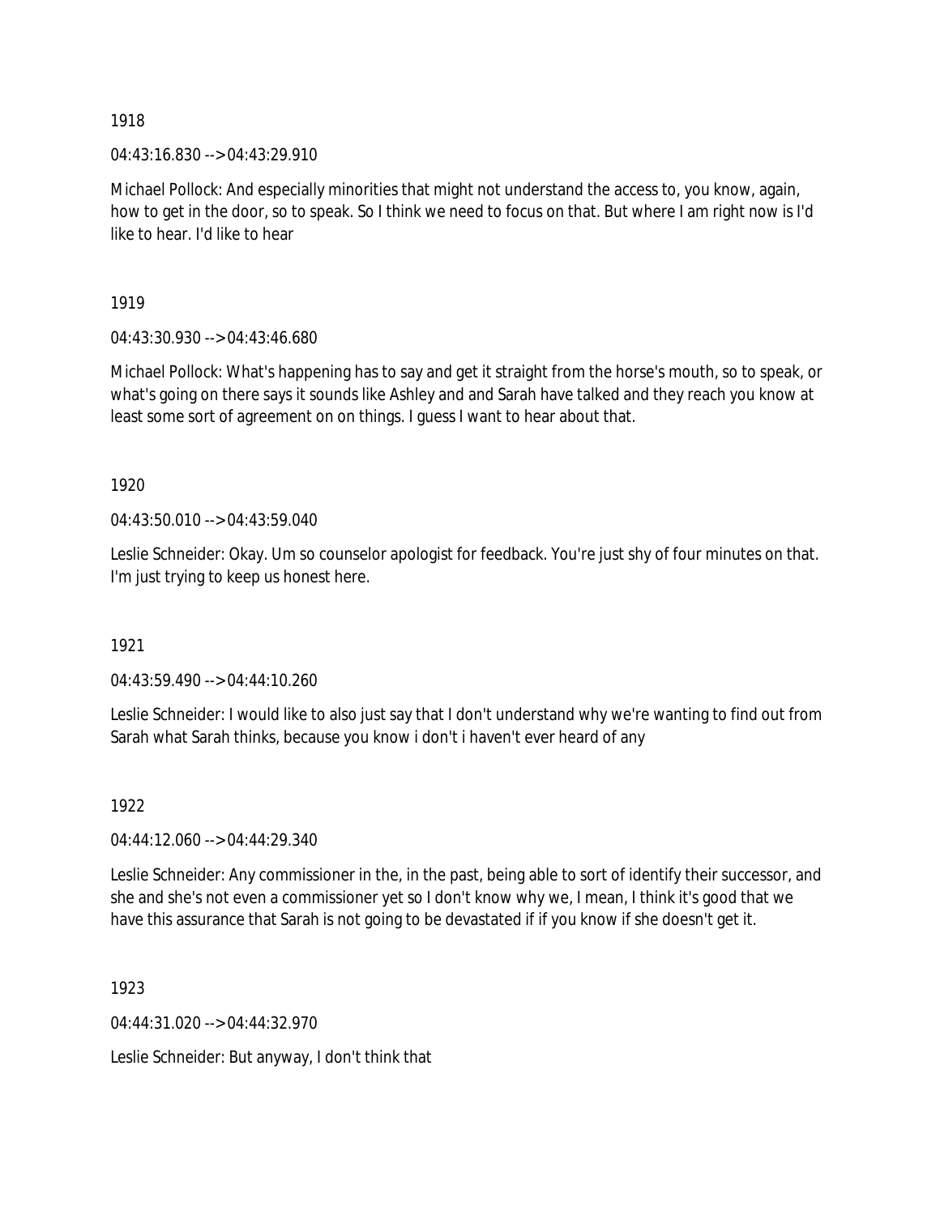1918

04:43:16.830 --> 04:43:29.910

Michael Pollock: And especially minorities that might not understand the access to, you know, again, how to get in the door, so to speak. So I think we need to focus on that. But where I am right now is I'd like to hear. I'd like to hear

1919

04:43:30.930 --> 04:43:46.680

Michael Pollock: What's happening has to say and get it straight from the horse's mouth, so to speak, or what's going on there says it sounds like Ashley and and Sarah have talked and they reach you know at least some sort of agreement on on things. I guess I want to hear about that.

1920

04:43:50.010 --> 04:43:59.040

Leslie Schneider: Okay. Um so counselor apologist for feedback. You're just shy of four minutes on that. I'm just trying to keep us honest here.

1921

04:43:59.490 --> 04:44:10.260

Leslie Schneider: I would like to also just say that I don't understand why we're wanting to find out from Sarah what Sarah thinks, because you know i don't i haven't ever heard of any

1922

04:44:12.060 --> 04:44:29.340

Leslie Schneider: Any commissioner in the, in the past, being able to sort of identify their successor, and she and she's not even a commissioner yet so I don't know why we, I mean, I think it's good that we have this assurance that Sarah is not going to be devastated if if you know if she doesn't get it.

1923

04:44:31.020 --> 04:44:32.970

Leslie Schneider: But anyway, I don't think that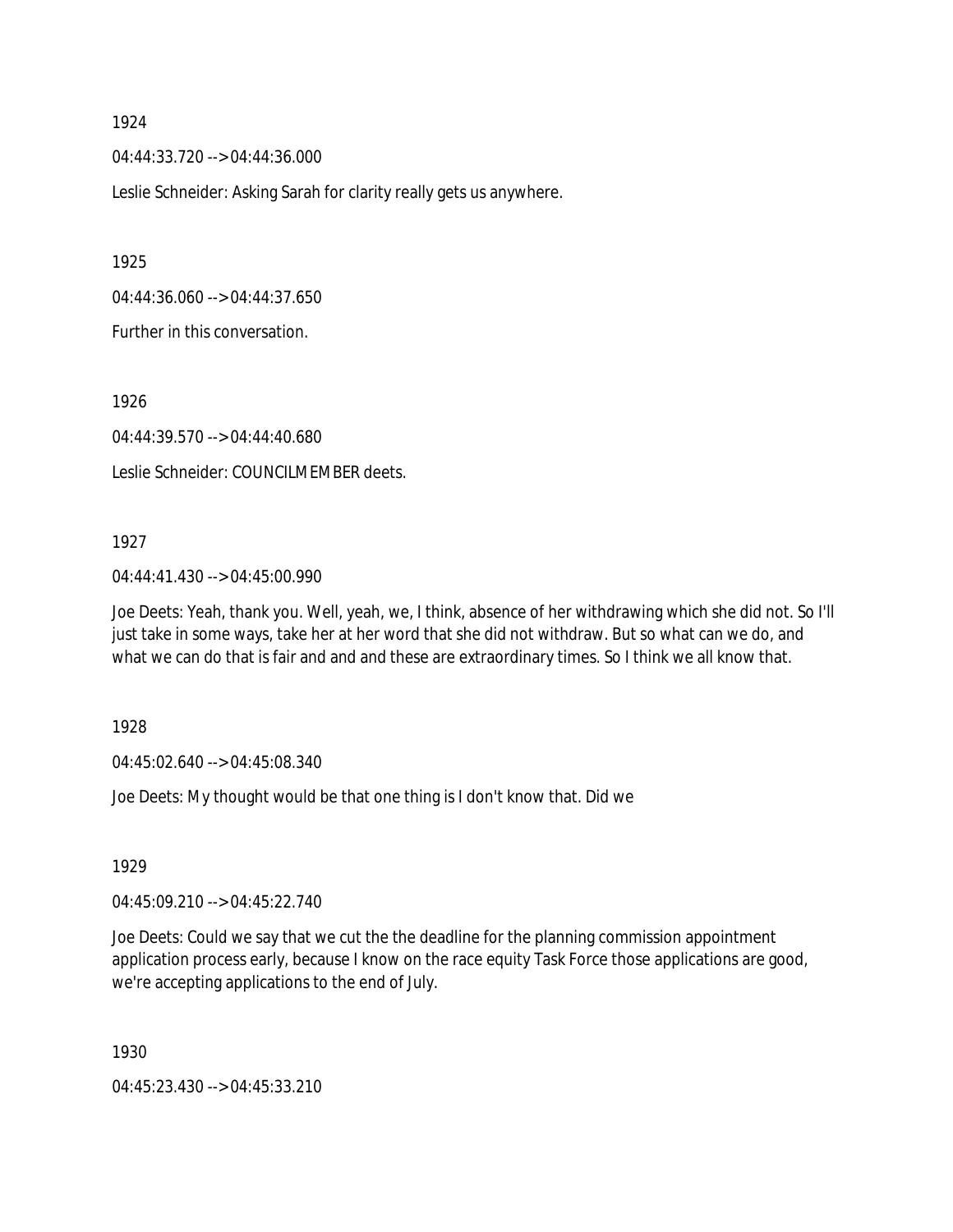1924

04:44:33.720 --> 04:44:36.000

Leslie Schneider: Asking Sarah for clarity really gets us anywhere.

1925

04:44:36.060 --> 04:44:37.650

Further in this conversation.

1926

04:44:39.570 --> 04:44:40.680

Leslie Schneider: COUNCILMEMBER deets.

1927

04:44:41.430 --> 04:45:00.990

Joe Deets: Yeah, thank you. Well, yeah, we, I think, absence of her withdrawing which she did not. So I'll just take in some ways, take her at her word that she did not withdraw. But so what can we do, and what we can do that is fair and and and these are extraordinary times. So I think we all know that.

1928

04:45:02.640 --> 04:45:08.340

Joe Deets: My thought would be that one thing is I don't know that. Did we

1929

04:45:09.210 --> 04:45:22.740

Joe Deets: Could we say that we cut the the deadline for the planning commission appointment application process early, because I know on the race equity Task Force those applications are good, we're accepting applications to the end of July.

1930

04:45:23.430 --> 04:45:33.210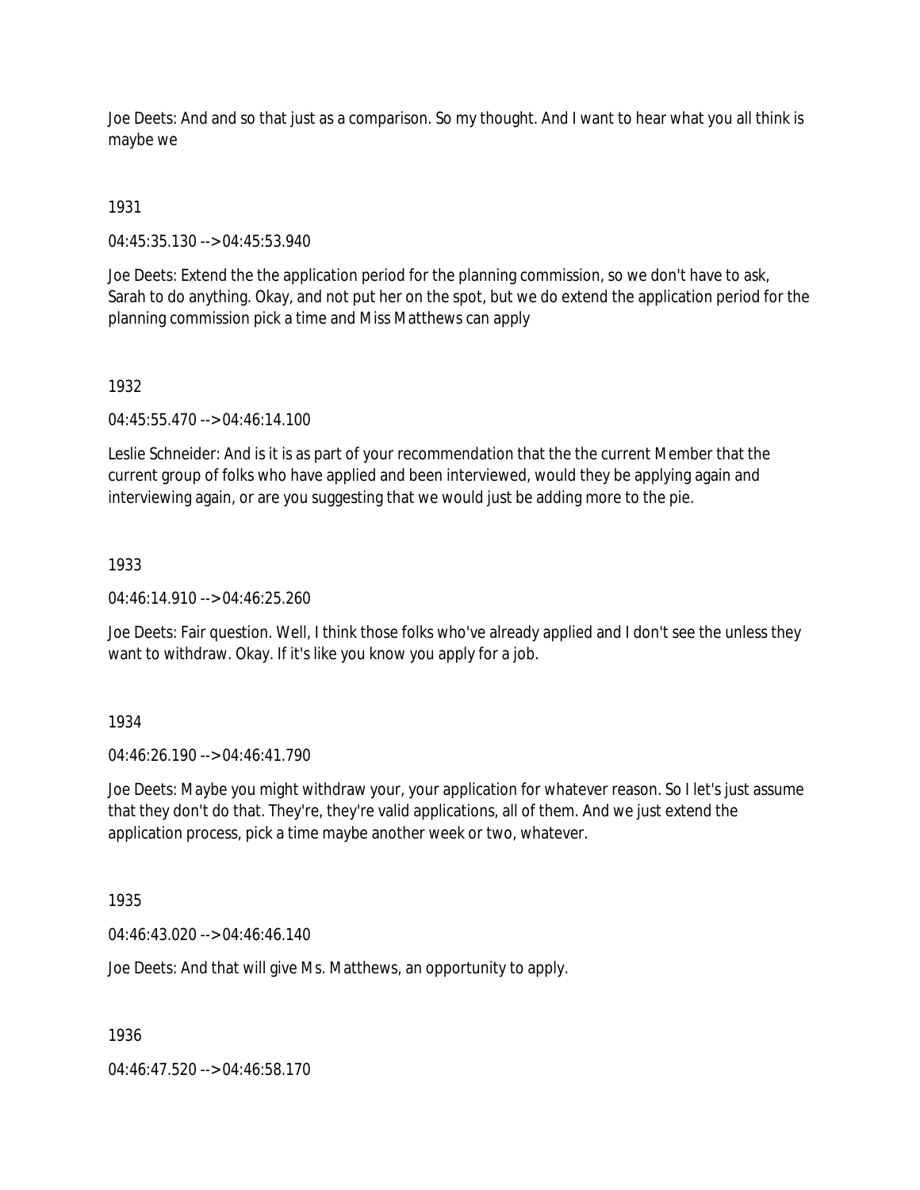Joe Deets: And and so that just as a comparison. So my thought. And I want to hear what you all think is maybe we

1931

04:45:35.130 --> 04:45:53.940

Joe Deets: Extend the the application period for the planning commission, so we don't have to ask, Sarah to do anything. Okay, and not put her on the spot, but we do extend the application period for the planning commission pick a time and Miss Matthews can apply

1932

04:45:55.470 --> 04:46:14.100

Leslie Schneider: And is it is as part of your recommendation that the the current Member that the current group of folks who have applied and been interviewed, would they be applying again and interviewing again, or are you suggesting that we would just be adding more to the pie.

1933

04:46:14.910 --> 04:46:25.260

Joe Deets: Fair question. Well, I think those folks who've already applied and I don't see the unless they want to withdraw. Okay. If it's like you know you apply for a job.

1934

04:46:26.190 --> 04:46:41.790

Joe Deets: Maybe you might withdraw your, your application for whatever reason. So I let's just assume that they don't do that. They're, they're valid applications, all of them. And we just extend the application process, pick a time maybe another week or two, whatever.

1935

04:46:43.020 --> 04:46:46.140

Joe Deets: And that will give Ms. Matthews, an opportunity to apply.

1936

04:46:47.520 --> 04:46:58.170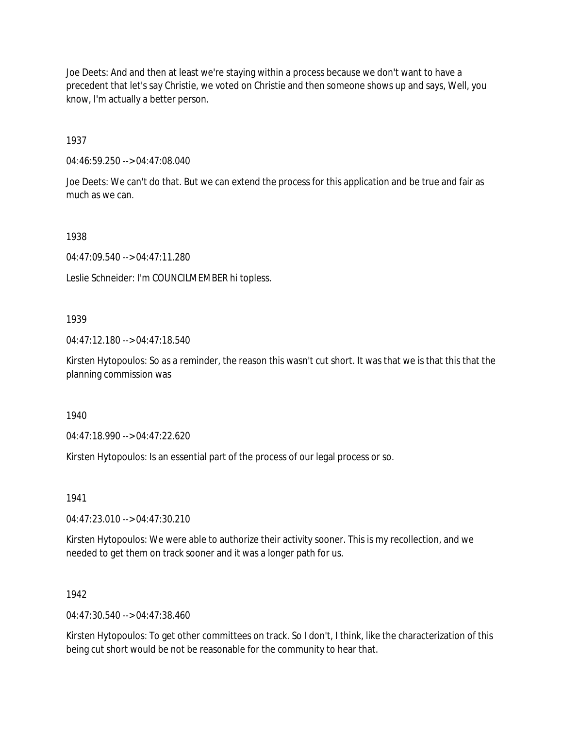Joe Deets: And and then at least we're staying within a process because we don't want to have a precedent that let's say Christie, we voted on Christie and then someone shows up and says, Well, you know, I'm actually a better person.

1937

04:46:59.250 --> 04:47:08.040

Joe Deets: We can't do that. But we can extend the process for this application and be true and fair as much as we can.

1938

04:47:09.540 --> 04:47:11.280

Leslie Schneider: I'm COUNCILMEMBER hi topless.

1939

04:47:12.180 --> 04:47:18.540

Kirsten Hytopoulos: So as a reminder, the reason this wasn't cut short. It was that we is that this that the planning commission was

1940

04:47:18.990 --> 04:47:22.620

Kirsten Hytopoulos: Is an essential part of the process of our legal process or so.

1941

04:47:23.010 --> 04:47:30.210

Kirsten Hytopoulos: We were able to authorize their activity sooner. This is my recollection, and we needed to get them on track sooner and it was a longer path for us.

1942

04:47:30.540 --> 04:47:38.460

Kirsten Hytopoulos: To get other committees on track. So I don't, I think, like the characterization of this being cut short would be not be reasonable for the community to hear that.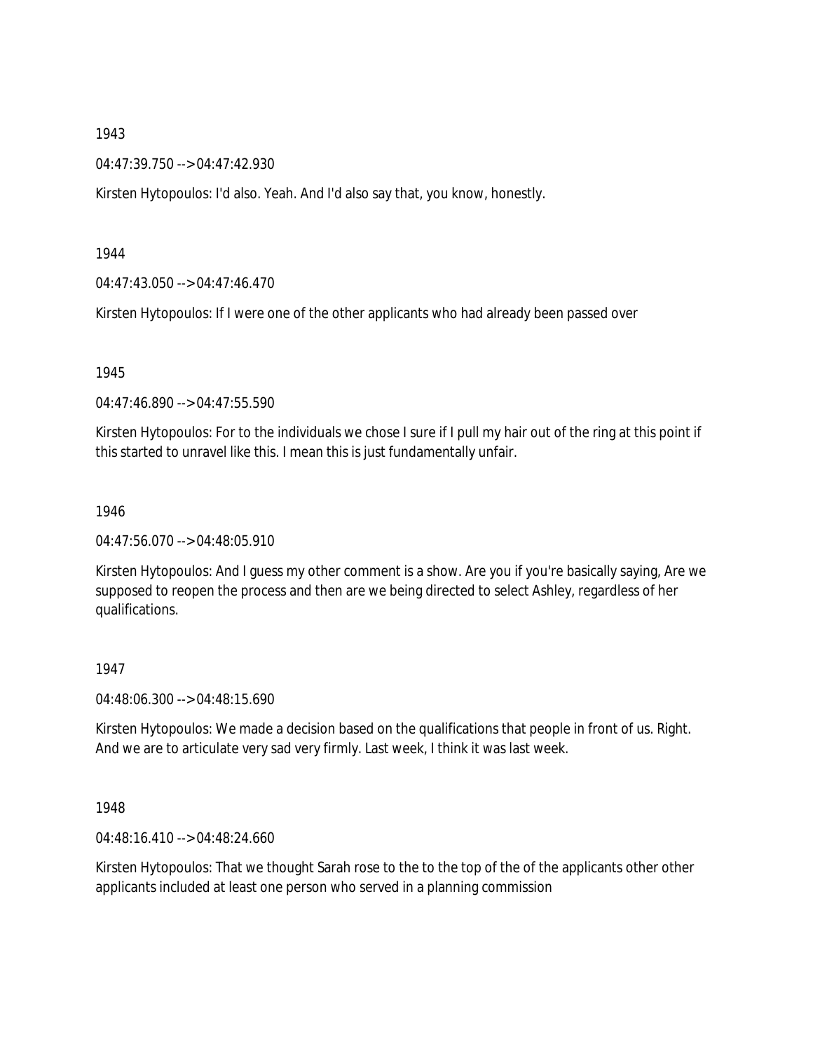1943

04:47:39.750 --> 04:47:42.930

Kirsten Hytopoulos: I'd also. Yeah. And I'd also say that, you know, honestly.

1944

04:47:43.050 --> 04:47:46.470

Kirsten Hytopoulos: If I were one of the other applicants who had already been passed over

1945

04:47:46.890 --> 04:47:55.590

Kirsten Hytopoulos: For to the individuals we chose I sure if I pull my hair out of the ring at this point if this started to unravel like this. I mean this is just fundamentally unfair.

1946

04:47:56.070 --> 04:48:05.910

Kirsten Hytopoulos: And I guess my other comment is a show. Are you if you're basically saying, Are we supposed to reopen the process and then are we being directed to select Ashley, regardless of her qualifications.

1947

04:48:06.300 --> 04:48:15.690

Kirsten Hytopoulos: We made a decision based on the qualifications that people in front of us. Right. And we are to articulate very sad very firmly. Last week, I think it was last week.

1948

04:48:16.410 --> 04:48:24.660

Kirsten Hytopoulos: That we thought Sarah rose to the to the top of the of the applicants other other applicants included at least one person who served in a planning commission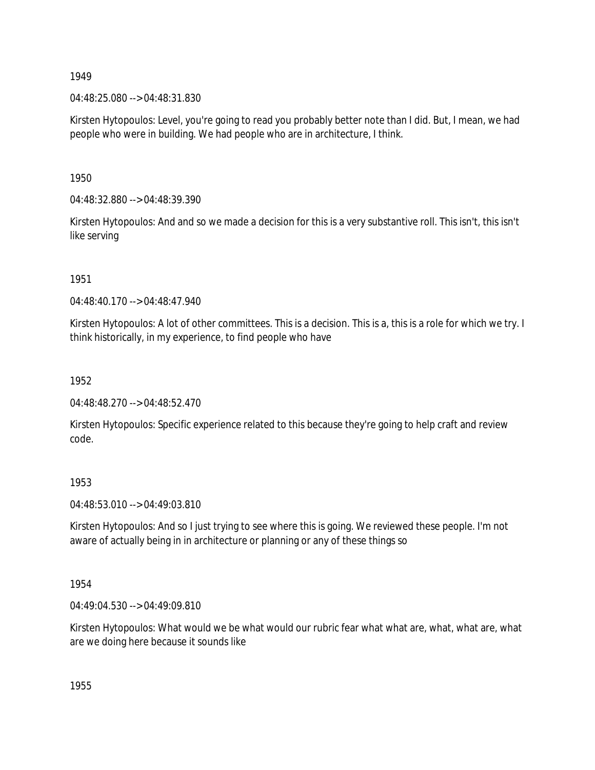1949

04:48:25.080 --> 04:48:31.830

Kirsten Hytopoulos: Level, you're going to read you probably better note than I did. But, I mean, we had people who were in building. We had people who are in architecture, I think.

1950

04:48:32.880 --> 04:48:39.390

Kirsten Hytopoulos: And and so we made a decision for this is a very substantive roll. This isn't, this isn't like serving

1951

04:48:40.170 --> 04:48:47.940

Kirsten Hytopoulos: A lot of other committees. This is a decision. This is a, this is a role for which we try. I think historically, in my experience, to find people who have

1952

04:48:48.270 --> 04:48:52.470

Kirsten Hytopoulos: Specific experience related to this because they're going to help craft and review code.

1953

04:48:53.010 --> 04:49:03.810

Kirsten Hytopoulos: And so I just trying to see where this is going. We reviewed these people. I'm not aware of actually being in in architecture or planning or any of these things so

1954

04:49:04.530 --> 04:49:09.810

Kirsten Hytopoulos: What would we be what would our rubric fear what what are, what, what are, what are we doing here because it sounds like

1955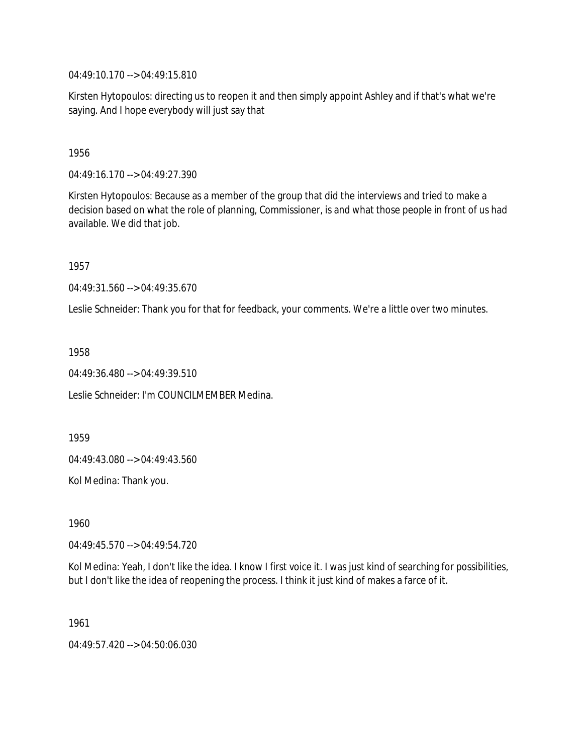04:49:10.170 --> 04:49:15.810

Kirsten Hytopoulos: directing us to reopen it and then simply appoint Ashley and if that's what we're saying. And I hope everybody will just say that

1956

04:49:16.170 --> 04:49:27.390

Kirsten Hytopoulos: Because as a member of the group that did the interviews and tried to make a decision based on what the role of planning, Commissioner, is and what those people in front of us had available. We did that job.

1957

04:49:31.560 --> 04:49:35.670

Leslie Schneider: Thank you for that for feedback, your comments. We're a little over two minutes.

1958

04:49:36.480 --> 04:49:39.510

Leslie Schneider: I'm COUNCILMEMBER Medina.

1959

04:49:43.080 --> 04:49:43.560

Kol Medina: Thank you.

1960

04:49:45.570 --> 04:49:54.720

Kol Medina: Yeah, I don't like the idea. I know I first voice it. I was just kind of searching for possibilities, but I don't like the idea of reopening the process. I think it just kind of makes a farce of it.

1961

04:49:57.420 --> 04:50:06.030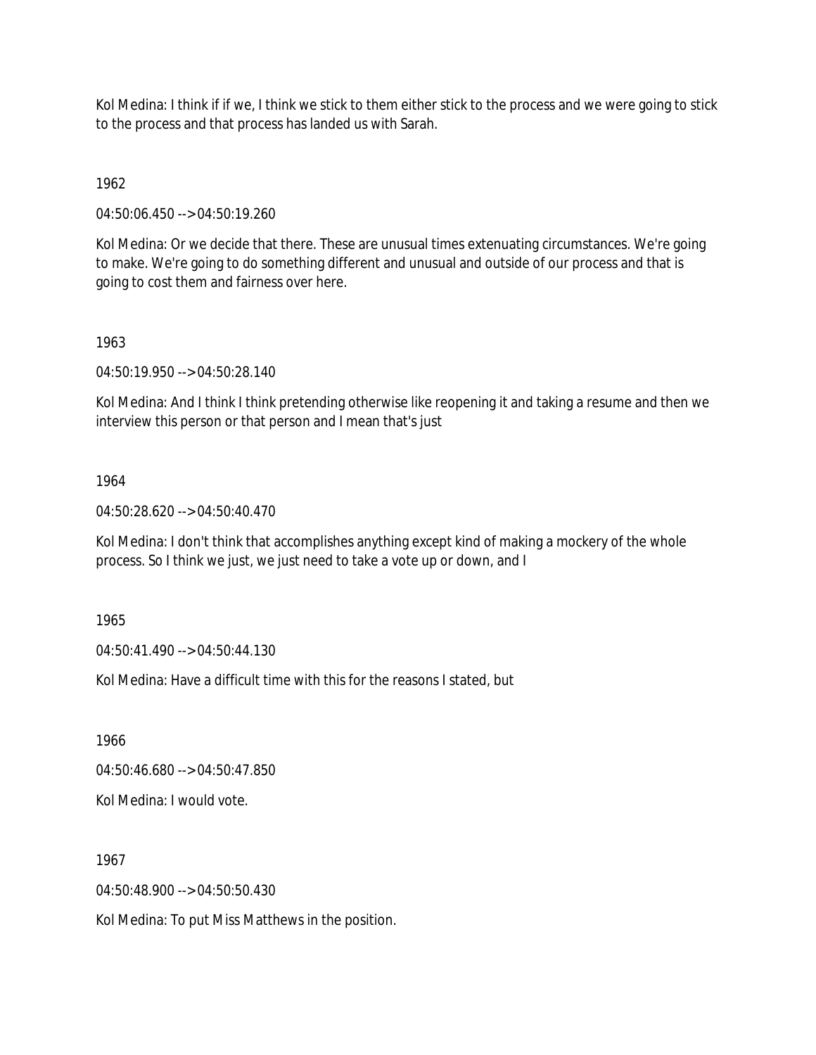Kol Medina: I think if if we, I think we stick to them either stick to the process and we were going to stick to the process and that process has landed us with Sarah.

1962

04:50:06.450 --> 04:50:19.260

Kol Medina: Or we decide that there. These are unusual times extenuating circumstances. We're going to make. We're going to do something different and unusual and outside of our process and that is going to cost them and fairness over here.

1963

04:50:19.950 --> 04:50:28.140

Kol Medina: And I think I think pretending otherwise like reopening it and taking a resume and then we interview this person or that person and I mean that's just

1964

04:50:28.620 --> 04:50:40.470

Kol Medina: I don't think that accomplishes anything except kind of making a mockery of the whole process. So I think we just, we just need to take a vote up or down, and I

1965

04:50:41.490 --> 04:50:44.130

Kol Medina: Have a difficult time with this for the reasons I stated, but

1966

04:50:46.680 --> 04:50:47.850

Kol Medina: I would vote.

1967

04:50:48.900 --> 04:50:50.430

Kol Medina: To put Miss Matthews in the position.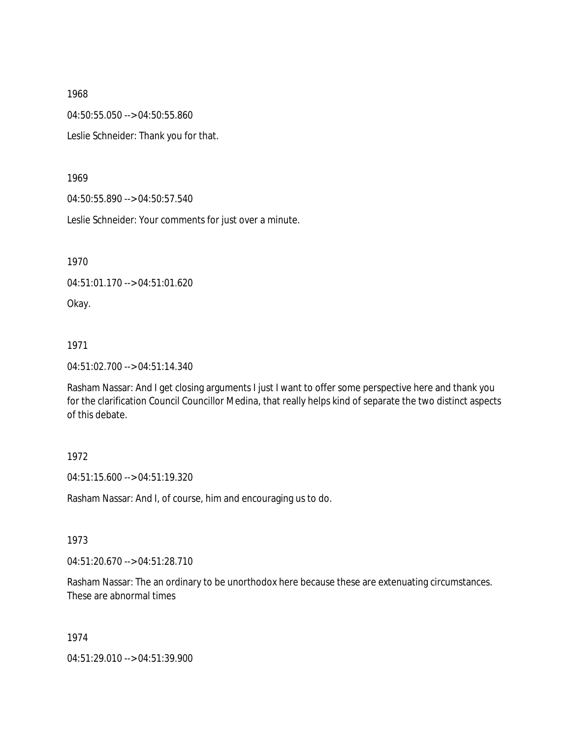1968

04:50:55.050 --> 04:50:55.860

Leslie Schneider: Thank you for that.

1969

04:50:55.890 --> 04:50:57.540

Leslie Schneider: Your comments for just over a minute.

1970

04:51:01.170 --> 04:51:01.620

Okay.

1971

04:51:02.700 --> 04:51:14.340

Rasham Nassar: And I get closing arguments I just I want to offer some perspective here and thank you for the clarification Council Councillor Medina, that really helps kind of separate the two distinct aspects of this debate.

1972

04:51:15.600 --> 04:51:19.320

Rasham Nassar: And I, of course, him and encouraging us to do.

1973

04:51:20.670 --> 04:51:28.710

Rasham Nassar: The an ordinary to be unorthodox here because these are extenuating circumstances. These are abnormal times

1974

04:51:29.010 --> 04:51:39.900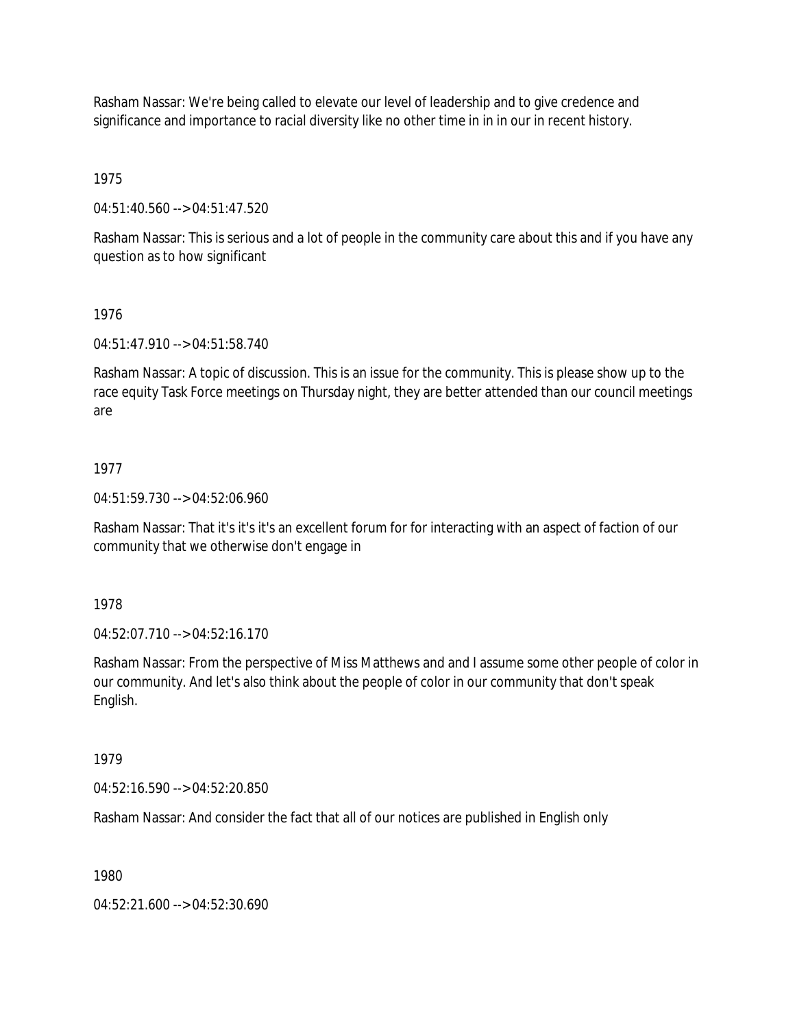Rasham Nassar: We're being called to elevate our level of leadership and to give credence and significance and importance to racial diversity like no other time in in in our in recent history.

1975

04:51:40.560 --> 04:51:47.520

Rasham Nassar: This is serious and a lot of people in the community care about this and if you have any question as to how significant

1976

04:51:47.910 --> 04:51:58.740

Rasham Nassar: A topic of discussion. This is an issue for the community. This is please show up to the race equity Task Force meetings on Thursday night, they are better attended than our council meetings are

1977

04:51:59.730 --> 04:52:06.960

Rasham Nassar: That it's it's it's an excellent forum for for interacting with an aspect of faction of our community that we otherwise don't engage in

1978

04:52:07.710 --> 04:52:16.170

Rasham Nassar: From the perspective of Miss Matthews and and I assume some other people of color in our community. And let's also think about the people of color in our community that don't speak English.

1979

04:52:16.590 --> 04:52:20.850

Rasham Nassar: And consider the fact that all of our notices are published in English only

1980

04:52:21.600 --> 04:52:30.690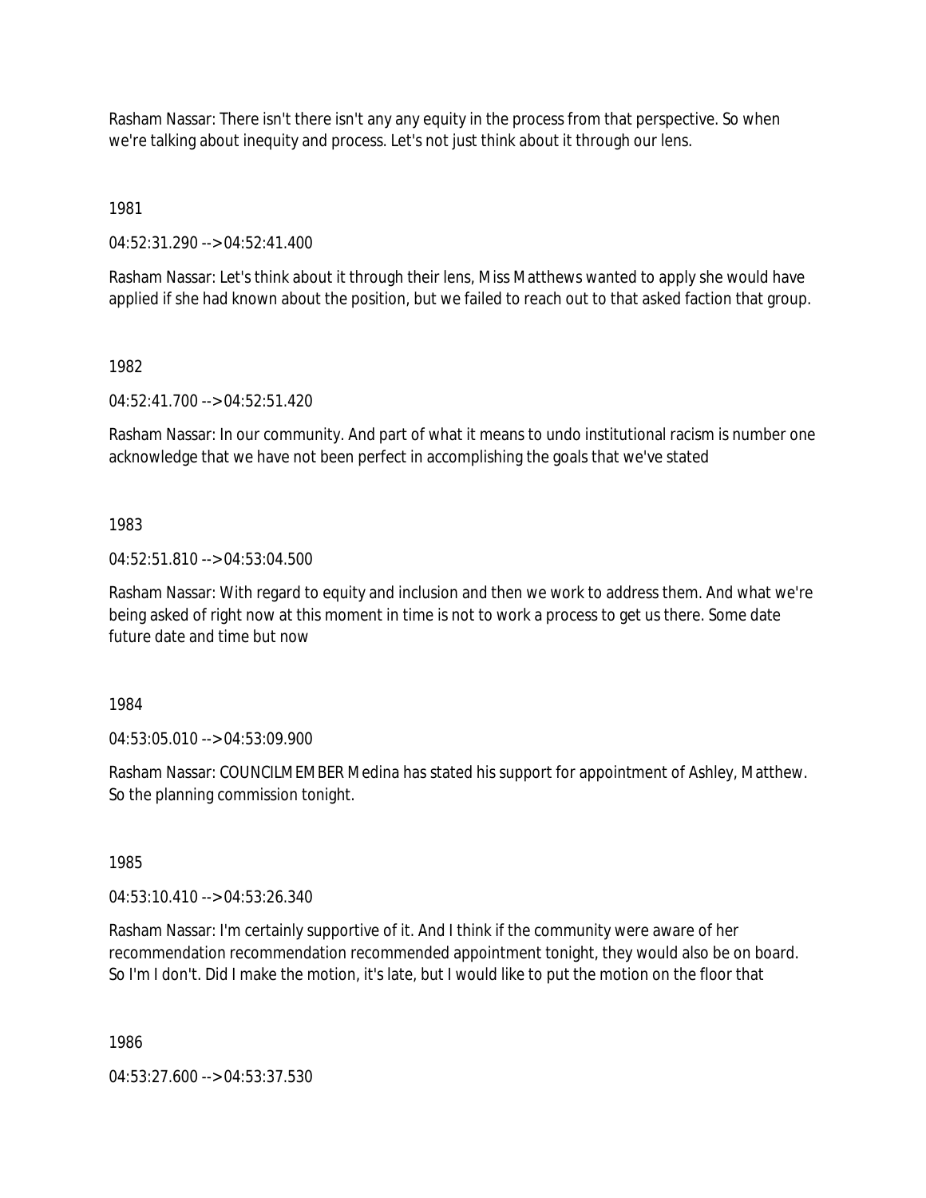Rasham Nassar: There isn't there isn't any any equity in the process from that perspective. So when we're talking about inequity and process. Let's not just think about it through our lens.

1981

04:52:31.290 --> 04:52:41.400

Rasham Nassar: Let's think about it through their lens, Miss Matthews wanted to apply she would have applied if she had known about the position, but we failed to reach out to that asked faction that group.

1982

04:52:41.700 --> 04:52:51.420

Rasham Nassar: In our community. And part of what it means to undo institutional racism is number one acknowledge that we have not been perfect in accomplishing the goals that we've stated

1983

04:52:51.810 --> 04:53:04.500

Rasham Nassar: With regard to equity and inclusion and then we work to address them. And what we're being asked of right now at this moment in time is not to work a process to get us there. Some date future date and time but now

1984

04:53:05.010 --> 04:53:09.900

Rasham Nassar: COUNCILMEMBER Medina has stated his support for appointment of Ashley, Matthew. So the planning commission tonight.

1985

04:53:10.410 --> 04:53:26.340

Rasham Nassar: I'm certainly supportive of it. And I think if the community were aware of her recommendation recommendation recommended appointment tonight, they would also be on board. So I'm I don't. Did I make the motion, it's late, but I would like to put the motion on the floor that

1986

04:53:27.600 --> 04:53:37.530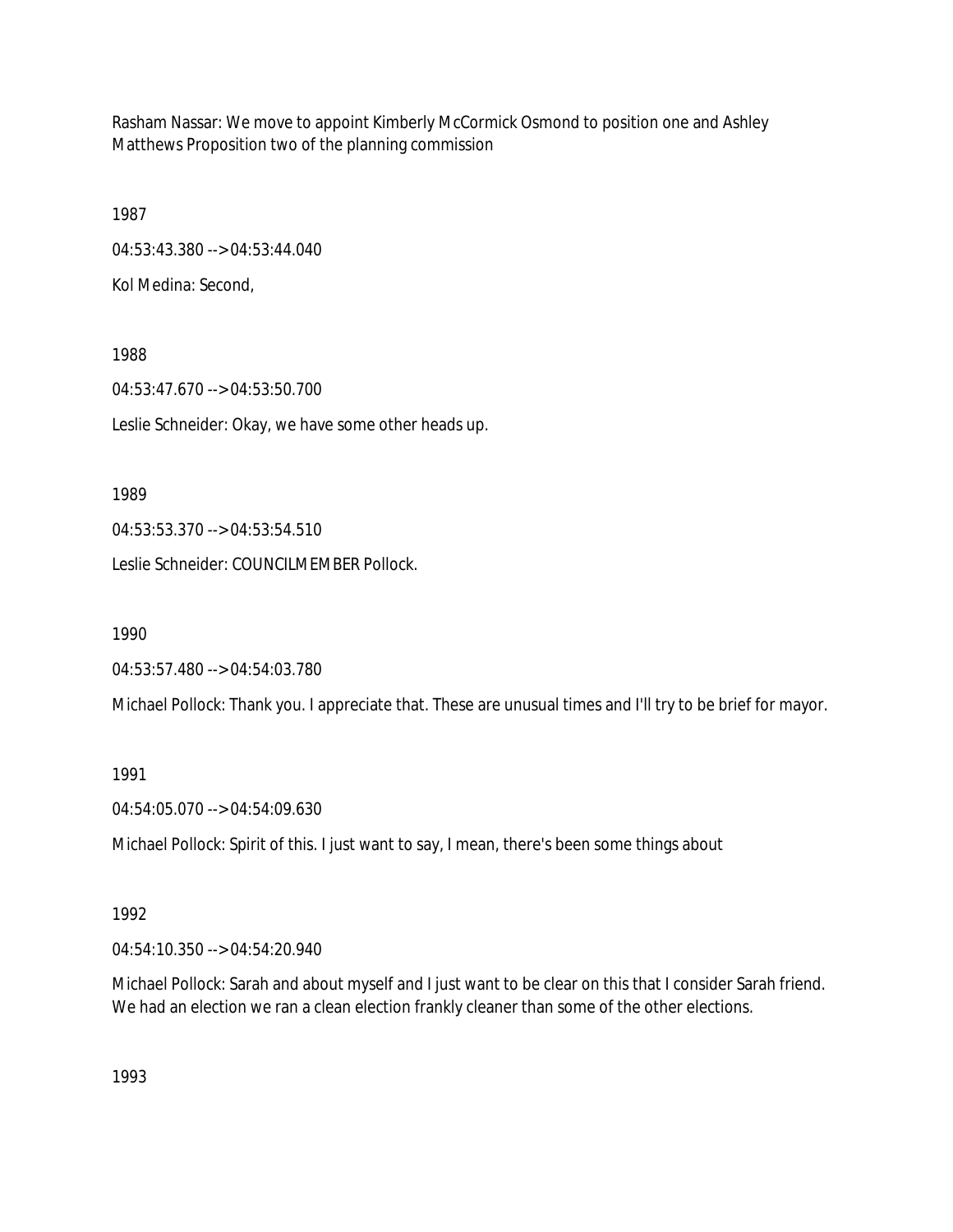Rasham Nassar: We move to appoint Kimberly McCormick Osmond to position one and Ashley Matthews Proposition two of the planning commission

1987

04:53:43.380 --> 04:53:44.040

Kol Medina: Second,

1988

04:53:47.670 --> 04:53:50.700

Leslie Schneider: Okay, we have some other heads up.

1989

04:53:53.370 --> 04:53:54.510

Leslie Schneider: COUNCILMEMBER Pollock.

1990

04:53:57.480 --> 04:54:03.780

Michael Pollock: Thank you. I appreciate that. These are unusual times and I'll try to be brief for mayor.

1991

04:54:05.070 --> 04:54:09.630

Michael Pollock: Spirit of this. I just want to say, I mean, there's been some things about

1992

04:54:10.350 --> 04:54:20.940

Michael Pollock: Sarah and about myself and I just want to be clear on this that I consider Sarah friend. We had an election we ran a clean election frankly cleaner than some of the other elections.

1993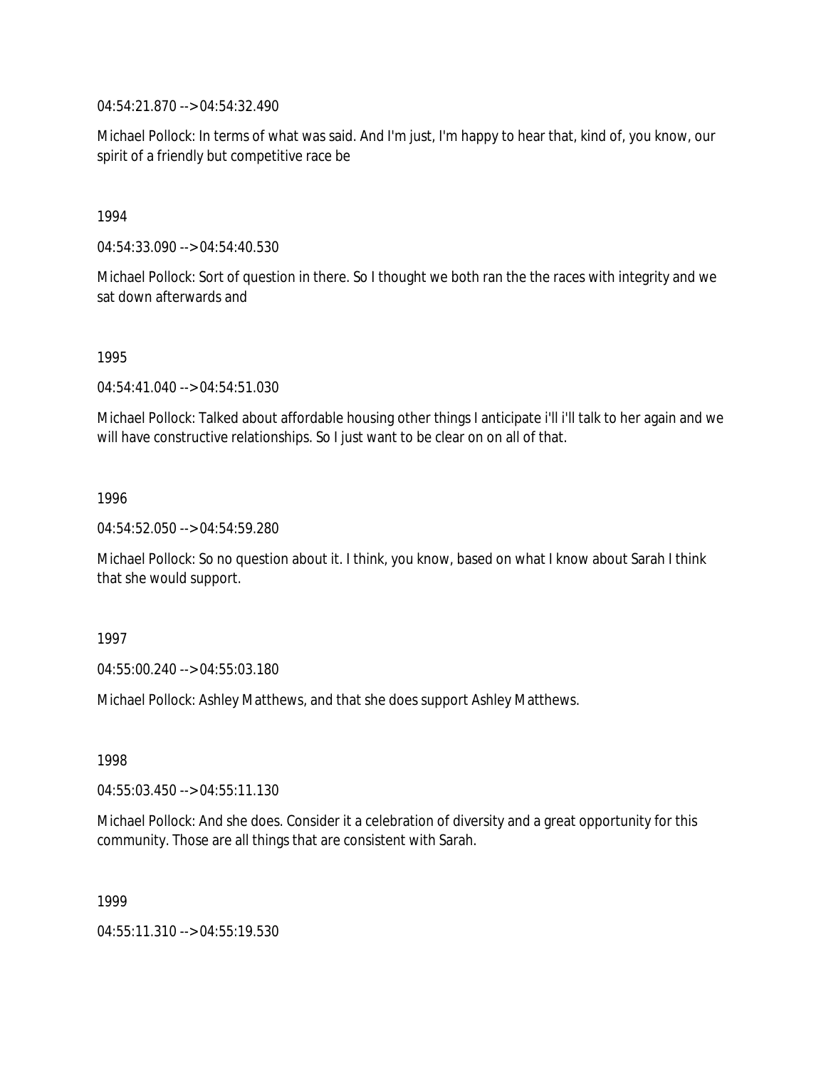04:54:21.870 --> 04:54:32.490

Michael Pollock: In terms of what was said. And I'm just, I'm happy to hear that, kind of, you know, our spirit of a friendly but competitive race be

1994

04:54:33.090 --> 04:54:40.530

Michael Pollock: Sort of question in there. So I thought we both ran the the races with integrity and we sat down afterwards and

1995

04:54:41.040 --> 04:54:51.030

Michael Pollock: Talked about affordable housing other things I anticipate i'll i'll talk to her again and we will have constructive relationships. So I just want to be clear on on all of that.

1996

04:54:52.050 --> 04:54:59.280

Michael Pollock: So no question about it. I think, you know, based on what I know about Sarah I think that she would support.

1997

04:55:00.240 --> 04:55:03.180

Michael Pollock: Ashley Matthews, and that she does support Ashley Matthews.

1998

04:55:03.450 --> 04:55:11.130

Michael Pollock: And she does. Consider it a celebration of diversity and a great opportunity for this community. Those are all things that are consistent with Sarah.

1999

04:55:11.310 --> 04:55:19.530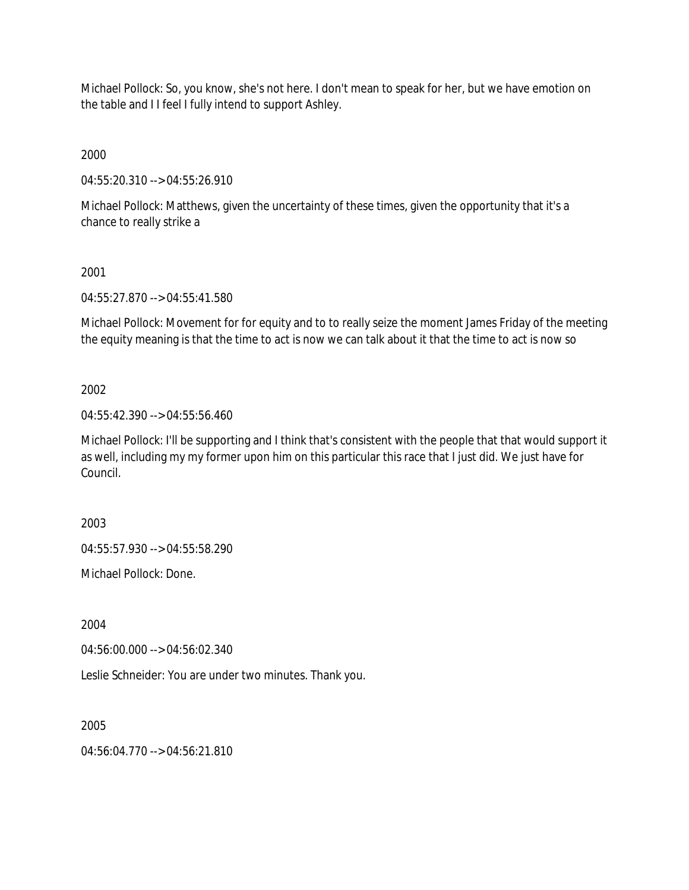Michael Pollock: So, you know, she's not here. I don't mean to speak for her, but we have emotion on the table and I I feel I fully intend to support Ashley.

2000

04:55:20.310 --> 04:55:26.910

Michael Pollock: Matthews, given the uncertainty of these times, given the opportunity that it's a chance to really strike a

2001

04:55:27.870 --> 04:55:41.580

Michael Pollock: Movement for for equity and to to really seize the moment James Friday of the meeting the equity meaning is that the time to act is now we can talk about it that the time to act is now so

2002

04:55:42.390 --> 04:55:56.460

Michael Pollock: I'll be supporting and I think that's consistent with the people that that would support it as well, including my my former upon him on this particular this race that I just did. We just have for Council.

2003

04:55:57.930 --> 04:55:58.290

Michael Pollock: Done.

2004

04:56:00.000 --> 04:56:02.340

Leslie Schneider: You are under two minutes. Thank you.

2005

04:56:04.770 --> 04:56:21.810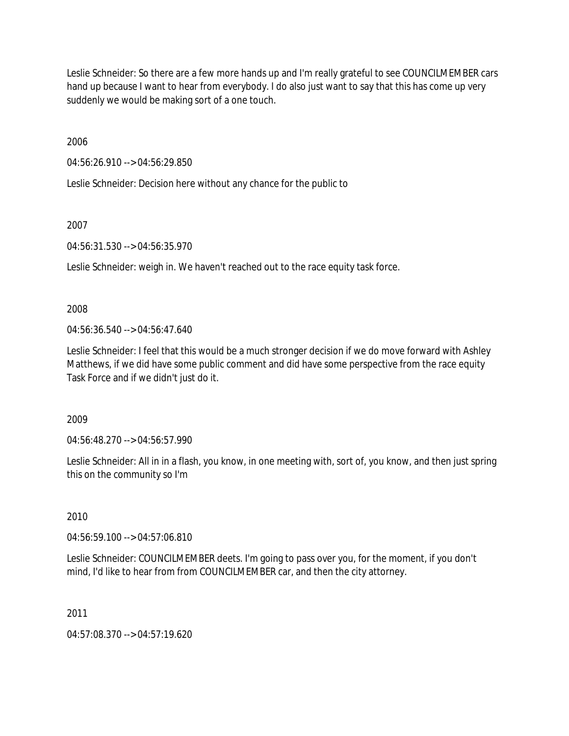Leslie Schneider: So there are a few more hands up and I'm really grateful to see COUNCILMEMBER cars hand up because I want to hear from everybody. I do also just want to say that this has come up very suddenly we would be making sort of a one touch.

2006

04:56:26.910 --> 04:56:29.850

Leslie Schneider: Decision here without any chance for the public to

2007

04:56:31.530 --> 04:56:35.970

Leslie Schneider: weigh in. We haven't reached out to the race equity task force.

2008

04:56:36.540 --> 04:56:47.640

Leslie Schneider: I feel that this would be a much stronger decision if we do move forward with Ashley Matthews, if we did have some public comment and did have some perspective from the race equity Task Force and if we didn't just do it.

2009

04:56:48.270 --> 04:56:57.990

Leslie Schneider: All in in a flash, you know, in one meeting with, sort of, you know, and then just spring this on the community so I'm

2010

04:56:59.100 --> 04:57:06.810

Leslie Schneider: COUNCILMEMBER deets. I'm going to pass over you, for the moment, if you don't mind, I'd like to hear from from COUNCILMEMBER car, and then the city attorney.

2011

04:57:08.370 --> 04:57:19.620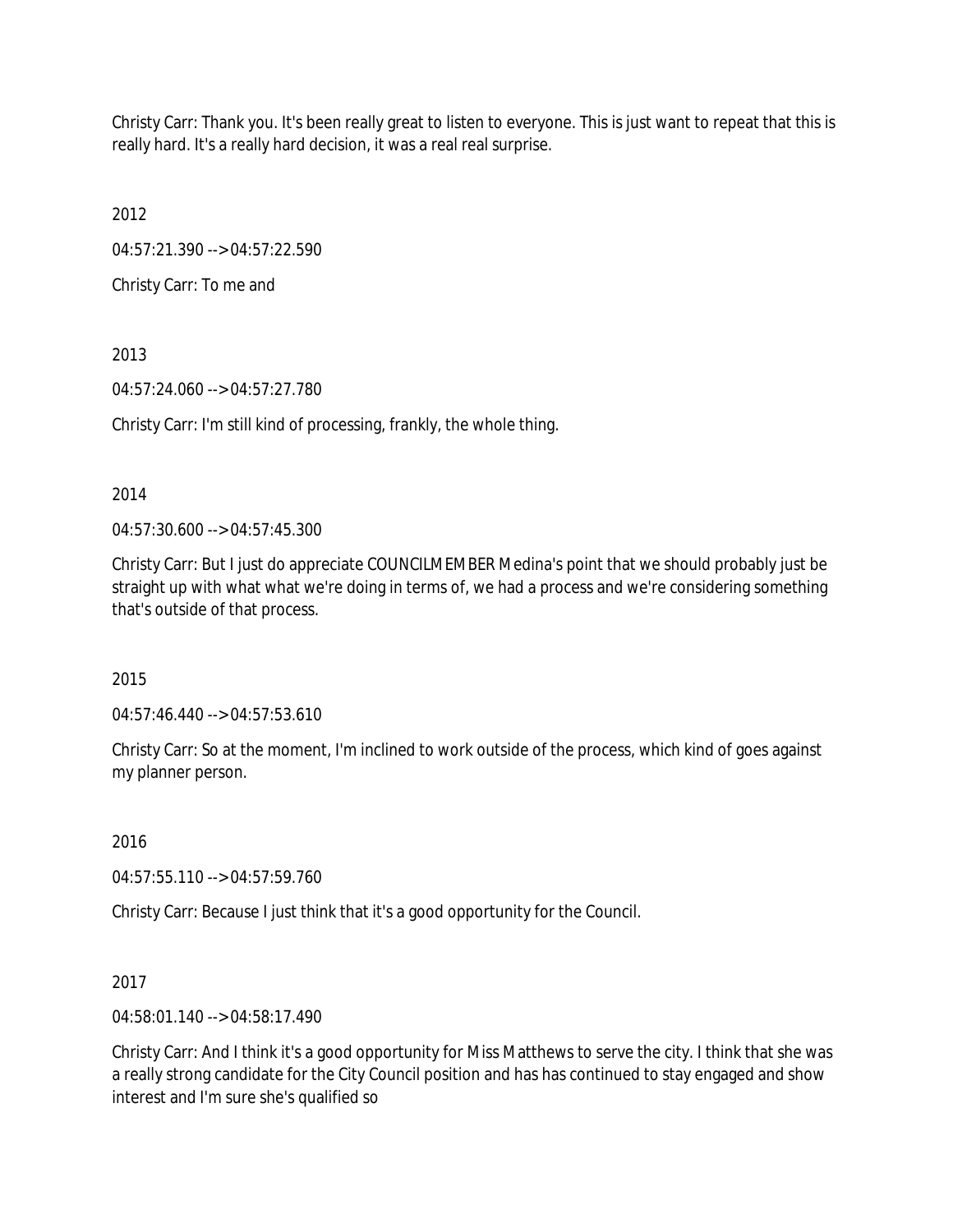Christy Carr: Thank you. It's been really great to listen to everyone. This is just want to repeat that this is really hard. It's a really hard decision, it was a real real surprise.

2012

04:57:21.390 --> 04:57:22.590

Christy Carr: To me and

2013

04:57:24.060 --> 04:57:27.780

Christy Carr: I'm still kind of processing, frankly, the whole thing.

2014

04:57:30.600 --> 04:57:45.300

Christy Carr: But I just do appreciate COUNCILMEMBER Medina's point that we should probably just be straight up with what what we're doing in terms of, we had a process and we're considering something that's outside of that process.

2015

04:57:46.440 --> 04:57:53.610

Christy Carr: So at the moment, I'm inclined to work outside of the process, which kind of goes against my planner person.

2016

04:57:55.110 --> 04:57:59.760

Christy Carr: Because I just think that it's a good opportunity for the Council.

2017

04:58:01.140 --> 04:58:17.490

Christy Carr: And I think it's a good opportunity for Miss Matthews to serve the city. I think that she was a really strong candidate for the City Council position and has has continued to stay engaged and show interest and I'm sure she's qualified so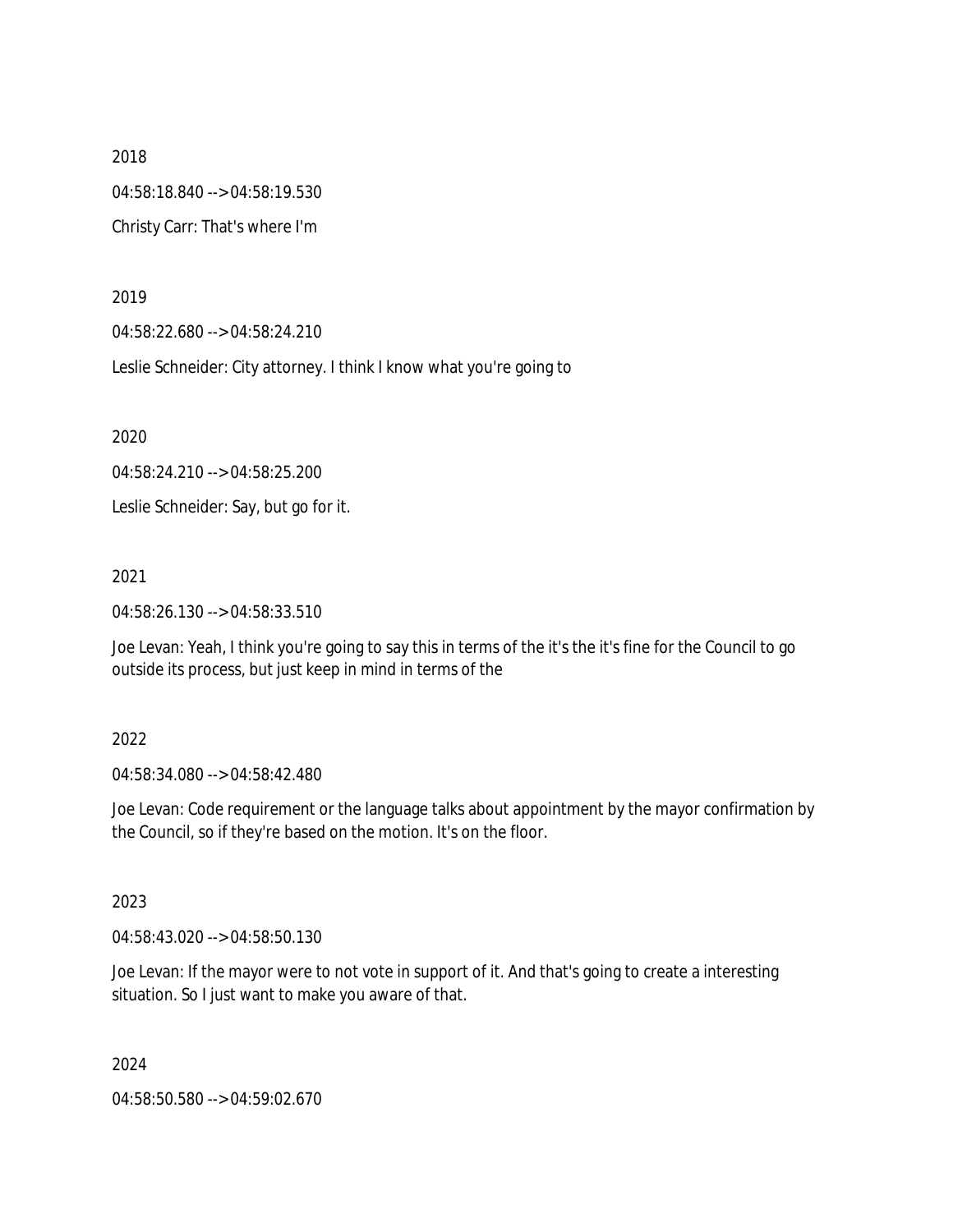2018

04:58:18.840 --> 04:58:19.530

Christy Carr: That's where I'm

2019

04:58:22.680 --> 04:58:24.210

Leslie Schneider: City attorney. I think I know what you're going to

2020

04:58:24.210 --> 04:58:25.200

Leslie Schneider: Say, but go for it.

2021

04:58:26.130 --> 04:58:33.510

Joe Levan: Yeah, I think you're going to say this in terms of the it's the it's fine for the Council to go outside its process, but just keep in mind in terms of the

2022

04:58:34.080 --> 04:58:42.480

Joe Levan: Code requirement or the language talks about appointment by the mayor confirmation by the Council, so if they're based on the motion. It's on the floor.

2023

04:58:43.020 --> 04:58:50.130

Joe Levan: If the mayor were to not vote in support of it. And that's going to create a interesting situation. So I just want to make you aware of that.

2024

04:58:50.580 --> 04:59:02.670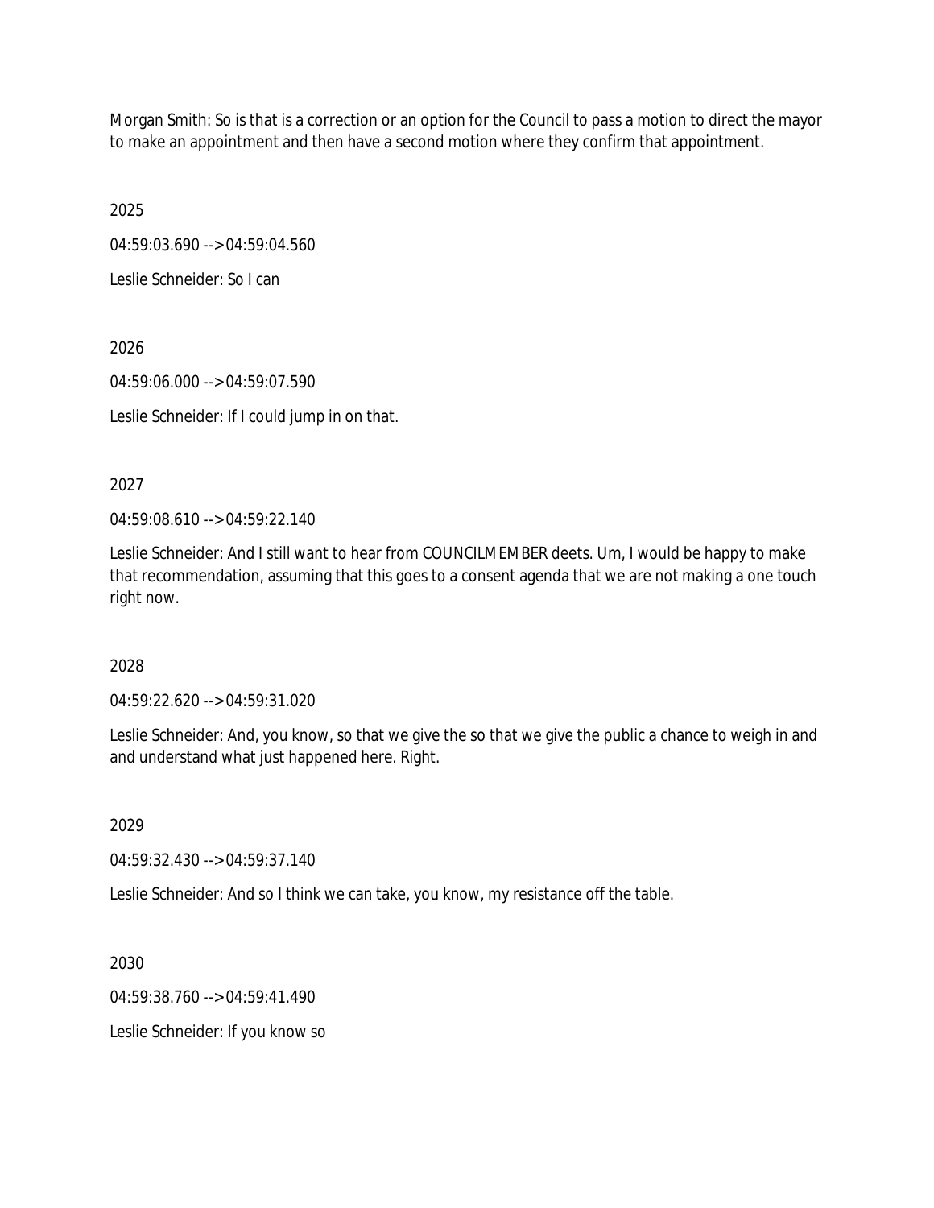Morgan Smith: So is that is a correction or an option for the Council to pass a motion to direct the mayor to make an appointment and then have a second motion where they confirm that appointment.

2025

04:59:03.690 --> 04:59:04.560

Leslie Schneider: So I can

2026

04:59:06.000 --> 04:59:07.590

Leslie Schneider: If I could jump in on that.

2027

04:59:08.610 --> 04:59:22.140

Leslie Schneider: And I still want to hear from COUNCILMEMBER deets. Um, I would be happy to make that recommendation, assuming that this goes to a consent agenda that we are not making a one touch right now.

2028

04:59:22.620 --> 04:59:31.020

Leslie Schneider: And, you know, so that we give the so that we give the public a chance to weigh in and and understand what just happened here. Right.

2029

04:59:32.430 --> 04:59:37.140

Leslie Schneider: And so I think we can take, you know, my resistance off the table.

2030

04:59:38.760 --> 04:59:41.490

Leslie Schneider: If you know so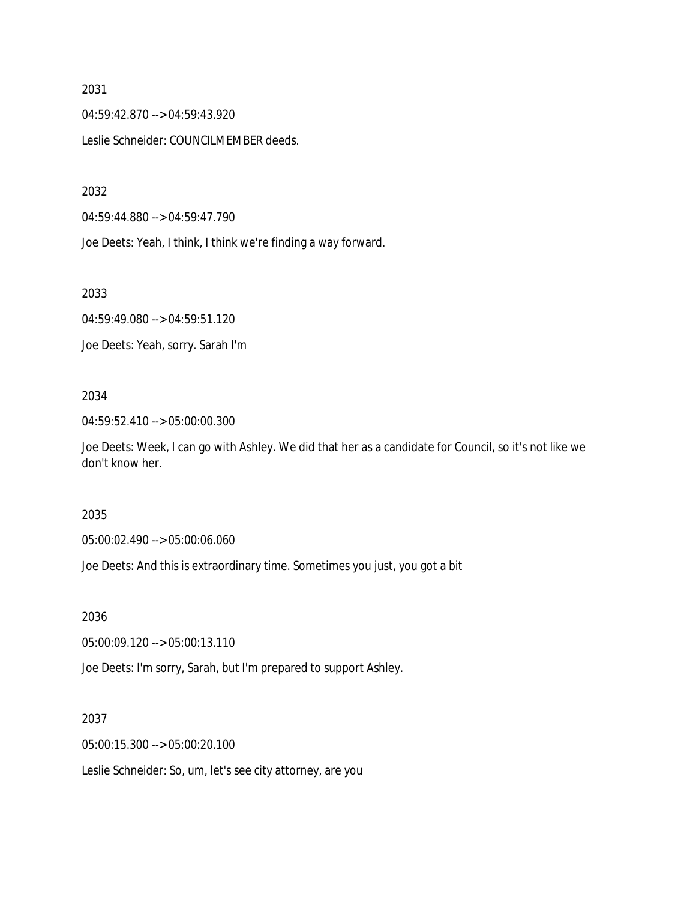2031

04:59:42.870 --> 04:59:43.920

Leslie Schneider: COUNCILMEMBER deeds.

2032

04:59:44.880 --> 04:59:47.790

Joe Deets: Yeah, I think, I think we're finding a way forward.

2033

04:59:49.080 --> 04:59:51.120

Joe Deets: Yeah, sorry. Sarah I'm

2034

04:59:52.410 --> 05:00:00.300

Joe Deets: Week, I can go with Ashley. We did that her as a candidate for Council, so it's not like we don't know her.

2035

05:00:02.490 --> 05:00:06.060

Joe Deets: And this is extraordinary time. Sometimes you just, you got a bit

2036

05:00:09.120 --> 05:00:13.110

Joe Deets: I'm sorry, Sarah, but I'm prepared to support Ashley.

2037

05:00:15.300 --> 05:00:20.100

Leslie Schneider: So, um, let's see city attorney, are you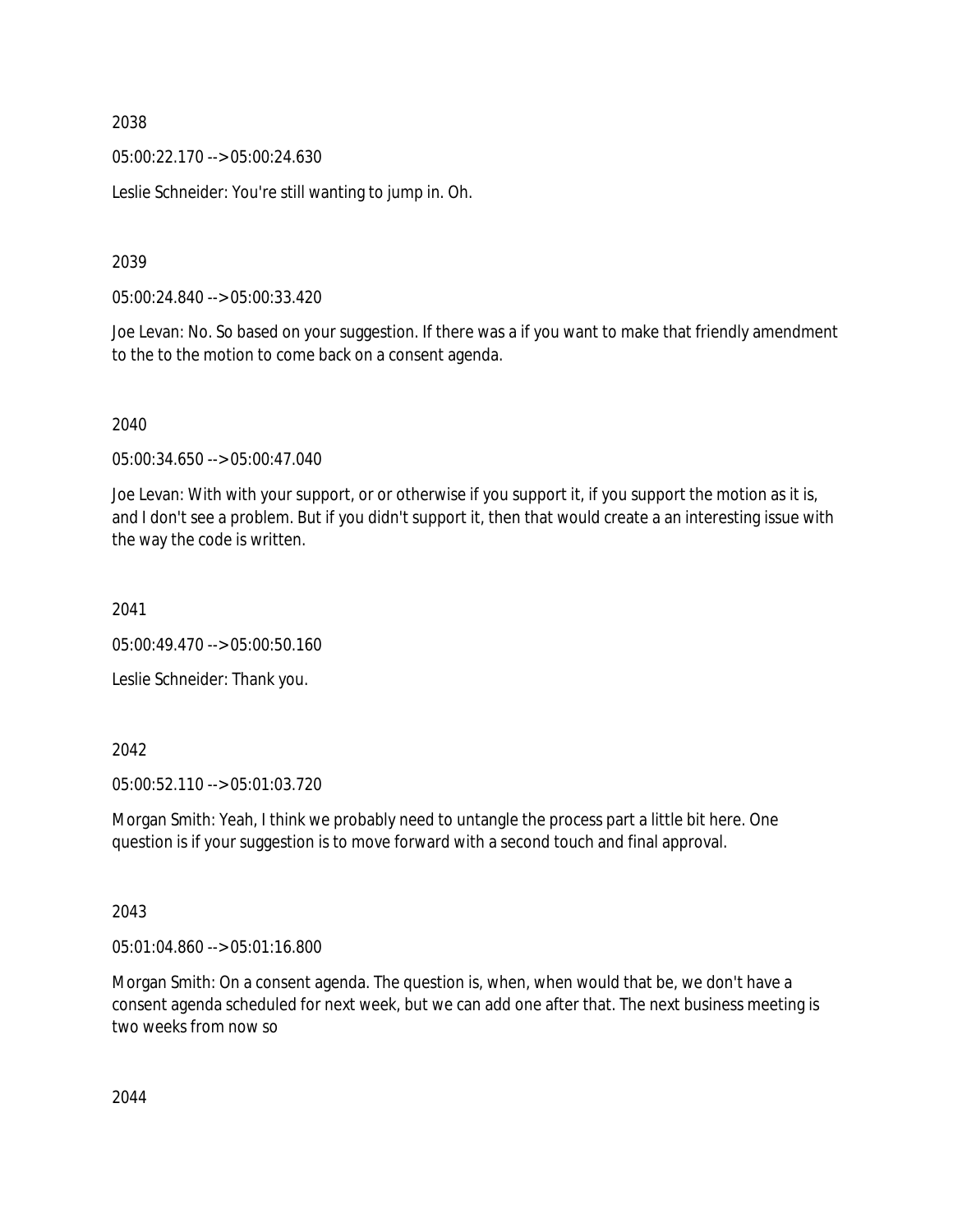2038

05:00:22.170 --> 05:00:24.630

Leslie Schneider: You're still wanting to jump in. Oh.

2039

05:00:24.840 --> 05:00:33.420

Joe Levan: No. So based on your suggestion. If there was a if you want to make that friendly amendment to the to the motion to come back on a consent agenda.

2040

05:00:34.650 --> 05:00:47.040

Joe Levan: With with your support, or or otherwise if you support it, if you support the motion as it is, and I don't see a problem. But if you didn't support it, then that would create a an interesting issue with the way the code is written.

2041

05:00:49.470 --> 05:00:50.160

Leslie Schneider: Thank you.

2042

05:00:52.110 --> 05:01:03.720

Morgan Smith: Yeah, I think we probably need to untangle the process part a little bit here. One question is if your suggestion is to move forward with a second touch and final approval.

2043

05:01:04.860 --> 05:01:16.800

Morgan Smith: On a consent agenda. The question is, when, when would that be, we don't have a consent agenda scheduled for next week, but we can add one after that. The next business meeting is two weeks from now so

2044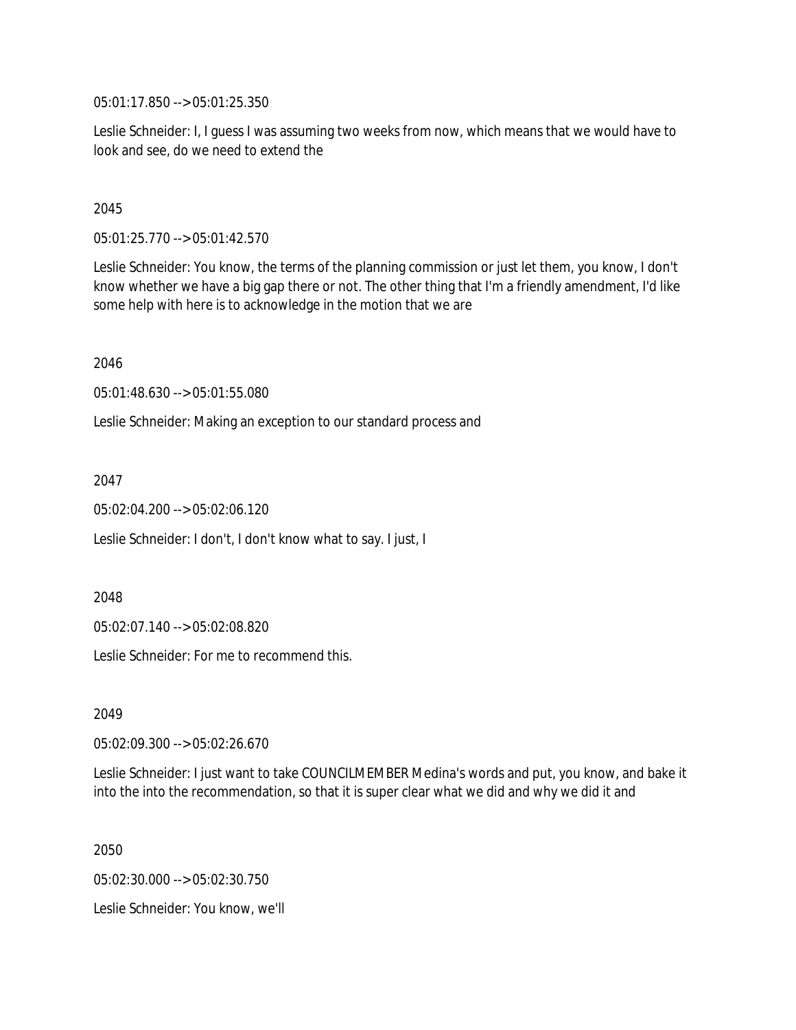05:01:17.850 --> 05:01:25.350

Leslie Schneider: I, I guess I was assuming two weeks from now, which means that we would have to look and see, do we need to extend the

2045

05:01:25.770 --> 05:01:42.570

Leslie Schneider: You know, the terms of the planning commission or just let them, you know, I don't know whether we have a big gap there or not. The other thing that I'm a friendly amendment, I'd like some help with here is to acknowledge in the motion that we are

2046

05:01:48.630 --> 05:01:55.080

Leslie Schneider: Making an exception to our standard process and

2047

05:02:04.200 --> 05:02:06.120

Leslie Schneider: I don't, I don't know what to say. I just, I

2048

05:02:07.140 --> 05:02:08.820

Leslie Schneider: For me to recommend this.

2049

05:02:09.300 --> 05:02:26.670

Leslie Schneider: I just want to take COUNCILMEMBER Medina's words and put, you know, and bake it into the into the recommendation, so that it is super clear what we did and why we did it and

2050

05:02:30.000 --> 05:02:30.750

Leslie Schneider: You know, we'll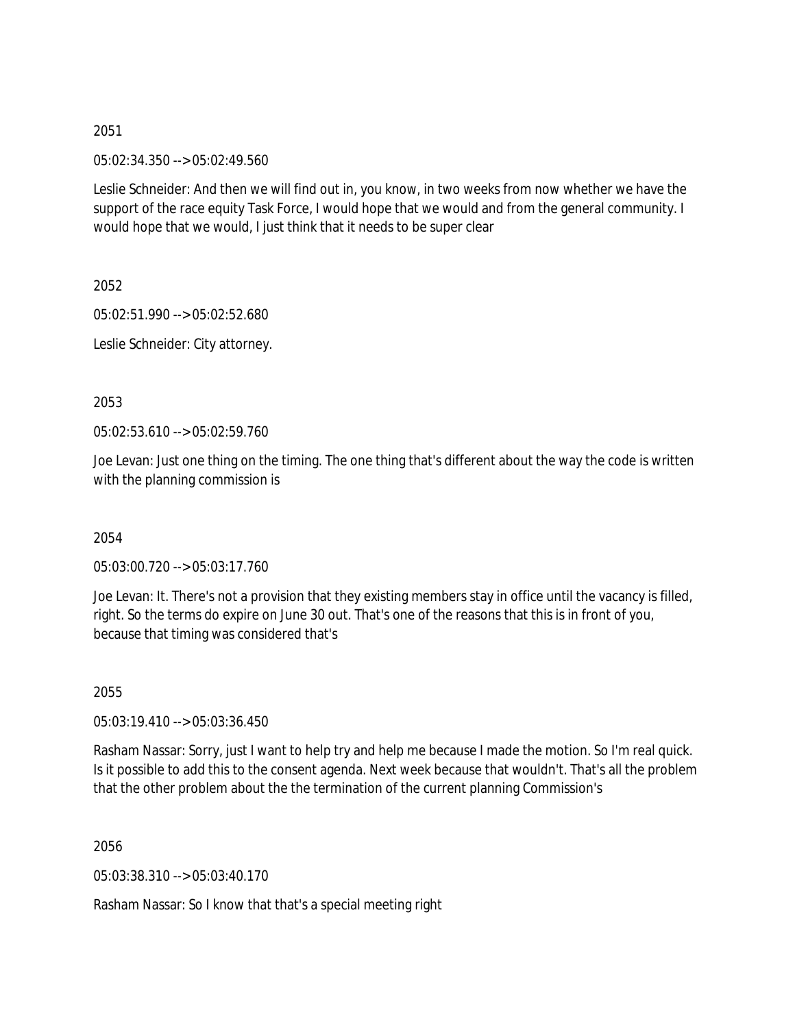2051

05:02:34.350 --> 05:02:49.560

Leslie Schneider: And then we will find out in, you know, in two weeks from now whether we have the support of the race equity Task Force, I would hope that we would and from the general community. I would hope that we would, I just think that it needs to be super clear

2052

05:02:51.990 --> 05:02:52.680

Leslie Schneider: City attorney.

2053

05:02:53.610 --> 05:02:59.760

Joe Levan: Just one thing on the timing. The one thing that's different about the way the code is written with the planning commission is

2054

05:03:00.720 --> 05:03:17.760

Joe Levan: It. There's not a provision that they existing members stay in office until the vacancy is filled, right. So the terms do expire on June 30 out. That's one of the reasons that this is in front of you, because that timing was considered that's

2055

05:03:19.410 --> 05:03:36.450

Rasham Nassar: Sorry, just I want to help try and help me because I made the motion. So I'm real quick. Is it possible to add this to the consent agenda. Next week because that wouldn't. That's all the problem that the other problem about the the termination of the current planning Commission's

2056

05:03:38.310 --> 05:03:40.170

Rasham Nassar: So I know that that's a special meeting right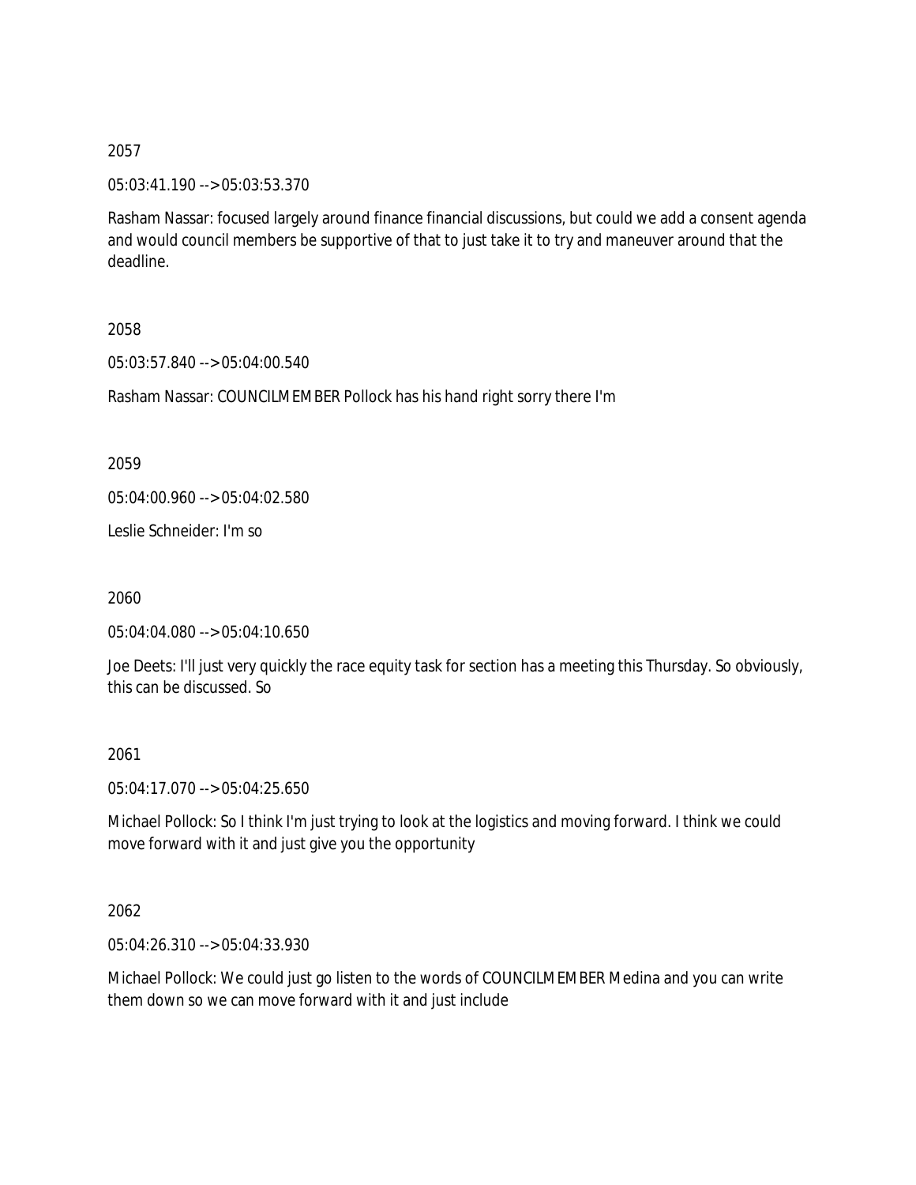2057

05:03:41.190 --> 05:03:53.370

Rasham Nassar: focused largely around finance financial discussions, but could we add a consent agenda and would council members be supportive of that to just take it to try and maneuver around that the deadline.

2058

05:03:57.840 --> 05:04:00.540

Rasham Nassar: COUNCILMEMBER Pollock has his hand right sorry there I'm

2059

05:04:00.960 --> 05:04:02.580

Leslie Schneider: I'm so

2060

05:04:04.080 --> 05:04:10.650

Joe Deets: I'll just very quickly the race equity task for section has a meeting this Thursday. So obviously, this can be discussed. So

2061

05:04:17.070 --> 05:04:25.650

Michael Pollock: So I think I'm just trying to look at the logistics and moving forward. I think we could move forward with it and just give you the opportunity

2062

05:04:26.310 --> 05:04:33.930

Michael Pollock: We could just go listen to the words of COUNCILMEMBER Medina and you can write them down so we can move forward with it and just include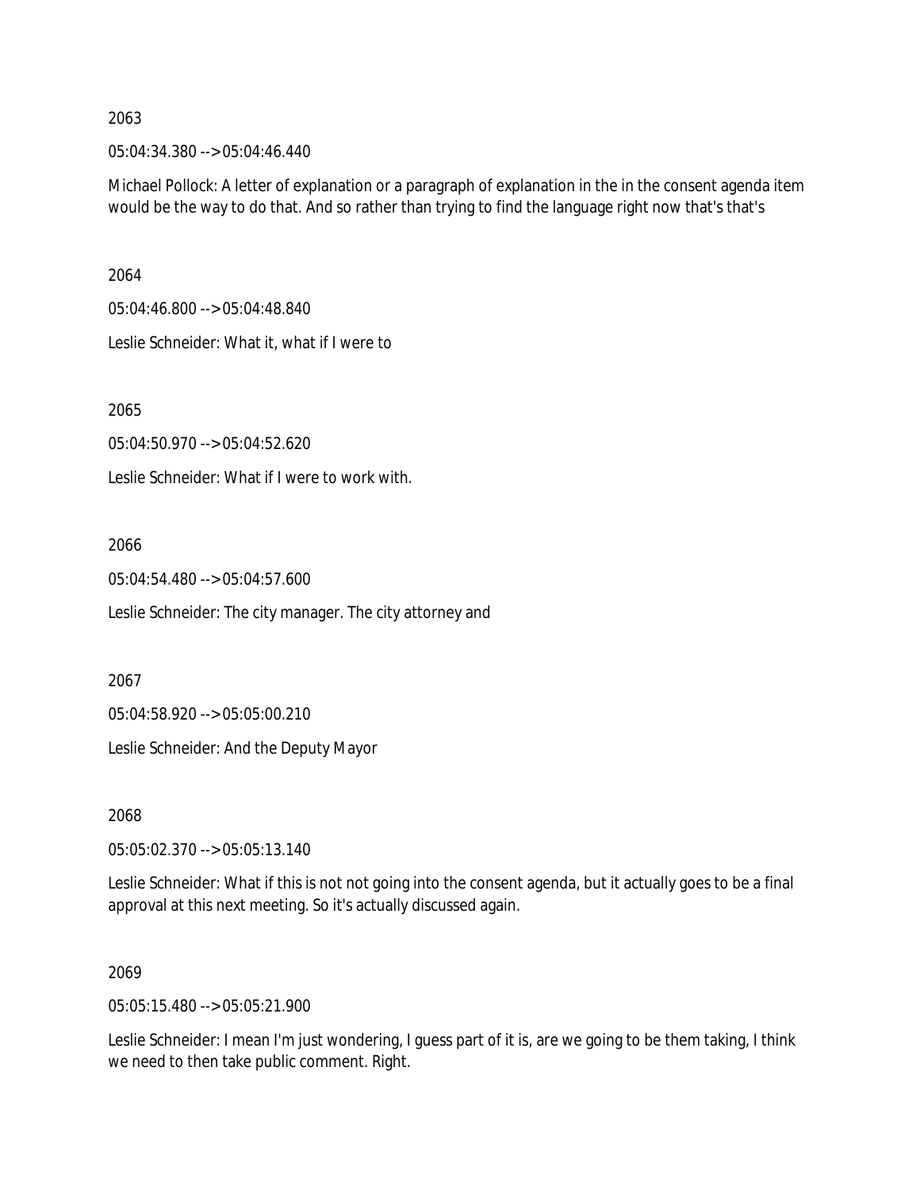2063

05:04:34.380 --> 05:04:46.440

Michael Pollock: A letter of explanation or a paragraph of explanation in the in the consent agenda item would be the way to do that. And so rather than trying to find the language right now that's that's

2064

05:04:46.800 --> 05:04:48.840

Leslie Schneider: What it, what if I were to

2065

05:04:50.970 --> 05:04:52.620

Leslie Schneider: What if I were to work with.

2066

05:04:54.480 --> 05:04:57.600

Leslie Schneider: The city manager. The city attorney and

2067

05:04:58.920 --> 05:05:00.210

Leslie Schneider: And the Deputy Mayor

2068

05:05:02.370 --> 05:05:13.140

Leslie Schneider: What if this is not not going into the consent agenda, but it actually goes to be a final approval at this next meeting. So it's actually discussed again.

2069

05:05:15.480 --> 05:05:21.900

Leslie Schneider: I mean I'm just wondering, I guess part of it is, are we going to be them taking, I think we need to then take public comment. Right.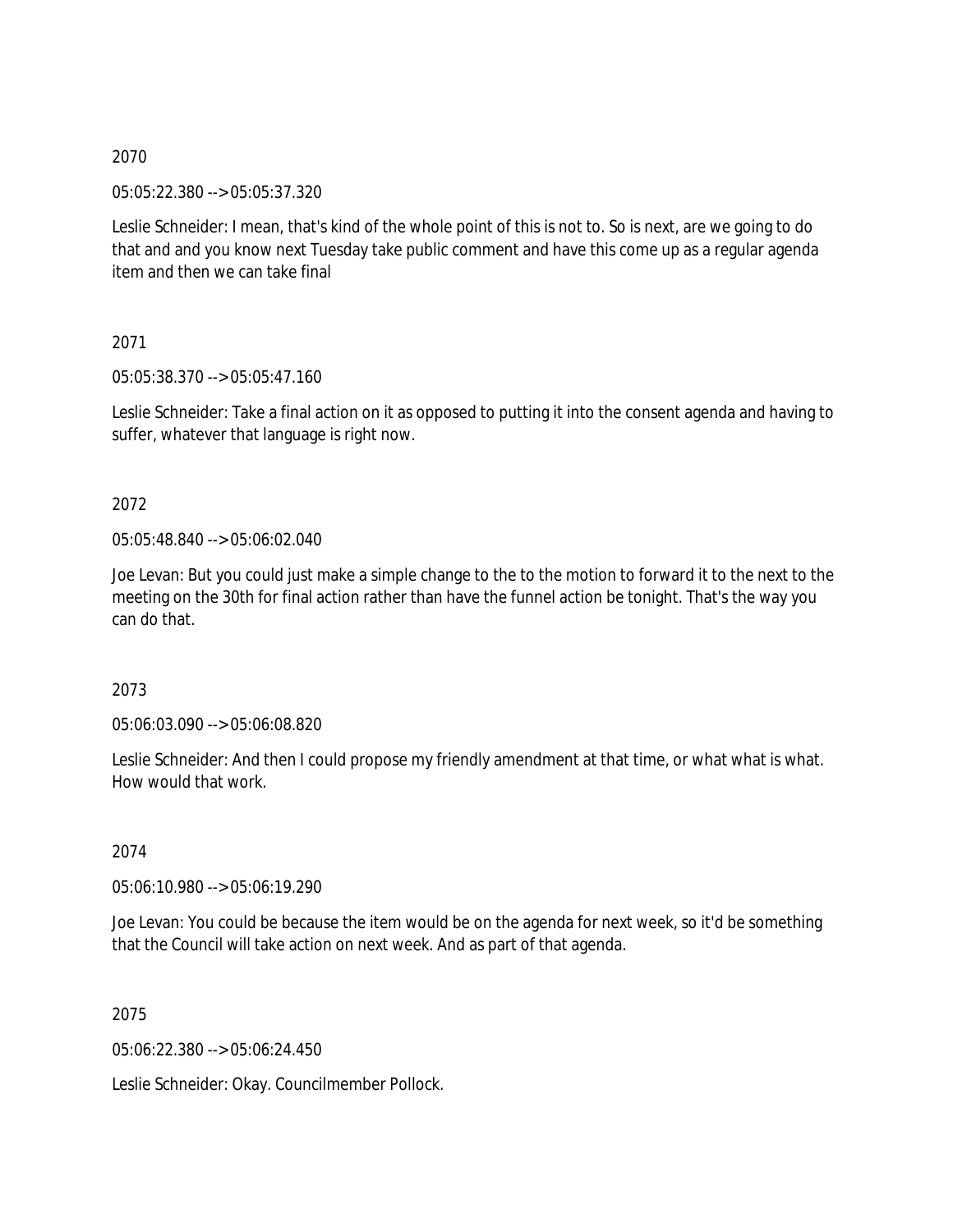2070

05:05:22.380 --> 05:05:37.320

Leslie Schneider: I mean, that's kind of the whole point of this is not to. So is next, are we going to do that and and you know next Tuesday take public comment and have this come up as a regular agenda item and then we can take final

2071

05:05:38.370 --> 05:05:47.160

Leslie Schneider: Take a final action on it as opposed to putting it into the consent agenda and having to suffer, whatever that language is right now.

2072

05:05:48.840 --> 05:06:02.040

Joe Levan: But you could just make a simple change to the to the motion to forward it to the next to the meeting on the 30th for final action rather than have the funnel action be tonight. That's the way you can do that.

2073

05:06:03.090 --> 05:06:08.820

Leslie Schneider: And then I could propose my friendly amendment at that time, or what what is what. How would that work.

2074

05:06:10.980 --> 05:06:19.290

Joe Levan: You could be because the item would be on the agenda for next week, so it'd be something that the Council will take action on next week. And as part of that agenda.

2075

05:06:22.380 --> 05:06:24.450

Leslie Schneider: Okay. Councilmember Pollock.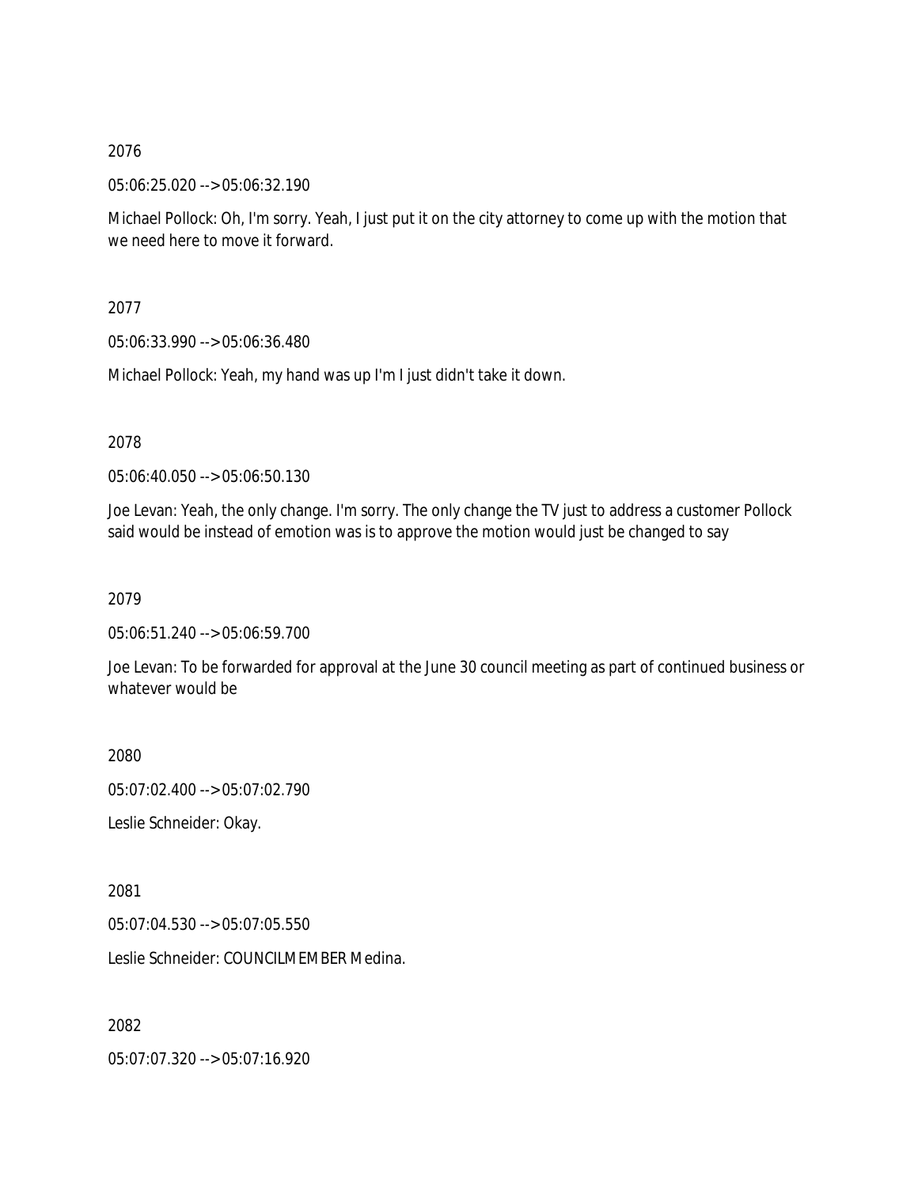2076

05:06:25.020 --> 05:06:32.190

Michael Pollock: Oh, I'm sorry. Yeah, I just put it on the city attorney to come up with the motion that we need here to move it forward.

2077

05:06:33.990 --> 05:06:36.480

Michael Pollock: Yeah, my hand was up I'm I just didn't take it down.

2078

05:06:40.050 --> 05:06:50.130

Joe Levan: Yeah, the only change. I'm sorry. The only change the TV just to address a customer Pollock said would be instead of emotion was is to approve the motion would just be changed to say

2079

05:06:51.240 --> 05:06:59.700

Joe Levan: To be forwarded for approval at the June 30 council meeting as part of continued business or whatever would be

2080

05:07:02.400 --> 05:07:02.790

Leslie Schneider: Okay.

2081

05:07:04.530 --> 05:07:05.550

Leslie Schneider: COUNCILMEMBER Medina.

2082

05:07:07.320 --> 05:07:16.920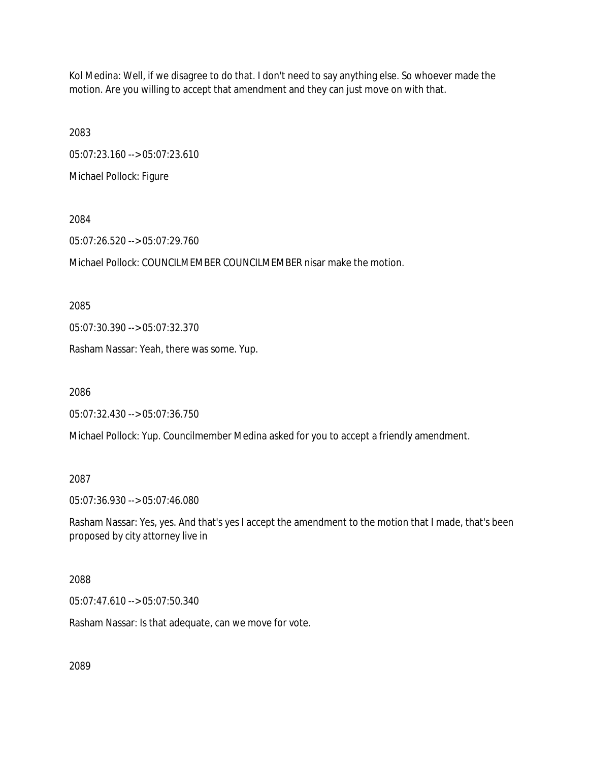Kol Medina: Well, if we disagree to do that. I don't need to say anything else. So whoever made the motion. Are you willing to accept that amendment and they can just move on with that.

2083

05:07:23.160 --> 05:07:23.610

Michael Pollock: Figure

2084

05:07:26.520 --> 05:07:29.760

Michael Pollock: COUNCILMEMBER COUNCILMEMBER nisar make the motion.

2085

05:07:30.390 --> 05:07:32.370

Rasham Nassar: Yeah, there was some. Yup.

2086

05:07:32.430 --> 05:07:36.750

Michael Pollock: Yup. Councilmember Medina asked for you to accept a friendly amendment.

2087

05:07:36.930 --> 05:07:46.080

Rasham Nassar: Yes, yes. And that's yes I accept the amendment to the motion that I made, that's been proposed by city attorney live in

2088

05:07:47.610 --> 05:07:50.340

Rasham Nassar: Is that adequate, can we move for vote.

2089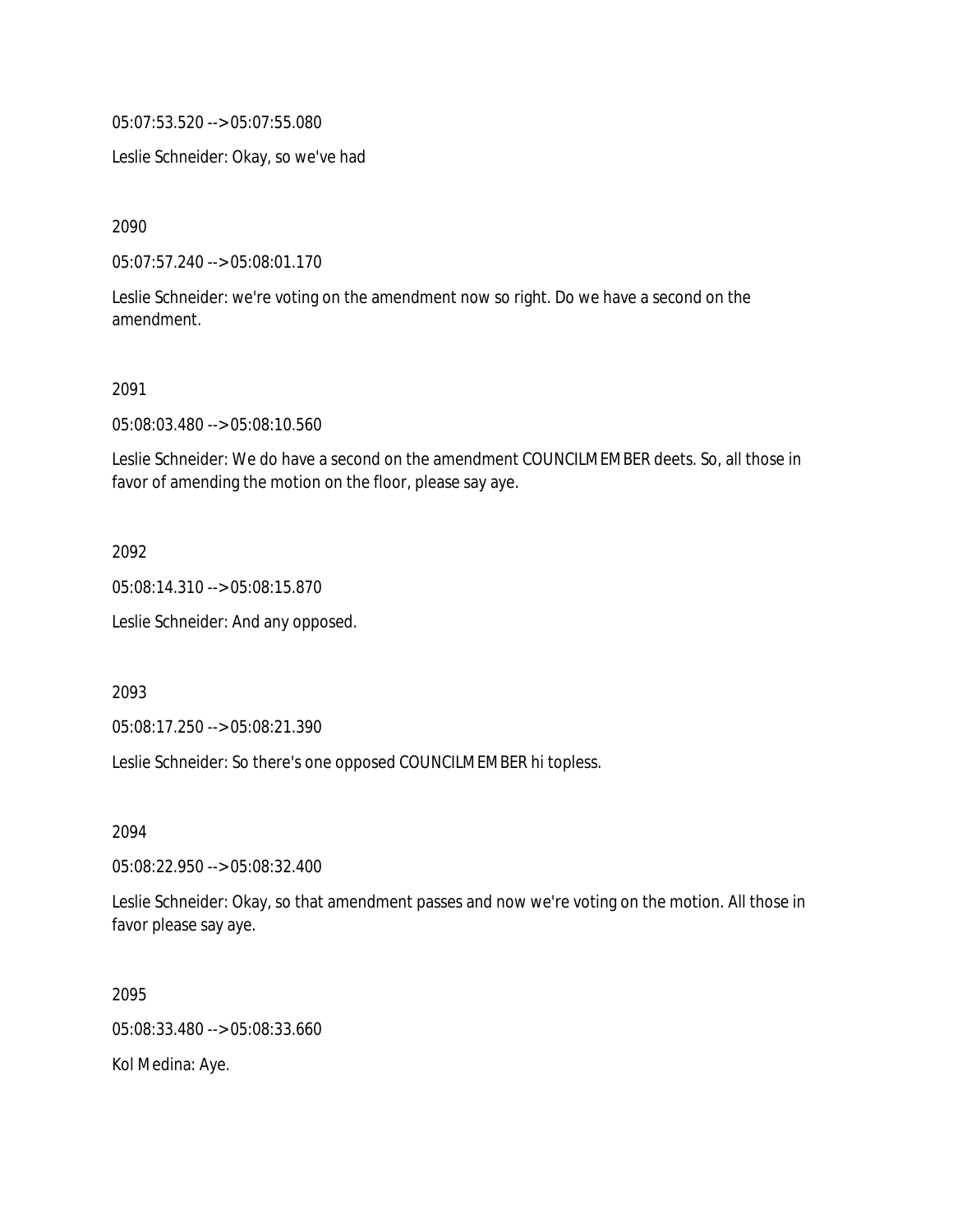05:07:53.520 --> 05:07:55.080

Leslie Schneider: Okay, so we've had

2090

05:07:57.240 --> 05:08:01.170

Leslie Schneider: we're voting on the amendment now so right. Do we have a second on the amendment.

2091

05:08:03.480 --> 05:08:10.560

Leslie Schneider: We do have a second on the amendment COUNCILMEMBER deets. So, all those in favor of amending the motion on the floor, please say aye.

2092

05:08:14.310 --> 05:08:15.870

Leslie Schneider: And any opposed.

2093

05:08:17.250 --> 05:08:21.390

Leslie Schneider: So there's one opposed COUNCILMEMBER hi topless.

2094

05:08:22.950 --> 05:08:32.400

Leslie Schneider: Okay, so that amendment passes and now we're voting on the motion. All those in favor please say aye.

2095

05:08:33.480 --> 05:08:33.660

Kol Medina: Aye.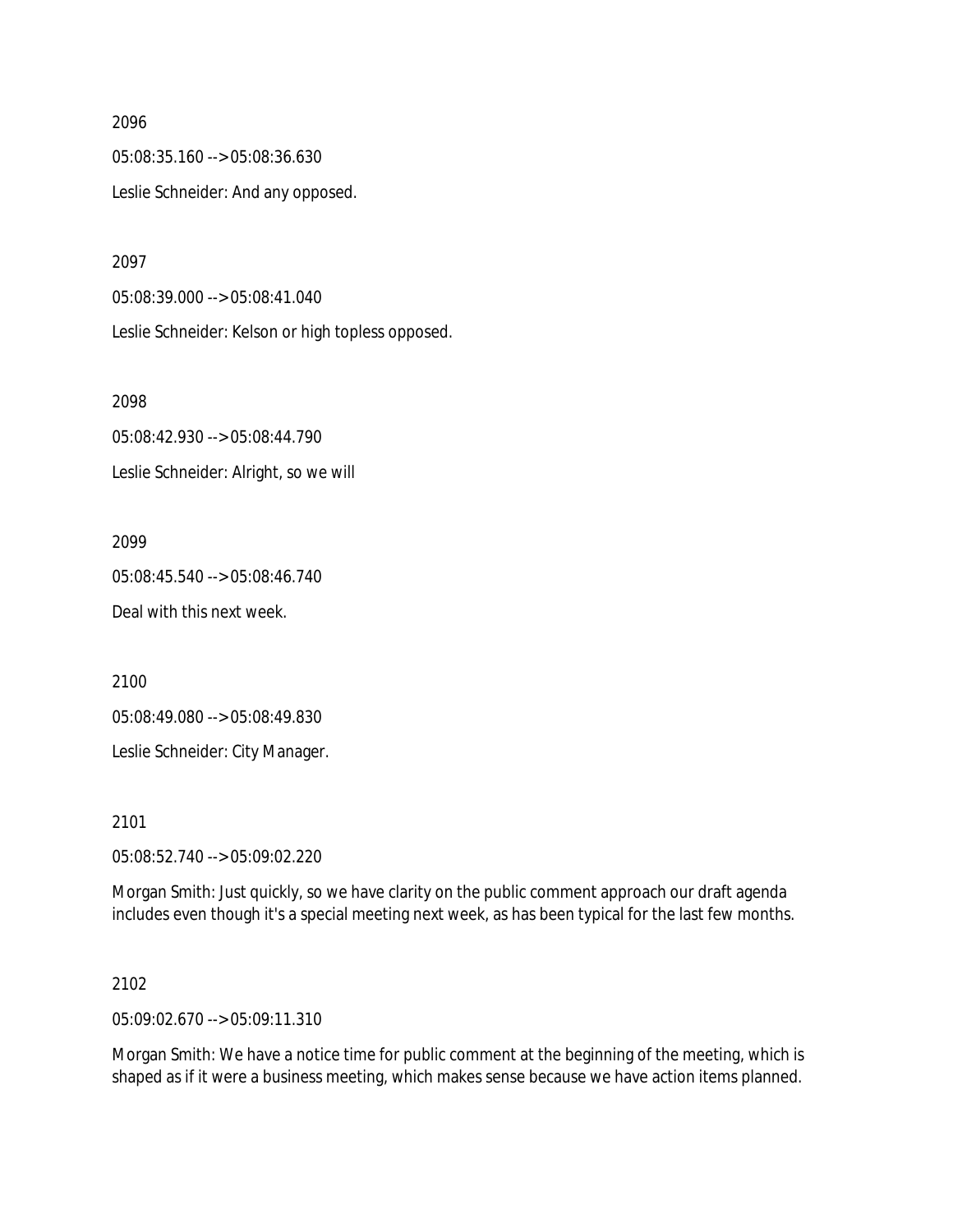2096

05:08:35.160 --> 05:08:36.630

Leslie Schneider: And any opposed.

2097

05:08:39.000 --> 05:08:41.040

Leslie Schneider: Kelson or high topless opposed.

2098

05:08:42.930 --> 05:08:44.790

Leslie Schneider: Alright, so we will

2099

05:08:45.540 --> 05:08:46.740

Deal with this next week.

2100

05:08:49.080 --> 05:08:49.830

Leslie Schneider: City Manager.

2101

05:08:52.740 --> 05:09:02.220

Morgan Smith: Just quickly, so we have clarity on the public comment approach our draft agenda includes even though it's a special meeting next week, as has been typical for the last few months.

2102

05:09:02.670 --> 05:09:11.310

Morgan Smith: We have a notice time for public comment at the beginning of the meeting, which is shaped as if it were a business meeting, which makes sense because we have action items planned.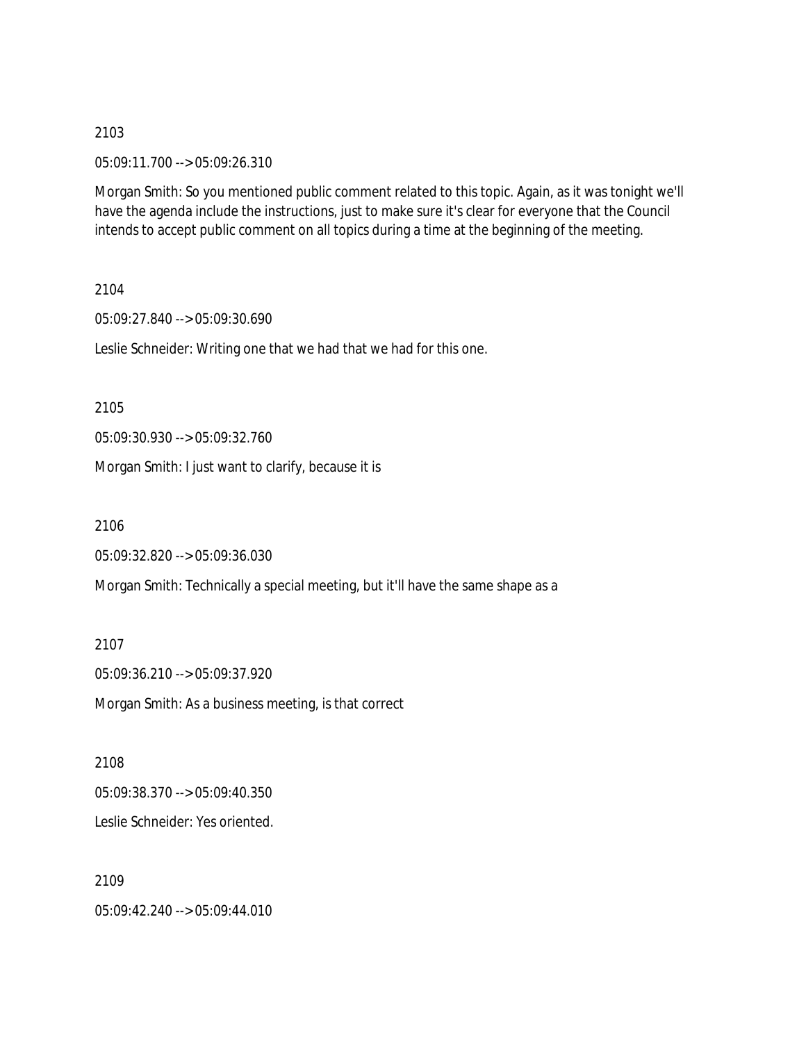2103

05:09:11.700 --> 05:09:26.310

Morgan Smith: So you mentioned public comment related to this topic. Again, as it was tonight we'll have the agenda include the instructions, just to make sure it's clear for everyone that the Council intends to accept public comment on all topics during a time at the beginning of the meeting.

2104

05:09:27.840 --> 05:09:30.690

Leslie Schneider: Writing one that we had that we had for this one.

2105

05:09:30.930 --> 05:09:32.760

Morgan Smith: I just want to clarify, because it is

2106

05:09:32.820 --> 05:09:36.030

Morgan Smith: Technically a special meeting, but it'll have the same shape as a

2107

05:09:36.210 --> 05:09:37.920

Morgan Smith: As a business meeting, is that correct

2108

05:09:38.370 --> 05:09:40.350

Leslie Schneider: Yes oriented.

2109

05:09:42.240 --> 05:09:44.010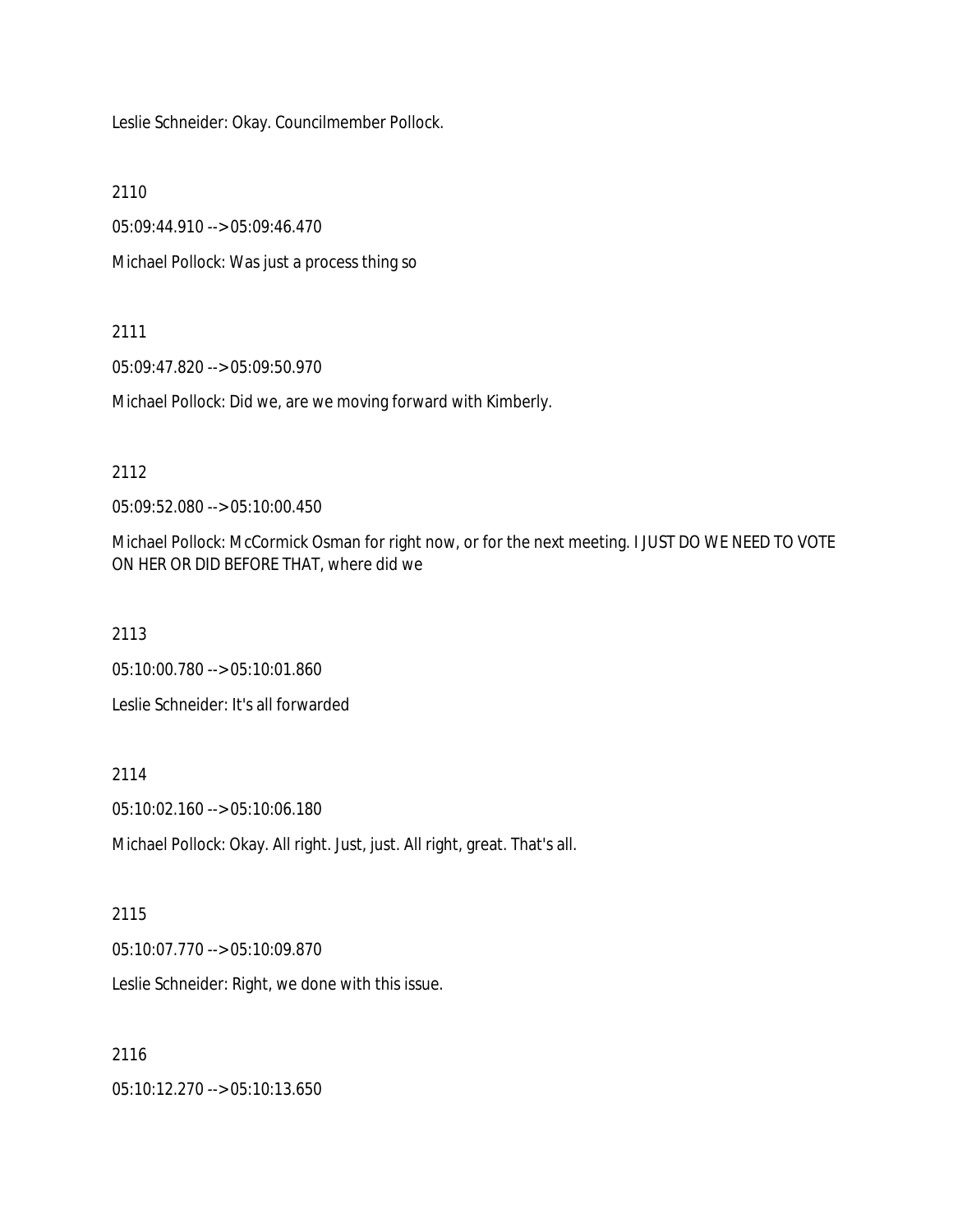Leslie Schneider: Okay. Councilmember Pollock.

2110

05:09:44.910 --> 05:09:46.470

Michael Pollock: Was just a process thing so

2111

05:09:47.820 --> 05:09:50.970

Michael Pollock: Did we, are we moving forward with Kimberly.

2112

05:09:52.080 --> 05:10:00.450

Michael Pollock: McCormick Osman for right now, or for the next meeting. I JUST DO WE NEED TO VOTE ON HER OR DID BEFORE THAT, where did we

2113

05:10:00.780 --> 05:10:01.860

Leslie Schneider: It's all forwarded

2114

05:10:02.160 --> 05:10:06.180

Michael Pollock: Okay. All right. Just, just. All right, great. That's all.

2115

05:10:07.770 --> 05:10:09.870

Leslie Schneider: Right, we done with this issue.

2116

05:10:12.270 --> 05:10:13.650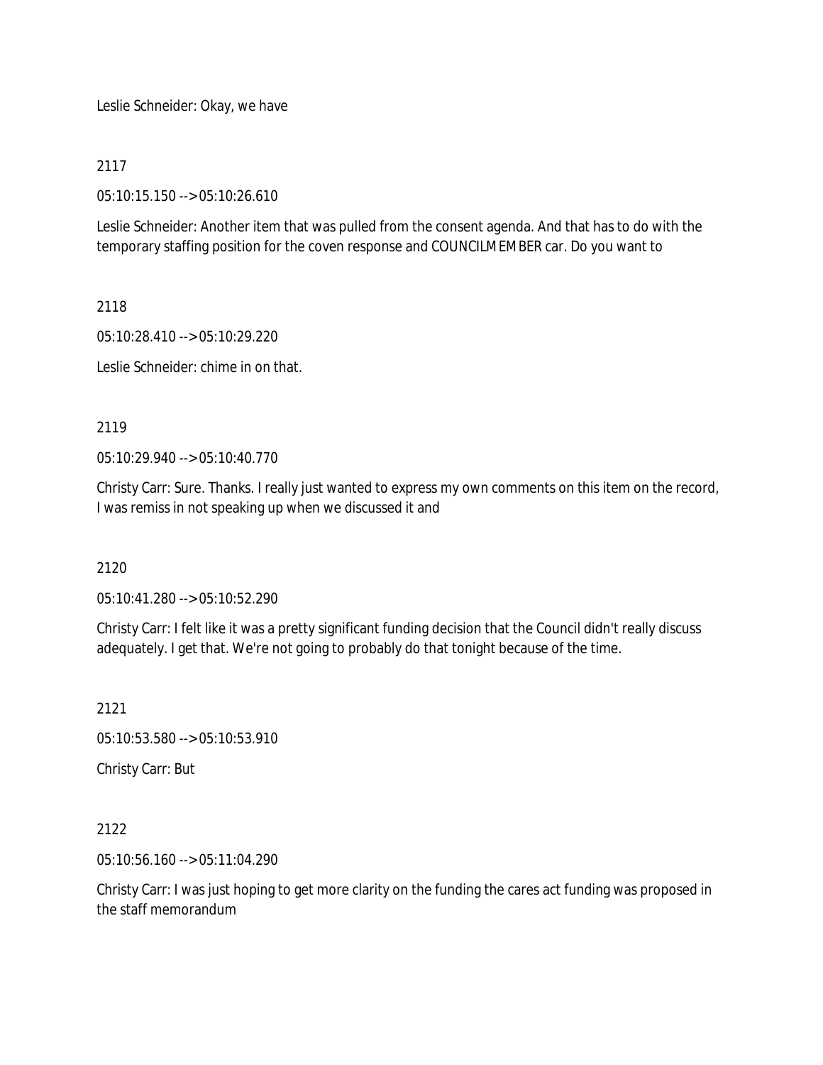Leslie Schneider: Okay, we have

2117

05:10:15.150 --> 05:10:26.610

Leslie Schneider: Another item that was pulled from the consent agenda. And that has to do with the temporary staffing position for the coven response and COUNCILMEMBER car. Do you want to

2118

05:10:28.410 --> 05:10:29.220

Leslie Schneider: chime in on that.

2119

05:10:29.940 --> 05:10:40.770

Christy Carr: Sure. Thanks. I really just wanted to express my own comments on this item on the record, I was remiss in not speaking up when we discussed it and

2120

05:10:41.280 --> 05:10:52.290

Christy Carr: I felt like it was a pretty significant funding decision that the Council didn't really discuss adequately. I get that. We're not going to probably do that tonight because of the time.

2121

05:10:53.580 --> 05:10:53.910

Christy Carr: But

2122

05:10:56.160 --> 05:11:04.290

Christy Carr: I was just hoping to get more clarity on the funding the cares act funding was proposed in the staff memorandum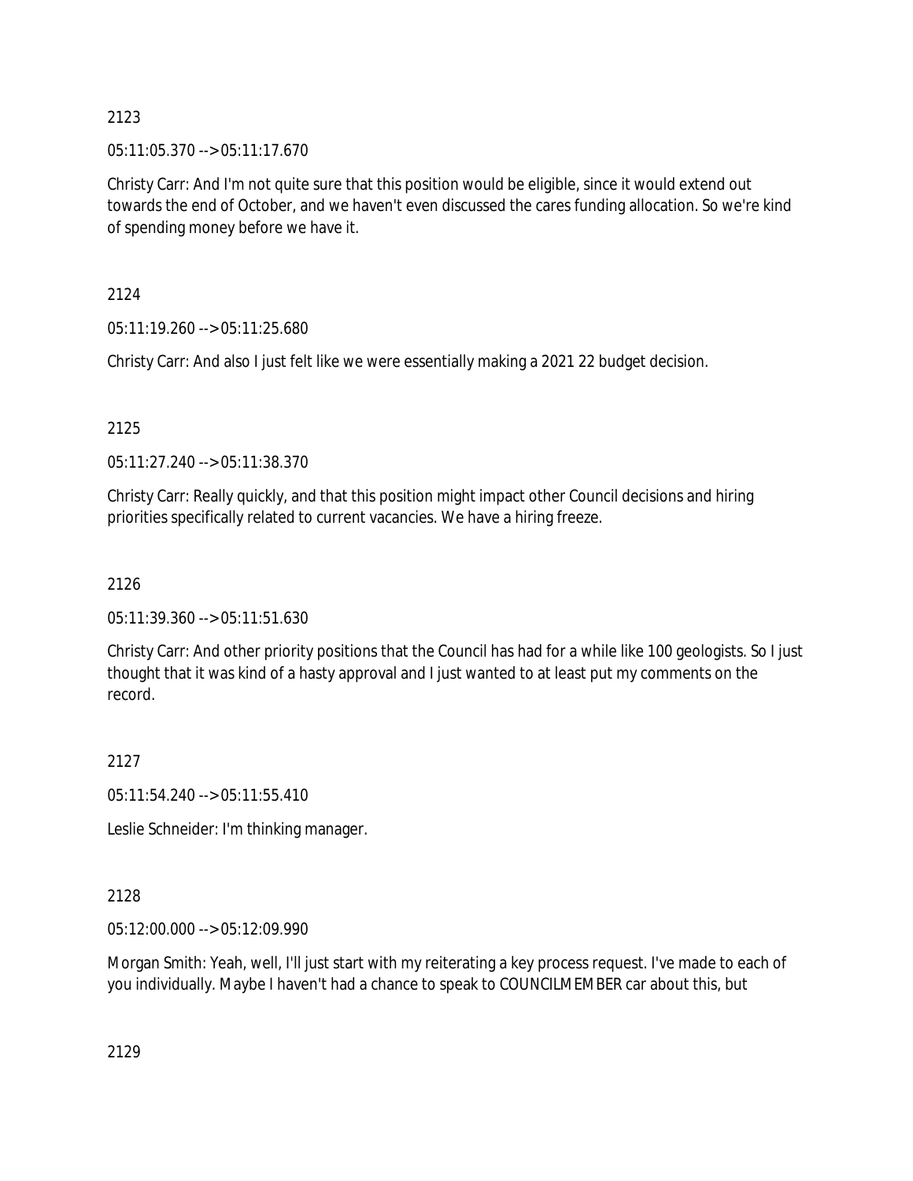2123

05:11:05.370 --> 05:11:17.670

Christy Carr: And I'm not quite sure that this position would be eligible, since it would extend out towards the end of October, and we haven't even discussed the cares funding allocation. So we're kind of spending money before we have it.

2124

05:11:19.260 --> 05:11:25.680

Christy Carr: And also I just felt like we were essentially making a 2021 22 budget decision.

2125

05:11:27.240 --> 05:11:38.370

Christy Carr: Really quickly, and that this position might impact other Council decisions and hiring priorities specifically related to current vacancies. We have a hiring freeze.

2126

05:11:39.360 --> 05:11:51.630

Christy Carr: And other priority positions that the Council has had for a while like 100 geologists. So I just thought that it was kind of a hasty approval and I just wanted to at least put my comments on the record.

2127

05:11:54.240 --> 05:11:55.410

Leslie Schneider: I'm thinking manager.

2128

05:12:00.000 --> 05:12:09.990

Morgan Smith: Yeah, well, I'll just start with my reiterating a key process request. I've made to each of you individually. Maybe I haven't had a chance to speak to COUNCILMEMBER car about this, but

2129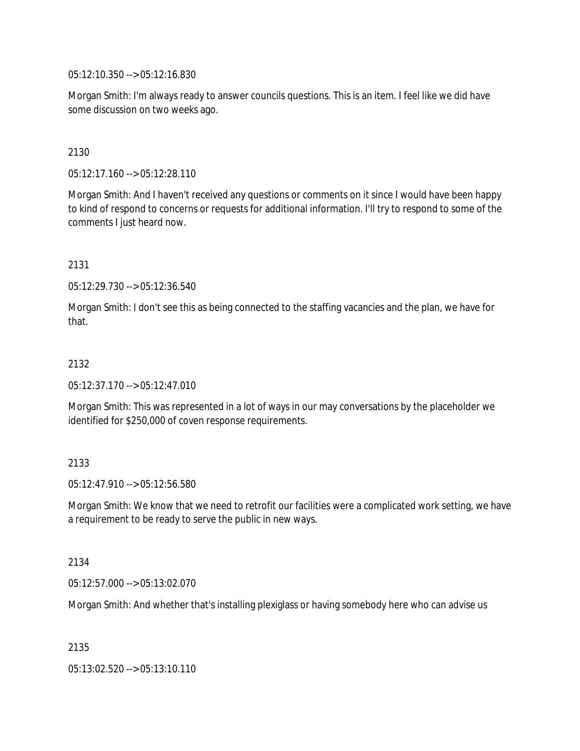05:12:10.350 --> 05:12:16.830

Morgan Smith: I'm always ready to answer councils questions. This is an item. I feel like we did have some discussion on two weeks ago.

2130

05:12:17.160 --> 05:12:28.110

Morgan Smith: And I haven't received any questions or comments on it since I would have been happy to kind of respond to concerns or requests for additional information. I'll try to respond to some of the comments I just heard now.

2131

05:12:29.730 --> 05:12:36.540

Morgan Smith: I don't see this as being connected to the staffing vacancies and the plan, we have for that.

2132

05:12:37.170 --> 05:12:47.010

Morgan Smith: This was represented in a lot of ways in our may conversations by the placeholder we identified for $250,000 of coven response requirements.

2133

05:12:47.910 --> 05:12:56.580

Morgan Smith: We know that we need to retrofit our facilities were a complicated work setting, we have a requirement to be ready to serve the public in new ways.

2134

05:12:57.000 --> 05:13:02.070

Morgan Smith: And whether that's installing plexiglass or having somebody here who can advise us

2135

05:13:02.520 --> 05:13:10.110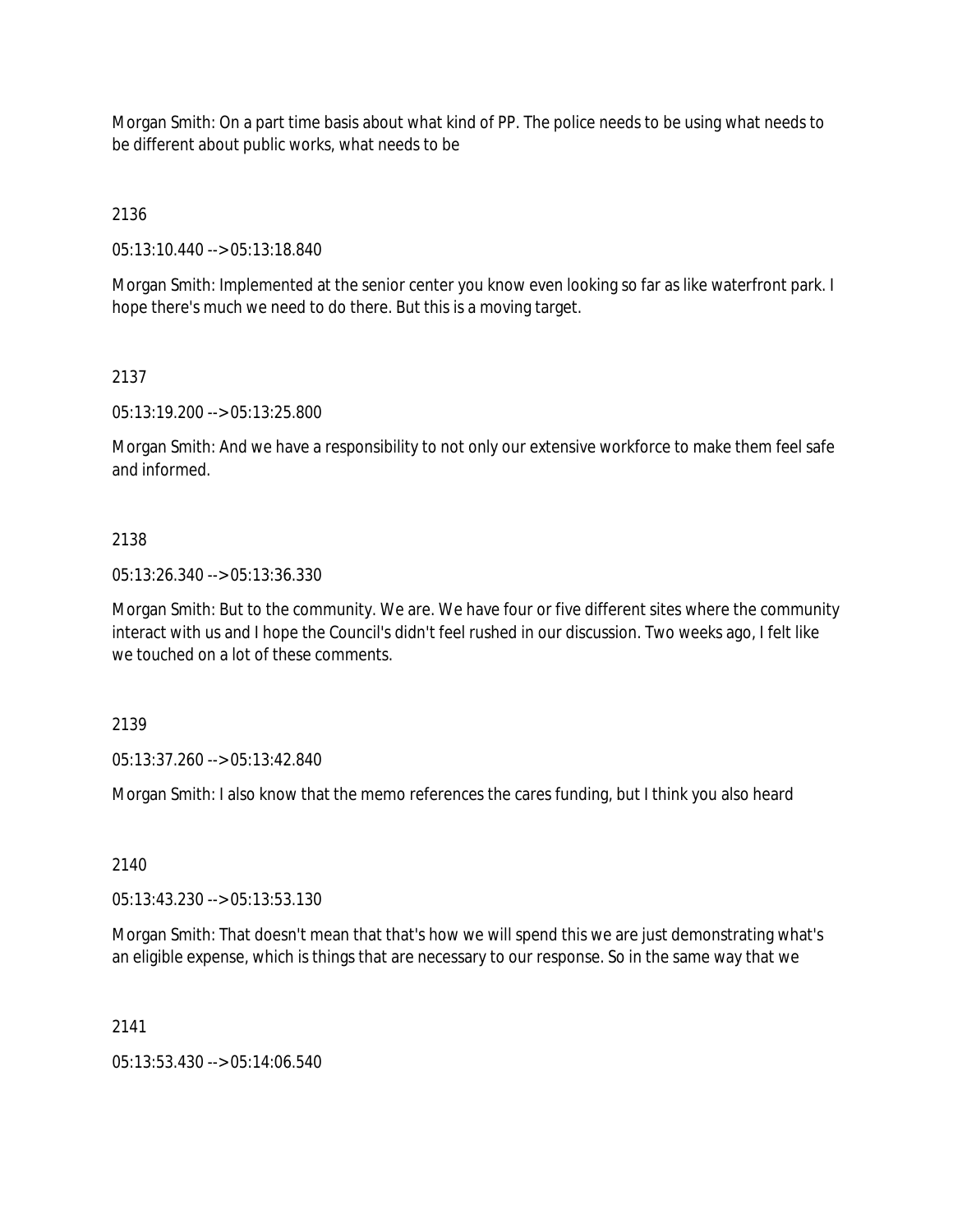Morgan Smith: On a part time basis about what kind of PP. The police needs to be using what needs to be different about public works, what needs to be

2136

05:13:10.440 --> 05:13:18.840

Morgan Smith: Implemented at the senior center you know even looking so far as like waterfront park. I hope there's much we need to do there. But this is a moving target.

2137

05:13:19.200 --> 05:13:25.800

Morgan Smith: And we have a responsibility to not only our extensive workforce to make them feel safe and informed.

2138

05:13:26.340 --> 05:13:36.330

Morgan Smith: But to the community. We are. We have four or five different sites where the community interact with us and I hope the Council's didn't feel rushed in our discussion. Two weeks ago, I felt like we touched on a lot of these comments.

2139

05:13:37.260 --> 05:13:42.840

Morgan Smith: I also know that the memo references the cares funding, but I think you also heard

2140

05:13:43.230 --> 05:13:53.130

Morgan Smith: That doesn't mean that that's how we will spend this we are just demonstrating what's an eligible expense, which is things that are necessary to our response. So in the same way that we

2141

05:13:53.430 --> 05:14:06.540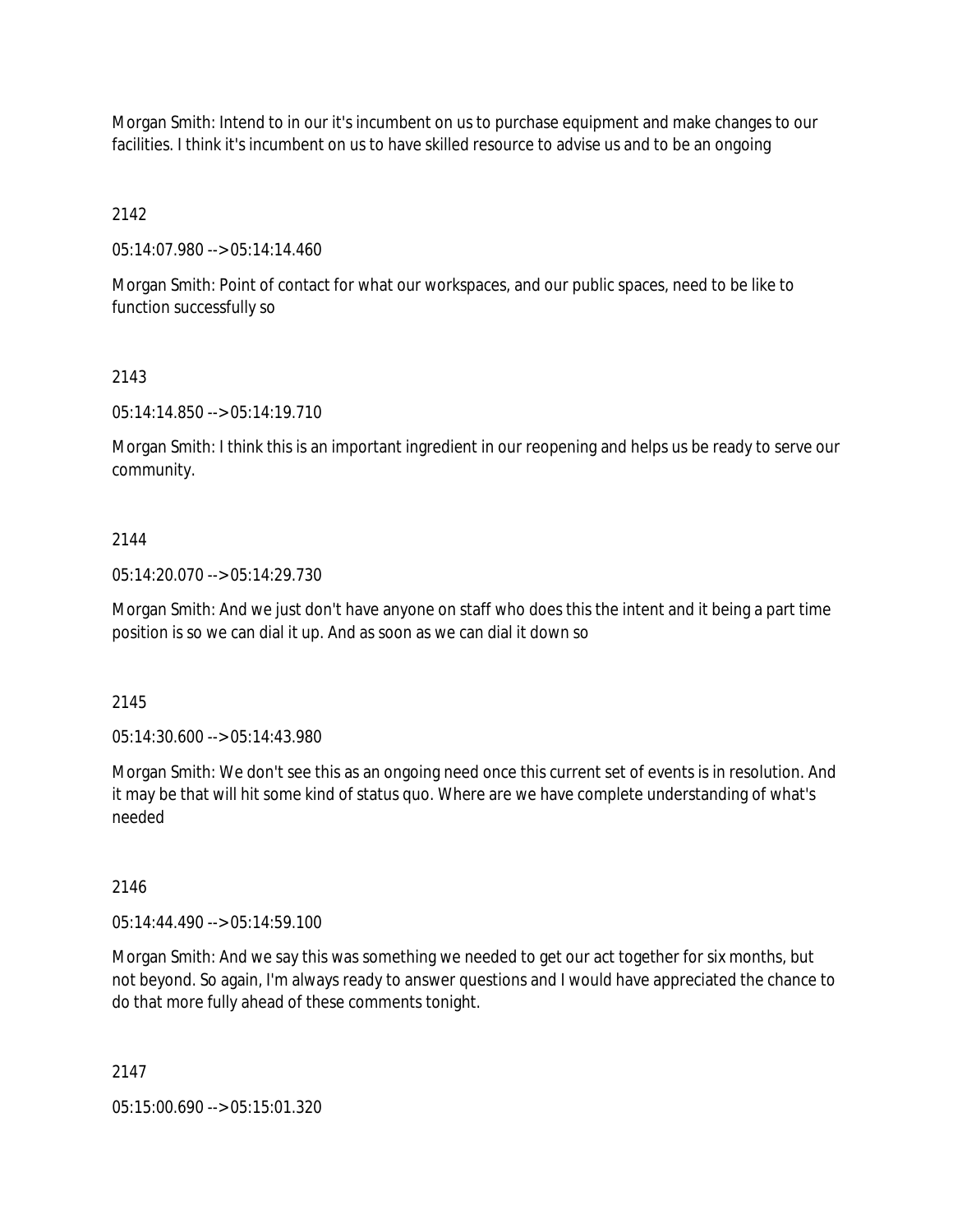Morgan Smith: Intend to in our it's incumbent on us to purchase equipment and make changes to our facilities. I think it's incumbent on us to have skilled resource to advise us and to be an ongoing

2142

05:14:07.980 --> 05:14:14.460

Morgan Smith: Point of contact for what our workspaces, and our public spaces, need to be like to function successfully so

2143

05:14:14.850 --> 05:14:19.710

Morgan Smith: I think this is an important ingredient in our reopening and helps us be ready to serve our community.

2144

05:14:20.070 --> 05:14:29.730

Morgan Smith: And we just don't have anyone on staff who does this the intent and it being a part time position is so we can dial it up. And as soon as we can dial it down so

2145

05:14:30.600 --> 05:14:43.980

Morgan Smith: We don't see this as an ongoing need once this current set of events is in resolution. And it may be that will hit some kind of status quo. Where are we have complete understanding of what's needed

2146

05:14:44.490 --> 05:14:59.100

Morgan Smith: And we say this was something we needed to get our act together for six months, but not beyond. So again, I'm always ready to answer questions and I would have appreciated the chance to do that more fully ahead of these comments tonight.

2147

05:15:00.690 --> 05:15:01.320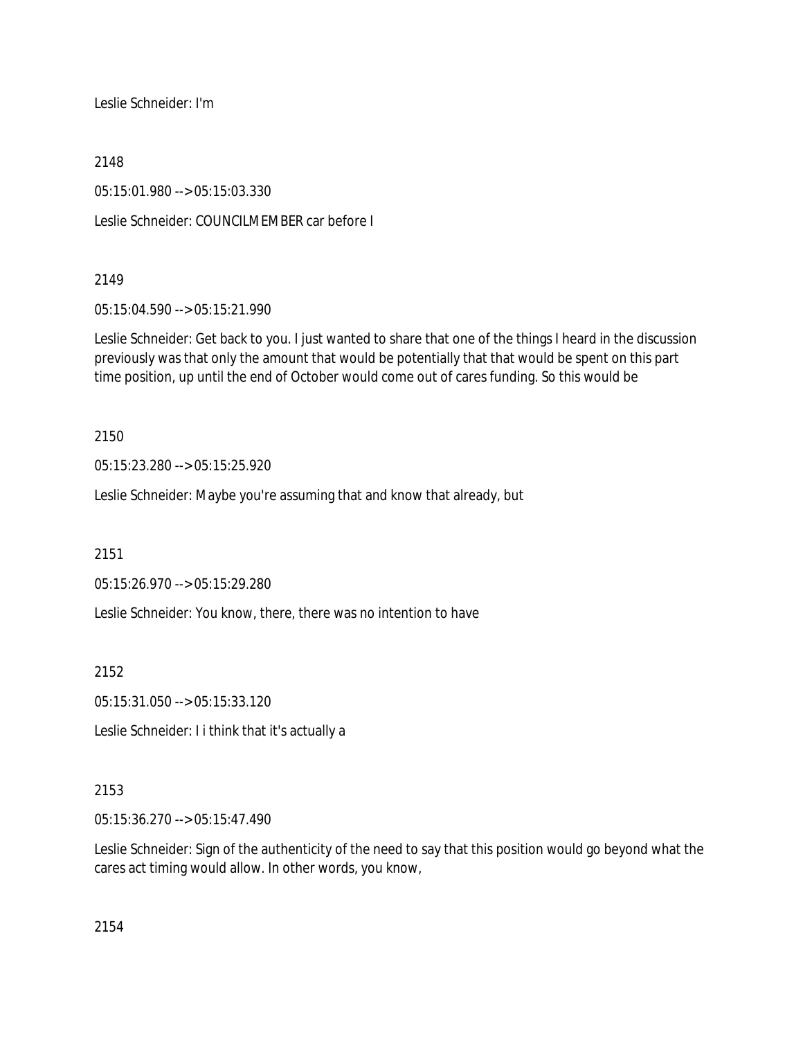Leslie Schneider: I'm

2148

05:15:01.980 --> 05:15:03.330

Leslie Schneider: COUNCILMEMBER car before I

2149

05:15:04.590 --> 05:15:21.990

Leslie Schneider: Get back to you. I just wanted to share that one of the things I heard in the discussion previously was that only the amount that would be potentially that that would be spent on this part time position, up until the end of October would come out of cares funding. So this would be

2150

05:15:23.280 --> 05:15:25.920

Leslie Schneider: Maybe you're assuming that and know that already, but

2151

05:15:26.970 --> 05:15:29.280

Leslie Schneider: You know, there, there was no intention to have

2152

05:15:31.050 --> 05:15:33.120

Leslie Schneider: I i think that it's actually a

2153

05:15:36.270 --> 05:15:47.490

Leslie Schneider: Sign of the authenticity of the need to say that this position would go beyond what the cares act timing would allow. In other words, you know,

2154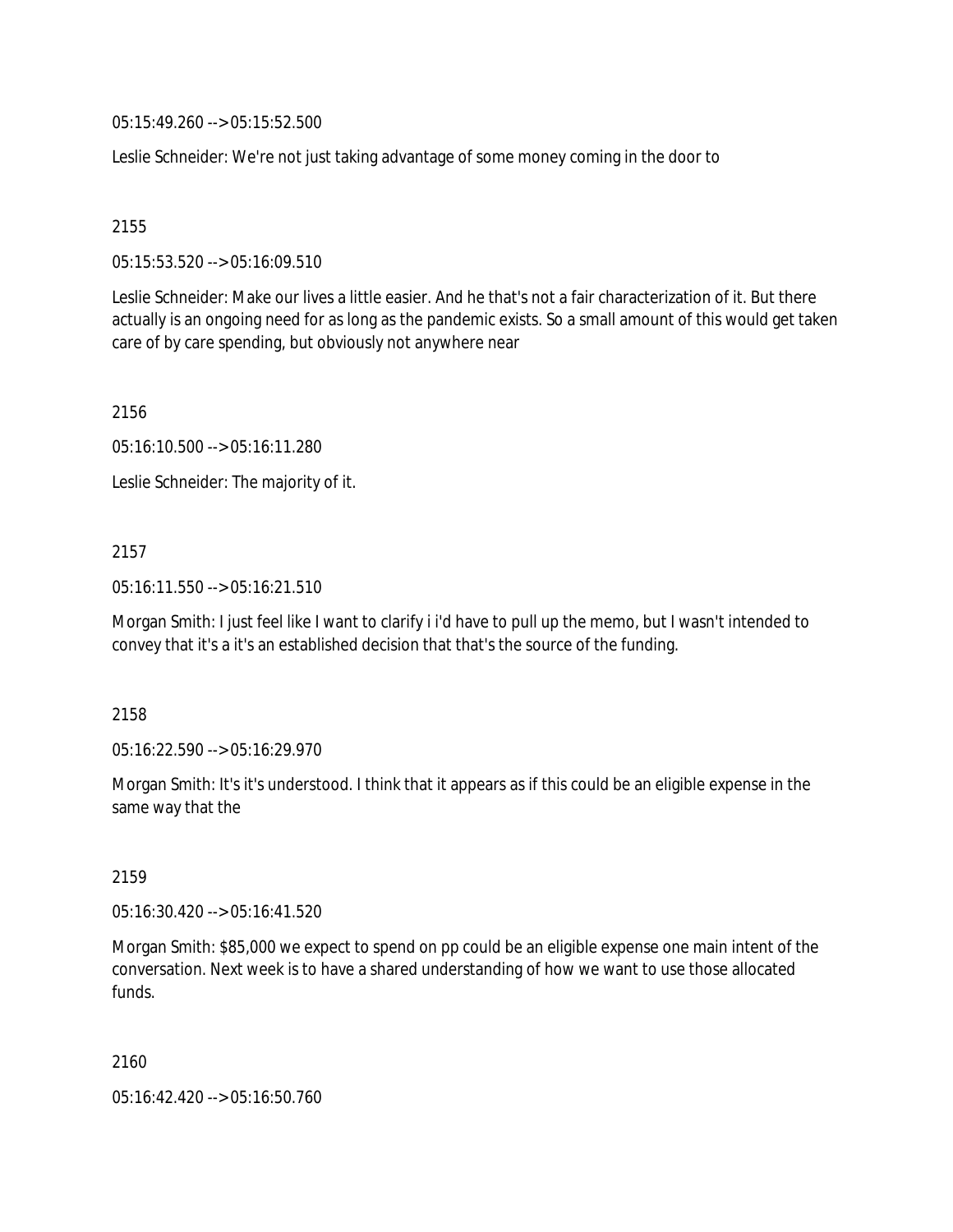05:15:49.260 --> 05:15:52.500

Leslie Schneider: We're not just taking advantage of some money coming in the door to

2155

05:15:53.520 --> 05:16:09.510

Leslie Schneider: Make our lives a little easier. And he that's not a fair characterization of it. But there actually is an ongoing need for as long as the pandemic exists. So a small amount of this would get taken care of by care spending, but obviously not anywhere near

2156

05:16:10.500 --> 05:16:11.280

Leslie Schneider: The majority of it.

2157

05:16:11.550 --> 05:16:21.510

Morgan Smith: I just feel like I want to clarify i i'd have to pull up the memo, but I wasn't intended to convey that it's a it's an established decision that that's the source of the funding.

2158

05:16:22.590 --> 05:16:29.970

Morgan Smith: It's it's understood. I think that it appears as if this could be an eligible expense in the same way that the

2159

05:16:30.420 --> 05:16:41.520

Morgan Smith: $85,000 we expect to spend on pp could be an eligible expense one main intent of the conversation. Next week is to have a shared understanding of how we want to use those allocated funds.

2160

05:16:42.420 --> 05:16:50.760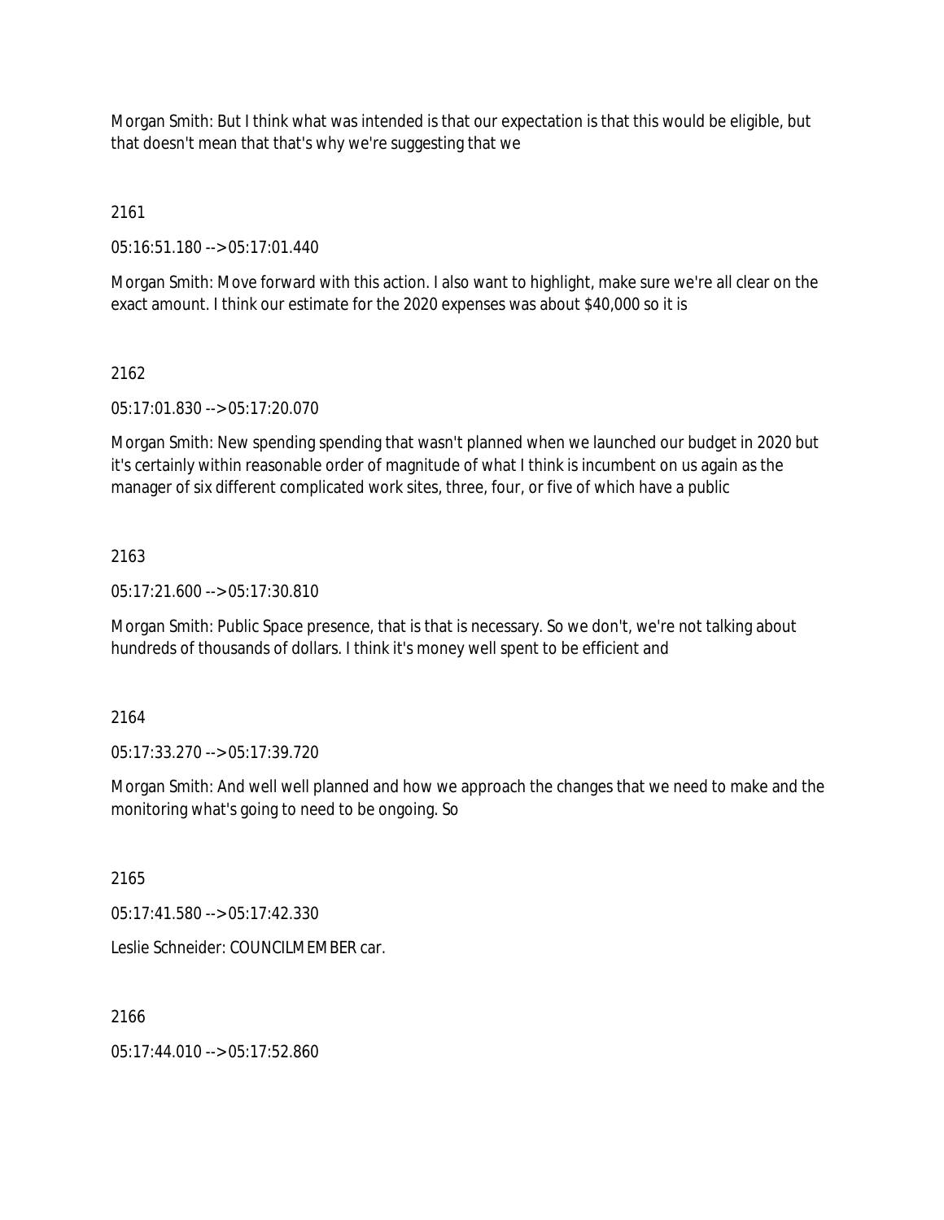Morgan Smith: But I think what was intended is that our expectation is that this would be eligible, but that doesn't mean that that's why we're suggesting that we

2161

05:16:51.180 --> 05:17:01.440

Morgan Smith: Move forward with this action. I also want to highlight, make sure we're all clear on the exact amount. I think our estimate for the 2020 expenses was about $40,000 so it is

2162

05:17:01.830 --> 05:17:20.070

Morgan Smith: New spending spending that wasn't planned when we launched our budget in 2020 but it's certainly within reasonable order of magnitude of what I think is incumbent on us again as the manager of six different complicated work sites, three, four, or five of which have a public

2163

05:17:21.600 --> 05:17:30.810

Morgan Smith: Public Space presence, that is that is necessary. So we don't, we're not talking about hundreds of thousands of dollars. I think it's money well spent to be efficient and

2164

05:17:33.270 --> 05:17:39.720

Morgan Smith: And well well planned and how we approach the changes that we need to make and the monitoring what's going to need to be ongoing. So

2165

05:17:41.580 --> 05:17:42.330

Leslie Schneider: COUNCILMEMBER car.

2166

05:17:44.010 --> 05:17:52.860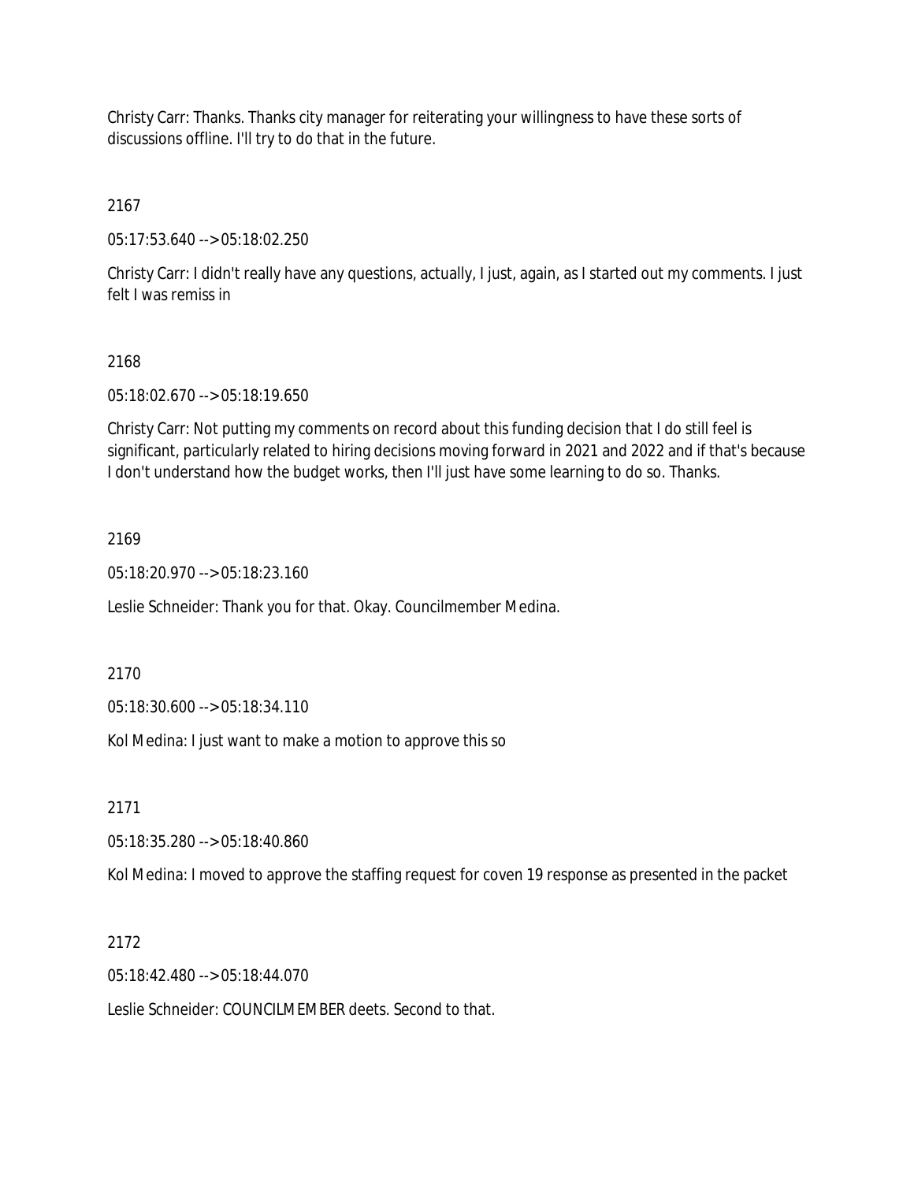Christy Carr: Thanks. Thanks city manager for reiterating your willingness to have these sorts of discussions offline. I'll try to do that in the future.

2167

05:17:53.640 --> 05:18:02.250

Christy Carr: I didn't really have any questions, actually, I just, again, as I started out my comments. I just felt I was remiss in

2168

05:18:02.670 --> 05:18:19.650

Christy Carr: Not putting my comments on record about this funding decision that I do still feel is significant, particularly related to hiring decisions moving forward in 2021 and 2022 and if that's because I don't understand how the budget works, then I'll just have some learning to do so. Thanks.

2169

05:18:20.970 --> 05:18:23.160

Leslie Schneider: Thank you for that. Okay. Councilmember Medina.

2170

05:18:30.600 --> 05:18:34.110

Kol Medina: I just want to make a motion to approve this so

2171

05:18:35.280 --> 05:18:40.860

Kol Medina: I moved to approve the staffing request for coven 19 response as presented in the packet

2172

05:18:42.480 --> 05:18:44.070

Leslie Schneider: COUNCILMEMBER deets. Second to that.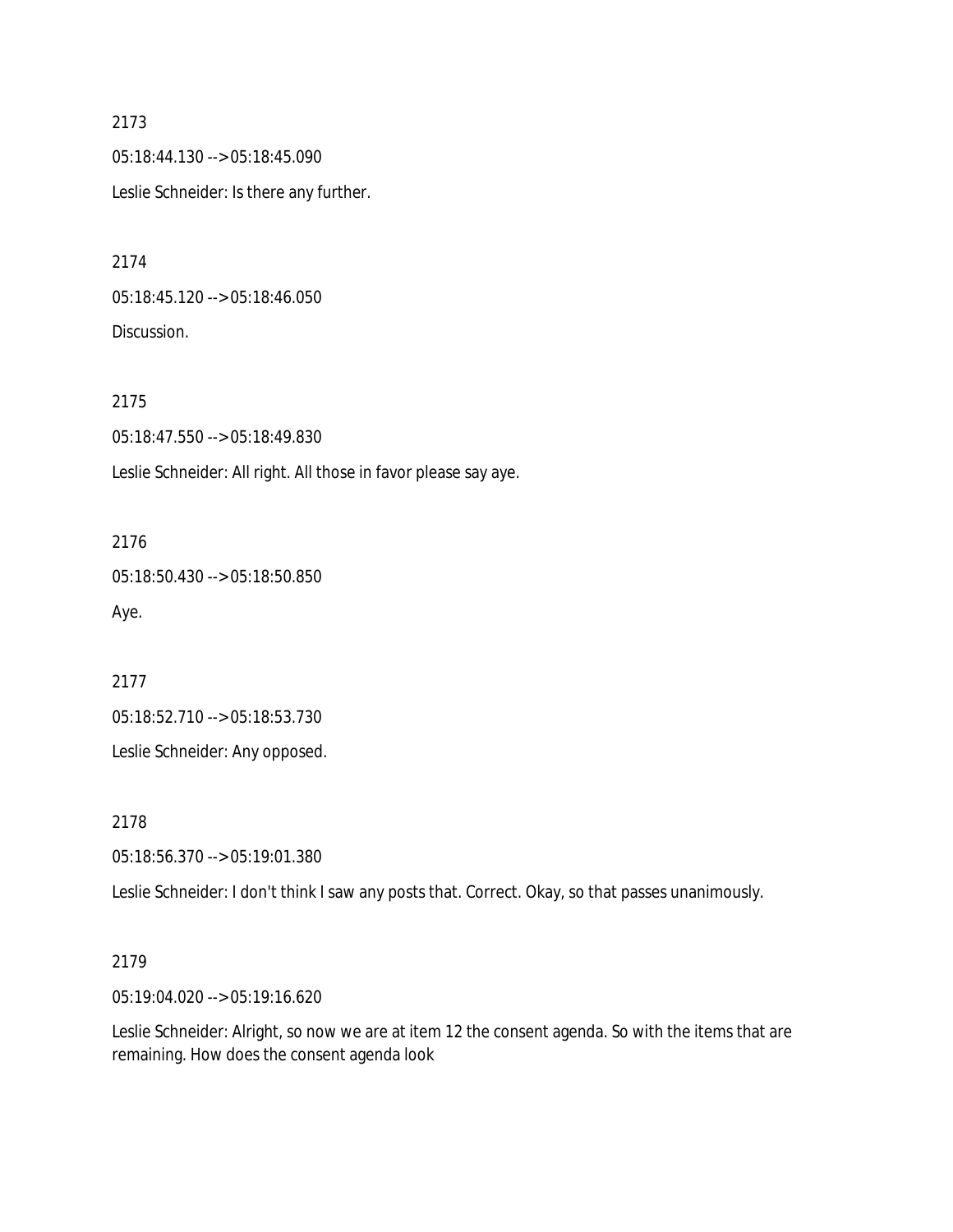2173

05:18:44.130 --> 05:18:45.090

Leslie Schneider: Is there any further.

2174

05:18:45.120 --> 05:18:46.050

Discussion.

2175

05:18:47.550 --> 05:18:49.830

Leslie Schneider: All right. All those in favor please say aye.

2176

05:18:50.430 --> 05:18:50.850

Aye.

2177

05:18:52.710 --> 05:18:53.730

Leslie Schneider: Any opposed.

2178

05:18:56.370 --> 05:19:01.380

Leslie Schneider: I don't think I saw any posts that. Correct. Okay, so that passes unanimously.

2179

05:19:04.020 --> 05:19:16.620

Leslie Schneider: Alright, so now we are at item 12 the consent agenda. So with the items that are remaining. How does the consent agenda look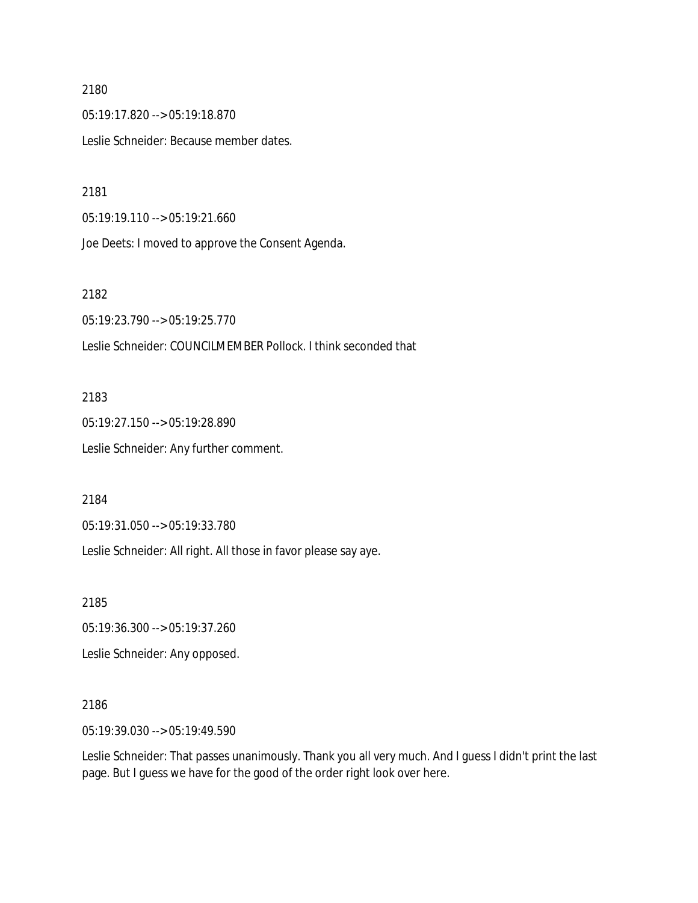2180

05:19:17.820 --> 05:19:18.870

Leslie Schneider: Because member dates.

2181

05:19:19.110 --> 05:19:21.660

Joe Deets: I moved to approve the Consent Agenda.

2182

05:19:23.790 --> 05:19:25.770

Leslie Schneider: COUNCILMEMBER Pollock. I think seconded that

2183

05:19:27.150 --> 05:19:28.890

Leslie Schneider: Any further comment.

2184

05:19:31.050 --> 05:19:33.780

Leslie Schneider: All right. All those in favor please say aye.

2185

05:19:36.300 --> 05:19:37.260

Leslie Schneider: Any opposed.

2186

05:19:39.030 --> 05:19:49.590

Leslie Schneider: That passes unanimously. Thank you all very much. And I guess I didn't print the last page. But I guess we have for the good of the order right look over here.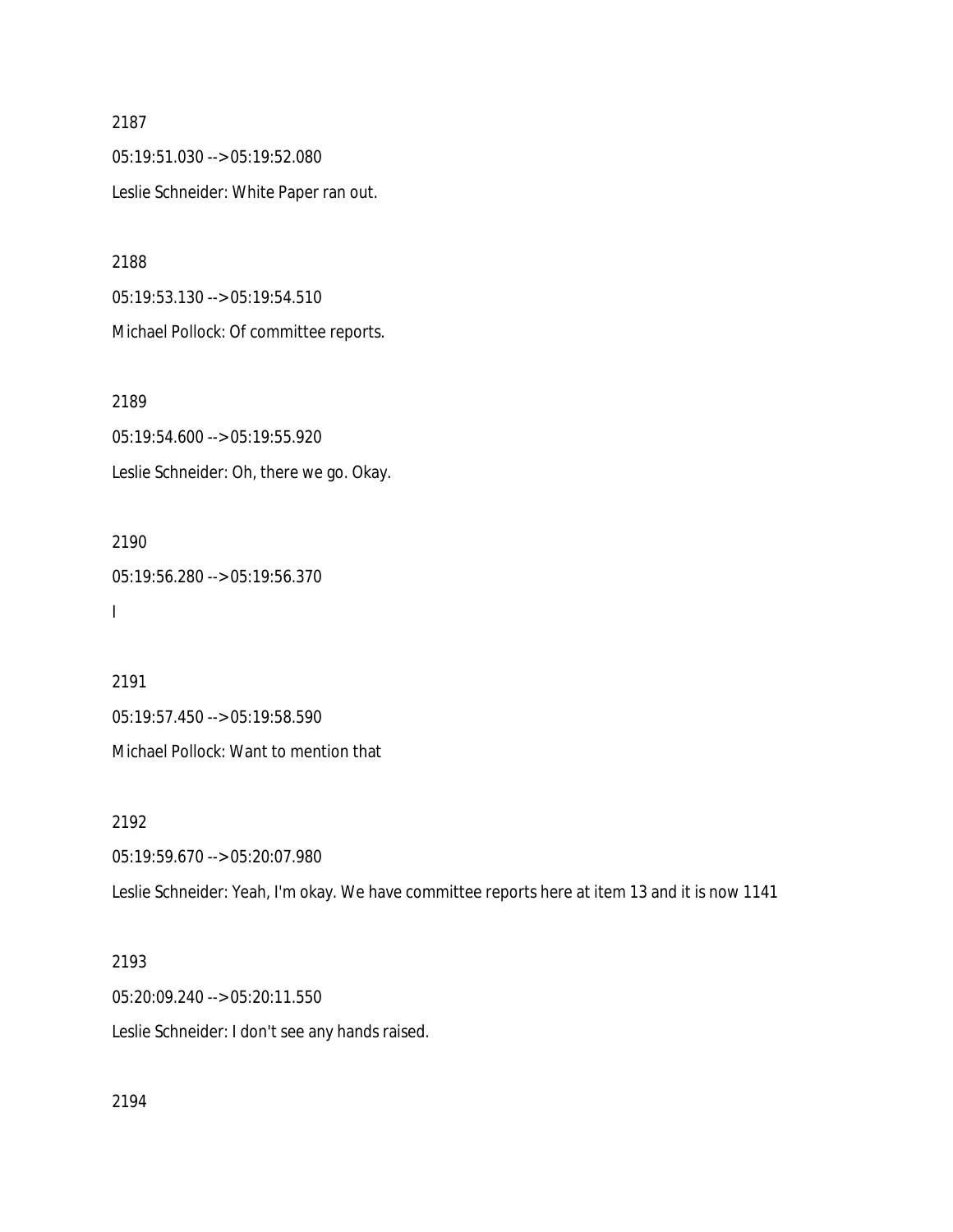2187

05:19:51.030 --> 05:19:52.080

Leslie Schneider: White Paper ran out.

2188

05:19:53.130 --> 05:19:54.510

Michael Pollock: Of committee reports.

2189

05:19:54.600 --> 05:19:55.920

Leslie Schneider: Oh, there we go. Okay.

2190

05:19:56.280 --> 05:19:56.370

I

2191

05:19:57.450 --> 05:19:58.590

Michael Pollock: Want to mention that

2192

05:19:59.670 --> 05:20:07.980

Leslie Schneider: Yeah, I'm okay. We have committee reports here at item 13 and it is now 1141

2193

05:20:09.240 --> 05:20:11.550

Leslie Schneider: I don't see any hands raised.

2194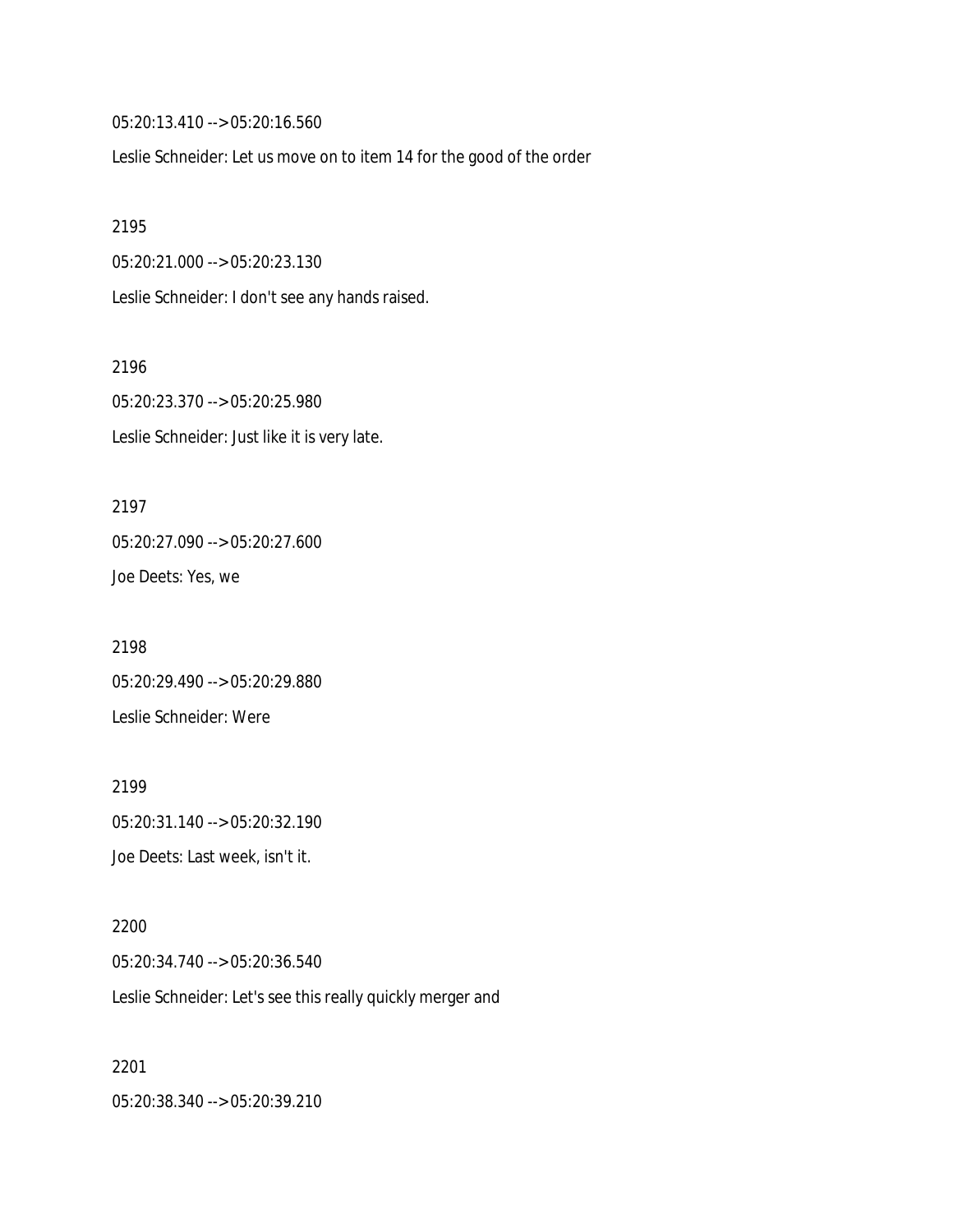05:20:13.410 --> 05:20:16.560

Leslie Schneider: Let us move on to item 14 for the good of the order

2195

05:20:21.000 --> 05:20:23.130

Leslie Schneider: I don't see any hands raised.

2196

05:20:23.370 --> 05:20:25.980

Leslie Schneider: Just like it is very late.

2197

05:20:27.090 --> 05:20:27.600

Joe Deets: Yes, we

2198

05:20:29.490 --> 05:20:29.880

Leslie Schneider: Were

2199

05:20:31.140 --> 05:20:32.190

Joe Deets: Last week, isn't it.

2200

05:20:34.740 --> 05:20:36.540

Leslie Schneider: Let's see this really quickly merger and

2201

05:20:38.340 --> 05:20:39.210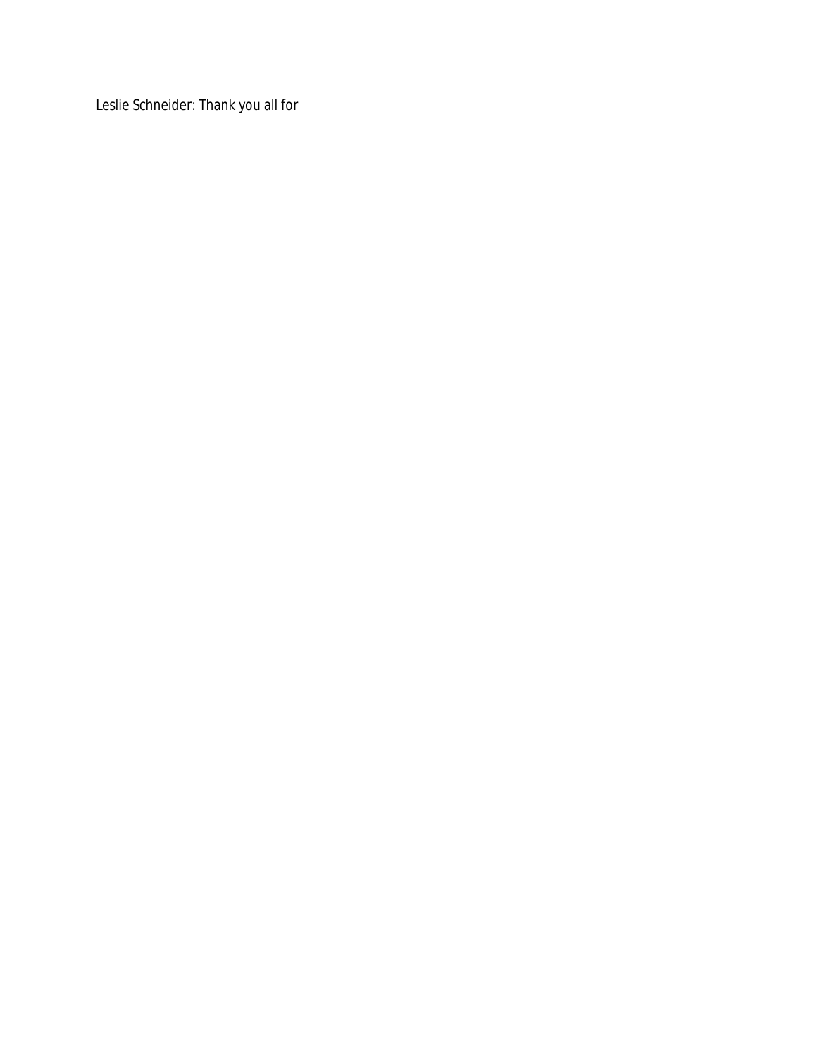Leslie Schneider: Thank you all for